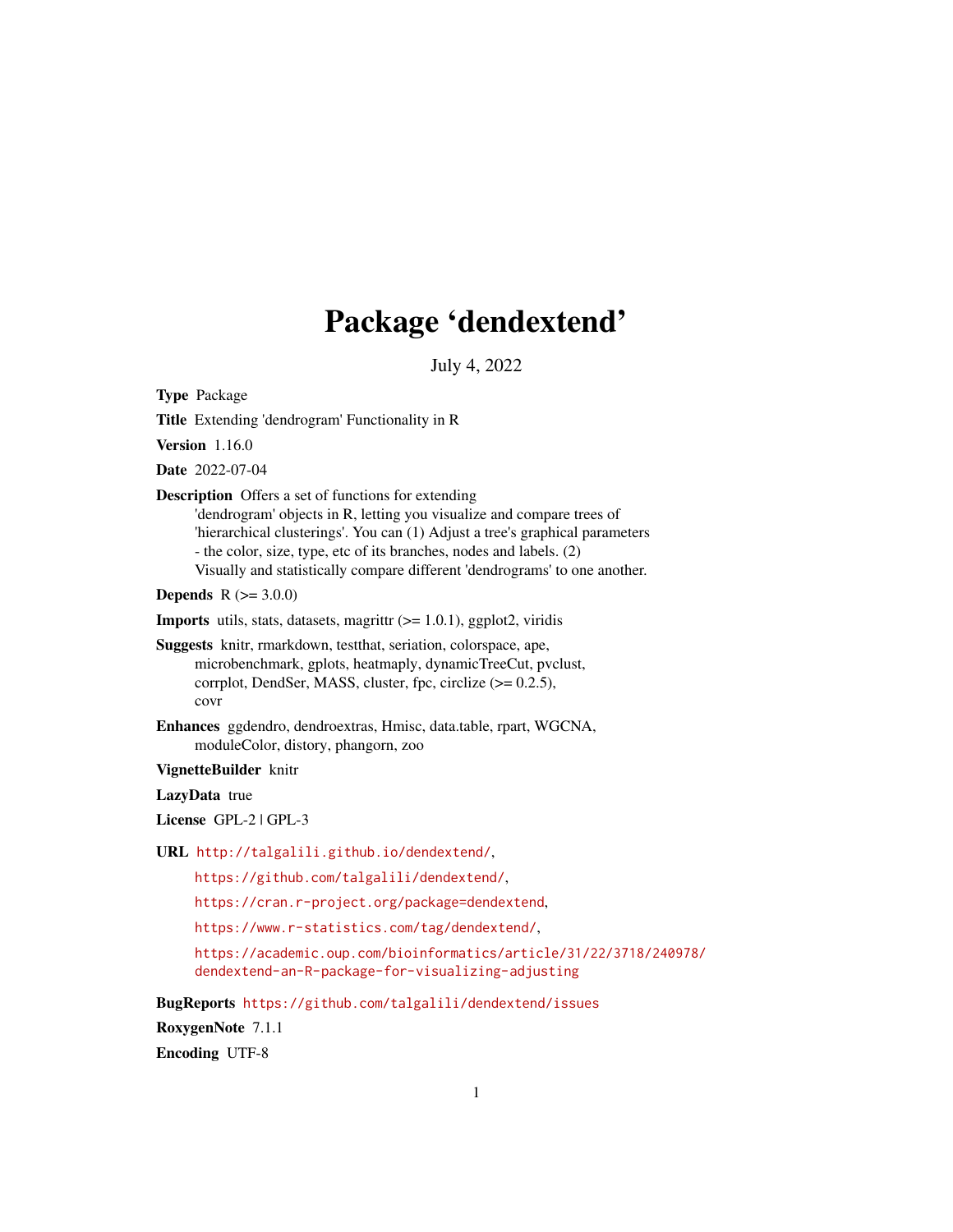# Package 'dendextend'

July 4, 2022

**Type** Package

**Title** Extending 'dendrogram' Functionality in R

**Version** 1.16.0

**Date** 2022-07-04

**Description** Offers a set of functions for extending 'dendrogram' objects in R, letting you visualize and compare trees of 'hierarchical clusterings'. You can (1) Adjust a tree's graphical parameters - the color, size, type, etc of its branches, nodes and labels. (2) Visually and statistically compare different 'dendrograms' to one another.

**Depends** R (>= 3.0.0)

**Imports** utils, stats, datasets, magrittr (>= 1.0.1), ggplot2, viridis

**Suggests** knitr, rmarkdown, testthat, seriation, colorspace, ape, microbenchmark, gplots, heatmaply, dynamicTreeCut, pvclust, corrplot, DendSer, MASS, cluster, fpc, circlize (>= 0.2.5), covr

**Enhances** ggdendro, dendroextras, Hmisc, data.table, rpart, WGCNA, moduleColor, distory, phangorn, zoo

**VignetteBuilder** knitr

**LazyData** true

**License** GPL-2 | GPL-3

**URL** http://talgalili.github.io/dendextend/,
https://github.com/talgalili/dendextend/,
https://cran.r-project.org/package=dendextend,
https://www.r-statistics.com/tag/dendextend/,
https://academic.oup.com/bioinformatics/article/31/22/3718/240978/dendextend-an-R-package-for-visualizing-adjusting

**BugReports** https://github.com/talgalili/dendextend/issues

**RoxygenNote** 7.1.1

**Encoding** UTF-8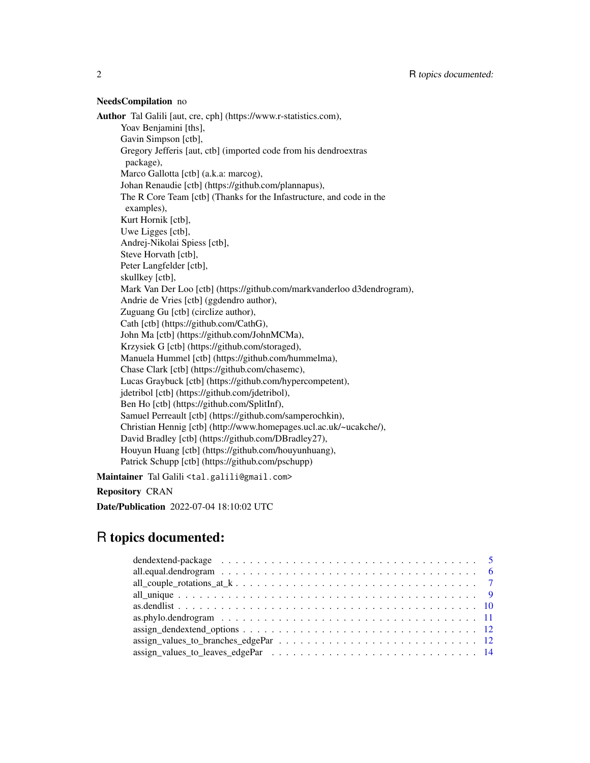**NeedsCompilation** no

**Author** Tal Galili [aut, cre, cph] (https://www.r-statistics.com),
Yoav Benjamini [ths],
Gavin Simpson [ctb],
Gregory Jefferis [aut, ctb] (imported code from his dendroextras package),
Marco Gallotta [ctb] (a.k.a: marcog),
Johan Renaudie [ctb] (https://github.com/plannapus),
The R Core Team [ctb] (Thanks for the Infastructure, and code in the examples),
Kurt Hornik [ctb],
Uwe Ligges [ctb],
Andrej-Nikolai Spiess [ctb],
Steve Horvath [ctb],
Peter Langfelder [ctb],
skullkey [ctb],
Mark Van Der Loo [ctb] (https://github.com/markvanderloo d3dendrogram),
Andrie de Vries [ctb] (ggdendro author),
Zuguang Gu [ctb] (circlize author),
Cath [ctb] (https://github.com/CathG),
John Ma [ctb] (https://github.com/JohnMCMa),
Krzysiek G [ctb] (https://github.com/storaged),
Manuela Hummel [ctb] (https://github.com/hummelma),
Chase Clark [ctb] (https://github.com/chasemc),
Lucas Graybuck [ctb] (https://github.com/hypercompetent),
jdetribol [ctb] (https://github.com/jdetribol),
Ben Ho [ctb] (https://github.com/SplitInf),
Samuel Perreault [ctb] (https://github.com/samperochkin),
Christian Hennig [ctb] (http://www.homepages.ucl.ac.uk/~ucakche/),
David Bradley [ctb] (https://github.com/DBradley27),
Houyun Huang [ctb] (https://github.com/houyunhuang),
Patrick Schupp [ctb] (https://github.com/pschupp)

**Maintainer** Tal Galili <tal.galili@gmail.com>

**Repository** CRAN

**Date/Publication** 2022-07-04 18:10:02 UTC

# R topics documented:

| | |
|---|---|
| dendextend-package | 5 |
| all.equal.dendrogram | 6 |
| all_couple_rotations_at_k | 7 |
| all_unique | 9 |
| as.dendlist | 10 |
| as.phylo.dendrogram | 11 |
| assign_dendextend_options | 12 |
| assign_values_to_branches_edgePar | 12 |
| assign_values_to_leaves_edgePar | 14 |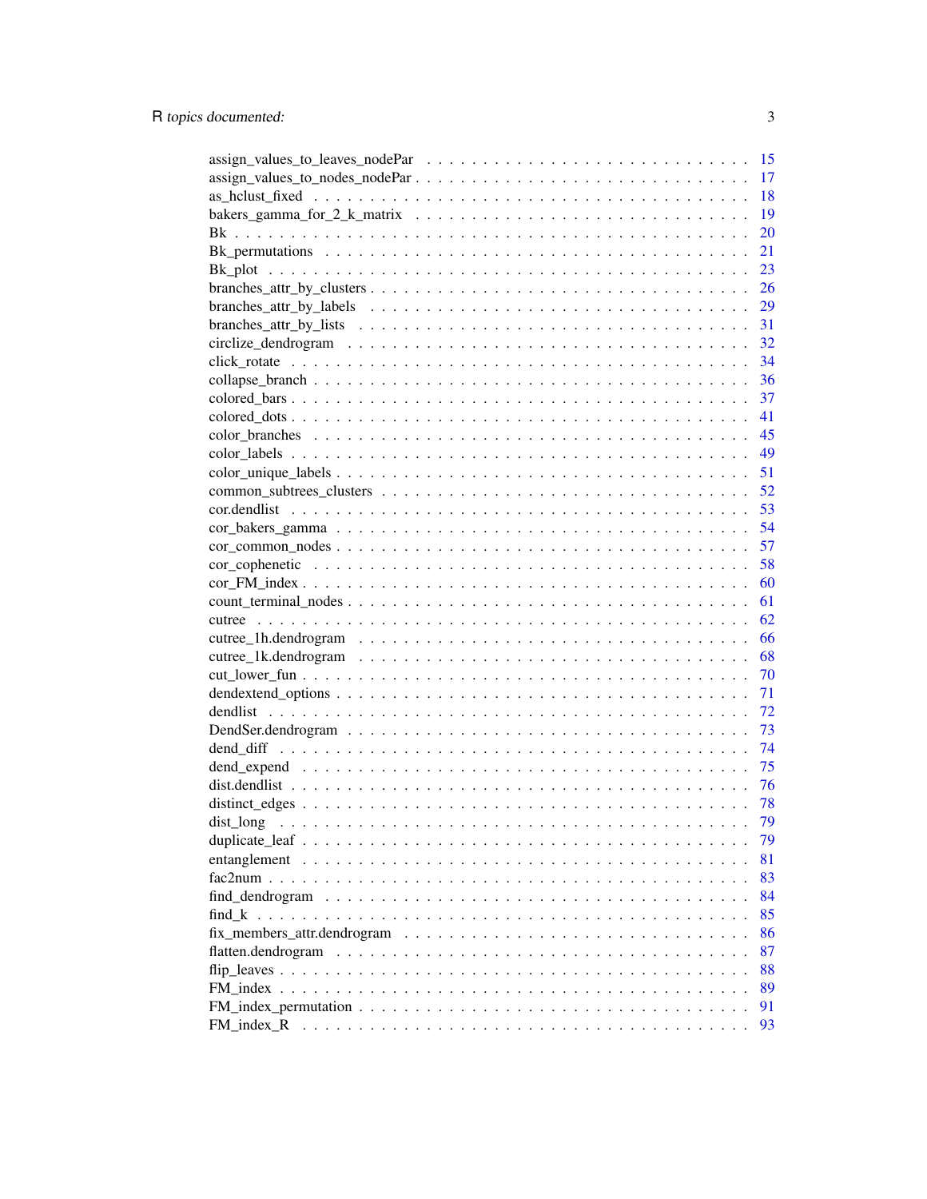assign_values_to_leaves_nodePar . . . . . . . . . . . . . . . . . . . . . . . . . . . 15
assign_values_to_nodes_nodePar . . . . . . . . . . . . . . . . . . . . . . . . . . . 17
as_hclust_fixed . . . . . . . . . . . . . . . . . . . . . . . . . . . . . . . . . . . 18
bakers_gamma_for_2_k_matrix . . . . . . . . . . . . . . . . . . . . . . . . . . . . . 19
Bk . . . . . . . . . . . . . . . . . . . . . . . . . . . . . . . . . . . . . . . . . . 20
Bk_permutations . . . . . . . . . . . . . . . . . . . . . . . . . . . . . . . . . . . 21
Bk_plot . . . . . . . . . . . . . . . . . . . . . . . . . . . . . . . . . . . . . . . 23
branches_attr_by_clusters . . . . . . . . . . . . . . . . . . . . . . . . . . . . . . 26
branches_attr_by_labels . . . . . . . . . . . . . . . . . . . . . . . . . . . . . . . 29
branches_attr_by_lists . . . . . . . . . . . . . . . . . . . . . . . . . . . . . . . 31
circlize_dendrogram . . . . . . . . . . . . . . . . . . . . . . . . . . . . . . . . . 32
click_rotate . . . . . . . . . . . . . . . . . . . . . . . . . . . . . . . . . . . . 34
collapse_branch . . . . . . . . . . . . . . . . . . . . . . . . . . . . . . . . . . . 36
colored_bars . . . . . . . . . . . . . . . . . . . . . . . . . . . . . . . . . . . . 37
colored_dots . . . . . . . . . . . . . . . . . . . . . . . . . . . . . . . . . . . . 41
color_branches . . . . . . . . . . . . . . . . . . . . . . . . . . . . . . . . . . . 45
color_labels . . . . . . . . . . . . . . . . . . . . . . . . . . . . . . . . . . . . 49
color_unique_labels . . . . . . . . . . . . . . . . . . . . . . . . . . . . . . . . . 51
common_subtrees_clusters . . . . . . . . . . . . . . . . . . . . . . . . . . . . . . 52
cor.dendlist . . . . . . . . . . . . . . . . . . . . . . . . . . . . . . . . . . . . 53
cor_bakers_gamma . . . . . . . . . . . . . . . . . . . . . . . . . . . . . . . . . . 54
cor_common_nodes . . . . . . . . . . . . . . . . . . . . . . . . . . . . . . . . . . 57
cor_cophenetic . . . . . . . . . . . . . . . . . . . . . . . . . . . . . . . . . . . 58
cor_FM_index . . . . . . . . . . . . . . . . . . . . . . . . . . . . . . . . . . . . 60
count_terminal_nodes . . . . . . . . . . . . . . . . . . . . . . . . . . . . . . . . 61
cutree . . . . . . . . . . . . . . . . . . . . . . . . . . . . . . . . . . . . . . . 62
cutree_1h.dendrogram . . . . . . . . . . . . . . . . . . . . . . . . . . . . . . . . 66
cutree_1k.dendrogram . . . . . . . . . . . . . . . . . . . . . . . . . . . . . . . . 68
cut_lower_fun . . . . . . . . . . . . . . . . . . . . . . . . . . . . . . . . . . . 70
dendextend_options . . . . . . . . . . . . . . . . . . . . . . . . . . . . . . . . . 71
dendlist . . . . . . . . . . . . . . . . . . . . . . . . . . . . . . . . . . . . . . 72
DendSer.dendrogram . . . . . . . . . . . . . . . . . . . . . . . . . . . . . . . . . 73
dend_diff . . . . . . . . . . . . . . . . . . . . . . . . . . . . . . . . . . . . . 74
dend_expend . . . . . . . . . . . . . . . . . . . . . . . . . . . . . . . . . . . . 75
dist.dendlist . . . . . . . . . . . . . . . . . . . . . . . . . . . . . . . . . . . 76
distinct_edges . . . . . . . . . . . . . . . . . . . . . . . . . . . . . . . . . . . 78
dist_long . . . . . . . . . . . . . . . . . . . . . . . . . . . . . . . . . . . . . 79
duplicate_leaf . . . . . . . . . . . . . . . . . . . . . . . . . . . . . . . . . . . 79
entanglement . . . . . . . . . . . . . . . . . . . . . . . . . . . . . . . . . . . . 81
fac2num . . . . . . . . . . . . . . . . . . . . . . . . . . . . . . . . . . . . . . 83
find_dendrogram . . . . . . . . . . . . . . . . . . . . . . . . . . . . . . . . . . 84
find_k . . . . . . . . . . . . . . . . . . . . . . . . . . . . . . . . . . . . . . . 85
fix_members_attr.dendrogram . . . . . . . . . . . . . . . . . . . . . . . . . . . . 86
flatten.dendrogram . . . . . . . . . . . . . . . . . . . . . . . . . . . . . . . . . 87
flip_leaves . . . . . . . . . . . . . . . . . . . . . . . . . . . . . . . . . . . . 88
FM_index . . . . . . . . . . . . . . . . . . . . . . . . . . . . . . . . . . . . . 89
FM_index_permutation . . . . . . . . . . . . . . . . . . . . . . . . . . . . . . . . 91
FM_index_R . . . . . . . . . . . . . . . . . . . . . . . . . . . . . . . . . . . . 93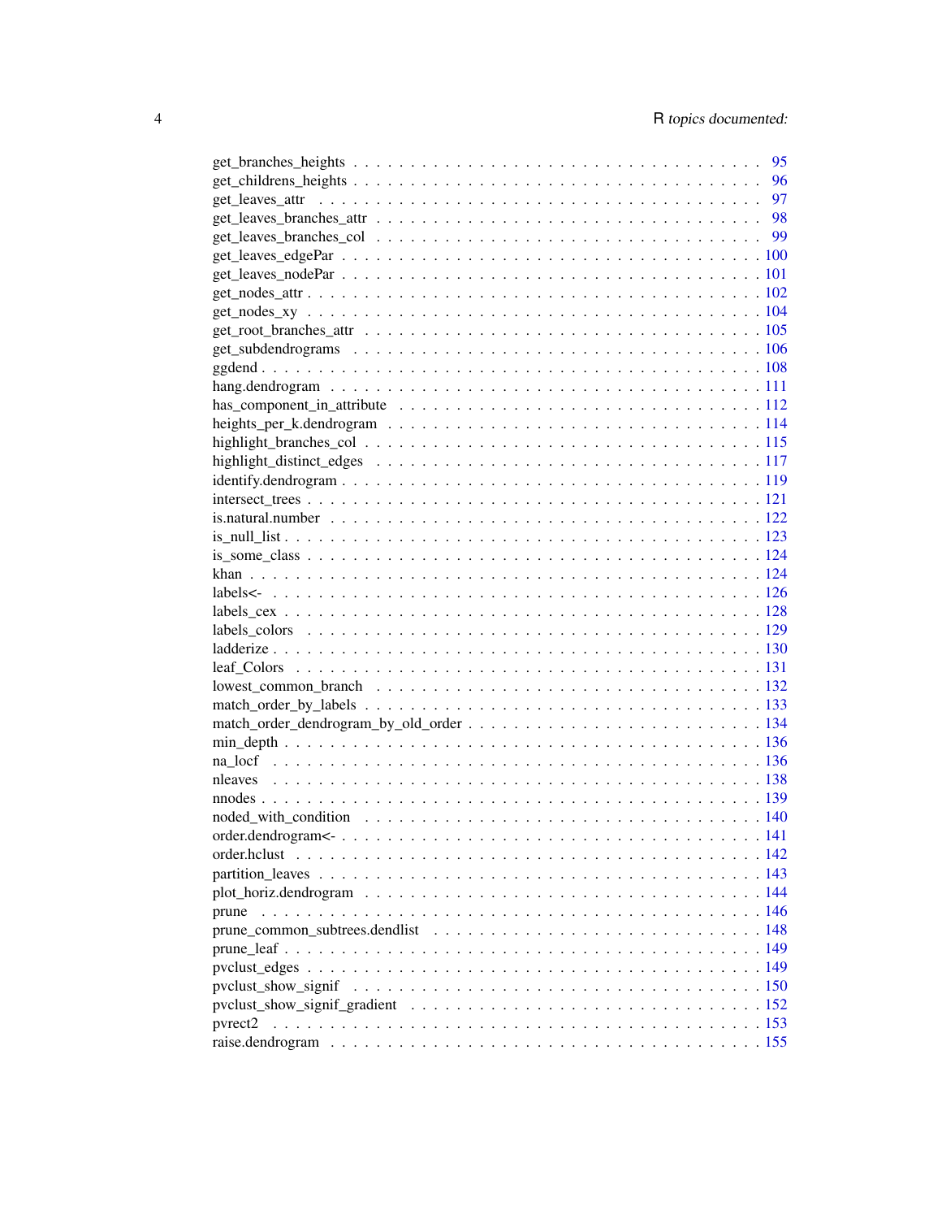get_branches_heights . . . . . . . . . . . . . . . . . . . . . . . . . . . . . . . . . . . . 95
get_childrens_heights . . . . . . . . . . . . . . . . . . . . . . . . . . . . . . . . . . . . 96
get_leaves_attr . . . . . . . . . . . . . . . . . . . . . . . . . . . . . . . . . . . . . . . 97
get_leaves_branches_attr . . . . . . . . . . . . . . . . . . . . . . . . . . . . . . . . . . 98
get_leaves_branches_col . . . . . . . . . . . . . . . . . . . . . . . . . . . . . . . . . . 99
get_leaves_edgePar . . . . . . . . . . . . . . . . . . . . . . . . . . . . . . . . . . . . . 100
get_leaves_nodePar . . . . . . . . . . . . . . . . . . . . . . . . . . . . . . . . . . . . . 101
get_nodes_attr . . . . . . . . . . . . . . . . . . . . . . . . . . . . . . . . . . . . . . . 102
get_nodes_xy . . . . . . . . . . . . . . . . . . . . . . . . . . . . . . . . . . . . . . . . 104
get_root_branches_attr . . . . . . . . . . . . . . . . . . . . . . . . . . . . . . . . . . . 105
get_subdendrograms . . . . . . . . . . . . . . . . . . . . . . . . . . . . . . . . . . . . . 106
ggdend . . . . . . . . . . . . . . . . . . . . . . . . . . . . . . . . . . . . . . . . . . . 108
hang.dendrogram . . . . . . . . . . . . . . . . . . . . . . . . . . . . . . . . . . . . . . 111
has_component_in_attribute . . . . . . . . . . . . . . . . . . . . . . . . . . . . . . . . 112
heights_per_k.dendrogram . . . . . . . . . . . . . . . . . . . . . . . . . . . . . . . . . . 114
highlight_branches_col . . . . . . . . . . . . . . . . . . . . . . . . . . . . . . . . . . . 115
highlight_distinct_edges . . . . . . . . . . . . . . . . . . . . . . . . . . . . . . . . . . 117
identify.dendrogram . . . . . . . . . . . . . . . . . . . . . . . . . . . . . . . . . . . . . 119
intersect_trees . . . . . . . . . . . . . . . . . . . . . . . . . . . . . . . . . . . . . . . 121
is.natural.number . . . . . . . . . . . . . . . . . . . . . . . . . . . . . . . . . . . . . 122
is_null_list . . . . . . . . . . . . . . . . . . . . . . . . . . . . . . . . . . . . . . . . 123
is_some_class . . . . . . . . . . . . . . . . . . . . . . . . . . . . . . . . . . . . . . . 124
khan . . . . . . . . . . . . . . . . . . . . . . . . . . . . . . . . . . . . . . . . . . . . 124
labels<- . . . . . . . . . . . . . . . . . . . . . . . . . . . . . . . . . . . . . . . . . . 126
labels_cex . . . . . . . . . . . . . . . . . . . . . . . . . . . . . . . . . . . . . . . . . 128
labels_colors . . . . . . . . . . . . . . . . . . . . . . . . . . . . . . . . . . . . . . . 129
ladderize . . . . . . . . . . . . . . . . . . . . . . . . . . . . . . . . . . . . . . . . . 130
leaf_Colors . . . . . . . . . . . . . . . . . . . . . . . . . . . . . . . . . . . . . . . . 131
lowest_common_branch . . . . . . . . . . . . . . . . . . . . . . . . . . . . . . . . . . . 132
match_order_by_labels . . . . . . . . . . . . . . . . . . . . . . . . . . . . . . . . . . . 133
match_order_dendrogram_by_old_order . . . . . . . . . . . . . . . . . . . . . . . . . . . 134
min_depth . . . . . . . . . . . . . . . . . . . . . . . . . . . . . . . . . . . . . . . . . 136
na_locf . . . . . . . . . . . . . . . . . . . . . . . . . . . . . . . . . . . . . . . . . . 136
nleaves . . . . . . . . . . . . . . . . . . . . . . . . . . . . . . . . . . . . . . . . . . 138
nnodes . . . . . . . . . . . . . . . . . . . . . . . . . . . . . . . . . . . . . . . . . . 139
noded_with_condition . . . . . . . . . . . . . . . . . . . . . . . . . . . . . . . . . . . 140
order.dendrogram<- . . . . . . . . . . . . . . . . . . . . . . . . . . . . . . . . . . . . 141
order.hclust . . . . . . . . . . . . . . . . . . . . . . . . . . . . . . . . . . . . . . . . 142
partition_leaves . . . . . . . . . . . . . . . . . . . . . . . . . . . . . . . . . . . . . . 143
plot_horiz.dendrogram . . . . . . . . . . . . . . . . . . . . . . . . . . . . . . . . . . . 144
prune . . . . . . . . . . . . . . . . . . . . . . . . . . . . . . . . . . . . . . . . . . . 146
prune_common_subtrees.dendlist . . . . . . . . . . . . . . . . . . . . . . . . . . . . . . 148
prune_leaf . . . . . . . . . . . . . . . . . . . . . . . . . . . . . . . . . . . . . . . . . 149
pvclust_edges . . . . . . . . . . . . . . . . . . . . . . . . . . . . . . . . . . . . . . . 149
pvclust_show_signif . . . . . . . . . . . . . . . . . . . . . . . . . . . . . . . . . . . . 150
pvclust_show_signif_gradient . . . . . . . . . . . . . . . . . . . . . . . . . . . . . . . 152
pvrect2 . . . . . . . . . . . . . . . . . . . . . . . . . . . . . . . . . . . . . . . . . . 153
raise.dendrogram . . . . . . . . . . . . . . . . . . . . . . . . . . . . . . . . . . . . . 155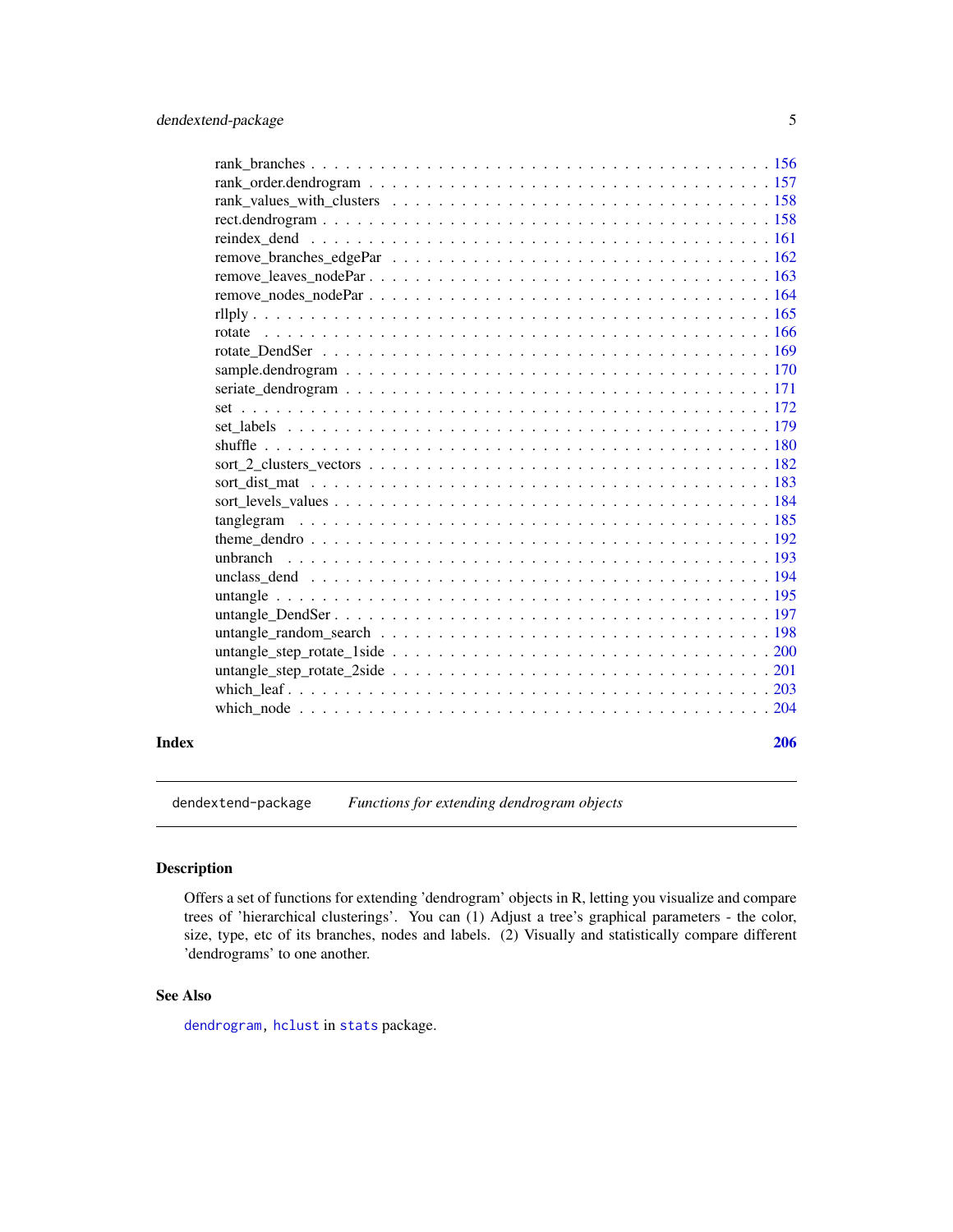rank_branches . . . . . . . . . . . . . . . . . . . . . . . . . . . . . . . . . . . . . . . 156
rank_order.dendrogram . . . . . . . . . . . . . . . . . . . . . . . . . . . . . . . . . . . 157
rank_values_with_clusters . . . . . . . . . . . . . . . . . . . . . . . . . . . . . . . . . . 158
rect.dendrogram . . . . . . . . . . . . . . . . . . . . . . . . . . . . . . . . . . . . . . . 158
reindex_dend . . . . . . . . . . . . . . . . . . . . . . . . . . . . . . . . . . . . . . . . . 161
remove_branches_edgePar . . . . . . . . . . . . . . . . . . . . . . . . . . . . . . . . . . 162
remove_leaves_nodePar . . . . . . . . . . . . . . . . . . . . . . . . . . . . . . . . . . . 163
remove_nodes_nodePar . . . . . . . . . . . . . . . . . . . . . . . . . . . . . . . . . . . . 164
rllply . . . . . . . . . . . . . . . . . . . . . . . . . . . . . . . . . . . . . . . . . . . . . 165
rotate . . . . . . . . . . . . . . . . . . . . . . . . . . . . . . . . . . . . . . . . . . . . 166
rotate_DendSer . . . . . . . . . . . . . . . . . . . . . . . . . . . . . . . . . . . . . . . 169
sample.dendrogram . . . . . . . . . . . . . . . . . . . . . . . . . . . . . . . . . . . . . 170
seriate_dendrogram . . . . . . . . . . . . . . . . . . . . . . . . . . . . . . . . . . . . . 171
set . . . . . . . . . . . . . . . . . . . . . . . . . . . . . . . . . . . . . . . . . . . . . . 172
set_labels . . . . . . . . . . . . . . . . . . . . . . . . . . . . . . . . . . . . . . . . . . 179
shuffle . . . . . . . . . . . . . . . . . . . . . . . . . . . . . . . . . . . . . . . . . . . . 180
sort_2_clusters_vectors . . . . . . . . . . . . . . . . . . . . . . . . . . . . . . . . . . . 182
sort_dist_mat . . . . . . . . . . . . . . . . . . . . . . . . . . . . . . . . . . . . . . . . 183
sort_levels_values . . . . . . . . . . . . . . . . . . . . . . . . . . . . . . . . . . . . . . 184
tanglegram . . . . . . . . . . . . . . . . . . . . . . . . . . . . . . . . . . . . . . . . . 185
theme_dendro . . . . . . . . . . . . . . . . . . . . . . . . . . . . . . . . . . . . . . . . 192
unbranch . . . . . . . . . . . . . . . . . . . . . . . . . . . . . . . . . . . . . . . . . . 193
unclass_dend . . . . . . . . . . . . . . . . . . . . . . . . . . . . . . . . . . . . . . . . 194
untangle . . . . . . . . . . . . . . . . . . . . . . . . . . . . . . . . . . . . . . . . . . . 195
untangle_DendSer . . . . . . . . . . . . . . . . . . . . . . . . . . . . . . . . . . . . . . 197
untangle_random_search . . . . . . . . . . . . . . . . . . . . . . . . . . . . . . . . . . . 198
untangle_step_rotate_1side . . . . . . . . . . . . . . . . . . . . . . . . . . . . . . . . . 200
untangle_step_rotate_2side . . . . . . . . . . . . . . . . . . . . . . . . . . . . . . . . . 201
which_leaf . . . . . . . . . . . . . . . . . . . . . . . . . . . . . . . . . . . . . . . . . . 203
which_node . . . . . . . . . . . . . . . . . . . . . . . . . . . . . . . . . . . . . . . . . . 204

**Index** **206**

---

`dendextend-package` *Functions for extending dendrogram objects*

---

## Description

Offers a set of functions for extending 'dendrogram' objects in R, letting you visualize and compare trees of 'hierarchical clusterings'. You can (1) Adjust a tree's graphical parameters - the color, size, type, etc of its branches, nodes and labels. (2) Visually and statistically compare different 'dendrograms' to one another.

## See Also

`dendrogram`, `hclust` in `stats` package.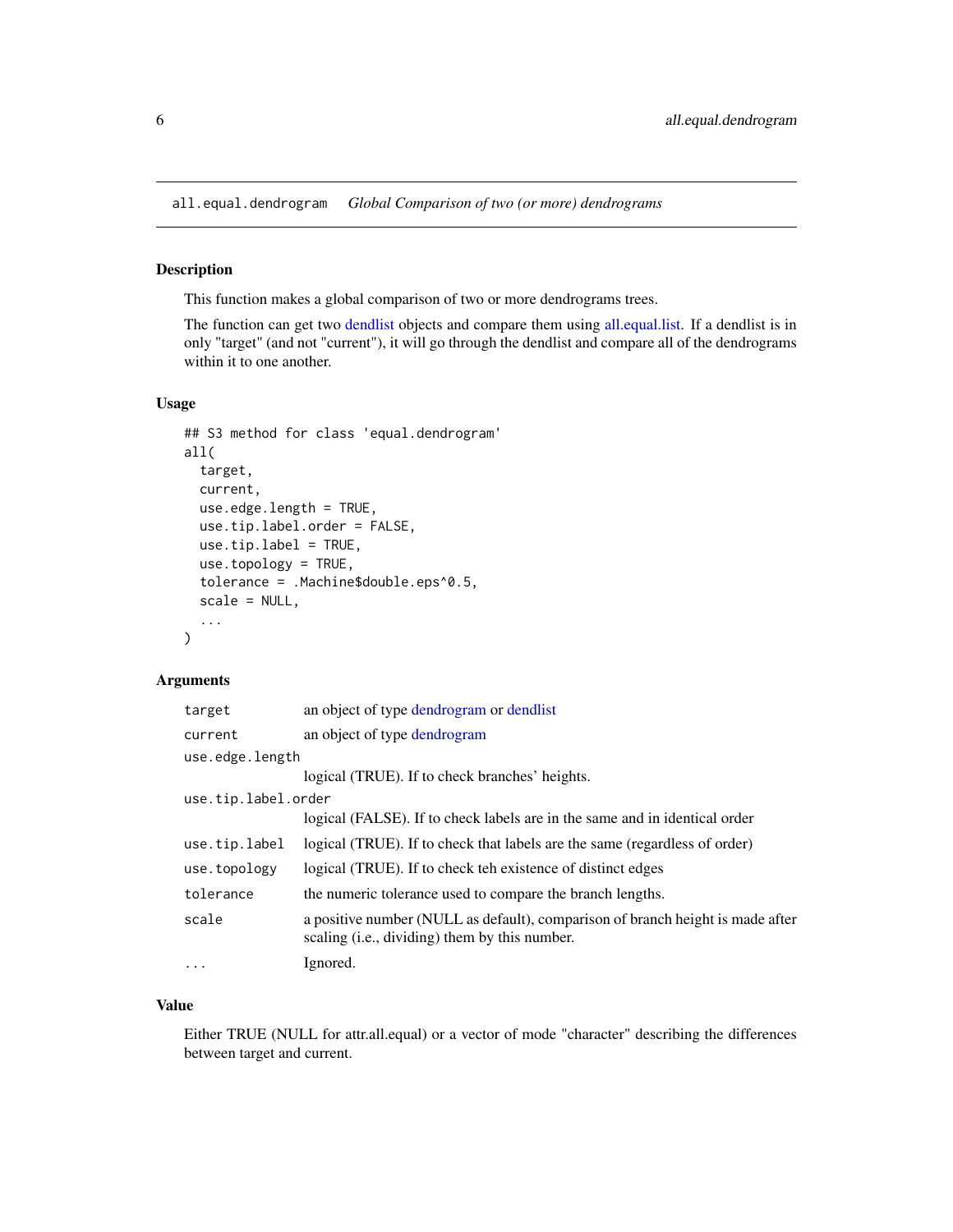# all.equal.dendrogram *Global Comparison of two (or more) dendrograms*

## Description

This function makes a global comparison of two or more dendrograms trees.

The function can get two dendlist objects and compare them using all.equal.list. If a dendlist is in only "target" (and not "current"), it will go through the dendlist and compare all of the dendrograms within it to one another.

## Usage

```
## S3 method for class 'equal.dendrogram'
all(
  target,
  current,
  use.edge.length = TRUE,
  use.tip.label.order = FALSE,
  use.tip.label = TRUE,
  use.topology = TRUE,
  tolerance = .Machine$double.eps^0.5,
  scale = NULL,
  ...
)
```

## Arguments

| Argument | Description |
|---|---|
| `target` | an object of type dendrogram or dendlist |
| `current` | an object of type dendrogram |
| `use.edge.length` | logical (TRUE). If to check branches' heights. |
| `use.tip.label.order` | logical (FALSE). If to check labels are in the same and in identical order |
| `use.tip.label` | logical (TRUE). If to check that labels are the same (regardless of order) |
| `use.topology` | logical (TRUE). If to check teh existence of distinct edges |
| `tolerance` | the numeric tolerance used to compare the branch lengths. |
| `scale` | a positive number (NULL as default), comparison of branch height is made after scaling (i.e., dividing) them by this number. |
| `...` | Ignored. |

## Value

Either TRUE (NULL for attr.all.equal) or a vector of mode "character" describing the differences between target and current.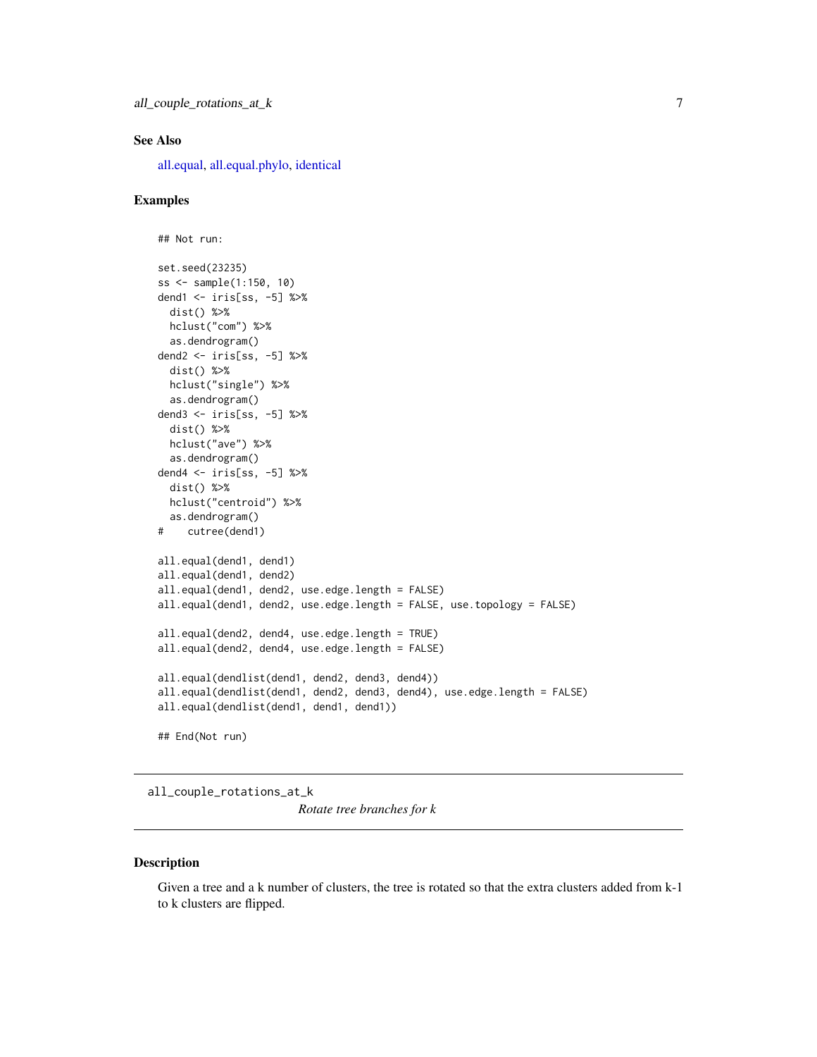### See Also

all.equal, all.equal.phylo, identical

### Examples

```
## Not run:

set.seed(23235)
ss <- sample(1:150, 10)
dend1 <- iris[ss, -5] %>%
  dist() %>%
  hclust("com") %>%
  as.dendrogram()
dend2 <- iris[ss, -5] %>%
  dist() %>%
  hclust("single") %>%
  as.dendrogram()
dend3 <- iris[ss, -5] %>%
  dist() %>%
  hclust("ave") %>%
  as.dendrogram()
dend4 <- iris[ss, -5] %>%
  dist() %>%
  hclust("centroid") %>%
  as.dendrogram()
#    cutree(dend1)

all.equal(dend1, dend1)
all.equal(dend1, dend2)
all.equal(dend1, dend2, use.edge.length = FALSE)
all.equal(dend1, dend2, use.edge.length = FALSE, use.topology = FALSE)

all.equal(dend2, dend4, use.edge.length = TRUE)
all.equal(dend2, dend4, use.edge.length = FALSE)

all.equal(dendlist(dend1, dend2, dend3, dend4))
all.equal(dendlist(dend1, dend2, dend3, dend4), use.edge.length = FALSE)
all.equal(dendlist(dend1, dend1, dend1))

## End(Not run)
```

---

## all_couple_rotations_at_k

*Rotate tree branches for k*

### Description

Given a tree and a k number of clusters, the tree is rotated so that the extra clusters added from k-1 to k clusters are flipped.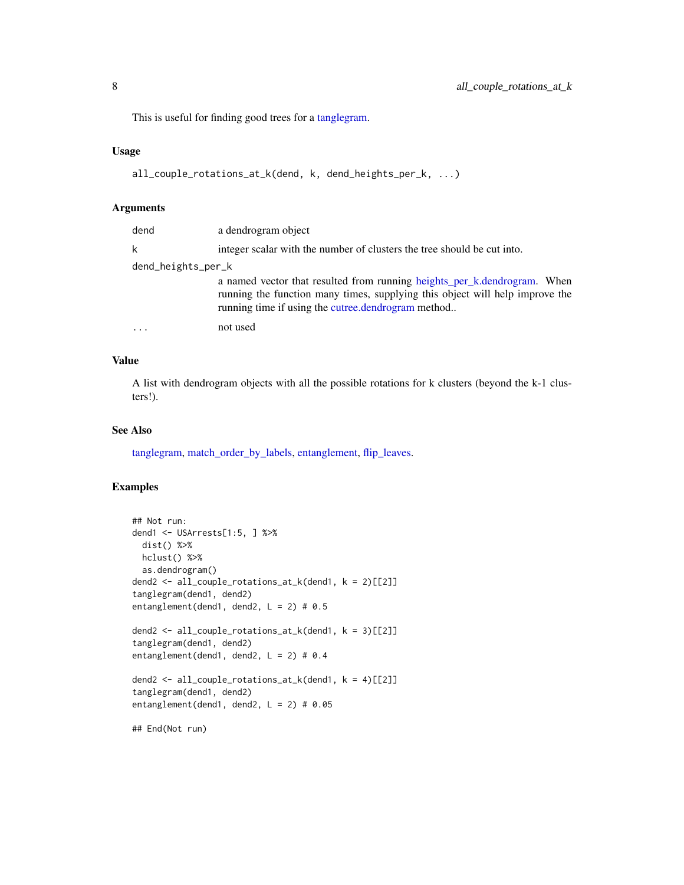This is useful for finding good trees for a tanglegram.

## Usage

```
all_couple_rotations_at_k(dend, k, dend_heights_per_k, ...)
```

## Arguments

| | |
|---|---|
| dend | a dendrogram object |
| k | integer scalar with the number of clusters the tree should be cut into. |
| dend_heights_per_k | a named vector that resulted from running heights_per_k.dendrogram. When running the function many times, supplying this object will help improve the running time if using the cutree.dendrogram method.. |
| ... | not used |

## Value

A list with dendrogram objects with all the possible rotations for k clusters (beyond the k-1 clusters!).

## See Also

tanglegram, match_order_by_labels, entanglement, flip_leaves.

## Examples

```
## Not run:
dend1 <- USArrests[1:5, ] %>%
  dist() %>%
  hclust() %>%
  as.dendrogram()
dend2 <- all_couple_rotations_at_k(dend1, k = 2)[[2]]
tanglegram(dend1, dend2)
entanglement(dend1, dend2, L = 2) # 0.5

dend2 <- all_couple_rotations_at_k(dend1, k = 3)[[2]]
tanglegram(dend1, dend2)
entanglement(dend1, dend2, L = 2) # 0.4

dend2 <- all_couple_rotations_at_k(dend1, k = 4)[[2]]
tanglegram(dend1, dend2)
entanglement(dend1, dend2, L = 2) # 0.05

## End(Not run)
```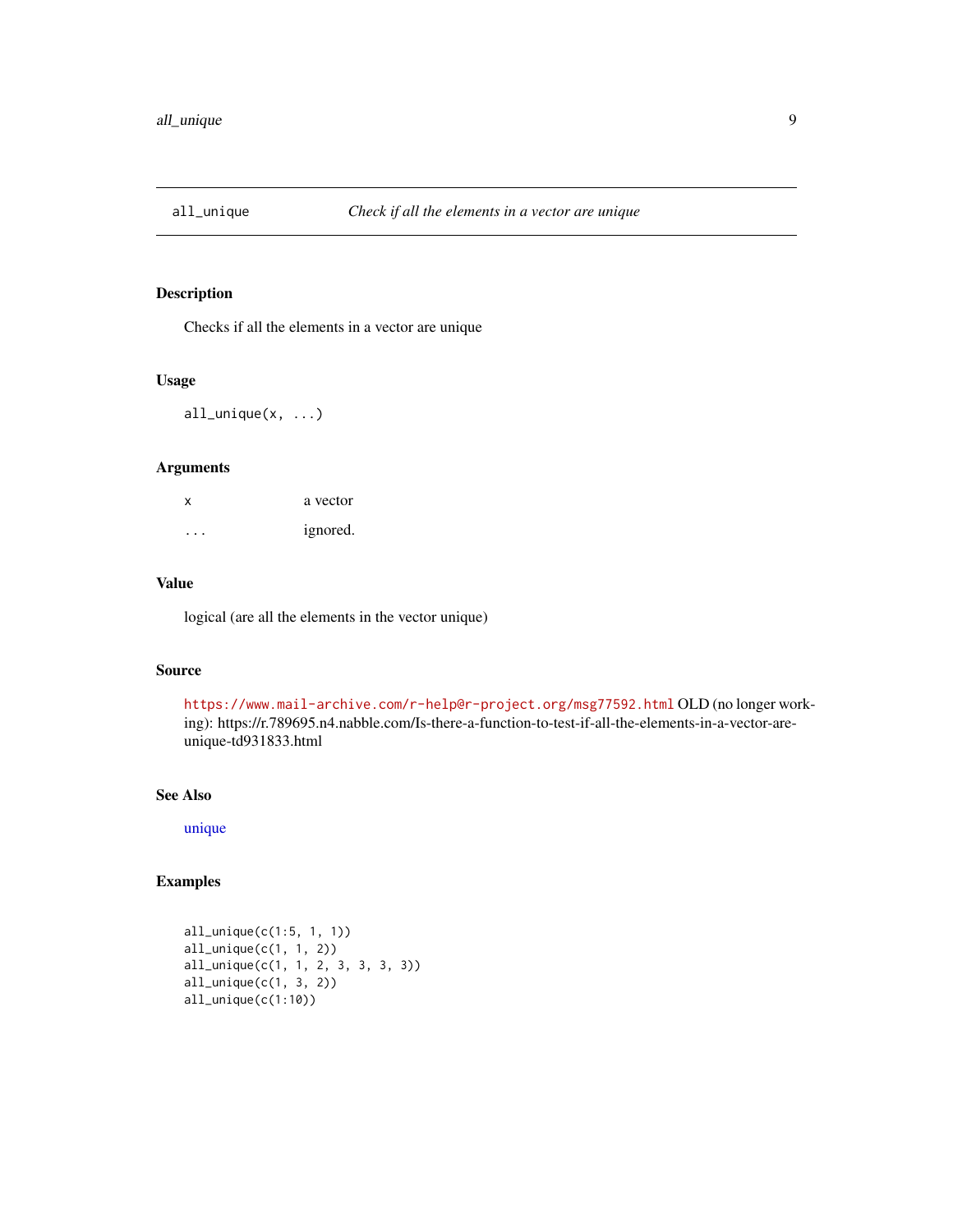## all_unique &nbsp;&nbsp;&nbsp;&nbsp; *Check if all the elements in a vector are unique*

### Description

Checks if all the elements in a vector are unique

### Usage

```
all_unique(x, ...)
```

### Arguments

| | |
|---|---|
| x | a vector |
| ... | ignored. |

### Value

logical (are all the elements in the vector unique)

### Source

https://www.mail-archive.com/r-help@r-project.org/msg77592.html OLD (no longer working): https://r.789695.n4.nabble.com/Is-there-a-function-to-test-if-all-the-elements-in-a-vector-are-unique-td931833.html

### See Also

unique

### Examples

```
all_unique(c(1:5, 1, 1))
all_unique(c(1, 1, 2))
all_unique(c(1, 1, 2, 3, 3, 3, 3))
all_unique(c(1, 3, 2))
all_unique(c(1:10))
```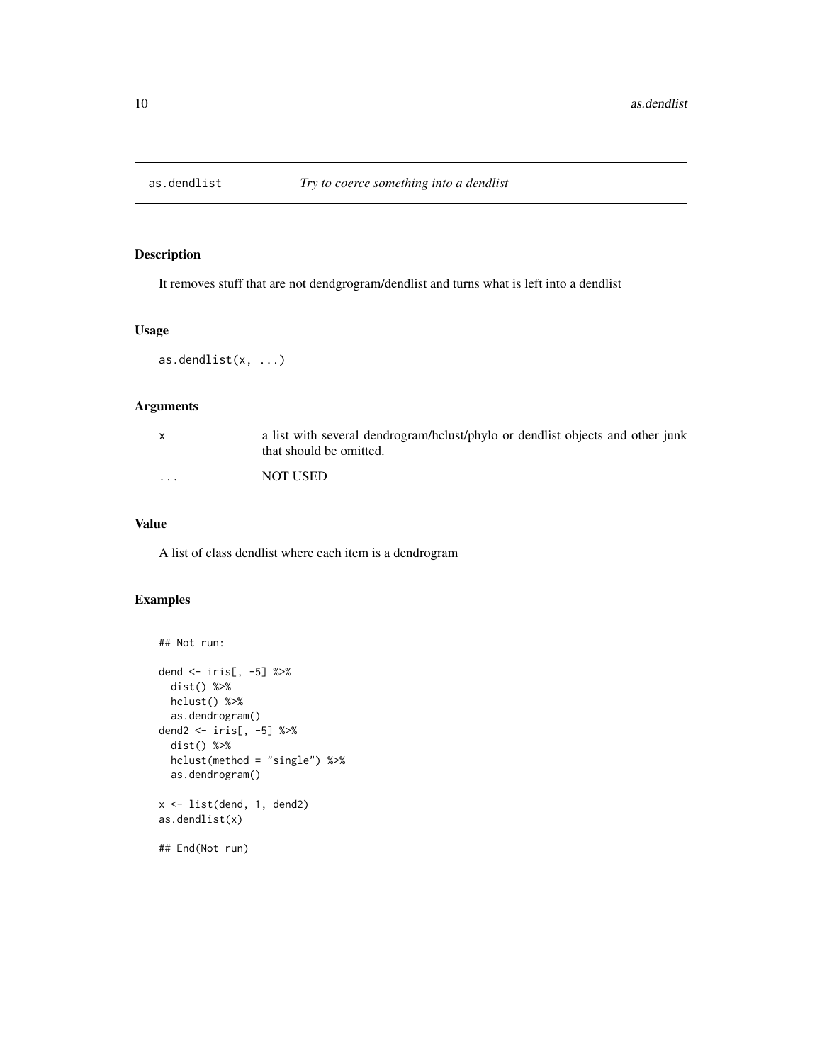# as.dendlist *Try to coerce something into a dendlist*

## Description

It removes stuff that are not dendgrogram/dendlist and turns what is left into a dendlist

## Usage

```
as.dendlist(x, ...)
```

## Arguments

| | |
|---|---|
| x | a list with several dendrogram/hclust/phylo or dendlist objects and other junk that should be omitted. |
| ... | NOT USED |

## Value

A list of class dendlist where each item is a dendrogram

## Examples

```
## Not run:

dend <- iris[, -5] %>%
  dist() %>%
  hclust() %>%
  as.dendrogram()
dend2 <- iris[, -5] %>%
  dist() %>%
  hclust(method = "single") %>%
  as.dendrogram()

x <- list(dend, 1, dend2)
as.dendlist(x)

## End(Not run)
```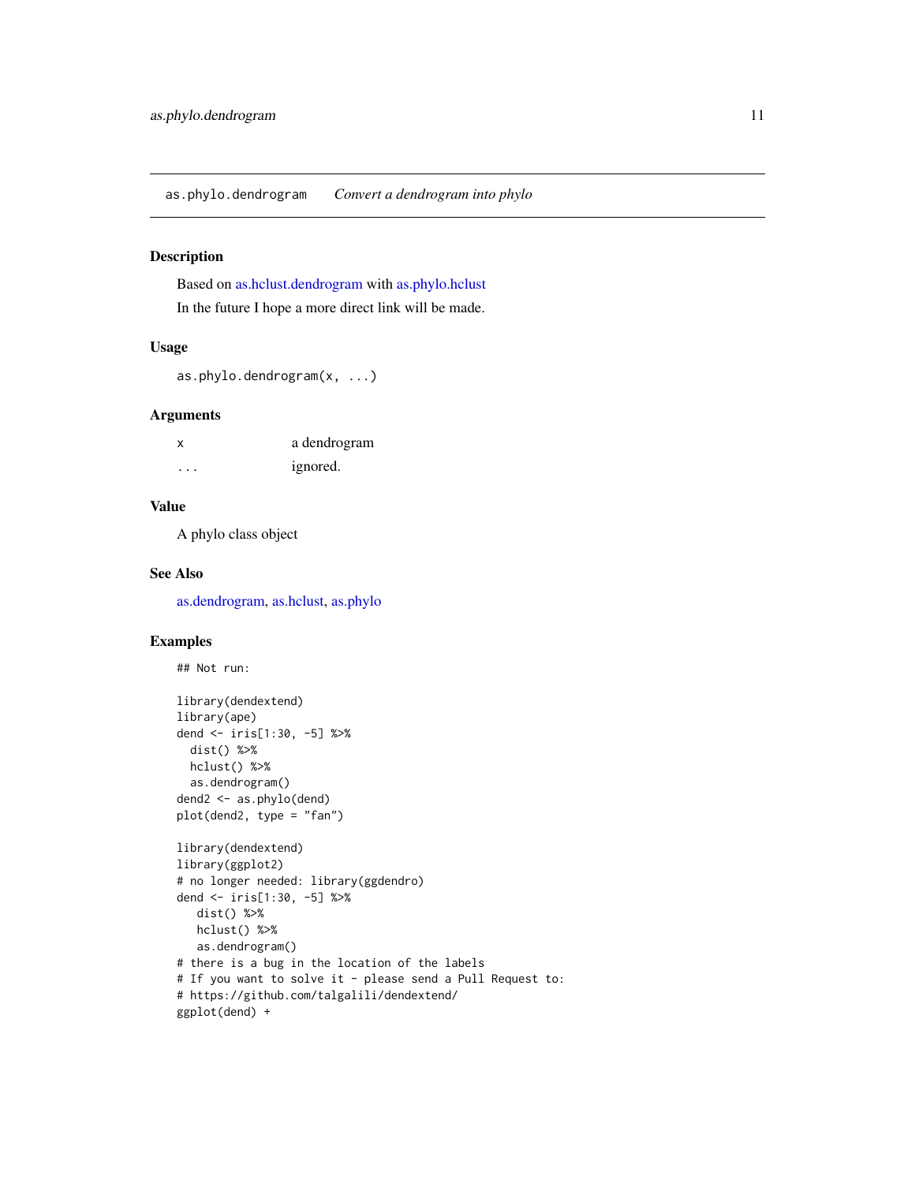## as.phylo.dendrogram — *Convert a dendrogram into phylo*

### Description

Based on as.hclust.dendrogram with as.phylo.hclust

In the future I hope a more direct link will be made.

### Usage

```
as.phylo.dendrogram(x, ...)
```

### Arguments

| | |
|---|---|
| x | a dendrogram |
| ... | ignored. |

### Value

A phylo class object

### See Also

as.dendrogram, as.hclust, as.phylo

### Examples

```
## Not run:

library(dendextend)
library(ape)
dend <- iris[1:30, -5] %>%
  dist() %>%
  hclust() %>%
  as.dendrogram()
dend2 <- as.phylo(dend)
plot(dend2, type = "fan")

library(dendextend)
library(ggplot2)
# no longer needed: library(ggdendro)
dend <- iris[1:30, -5] %>%
   dist() %>%
   hclust() %>%
   as.dendrogram()
# there is a bug in the location of the labels
# If you want to solve it - please send a Pull Request to:
# https://github.com/talgalili/dendextend/
ggplot(dend) +
```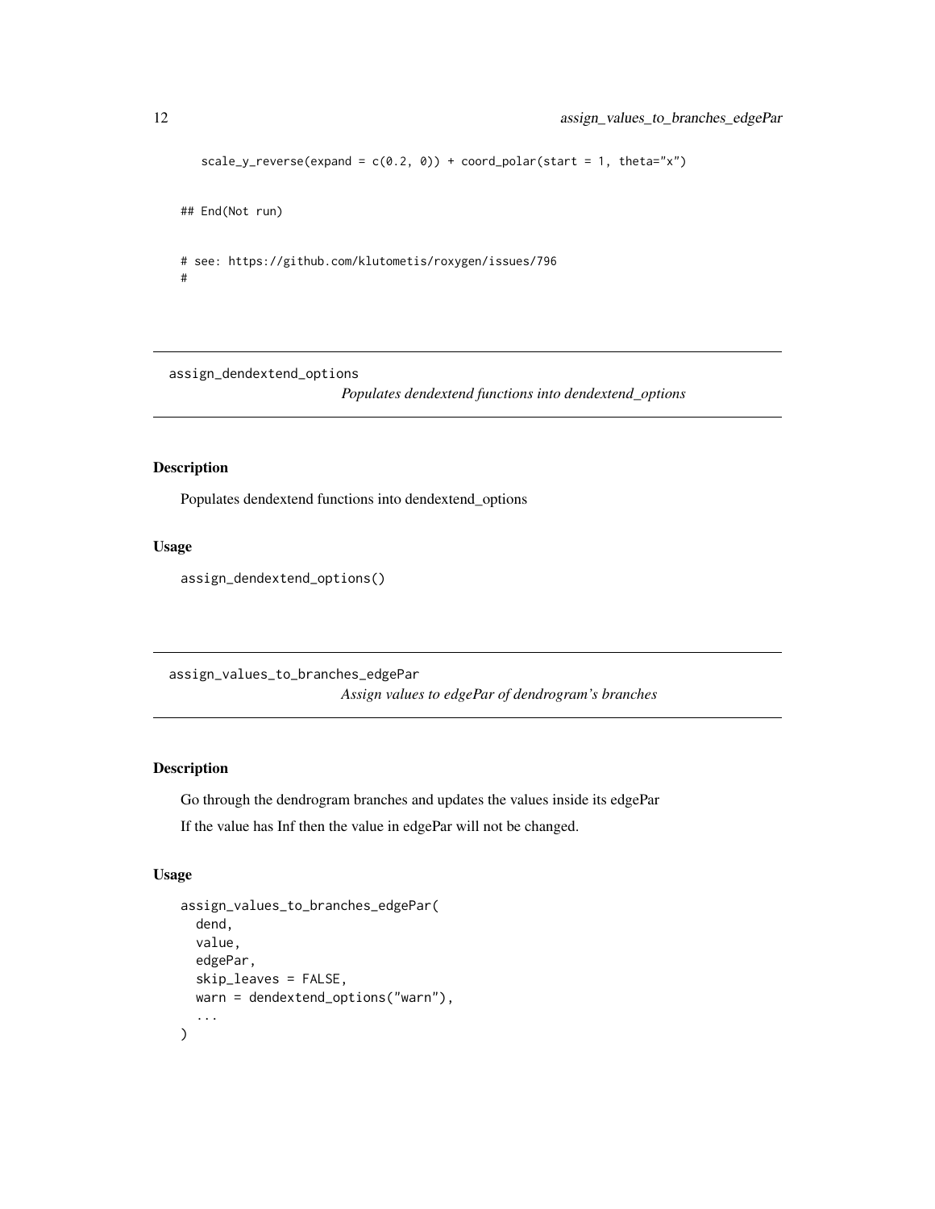```
    scale_y_reverse(expand = c(0.2, 0)) + coord_polar(start = 1, theta="x")

## End(Not run)

# see: https://github.com/klutometis/roxygen/issues/796
#
```

---

## assign_dendextend_options

*Populates dendextend functions into dendextend_options*

### Description

Populates dendextend functions into dendextend_options

### Usage

```
assign_dendextend_options()
```

---

## assign_values_to_branches_edgePar

*Assign values to edgePar of dendrogram's branches*

### Description

Go through the dendrogram branches and updates the values inside its edgePar

If the value has Inf then the value in edgePar will not be changed.

### Usage

```
assign_values_to_branches_edgePar(
  dend,
  value,
  edgePar,
  skip_leaves = FALSE,
  warn = dendextend_options("warn"),
  ...
)
```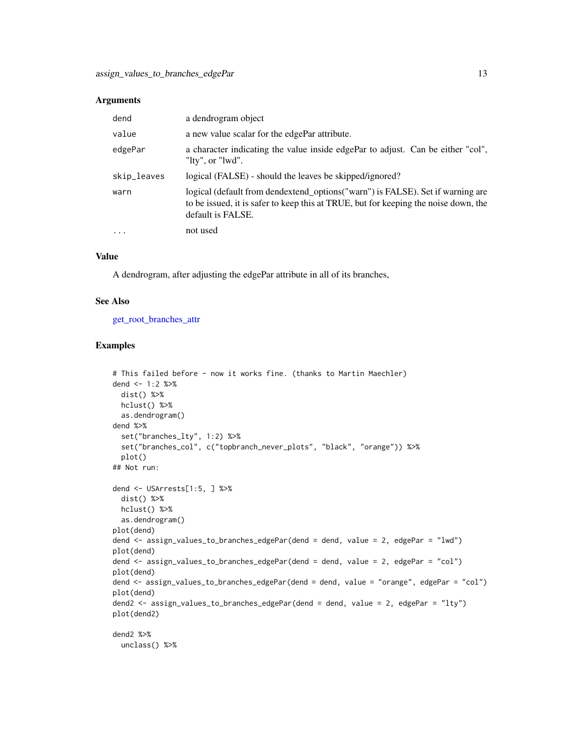### Arguments

| | |
|---|---|
| dend | a dendrogram object |
| value | a new value scalar for the edgePar attribute. |
| edgePar | a character indicating the value inside edgePar to adjust. Can be either "col", "lty", or "lwd". |
| skip_leaves | logical (FALSE) - should the leaves be skipped/ignored? |
| warn | logical (default from dendextend_options("warn") is FALSE). Set if warning are to be issued, it is safer to keep this at TRUE, but for keeping the noise down, the default is FALSE. |
| ... | not used |

### Value

A dendrogram, after adjusting the edgePar attribute in all of its branches,

### See Also

get_root_branches_attr

### Examples

```
# This failed before - now it works fine. (thanks to Martin Maechler)
dend <- 1:2 %>%
  dist() %>%
  hclust() %>%
  as.dendrogram()
dend %>%
  set("branches_lty", 1:2) %>%
  set("branches_col", c("topbranch_never_plots", "black", "orange")) %>%
  plot()
## Not run:

dend <- USArrests[1:5, ] %>%
  dist() %>%
  hclust() %>%
  as.dendrogram()
plot(dend)
dend <- assign_values_to_branches_edgePar(dend = dend, value = 2, edgePar = "lwd")
plot(dend)
dend <- assign_values_to_branches_edgePar(dend = dend, value = 2, edgePar = "col")
plot(dend)
dend <- assign_values_to_branches_edgePar(dend = dend, value = "orange", edgePar = "col")
plot(dend)
dend2 <- assign_values_to_branches_edgePar(dend = dend, value = 2, edgePar = "lty")
plot(dend2)

dend2 %>%
  unclass() %>%
```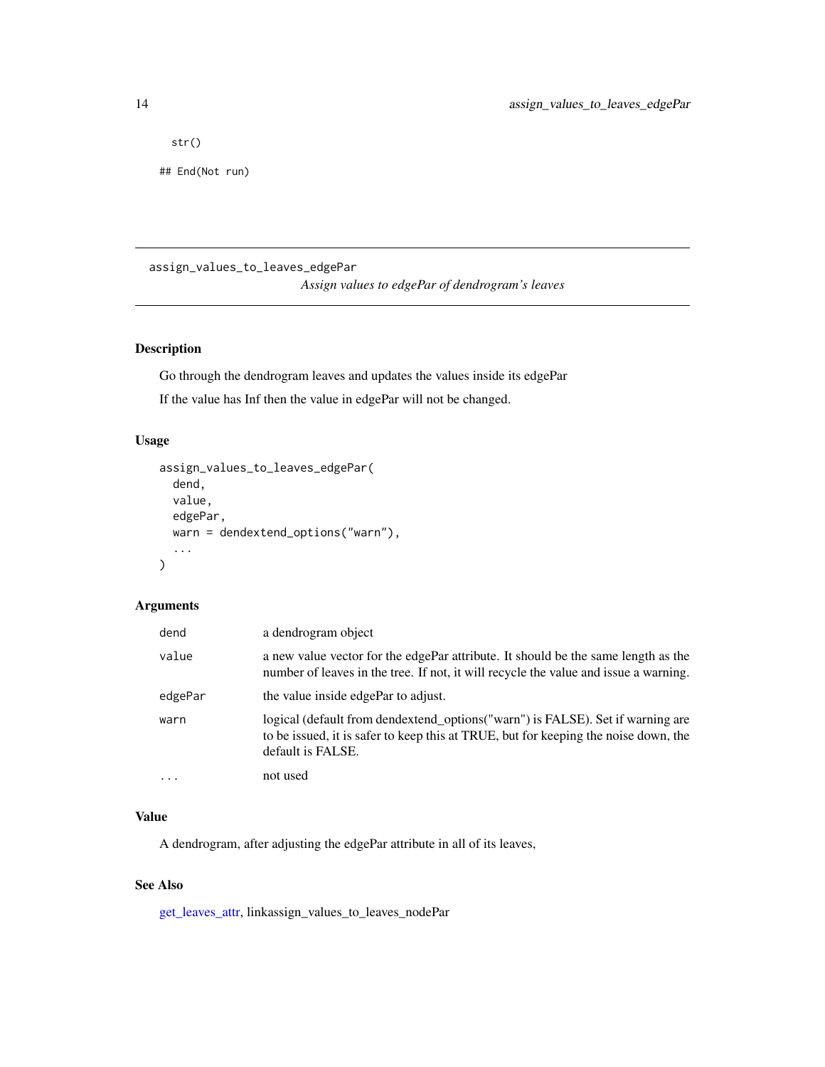```
  str()

## End(Not run)
```

---

# assign_values_to_leaves_edgePar

*Assign values to edgePar of dendrogram's leaves*

---

## Description

Go through the dendrogram leaves and updates the values inside its edgePar

If the value has Inf then the value in edgePar will not be changed.

## Usage

```
assign_values_to_leaves_edgePar(
  dend,
  value,
  edgePar,
  warn = dendextend_options("warn"),
  ...
)
```

## Arguments

| | |
|---|---|
| dend | a dendrogram object |
| value | a new value vector for the edgePar attribute. It should be the same length as the number of leaves in the tree. If not, it will recycle the value and issue a warning. |
| edgePar | the value inside edgePar to adjust. |
| warn | logical (default from dendextend_options("warn") is FALSE). Set if warning are to be issued, it is safer to keep this at TRUE, but for keeping the noise down, the default is FALSE. |
| ... | not used |

## Value

A dendrogram, after adjusting the edgePar attribute in all of its leaves,

## See Also

get_leaves_attr, linkassign_values_to_leaves_nodePar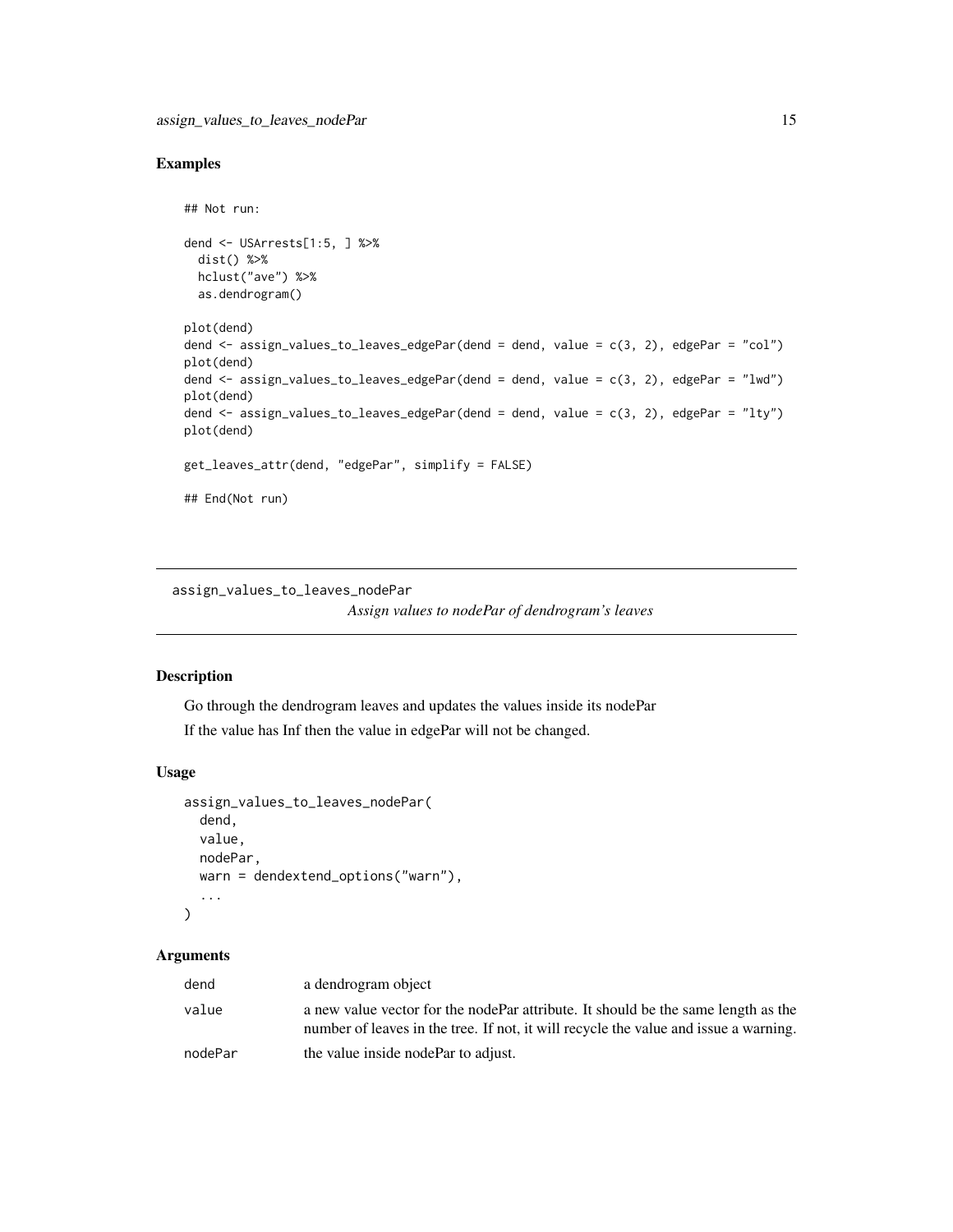### Examples

```
## Not run:

dend <- USArrests[1:5, ] %>%
  dist() %>%
  hclust("ave") %>%
  as.dendrogram()

plot(dend)
dend <- assign_values_to_leaves_edgePar(dend = dend, value = c(3, 2), edgePar = "col")
plot(dend)
dend <- assign_values_to_leaves_edgePar(dend = dend, value = c(3, 2), edgePar = "lwd")
plot(dend)
dend <- assign_values_to_leaves_edgePar(dend = dend, value = c(3, 2), edgePar = "lty")
plot(dend)

get_leaves_attr(dend, "edgePar", simplify = FALSE)

## End(Not run)
```

---

## assign_values_to_leaves_nodePar

*Assign values to nodePar of dendrogram's leaves*

---

### Description

Go through the dendrogram leaves and updates the values inside its nodePar

If the value has Inf then the value in edgePar will not be changed.

### Usage

```
assign_values_to_leaves_nodePar(
  dend,
  value,
  nodePar,
  warn = dendextend_options("warn"),
  ...
)
```

### Arguments

| | |
|---|---|
| dend | a dendrogram object |
| value | a new value vector for the nodePar attribute. It should be the same length as the number of leaves in the tree. If not, it will recycle the value and issue a warning. |
| nodePar | the value inside nodePar to adjust. |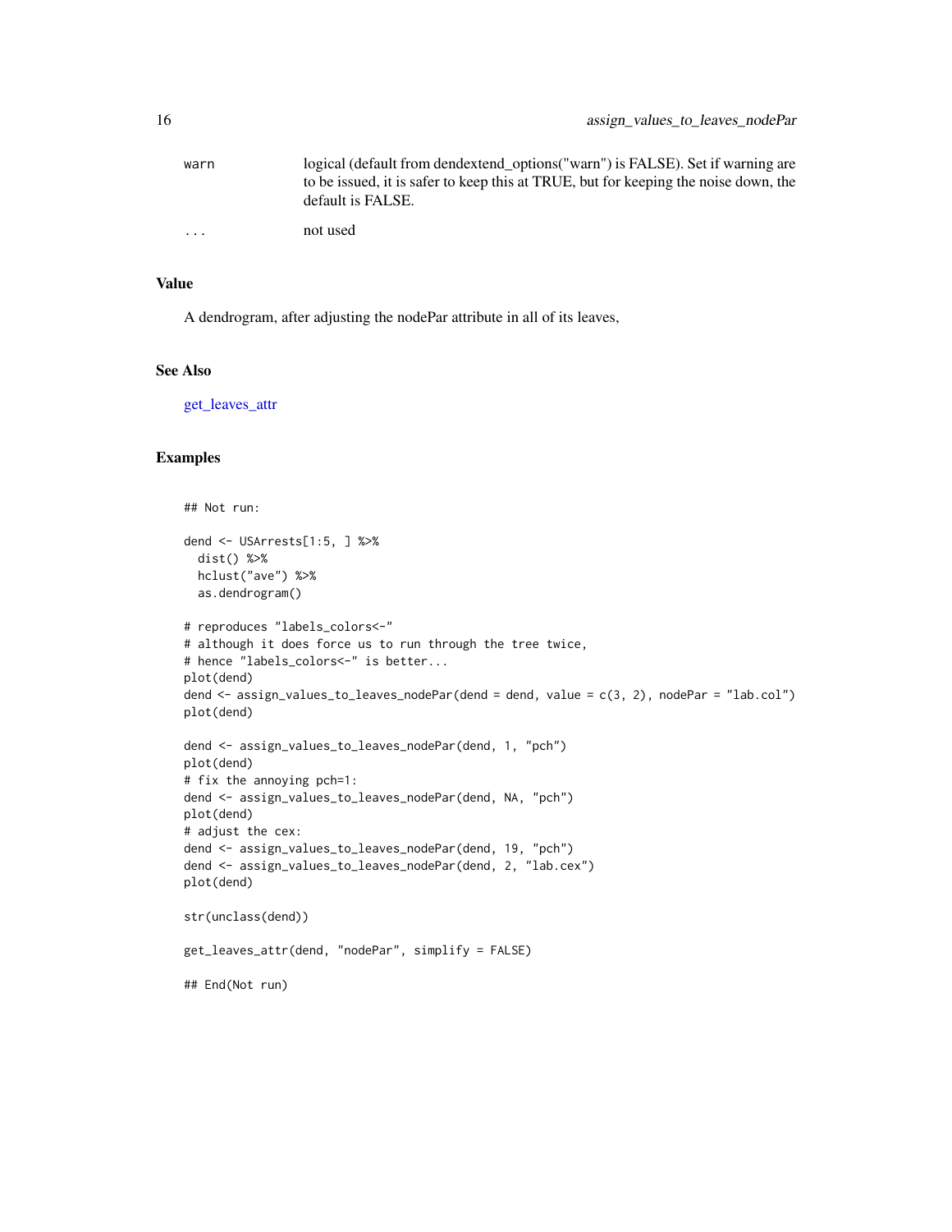| | |
|---|---|
| warn | logical (default from dendextend_options("warn") is FALSE). Set if warning are to be issued, it is safer to keep this at TRUE, but for keeping the noise down, the default is FALSE. |
| ... | not used |

### Value

A dendrogram, after adjusting the nodePar attribute in all of its leaves,

### See Also

get_leaves_attr

### Examples

```
## Not run:

dend <- USArrests[1:5, ] %>%
  dist() %>%
  hclust("ave") %>%
  as.dendrogram()

# reproduces "labels_colors<-"
# although it does force us to run through the tree twice,
# hence "labels_colors<-" is better...
plot(dend)
dend <- assign_values_to_leaves_nodePar(dend = dend, value = c(3, 2), nodePar = "lab.col")
plot(dend)

dend <- assign_values_to_leaves_nodePar(dend, 1, "pch")
plot(dend)
# fix the annoying pch=1:
dend <- assign_values_to_leaves_nodePar(dend, NA, "pch")
plot(dend)
# adjust the cex:
dend <- assign_values_to_leaves_nodePar(dend, 19, "pch")
dend <- assign_values_to_leaves_nodePar(dend, 2, "lab.cex")
plot(dend)

str(unclass(dend))

get_leaves_attr(dend, "nodePar", simplify = FALSE)

## End(Not run)
```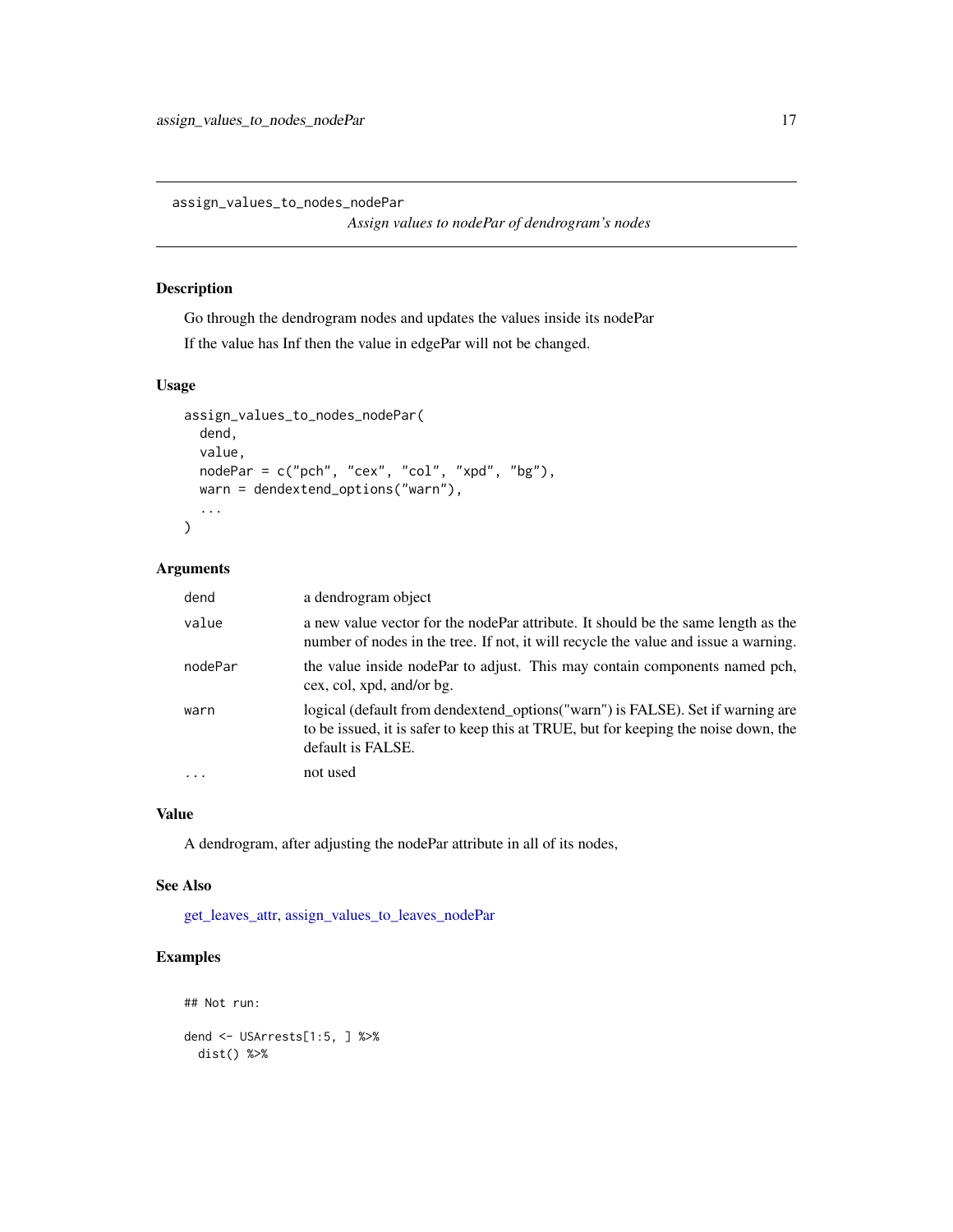# assign_values_to_nodes_nodePar

*Assign values to nodePar of dendrogram's nodes*

## Description

Go through the dendrogram nodes and updates the values inside its nodePar

If the value has Inf then the value in edgePar will not be changed.

## Usage

```
assign_values_to_nodes_nodePar(
  dend,
  value,
  nodePar = c("pch", "cex", "col", "xpd", "bg"),
  warn = dendextend_options("warn"),
  ...
)
```

## Arguments

| | |
|---|---|
| dend | a dendrogram object |
| value | a new value vector for the nodePar attribute. It should be the same length as the number of nodes in the tree. If not, it will recycle the value and issue a warning. |
| nodePar | the value inside nodePar to adjust. This may contain components named pch, cex, col, xpd, and/or bg. |
| warn | logical (default from dendextend_options("warn") is FALSE). Set if warning are to be issued, it is safer to keep this at TRUE, but for keeping the noise down, the default is FALSE. |
| ... | not used |

## Value

A dendrogram, after adjusting the nodePar attribute in all of its nodes,

## See Also

get_leaves_attr, assign_values_to_leaves_nodePar

## Examples

```
## Not run:

dend <- USArrests[1:5, ] %>%
  dist() %>%
```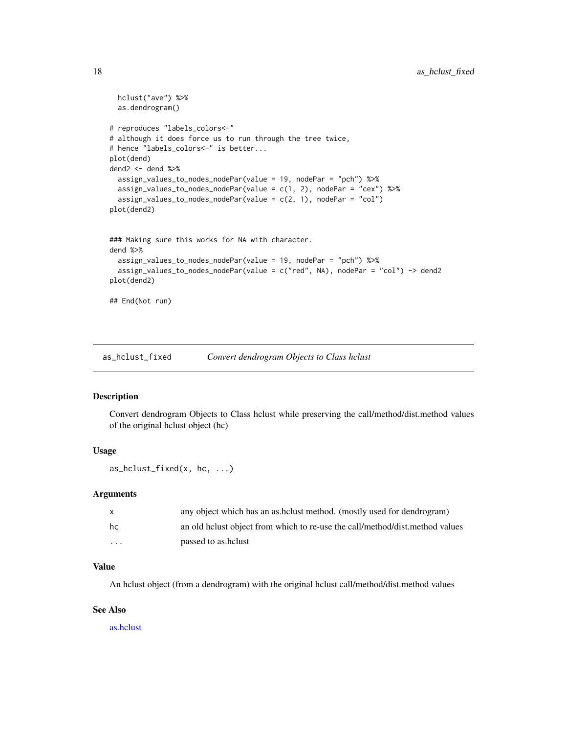```
  hclust("ave") %>%
  as.dendrogram()

# reproduces "labels_colors<-"
# although it does force us to run through the tree twice,
# hence "labels_colors<-" is better...
plot(dend)
dend2 <- dend %>%
  assign_values_to_nodes_nodePar(value = 19, nodePar = "pch") %>%
  assign_values_to_nodes_nodePar(value = c(1, 2), nodePar = "cex") %>%
  assign_values_to_nodes_nodePar(value = c(2, 1), nodePar = "col")
plot(dend2)


### Making sure this works for NA with character.
dend %>%
  assign_values_to_nodes_nodePar(value = 19, nodePar = "pch") %>%
  assign_values_to_nodes_nodePar(value = c("red", NA), nodePar = "col") -> dend2
plot(dend2)

## End(Not run)
```

## as_hclust_fixed *Convert dendrogram Objects to Class hclust*

### Description

Convert dendrogram Objects to Class hclust while preserving the call/method/dist.method values of the original hclust object (hc)

### Usage

```
as_hclust_fixed(x, hc, ...)
```

### Arguments

| | |
|---|---|
| x | any object which has an as.hclust method. (mostly used for dendrogram) |
| hc | an old hclust object from which to re-use the call/method/dist.method values |
| ... | passed to as.hclust |

### Value

An hclust object (from a dendrogram) with the original hclust call/method/dist.method values

### See Also

as.hclust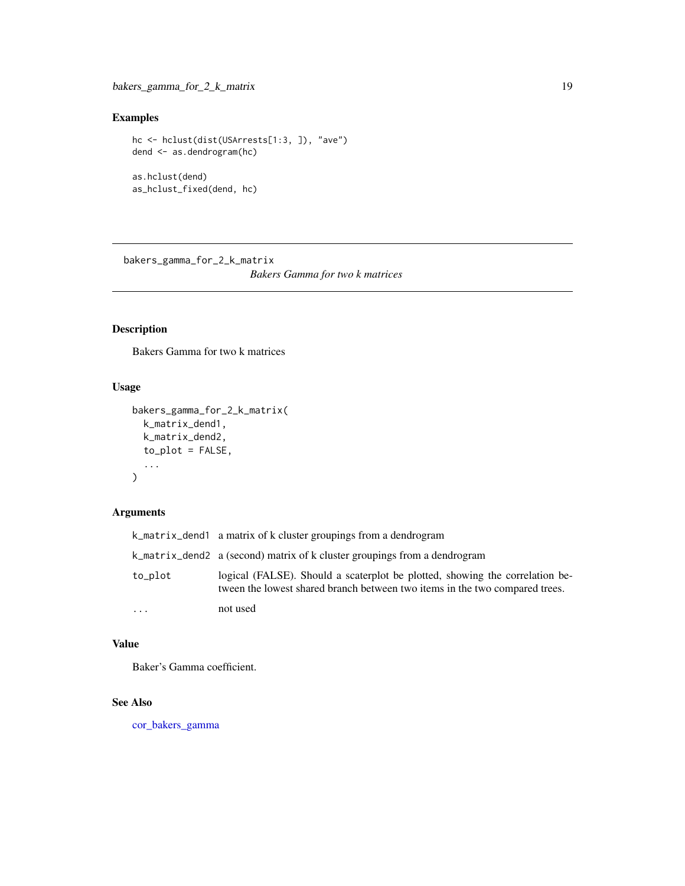## Examples

```
hc <- hclust(dist(USArrests[1:3, ]), "ave")
dend <- as.dendrogram(hc)

as.hclust(dend)
as_hclust_fixed(dend, hc)
```

---

# bakers_gamma_for_2_k_matrix
*Bakers Gamma for two k matrices*

---

## Description

Bakers Gamma for two k matrices

## Usage

```
bakers_gamma_for_2_k_matrix(
  k_matrix_dend1,
  k_matrix_dend2,
  to_plot = FALSE,
  ...
)
```

## Arguments

| | |
|---|---|
| k_matrix_dend1 | a matrix of k cluster groupings from a dendrogram |
| k_matrix_dend2 | a (second) matrix of k cluster groupings from a dendrogram |
| to_plot | logical (FALSE). Should a scaterplot be plotted, showing the correlation between the lowest shared branch between two items in the two compared trees. |
| ... | not used |

## Value

Baker's Gamma coefficient.

## See Also

cor_bakers_gamma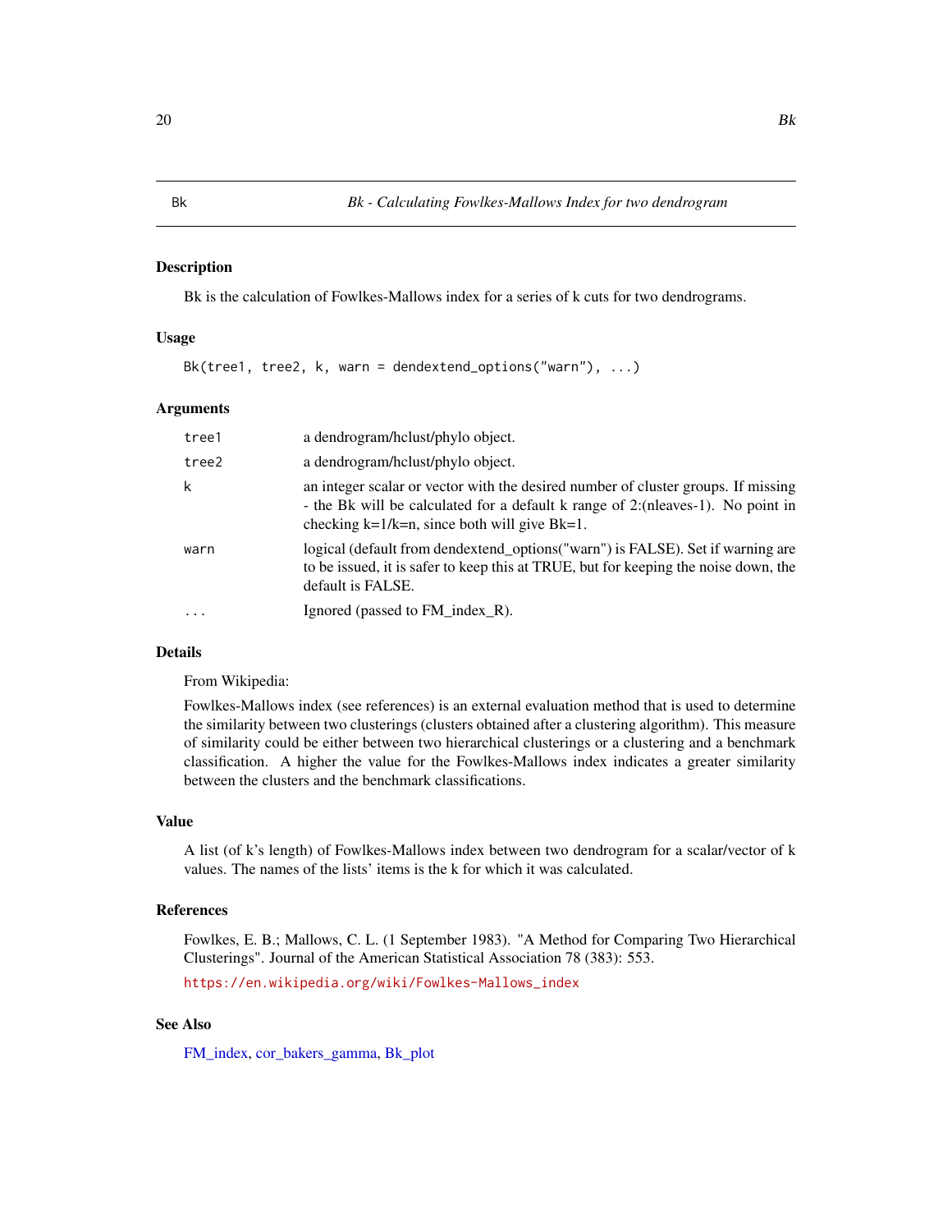Bk *Bk - Calculating Fowlkes-Mallows Index for two dendrogram*

## Description

Bk is the calculation of Fowlkes-Mallows index for a series of k cuts for two dendrograms.

## Usage

```
Bk(tree1, tree2, k, warn = dendextend_options("warn"), ...)
```

## Arguments

| | |
|---|---|
| `tree1` | a dendrogram/hclust/phylo object. |
| `tree2` | a dendrogram/hclust/phylo object. |
| `k` | an integer scalar or vector with the desired number of cluster groups. If missing - the Bk will be calculated for a default k range of 2:(nleaves-1). No point in checking k=1/k=n, since both will give Bk=1. |
| `warn` | logical (default from dendextend_options("warn") is FALSE). Set if warning are to be issued, it is safer to keep this at TRUE, but for keeping the noise down, the default is FALSE. |
| `...` | Ignored (passed to FM_index_R). |

## Details

From Wikipedia:

Fowlkes-Mallows index (see references) is an external evaluation method that is used to determine the similarity between two clusterings (clusters obtained after a clustering algorithm). This measure of similarity could be either between two hierarchical clusterings or a clustering and a benchmark classification. A higher the value for the Fowlkes-Mallows index indicates a greater similarity between the clusters and the benchmark classifications.

## Value

A list (of k's length) of Fowlkes-Mallows index between two dendrogram for a scalar/vector of k values. The names of the lists' items is the k for which it was calculated.

## References

Fowlkes, E. B.; Mallows, C. L. (1 September 1983). "A Method for Comparing Two Hierarchical Clusterings". Journal of the American Statistical Association 78 (383): 553.

https://en.wikipedia.org/wiki/Fowlkes-Mallows_index

## See Also

FM_index, cor_bakers_gamma, Bk_plot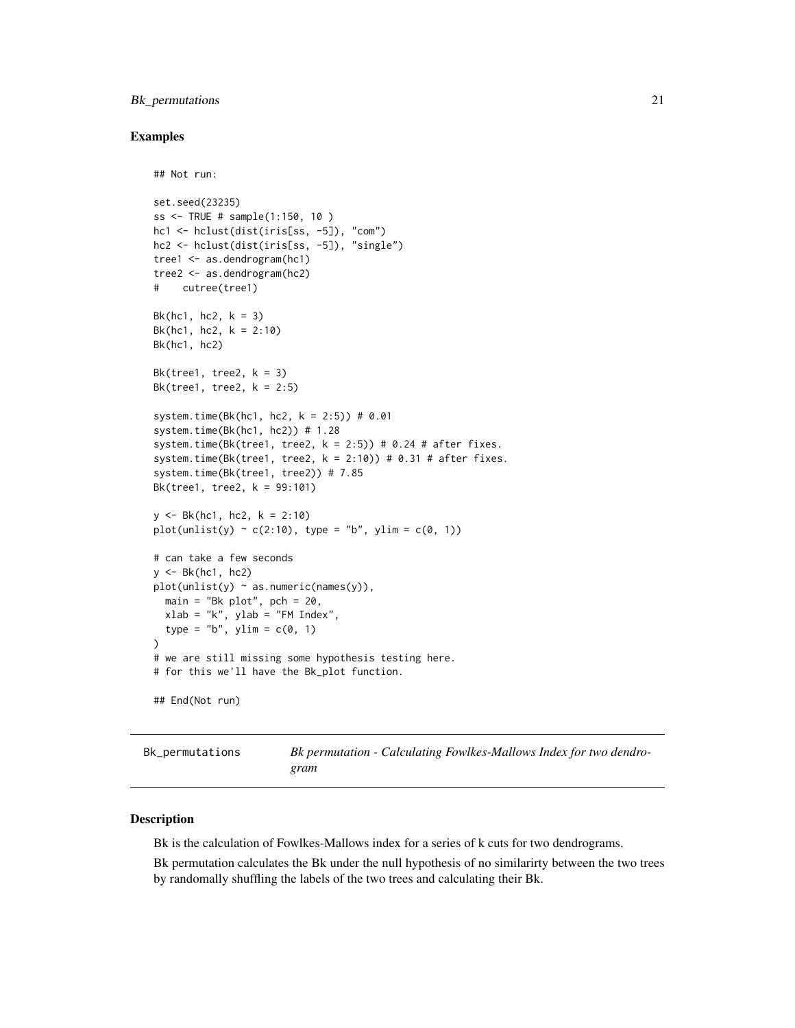## Examples

```
## Not run:

set.seed(23235)
ss <- TRUE # sample(1:150, 10 )
hc1 <- hclust(dist(iris[ss, -5]), "com")
hc2 <- hclust(dist(iris[ss, -5]), "single")
tree1 <- as.dendrogram(hc1)
tree2 <- as.dendrogram(hc2)
#    cutree(tree1)

Bk(hc1, hc2, k = 3)
Bk(hc1, hc2, k = 2:10)
Bk(hc1, hc2)

Bk(tree1, tree2, k = 3)
Bk(tree1, tree2, k = 2:5)

system.time(Bk(hc1, hc2, k = 2:5)) # 0.01
system.time(Bk(hc1, hc2)) # 1.28
system.time(Bk(tree1, tree2, k = 2:5)) # 0.24 # after fixes.
system.time(Bk(tree1, tree2, k = 2:10)) # 0.31 # after fixes.
system.time(Bk(tree1, tree2)) # 7.85
Bk(tree1, tree2, k = 99:101)

y <- Bk(hc1, hc2, k = 2:10)
plot(unlist(y) ~ c(2:10), type = "b", ylim = c(0, 1))

# can take a few seconds
y <- Bk(hc1, hc2)
plot(unlist(y) ~ as.numeric(names(y)),
  main = "Bk plot", pch = 20,
  xlab = "k", ylab = "FM Index",
  type = "b", ylim = c(0, 1)
)
# we are still missing some hypothesis testing here.
# for this we'll have the Bk_plot function.

## End(Not run)
```

---

`Bk_permutations` *Bk permutation - Calculating Fowlkes-Mallows Index for two dendrogram*

---

## Description

Bk is the calculation of Fowlkes-Mallows index for a series of k cuts for two dendrograms.

Bk permutation calculates the Bk under the null hypothesis of no similarirty between the two trees by randomally shuffling the labels of the two trees and calculating their Bk.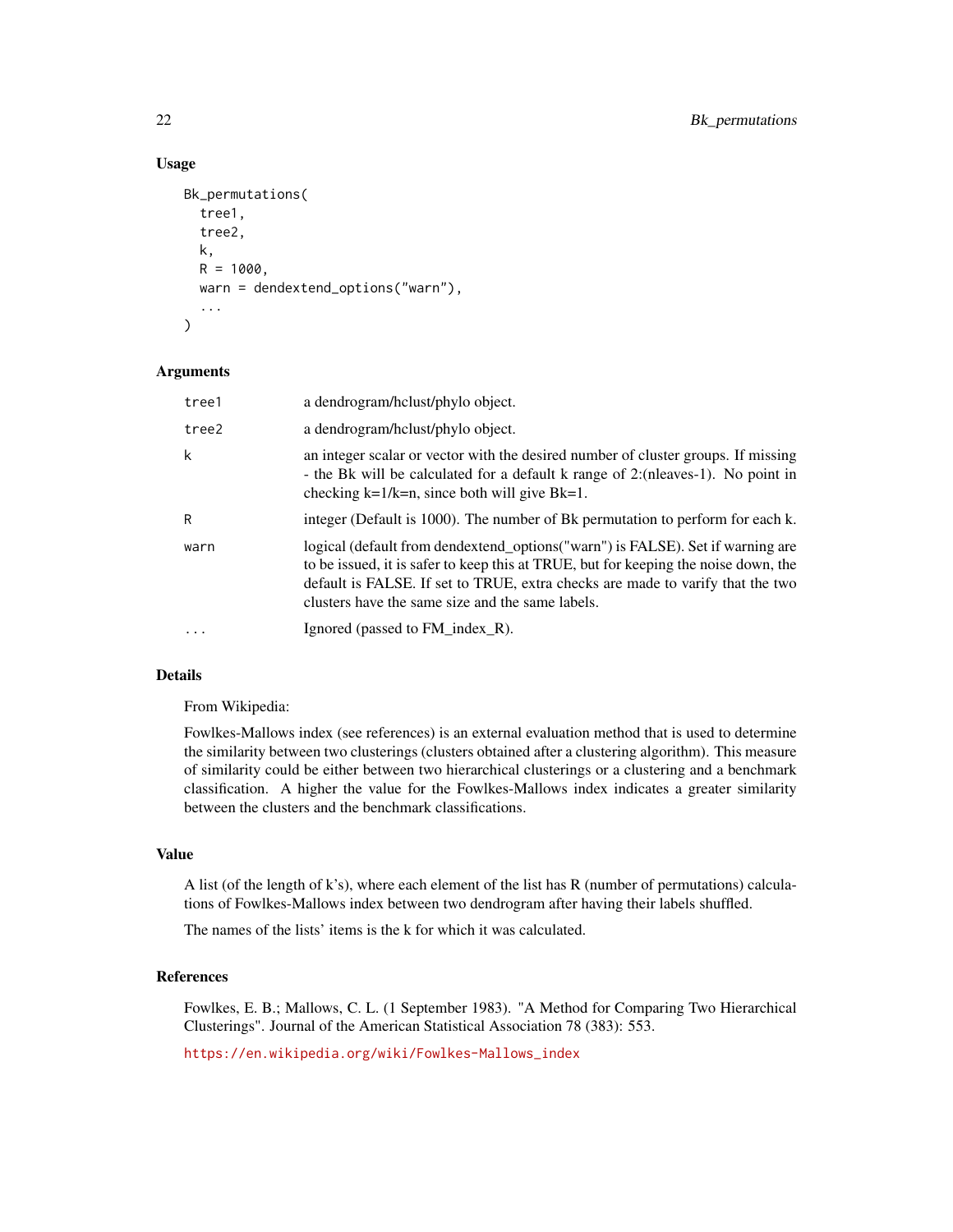### Usage

```
Bk_permutations(
  tree1,
  tree2,
  k,
  R = 1000,
  warn = dendextend_options("warn"),
  ...
)
```

### Arguments

| | |
|---|---|
| tree1 | a dendrogram/hclust/phylo object. |
| tree2 | a dendrogram/hclust/phylo object. |
| k | an integer scalar or vector with the desired number of cluster groups. If missing - the Bk will be calculated for a default k range of 2:(nleaves-1). No point in checking k=1/k=n, since both will give Bk=1. |
| R | integer (Default is 1000). The number of Bk permutation to perform for each k. |
| warn | logical (default from dendextend_options("warn") is FALSE). Set if warning are to be issued, it is safer to keep this at TRUE, but for keeping the noise down, the default is FALSE. If set to TRUE, extra checks are made to varify that the two clusters have the same size and the same labels. |
| ... | Ignored (passed to FM_index_R). |

### Details

From Wikipedia:

Fowlkes-Mallows index (see references) is an external evaluation method that is used to determine the similarity between two clusterings (clusters obtained after a clustering algorithm). This measure of similarity could be either between two hierarchical clusterings or a clustering and a benchmark classification. A higher the value for the Fowlkes-Mallows index indicates a greater similarity between the clusters and the benchmark classifications.

### Value

A list (of the length of k's), where each element of the list has R (number of permutations) calculations of Fowlkes-Mallows index between two dendrogram after having their labels shuffled.

The names of the lists' items is the k for which it was calculated.

### References

Fowlkes, E. B.; Mallows, C. L. (1 September 1983). "A Method for Comparing Two Hierarchical Clusterings". Journal of the American Statistical Association 78 (383): 553.

https://en.wikipedia.org/wiki/Fowlkes-Mallows_index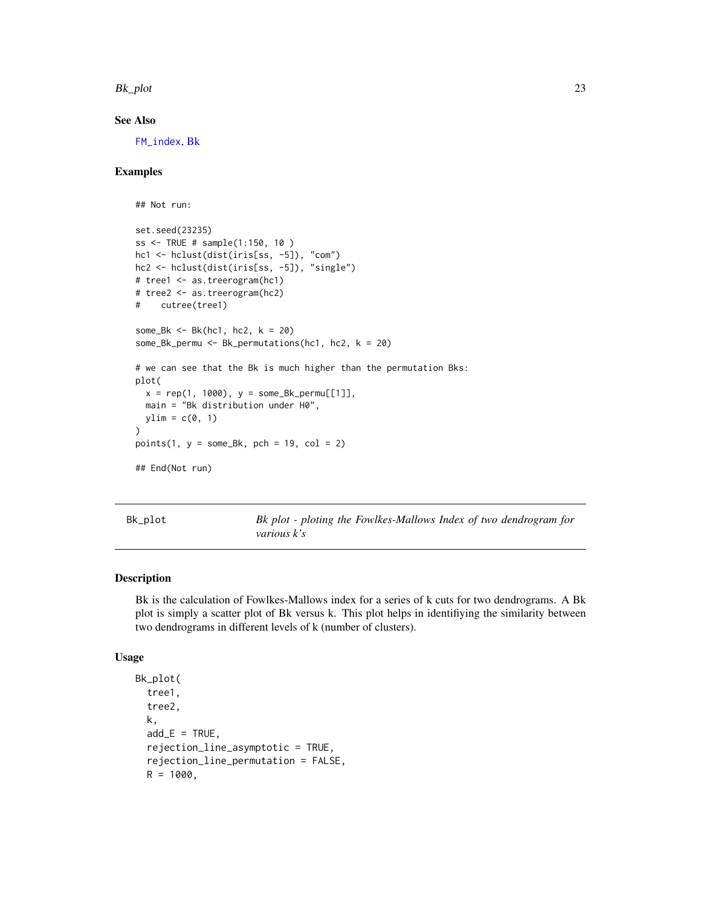### See Also

FM_index, Bk

### Examples

```
## Not run:

set.seed(23235)
ss <- TRUE # sample(1:150, 10 )
hc1 <- hclust(dist(iris[ss, -5]), "com")
hc2 <- hclust(dist(iris[ss, -5]), "single")
# tree1 <- as.treerogram(hc1)
# tree2 <- as.treerogram(hc2)
#    cutree(tree1)

some_Bk <- Bk(hc1, hc2, k = 20)
some_Bk_permu <- Bk_permutations(hc1, hc2, k = 20)

# we can see that the Bk is much higher than the permutation Bks:
plot(
  x = rep(1, 1000), y = some_Bk_permu[[1]],
  main = "Bk distribution under H0",
  ylim = c(0, 1)
)
points(1, y = some_Bk, pch = 19, col = 2)

## End(Not run)
```

---

## Bk_plot — *Bk plot - ploting the Fowlkes-Mallows Index of two dendrogram for various k's*

### Description

Bk is the calculation of Fowlkes-Mallows index for a series of k cuts for two dendrograms. A Bk plot is simply a scatter plot of Bk versus k. This plot helps in identifiying the similarity between two dendrograms in different levels of k (number of clusters).

### Usage

```
Bk_plot(
  tree1,
  tree2,
  k,
  add_E = TRUE,
  rejection_line_asymptotic = TRUE,
  rejection_line_permutation = FALSE,
  R = 1000,
```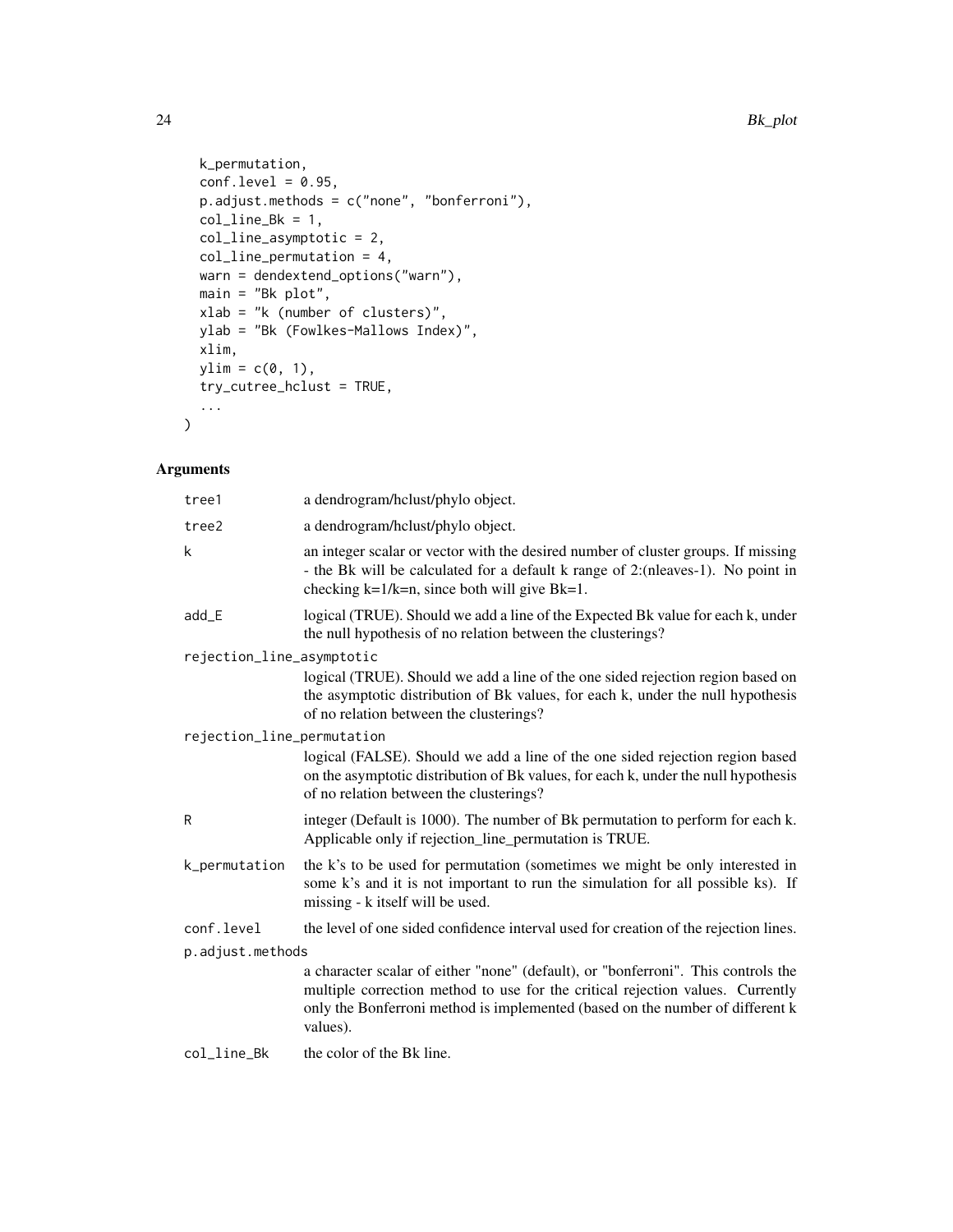```
  k_permutation,
  conf.level = 0.95,
  p.adjust.methods = c("none", "bonferroni"),
  col_line_Bk = 1,
  col_line_asymptotic = 2,
  col_line_permutation = 4,
  warn = dendextend_options("warn"),
  main = "Bk plot",
  xlab = "k (number of clusters)",
  ylab = "Bk (Fowlkes-Mallows Index)",
  xlim,
  ylim = c(0, 1),
  try_cutree_hclust = TRUE,
  ...
)
```

## Arguments

| Argument | Description |
|---|---|
| tree1 | a dendrogram/hclust/phylo object. |
| tree2 | a dendrogram/hclust/phylo object. |
| k | an integer scalar or vector with the desired number of cluster groups. If missing - the Bk will be calculated for a default k range of 2:(nleaves-1). No point in checking k=1/k=n, since both will give Bk=1. |
| add_E | logical (TRUE). Should we add a line of the Expected Bk value for each k, under the null hypothesis of no relation between the clusterings? |
| rejection_line_asymptotic | logical (TRUE). Should we add a line of the one sided rejection region based on the asymptotic distribution of Bk values, for each k, under the null hypothesis of no relation between the clusterings? |
| rejection_line_permutation | logical (FALSE). Should we add a line of the one sided rejection region based on the asymptotic distribution of Bk values, for each k, under the null hypothesis of no relation between the clusterings? |
| R | integer (Default is 1000). The number of Bk permutation to perform for each k. Applicable only if rejection_line_permutation is TRUE. |
| k_permutation | the k's to be used for permutation (sometimes we might be only interested in some k's and it is not important to run the simulation for all possible ks). If missing - k itself will be used. |
| conf.level | the level of one sided confidence interval used for creation of the rejection lines. |
| p.adjust.methods | a character scalar of either "none" (default), or "bonferroni". This controls the multiple correction method to use for the critical rejection values. Currently only the Bonferroni method is implemented (based on the number of different k values). |
| col_line_Bk | the color of the Bk line. |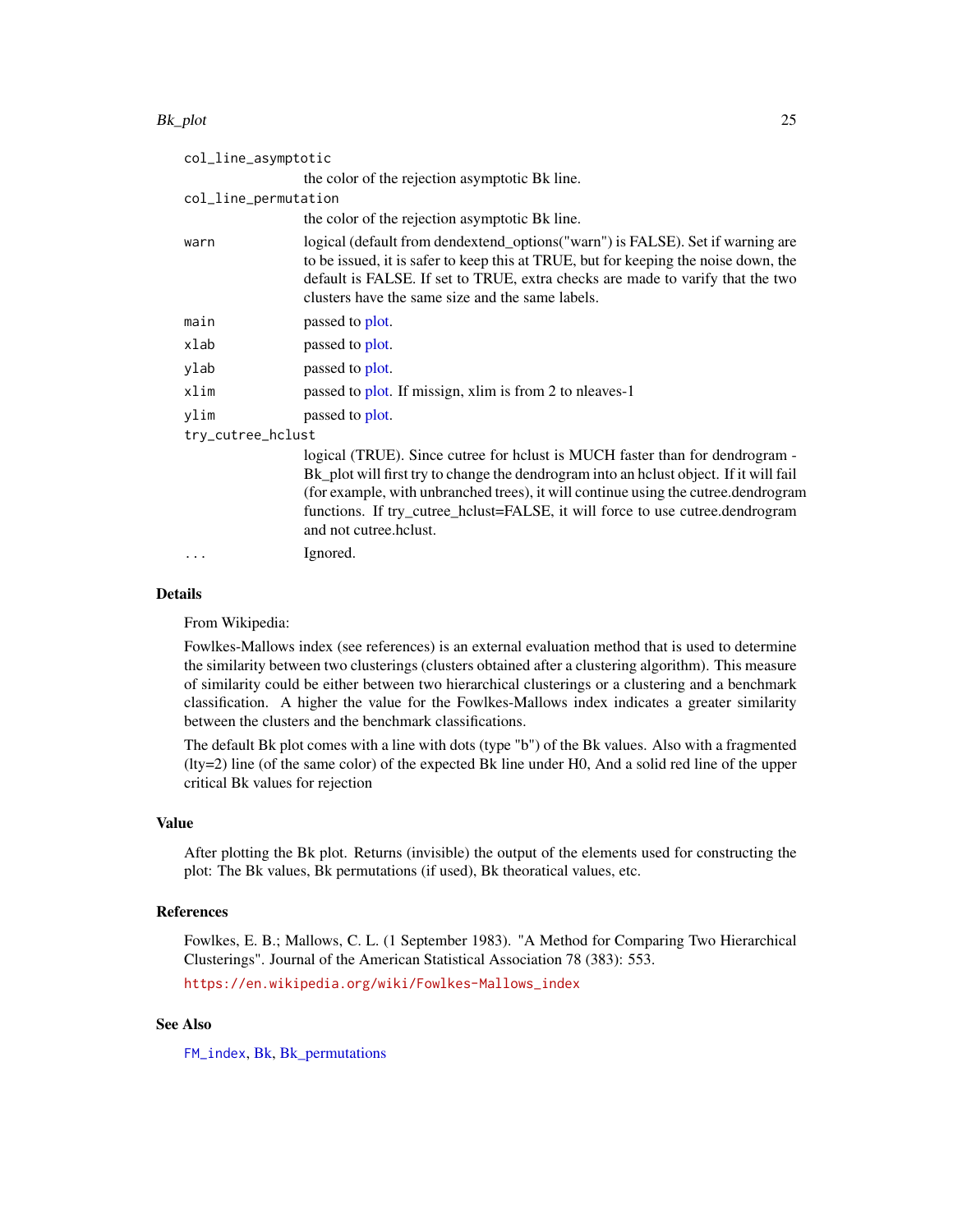`col_line_asymptotic`
: the color of the rejection asymptotic Bk line.

`col_line_permutation`
: the color of the rejection asymptotic Bk line.

`warn`
: logical (default from dendextend_options("warn") is FALSE). Set if warning are to be issued, it is safer to keep this at TRUE, but for keeping the noise down, the default is FALSE. If set to TRUE, extra checks are made to varify that the two clusters have the same size and the same labels.

`main`
: passed to plot.

`xlab`
: passed to plot.

`ylab`
: passed to plot.

`xlim`
: passed to plot. If missign, xlim is from 2 to nleaves-1

`ylim`
: passed to plot.

`try_cutree_hclust`
: logical (TRUE). Since cutree for hclust is MUCH faster than for dendrogram - Bk_plot will first try to change the dendrogram into an hclust object. If it will fail (for example, with unbranched trees), it will continue using the cutree.dendrogram functions. If try_cutree_hclust=FALSE, it will force to use cutree.dendrogram and not cutree.hclust.

`...`
: Ignored.

### Details

From Wikipedia:

Fowlkes-Mallows index (see references) is an external evaluation method that is used to determine the similarity between two clusterings (clusters obtained after a clustering algorithm). This measure of similarity could be either between two hierarchical clusterings or a clustering and a benchmark classification. A higher the value for the Fowlkes-Mallows index indicates a greater similarity between the clusters and the benchmark classifications.

The default Bk plot comes with a line with dots (type "b") of the Bk values. Also with a fragmented (lty=2) line (of the same color) of the expected Bk line under H0, And a solid red line of the upper critical Bk values for rejection

### Value

After plotting the Bk plot. Returns (invisible) the output of the elements used for constructing the plot: The Bk values, Bk permutations (if used), Bk theoratical values, etc.

### References

Fowlkes, E. B.; Mallows, C. L. (1 September 1983). "A Method for Comparing Two Hierarchical Clusterings". Journal of the American Statistical Association 78 (383): 553.

https://en.wikipedia.org/wiki/Fowlkes-Mallows_index

### See Also

FM_index, Bk, Bk_permutations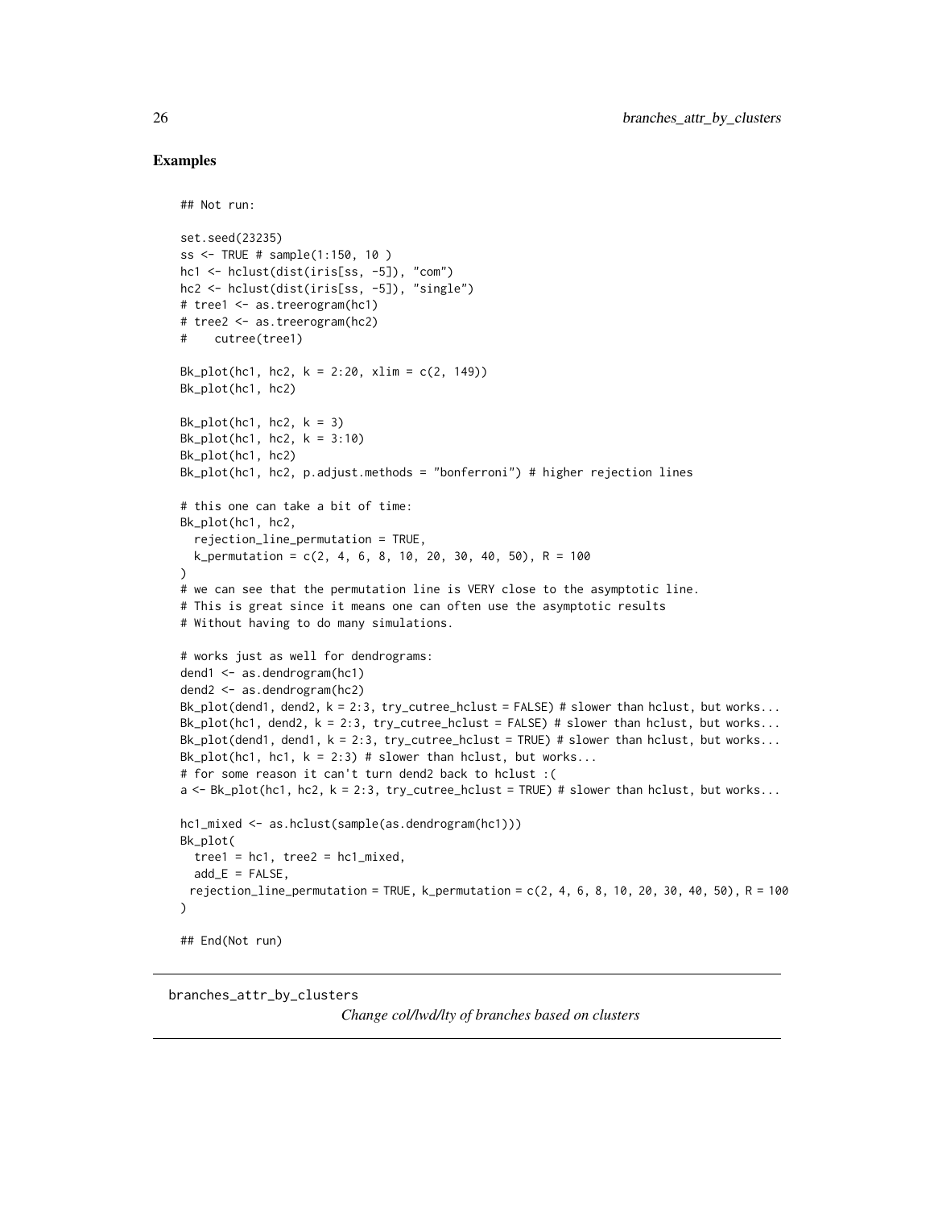### Examples

```
## Not run:

set.seed(23235)
ss <- TRUE # sample(1:150, 10 )
hc1 <- hclust(dist(iris[ss, -5]), "com")
hc2 <- hclust(dist(iris[ss, -5]), "single")
# tree1 <- as.treerogram(hc1)
# tree2 <- as.treerogram(hc2)
#    cutree(tree1)

Bk_plot(hc1, hc2, k = 2:20, xlim = c(2, 149))
Bk_plot(hc1, hc2)

Bk_plot(hc1, hc2, k = 3)
Bk_plot(hc1, hc2, k = 3:10)
Bk_plot(hc1, hc2)
Bk_plot(hc1, hc2, p.adjust.methods = "bonferroni") # higher rejection lines

# this one can take a bit of time:
Bk_plot(hc1, hc2,
  rejection_line_permutation = TRUE,
  k_permutation = c(2, 4, 6, 8, 10, 20, 30, 40, 50), R = 100
)
# we can see that the permutation line is VERY close to the asymptotic line.
# This is great since it means one can often use the asymptotic results
# Without having to do many simulations.

# works just as well for dendrograms:
dend1 <- as.dendrogram(hc1)
dend2 <- as.dendrogram(hc2)
Bk_plot(dend1, dend2, k = 2:3, try_cutree_hclust = FALSE) # slower than hclust, but works...
Bk_plot(hc1, dend2, k = 2:3, try_cutree_hclust = FALSE) # slower than hclust, but works...
Bk_plot(dend1, dend1, k = 2:3, try_cutree_hclust = TRUE) # slower than hclust, but works...
Bk_plot(hc1, hc1, k = 2:3) # slower than hclust, but works...
# for some reason it can't turn dend2 back to hclust :(
a <- Bk_plot(hc1, hc2, k = 2:3, try_cutree_hclust = TRUE) # slower than hclust, but works...

hc1_mixed <- as.hclust(sample(as.dendrogram(hc1)))
Bk_plot(
  tree1 = hc1, tree2 = hc1_mixed,
  add_E = FALSE,
 rejection_line_permutation = TRUE, k_permutation = c(2, 4, 6, 8, 10, 20, 30, 40, 50), R = 100
)

## End(Not run)
```

---

## branches_attr_by_clusters

*Change col/lwd/lty of branches based on clusters*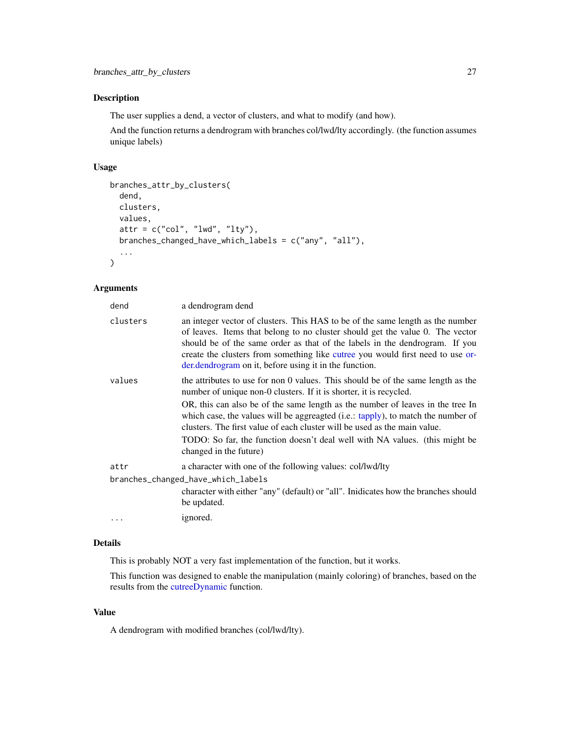## Description

The user supplies a dend, a vector of clusters, and what to modify (and how).

And the function returns a dendrogram with branches col/lwd/lty accordingly. (the function assumes unique labels)

## Usage

```
branches_attr_by_clusters(
  dend,
  clusters,
  values,
  attr = c("col", "lwd", "lty"),
  branches_changed_have_which_labels = c("any", "all"),
  ...
)
```

## Arguments

`dend` a dendrogram dend

`clusters` an integer vector of clusters. This HAS to be of the same length as the number of leaves. Items that belong to no cluster should get the value 0. The vector should be of the same order as that of the labels in the dendrogram. If you create the clusters from something like cutree you would first need to use order.dendrogram on it, before using it in the function.

`values` the attributes to use for non 0 values. This should be of the same length as the number of unique non-0 clusters. If it is shorter, it is recycled.

OR, this can also be of the same length as the number of leaves in the tree In which case, the values will be aggreagted (i.e.: tapply), to match the number of clusters. The first value of each cluster will be used as the main value.

TODO: So far, the function doesn't deal well with NA values. (this might be changed in the future)

`attr` a character with one of the following values: col/lwd/lty

`branches_changed_have_which_labels` character with either "any" (default) or "all". Inidicates how the branches should be updated.

`...` ignored.

## Details

This is probably NOT a very fast implementation of the function, but it works.

This function was designed to enable the manipulation (mainly coloring) of branches, based on the results from the cutreeDynamic function.

## Value

A dendrogram with modified branches (col/lwd/lty).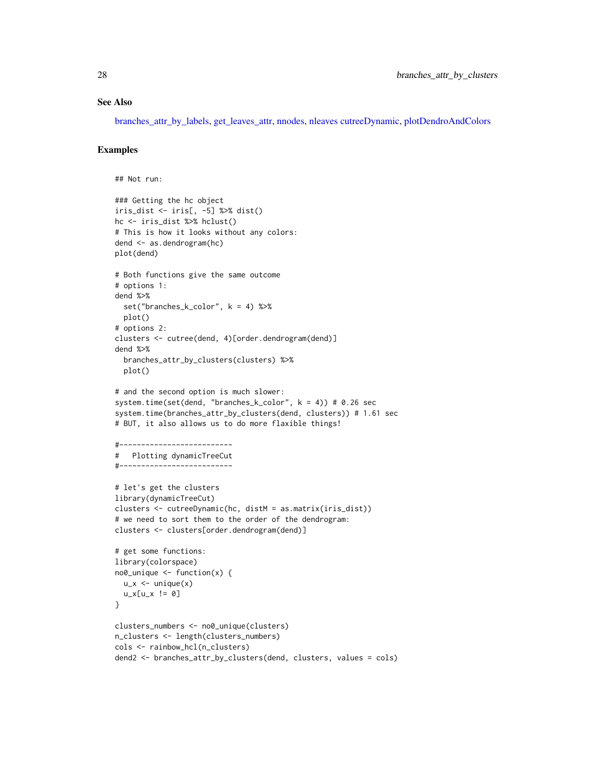## See Also

branches_attr_by_labels, get_leaves_attr, nnodes, nleaves cutreeDynamic, plotDendroAndColors

## Examples

```
## Not run:

### Getting the hc object
iris_dist <- iris[, -5] %>% dist()
hc <- iris_dist %>% hclust()
# This is how it looks without any colors:
dend <- as.dendrogram(hc)
plot(dend)

# Both functions give the same outcome
# options 1:
dend %>%
  set("branches_k_color", k = 4) %>%
  plot()
# options 2:
clusters <- cutree(dend, 4)[order.dendrogram(dend)]
dend %>%
  branches_attr_by_clusters(clusters) %>%
  plot()

# and the second option is much slower:
system.time(set(dend, "branches_k_color", k = 4)) # 0.26 sec
system.time(branches_attr_by_clusters(dend, clusters)) # 1.61 sec
# BUT, it also allows us to do more flexible things!

#--------------------------
#   Plotting dynamicTreeCut
#--------------------------

# let's get the clusters
library(dynamicTreeCut)
clusters <- cutreeDynamic(hc, distM = as.matrix(iris_dist))
# we need to sort them to the order of the dendrogram:
clusters <- clusters[order.dendrogram(dend)]

# get some functions:
library(colorspace)
no0_unique <- function(x) {
  u_x <- unique(x)
  u_x[u_x != 0]
}

clusters_numbers <- no0_unique(clusters)
n_clusters <- length(clusters_numbers)
cols <- rainbow_hcl(n_clusters)
dend2 <- branches_attr_by_clusters(dend, clusters, values = cols)
```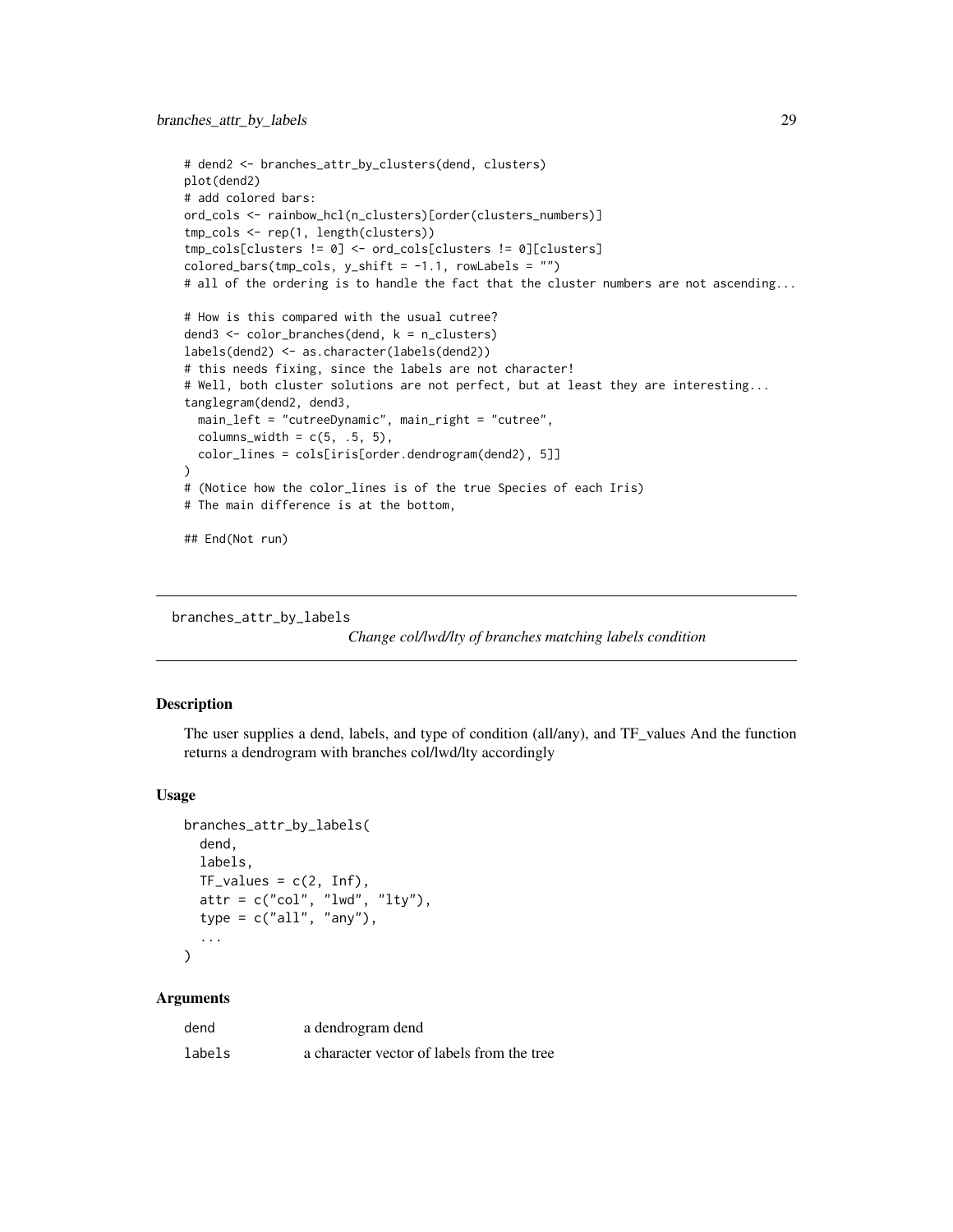```
# dend2 <- branches_attr_by_clusters(dend, clusters)
plot(dend2)
# add colored bars:
ord_cols <- rainbow_hcl(n_clusters)[order(clusters_numbers)]
tmp_cols <- rep(1, length(clusters))
tmp_cols[clusters != 0] <- ord_cols[clusters != 0][clusters]
colored_bars(tmp_cols, y_shift = -1.1, rowLabels = "")
# all of the ordering is to handle the fact that the cluster numbers are not ascending...

# How is this compared with the usual cutree?
dend3 <- color_branches(dend, k = n_clusters)
labels(dend2) <- as.character(labels(dend2))
# this needs fixing, since the labels are not character!
# Well, both cluster solutions are not perfect, but at least they are interesting...
tanglegram(dend2, dend3,
  main_left = "cutreeDynamic", main_right = "cutree",
  columns_width = c(5, .5, 5),
  color_lines = cols[iris[order.dendrogram(dend2), 5]]
)
# (Notice how the color_lines is of the true Species of each Iris)
# The main difference is at the bottom,

## End(Not run)
```

---

## branches_attr_by_labels

*Change col/lwd/lty of branches matching labels condition*

---

### Description

The user supplies a dend, labels, and type of condition (all/any), and TF_values And the function returns a dendrogram with branches col/lwd/lty accordingly

### Usage

```
branches_attr_by_labels(
  dend,
  labels,
  TF_values = c(2, Inf),
  attr = c("col", "lwd", "lty"),
  type = c("all", "any"),
  ...
)
```

### Arguments

| | |
|---|---|
| dend | a dendrogram dend |
| labels | a character vector of labels from the tree |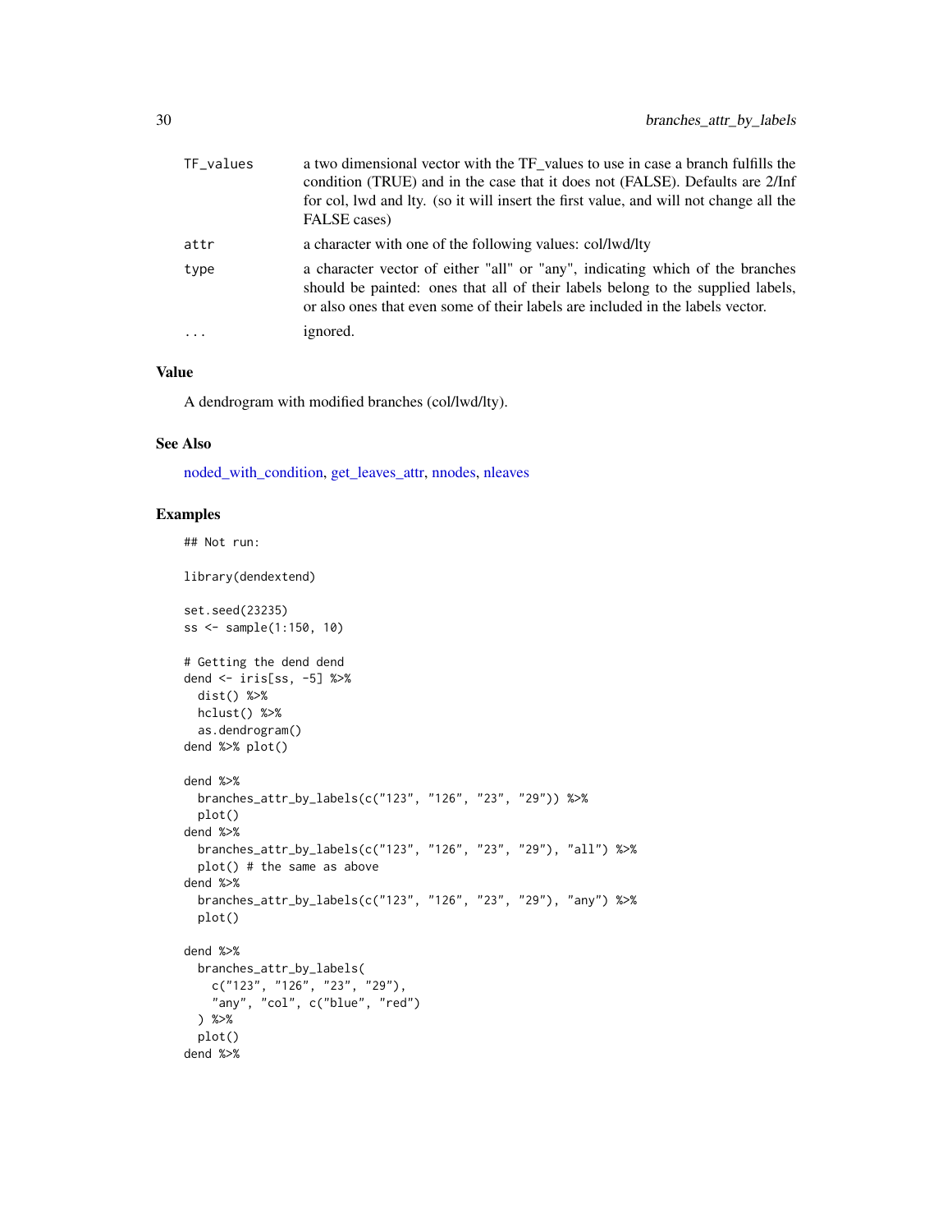| | |
|---|---|
| TF_values | a two dimensional vector with the TF_values to use in case a branch fulfills the condition (TRUE) and in the case that it does not (FALSE). Defaults are 2/Inf for col, lwd and lty. (so it will insert the first value, and will not change all the FALSE cases) |
| attr | a character with one of the following values: col/lwd/lty |
| type | a character vector of either "all" or "any", indicating which of the branches should be painted: ones that all of their labels belong to the supplied labels, or also ones that even some of their labels are included in the labels vector. |
| ... | ignored. |

### Value

A dendrogram with modified branches (col/lwd/lty).

### See Also

noded_with_condition, get_leaves_attr, nnodes, nleaves

### Examples

```
## Not run:

library(dendextend)

set.seed(23235)
ss <- sample(1:150, 10)

# Getting the dend dend
dend <- iris[ss, -5] %>%
  dist() %>%
  hclust() %>%
  as.dendrogram()
dend %>% plot()

dend %>%
  branches_attr_by_labels(c("123", "126", "23", "29")) %>%
  plot()
dend %>%
  branches_attr_by_labels(c("123", "126", "23", "29"), "all") %>%
  plot() # the same as above
dend %>%
  branches_attr_by_labels(c("123", "126", "23", "29"), "any") %>%
  plot()

dend %>%
  branches_attr_by_labels(
    c("123", "126", "23", "29"),
    "any", "col", c("blue", "red")
  ) %>%
  plot()
dend %>%
```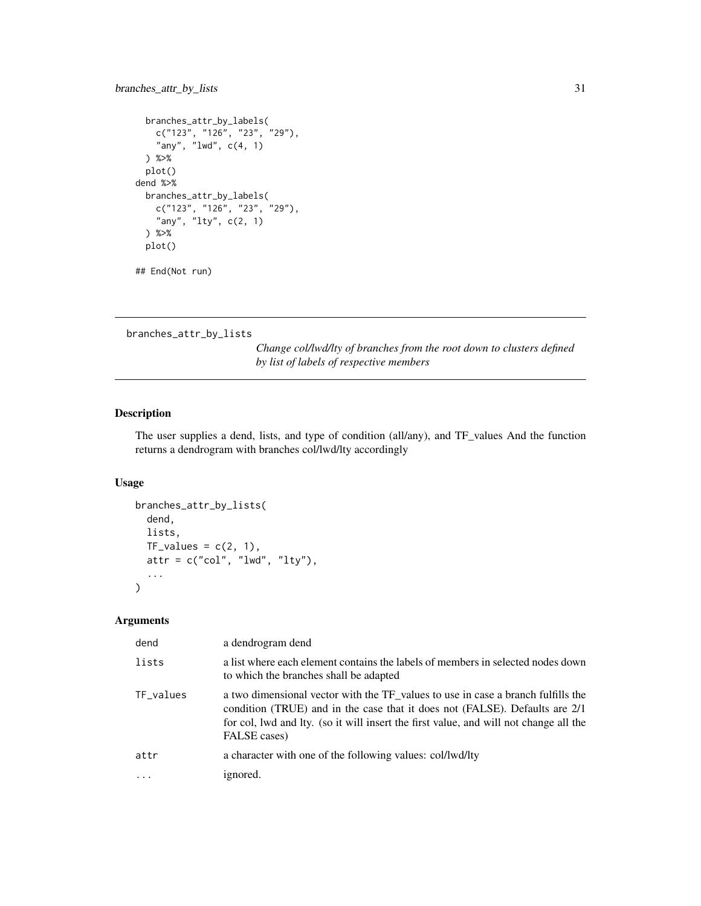```
  branches_attr_by_labels(
    c("123", "126", "23", "29"),
    "any", "lwd", c(4, 1)
  ) %>%
  plot()
dend %>%
  branches_attr_by_labels(
    c("123", "126", "23", "29"),
    "any", "lty", c(2, 1)
  ) %>%
  plot()

## End(Not run)
```

## branches_attr_by_lists

*Change col/lwd/lty of branches from the root down to clusters defined by list of labels of respective members*

### Description

The user supplies a dend, lists, and type of condition (all/any), and TF_values And the function returns a dendrogram with branches col/lwd/lty accordingly

### Usage

```
branches_attr_by_lists(
  dend,
  lists,
  TF_values = c(2, 1),
  attr = c("col", "lwd", "lty"),
  ...
)
```

### Arguments

| | |
|---|---|
| dend | a dendrogram dend |
| lists | a list where each element contains the labels of members in selected nodes down to which the branches shall be adapted |
| TF_values | a two dimensional vector with the TF_values to use in case a branch fulfills the condition (TRUE) and in the case that it does not (FALSE). Defaults are 2/1 for col, lwd and lty. (so it will insert the first value, and will not change all the FALSE cases) |
| attr | a character with one of the following values: col/lwd/lty |
| ... | ignored. |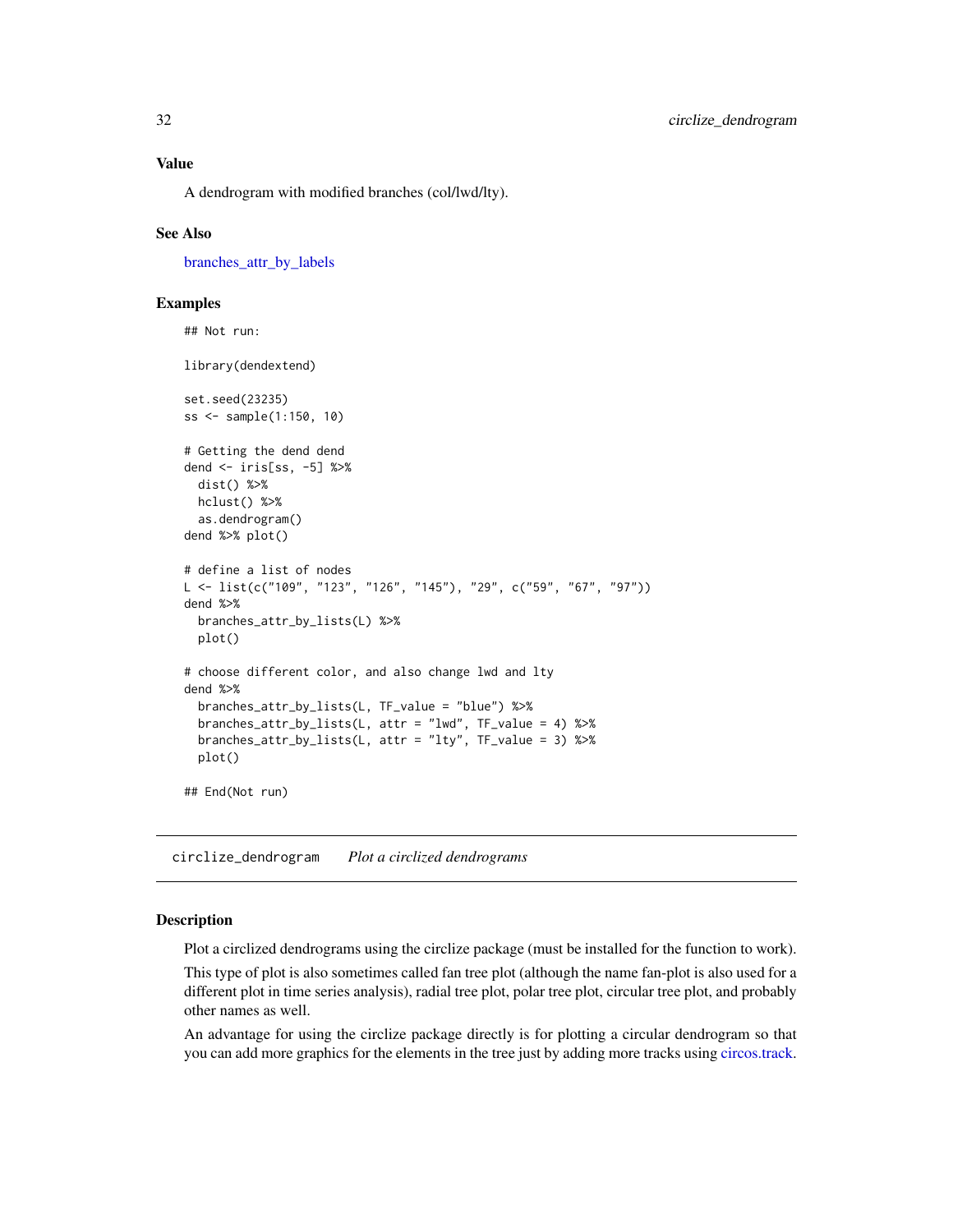### Value

A dendrogram with modified branches (col/lwd/lty).

### See Also

branches_attr_by_labels

### Examples

```
## Not run:

library(dendextend)

set.seed(23235)
ss <- sample(1:150, 10)

# Getting the dend dend
dend <- iris[ss, -5] %>%
  dist() %>%
  hclust() %>%
  as.dendrogram()
dend %>% plot()

# define a list of nodes
L <- list(c("109", "123", "126", "145"), "29", c("59", "67", "97"))
dend %>%
  branches_attr_by_lists(L) %>%
  plot()

# choose different color, and also change lwd and lty
dend %>%
  branches_attr_by_lists(L, TF_value = "blue") %>%
  branches_attr_by_lists(L, attr = "lwd", TF_value = 4) %>%
  branches_attr_by_lists(L, attr = "lty", TF_value = 3) %>%
  plot()

## End(Not run)
```

---

## circlize_dendrogram    *Plot a circlized dendrograms*

### Description

Plot a circlized dendrograms using the circlize package (must be installed for the function to work).

This type of plot is also sometimes called fan tree plot (although the name fan-plot is also used for a different plot in time series analysis), radial tree plot, polar tree plot, circular tree plot, and probably other names as well.

An advantage for using the circlize package directly is for plotting a circular dendrogram so that you can add more graphics for the elements in the tree just by adding more tracks using circos.track.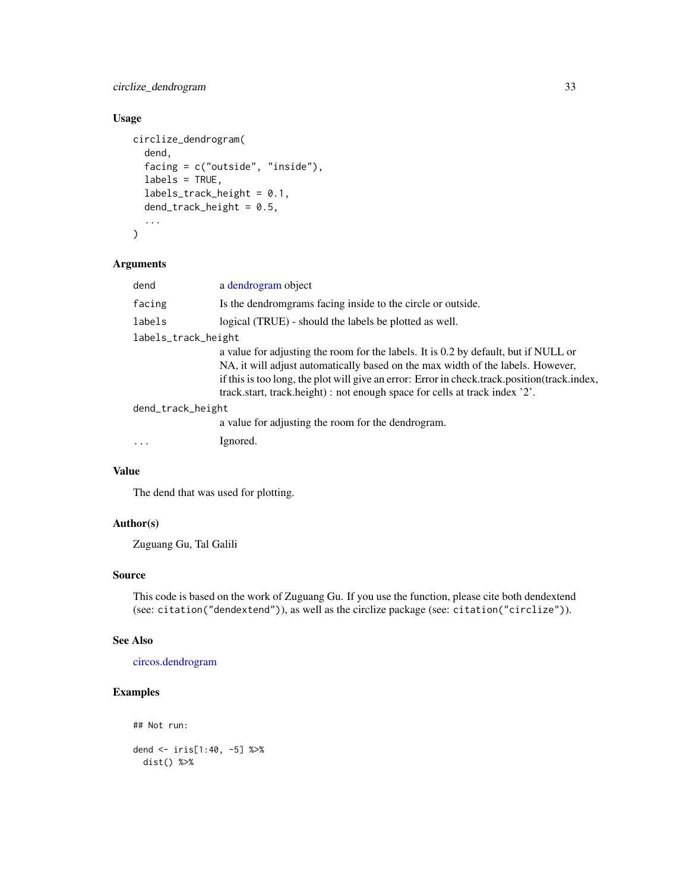### Usage

```
circlize_dendrogram(
  dend,
  facing = c("outside", "inside"),
  labels = TRUE,
  labels_track_height = 0.1,
  dend_track_height = 0.5,
  ...
)
```

### Arguments

| | |
|---|---|
| `dend` | a dendrogram object |
| `facing` | Is the dendromgrams facing inside to the circle or outside. |
| `labels` | logical (TRUE) - should the labels be plotted as well. |
| `labels_track_height` | a value for adjusting the room for the labels. It is 0.2 by default, but if NULL or NA, it will adjust automatically based on the max width of the labels. However, if this is too long, the plot will give an error: Error in check.track.position(track.index, track.start, track.height) : not enough space for cells at track index '2'. |
| `dend_track_height` | a value for adjusting the room for the dendrogram. |
| `...` | Ignored. |

### Value

The dend that was used for plotting.

### Author(s)

Zuguang Gu, Tal Galili

### Source

This code is based on the work of Zuguang Gu. If you use the function, please cite both dendextend (see: `citation("dendextend")`), as well as the circlize package (see: `citation("circlize")`).

### See Also

circos.dendrogram

### Examples

```
## Not run:

dend <- iris[1:40, -5] %>%
  dist() %>%
```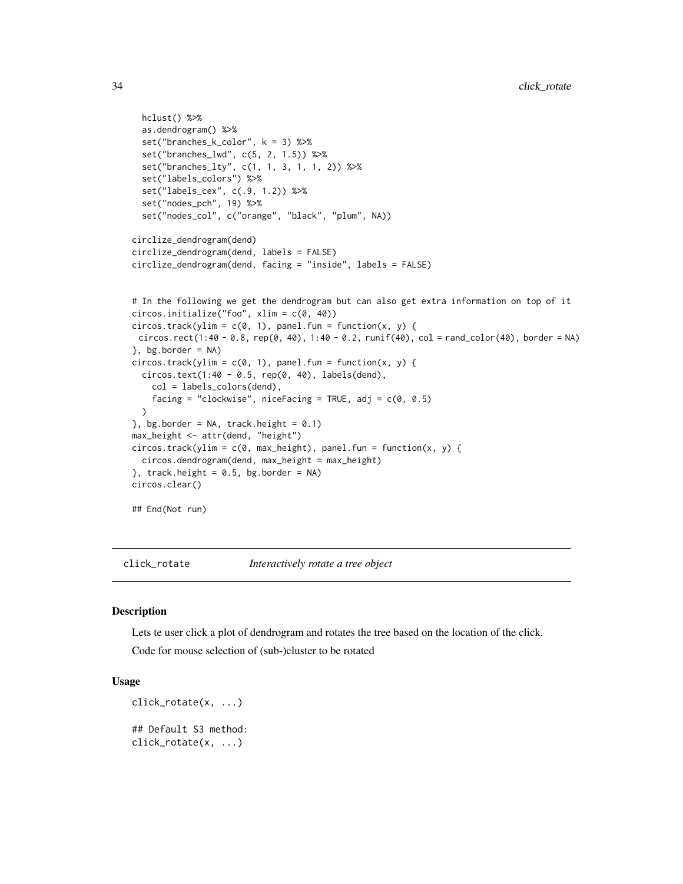```
  hclust() %>%
  as.dendrogram() %>%
  set("branches_k_color", k = 3) %>%
  set("branches_lwd", c(5, 2, 1.5)) %>%
  set("branches_lty", c(1, 1, 3, 1, 1, 2)) %>%
  set("labels_colors") %>%
  set("labels_cex", c(.9, 1.2)) %>%
  set("nodes_pch", 19) %>%
  set("nodes_col", c("orange", "black", "plum", NA))

circlize_dendrogram(dend)
circlize_dendrogram(dend, labels = FALSE)
circlize_dendrogram(dend, facing = "inside", labels = FALSE)


# In the following we get the dendrogram but can also get extra information on top of it
circos.initialize("foo", xlim = c(0, 40))
circos.track(ylim = c(0, 1), panel.fun = function(x, y) {
 circos.rect(1:40 - 0.8, rep(0, 40), 1:40 - 0.2, runif(40), col = rand_color(40), border = NA)
}, bg.border = NA)
circos.track(ylim = c(0, 1), panel.fun = function(x, y) {
  circos.text(1:40 - 0.5, rep(0, 40), labels(dend),
    col = labels_colors(dend),
    facing = "clockwise", niceFacing = TRUE, adj = c(0, 0.5)
  )
}, bg.border = NA, track.height = 0.1)
max_height <- attr(dend, "height")
circos.track(ylim = c(0, max_height), panel.fun = function(x, y) {
  circos.dendrogram(dend, max_height = max_height)
}, track.height = 0.5, bg.border = NA)
circos.clear()

## End(Not run)
```

---

`click_rotate` *Interactively rotate a tree object*

---

### Description

Lets te user click a plot of dendrogram and rotates the tree based on the location of the click.

Code for mouse selection of (sub-)cluster to be rotated

### Usage

```
click_rotate(x, ...)

## Default S3 method:
click_rotate(x, ...)
```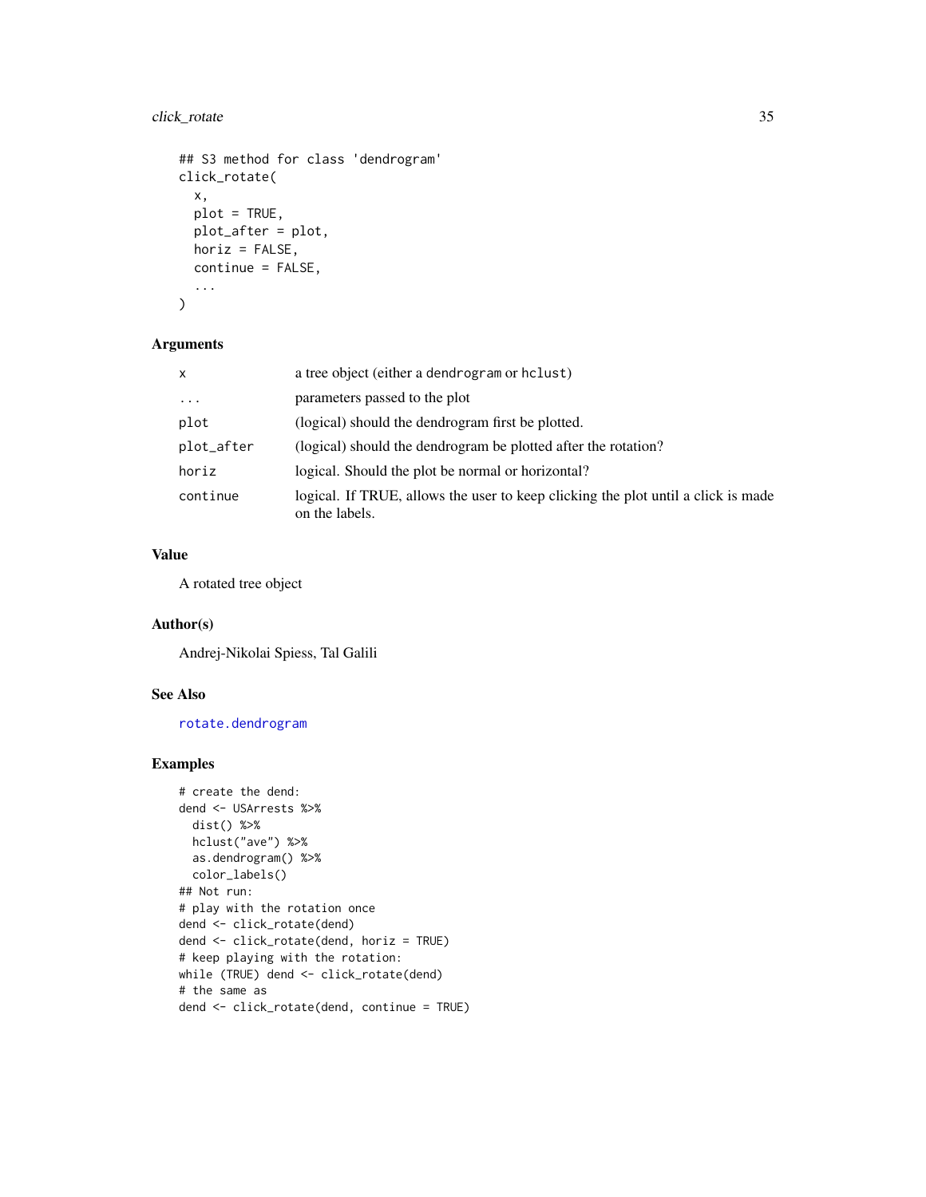```
## S3 method for class 'dendrogram'
click_rotate(
  x,
  plot = TRUE,
  plot_after = plot,
  horiz = FALSE,
  continue = FALSE,
  ...
)
```

## Arguments

| | |
|---|---|
| `x` | a tree object (either a `dendrogram` or `hclust`) |
| `...` | parameters passed to the plot |
| `plot` | (logical) should the dendrogram first be plotted. |
| `plot_after` | (logical) should the dendrogram be plotted after the rotation? |
| `horiz` | logical. Should the plot be normal or horizontal? |
| `continue` | logical. If TRUE, allows the user to keep clicking the plot until a click is made on the labels. |

## Value

A rotated tree object

## Author(s)

Andrej-Nikolai Spiess, Tal Galili

## See Also

`rotate.dendrogram`

## Examples

```
# create the dend:
dend <- USArrests %>%
  dist() %>%
  hclust("ave") %>%
  as.dendrogram() %>%
  color_labels()
## Not run:
# play with the rotation once
dend <- click_rotate(dend)
dend <- click_rotate(dend, horiz = TRUE)
# keep playing with the rotation:
while (TRUE) dend <- click_rotate(dend)
# the same as
dend <- click_rotate(dend, continue = TRUE)
```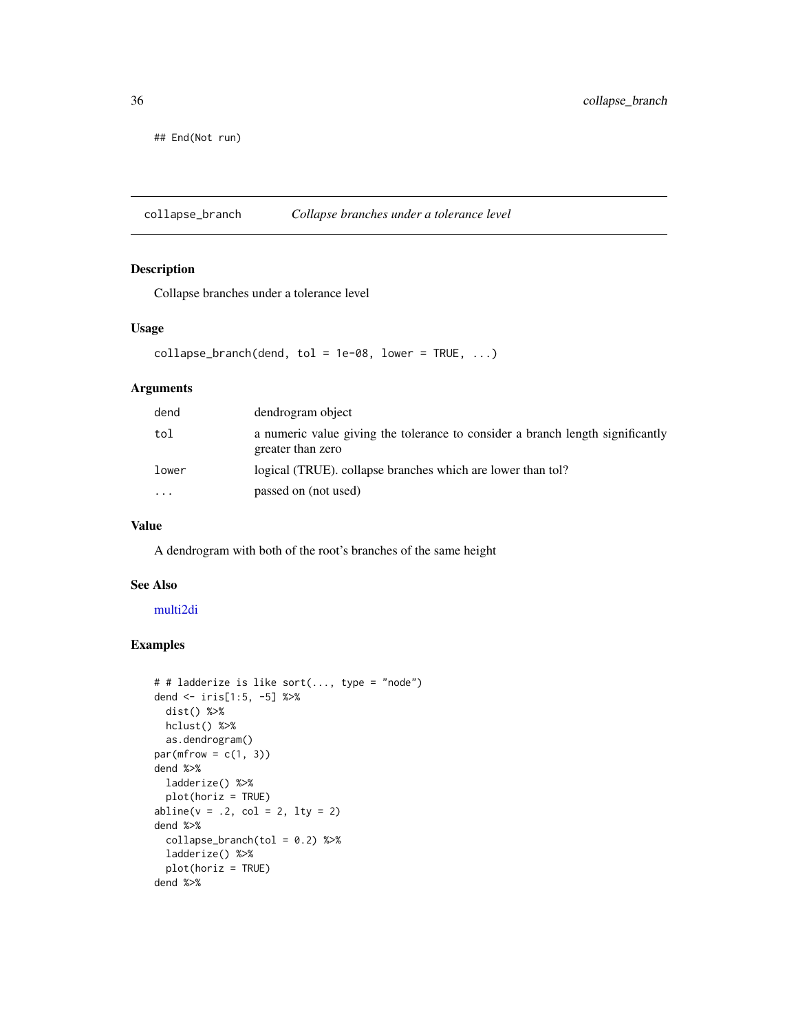```
## End(Not run)
```

## collapse_branch — *Collapse branches under a tolerance level*

### Description

Collapse branches under a tolerance level

### Usage

```
collapse_branch(dend, tol = 1e-08, lower = TRUE, ...)
```

### Arguments

| | |
|---|---|
| dend | dendrogram object |
| tol | a numeric value giving the tolerance to consider a branch length significantly greater than zero |
| lower | logical (TRUE). collapse branches which are lower than tol? |
| ... | passed on (not used) |

### Value

A dendrogram with both of the root's branches of the same height

### See Also

multi2di

### Examples

```
# # ladderize is like sort(..., type = "node")
dend <- iris[1:5, -5] %>%
  dist() %>%
  hclust() %>%
  as.dendrogram()
par(mfrow = c(1, 3))
dend %>%
  ladderize() %>%
  plot(horiz = TRUE)
abline(v = .2, col = 2, lty = 2)
dend %>%
  collapse_branch(tol = 0.2) %>%
  ladderize() %>%
  plot(horiz = TRUE)
dend %>%
```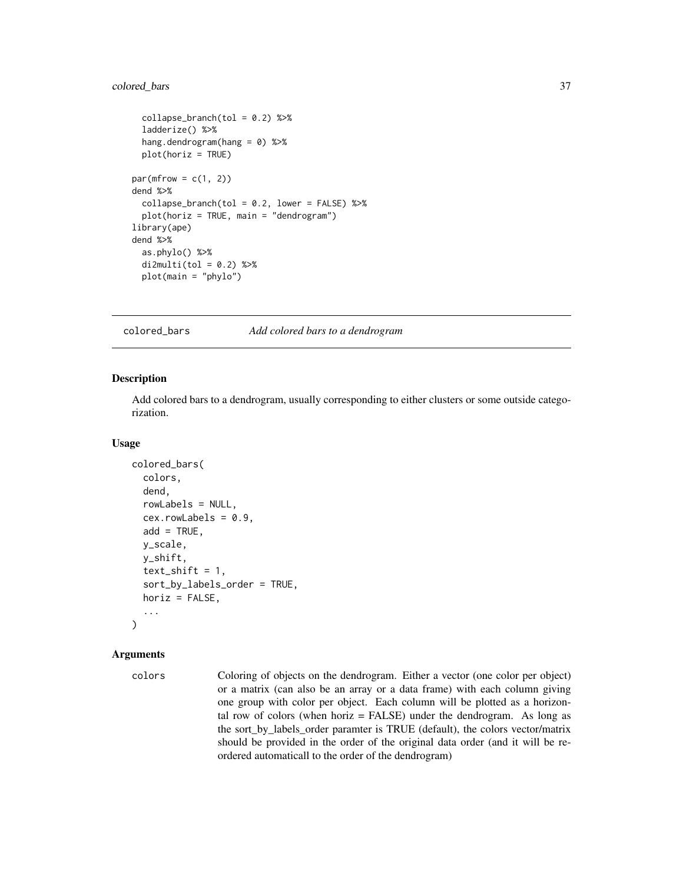```
    collapse_branch(tol = 0.2) %>%
    ladderize() %>%
    hang.dendrogram(hang = 0) %>%
    plot(horiz = TRUE)

  par(mfrow = c(1, 2))
  dend %>%
    collapse_branch(tol = 0.2, lower = FALSE) %>%
    plot(horiz = TRUE, main = "dendrogram")
  library(ape)
  dend %>%
    as.phylo() %>%
    di2multi(tol = 0.2) %>%
    plot(main = "phylo")
```

## colored_bars — *Add colored bars to a dendrogram*

### Description

Add colored bars to a dendrogram, usually corresponding to either clusters or some outside categorization.

### Usage

```
colored_bars(
  colors,
  dend,
  rowLabels = NULL,
  cex.rowLabels = 0.9,
  add = TRUE,
  y_scale,
  y_shift,
  text_shift = 1,
  sort_by_labels_order = TRUE,
  horiz = FALSE,
  ...
)
```

### Arguments

| | |
|---|---|
| colors | Coloring of objects on the dendrogram. Either a vector (one color per object) or a matrix (can also be an array or a data frame) with each column giving one group with color per object. Each column will be plotted as a horizontal row of colors (when horiz = FALSE) under the dendrogram. As long as the sort_by_labels_order paramter is TRUE (default), the colors vector/matrix should be provided in the order of the original data order (and it will be re-ordered automaticall to the order of the dendrogram) |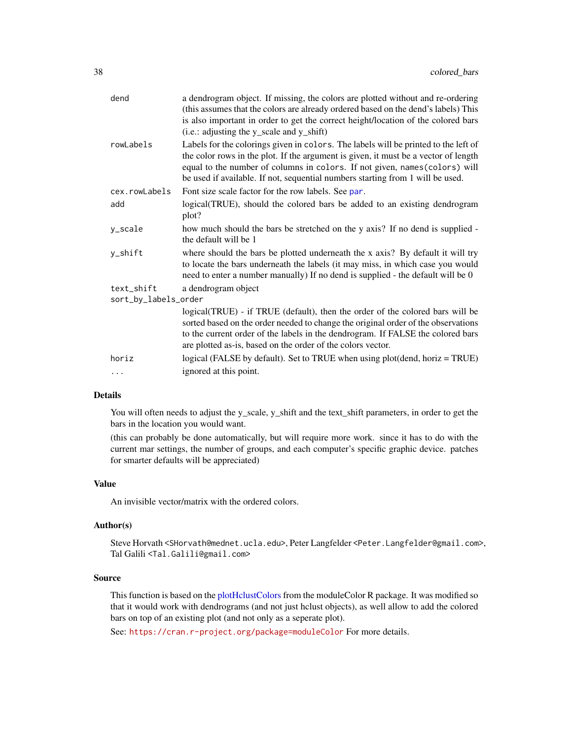| | |
|---|---|
| `dend` | a dendrogram object. If missing, the colors are plotted without and re-ordering (this assumes that the colors are already ordered based on the dend's labels) This is also important in order to get the correct height/location of the colored bars (i.e.: adjusting the y_scale and y_shift) |
| `rowLabels` | Labels for the colorings given in `colors`. The labels will be printed to the left of the color rows in the plot. If the argument is given, it must be a vector of length equal to the number of columns in `colors`. If not given, `names(colors)` will be used if available. If not, sequential numbers starting from 1 will be used. |
| `cex.rowLabels` | Font size scale factor for the row labels. See par. |
| `add` | logical(TRUE), should the colored bars be added to an existing dendrogram plot? |
| `y_scale` | how much should the bars be stretched on the y axis? If no dend is supplied - the default will be 1 |
| `y_shift` | where should the bars be plotted underneath the x axis? By default it will try to locate the bars underneath the labels (it may miss, in which case you would need to enter a number manually) If no dend is supplied - the default will be 0 |
| `text_shift` | a dendrogram object |
| `sort_by_labels_order` | logical(TRUE) - if TRUE (default), then the order of the colored bars will be sorted based on the order needed to change the original order of the observations to the current order of the labels in the dendrogram. If FALSE the colored bars are plotted as-is, based on the order of the colors vector. |
| `horiz` | logical (FALSE by default). Set to TRUE when using plot(dend, horiz = TRUE) |
| `...` | ignored at this point. |

## Details

You will often needs to adjust the y_scale, y_shift and the text_shift parameters, in order to get the bars in the location you would want.

(this can probably be done automatically, but will require more work. since it has to do with the current mar settings, the number of groups, and each computer's specific graphic device. patches for smarter defaults will be appreciated)

## Value

An invisible vector/matrix with the ordered colors.

## Author(s)

Steve Horvath <`SHorvath@mednet.ucla.edu`>, Peter Langfelder <`Peter.Langfelder@gmail.com`>, Tal Galili <`Tal.Galili@gmail.com`>

## Source

This function is based on the plotHclustColors from the moduleColor R package. It was modified so that it would work with dendrograms (and not just hclust objects), as well allow to add the colored bars on top of an existing plot (and not only as a seperate plot).

See: `https://cran.r-project.org/package=moduleColor` For more details.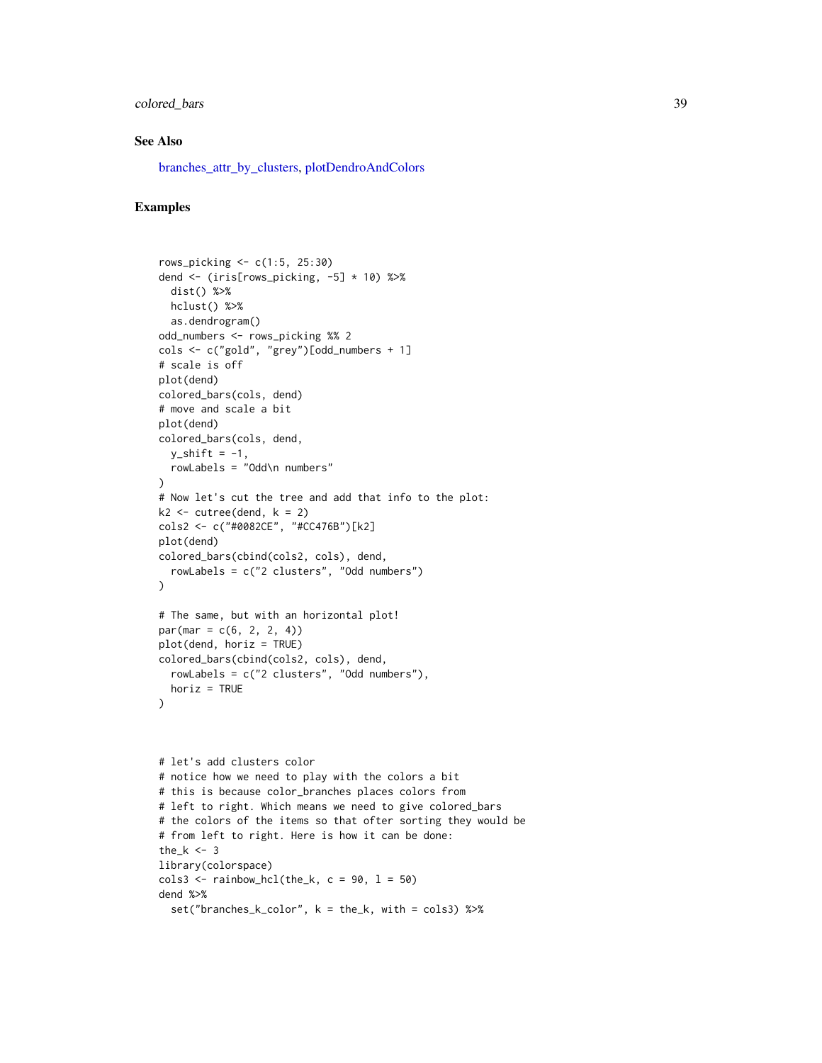### See Also

branches_attr_by_clusters, plotDendroAndColors

### Examples

```
rows_picking <- c(1:5, 25:30)
dend <- (iris[rows_picking, -5] * 10) %>%
  dist() %>%
  hclust() %>%
  as.dendrogram()
odd_numbers <- rows_picking %% 2
cols <- c("gold", "grey")[odd_numbers + 1]
# scale is off
plot(dend)
colored_bars(cols, dend)
# move and scale a bit
plot(dend)
colored_bars(cols, dend,
  y_shift = -1,
  rowLabels = "Odd\n numbers"
)
# Now let's cut the tree and add that info to the plot:
k2 <- cutree(dend, k = 2)
cols2 <- c("#0082CE", "#CC476B")[k2]
plot(dend)
colored_bars(cbind(cols2, cols), dend,
  rowLabels = c("2 clusters", "Odd numbers")
)

# The same, but with an horizontal plot!
par(mar = c(6, 2, 2, 4))
plot(dend, horiz = TRUE)
colored_bars(cbind(cols2, cols), dend,
  rowLabels = c("2 clusters", "Odd numbers"),
  horiz = TRUE
)



# let's add clusters color
# notice how we need to play with the colors a bit
# this is because color_branches places colors from
# left to right. Which means we need to give colored_bars
# the colors of the items so that ofter sorting they would be
# from left to right. Here is how it can be done:
the_k <- 3
library(colorspace)
cols3 <- rainbow_hcl(the_k, c = 90, l = 50)
dend %>%
  set("branches_k_color", k = the_k, with = cols3) %>%
```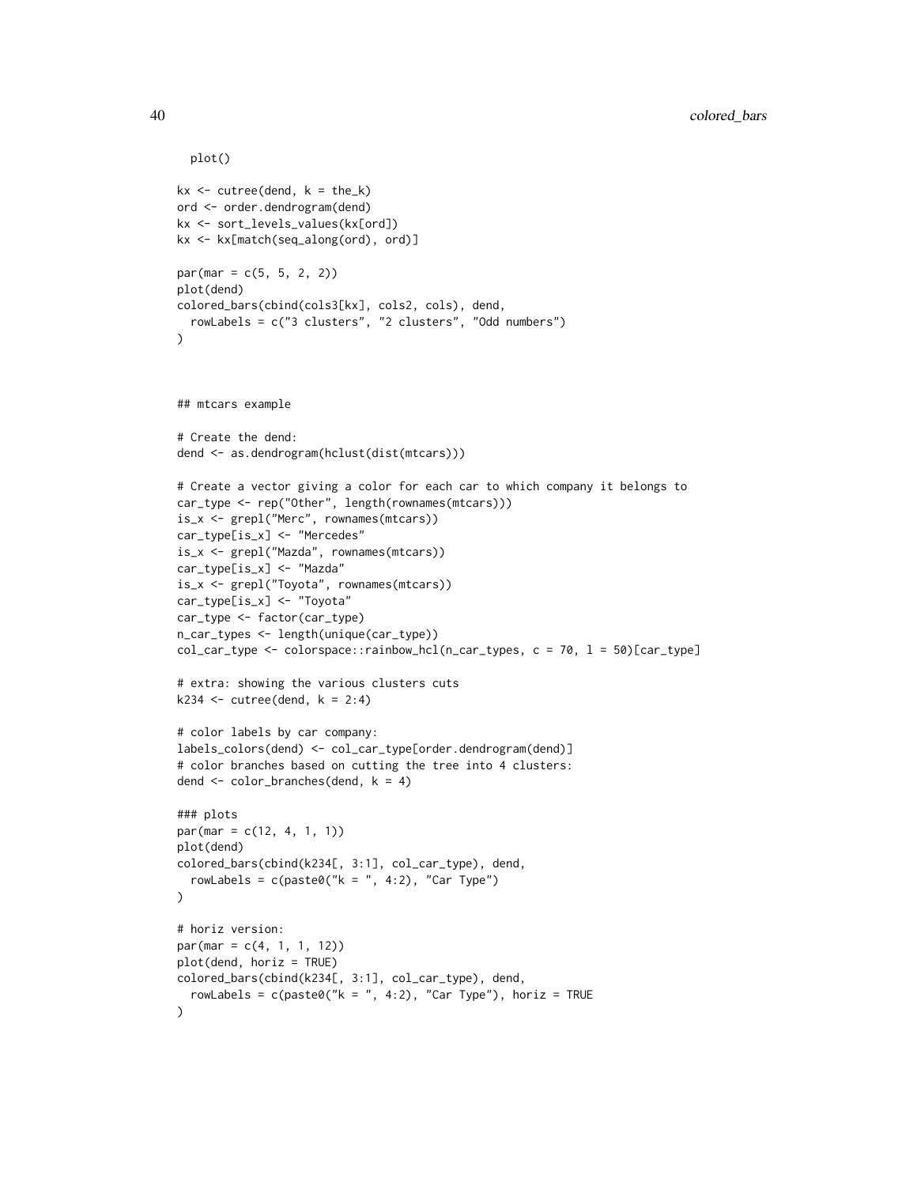```
  plot()

kx <- cutree(dend, k = the_k)
ord <- order.dendrogram(dend)
kx <- sort_levels_values(kx[ord])
kx <- kx[match(seq_along(ord), ord)]

par(mar = c(5, 5, 2, 2))
plot(dend)
colored_bars(cbind(cols3[kx], cols2, cols), dend,
  rowLabels = c("3 clusters", "2 clusters", "Odd numbers")
)



## mtcars example

# Create the dend:
dend <- as.dendrogram(hclust(dist(mtcars)))

# Create a vector giving a color for each car to which company it belongs to
car_type <- rep("Other", length(rownames(mtcars)))
is_x <- grepl("Merc", rownames(mtcars))
car_type[is_x] <- "Mercedes"
is_x <- grepl("Mazda", rownames(mtcars))
car_type[is_x] <- "Mazda"
is_x <- grepl("Toyota", rownames(mtcars))
car_type[is_x] <- "Toyota"
car_type <- factor(car_type)
n_car_types <- length(unique(car_type))
col_car_type <- colorspace::rainbow_hcl(n_car_types, c = 70, l = 50)[car_type]

# extra: showing the various clusters cuts
k234 <- cutree(dend, k = 2:4)

# color labels by car company:
labels_colors(dend) <- col_car_type[order.dendrogram(dend)]
# color branches based on cutting the tree into 4 clusters:
dend <- color_branches(dend, k = 4)

### plots
par(mar = c(12, 4, 1, 1))
plot(dend)
colored_bars(cbind(k234[, 3:1], col_car_type), dend,
  rowLabels = c(paste0("k = ", 4:2), "Car Type")
)

# horiz version:
par(mar = c(4, 1, 1, 12))
plot(dend, horiz = TRUE)
colored_bars(cbind(k234[, 3:1], col_car_type), dend,
  rowLabels = c(paste0("k = ", 4:2), "Car Type"), horiz = TRUE
)
```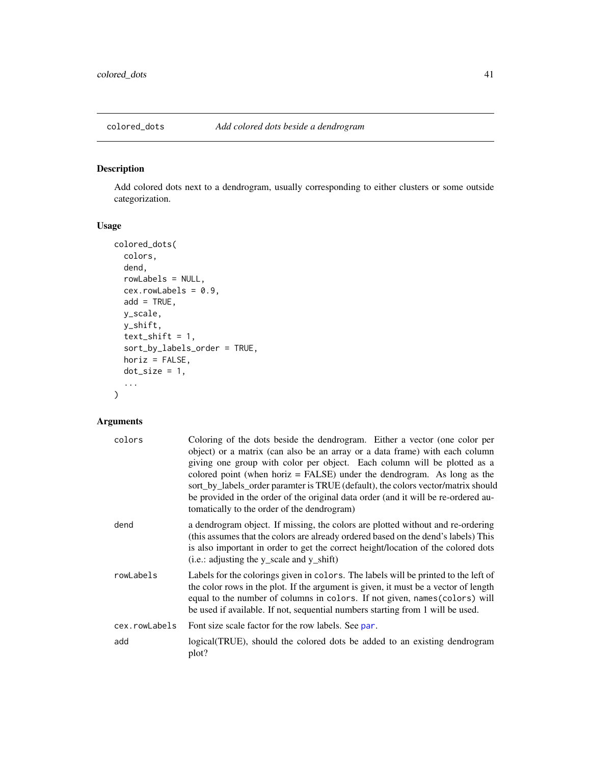## colored_dots *Add colored dots beside a dendrogram*

### Description

Add colored dots next to a dendrogram, usually corresponding to either clusters or some outside categorization.

### Usage

```
colored_dots(
  colors,
  dend,
  rowLabels = NULL,
  cex.rowLabels = 0.9,
  add = TRUE,
  y_scale,
  y_shift,
  text_shift = 1,
  sort_by_labels_order = TRUE,
  horiz = FALSE,
  dot_size = 1,
  ...
)
```

### Arguments

| | |
|---|---|
| `colors` | Coloring of the dots beside the dendrogram. Either a vector (one color per object) or a matrix (can also be an array or a data frame) with each column giving one group with color per object. Each column will be plotted as a colored point (when horiz = FALSE) under the dendrogram. As long as the sort_by_labels_order paramter is TRUE (default), the colors vector/matrix should be provided in the order of the original data order (and it will be re-ordered automatically to the order of the dendrogram) |
| `dend` | a dendrogram object. If missing, the colors are plotted without and re-ordering (this assumes that the colors are already ordered based on the dend's labels) This is also important in order to get the correct height/location of the colored dots (i.e.: adjusting the y_scale and y_shift) |
| `rowLabels` | Labels for the colorings given in `colors`. The labels will be printed to the left of the color rows in the plot. If the argument is given, it must be a vector of length equal to the number of columns in `colors`. If not given, `names(colors)` will be used if available. If not, sequential numbers starting from 1 will be used. |
| `cex.rowLabels` | Font size scale factor for the row labels. See `par`. |
| `add` | logical(TRUE), should the colored dots be added to an existing dendrogram plot? |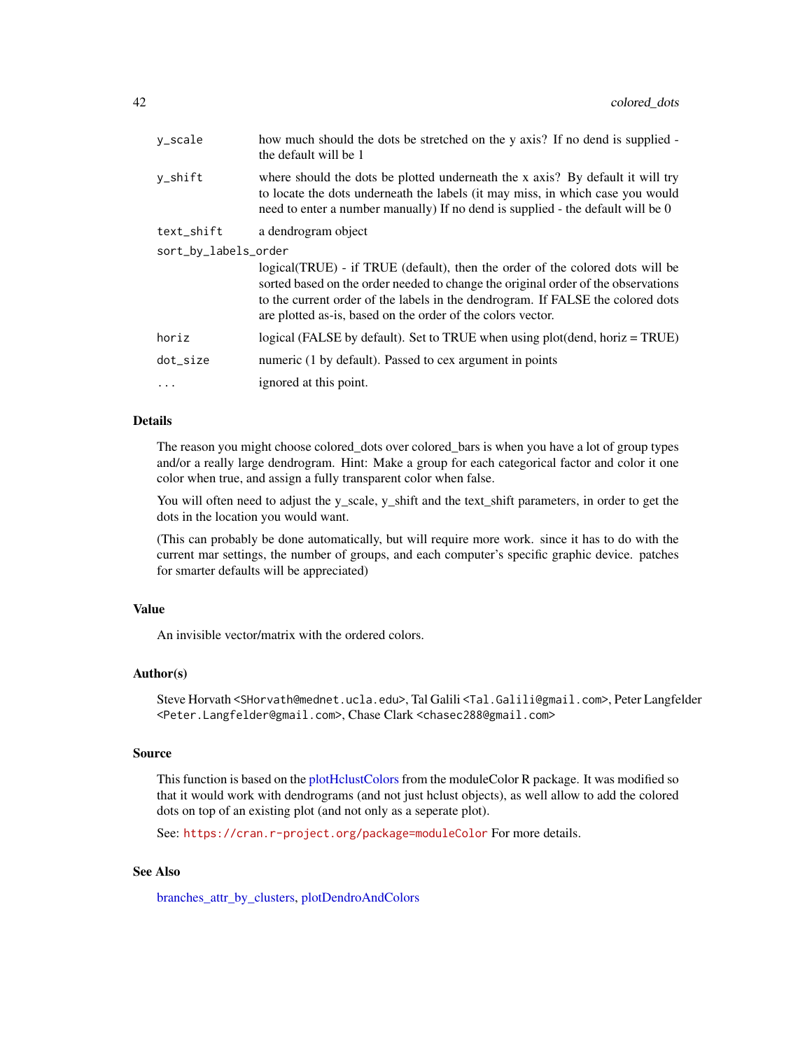| | |
|---|---|
| `y_scale` | how much should the dots be stretched on the y axis? If no dend is supplied - the default will be 1 |
| `y_shift` | where should the dots be plotted underneath the x axis? By default it will try to locate the dots underneath the labels (it may miss, in which case you would need to enter a number manually) If no dend is supplied - the default will be 0 |
| `text_shift` | a dendrogram object |
| `sort_by_labels_order` | logical(TRUE) - if TRUE (default), then the order of the colored dots will be sorted based on the order needed to change the original order of the observations to the current order of the labels in the dendrogram. If FALSE the colored dots are plotted as-is, based on the order of the colors vector. |
| `horiz` | logical (FALSE by default). Set to TRUE when using plot(dend, horiz = TRUE) |
| `dot_size` | numeric (1 by default). Passed to cex argument in points |
| `...` | ignored at this point. |

## Details

The reason you might choose colored_dots over colored_bars is when you have a lot of group types and/or a really large dendrogram. Hint: Make a group for each categorical factor and color it one color when true, and assign a fully transparent color when false.

You will often need to adjust the y_scale, y_shift and the text_shift parameters, in order to get the dots in the location you would want.

(This can probably be done automatically, but will require more work. since it has to do with the current mar settings, the number of groups, and each computer's specific graphic device. patches for smarter defaults will be appreciated)

## Value

An invisible vector/matrix with the ordered colors.

## Author(s)

Steve Horvath <SHorvath@mednet.ucla.edu>, Tal Galili <Tal.Galili@gmail.com>, Peter Langfelder <Peter.Langfelder@gmail.com>, Chase Clark <chasec288@gmail.com>

## Source

This function is based on the plotHclustColors from the moduleColor R package. It was modified so that it would work with dendrograms (and not just hclust objects), as well allow to add the colored dots on top of an existing plot (and not only as a seperate plot).

See: https://cran.r-project.org/package=moduleColor For more details.

## See Also

branches_attr_by_clusters, plotDendroAndColors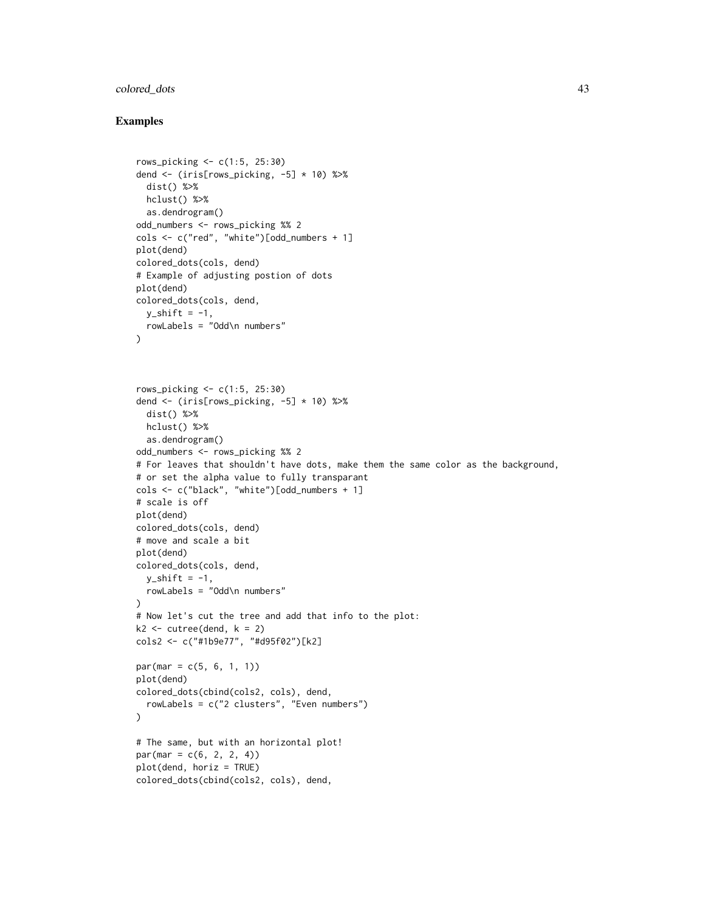## Examples

```
rows_picking <- c(1:5, 25:30)
dend <- (iris[rows_picking, -5] * 10) %>%
  dist() %>%
  hclust() %>%
  as.dendrogram()
odd_numbers <- rows_picking %% 2
cols <- c("red", "white")[odd_numbers + 1]
plot(dend)
colored_dots(cols, dend)
# Example of adjusting postion of dots
plot(dend)
colored_dots(cols, dend,
  y_shift = -1,
  rowLabels = "Odd\n numbers"
)



rows_picking <- c(1:5, 25:30)
dend <- (iris[rows_picking, -5] * 10) %>%
  dist() %>%
  hclust() %>%
  as.dendrogram()
odd_numbers <- rows_picking %% 2
# For leaves that shouldn't have dots, make them the same color as the background,
# or set the alpha value to fully transparant
cols <- c("black", "white")[odd_numbers + 1]
# scale is off
plot(dend)
colored_dots(cols, dend)
# move and scale a bit
plot(dend)
colored_dots(cols, dend,
  y_shift = -1,
  rowLabels = "Odd\n numbers"
)
# Now let's cut the tree and add that info to the plot:
k2 <- cutree(dend, k = 2)
cols2 <- c("#1b9e77", "#d95f02")[k2]

par(mar = c(5, 6, 1, 1))
plot(dend)
colored_dots(cbind(cols2, cols), dend,
  rowLabels = c("2 clusters", "Even numbers")
)

# The same, but with an horizontal plot!
par(mar = c(6, 2, 2, 4))
plot(dend, horiz = TRUE)
colored_dots(cbind(cols2, cols), dend,
```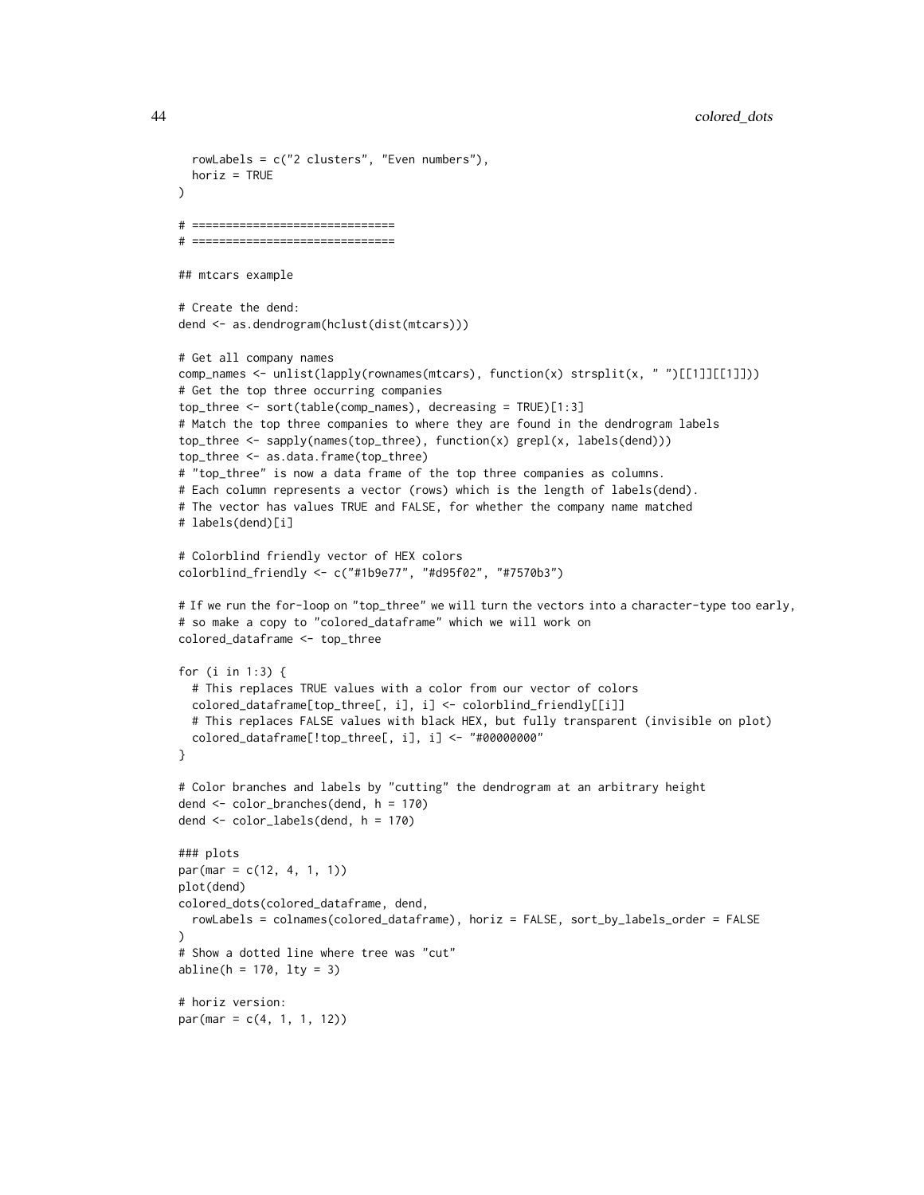```
  rowLabels = c("2 clusters", "Even numbers"),
  horiz = TRUE
)

# ==============================
# ==============================

## mtcars example

# Create the dend:
dend <- as.dendrogram(hclust(dist(mtcars)))

# Get all company names
comp_names <- unlist(lapply(rownames(mtcars), function(x) strsplit(x, " ")[[1]][[1]]))
# Get the top three occurring companies
top_three <- sort(table(comp_names), decreasing = TRUE)[1:3]
# Match the top three companies to where they are found in the dendrogram labels
top_three <- sapply(names(top_three), function(x) grepl(x, labels(dend)))
top_three <- as.data.frame(top_three)
# "top_three" is now a data frame of the top three companies as columns.
# Each column represents a vector (rows) which is the length of labels(dend).
# The vector has values TRUE and FALSE, for whether the company name matched
# labels(dend)[i]

# Colorblind friendly vector of HEX colors
colorblind_friendly <- c("#1b9e77", "#d95f02", "#7570b3")

# If we run the for-loop on "top_three" we will turn the vectors into a character-type too early,
# so make a copy to "colored_dataframe" which we will work on
colored_dataframe <- top_three

for (i in 1:3) {
  # This replaces TRUE values with a color from our vector of colors
  colored_dataframe[top_three[, i], i] <- colorblind_friendly[[i]]
  # This replaces FALSE values with black HEX, but fully transparent (invisible on plot)
  colored_dataframe[!top_three[, i], i] <- "#00000000"
}

# Color branches and labels by "cutting" the dendrogram at an arbitrary height
dend <- color_branches(dend, h = 170)
dend <- color_labels(dend, h = 170)

### plots
par(mar = c(12, 4, 1, 1))
plot(dend)
colored_dots(colored_dataframe, dend,
  rowLabels = colnames(colored_dataframe), horiz = FALSE, sort_by_labels_order = FALSE
)
# Show a dotted line where tree was "cut"
abline(h = 170, lty = 3)

# horiz version:
par(mar = c(4, 1, 1, 12))
```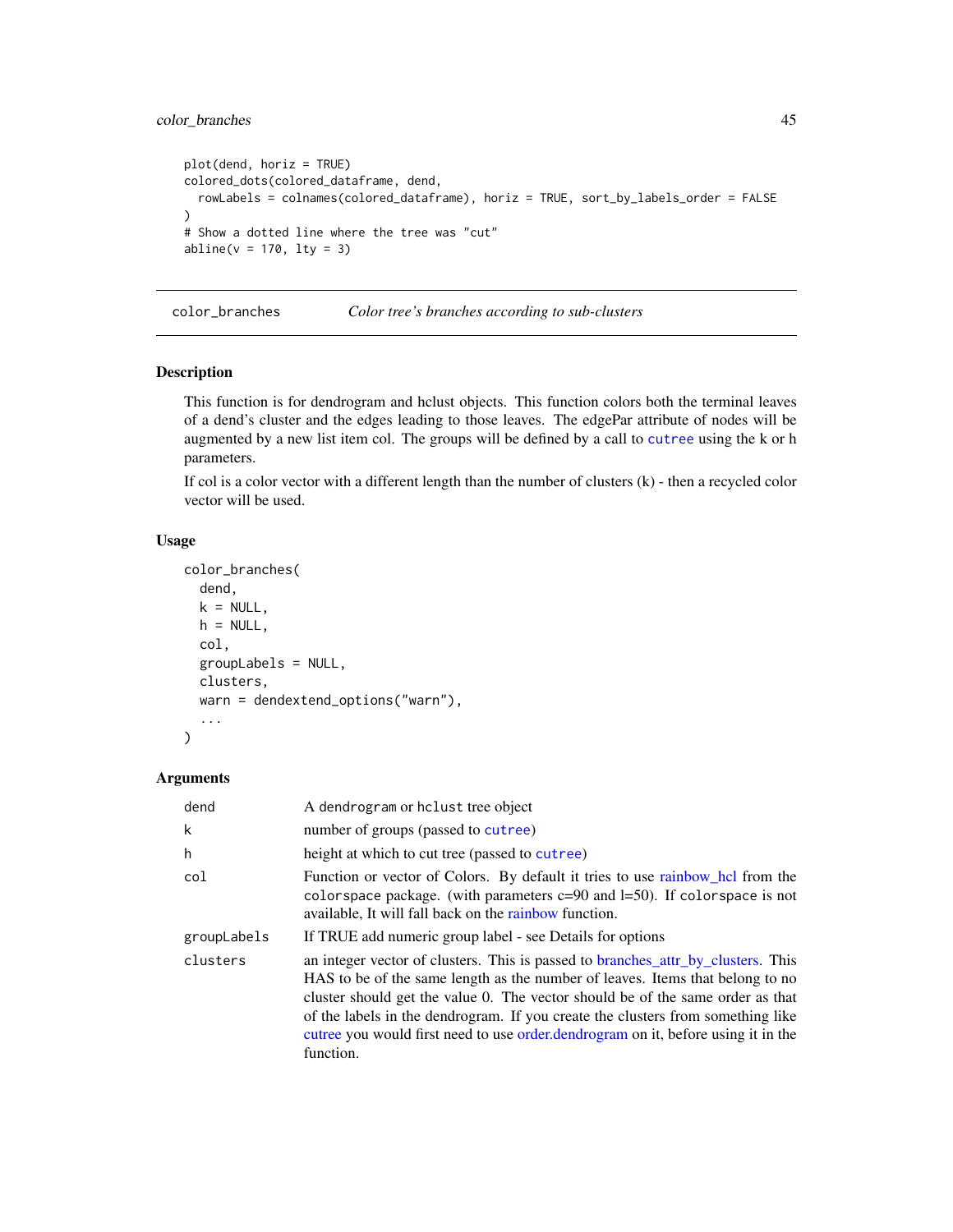```
plot(dend, horiz = TRUE)
colored_dots(colored_dataframe, dend,
  rowLabels = colnames(colored_dataframe), horiz = TRUE, sort_by_labels_order = FALSE
)
# Show a dotted line where the tree was "cut"
abline(v = 170, lty = 3)
```

---

## color_branches — *Color tree's branches according to sub-clusters*

---

### Description

This function is for dendrogram and hclust objects. This function colors both the terminal leaves of a dend's cluster and the edges leading to those leaves. The edgePar attribute of nodes will be augmented by a new list item col. The groups will be defined by a call to `cutree` using the k or h parameters.

If col is a color vector with a different length than the number of clusters (k) - then a recycled color vector will be used.

### Usage

```
color_branches(
  dend,
  k = NULL,
  h = NULL,
  col,
  groupLabels = NULL,
  clusters,
  warn = dendextend_options("warn"),
  ...
)
```

### Arguments

| | |
|---|---|
| `dend` | A `dendrogram` or `hclust` tree object |
| `k` | number of groups (passed to `cutree`) |
| `h` | height at which to cut tree (passed to `cutree`) |
| `col` | Function or vector of Colors. By default it tries to use rainbow_hcl from the `colorspace` package. (with parameters c=90 and l=50). If `colorspace` is not available, It will fall back on the rainbow function. |
| `groupLabels` | If TRUE add numeric group label - see Details for options |
| `clusters` | an integer vector of clusters. This is passed to branches_attr_by_clusters. This HAS to be of the same length as the number of leaves. Items that belong to no cluster should get the value 0. The vector should be of the same order as that of the labels in the dendrogram. If you create the clusters from something like cutree you would first need to use order.dendrogram on it, before using it in the function. |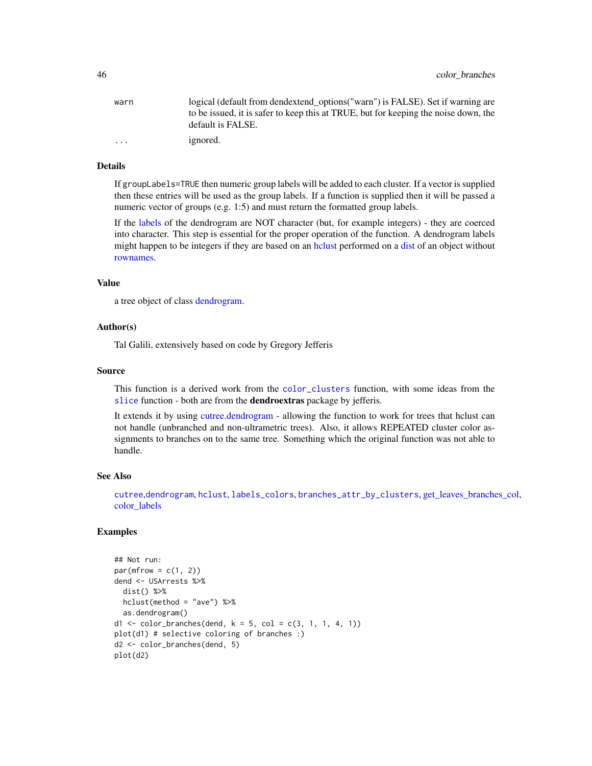| | |
|---|---|
| `warn` | logical (default from dendextend_options("warn") is FALSE). Set if warning are to be issued, it is safer to keep this at TRUE, but for keeping the noise down, the default is FALSE. |
| `...` | ignored. |

## Details

If `groupLabels=TRUE` then numeric group labels will be added to each cluster. If a vector is supplied then these entries will be used as the group labels. If a function is supplied then it will be passed a numeric vector of groups (e.g. 1:5) and must return the formatted group labels.

If the labels of the dendrogram are NOT character (but, for example integers) - they are coerced into character. This step is essential for the proper operation of the function. A dendrogram labels might happen to be integers if they are based on an hclust performed on a dist of an object without rownames.

## Value

a tree object of class dendrogram.

## Author(s)

Tal Galili, extensively based on code by Gregory Jefferis

## Source

This function is a derived work from the `color_clusters` function, with some ideas from the `slice` function - both are from the **dendroextras** package by jefferis.

It extends it by using cutree.dendrogram - allowing the function to work for trees that hclust can not handle (unbranched and non-ultrametric trees). Also, it allows REPEATED cluster color assignments to branches on to the same tree. Something which the original function was not able to handle.

## See Also

`cutree`,`dendrogram`, `hclust`, `labels_colors`, `branches_attr_by_clusters`, get_leaves_branches_col, color_labels

## Examples

```
## Not run:
par(mfrow = c(1, 2))
dend <- USArrests %>%
  dist() %>%
  hclust(method = "ave") %>%
  as.dendrogram()
d1 <- color_branches(dend, k = 5, col = c(3, 1, 1, 4, 1))
plot(d1) # selective coloring of branches :)
d2 <- color_branches(dend, 5)
plot(d2)
```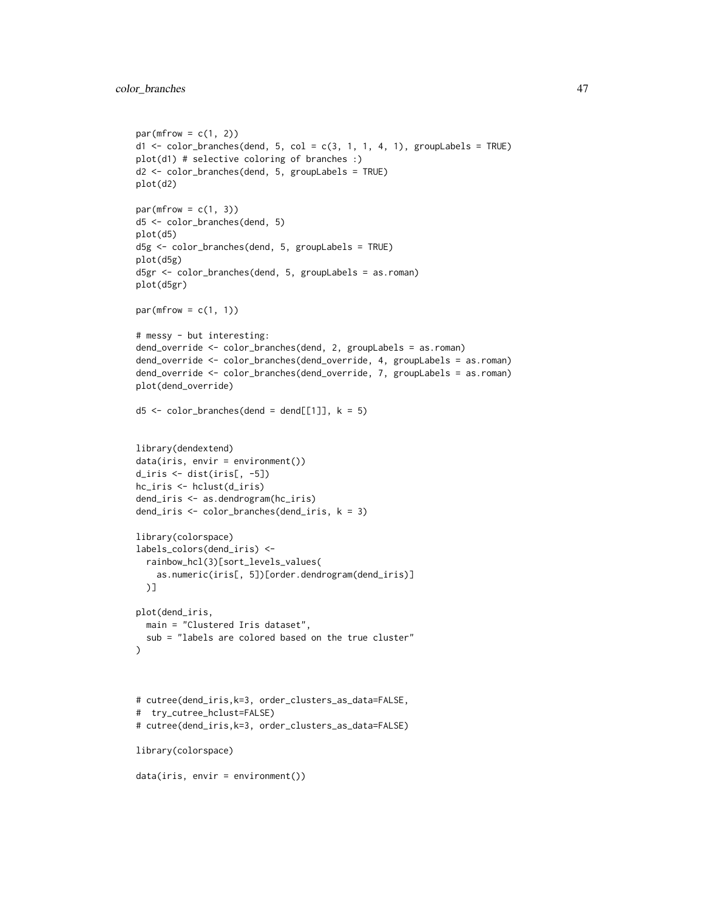```
par(mfrow = c(1, 2))
d1 <- color_branches(dend, 5, col = c(3, 1, 1, 4, 1), groupLabels = TRUE)
plot(d1) # selective coloring of branches :)
d2 <- color_branches(dend, 5, groupLabels = TRUE)
plot(d2)

par(mfrow = c(1, 3))
d5 <- color_branches(dend, 5)
plot(d5)
d5g <- color_branches(dend, 5, groupLabels = TRUE)
plot(d5g)
d5gr <- color_branches(dend, 5, groupLabels = as.roman)
plot(d5gr)

par(mfrow = c(1, 1))

# messy - but interesting:
dend_override <- color_branches(dend, 2, groupLabels = as.roman)
dend_override <- color_branches(dend_override, 4, groupLabels = as.roman)
dend_override <- color_branches(dend_override, 7, groupLabels = as.roman)
plot(dend_override)

d5 <- color_branches(dend = dend[[1]], k = 5)


library(dendextend)
data(iris, envir = environment())
d_iris <- dist(iris[, -5])
hc_iris <- hclust(d_iris)
dend_iris <- as.dendrogram(hc_iris)
dend_iris <- color_branches(dend_iris, k = 3)

library(colorspace)
labels_colors(dend_iris) <-
  rainbow_hcl(3)[sort_levels_values(
    as.numeric(iris[, 5])[order.dendrogram(dend_iris)]
  )]

plot(dend_iris,
  main = "Clustered Iris dataset",
  sub = "labels are colored based on the true cluster"
)



# cutree(dend_iris,k=3, order_clusters_as_data=FALSE,
#  try_cutree_hclust=FALSE)
# cutree(dend_iris,k=3, order_clusters_as_data=FALSE)

library(colorspace)

data(iris, envir = environment())
```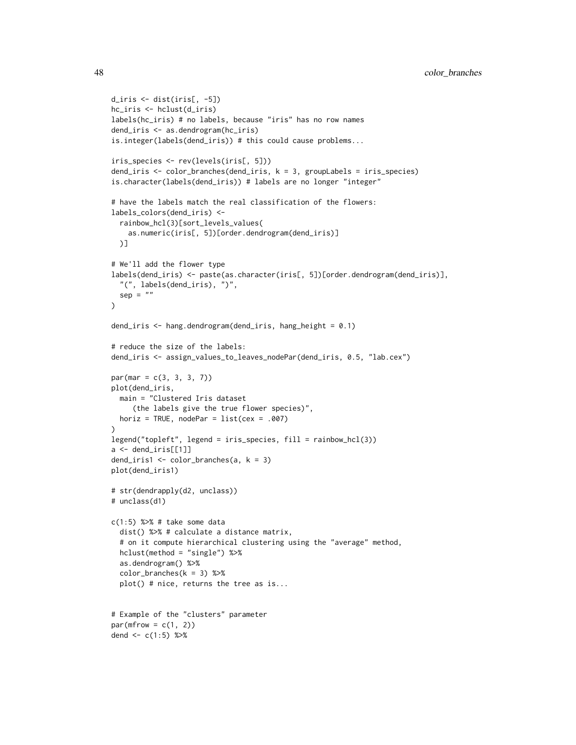```
d_iris <- dist(iris[, -5])
hc_iris <- hclust(d_iris)
labels(hc_iris) # no labels, because "iris" has no row names
dend_iris <- as.dendrogram(hc_iris)
is.integer(labels(dend_iris)) # this could cause problems...

iris_species <- rev(levels(iris[, 5]))
dend_iris <- color_branches(dend_iris, k = 3, groupLabels = iris_species)
is.character(labels(dend_iris)) # labels are no longer "integer"

# have the labels match the real classification of the flowers:
labels_colors(dend_iris) <-
  rainbow_hcl(3)[sort_levels_values(
    as.numeric(iris[, 5])[order.dendrogram(dend_iris)]
  )]

# We'll add the flower type
labels(dend_iris) <- paste(as.character(iris[, 5])[order.dendrogram(dend_iris)],
  "(", labels(dend_iris), ")",
  sep = ""
)

dend_iris <- hang.dendrogram(dend_iris, hang_height = 0.1)

# reduce the size of the labels:
dend_iris <- assign_values_to_leaves_nodePar(dend_iris, 0.5, "lab.cex")

par(mar = c(3, 3, 3, 7))
plot(dend_iris,
  main = "Clustered Iris dataset
     (the labels give the true flower species)",
  horiz = TRUE, nodePar = list(cex = .007)
)
legend("topleft", legend = iris_species, fill = rainbow_hcl(3))
a <- dend_iris[[1]]
dend_iris1 <- color_branches(a, k = 3)
plot(dend_iris1)

# str(dendrapply(d2, unclass))
# unclass(d1)

c(1:5) %>% # take some data
  dist() %>% # calculate a distance matrix,
  # on it compute hierarchical clustering using the "average" method,
  hclust(method = "single") %>%
  as.dendrogram() %>%
  color_branches(k = 3) %>%
  plot() # nice, returns the tree as is...


# Example of the "clusters" parameter
par(mfrow = c(1, 2))
dend <- c(1:5) %>%
```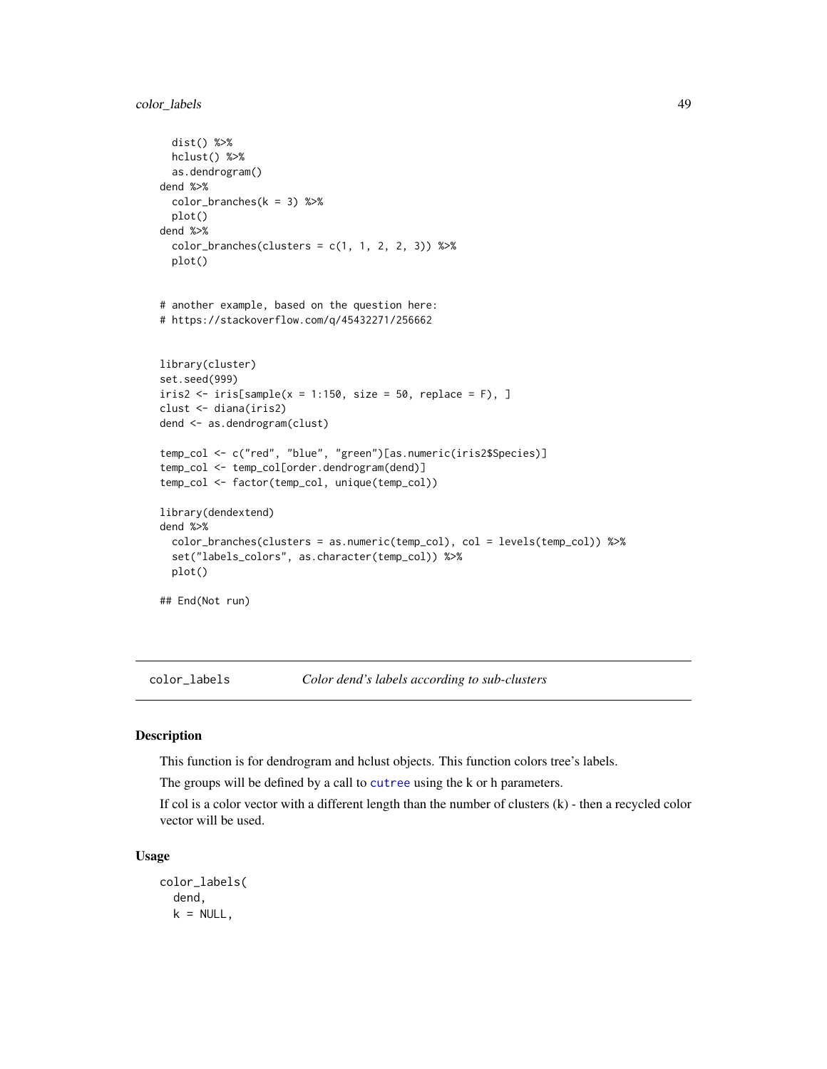```
  dist() %>%
  hclust() %>%
  as.dendrogram()
dend %>%
  color_branches(k = 3) %>%
  plot()
dend %>%
  color_branches(clusters = c(1, 1, 2, 2, 3)) %>%
  plot()


# another example, based on the question here:
# https://stackoverflow.com/q/45432271/256662


library(cluster)
set.seed(999)
iris2 <- iris[sample(x = 1:150, size = 50, replace = F), ]
clust <- diana(iris2)
dend <- as.dendrogram(clust)

temp_col <- c("red", "blue", "green")[as.numeric(iris2$Species)]
temp_col <- temp_col[order.dendrogram(dend)]
temp_col <- factor(temp_col, unique(temp_col))

library(dendextend)
dend %>%
  color_branches(clusters = as.numeric(temp_col), col = levels(temp_col)) %>%
  set("labels_colors", as.character(temp_col)) %>%
  plot()

## End(Not run)
```

---

## color_labels — *Color dend's labels according to sub-clusters*

### Description

This function is for dendrogram and hclust objects. This function colors tree's labels.

The groups will be defined by a call to cutree using the k or h parameters.

If col is a color vector with a different length than the number of clusters (k) - then a recycled color vector will be used.

### Usage

```
color_labels(
  dend,
  k = NULL,
```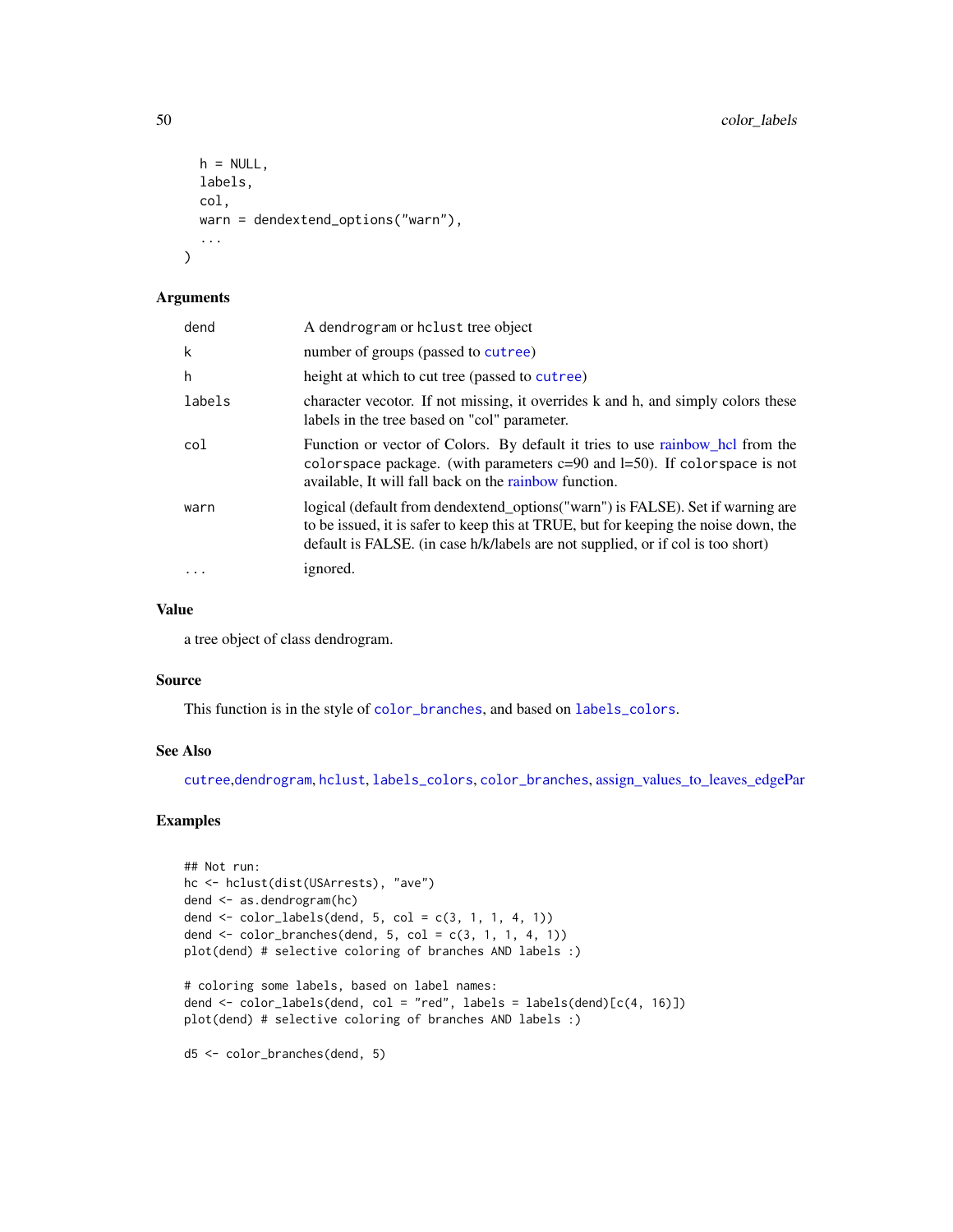```
  h = NULL,
  labels,
  col,
  warn = dendextend_options("warn"),
  ...
)
```

### Arguments

| | |
|---|---|
| dend | A dendrogram or hclust tree object |
| k | number of groups (passed to cutree) |
| h | height at which to cut tree (passed to cutree) |
| labels | character vecotor. If not missing, it overrides k and h, and simply colors these labels in the tree based on "col" parameter. |
| col | Function or vector of Colors. By default it tries to use rainbow_hcl from the colorspace package. (with parameters c=90 and l=50). If colorspace is not available, It will fall back on the rainbow function. |
| warn | logical (default from dendextend_options("warn") is FALSE). Set if warning are to be issued, it is safer to keep this at TRUE, but for keeping the noise down, the default is FALSE. (in case h/k/labels are not supplied, or if col is too short) |
| ... | ignored. |

### Value

a tree object of class dendrogram.

### Source

This function is in the style of color_branches, and based on labels_colors.

### See Also

cutree,dendrogram, hclust, labels_colors, color_branches, assign_values_to_leaves_edgePar

### Examples

```
## Not run:
hc <- hclust(dist(USArrests), "ave")
dend <- as.dendrogram(hc)
dend <- color_labels(dend, 5, col = c(3, 1, 1, 4, 1))
dend <- color_branches(dend, 5, col = c(3, 1, 1, 4, 1))
plot(dend) # selective coloring of branches AND labels :)

# coloring some labels, based on label names:
dend <- color_labels(dend, col = "red", labels = labels(dend)[c(4, 16)])
plot(dend) # selective coloring of branches AND labels :)

d5 <- color_branches(dend, 5)
```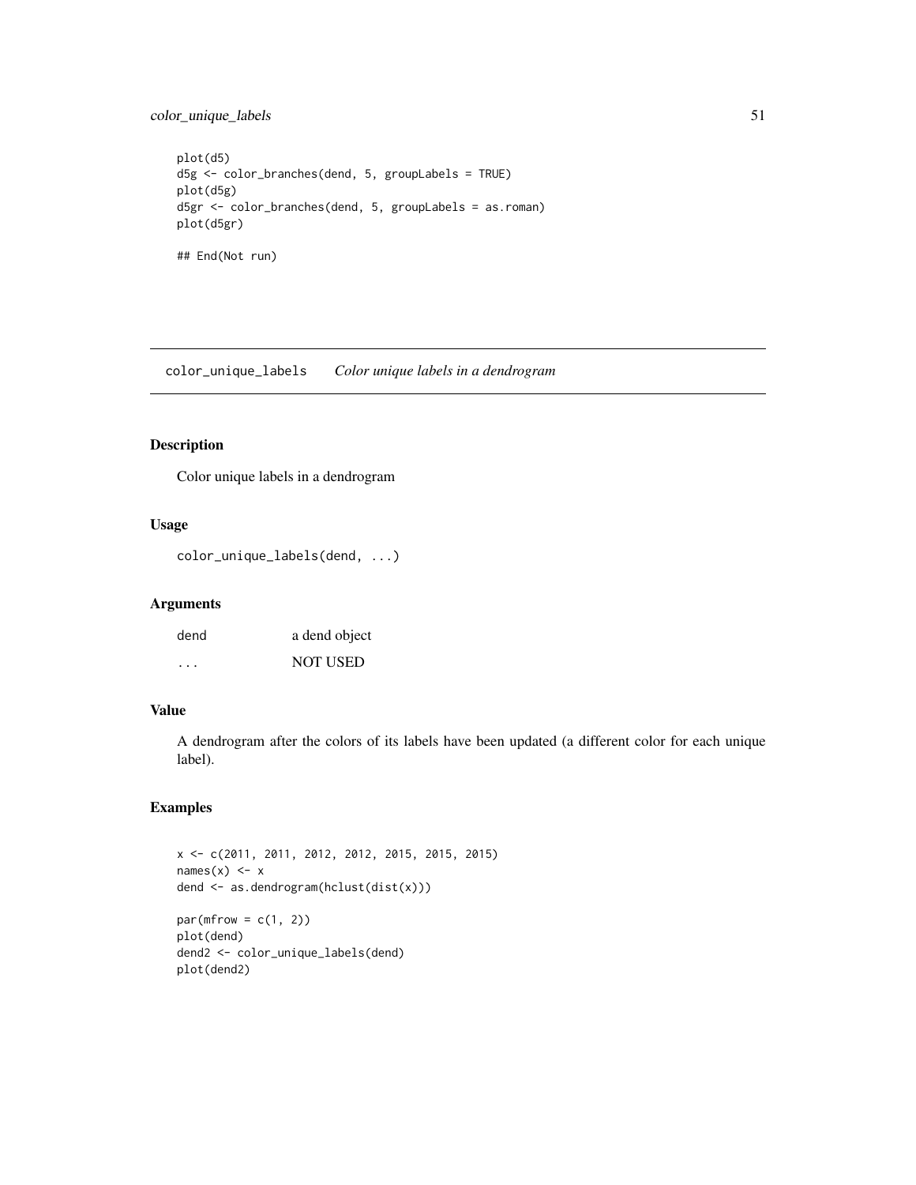```
plot(d5)
d5g <- color_branches(dend, 5, groupLabels = TRUE)
plot(d5g)
d5gr <- color_branches(dend, 5, groupLabels = as.roman)
plot(d5gr)

## End(Not run)
```

## color_unique_labels *Color unique labels in a dendrogram*

### Description

Color unique labels in a dendrogram

### Usage

```
color_unique_labels(dend, ...)
```

### Arguments

| | |
|---|---|
| dend | a dend object |
| ... | NOT USED |

### Value

A dendrogram after the colors of its labels have been updated (a different color for each unique label).

### Examples

```
x <- c(2011, 2011, 2012, 2012, 2015, 2015, 2015)
names(x) <- x
dend <- as.dendrogram(hclust(dist(x)))

par(mfrow = c(1, 2))
plot(dend)
dend2 <- color_unique_labels(dend)
plot(dend2)
```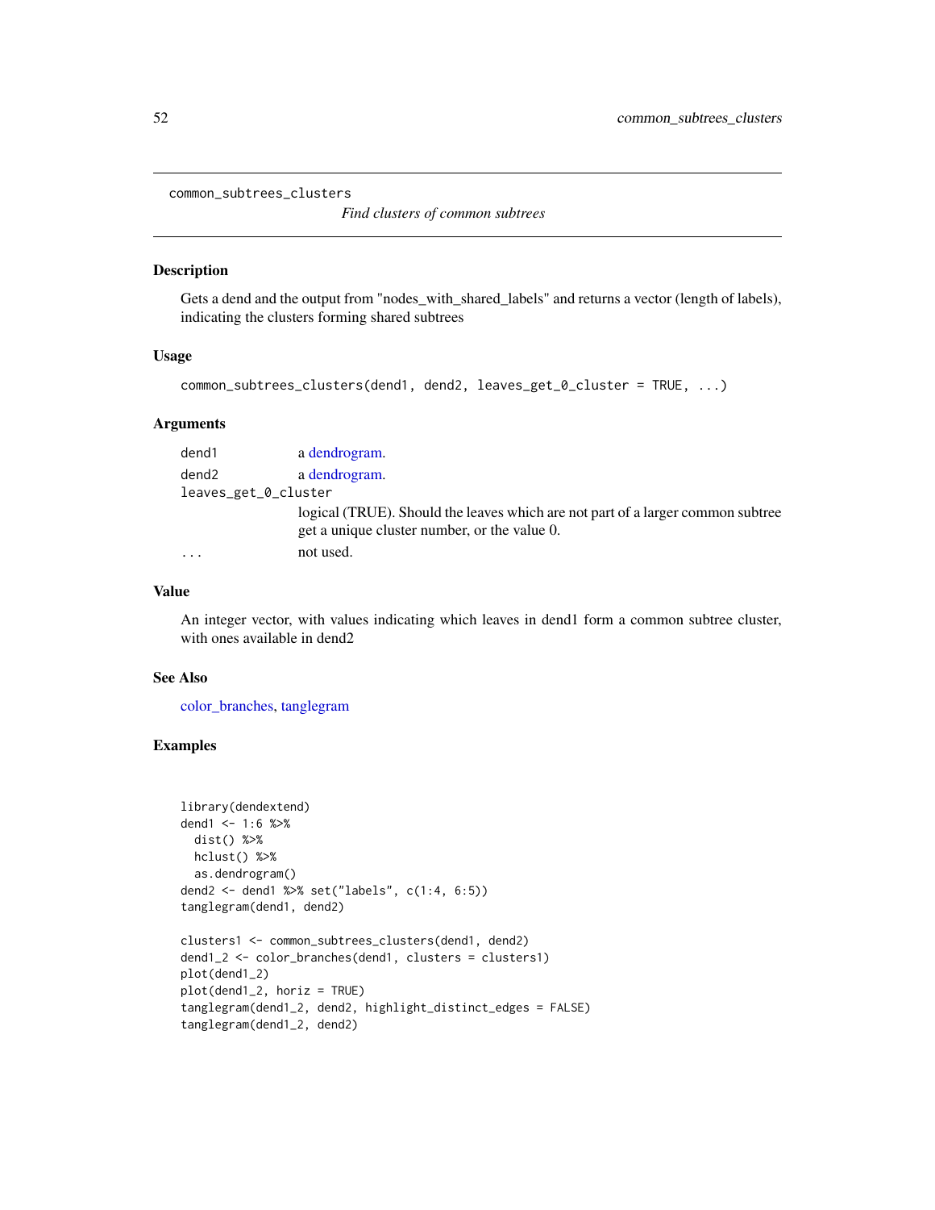common_subtrees_clusters

*Find clusters of common subtrees*

## Description

Gets a dend and the output from "nodes_with_shared_labels" and returns a vector (length of labels), indicating the clusters forming shared subtrees

## Usage

```
common_subtrees_clusters(dend1, dend2, leaves_get_0_cluster = TRUE, ...)
```

## Arguments

- `dend1` — a dendrogram.
- `dend2` — a dendrogram.
- `leaves_get_0_cluster` — logical (TRUE). Should the leaves which are not part of a larger common subtree get a unique cluster number, or the value 0.
- `...` — not used.

## Value

An integer vector, with values indicating which leaves in dend1 form a common subtree cluster, with ones available in dend2

## See Also

color_branches, tanglegram

## Examples

```
library(dendextend)
dend1 <- 1:6 %>%
  dist() %>%
  hclust() %>%
  as.dendrogram()
dend2 <- dend1 %>% set("labels", c(1:4, 6:5))
tanglegram(dend1, dend2)

clusters1 <- common_subtrees_clusters(dend1, dend2)
dend1_2 <- color_branches(dend1, clusters = clusters1)
plot(dend1_2)
plot(dend1_2, horiz = TRUE)
tanglegram(dend1_2, dend2, highlight_distinct_edges = FALSE)
tanglegram(dend1_2, dend2)
```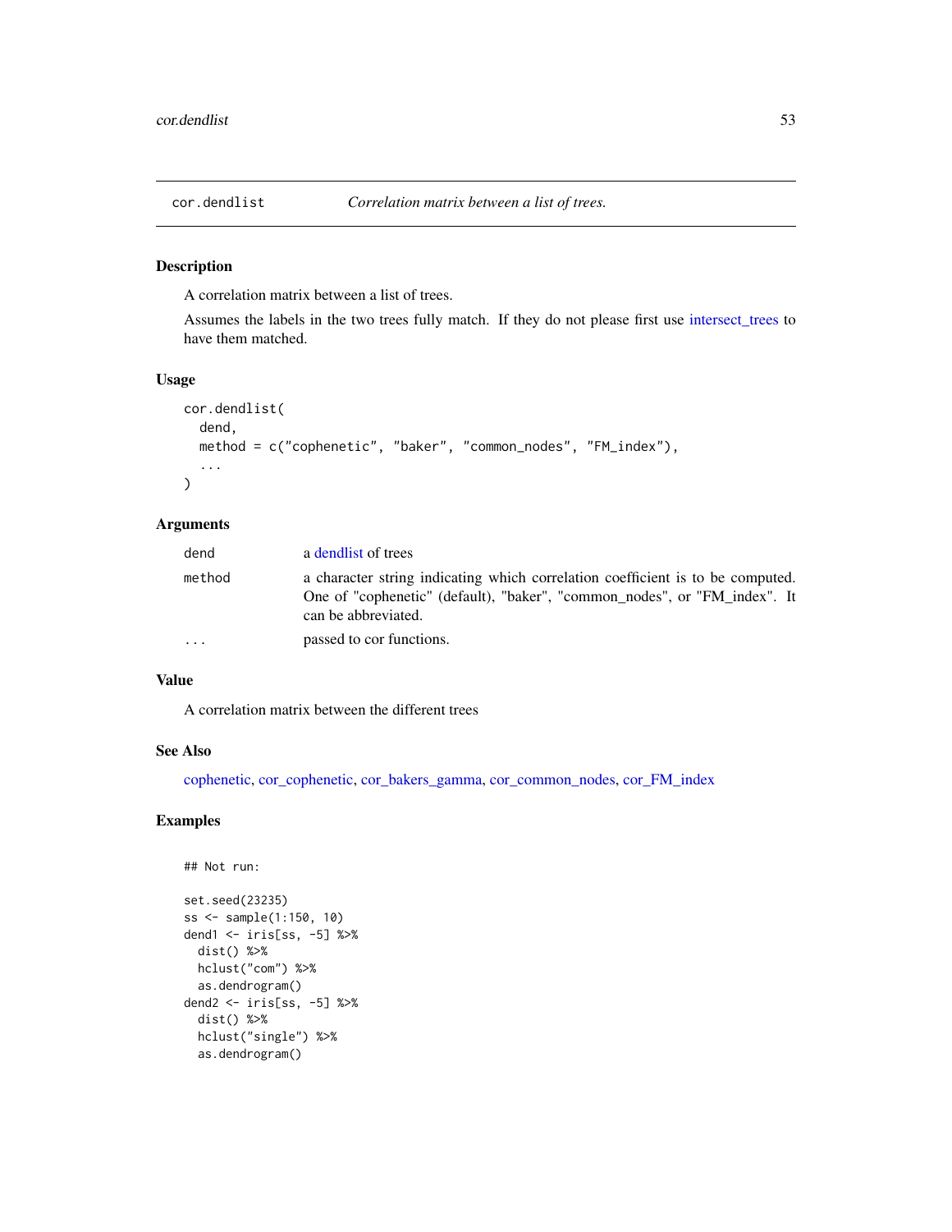## cor.dendlist — *Correlation matrix between a list of trees.*

### Description

A correlation matrix between a list of trees.

Assumes the labels in the two trees fully match. If they do not please first use intersect_trees to have them matched.

### Usage

```
cor.dendlist(
  dend,
  method = c("cophenetic", "baker", "common_nodes", "FM_index"),
  ...
)
```

### Arguments

| | |
|---|---|
| `dend` | a dendlist of trees |
| `method` | a character string indicating which correlation coefficient is to be computed. One of "cophenetic" (default), "baker", "common_nodes", or "FM_index". It can be abbreviated. |
| `...` | passed to cor functions. |

### Value

A correlation matrix between the different trees

### See Also

cophenetic, cor_cophenetic, cor_bakers_gamma, cor_common_nodes, cor_FM_index

### Examples

```
## Not run:

set.seed(23235)
ss <- sample(1:150, 10)
dend1 <- iris[ss, -5] %>%
  dist() %>%
  hclust("com") %>%
  as.dendrogram()
dend2 <- iris[ss, -5] %>%
  dist() %>%
  hclust("single") %>%
  as.dendrogram()
```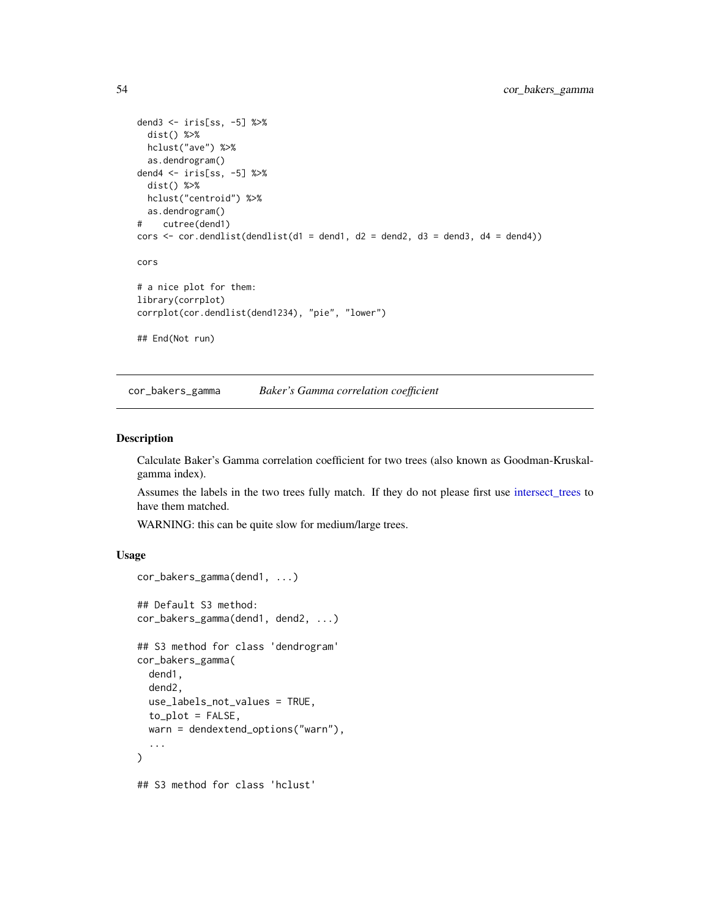```
dend3 <- iris[ss, -5] %>%
  dist() %>%
  hclust("ave") %>%
  as.dendrogram()
dend4 <- iris[ss, -5] %>%
  dist() %>%
  hclust("centroid") %>%
  as.dendrogram()
#    cutree(dend1)
cors <- cor.dendlist(dendlist(d1 = dend1, d2 = dend2, d3 = dend3, d4 = dend4))

cors

# a nice plot for them:
library(corrplot)
corrplot(cor.dendlist(dend1234), "pie", "lower")

## End(Not run)
```

---

## cor_bakers_gamma — *Baker's Gamma correlation coefficient*

### Description

Calculate Baker's Gamma correlation coefficient for two trees (also known as Goodman-Kruskal-gamma index).

Assumes the labels in the two trees fully match. If they do not please first use intersect_trees to have them matched.

WARNING: this can be quite slow for medium/large trees.

### Usage

```
cor_bakers_gamma(dend1, ...)

## Default S3 method:
cor_bakers_gamma(dend1, dend2, ...)

## S3 method for class 'dendrogram'
cor_bakers_gamma(
  dend1,
  dend2,
  use_labels_not_values = TRUE,
  to_plot = FALSE,
  warn = dendextend_options("warn"),
  ...
)

## S3 method for class 'hclust'
```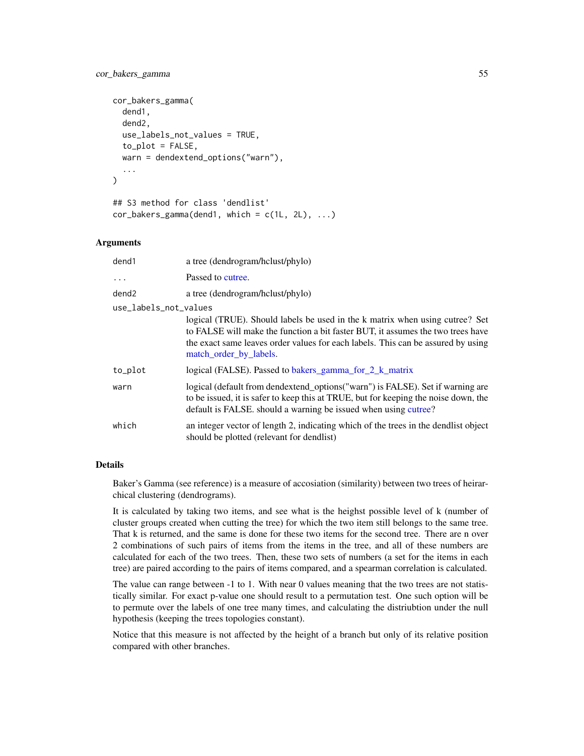```
cor_bakers_gamma(
  dend1,
  dend2,
  use_labels_not_values = TRUE,
  to_plot = FALSE,
  warn = dendextend_options("warn"),
  ...
)

## S3 method for class 'dendlist'
cor_bakers_gamma(dend1, which = c(1L, 2L), ...)
```

### Arguments

| | |
|---|---|
| dend1 | a tree (dendrogram/hclust/phylo) |
| ... | Passed to cutree. |
| dend2 | a tree (dendrogram/hclust/phylo) |
| use_labels_not_values | logical (TRUE). Should labels be used in the k matrix when using cutree? Set to FALSE will make the function a bit faster BUT, it assumes the two trees have the exact same leaves order values for each labels. This can be assured by using match_order_by_labels. |
| to_plot | logical (FALSE). Passed to bakers_gamma_for_2_k_matrix |
| warn | logical (default from dendextend_options("warn") is FALSE). Set if warning are to be issued, it is safer to keep this at TRUE, but for keeping the noise down, the default is FALSE. should a warning be issued when using cutree? |
| which | an integer vector of length 2, indicating which of the trees in the dendlist object should be plotted (relevant for dendlist) |

### Details

Baker's Gamma (see reference) is a measure of accosiation (similarity) between two trees of heirarchical clustering (dendrograms).

It is calculated by taking two items, and see what is the heighst possible level of k (number of cluster groups created when cutting the tree) for which the two item still belongs to the same tree. That k is returned, and the same is done for these two items for the second tree. There are n over 2 combinations of such pairs of items from the items in the tree, and all of these numbers are calculated for each of the two trees. Then, these two sets of numbers (a set for the items in each tree) are paired according to the pairs of items compared, and a spearman correlation is calculated.

The value can range between -1 to 1. With near 0 values meaning that the two trees are not statistically similar. For exact p-value one should result to a permutation test. One such option will be to permute over the labels of one tree many times, and calculating the distriubtion under the null hypothesis (keeping the trees topologies constant).

Notice that this measure is not affected by the height of a branch but only of its relative position compared with other branches.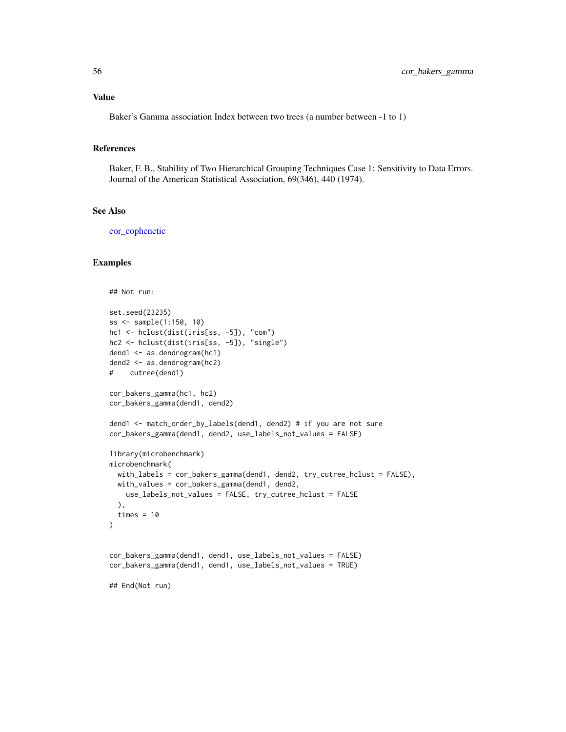### Value

Baker's Gamma association Index between two trees (a number between -1 to 1)

### References

Baker, F. B., Stability of Two Hierarchical Grouping Techniques Case 1: Sensitivity to Data Errors. Journal of the American Statistical Association, 69(346), 440 (1974).

### See Also

cor_cophenetic

### Examples

```
## Not run:

set.seed(23235)
ss <- sample(1:150, 10)
hc1 <- hclust(dist(iris[ss, -5]), "com")
hc2 <- hclust(dist(iris[ss, -5]), "single")
dend1 <- as.dendrogram(hc1)
dend2 <- as.dendrogram(hc2)
#    cutree(dend1)

cor_bakers_gamma(hc1, hc2)
cor_bakers_gamma(dend1, dend2)

dend1 <- match_order_by_labels(dend1, dend2) # if you are not sure
cor_bakers_gamma(dend1, dend2, use_labels_not_values = FALSE)

library(microbenchmark)
microbenchmark(
  with_labels = cor_bakers_gamma(dend1, dend2, try_cutree_hclust = FALSE),
  with_values = cor_bakers_gamma(dend1, dend2,
    use_labels_not_values = FALSE, try_cutree_hclust = FALSE
  ),
  times = 10
)


cor_bakers_gamma(dend1, dend1, use_labels_not_values = FALSE)
cor_bakers_gamma(dend1, dend1, use_labels_not_values = TRUE)

## End(Not run)
```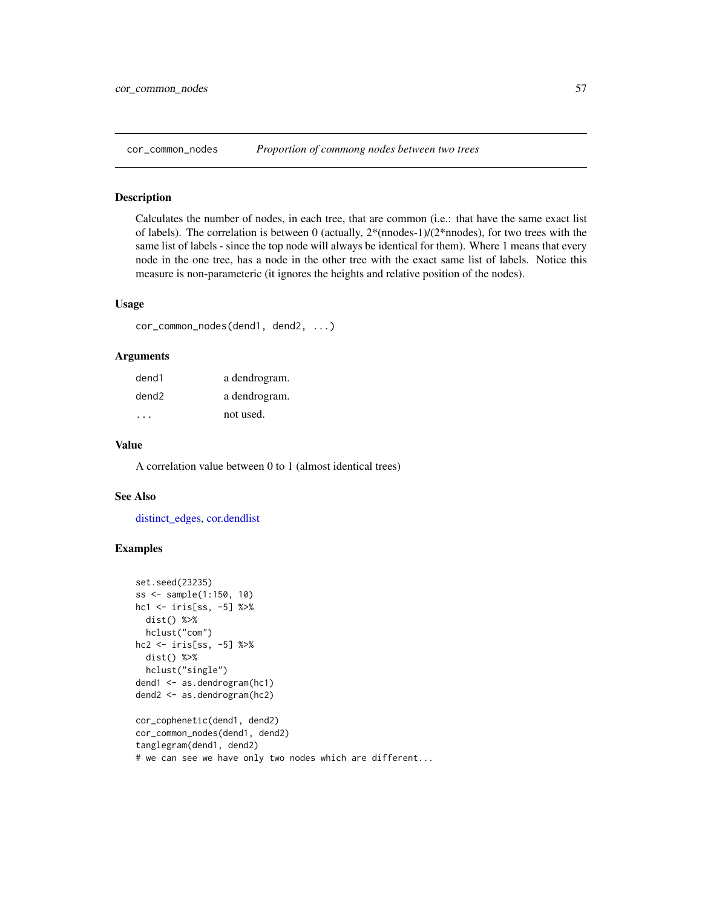## cor_common_nodes — *Proportion of commong nodes between two trees*

### Description

Calculates the number of nodes, in each tree, that are common (i.e.: that have the same exact list of labels). The correlation is between 0 (actually, 2*(nnodes-1)/(2*nnodes), for two trees with the same list of labels - since the top node will always be identical for them). Where 1 means that every node in the one tree, has a node in the other tree with the exact same list of labels. Notice this measure is non-parameteric (it ignores the heights and relative position of the nodes).

### Usage

```
cor_common_nodes(dend1, dend2, ...)
```

### Arguments

| | |
|---|---|
| dend1 | a dendrogram. |
| dend2 | a dendrogram. |
| ... | not used. |

### Value

A correlation value between 0 to 1 (almost identical trees)

### See Also

distinct_edges, cor.dendlist

### Examples

```
set.seed(23235)
ss <- sample(1:150, 10)
hc1 <- iris[ss, -5] %>%
  dist() %>%
  hclust("com")
hc2 <- iris[ss, -5] %>%
  dist() %>%
  hclust("single")
dend1 <- as.dendrogram(hc1)
dend2 <- as.dendrogram(hc2)

cor_cophenetic(dend1, dend2)
cor_common_nodes(dend1, dend2)
tanglegram(dend1, dend2)
# we can see we have only two nodes which are different...
```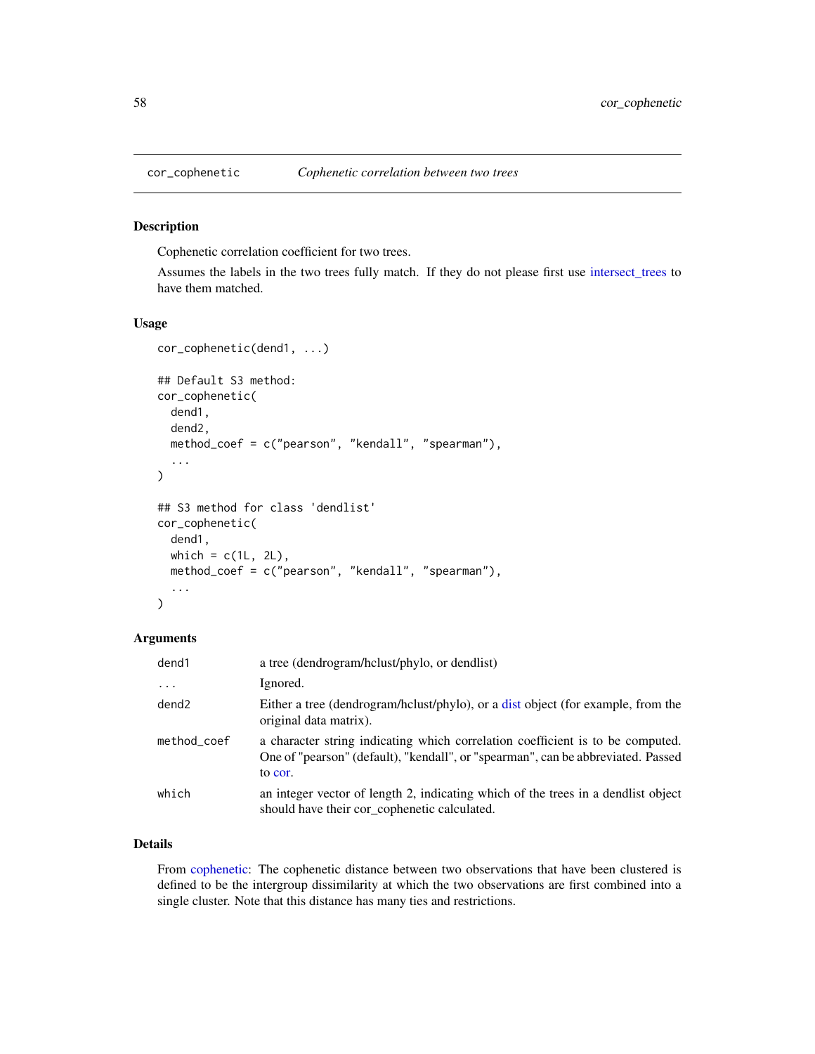cor_cophenetic — *Cophenetic correlation between two trees*

## Description

Cophenetic correlation coefficient for two trees.

Assumes the labels in the two trees fully match. If they do not please first use intersect_trees to have them matched.

## Usage

```
cor_cophenetic(dend1, ...)

## Default S3 method:
cor_cophenetic(
  dend1,
  dend2,
  method_coef = c("pearson", "kendall", "spearman"),
  ...
)

## S3 method for class 'dendlist'
cor_cophenetic(
  dend1,
  which = c(1L, 2L),
  method_coef = c("pearson", "kendall", "spearman"),
  ...
)
```

## Arguments

| | |
|---|---|
| dend1 | a tree (dendrogram/hclust/phylo, or dendlist) |
| ... | Ignored. |
| dend2 | Either a tree (dendrogram/hclust/phylo), or a dist object (for example, from the original data matrix). |
| method_coef | a character string indicating which correlation coefficient is to be computed. One of "pearson" (default), "kendall", or "spearman", can be abbreviated. Passed to cor. |
| which | an integer vector of length 2, indicating which of the trees in a dendlist object should have their cor_cophenetic calculated. |

## Details

From cophenetic: The cophenetic distance between two observations that have been clustered is defined to be the intergroup dissimilarity at which the two observations are first combined into a single cluster. Note that this distance has many ties and restrictions.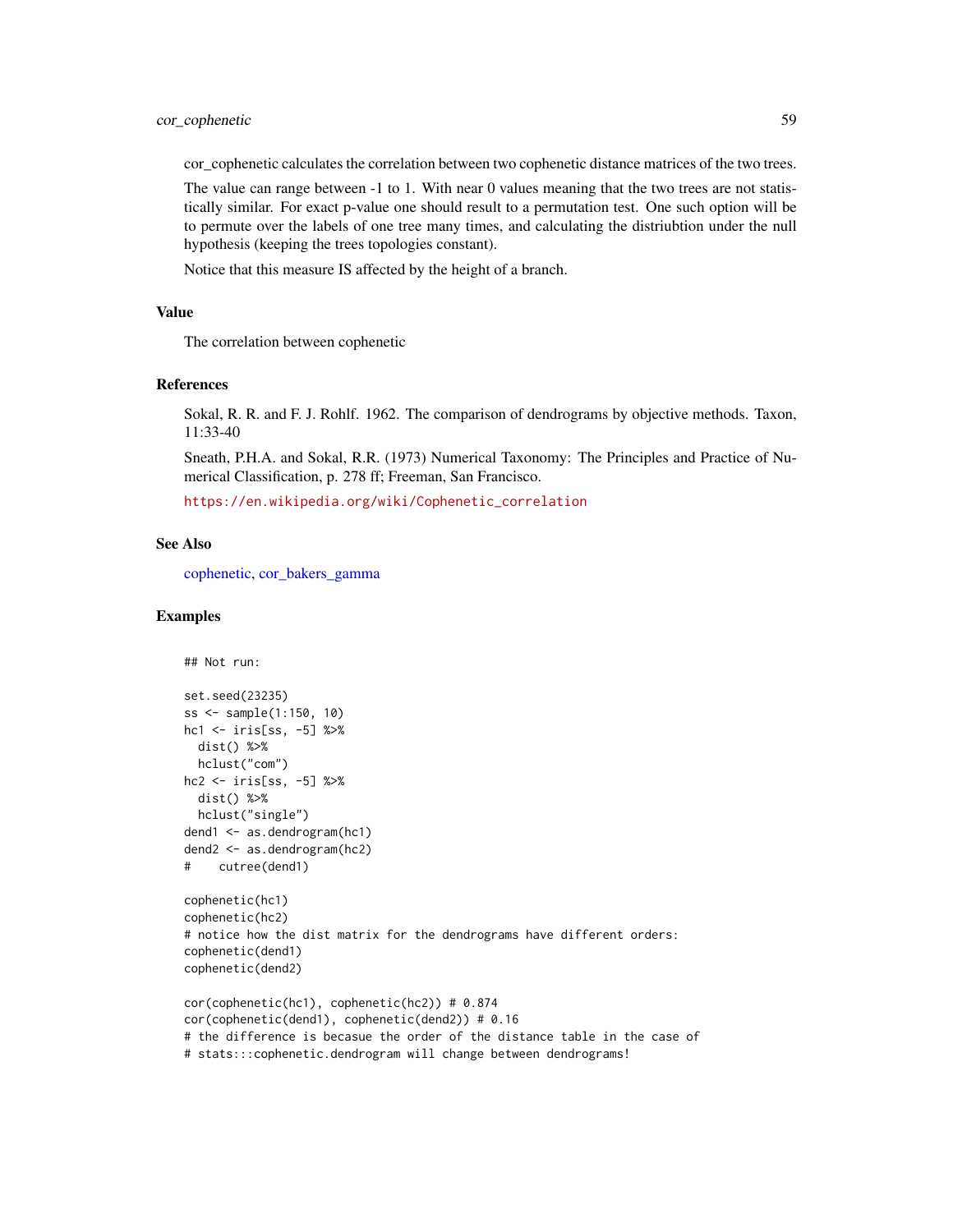cor_cophenetic calculates the correlation between two cophenetic distance matrices of the two trees.

The value can range between -1 to 1. With near 0 values meaning that the two trees are not statistically similar. For exact p-value one should result to a permutation test. One such option will be to permute over the labels of one tree many times, and calculating the distriubtion under the null hypothesis (keeping the trees topologies constant).

Notice that this measure IS affected by the height of a branch.

## Value

The correlation between cophenetic

## References

Sokal, R. R. and F. J. Rohlf. 1962. The comparison of dendrograms by objective methods. Taxon, 11:33-40

Sneath, P.H.A. and Sokal, R.R. (1973) Numerical Taxonomy: The Principles and Practice of Numerical Classification, p. 278 ff; Freeman, San Francisco.

https://en.wikipedia.org/wiki/Cophenetic_correlation

## See Also

cophenetic, cor_bakers_gamma

## Examples

```
## Not run:

set.seed(23235)
ss <- sample(1:150, 10)
hc1 <- iris[ss, -5] %>%
  dist() %>%
  hclust("com")
hc2 <- iris[ss, -5] %>%
  dist() %>%
  hclust("single")
dend1 <- as.dendrogram(hc1)
dend2 <- as.dendrogram(hc2)
#    cutree(dend1)

cophenetic(hc1)
cophenetic(hc2)
# notice how the dist matrix for the dendrograms have different orders:
cophenetic(dend1)
cophenetic(dend2)

cor(cophenetic(hc1), cophenetic(hc2)) # 0.874
cor(cophenetic(dend1), cophenetic(dend2)) # 0.16
# the difference is becasue the order of the distance table in the case of
# stats:::cophenetic.dendrogram will change between dendrograms!
```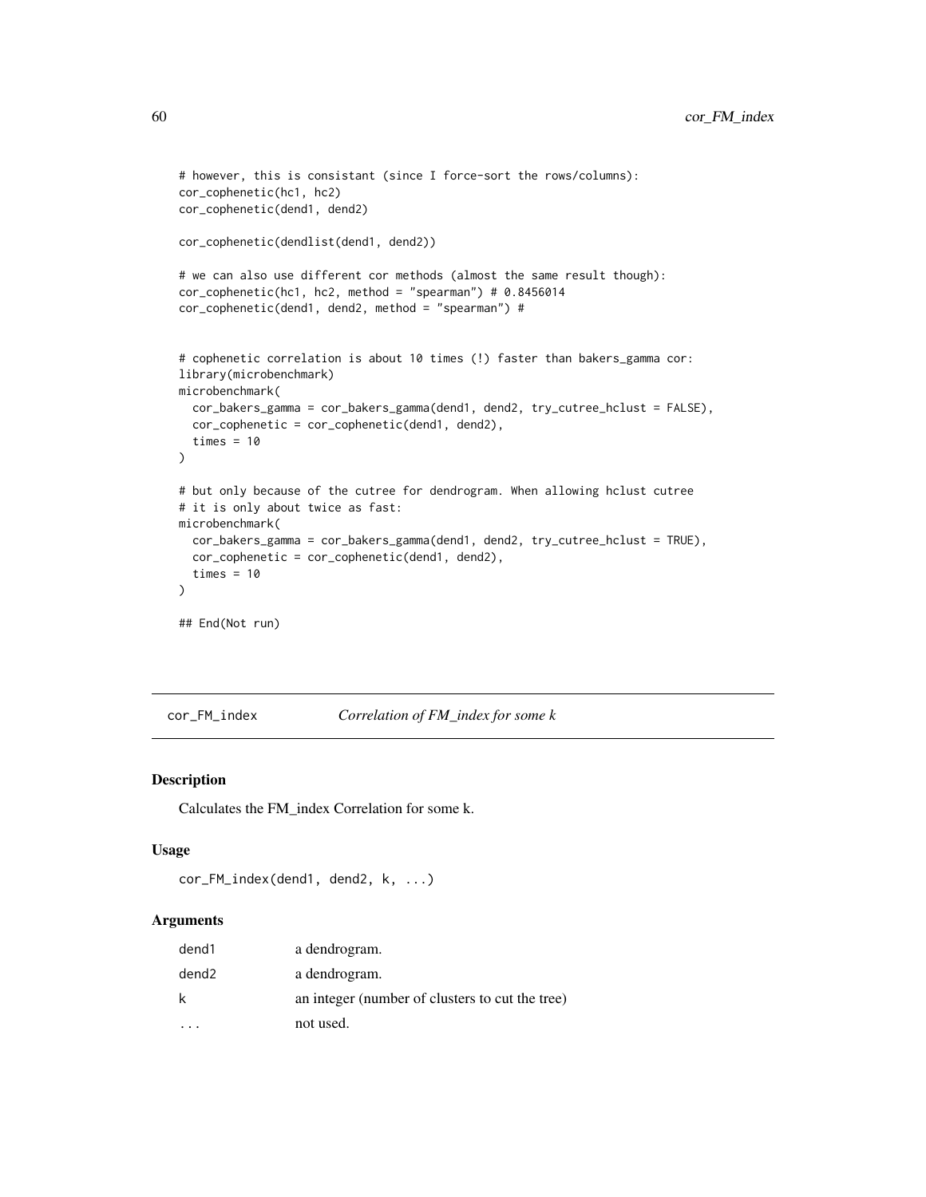```
# however, this is consistant (since I force-sort the rows/columns):
cor_cophenetic(hc1, hc2)
cor_cophenetic(dend1, dend2)

cor_cophenetic(dendlist(dend1, dend2))

# we can also use different cor methods (almost the same result though):
cor_cophenetic(hc1, hc2, method = "spearman") # 0.8456014
cor_cophenetic(dend1, dend2, method = "spearman") #


# cophenetic correlation is about 10 times (!) faster than bakers_gamma cor:
library(microbenchmark)
microbenchmark(
  cor_bakers_gamma = cor_bakers_gamma(dend1, dend2, try_cutree_hclust = FALSE),
  cor_cophenetic = cor_cophenetic(dend1, dend2),
  times = 10
)

# but only because of the cutree for dendrogram. When allowing hclust cutree
# it is only about twice as fast:
microbenchmark(
  cor_bakers_gamma = cor_bakers_gamma(dend1, dend2, try_cutree_hclust = TRUE),
  cor_cophenetic = cor_cophenetic(dend1, dend2),
  times = 10
)

## End(Not run)
```

---

## cor_FM_index — *Correlation of FM_index for some k*

### Description

Calculates the FM_index Correlation for some k.

### Usage

```
cor_FM_index(dend1, dend2, k, ...)
```

### Arguments

| | |
|---|---|
| dend1 | a dendrogram. |
| dend2 | a dendrogram. |
| k | an integer (number of clusters to cut the tree) |
| ... | not used. |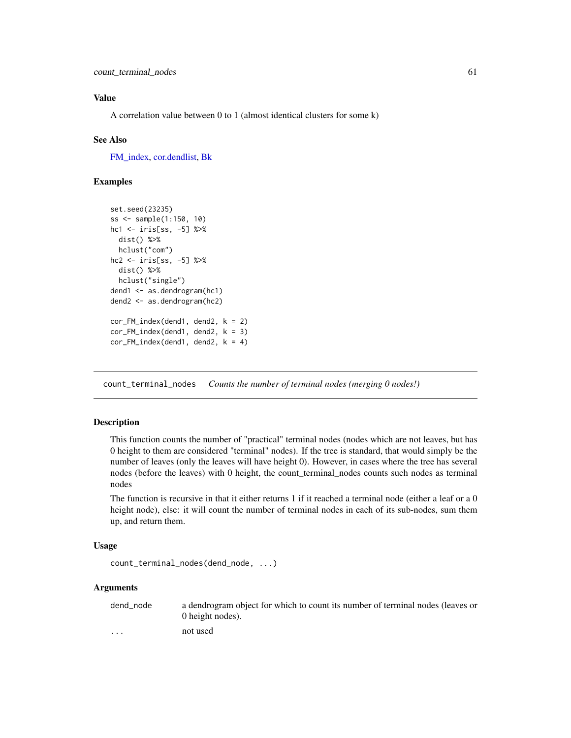## Value

A correlation value between 0 to 1 (almost identical clusters for some k)

## See Also

FM_index, cor.dendlist, Bk

## Examples

```
set.seed(23235)
ss <- sample(1:150, 10)
hc1 <- iris[ss, -5] %>%
  dist() %>%
  hclust("com")
hc2 <- iris[ss, -5] %>%
  dist() %>%
  hclust("single")
dend1 <- as.dendrogram(hc1)
dend2 <- as.dendrogram(hc2)

cor_FM_index(dend1, dend2, k = 2)
cor_FM_index(dend1, dend2, k = 3)
cor_FM_index(dend1, dend2, k = 4)
```

---

# count_terminal_nodes    *Counts the number of terminal nodes (merging 0 nodes!)*

## Description

This function counts the number of "practical" terminal nodes (nodes which are not leaves, but has 0 height to them are considered "terminal" nodes). If the tree is standard, that would simply be the number of leaves (only the leaves will have height 0). However, in cases where the tree has several nodes (before the leaves) with 0 height, the count_terminal_nodes counts such nodes as terminal nodes

The function is recursive in that it either returns 1 if it reached a terminal node (either a leaf or a 0 height node), else: it will count the number of terminal nodes in each of its sub-nodes, sum them up, and return them.

## Usage

```
count_terminal_nodes(dend_node, ...)
```

## Arguments

| | |
|---|---|
| dend_node | a dendrogram object for which to count its number of terminal nodes (leaves or 0 height nodes). |
| ... | not used |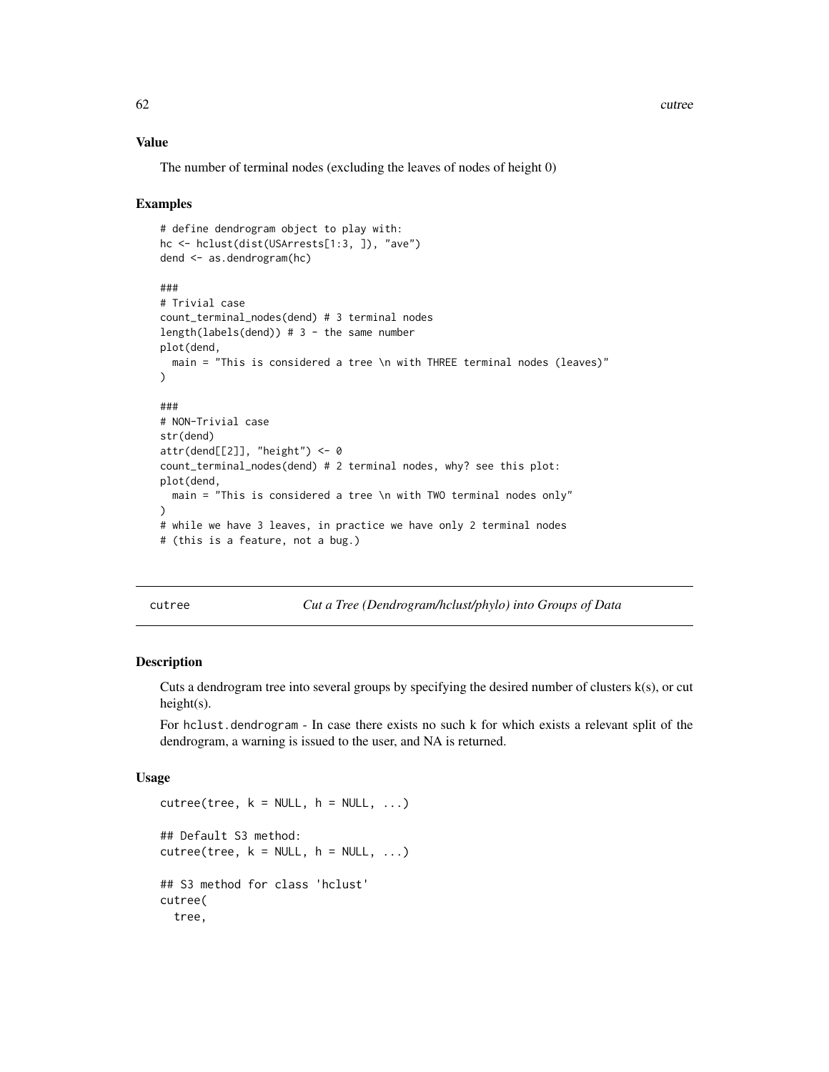### Value

The number of terminal nodes (excluding the leaves of nodes of height 0)

### Examples

```
# define dendrogram object to play with:
hc <- hclust(dist(USArrests[1:3, ]), "ave")
dend <- as.dendrogram(hc)

###
# Trivial case
count_terminal_nodes(dend) # 3 terminal nodes
length(labels(dend)) # 3 - the same number
plot(dend,
  main = "This is considered a tree \n with THREE terminal nodes (leaves)"
)

###
# NON-Trivial case
str(dend)
attr(dend[[2]], "height") <- 0
count_terminal_nodes(dend) # 2 terminal nodes, why? see this plot:
plot(dend,
  main = "This is considered a tree \n with TWO terminal nodes only"
)
# while we have 3 leaves, in practice we have only 2 terminal nodes
# (this is a feature, not a bug.)
```

---

## cutree — *Cut a Tree (Dendrogram/hclust/phylo) into Groups of Data*

### Description

Cuts a dendrogram tree into several groups by specifying the desired number of clusters k(s), or cut height(s).

For hclust.dendrogram - In case there exists no such k for which exists a relevant split of the dendrogram, a warning is issued to the user, and NA is returned.

### Usage

```
cutree(tree, k = NULL, h = NULL, ...)

## Default S3 method:
cutree(tree, k = NULL, h = NULL, ...)

## S3 method for class 'hclust'
cutree(
  tree,
```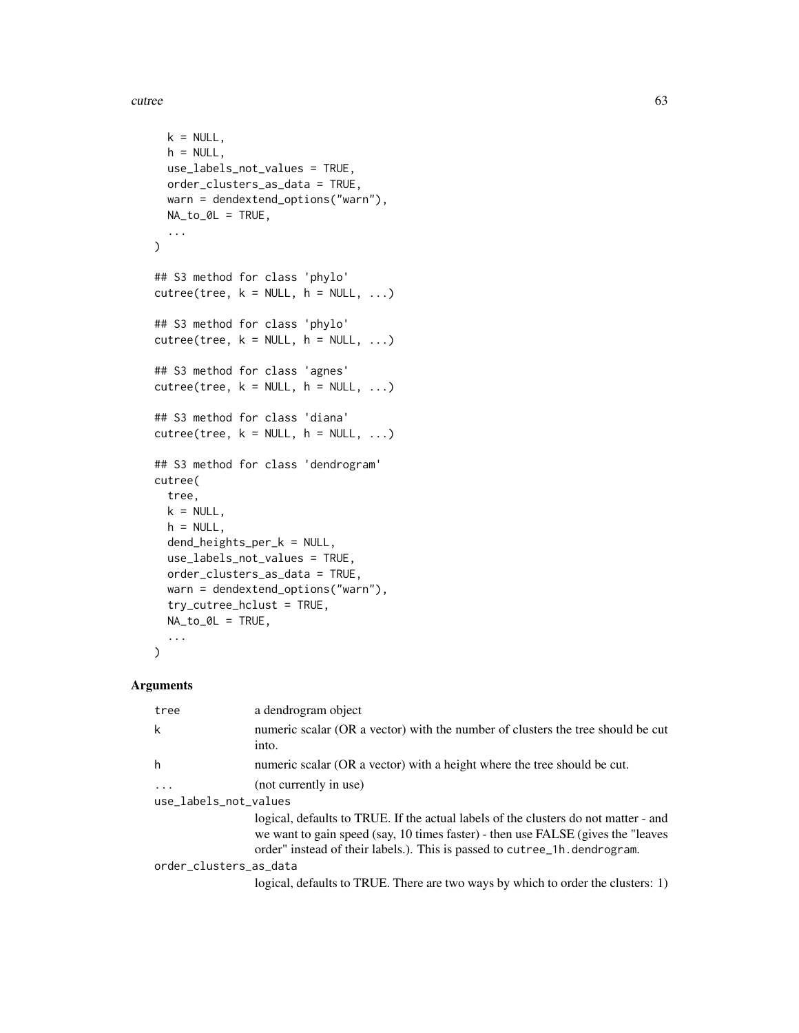```
  k = NULL,
  h = NULL,
  use_labels_not_values = TRUE,
  order_clusters_as_data = TRUE,
  warn = dendextend_options("warn"),
  NA_to_0L = TRUE,
  ...
)

## S3 method for class 'phylo'
cutree(tree, k = NULL, h = NULL, ...)

## S3 method for class 'phylo'
cutree(tree, k = NULL, h = NULL, ...)

## S3 method for class 'agnes'
cutree(tree, k = NULL, h = NULL, ...)

## S3 method for class 'diana'
cutree(tree, k = NULL, h = NULL, ...)

## S3 method for class 'dendrogram'
cutree(
  tree,
  k = NULL,
  h = NULL,
  dend_heights_per_k = NULL,
  use_labels_not_values = TRUE,
  order_clusters_as_data = TRUE,
  warn = dendextend_options("warn"),
  try_cutree_hclust = TRUE,
  NA_to_0L = TRUE,
  ...
)
```

### Arguments

| | |
|---|---|
| tree | a dendrogram object |
| k | numeric scalar (OR a vector) with the number of clusters the tree should be cut into. |
| h | numeric scalar (OR a vector) with a height where the tree should be cut. |
| ... | (not currently in use) |
| use_labels_not_values | logical, defaults to TRUE. If the actual labels of the clusters do not matter - and we want to gain speed (say, 10 times faster) - then use FALSE (gives the "leaves order" instead of their labels.). This is passed to `cutree_1h.dendrogram`. |
| order_clusters_as_data | logical, defaults to TRUE. There are two ways by which to order the clusters: 1) |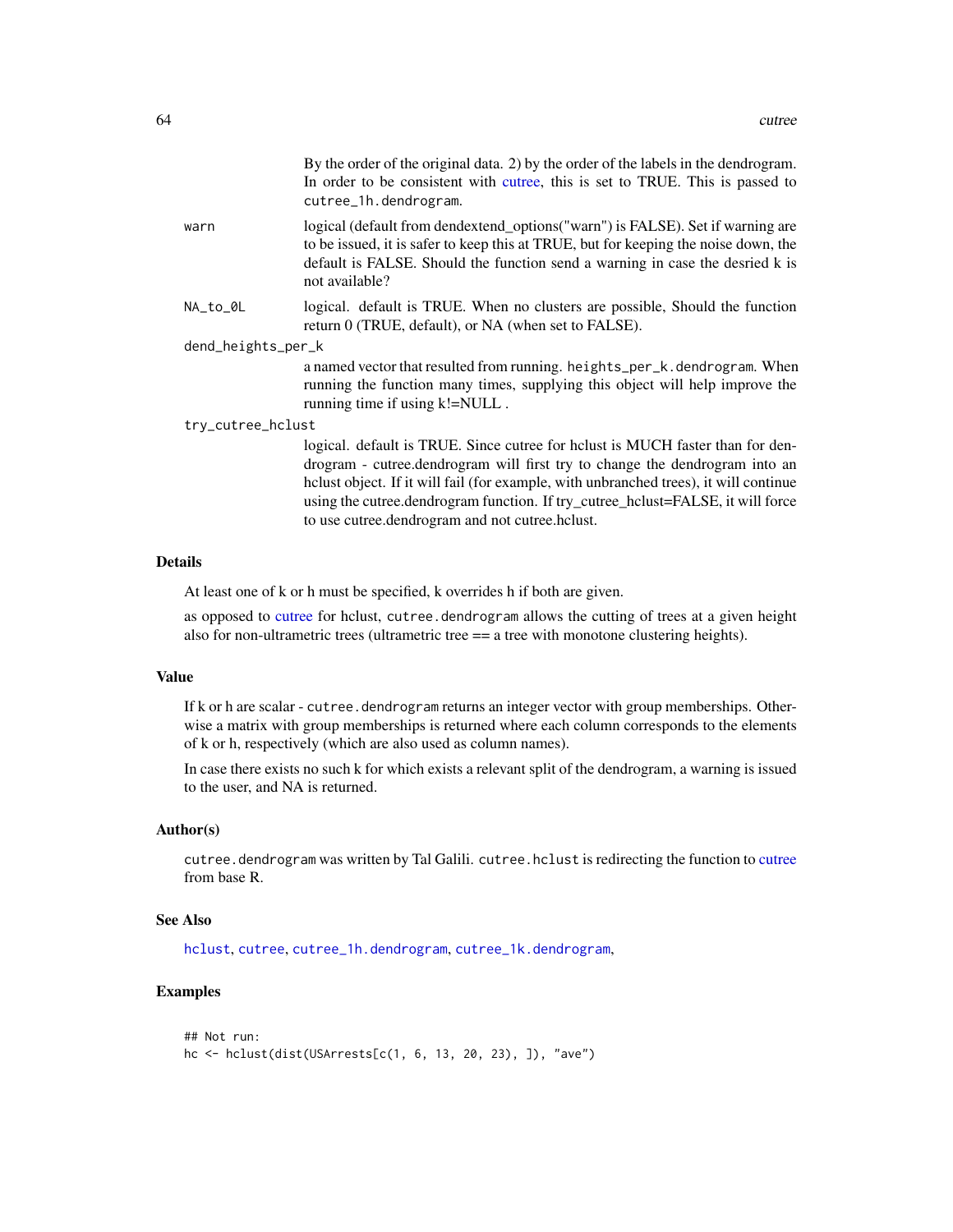By the order of the original data. 2) by the order of the labels in the dendrogram. In order to be consistent with cutree, this is set to TRUE. This is passed to `cutree_1h.dendrogram`.

`warn`
: logical (default from dendextend_options("warn") is FALSE). Set if warning are to be issued, it is safer to keep this at TRUE, but for keeping the noise down, the default is FALSE. Should the function send a warning in case the desried k is not available?

`NA_to_0L`
: logical. default is TRUE. When no clusters are possible, Should the function return 0 (TRUE, default), or NA (when set to FALSE).

`dend_heights_per_k`
: a named vector that resulted from running. `heights_per_k.dendrogram`. When running the function many times, supplying this object will help improve the running time if using k!=NULL .

`try_cutree_hclust`
: logical. default is TRUE. Since cutree for hclust is MUCH faster than for dendrogram - cutree.dendrogram will first try to change the dendrogram into an hclust object. If it will fail (for example, with unbranched trees), it will continue using the cutree.dendrogram function. If try_cutree_hclust=FALSE, it will force to use cutree.dendrogram and not cutree.hclust.

## Details

At least one of k or h must be specified, k overrides h if both are given.

as opposed to cutree for hclust, `cutree.dendrogram` allows the cutting of trees at a given height also for non-ultrametric trees (ultrametric tree == a tree with monotone clustering heights).

## Value

If k or h are scalar - `cutree.dendrogram` returns an integer vector with group memberships. Otherwise a matrix with group memberships is returned where each column corresponds to the elements of k or h, respectively (which are also used as column names).

In case there exists no such k for which exists a relevant split of the dendrogram, a warning is issued to the user, and NA is returned.

## Author(s)

`cutree.dendrogram` was written by Tal Galili. `cutree.hclust` is redirecting the function to cutree from base R.

## See Also

`hclust`, `cutree`, `cutree_1h.dendrogram`, `cutree_1k.dendrogram`,

## Examples

```
## Not run:
hc <- hclust(dist(USArrests[c(1, 6, 13, 20, 23), ]), "ave")
```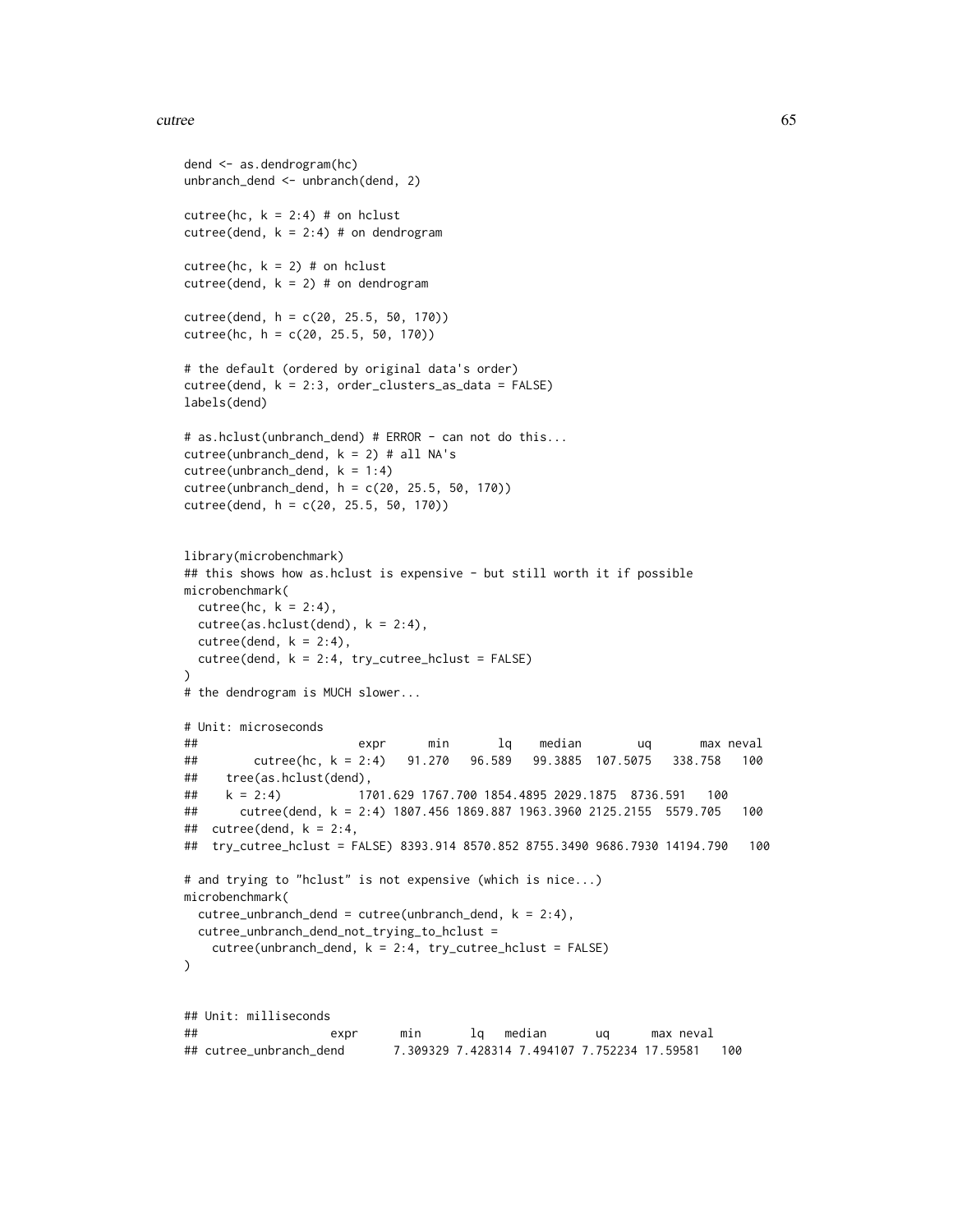```
dend <- as.dendrogram(hc)
unbranch_dend <- unbranch(dend, 2)

cutree(hc, k = 2:4) # on hclust
cutree(dend, k = 2:4) # on dendrogram

cutree(hc, k = 2) # on hclust
cutree(dend, k = 2) # on dendrogram

cutree(dend, h = c(20, 25.5, 50, 170))
cutree(hc, h = c(20, 25.5, 50, 170))

# the default (ordered by original data's order)
cutree(dend, k = 2:3, order_clusters_as_data = FALSE)
labels(dend)

# as.hclust(unbranch_dend) # ERROR - can not do this...
cutree(unbranch_dend, k = 2) # all NA's
cutree(unbranch_dend, k = 1:4)
cutree(unbranch_dend, h = c(20, 25.5, 50, 170))
cutree(dend, h = c(20, 25.5, 50, 170))


library(microbenchmark)
## this shows how as.hclust is expensive - but still worth it if possible
microbenchmark(
  cutree(hc, k = 2:4),
  cutree(as.hclust(dend), k = 2:4),
  cutree(dend, k = 2:4),
  cutree(dend, k = 2:4, try_cutree_hclust = FALSE)
)
# the dendrogram is MUCH slower...

# Unit: microseconds
##                      expr      min       lq    median        uq       max neval
##       cutree(hc, k = 2:4)   91.270   96.589   99.3885  107.5075   338.758   100
##    tree(as.hclust(dend),
##    k = 2:4)           1701.629 1767.700 1854.4895 2029.1875  8736.591   100
##      cutree(dend, k = 2:4) 1807.456 1869.887 1963.3960 2125.2155  5579.705   100
##  cutree(dend, k = 2:4,
##  try_cutree_hclust = FALSE) 8393.914 8570.852 8755.3490 9686.7930 14194.790   100

# and trying to "hclust" is not expensive (which is nice...)
microbenchmark(
  cutree_unbranch_dend = cutree(unbranch_dend, k = 2:4),
  cutree_unbranch_dend_not_trying_to_hclust =
    cutree(unbranch_dend, k = 2:4, try_cutree_hclust = FALSE)
)


## Unit: milliseconds
##                  expr      min       lq   median       uq      max neval
## cutree_unbranch_dend       7.309329 7.428314 7.494107 7.752234 17.59581   100
```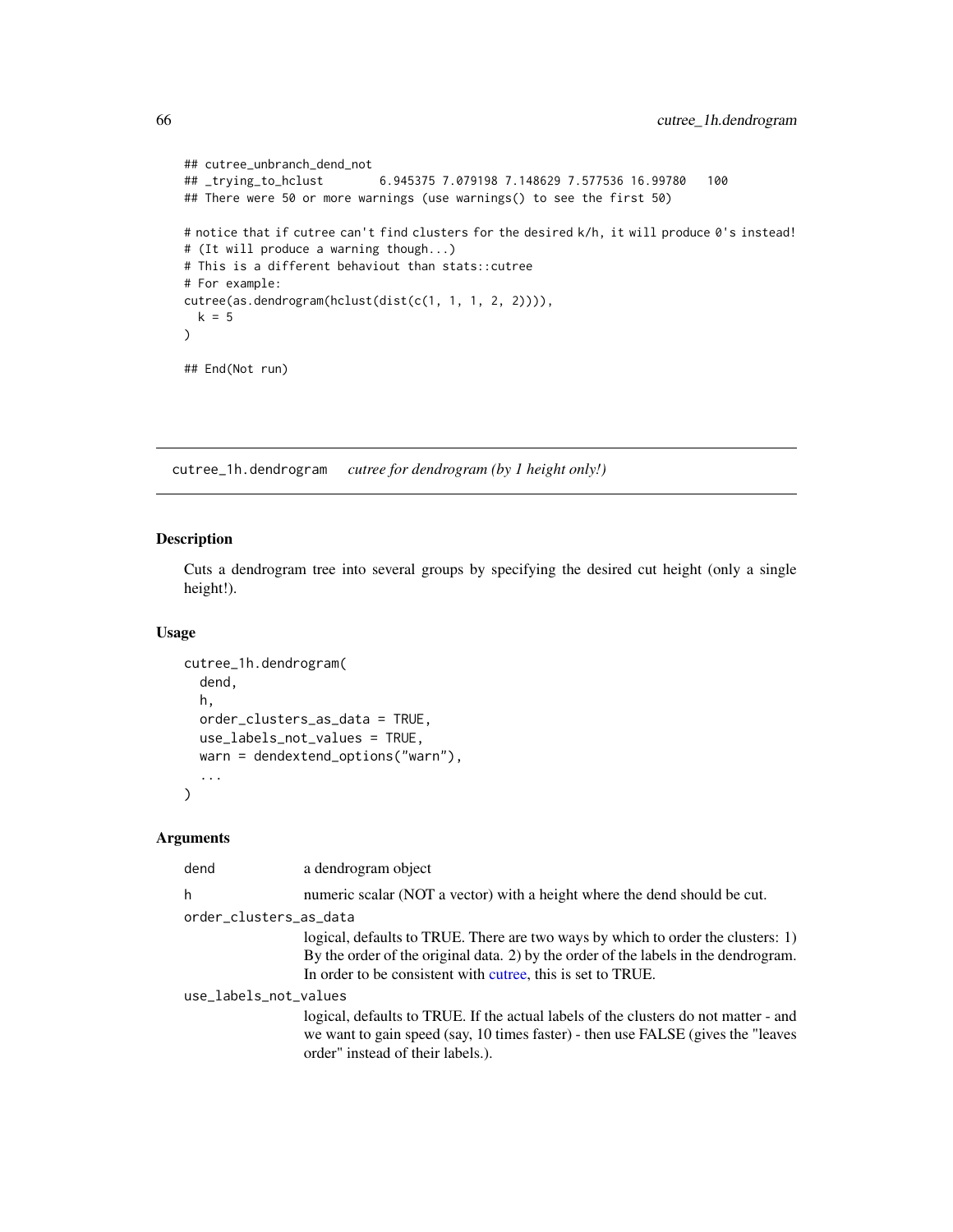```
## cutree_unbranch_dend_not
## _trying_to_hclust        6.945375 7.079198 7.148629 7.577536 16.99780   100
## There were 50 or more warnings (use warnings() to see the first 50)

# notice that if cutree can't find clusters for the desired k/h, it will produce 0's instead!
# (It will produce a warning though...)
# This is a different behaviout than stats::cutree
# For example:
cutree(as.dendrogram(hclust(dist(c(1, 1, 1, 2, 2)))),
  k = 5
)

## End(Not run)
```

---

## cutree_1h.dendrogram    *cutree for dendrogram (by 1 height only!)*

---

### Description

Cuts a dendrogram tree into several groups by specifying the desired cut height (only a single height!).

### Usage

```
cutree_1h.dendrogram(
  dend,
  h,
  order_clusters_as_data = TRUE,
  use_labels_not_values = TRUE,
  warn = dendextend_options("warn"),
  ...
)
```

### Arguments

| | |
|---|---|
| dend | a dendrogram object |
| h | numeric scalar (NOT a vector) with a height where the dend should be cut. |
| order_clusters_as_data | logical, defaults to TRUE. There are two ways by which to order the clusters: 1) By the order of the original data. 2) by the order of the labels in the dendrogram. In order to be consistent with cutree, this is set to TRUE. |
| use_labels_not_values | logical, defaults to TRUE. If the actual labels of the clusters do not matter - and we want to gain speed (say, 10 times faster) - then use FALSE (gives the "leaves order" instead of their labels.). |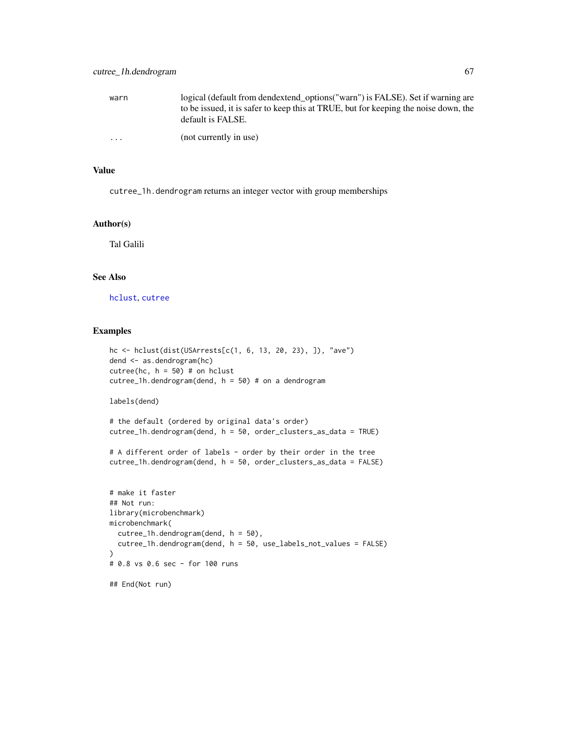| | |
|---|---|
| warn | logical (default from dendextend_options("warn") is FALSE). Set if warning are to be issued, it is safer to keep this at TRUE, but for keeping the noise down, the default is FALSE. |
| ... | (not currently in use) |

### Value

cutree_1h.dendrogram returns an integer vector with group memberships

### Author(s)

Tal Galili

### See Also

hclust, cutree

### Examples

```
hc <- hclust(dist(USArrests[c(1, 6, 13, 20, 23), ]), "ave")
dend <- as.dendrogram(hc)
cutree(hc, h = 50) # on hclust
cutree_1h.dendrogram(dend, h = 50) # on a dendrogram

labels(dend)

# the default (ordered by original data's order)
cutree_1h.dendrogram(dend, h = 50, order_clusters_as_data = TRUE)

# A different order of labels - order by their order in the tree
cutree_1h.dendrogram(dend, h = 50, order_clusters_as_data = FALSE)


# make it faster
## Not run:
library(microbenchmark)
microbenchmark(
  cutree_1h.dendrogram(dend, h = 50),
  cutree_1h.dendrogram(dend, h = 50, use_labels_not_values = FALSE)
)
# 0.8 vs 0.6 sec - for 100 runs

## End(Not run)
```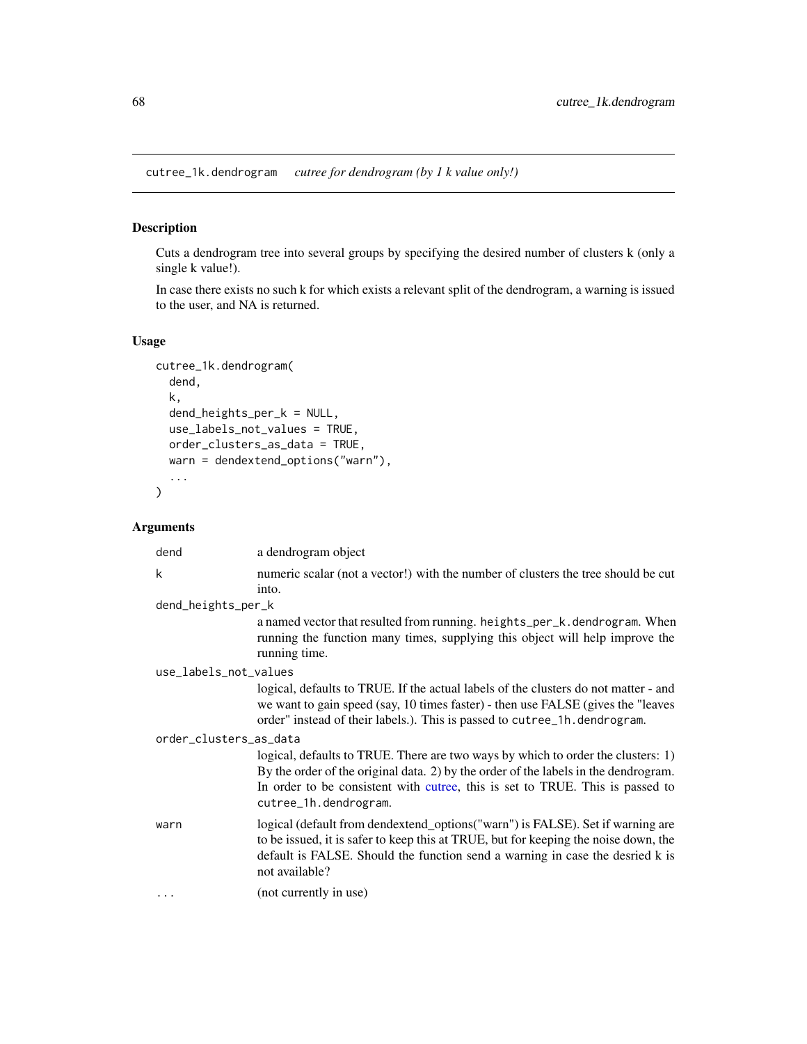cutree_1k.dendrogram *cutree for dendrogram (by 1 k value only!)*

## Description

Cuts a dendrogram tree into several groups by specifying the desired number of clusters k (only a single k value!).

In case there exists no such k for which exists a relevant split of the dendrogram, a warning is issued to the user, and NA is returned.

## Usage

```
cutree_1k.dendrogram(
  dend,
  k,
  dend_heights_per_k = NULL,
  use_labels_not_values = TRUE,
  order_clusters_as_data = TRUE,
  warn = dendextend_options("warn"),
  ...
)
```

## Arguments

| | |
|---|---|
| `dend` | a dendrogram object |
| `k` | numeric scalar (not a vector!) with the number of clusters the tree should be cut into. |
| `dend_heights_per_k` | a named vector that resulted from running. `heights_per_k.dendrogram`. When running the function many times, supplying this object will help improve the running time. |
| `use_labels_not_values` | logical, defaults to TRUE. If the actual labels of the clusters do not matter - and we want to gain speed (say, 10 times faster) - then use FALSE (gives the "leaves order" instead of their labels.). This is passed to `cutree_1h.dendrogram`. |
| `order_clusters_as_data` | logical, defaults to TRUE. There are two ways by which to order the clusters: 1) By the order of the original data. 2) by the order of the labels in the dendrogram. In order to be consistent with cutree, this is set to TRUE. This is passed to `cutree_1h.dendrogram`. |
| `warn` | logical (default from dendextend_options("warn") is FALSE). Set if warning are to be issued, it is safer to keep this at TRUE, but for keeping the noise down, the default is FALSE. Should the function send a warning in case the desried k is not available? |
| `...` | (not currently in use) |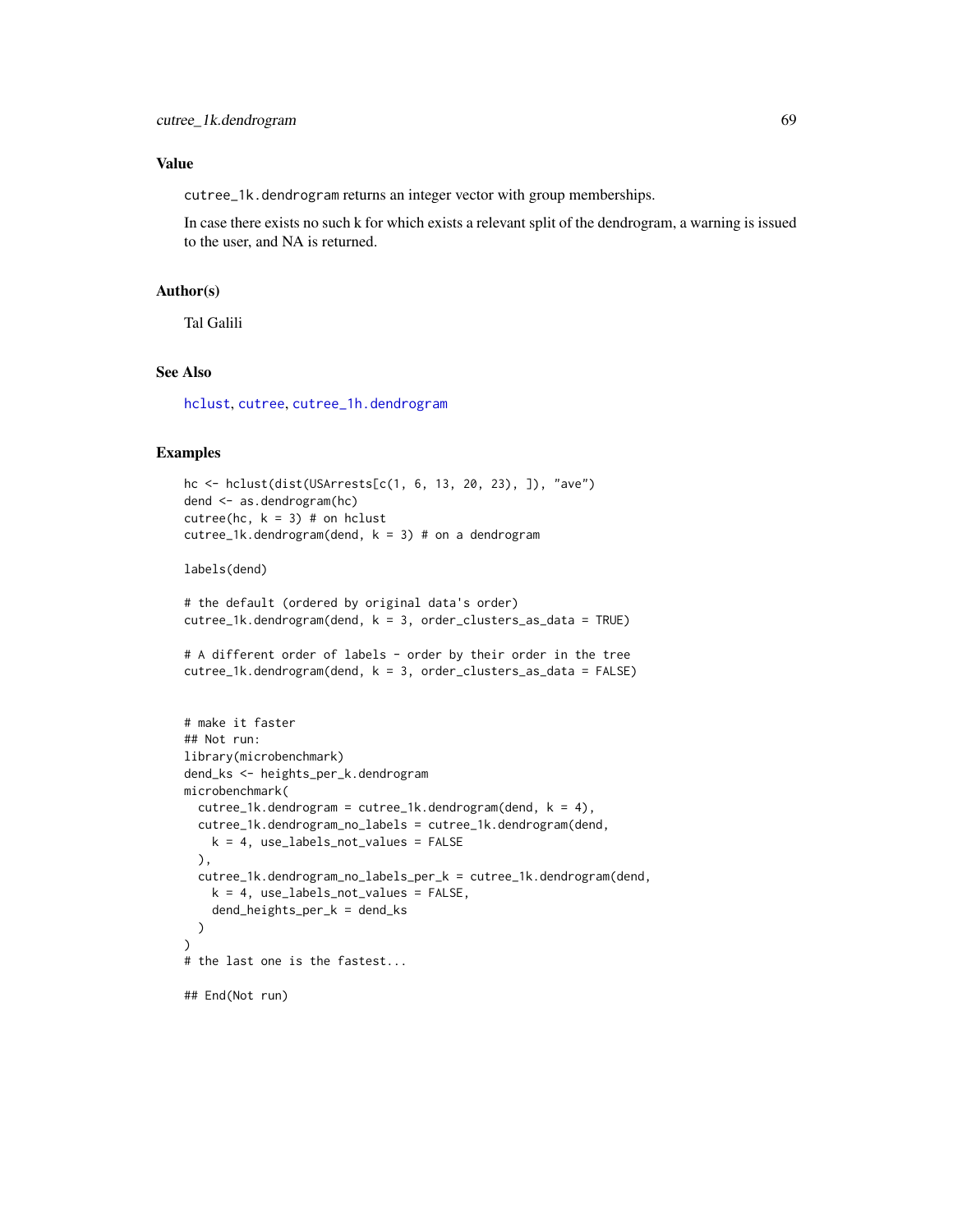## Value

`cutree_1k.dendrogram` returns an integer vector with group memberships.

In case there exists no such k for which exists a relevant split of the dendrogram, a warning is issued to the user, and NA is returned.

## Author(s)

Tal Galili

## See Also

`hclust`, `cutree`, `cutree_1h.dendrogram`

## Examples

```
hc <- hclust(dist(USArrests[c(1, 6, 13, 20, 23), ]), "ave")
dend <- as.dendrogram(hc)
cutree(hc, k = 3) # on hclust
cutree_1k.dendrogram(dend, k = 3) # on a dendrogram

labels(dend)

# the default (ordered by original data's order)
cutree_1k.dendrogram(dend, k = 3, order_clusters_as_data = TRUE)

# A different order of labels - order by their order in the tree
cutree_1k.dendrogram(dend, k = 3, order_clusters_as_data = FALSE)


# make it faster
## Not run:
library(microbenchmark)
dend_ks <- heights_per_k.dendrogram
microbenchmark(
  cutree_1k.dendrogram = cutree_1k.dendrogram(dend, k = 4),
  cutree_1k.dendrogram_no_labels = cutree_1k.dendrogram(dend,
    k = 4, use_labels_not_values = FALSE
  ),
  cutree_1k.dendrogram_no_labels_per_k = cutree_1k.dendrogram(dend,
    k = 4, use_labels_not_values = FALSE,
    dend_heights_per_k = dend_ks
  )
)
# the last one is the fastest...

## End(Not run)
```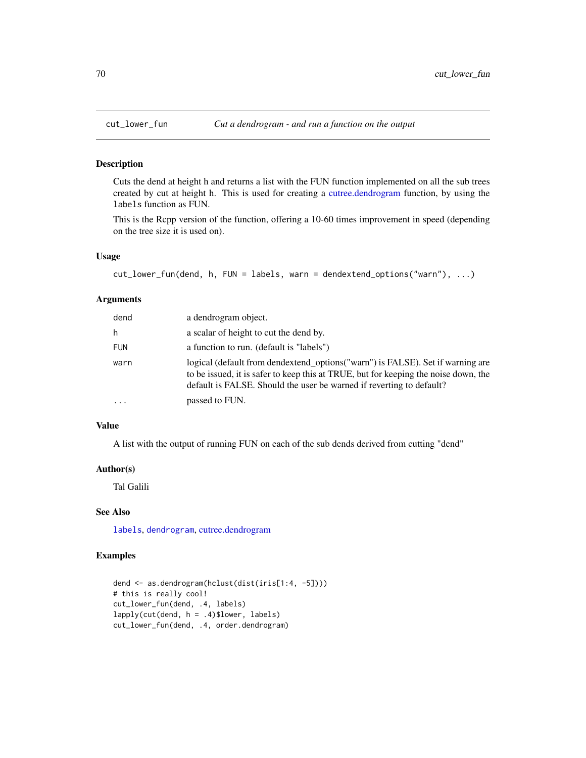# cut_lower_fun — *Cut a dendrogram - and run a function on the output*

## Description

Cuts the dend at height h and returns a list with the FUN function implemented on all the sub trees created by cut at height h. This is used for creating a cutree.dendrogram function, by using the `labels` function as FUN.

This is the Rcpp version of the function, offering a 10-60 times improvement in speed (depending on the tree size it is used on).

## Usage

```
cut_lower_fun(dend, h, FUN = labels, warn = dendextend_options("warn"), ...)
```

## Arguments

| | |
|---|---|
| `dend` | a dendrogram object. |
| `h` | a scalar of height to cut the dend by. |
| `FUN` | a function to run. (default is "labels") |
| `warn` | logical (default from dendextend_options("warn") is FALSE). Set if warning are to be issued, it is safer to keep this at TRUE, but for keeping the noise down, the default is FALSE. Should the user be warned if reverting to default? |
| `...` | passed to FUN. |

## Value

A list with the output of running FUN on each of the sub dends derived from cutting "dend"

## Author(s)

Tal Galili

## See Also

`labels`, `dendrogram`, cutree.dendrogram

## Examples

```
dend <- as.dendrogram(hclust(dist(iris[1:4, -5])))
# this is really cool!
cut_lower_fun(dend, .4, labels)
lapply(cut(dend, h = .4)$lower, labels)
cut_lower_fun(dend, .4, order.dendrogram)
```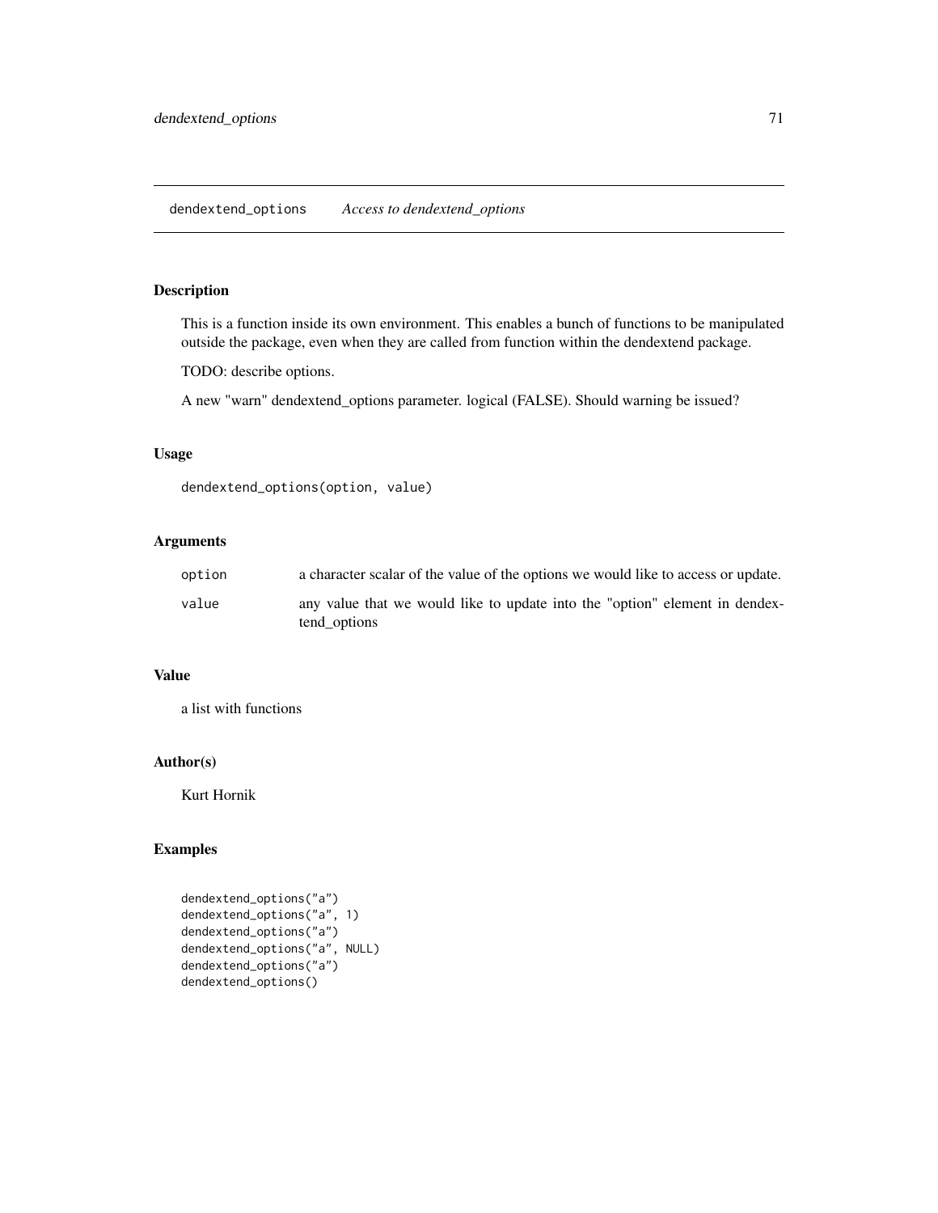## dendextend_options *Access to dendextend_options*

### Description

This is a function inside its own environment. This enables a bunch of functions to be manipulated outside the package, even when they are called from function within the dendextend package.

TODO: describe options.

A new "warn" dendextend_options parameter. logical (FALSE). Should warning be issued?

### Usage

```
dendextend_options(option, value)
```

### Arguments

| | |
|---|---|
| option | a character scalar of the value of the options we would like to access or update. |
| value | any value that we would like to update into the "option" element in dendextend_options |

### Value

a list with functions

### Author(s)

Kurt Hornik

### Examples

```
dendextend_options("a")
dendextend_options("a", 1)
dendextend_options("a")
dendextend_options("a", NULL)
dendextend_options("a")
dendextend_options()
```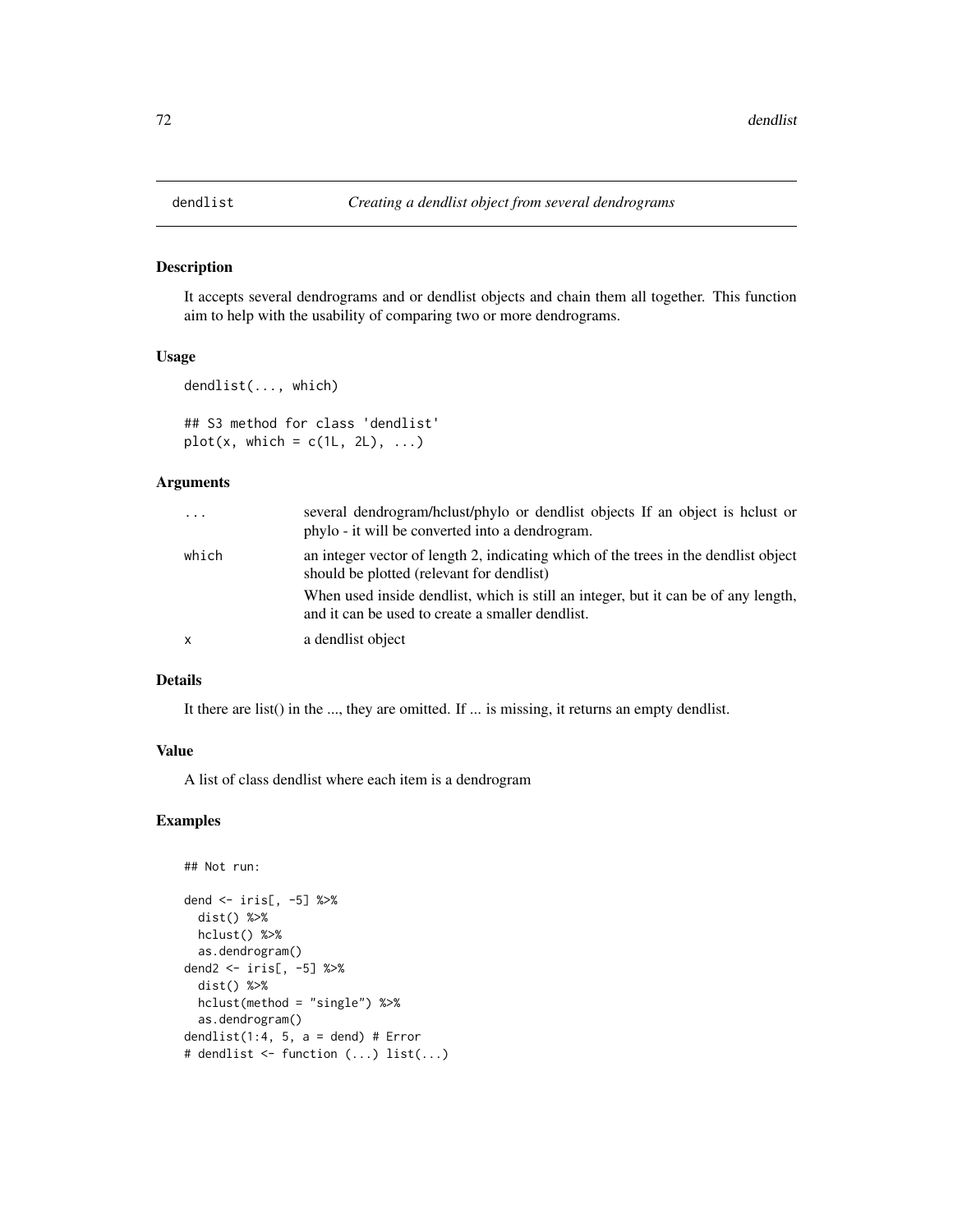## dendlist *Creating a dendlist object from several dendrograms*

### Description

It accepts several dendrograms and or dendlist objects and chain them all together. This function aim to help with the usability of comparing two or more dendrograms.

### Usage

```
dendlist(..., which)

## S3 method for class 'dendlist'
plot(x, which = c(1L, 2L), ...)
```

### Arguments

| | |
|---|---|
| ... | several dendrogram/hclust/phylo or dendlist objects If an object is hclust or phylo - it will be converted into a dendrogram. |
| which | an integer vector of length 2, indicating which of the trees in the dendlist object should be plotted (relevant for dendlist)<br>When used inside dendlist, which is still an integer, but it can be of any length, and it can be used to create a smaller dendlist. |
| x | a dendlist object |

### Details

It there are list() in the ..., they are omitted. If ... is missing, it returns an empty dendlist.

### Value

A list of class dendlist where each item is a dendrogram

### Examples

```
## Not run:

dend <- iris[, -5] %>%
  dist() %>%
  hclust() %>%
  as.dendrogram()
dend2 <- iris[, -5] %>%
  dist() %>%
  hclust(method = "single") %>%
  as.dendrogram()
dendlist(1:4, 5, a = dend) # Error
# dendlist <- function (...) list(...)
```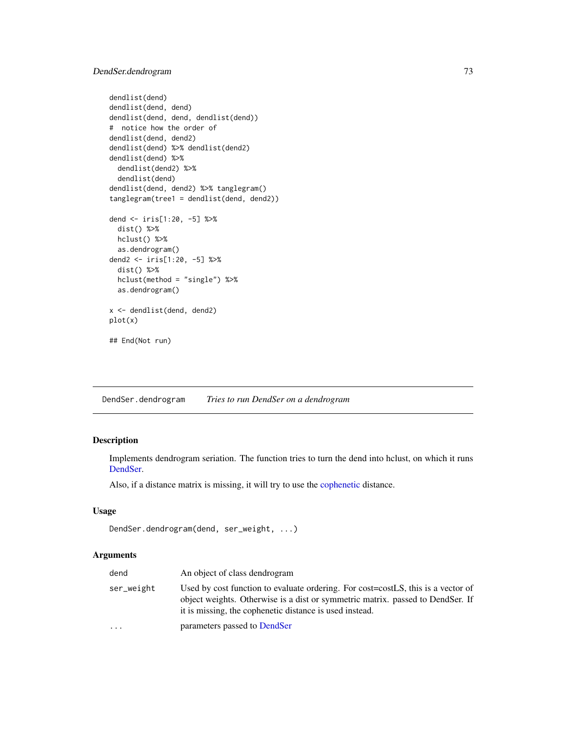```
dendlist(dend)
dendlist(dend, dend)
dendlist(dend, dend, dendlist(dend))
#  notice how the order of
dendlist(dend, dend2)
dendlist(dend) %>% dendlist(dend2)
dendlist(dend) %>%
  dendlist(dend2) %>%
  dendlist(dend)
dendlist(dend, dend2) %>% tanglegram()
tanglegram(tree1 = dendlist(dend, dend2))

dend <- iris[1:20, -5] %>%
  dist() %>%
  hclust() %>%
  as.dendrogram()
dend2 <- iris[1:20, -5] %>%
  dist() %>%
  hclust(method = "single") %>%
  as.dendrogram()

x <- dendlist(dend, dend2)
plot(x)

## End(Not run)
```

---

## DendSer.dendrogram *Tries to run DendSer on a dendrogram*

---

### Description

Implements dendrogram seriation. The function tries to turn the dend into hclust, on which it runs DendSer.

Also, if a distance matrix is missing, it will try to use the cophenetic distance.

### Usage

```
DendSer.dendrogram(dend, ser_weight, ...)
```

### Arguments

| | |
|---|---|
| dend | An object of class dendrogram |
| ser_weight | Used by cost function to evaluate ordering. For cost=costLS, this is a vector of object weights. Otherwise is a dist or symmetric matrix. passed to DendSer. If it is missing, the cophenetic distance is used instead. |
| ... | parameters passed to DendSer |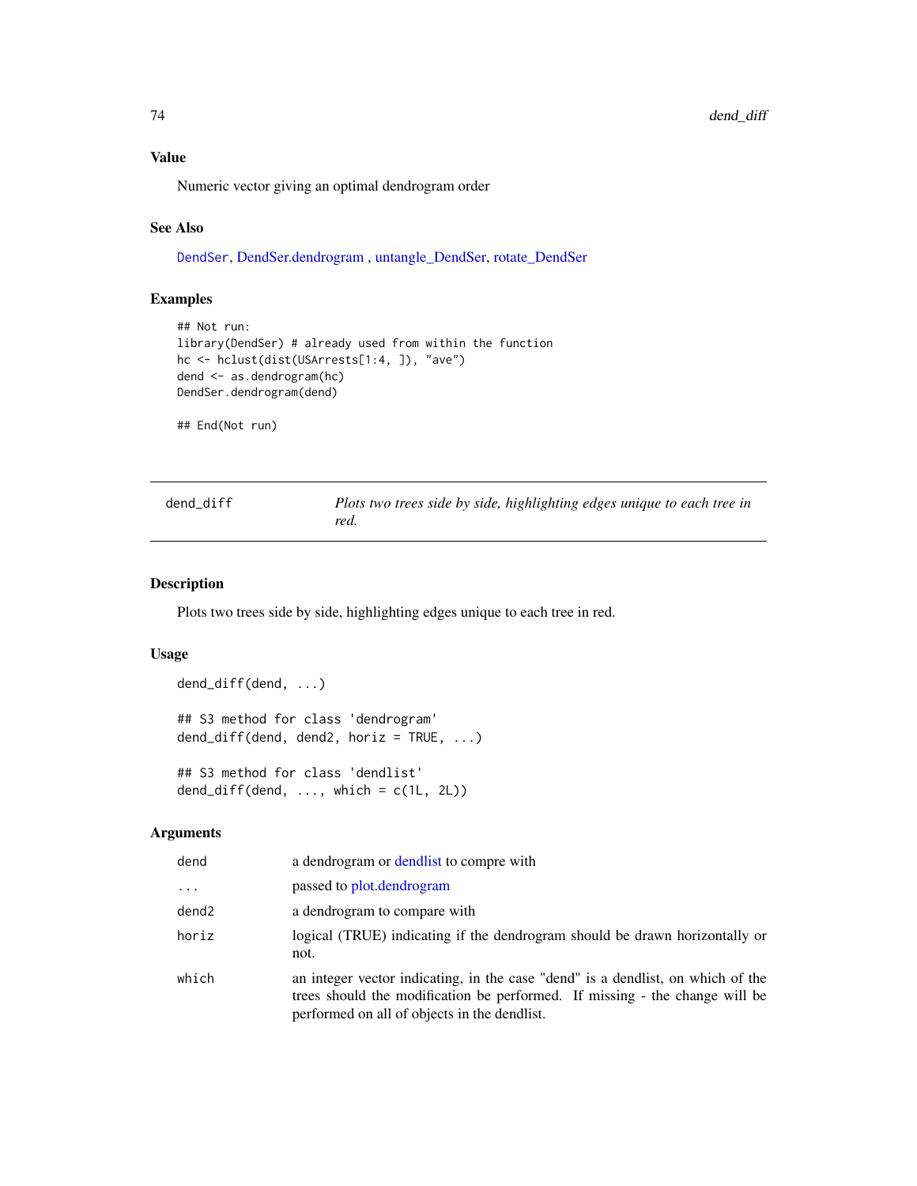### Value

Numeric vector giving an optimal dendrogram order

### See Also

DendSer, DendSer.dendrogram , untangle_DendSer, rotate_DendSer

### Examples

```
## Not run:
library(DendSer) # already used from within the function
hc <- hclust(dist(USArrests[1:4, ]), "ave")
dend <- as.dendrogram(hc)
DendSer.dendrogram(dend)

## End(Not run)
```

---

## dend_diff — *Plots two trees side by side, highlighting edges unique to each tree in red.*

### Description

Plots two trees side by side, highlighting edges unique to each tree in red.

### Usage

```
dend_diff(dend, ...)

## S3 method for class 'dendrogram'
dend_diff(dend, dend2, horiz = TRUE, ...)

## S3 method for class 'dendlist'
dend_diff(dend, ..., which = c(1L, 2L))
```

### Arguments

| | |
|---|---|
| dend | a dendrogram or dendlist to compre with |
| ... | passed to plot.dendrogram |
| dend2 | a dendrogram to compare with |
| horiz | logical (TRUE) indicating if the dendrogram should be drawn horizontally or not. |
| which | an integer vector indicating, in the case "dend" is a dendlist, on which of the trees should the modification be performed. If missing - the change will be performed on all of objects in the dendlist. |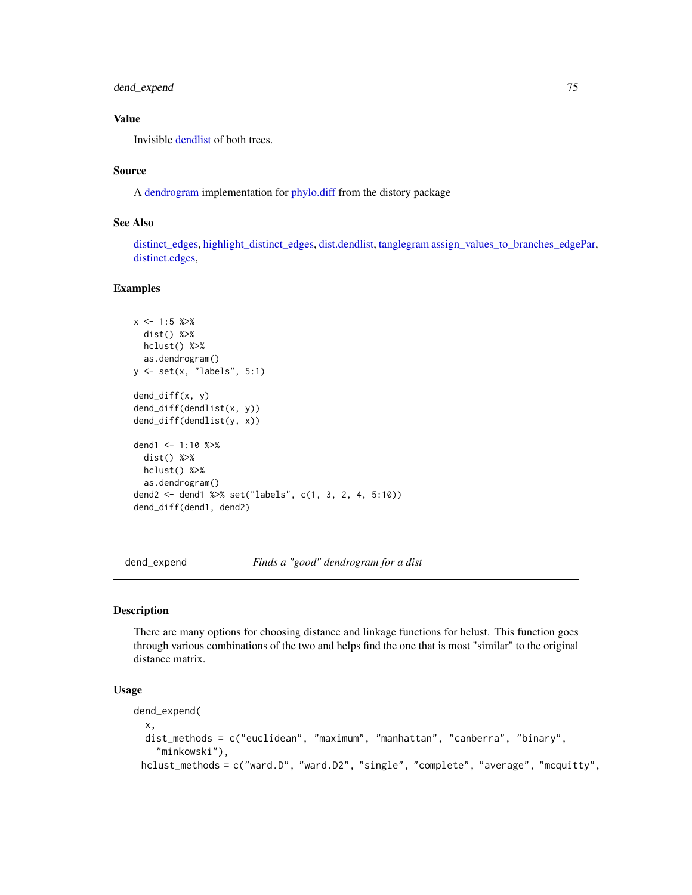## Value

Invisible dendlist of both trees.

## Source

A dendrogram implementation for phylo.diff from the distory package

## See Also

distinct_edges, highlight_distinct_edges, dist.dendlist, tanglegram assign_values_to_branches_edgePar, distinct.edges,

## Examples

```
x <- 1:5 %>%
  dist() %>%
  hclust() %>%
  as.dendrogram()
y <- set(x, "labels", 5:1)

dend_diff(x, y)
dend_diff(dendlist(x, y))
dend_diff(dendlist(y, x))

dend1 <- 1:10 %>%
  dist() %>%
  hclust() %>%
  as.dendrogram()
dend2 <- dend1 %>% set("labels", c(1, 3, 2, 4, 5:10))
dend_diff(dend1, dend2)
```

---

# dend_expend — *Finds a "good" dendrogram for a dist*

## Description

There are many options for choosing distance and linkage functions for hclust. This function goes through various combinations of the two and helps find the one that is most "similar" to the original distance matrix.

## Usage

```
dend_expend(
  x,
  dist_methods = c("euclidean", "maximum", "manhattan", "canberra", "binary",
    "minkowski"),
 hclust_methods = c("ward.D", "ward.D2", "single", "complete", "average", "mcquitty",
```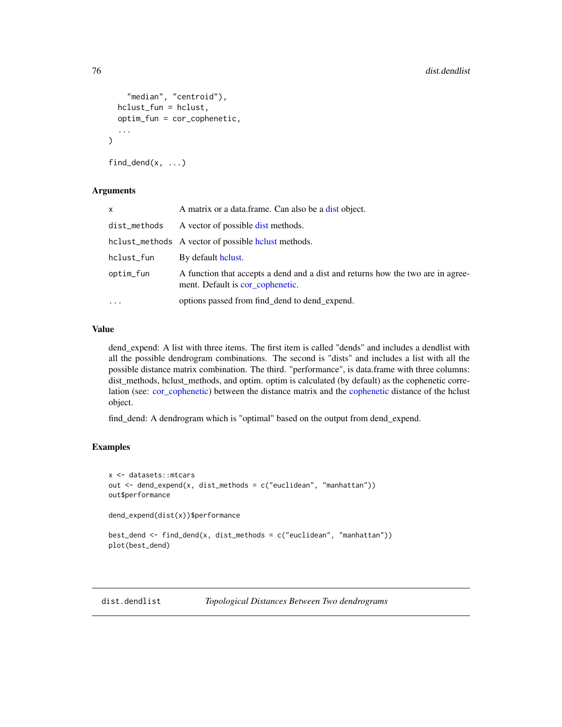```
    "median", "centroid"),
  hclust_fun = hclust,
  optim_fun = cor_cophenetic,
  ...
)

find_dend(x, ...)
```

### Arguments

| | |
|---|---|
| x | A matrix or a data.frame. Can also be a dist object. |
| dist_methods | A vector of possible dist methods. |
| hclust_methods | A vector of possible hclust methods. |
| hclust_fun | By default hclust. |
| optim_fun | A function that accepts a dend and a dist and returns how the two are in agreement. Default is cor_cophenetic. |
| ... | options passed from find_dend to dend_expend. |

### Value

dend_expend: A list with three items. The first item is called "dends" and includes a dendlist with all the possible dendrogram combinations. The second is "dists" and includes a list with all the possible distance matrix combination. The third. "performance", is data.frame with three columns: dist_methods, hclust_methods, and optim. optim is calculated (by default) as the cophenetic correlation (see: cor_cophenetic) between the distance matrix and the cophenetic distance of the hclust object.

find_dend: A dendrogram which is "optimal" based on the output from dend_expend.

### Examples

```
x <- datasets::mtcars
out <- dend_expend(x, dist_methods = c("euclidean", "manhattan"))
out$performance

dend_expend(dist(x))$performance

best_dend <- find_dend(x, dist_methods = c("euclidean", "manhattan"))
plot(best_dend)
```

## dist.dendlist *Topological Distances Between Two dendrograms*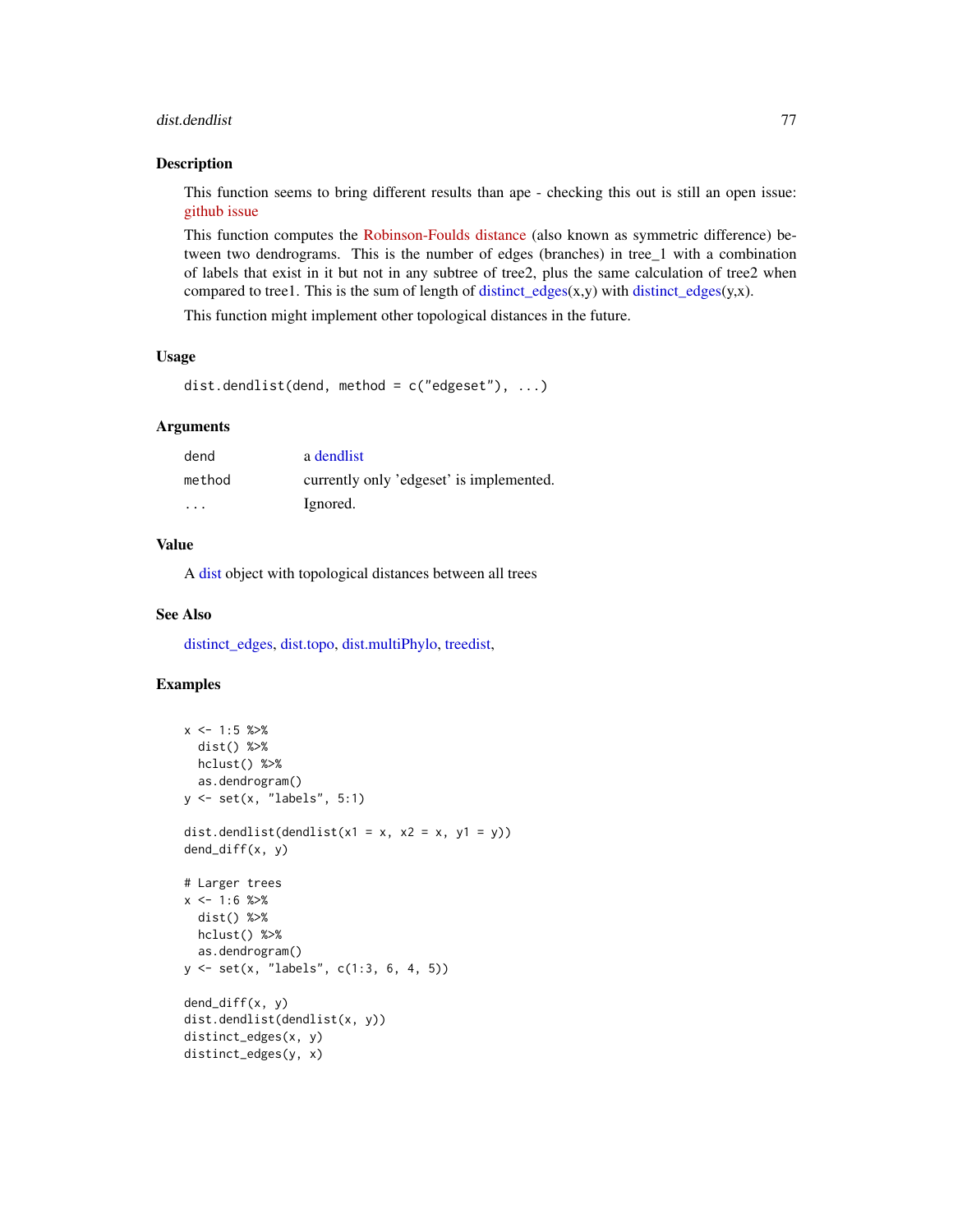## Description

This function seems to bring different results than ape - checking this out is still an open issue: github issue

This function computes the Robinson-Foulds distance (also known as symmetric difference) between two dendrograms. This is the number of edges (branches) in tree_1 with a combination of labels that exist in it but not in any subtree of tree2, plus the same calculation of tree2 when compared to tree1. This is the sum of length of distinct_edges(x,y) with distinct_edges(y,x).

This function might implement other topological distances in the future.

## Usage

```
dist.dendlist(dend, method = c("edgeset"), ...)
```

## Arguments

| | |
|---|---|
| dend | a dendlist |
| method | currently only 'edgeset' is implemented. |
| ... | Ignored. |

## Value

A dist object with topological distances between all trees

## See Also

distinct_edges, dist.topo, dist.multiPhylo, treedist,

## Examples

```
x <- 1:5 %>%
  dist() %>%
  hclust() %>%
  as.dendrogram()
y <- set(x, "labels", 5:1)

dist.dendlist(dendlist(x1 = x, x2 = x, y1 = y))
dend_diff(x, y)

# Larger trees
x <- 1:6 %>%
  dist() %>%
  hclust() %>%
  as.dendrogram()
y <- set(x, "labels", c(1:3, 6, 4, 5))

dend_diff(x, y)
dist.dendlist(dendlist(x, y))
distinct_edges(x, y)
distinct_edges(y, x)
```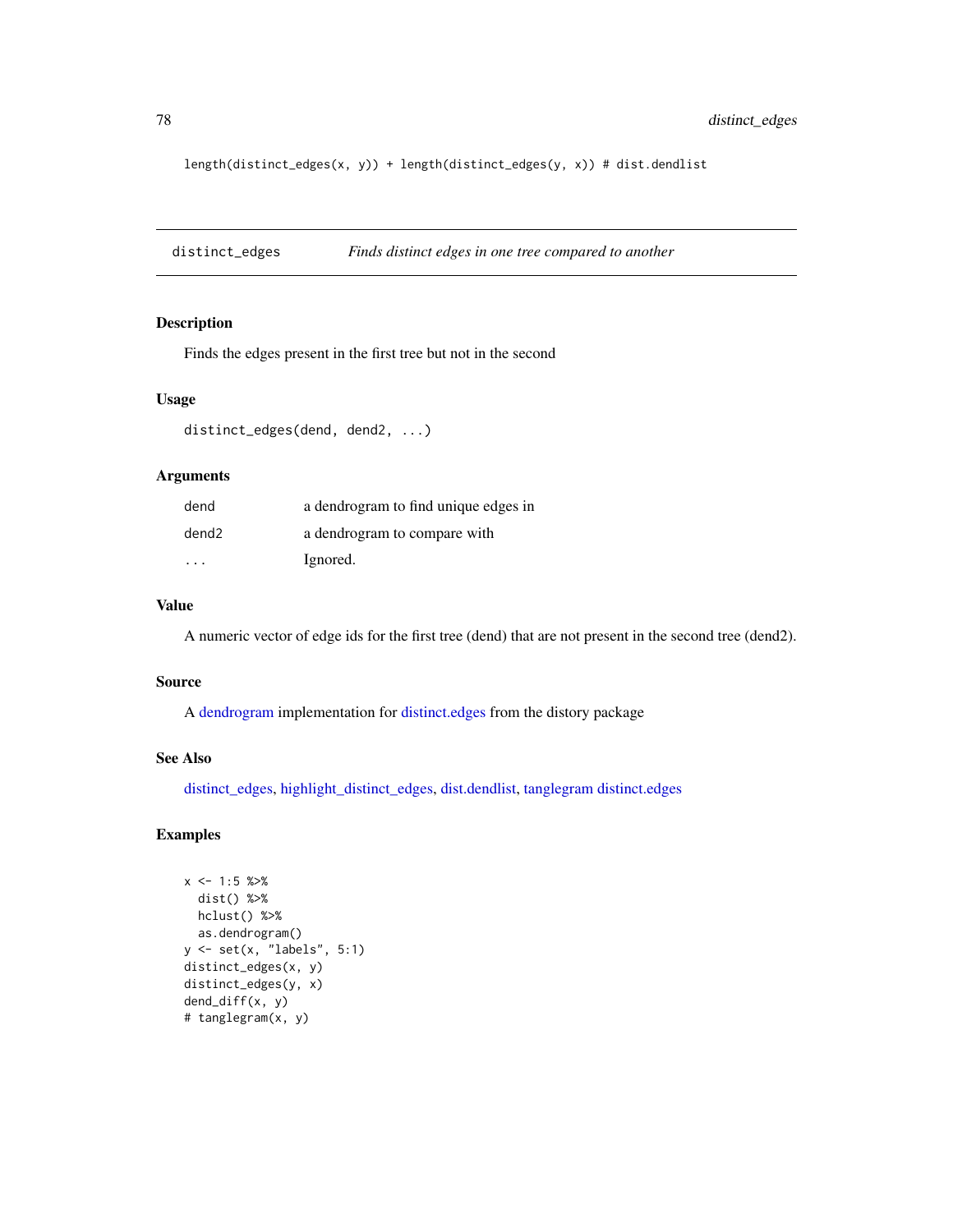```
length(distinct_edges(x, y)) + length(distinct_edges(y, x)) # dist.dendlist
```

---

distinct_edges    *Finds distinct edges in one tree compared to another*

---

## Description

Finds the edges present in the first tree but not in the second

## Usage

```
distinct_edges(dend, dend2, ...)
```

## Arguments

| | |
|---|---|
| dend | a dendrogram to find unique edges in |
| dend2 | a dendrogram to compare with |
| ... | Ignored. |

## Value

A numeric vector of edge ids for the first tree (dend) that are not present in the second tree (dend2).

## Source

A dendrogram implementation for distinct.edges from the distory package

## See Also

distinct_edges, highlight_distinct_edges, dist.dendlist, tanglegram distinct.edges

## Examples

```
x <- 1:5 %>%
  dist() %>%
  hclust() %>%
  as.dendrogram()
y <- set(x, "labels", 5:1)
distinct_edges(x, y)
distinct_edges(y, x)
dend_diff(x, y)
# tanglegram(x, y)
```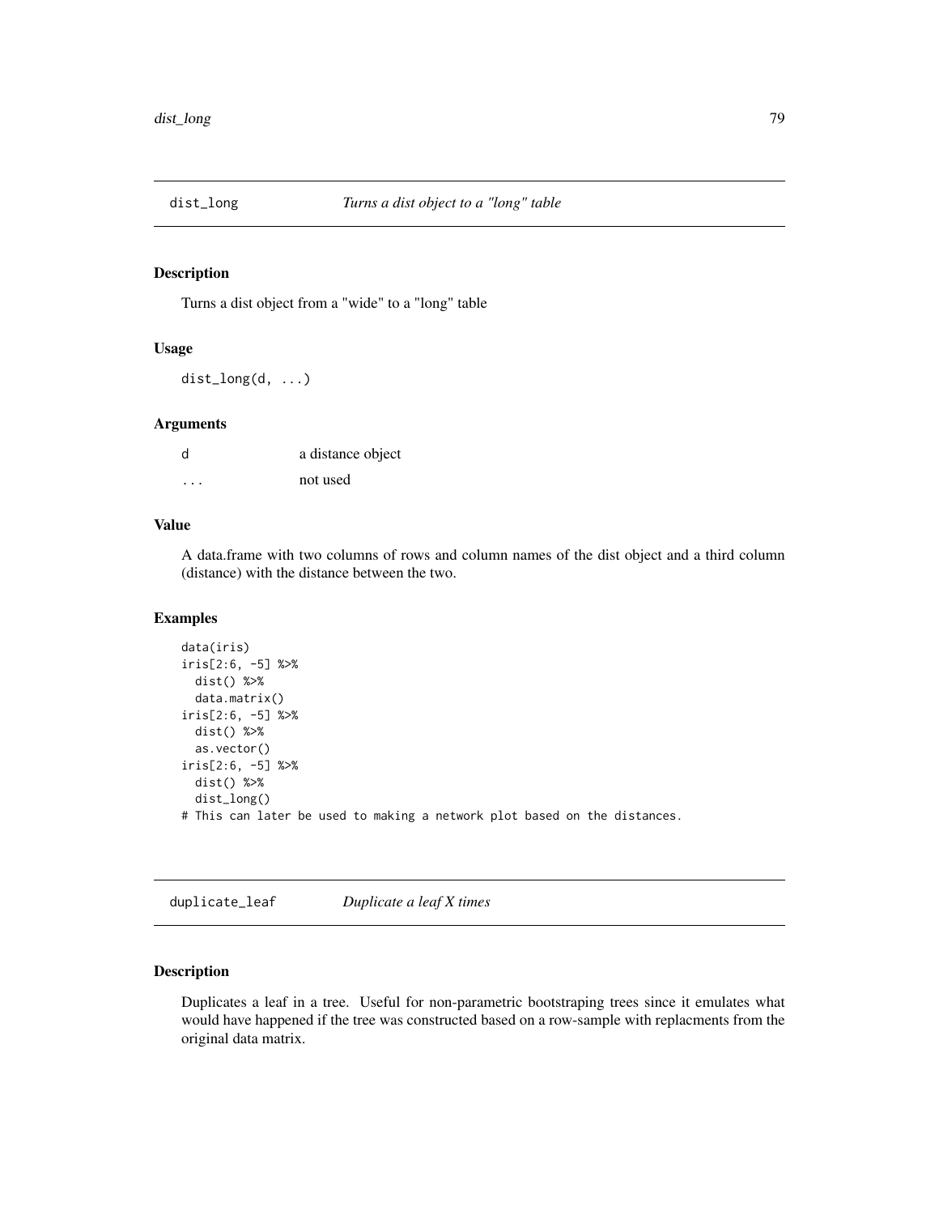## dist_long    *Turns a dist object to a "long" table*

### Description

Turns a dist object from a "wide" to a "long" table

### Usage

```
dist_long(d, ...)
```

### Arguments

| | |
|---|---|
| d | a distance object |
| ... | not used |

### Value

A data.frame with two columns of rows and column names of the dist object and a third column (distance) with the distance between the two.

### Examples

```
data(iris)
iris[2:6, -5] %>%
  dist() %>%
  data.matrix()
iris[2:6, -5] %>%
  dist() %>%
  as.vector()
iris[2:6, -5] %>%
  dist() %>%
  dist_long()
# This can later be used to making a network plot based on the distances.
```

## duplicate_leaf    *Duplicate a leaf X times*

### Description

Duplicates a leaf in a tree. Useful for non-parametric bootstraping trees since it emulates what would have happened if the tree was constructed based on a row-sample with replacments from the original data matrix.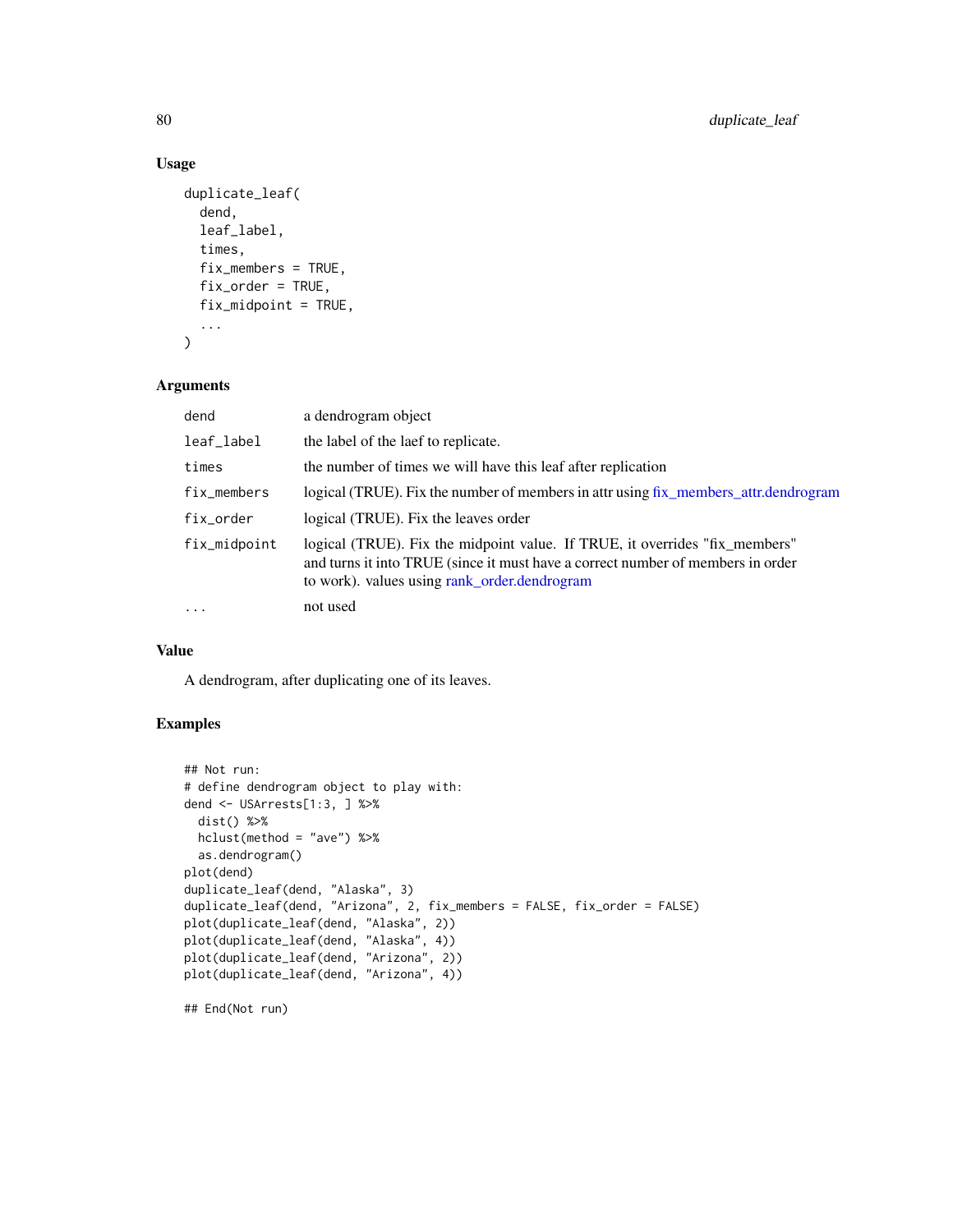## Usage

```
duplicate_leaf(
  dend,
  leaf_label,
  times,
  fix_members = TRUE,
  fix_order = TRUE,
  fix_midpoint = TRUE,
  ...
)
```

## Arguments

| | |
|---|---|
| dend | a dendrogram object |
| leaf_label | the label of the laef to replicate. |
| times | the number of times we will have this leaf after replication |
| fix_members | logical (TRUE). Fix the number of members in attr using fix_members_attr.dendrogram |
| fix_order | logical (TRUE). Fix the leaves order |
| fix_midpoint | logical (TRUE). Fix the midpoint value. If TRUE, it overrides "fix_members" and turns it into TRUE (since it must have a correct number of members in order to work). values using rank_order.dendrogram |
| ... | not used |

## Value

A dendrogram, after duplicating one of its leaves.

## Examples

```
## Not run:
# define dendrogram object to play with:
dend <- USArrests[1:3, ] %>%
  dist() %>%
  hclust(method = "ave") %>%
  as.dendrogram()
plot(dend)
duplicate_leaf(dend, "Alaska", 3)
duplicate_leaf(dend, "Arizona", 2, fix_members = FALSE, fix_order = FALSE)
plot(duplicate_leaf(dend, "Alaska", 2))
plot(duplicate_leaf(dend, "Alaska", 4))
plot(duplicate_leaf(dend, "Arizona", 2))
plot(duplicate_leaf(dend, "Arizona", 4))

## End(Not run)
```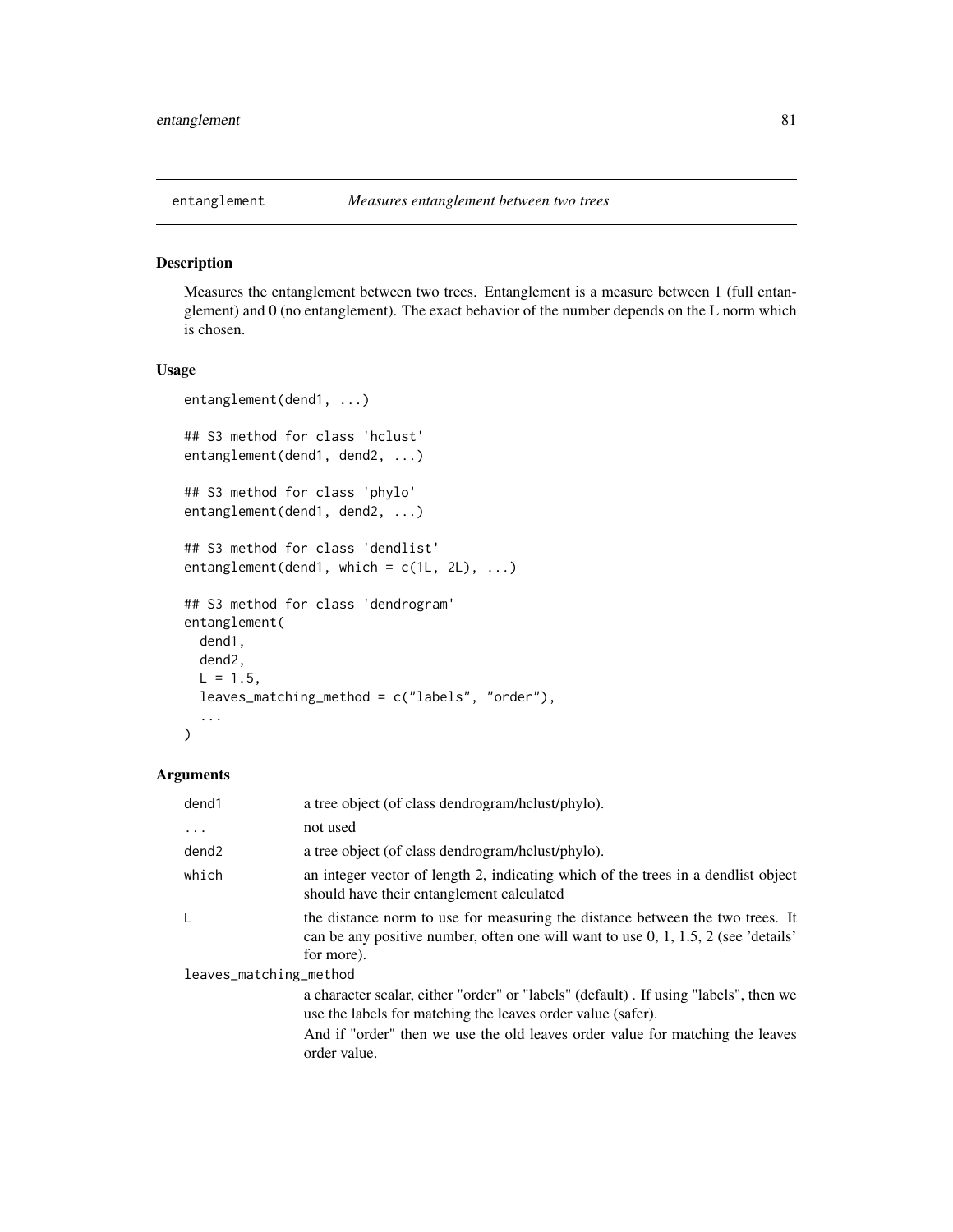# entanglement — *Measures entanglement between two trees*

## Description

Measures the entanglement between two trees. Entanglement is a measure between 1 (full entanglement) and 0 (no entanglement). The exact behavior of the number depends on the L norm which is chosen.

## Usage

```
entanglement(dend1, ...)

## S3 method for class 'hclust'
entanglement(dend1, dend2, ...)

## S3 method for class 'phylo'
entanglement(dend1, dend2, ...)

## S3 method for class 'dendlist'
entanglement(dend1, which = c(1L, 2L), ...)

## S3 method for class 'dendrogram'
entanglement(
  dend1,
  dend2,
  L = 1.5,
  leaves_matching_method = c("labels", "order"),
  ...
)
```

## Arguments

| Argument | Description |
|---|---|
| `dend1` | a tree object (of class dendrogram/hclust/phylo). |
| `...` | not used |
| `dend2` | a tree object (of class dendrogram/hclust/phylo). |
| `which` | an integer vector of length 2, indicating which of the trees in a dendlist object should have their entanglement calculated |
| `L` | the distance norm to use for measuring the distance between the two trees. It can be any positive number, often one will want to use 0, 1, 1.5, 2 (see 'details' for more). |
| `leaves_matching_method` | a character scalar, either "order" or "labels" (default) . If using "labels", then we use the labels for matching the leaves order value (safer). And if "order" then we use the old leaves order value for matching the leaves order value. |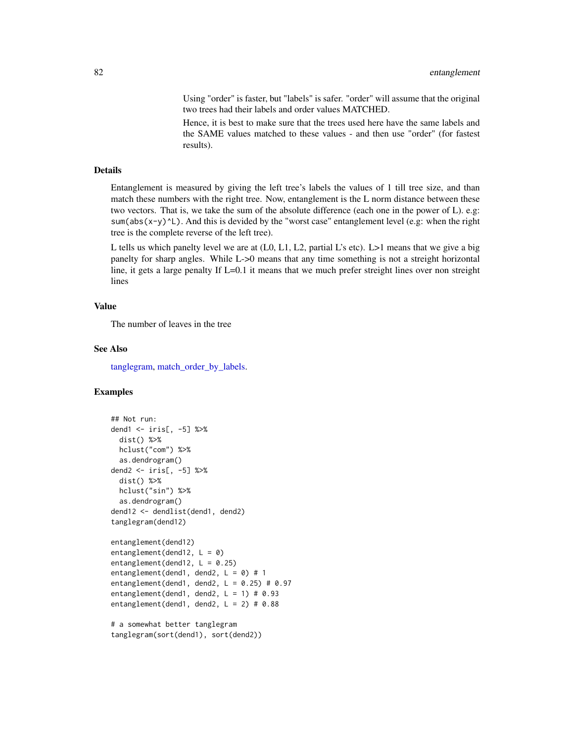Using "order" is faster, but "labels" is safer. "order" will assume that the original two trees had their labels and order values MATCHED.

Hence, it is best to make sure that the trees used here have the same labels and the SAME values matched to these values - and then use "order" (for fastest results).

## Details

Entanglement is measured by giving the left tree's labels the values of 1 till tree size, and than match these numbers with the right tree. Now, entanglement is the L norm distance between these two vectors. That is, we take the sum of the absolute difference (each one in the power of L). e.g: `sum(abs(x-y)^L)`. And this is devided by the "worst case" entanglement level (e.g: when the right tree is the complete reverse of the left tree).

L tells us which panelty level we are at (L0, L1, L2, partial L's etc). L>1 means that we give a big panelty for sharp angles. While L->0 means that any time something is not a streight horizontal line, it gets a large penalty If L=0.1 it means that we much prefer streight lines over non streight lines

## Value

The number of leaves in the tree

## See Also

tanglegram, match_order_by_labels.

## Examples

```
## Not run:
dend1 <- iris[, -5] %>%
  dist() %>%
  hclust("com") %>%
  as.dendrogram()
dend2 <- iris[, -5] %>%
  dist() %>%
  hclust("sin") %>%
  as.dendrogram()
dend12 <- dendlist(dend1, dend2)
tanglegram(dend12)

entanglement(dend12)
entanglement(dend12, L = 0)
entanglement(dend12, L = 0.25)
entanglement(dend1, dend2, L = 0) # 1
entanglement(dend1, dend2, L = 0.25) # 0.97
entanglement(dend1, dend2, L = 1) # 0.93
entanglement(dend1, dend2, L = 2) # 0.88

# a somewhat better tanglegram
tanglegram(sort(dend1), sort(dend2))
```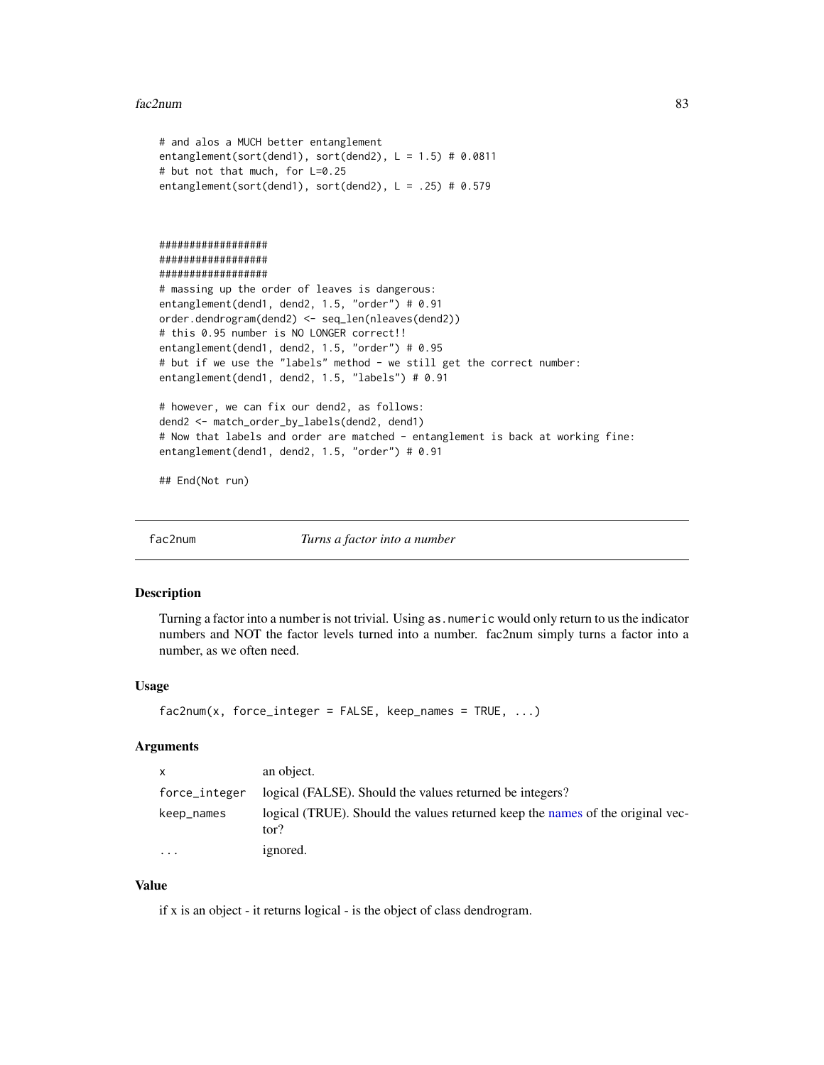```
# and alos a MUCH better entanglement
entanglement(sort(dend1), sort(dend2), L = 1.5) # 0.0811
# but not that much, for L=0.25
entanglement(sort(dend1), sort(dend2), L = .25) # 0.579



##################
##################
##################
# massing up the order of leaves is dangerous:
entanglement(dend1, dend2, 1.5, "order") # 0.91
order.dendrogram(dend2) <- seq_len(nleaves(dend2))
# this 0.95 number is NO LONGER correct!!
entanglement(dend1, dend2, 1.5, "order") # 0.95
# but if we use the "labels" method - we still get the correct number:
entanglement(dend1, dend2, 1.5, "labels") # 0.91

# however, we can fix our dend2, as follows:
dend2 <- match_order_by_labels(dend2, dend1)
# Now that labels and order are matched - entanglement is back at working fine:
entanglement(dend1, dend2, 1.5, "order") # 0.91

## End(Not run)
```

## fac2num *Turns a factor into a number*

### Description

Turning a factor into a number is not trivial. Using `as.numeric` would only return to us the indicator numbers and NOT the factor levels turned into a number. fac2num simply turns a factor into a number, as we often need.

### Usage

```
fac2num(x, force_integer = FALSE, keep_names = TRUE, ...)
```

### Arguments

| | |
|---|---|
| `x` | an object. |
| `force_integer` | logical (FALSE). Should the values returned be integers? |
| `keep_names` | logical (TRUE). Should the values returned keep the names of the original vector? |
| `...` | ignored. |

### Value

if x is an object - it returns logical - is the object of class dendrogram.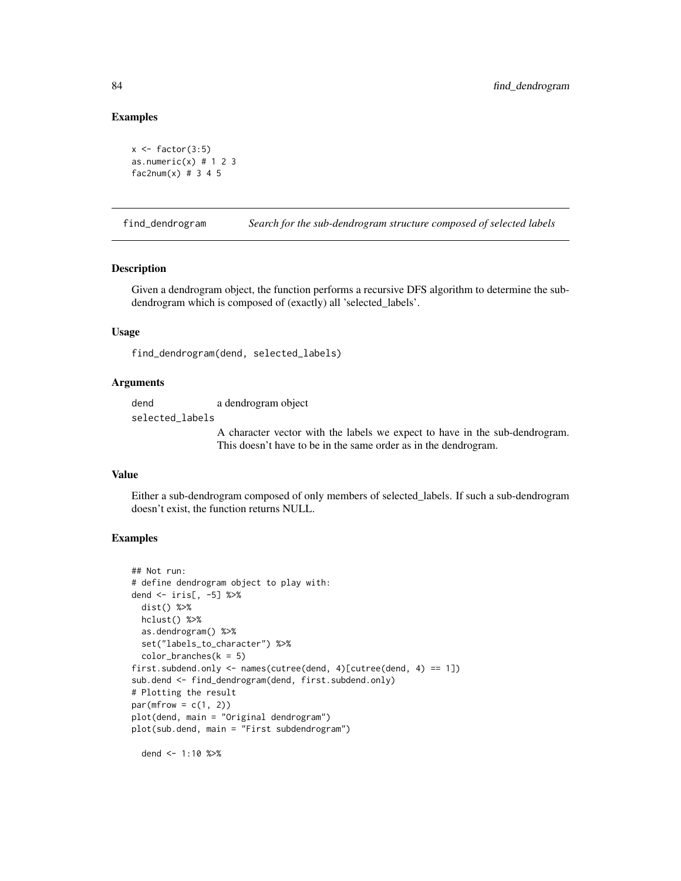## Examples

```
x <- factor(3:5)
as.numeric(x) # 1 2 3
fac2num(x) # 3 4 5
```

---

# find_dendrogram *Search for the sub-dendrogram structure composed of selected labels*

---

### Description

Given a dendrogram object, the function performs a recursive DFS algorithm to determine the sub-dendrogram which is composed of (exactly) all 'selected_labels'.

### Usage

```
find_dendrogram(dend, selected_labels)
```

### Arguments

| | |
|---|---|
| dend | a dendrogram object |
| selected_labels | A character vector with the labels we expect to have in the sub-dendrogram. This doesn't have to be in the same order as in the dendrogram. |

### Value

Either a sub-dendrogram composed of only members of selected_labels. If such a sub-dendrogram doesn't exist, the function returns NULL.

### Examples

```
## Not run:
# define dendrogram object to play with:
dend <- iris[, -5] %>%
  dist() %>%
  hclust() %>%
  as.dendrogram() %>%
  set("labels_to_character") %>%
  color_branches(k = 5)
first.subdend.only <- names(cutree(dend, 4)[cutree(dend, 4) == 1])
sub.dend <- find_dendrogram(dend, first.subdend.only)
# Plotting the result
par(mfrow = c(1, 2))
plot(dend, main = "Original dendrogram")
plot(sub.dend, main = "First subdendrogram")

  dend <- 1:10 %>%
```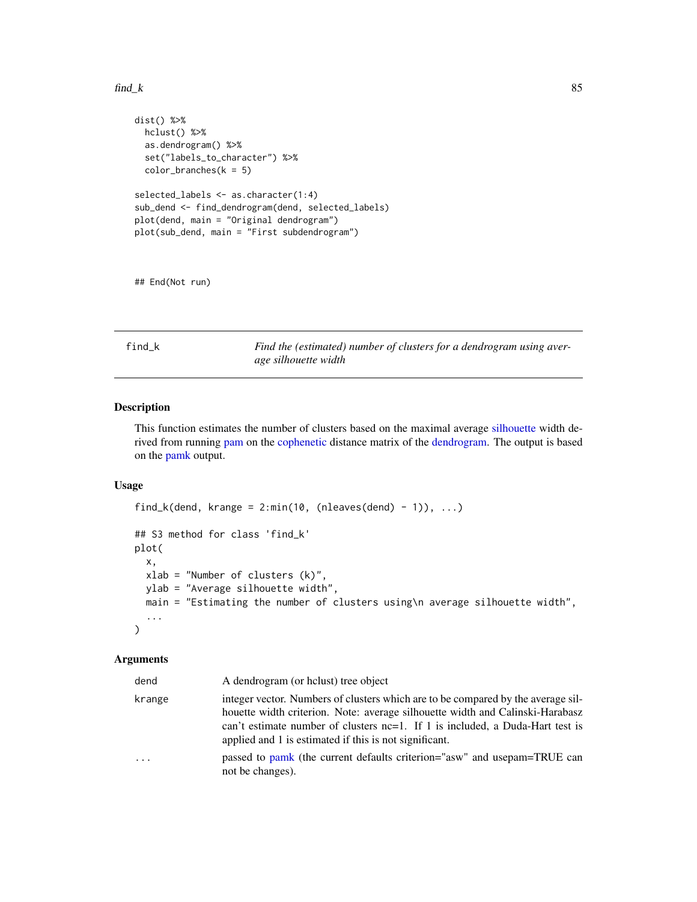```
dist() %>%
  hclust() %>%
  as.dendrogram() %>%
  set("labels_to_character") %>%
  color_branches(k = 5)

selected_labels <- as.character(1:4)
sub_dend <- find_dendrogram(dend, selected_labels)
plot(dend, main = "Original dendrogram")
plot(sub_dend, main = "First subdendrogram")



## End(Not run)
```

---

`find_k` *Find the (estimated) number of clusters for a dendrogram using average silhouette width*

---

### Description

This function estimates the number of clusters based on the maximal average silhouette width derived from running pam on the cophenetic distance matrix of the dendrogram. The output is based on the pamk output.

### Usage

```
find_k(dend, krange = 2:min(10, (nleaves(dend) - 1)), ...)

## S3 method for class 'find_k'
plot(
  x,
  xlab = "Number of clusters (k)",
  ylab = "Average silhouette width",
  main = "Estimating the number of clusters using\n average silhouette width",
  ...
)
```

### Arguments

| | |
|---|---|
| `dend` | A dendrogram (or hclust) tree object |
| `krange` | integer vector. Numbers of clusters which are to be compared by the average silhouette width criterion. Note: average silhouette width and Calinski-Harabasz can't estimate number of clusters nc=1. If 1 is included, a Duda-Hart test is applied and 1 is estimated if this is not significant. |
| `...` | passed to pamk (the current defaults criterion="asw" and usepam=TRUE can not be changes). |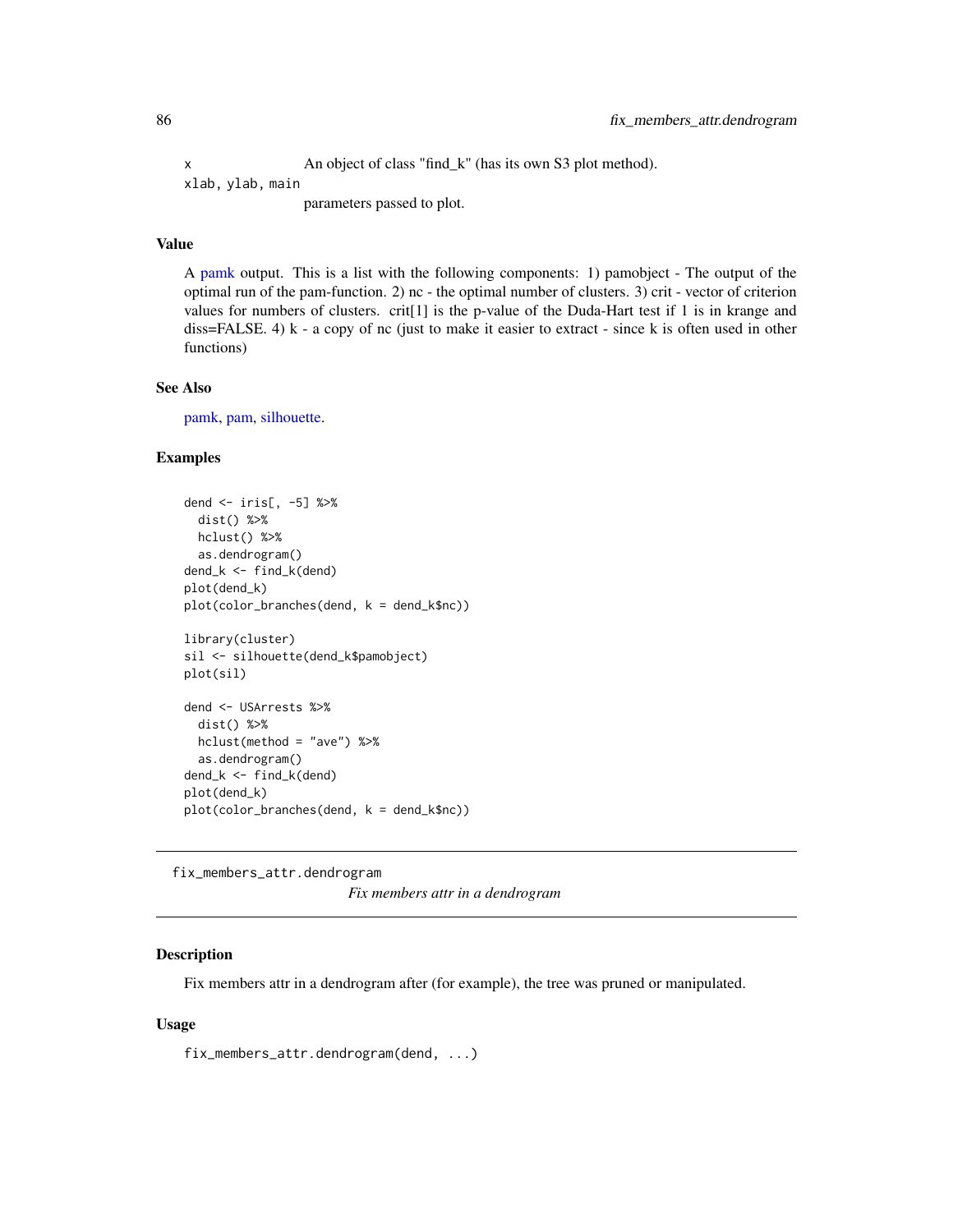| | |
|---|---|
| x | An object of class "find_k" (has its own S3 plot method). |
| xlab, ylab, main | parameters passed to plot. |

### Value

A pamk output. This is a list with the following components: 1) pamobject - The output of the optimal run of the pam-function. 2) nc - the optimal number of clusters. 3) crit - vector of criterion values for numbers of clusters. crit[1] is the p-value of the Duda-Hart test if 1 is in krange and diss=FALSE. 4) k - a copy of nc (just to make it easier to extract - since k is often used in other functions)

### See Also

pamk, pam, silhouette.

### Examples

```
dend <- iris[, -5] %>%
  dist() %>%
  hclust() %>%
  as.dendrogram()
dend_k <- find_k(dend)
plot(dend_k)
plot(color_branches(dend, k = dend_k$nc))

library(cluster)
sil <- silhouette(dend_k$pamobject)
plot(sil)

dend <- USArrests %>%
  dist() %>%
  hclust(method = "ave") %>%
  as.dendrogram()
dend_k <- find_k(dend)
plot(dend_k)
plot(color_branches(dend, k = dend_k$nc))
```

---

## fix_members_attr.dendrogram    *Fix members attr in a dendrogram*

### Description

Fix members attr in a dendrogram after (for example), the tree was pruned or manipulated.

### Usage

```
fix_members_attr.dendrogram(dend, ...)
```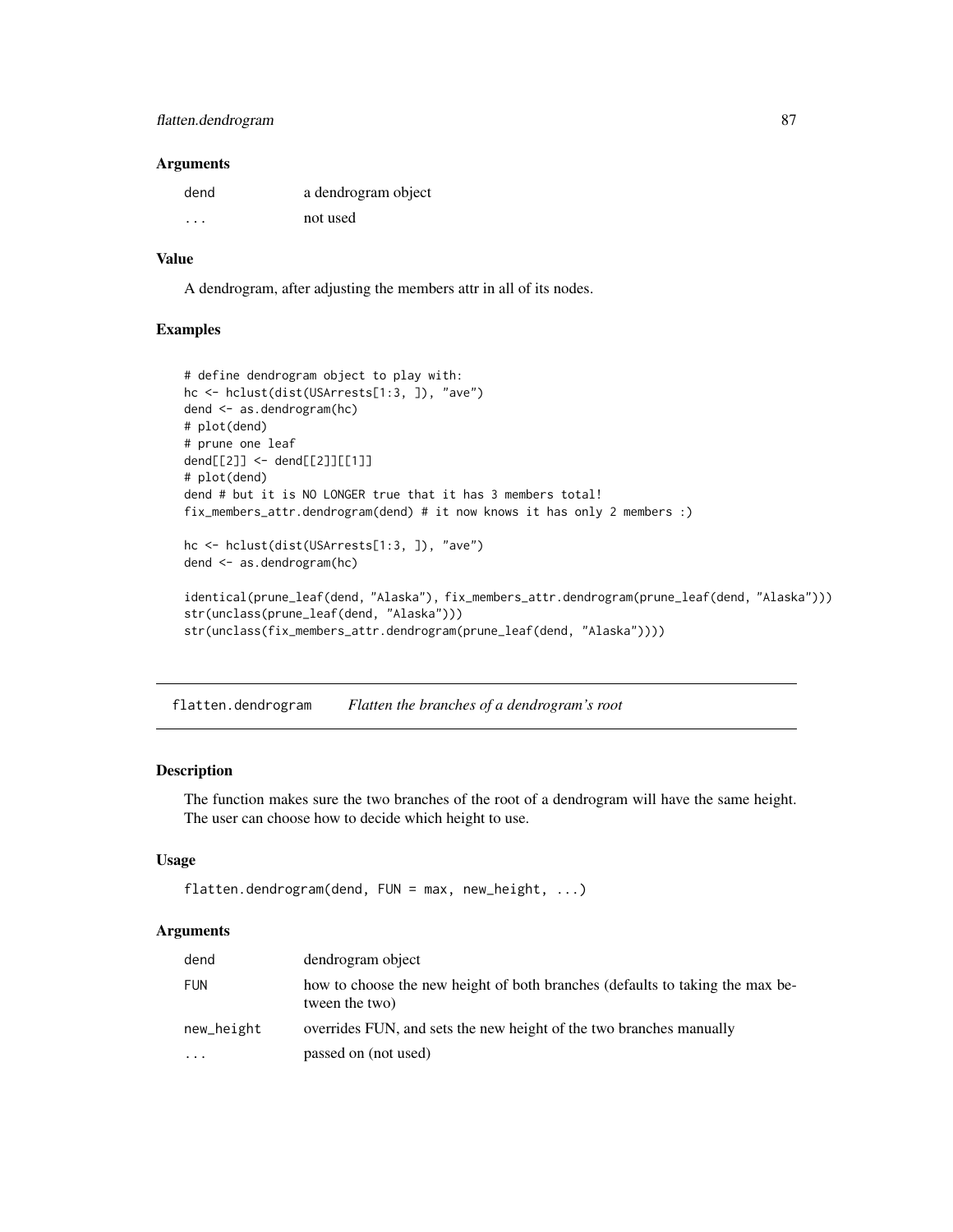### Arguments

| | |
|---|---|
| dend | a dendrogram object |
| ... | not used |

### Value

A dendrogram, after adjusting the members attr in all of its nodes.

### Examples

```
# define dendrogram object to play with:
hc <- hclust(dist(USArrests[1:3, ]), "ave")
dend <- as.dendrogram(hc)
# plot(dend)
# prune one leaf
dend[[2]] <- dend[[2]][[1]]
# plot(dend)
dend # but it is NO LONGER true that it has 3 members total!
fix_members_attr.dendrogram(dend) # it now knows it has only 2 members :)

hc <- hclust(dist(USArrests[1:3, ]), "ave")
dend <- as.dendrogram(hc)

identical(prune_leaf(dend, "Alaska"), fix_members_attr.dendrogram(prune_leaf(dend, "Alaska")))
str(unclass(prune_leaf(dend, "Alaska")))
str(unclass(fix_members_attr.dendrogram(prune_leaf(dend, "Alaska"))))
```

---

## flatten.dendrogram *Flatten the branches of a dendrogram's root*

### Description

The function makes sure the two branches of the root of a dendrogram will have the same height. The user can choose how to decide which height to use.

### Usage

```
flatten.dendrogram(dend, FUN = max, new_height, ...)
```

### Arguments

| | |
|---|---|
| dend | dendrogram object |
| FUN | how to choose the new height of both branches (defaults to taking the max between the two) |
| new_height | overrides FUN, and sets the new height of the two branches manually |
| ... | passed on (not used) |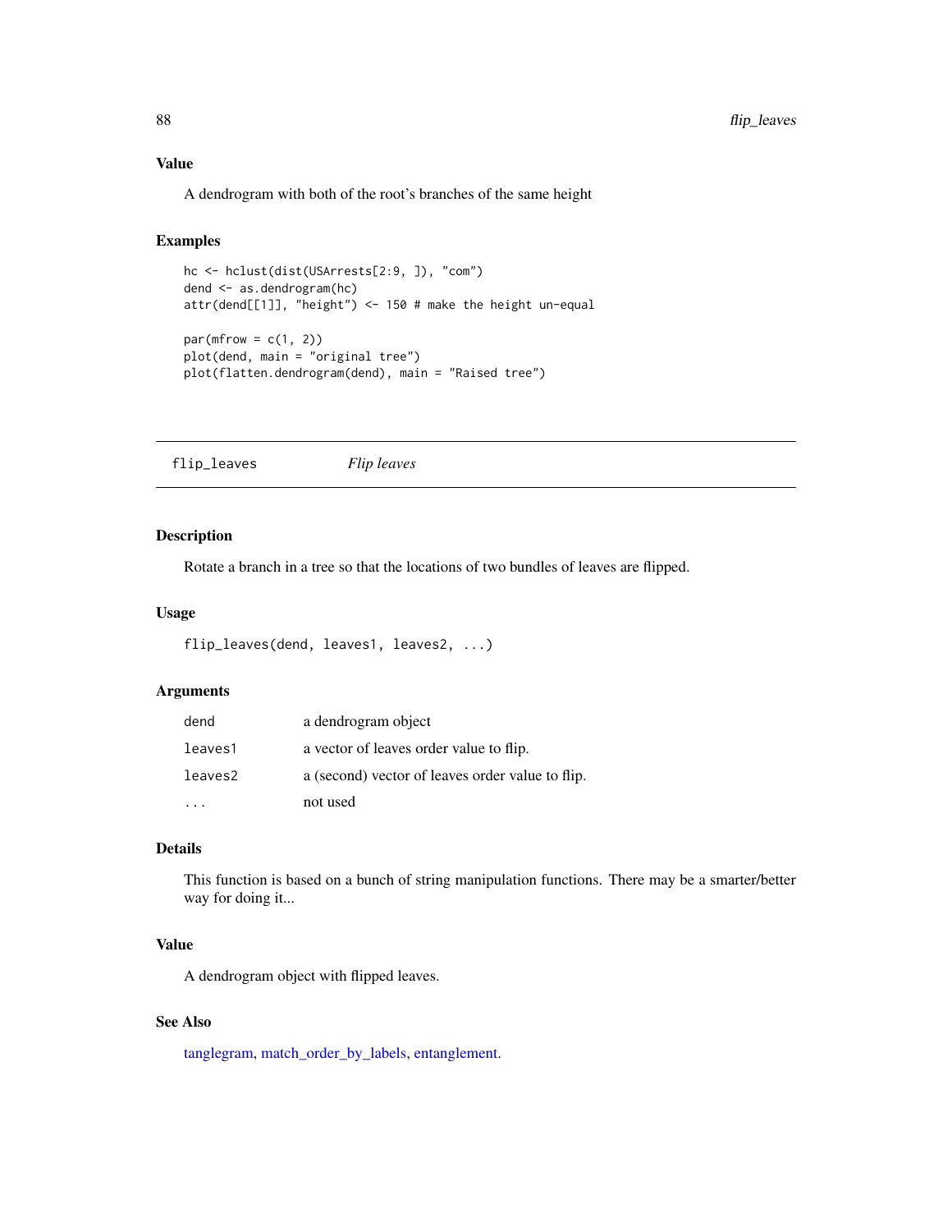### Value

A dendrogram with both of the root's branches of the same height

### Examples

```
hc <- hclust(dist(USArrests[2:9, ]), "com")
dend <- as.dendrogram(hc)
attr(dend[[1]], "height") <- 150 # make the height un-equal

par(mfrow = c(1, 2))
plot(dend, main = "original tree")
plot(flatten.dendrogram(dend), main = "Raised tree")
```

---

## flip_leaves *Flip leaves*

---

### Description

Rotate a branch in a tree so that the locations of two bundles of leaves are flipped.

### Usage

```
flip_leaves(dend, leaves1, leaves2, ...)
```

### Arguments

| | |
|---|---|
| dend | a dendrogram object |
| leaves1 | a vector of leaves order value to flip. |
| leaves2 | a (second) vector of leaves order value to flip. |
| ... | not used |

### Details

This function is based on a bunch of string manipulation functions. There may be a smarter/better way for doing it...

### Value

A dendrogram object with flipped leaves.

### See Also

tanglegram, match_order_by_labels, entanglement.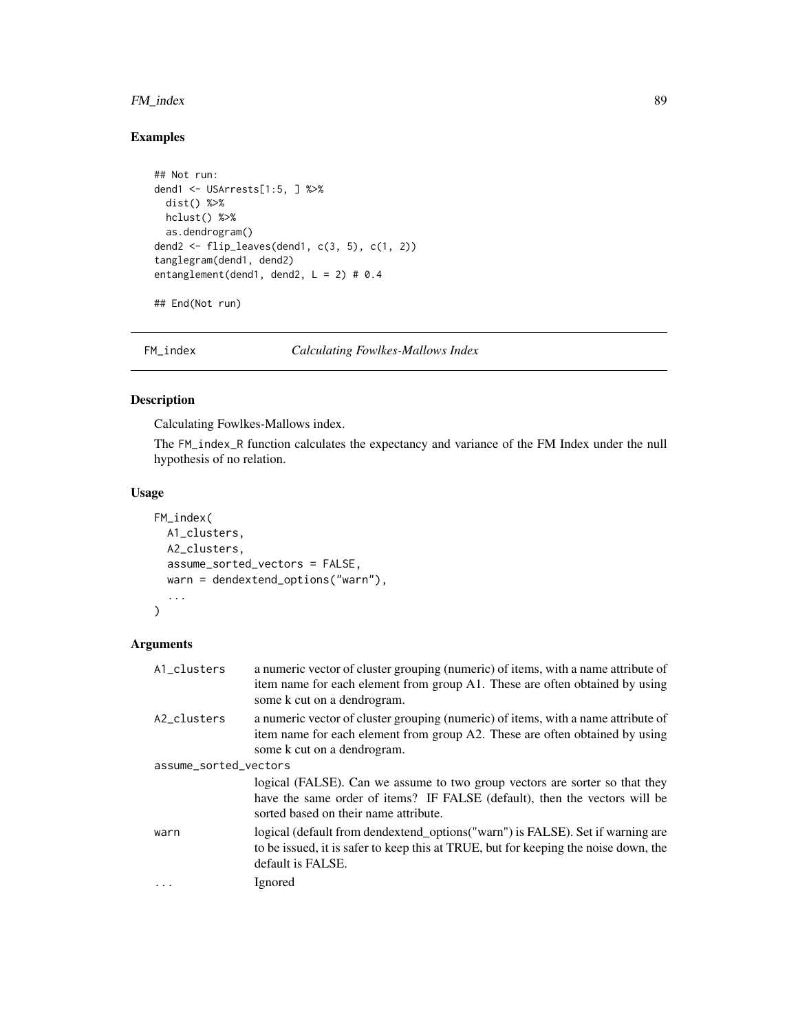## Examples

```
## Not run:
dend1 <- USArrests[1:5, ] %>%
  dist() %>%
  hclust() %>%
  as.dendrogram()
dend2 <- flip_leaves(dend1, c(3, 5), c(1, 2))
tanglegram(dend1, dend2)
entanglement(dend1, dend2, L = 2) # 0.4

## End(Not run)
```

---

# FM_index — *Calculating Fowlkes-Mallows Index*

## Description

Calculating Fowlkes-Mallows index.

The `FM_index_R` function calculates the expectancy and variance of the FM Index under the null hypothesis of no relation.

## Usage

```
FM_index(
  A1_clusters,
  A2_clusters,
  assume_sorted_vectors = FALSE,
  warn = dendextend_options("warn"),
  ...
)
```

## Arguments

| Argument | Description |
|---|---|
| `A1_clusters` | a numeric vector of cluster grouping (numeric) of items, with a name attribute of item name for each element from group A1. These are often obtained by using some k cut on a dendrogram. |
| `A2_clusters` | a numeric vector of cluster grouping (numeric) of items, with a name attribute of item name for each element from group A2. These are often obtained by using some k cut on a dendrogram. |
| `assume_sorted_vectors` | logical (FALSE). Can we assume to two group vectors are sorter so that they have the same order of items? IF FALSE (default), then the vectors will be sorted based on their name attribute. |
| `warn` | logical (default from dendextend_options("warn") is FALSE). Set if warning are to be issued, it is safer to keep this at TRUE, but for keeping the noise down, the default is FALSE. |
| `...` | Ignored |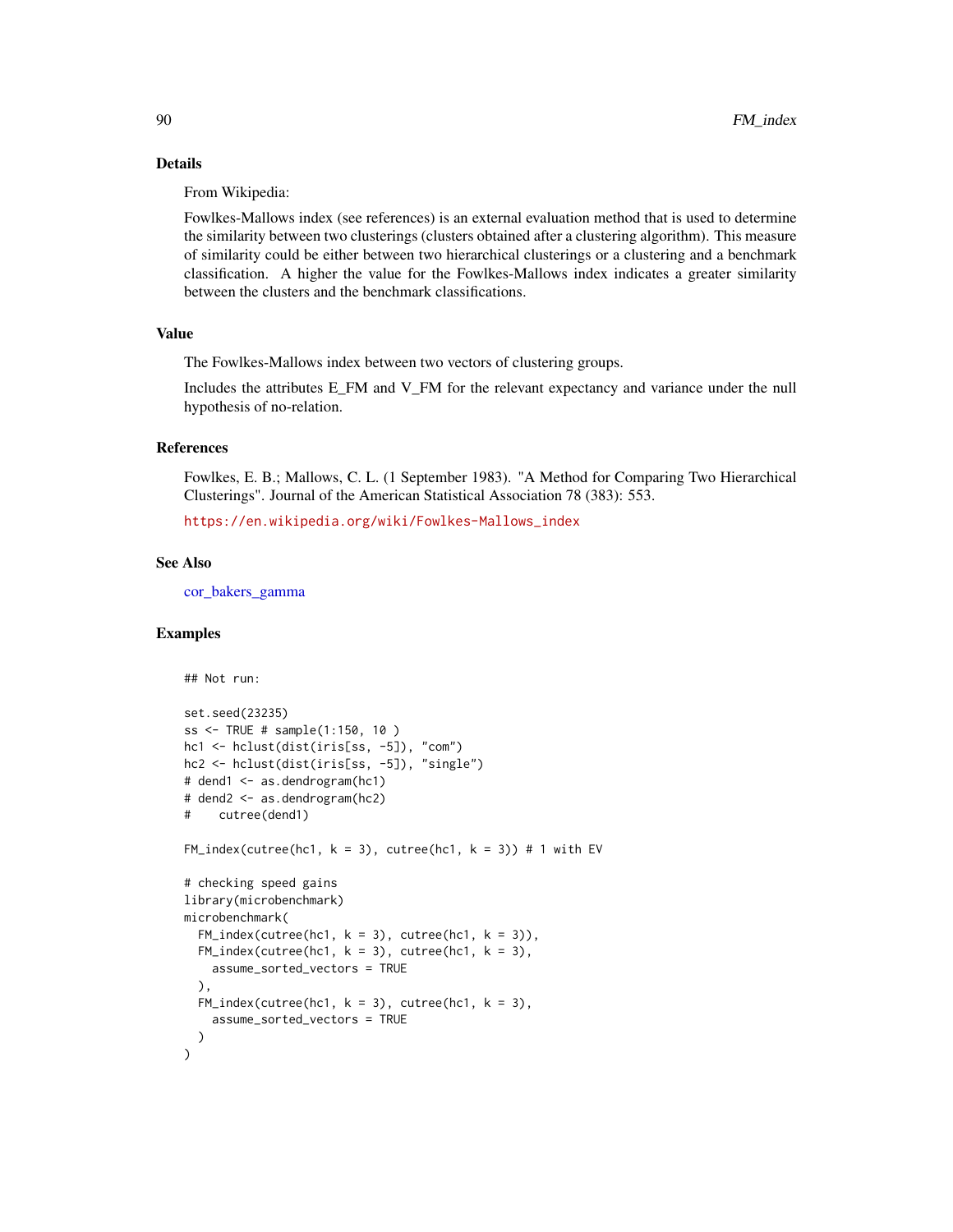## Details

From Wikipedia:

Fowlkes-Mallows index (see references) is an external evaluation method that is used to determine the similarity between two clusterings (clusters obtained after a clustering algorithm). This measure of similarity could be either between two hierarchical clusterings or a clustering and a benchmark classification. A higher the value for the Fowlkes-Mallows index indicates a greater similarity between the clusters and the benchmark classifications.

## Value

The Fowlkes-Mallows index between two vectors of clustering groups.

Includes the attributes E_FM and V_FM for the relevant expectancy and variance under the null hypothesis of no-relation.

## References

Fowlkes, E. B.; Mallows, C. L. (1 September 1983). "A Method for Comparing Two Hierarchical Clusterings". Journal of the American Statistical Association 78 (383): 553.

https://en.wikipedia.org/wiki/Fowlkes-Mallows_index

## See Also

cor_bakers_gamma

## Examples

```
## Not run:

set.seed(23235)
ss <- TRUE # sample(1:150, 10 )
hc1 <- hclust(dist(iris[ss, -5]), "com")
hc2 <- hclust(dist(iris[ss, -5]), "single")
# dend1 <- as.dendrogram(hc1)
# dend2 <- as.dendrogram(hc2)
#    cutree(dend1)

FM_index(cutree(hc1, k = 3), cutree(hc1, k = 3)) # 1 with EV

# checking speed gains
library(microbenchmark)
microbenchmark(
  FM_index(cutree(hc1, k = 3), cutree(hc1, k = 3)),
  FM_index(cutree(hc1, k = 3), cutree(hc1, k = 3),
    assume_sorted_vectors = TRUE
  ),
  FM_index(cutree(hc1, k = 3), cutree(hc1, k = 3),
    assume_sorted_vectors = TRUE
  )
)
```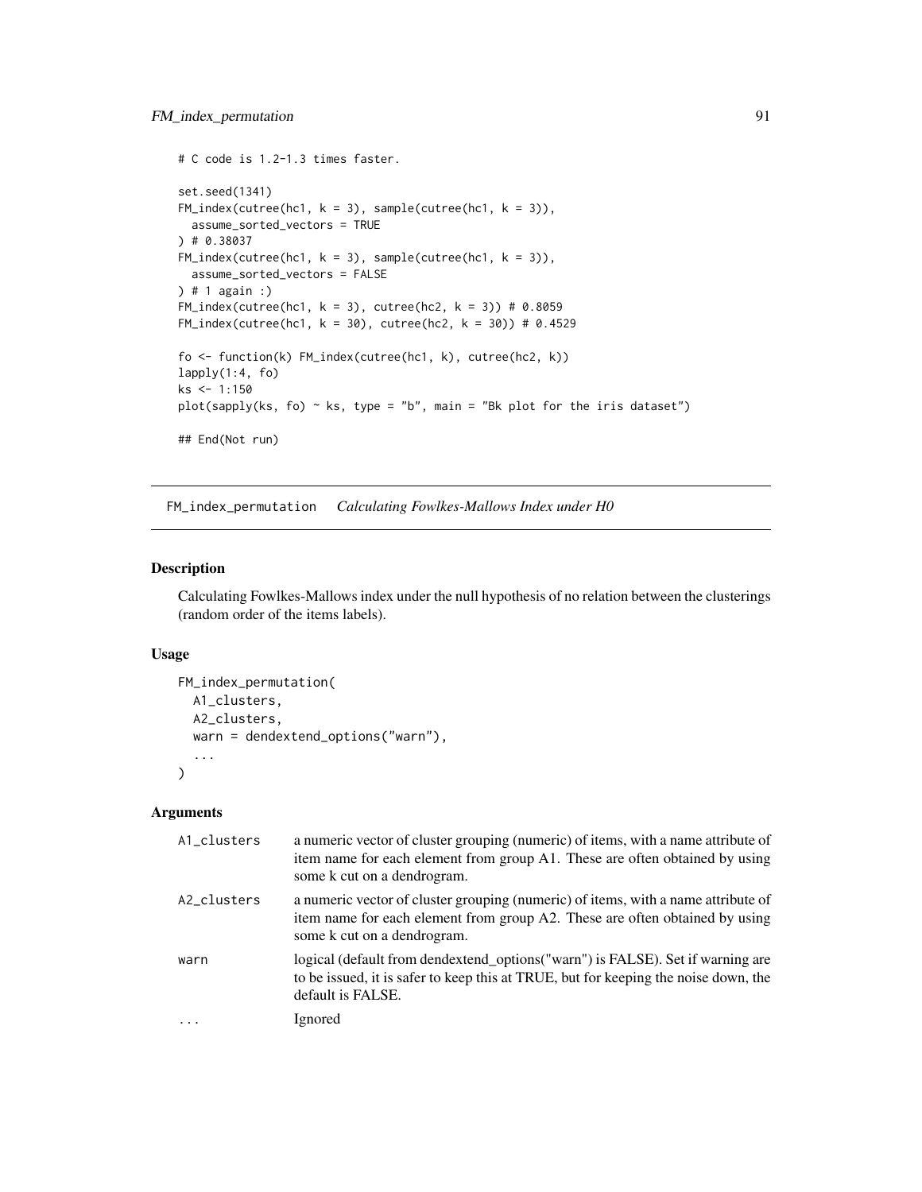```
# C code is 1.2-1.3 times faster.

set.seed(1341)
FM_index(cutree(hc1, k = 3), sample(cutree(hc1, k = 3)),
  assume_sorted_vectors = TRUE
) # 0.38037
FM_index(cutree(hc1, k = 3), sample(cutree(hc1, k = 3)),
  assume_sorted_vectors = FALSE
) # 1 again :)
FM_index(cutree(hc1, k = 3), cutree(hc2, k = 3)) # 0.8059
FM_index(cutree(hc1, k = 30), cutree(hc2, k = 30)) # 0.4529

fo <- function(k) FM_index(cutree(hc1, k), cutree(hc2, k))
lapply(1:4, fo)
ks <- 1:150
plot(sapply(ks, fo) ~ ks, type = "b", main = "Bk plot for the iris dataset")

## End(Not run)
```

---

## FM_index_permutation *Calculating Fowlkes-Mallows Index under H0*

### Description

Calculating Fowlkes-Mallows index under the null hypothesis of no relation between the clusterings (random order of the items labels).

### Usage

```
FM_index_permutation(
  A1_clusters,
  A2_clusters,
  warn = dendextend_options("warn"),
  ...
)
```

### Arguments

| | |
|---|---|
| A1_clusters | a numeric vector of cluster grouping (numeric) of items, with a name attribute of item name for each element from group A1. These are often obtained by using some k cut on a dendrogram. |
| A2_clusters | a numeric vector of cluster grouping (numeric) of items, with a name attribute of item name for each element from group A2. These are often obtained by using some k cut on a dendrogram. |
| warn | logical (default from dendextend_options("warn") is FALSE). Set if warning are to be issued, it is safer to keep this at TRUE, but for keeping the noise down, the default is FALSE. |
| ... | Ignored |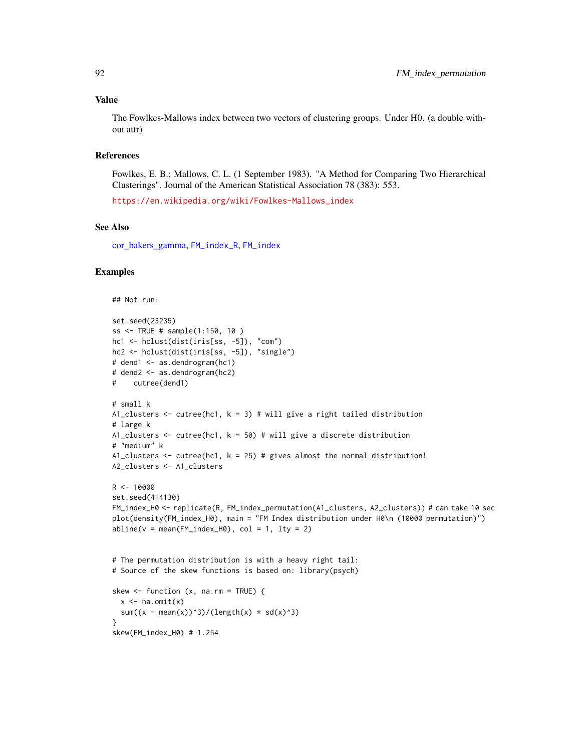## Value

The Fowlkes-Mallows index between two vectors of clustering groups. Under H0. (a double without attr)

## References

Fowlkes, E. B.; Mallows, C. L. (1 September 1983). "A Method for Comparing Two Hierarchical Clusterings". Journal of the American Statistical Association 78 (383): 553.

https://en.wikipedia.org/wiki/Fowlkes-Mallows_index

## See Also

cor_bakers_gamma, FM_index_R, FM_index

## Examples

```
## Not run:

set.seed(23235)
ss <- TRUE # sample(1:150, 10 )
hc1 <- hclust(dist(iris[ss, -5]), "com")
hc2 <- hclust(dist(iris[ss, -5]), "single")
# dend1 <- as.dendrogram(hc1)
# dend2 <- as.dendrogram(hc2)
#    cutree(dend1)

# small k
A1_clusters <- cutree(hc1, k = 3) # will give a right tailed distribution
# large k
A1_clusters <- cutree(hc1, k = 50) # will give a discrete distribution
# "medium" k
A1_clusters <- cutree(hc1, k = 25) # gives almost the normal distribution!
A2_clusters <- A1_clusters

R <- 10000
set.seed(414130)
FM_index_H0 <- replicate(R, FM_index_permutation(A1_clusters, A2_clusters)) # can take 10 sec
plot(density(FM_index_H0), main = "FM Index distribution under H0\n (10000 permutation)")
abline(v = mean(FM_index_H0), col = 1, lty = 2)


# The permutation distribution is with a heavy right tail:
# Source of the skew functions is based on: library(psych)

skew <- function (x, na.rm = TRUE) {
  x <- na.omit(x)
  sum((x - mean(x))^3)/(length(x) * sd(x)^3)
}
skew(FM_index_H0) # 1.254
```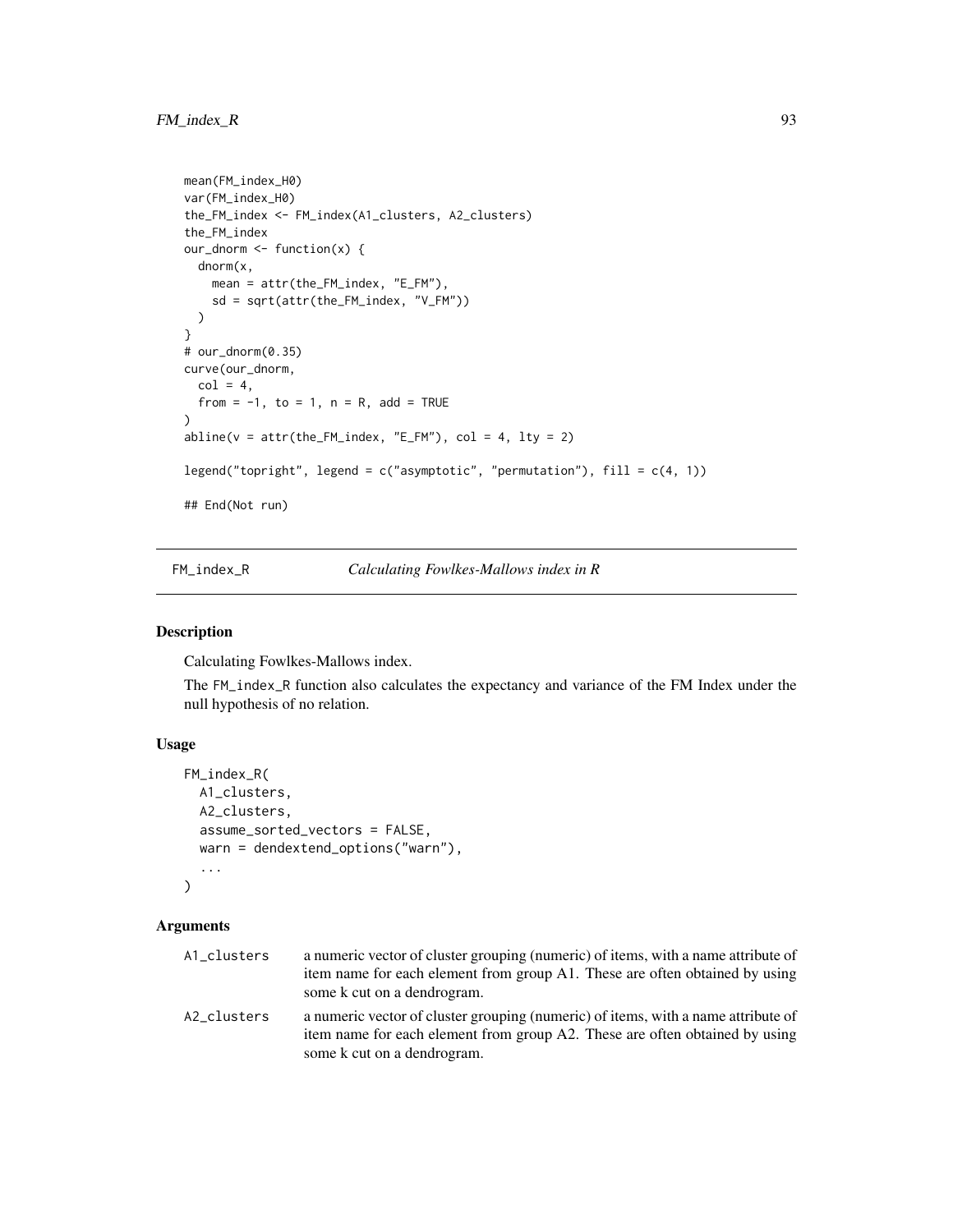```
mean(FM_index_H0)
var(FM_index_H0)
the_FM_index <- FM_index(A1_clusters, A2_clusters)
the_FM_index
our_dnorm <- function(x) {
  dnorm(x,
    mean = attr(the_FM_index, "E_FM"),
    sd = sqrt(attr(the_FM_index, "V_FM"))
  )
}
# our_dnorm(0.35)
curve(our_dnorm,
  col = 4,
  from = -1, to = 1, n = R, add = TRUE
)
abline(v = attr(the_FM_index, "E_FM"), col = 4, lty = 2)

legend("topright", legend = c("asymptotic", "permutation"), fill = c(4, 1))

## End(Not run)
```

## FM_index_R — *Calculating Fowlkes-Mallows index in R*

### Description

Calculating Fowlkes-Mallows index.

The FM_index_R function also calculates the expectancy and variance of the FM Index under the null hypothesis of no relation.

### Usage

```
FM_index_R(
  A1_clusters,
  A2_clusters,
  assume_sorted_vectors = FALSE,
  warn = dendextend_options("warn"),
  ...
)
```

### Arguments

| | |
|---|---|
| A1_clusters | a numeric vector of cluster grouping (numeric) of items, with a name attribute of item name for each element from group A1. These are often obtained by using some k cut on a dendrogram. |
| A2_clusters | a numeric vector of cluster grouping (numeric) of items, with a name attribute of item name for each element from group A2. These are often obtained by using some k cut on a dendrogram. |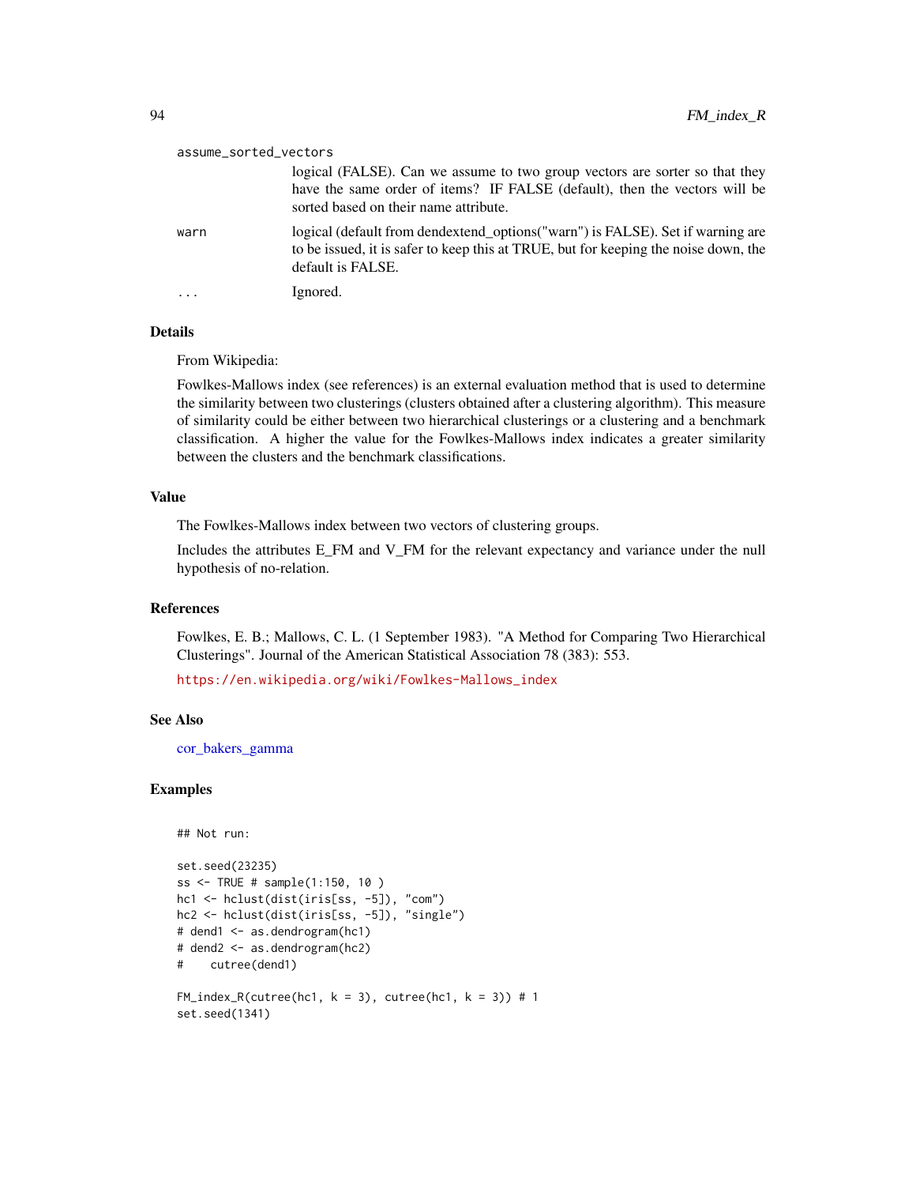assume_sorted_vectors
: logical (FALSE). Can we assume to two group vectors are sorter so that they have the same order of items? IF FALSE (default), then the vectors will be sorted based on their name attribute.

warn
: logical (default from dendextend_options("warn") is FALSE). Set if warning are to be issued, it is safer to keep this at TRUE, but for keeping the noise down, the default is FALSE.

...
: Ignored.

## Details

From Wikipedia:

Fowlkes-Mallows index (see references) is an external evaluation method that is used to determine the similarity between two clusterings (clusters obtained after a clustering algorithm). This measure of similarity could be either between two hierarchical clusterings or a clustering and a benchmark classification. A higher the value for the Fowlkes-Mallows index indicates a greater similarity between the clusters and the benchmark classifications.

## Value

The Fowlkes-Mallows index between two vectors of clustering groups.

Includes the attributes E_FM and V_FM for the relevant expectancy and variance under the null hypothesis of no-relation.

## References

Fowlkes, E. B.; Mallows, C. L. (1 September 1983). "A Method for Comparing Two Hierarchical Clusterings". Journal of the American Statistical Association 78 (383): 553.

https://en.wikipedia.org/wiki/Fowlkes-Mallows_index

## See Also

cor_bakers_gamma

## Examples

```
## Not run:

set.seed(23235)
ss <- TRUE # sample(1:150, 10 )
hc1 <- hclust(dist(iris[ss, -5]), "com")
hc2 <- hclust(dist(iris[ss, -5]), "single")
# dend1 <- as.dendrogram(hc1)
# dend2 <- as.dendrogram(hc2)
#    cutree(dend1)

FM_index_R(cutree(hc1, k = 3), cutree(hc1, k = 3)) # 1
set.seed(1341)
```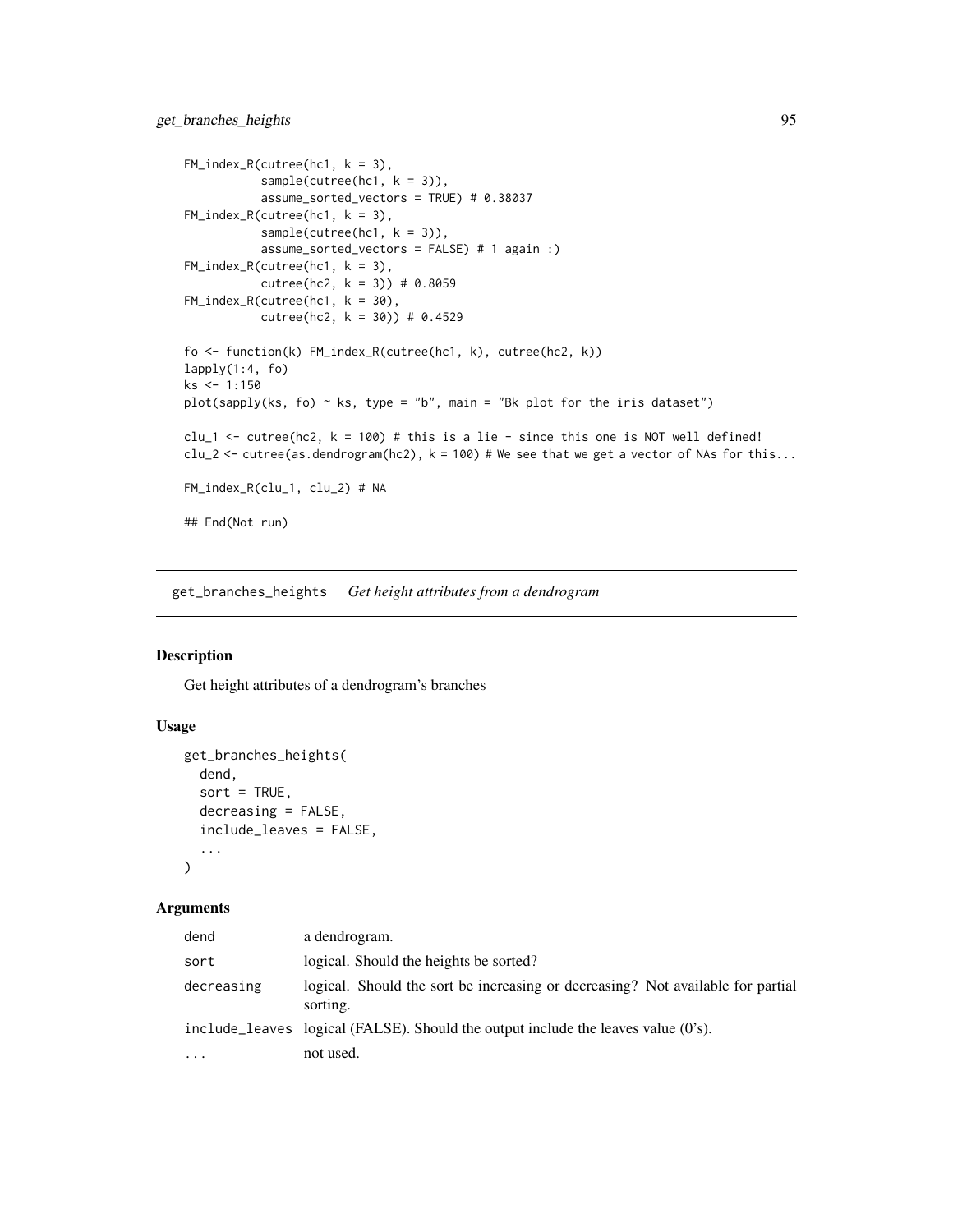```
FM_index_R(cutree(hc1, k = 3),
           sample(cutree(hc1, k = 3)),
           assume_sorted_vectors = TRUE) # 0.38037
FM_index_R(cutree(hc1, k = 3),
           sample(cutree(hc1, k = 3)),
           assume_sorted_vectors = FALSE) # 1 again :)
FM_index_R(cutree(hc1, k = 3),
           cutree(hc2, k = 3)) # 0.8059
FM_index_R(cutree(hc1, k = 30),
           cutree(hc2, k = 30)) # 0.4529

fo <- function(k) FM_index_R(cutree(hc1, k), cutree(hc2, k))
lapply(1:4, fo)
ks <- 1:150
plot(sapply(ks, fo) ~ ks, type = "b", main = "Bk plot for the iris dataset")

clu_1 <- cutree(hc2, k = 100) # this is a lie - since this one is NOT well defined!
clu_2 <- cutree(as.dendrogram(hc2), k = 100) # We see that we get a vector of NAs for this...

FM_index_R(clu_1, clu_2) # NA

## End(Not run)
```

---

## get_branches_heights *Get height attributes from a dendrogram*

### Description

Get height attributes of a dendrogram's branches

### Usage

```
get_branches_heights(
  dend,
  sort = TRUE,
  decreasing = FALSE,
  include_leaves = FALSE,
  ...
)
```

### Arguments

| | |
|---|---|
| dend | a dendrogram. |
| sort | logical. Should the heights be sorted? |
| decreasing | logical. Should the sort be increasing or decreasing? Not available for partial sorting. |
| include_leaves | logical (FALSE). Should the output include the leaves value (0's). |
| ... | not used. |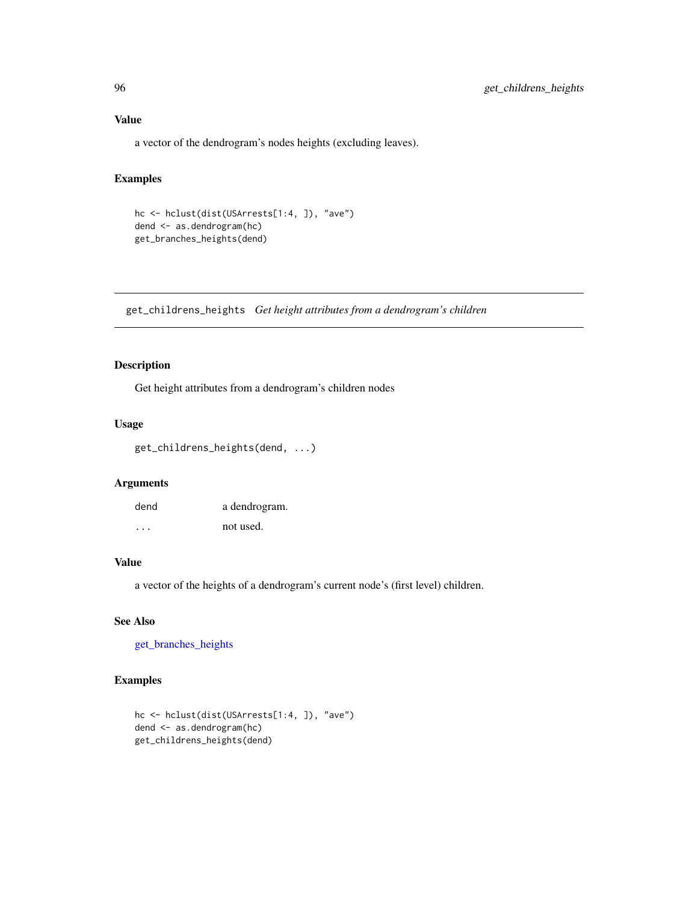### Value

a vector of the dendrogram's nodes heights (excluding leaves).

### Examples

```
hc <- hclust(dist(USArrests[1:4, ]), "ave")
dend <- as.dendrogram(hc)
get_branches_heights(dend)
```

---

## get_childrens_heights *Get height attributes from a dendrogram's children*

---

### Description

Get height attributes from a dendrogram's children nodes

### Usage

```
get_childrens_heights(dend, ...)
```

### Arguments

| | |
|---|---|
| dend | a dendrogram. |
| ... | not used. |

### Value

a vector of the heights of a dendrogram's current node's (first level) children.

### See Also

get_branches_heights

### Examples

```
hc <- hclust(dist(USArrests[1:4, ]), "ave")
dend <- as.dendrogram(hc)
get_childrens_heights(dend)
```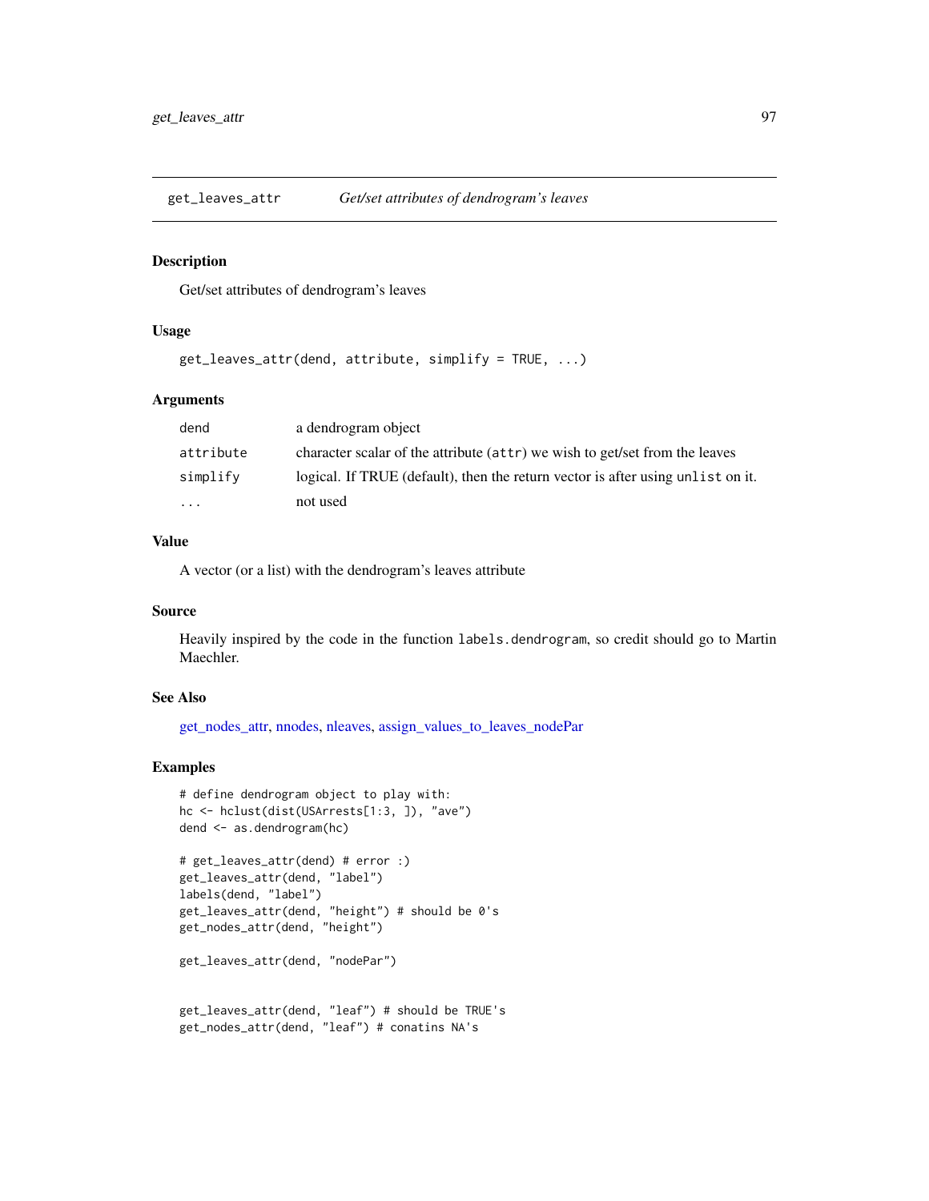## get_leaves_attr *Get/set attributes of dendrogram's leaves*

### Description

Get/set attributes of dendrogram's leaves

### Usage

```
get_leaves_attr(dend, attribute, simplify = TRUE, ...)
```

### Arguments

| | |
|---|---|
| `dend` | a dendrogram object |
| `attribute` | character scalar of the attribute (`attr`) we wish to get/set from the leaves |
| `simplify` | logical. If TRUE (default), then the return vector is after using `unlist` on it. |
| `...` | not used |

### Value

A vector (or a list) with the dendrogram's leaves attribute

### Source

Heavily inspired by the code in the function `labels.dendrogram`, so credit should go to Martin Maechler.

### See Also

get_nodes_attr, nnodes, nleaves, assign_values_to_leaves_nodePar

### Examples

```
# define dendrogram object to play with:
hc <- hclust(dist(USArrests[1:3, ]), "ave")
dend <- as.dendrogram(hc)

# get_leaves_attr(dend) # error :)
get_leaves_attr(dend, "label")
labels(dend, "label")
get_leaves_attr(dend, "height") # should be 0's
get_nodes_attr(dend, "height")

get_leaves_attr(dend, "nodePar")


get_leaves_attr(dend, "leaf") # should be TRUE's
get_nodes_attr(dend, "leaf") # conatins NA's
```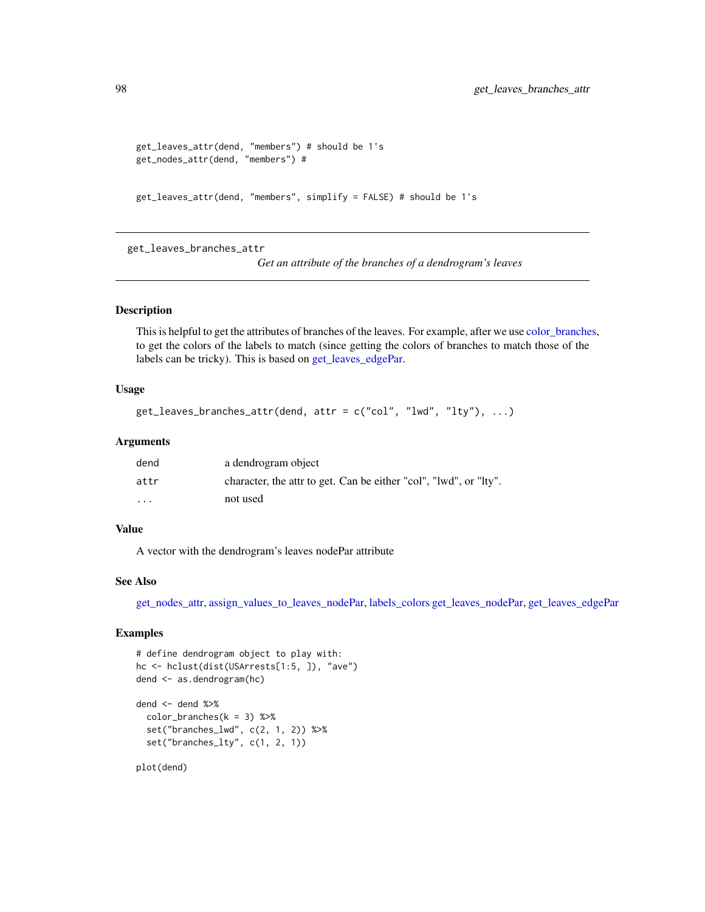```
get_leaves_attr(dend, "members") # should be 1's
get_nodes_attr(dend, "members") #


get_leaves_attr(dend, "members", simplify = FALSE) # should be 1's
```

---

## get_leaves_branches_attr

*Get an attribute of the branches of a dendrogram's leaves*

---

### Description

This is helpful to get the attributes of branches of the leaves. For example, after we use color_branches, to get the colors of the labels to match (since getting the colors of branches to match those of the labels can be tricky). This is based on get_leaves_edgePar.

### Usage

```
get_leaves_branches_attr(dend, attr = c("col", "lwd", "lty"), ...)
```

### Arguments

| | |
|---|---|
| dend | a dendrogram object |
| attr | character, the attr to get. Can be either "col", "lwd", or "lty". |
| ... | not used |

### Value

A vector with the dendrogram's leaves nodePar attribute

### See Also

get_nodes_attr, assign_values_to_leaves_nodePar, labels_colors get_leaves_nodePar, get_leaves_edgePar

### Examples

```
# define dendrogram object to play with:
hc <- hclust(dist(USArrests[1:5, ]), "ave")
dend <- as.dendrogram(hc)

dend <- dend %>%
  color_branches(k = 3) %>%
  set("branches_lwd", c(2, 1, 2)) %>%
  set("branches_lty", c(1, 2, 1))

plot(dend)
```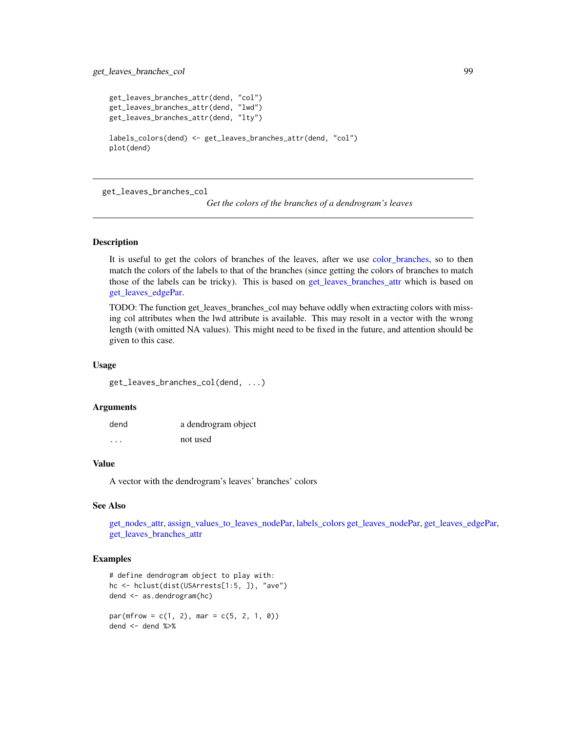```
get_leaves_branches_attr(dend, "col")
get_leaves_branches_attr(dend, "lwd")
get_leaves_branches_attr(dend, "lty")

labels_colors(dend) <- get_leaves_branches_attr(dend, "col")
plot(dend)
```

---

## get_leaves_branches_col

*Get the colors of the branches of a dendrogram's leaves*

---

### Description

It is useful to get the colors of branches of the leaves, after we use color_branches, so to then match the colors of the labels to that of the branches (since getting the colors of branches to match those of the labels can be tricky). This is based on get_leaves_branches_attr which is based on get_leaves_edgePar.

TODO: The function get_leaves_branches_col may behave oddly when extracting colors with missing col attributes when the lwd attribute is available. This may resolt in a vector with the wrong length (with omitted NA values). This might need to be fixed in the future, and attention should be given to this case.

### Usage

```
get_leaves_branches_col(dend, ...)
```

### Arguments

| | |
|---|---|
| dend | a dendrogram object |
| ... | not used |

### Value

A vector with the dendrogram's leaves' branches' colors

### See Also

get_nodes_attr, assign_values_to_leaves_nodePar, labels_colors get_leaves_nodePar, get_leaves_edgePar, get_leaves_branches_attr

### Examples

```
# define dendrogram object to play with:
hc <- hclust(dist(USArrests[1:5, ]), "ave")
dend <- as.dendrogram(hc)

par(mfrow = c(1, 2), mar = c(5, 2, 1, 0))
dend <- dend %>%
```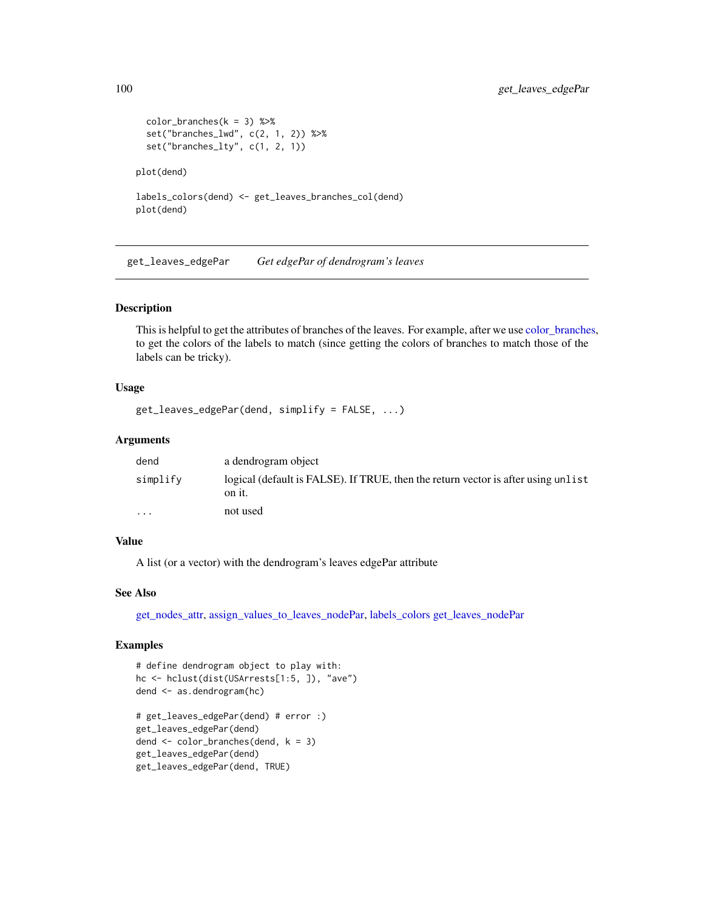```
  color_branches(k = 3) %>%
  set("branches_lwd", c(2, 1, 2)) %>%
  set("branches_lty", c(1, 2, 1))

plot(dend)

labels_colors(dend) <- get_leaves_branches_col(dend)
plot(dend)
```

## get_leaves_edgePar *Get edgePar of dendrogram's leaves*

### Description

This is helpful to get the attributes of branches of the leaves. For example, after we use color_branches, to get the colors of the labels to match (since getting the colors of branches to match those of the labels can be tricky).

### Usage

```
get_leaves_edgePar(dend, simplify = FALSE, ...)
```

### Arguments

| | |
|---|---|
| dend | a dendrogram object |
| simplify | logical (default is FALSE). If TRUE, then the return vector is after using `unlist` on it. |
| ... | not used |

### Value

A list (or a vector) with the dendrogram's leaves edgePar attribute

### See Also

get_nodes_attr, assign_values_to_leaves_nodePar, labels_colors get_leaves_nodePar

### Examples

```
# define dendrogram object to play with:
hc <- hclust(dist(USArrests[1:5, ]), "ave")
dend <- as.dendrogram(hc)

# get_leaves_edgePar(dend) # error :)
get_leaves_edgePar(dend)
dend <- color_branches(dend, k = 3)
get_leaves_edgePar(dend)
get_leaves_edgePar(dend, TRUE)
```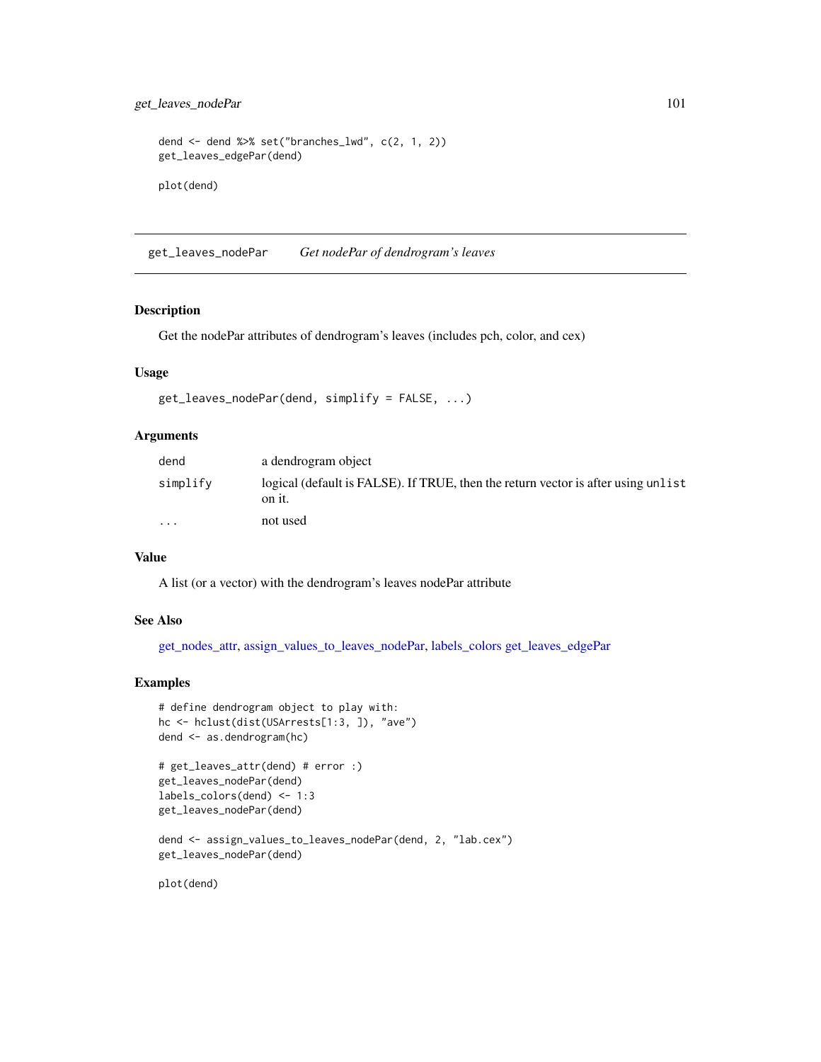```
dend <- dend %>% set("branches_lwd", c(2, 1, 2))
get_leaves_edgePar(dend)

plot(dend)
```

## get_leaves_nodePar *Get nodePar of dendrogram's leaves*

### Description

Get the nodePar attributes of dendrogram's leaves (includes pch, color, and cex)

### Usage

```
get_leaves_nodePar(dend, simplify = FALSE, ...)
```

### Arguments

| | |
|---|---|
| dend | a dendrogram object |
| simplify | logical (default is FALSE). If TRUE, then the return vector is after using `unlist` on it. |
| ... | not used |

### Value

A list (or a vector) with the dendrogram's leaves nodePar attribute

### See Also

get_nodes_attr, assign_values_to_leaves_nodePar, labels_colors get_leaves_edgePar

### Examples

```
# define dendrogram object to play with:
hc <- hclust(dist(USArrests[1:3, ]), "ave")
dend <- as.dendrogram(hc)

# get_leaves_attr(dend) # error :)
get_leaves_nodePar(dend)
labels_colors(dend) <- 1:3
get_leaves_nodePar(dend)

dend <- assign_values_to_leaves_nodePar(dend, 2, "lab.cex")
get_leaves_nodePar(dend)

plot(dend)
```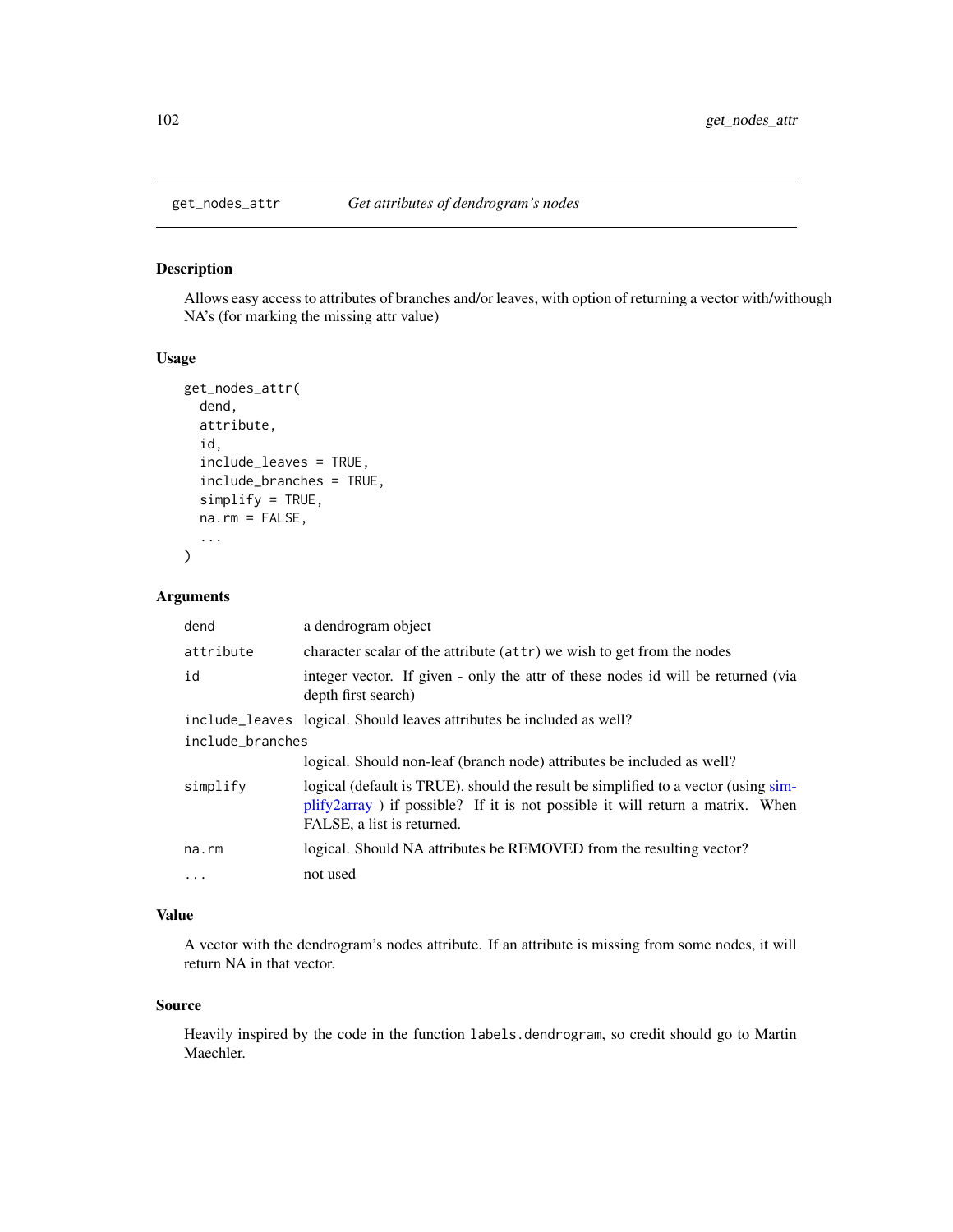## get_nodes_attr — *Get attributes of dendrogram's nodes*

### Description

Allows easy access to attributes of branches and/or leaves, with option of returning a vector with/withough NA's (for marking the missing attr value)

### Usage

```
get_nodes_attr(
  dend,
  attribute,
  id,
  include_leaves = TRUE,
  include_branches = TRUE,
  simplify = TRUE,
  na.rm = FALSE,
  ...
)
```

### Arguments

| | |
|---|---|
| `dend` | a dendrogram object |
| `attribute` | character scalar of the attribute (`attr`) we wish to get from the nodes |
| `id` | integer vector. If given - only the attr of these nodes id will be returned (via depth first search) |
| `include_leaves` | logical. Should leaves attributes be included as well? |
| `include_branches` | logical. Should non-leaf (branch node) attributes be included as well? |
| `simplify` | logical (default is TRUE). should the result be simplified to a vector (using simplify2array ) if possible? If it is not possible it will return a matrix. When FALSE, a list is returned. |
| `na.rm` | logical. Should NA attributes be REMOVED from the resulting vector? |
| `...` | not used |

### Value

A vector with the dendrogram's nodes attribute. If an attribute is missing from some nodes, it will return NA in that vector.

### Source

Heavily inspired by the code in the function `labels.dendrogram`, so credit should go to Martin Maechler.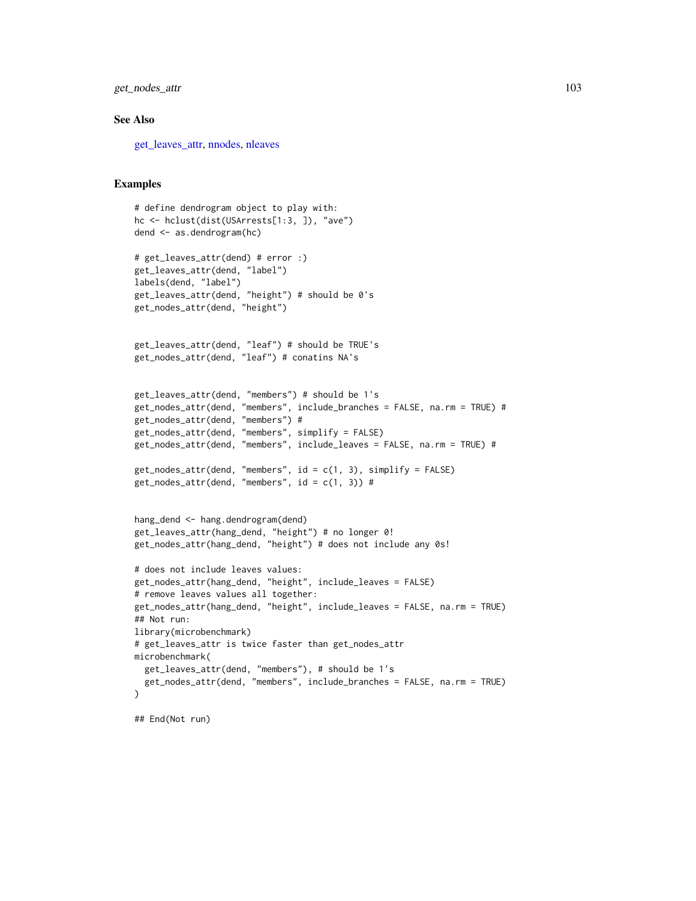## See Also

get_leaves_attr, nnodes, nleaves

## Examples

```
# define dendrogram object to play with:
hc <- hclust(dist(USArrests[1:3, ]), "ave")
dend <- as.dendrogram(hc)

# get_leaves_attr(dend) # error :)
get_leaves_attr(dend, "label")
labels(dend, "label")
get_leaves_attr(dend, "height") # should be 0's
get_nodes_attr(dend, "height")


get_leaves_attr(dend, "leaf") # should be TRUE's
get_nodes_attr(dend, "leaf") # conatins NA's


get_leaves_attr(dend, "members") # should be 1's
get_nodes_attr(dend, "members", include_branches = FALSE, na.rm = TRUE) #
get_nodes_attr(dend, "members") #
get_nodes_attr(dend, "members", simplify = FALSE)
get_nodes_attr(dend, "members", include_leaves = FALSE, na.rm = TRUE) #

get_nodes_attr(dend, "members", id = c(1, 3), simplify = FALSE)
get_nodes_attr(dend, "members", id = c(1, 3)) #


hang_dend <- hang.dendrogram(dend)
get_leaves_attr(hang_dend, "height") # no longer 0!
get_nodes_attr(hang_dend, "height") # does not include any 0s!

# does not include leaves values:
get_nodes_attr(hang_dend, "height", include_leaves = FALSE)
# remove leaves values all together:
get_nodes_attr(hang_dend, "height", include_leaves = FALSE, na.rm = TRUE)
## Not run:
library(microbenchmark)
# get_leaves_attr is twice faster than get_nodes_attr
microbenchmark(
  get_leaves_attr(dend, "members"), # should be 1's
  get_nodes_attr(dend, "members", include_branches = FALSE, na.rm = TRUE)
)

## End(Not run)
```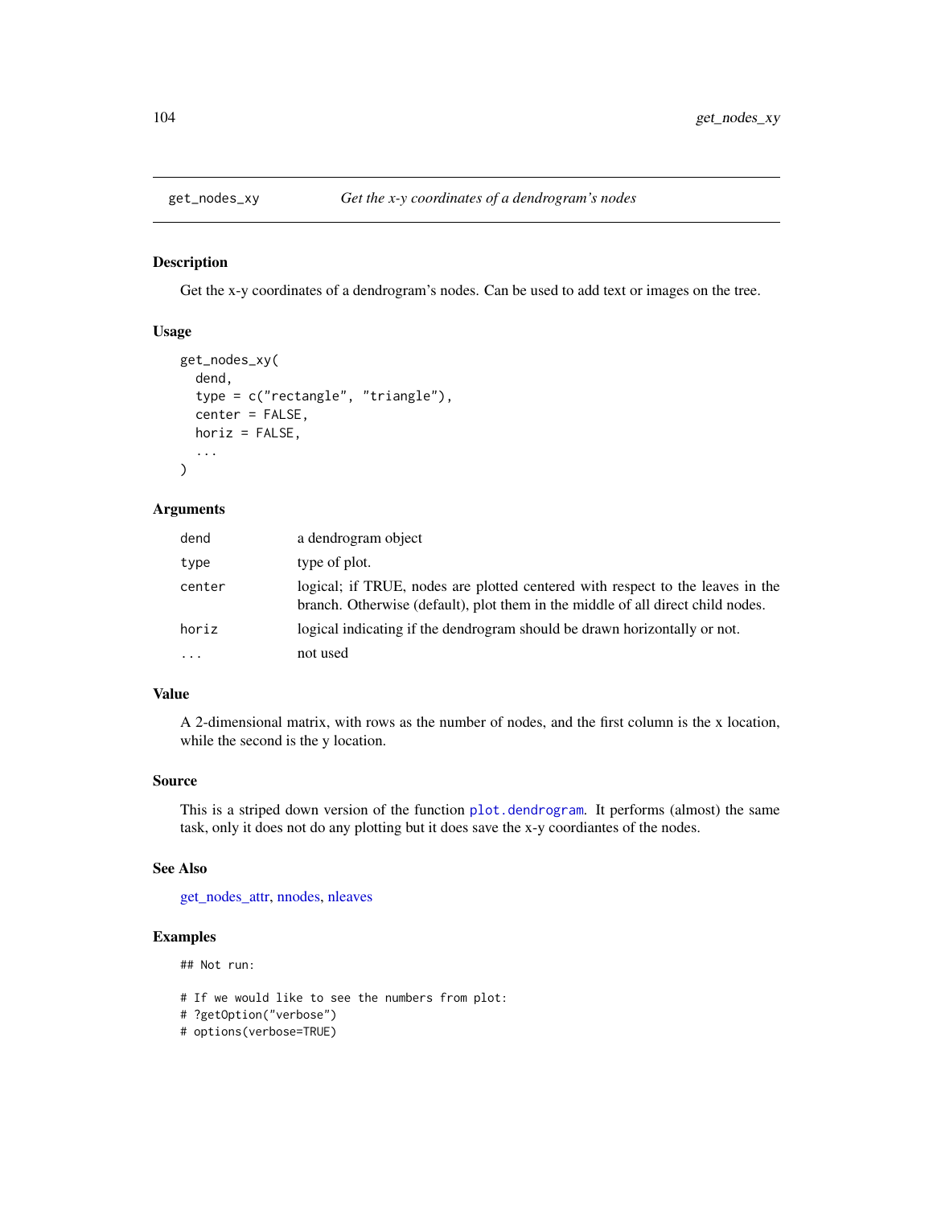## get_nodes_xy *Get the x-y coordinates of a dendrogram's nodes*

### Description

Get the x-y coordinates of a dendrogram's nodes. Can be used to add text or images on the tree.

### Usage

```
get_nodes_xy(
  dend,
  type = c("rectangle", "triangle"),
  center = FALSE,
  horiz = FALSE,
  ...
)
```

### Arguments

| | |
|---|---|
| dend | a dendrogram object |
| type | type of plot. |
| center | logical; if TRUE, nodes are plotted centered with respect to the leaves in the branch. Otherwise (default), plot them in the middle of all direct child nodes. |
| horiz | logical indicating if the dendrogram should be drawn horizontally or not. |
| ... | not used |

### Value

A 2-dimensional matrix, with rows as the number of nodes, and the first column is the x location, while the second is the y location.

### Source

This is a striped down version of the function `plot.dendrogram`. It performs (almost) the same task, only it does not do any plotting but it does save the x-y coordiantes of the nodes.

### See Also

get_nodes_attr, nnodes, nleaves

### Examples

```
## Not run:

# If we would like to see the numbers from plot:
# ?getOption("verbose")
# options(verbose=TRUE)
```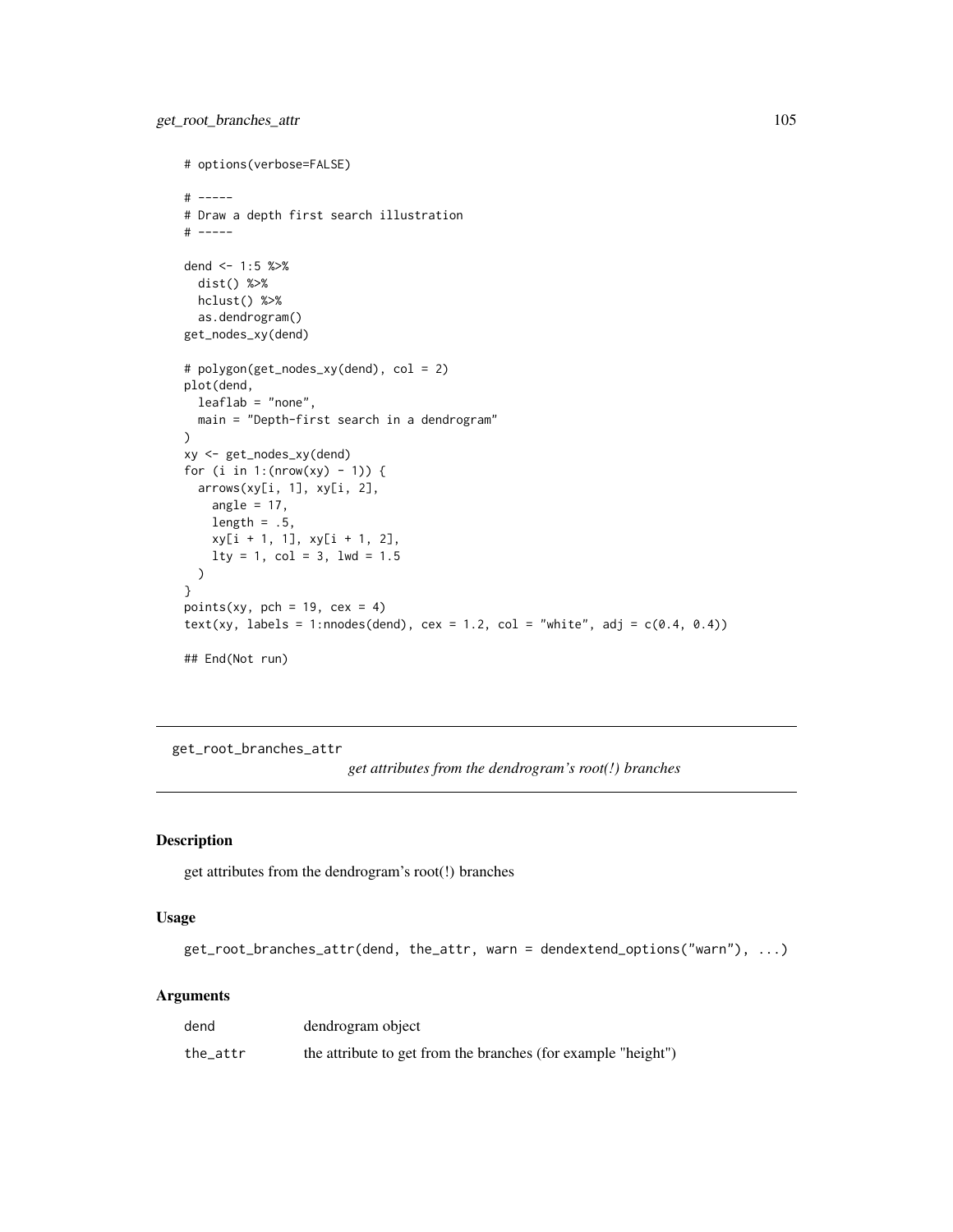```
# options(verbose=FALSE)

# -----
# Draw a depth first search illustration
# -----

dend <- 1:5 %>%
  dist() %>%
  hclust() %>%
  as.dendrogram()
get_nodes_xy(dend)

# polygon(get_nodes_xy(dend), col = 2)
plot(dend,
  leaflab = "none",
  main = "Depth-first search in a dendrogram"
)
xy <- get_nodes_xy(dend)
for (i in 1:(nrow(xy) - 1)) {
  arrows(xy[i, 1], xy[i, 2],
    angle = 17,
    length = .5,
    xy[i + 1, 1], xy[i + 1, 2],
    lty = 1, col = 3, lwd = 1.5
  )
}
points(xy, pch = 19, cex = 4)
text(xy, labels = 1:nnodes(dend), cex = 1.2, col = "white", adj = c(0.4, 0.4))

## End(Not run)
```

---

## get_root_branches_attr

*get attributes from the dendrogram's root(!) branches*

---

### Description

get attributes from the dendrogram's root(!) branches

### Usage

```
get_root_branches_attr(dend, the_attr, warn = dendextend_options("warn"), ...)
```

### Arguments

| | |
|---|---|
| dend | dendrogram object |
| the_attr | the attribute to get from the branches (for example "height") |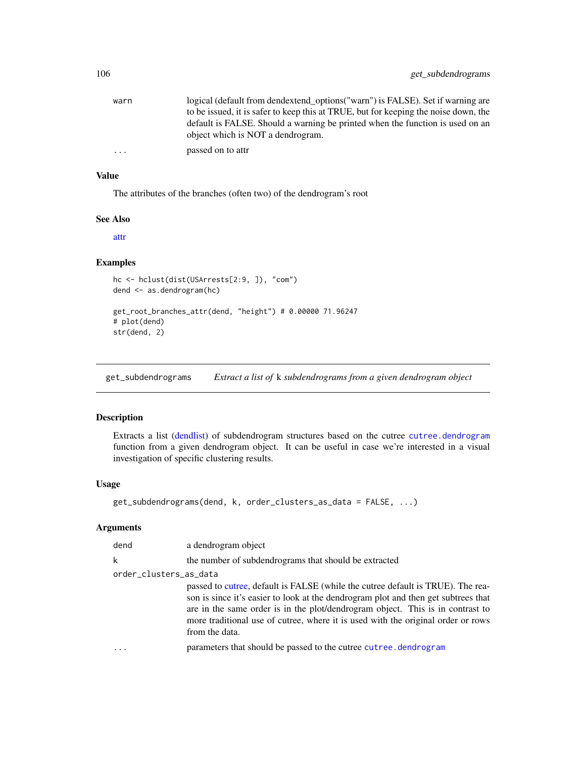| | |
|---|---|
| warn | logical (default from dendextend_options("warn") is FALSE). Set if warning are to be issued, it is safer to keep this at TRUE, but for keeping the noise down, the default is FALSE. Should a warning be printed when the function is used on an object which is NOT a dendrogram. |
| ... | passed on to attr |

### Value

The attributes of the branches (often two) of the dendrogram's root

### See Also

attr

### Examples

```
hc <- hclust(dist(USArrests[2:9, ]), "com")
dend <- as.dendrogram(hc)

get_root_branches_attr(dend, "height") # 0.00000 71.96247
# plot(dend)
str(dend, 2)
```

---

## get_subdendrograms *Extract a list of* k *subdendrograms from a given dendrogram object*

---

### Description

Extracts a list (dendlist) of subdendrogram structures based on the cutree `cutree.dendrogram` function from a given dendrogram object. It can be useful in case we're interested in a visual investigation of specific clustering results.

### Usage

```
get_subdendrograms(dend, k, order_clusters_as_data = FALSE, ...)
```

### Arguments

| | |
|---|---|
| dend | a dendrogram object |
| k | the number of subdendrograms that should be extracted |
| order_clusters_as_data | passed to cutree, default is FALSE (while the cutree default is TRUE). The reason is since it's easier to look at the dendrogram plot and then get subtrees that are in the same order is in the plot/dendrogram object. This is in contrast to more traditional use of cutree, where it is used with the original order or rows from the data. |
| ... | parameters that should be passed to the cutree `cutree.dendrogram` |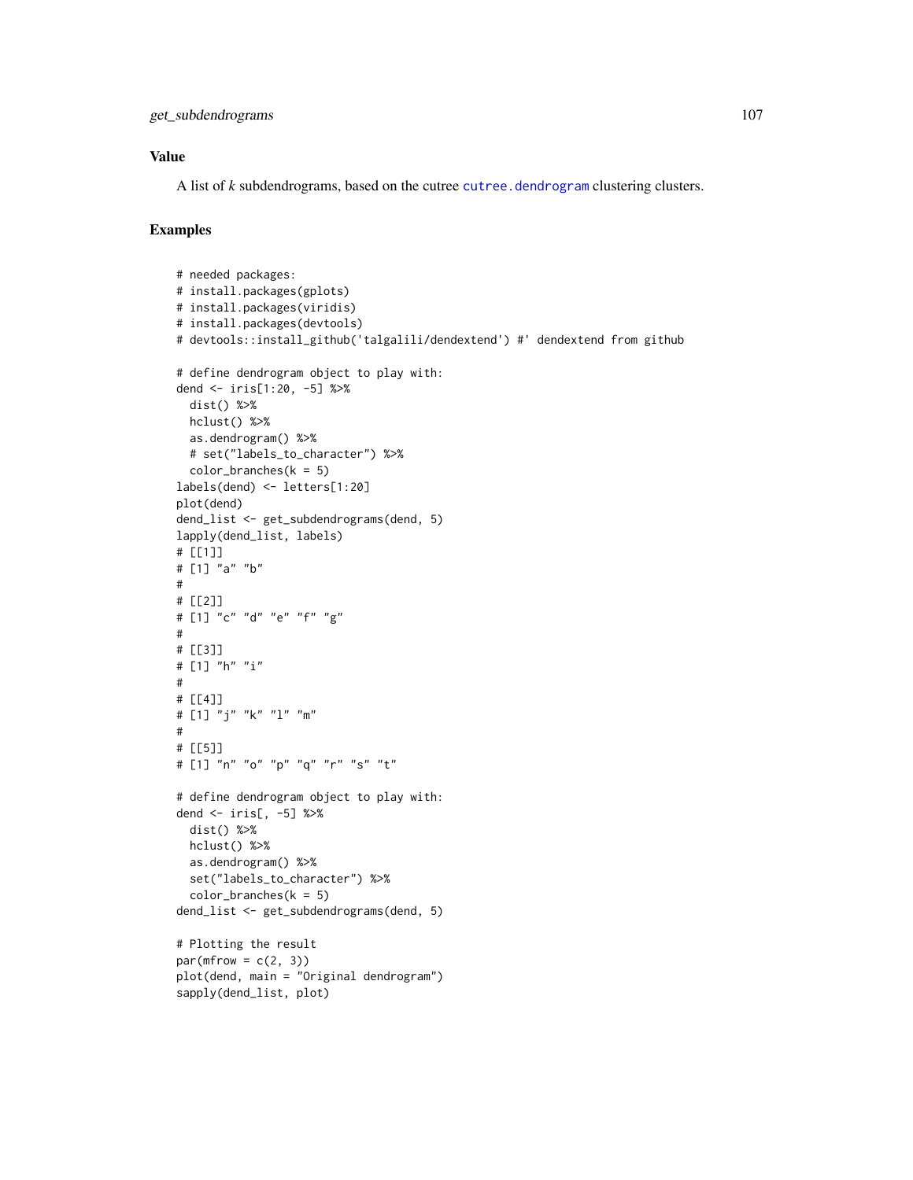## Value

A list of *k* subdendrograms, based on the cutree `cutree.dendrogram` clustering clusters.

## Examples

```
# needed packages:
# install.packages(gplots)
# install.packages(viridis)
# install.packages(devtools)
# devtools::install_github('talgalili/dendextend') #' dendextend from github

# define dendrogram object to play with:
dend <- iris[1:20, -5] %>%
  dist() %>%
  hclust() %>%
  as.dendrogram() %>%
  # set("labels_to_character") %>%
  color_branches(k = 5)
labels(dend) <- letters[1:20]
plot(dend)
dend_list <- get_subdendrograms(dend, 5)
lapply(dend_list, labels)
# [[1]]
# [1] "a" "b"
#
# [[2]]
# [1] "c" "d" "e" "f" "g"
#
# [[3]]
# [1] "h" "i"
#
# [[4]]
# [1] "j" "k" "l" "m"
#
# [[5]]
# [1] "n" "o" "p" "q" "r" "s" "t"

# define dendrogram object to play with:
dend <- iris[, -5] %>%
  dist() %>%
  hclust() %>%
  as.dendrogram() %>%
  set("labels_to_character") %>%
  color_branches(k = 5)
dend_list <- get_subdendrograms(dend, 5)

# Plotting the result
par(mfrow = c(2, 3))
plot(dend, main = "Original dendrogram")
sapply(dend_list, plot)
```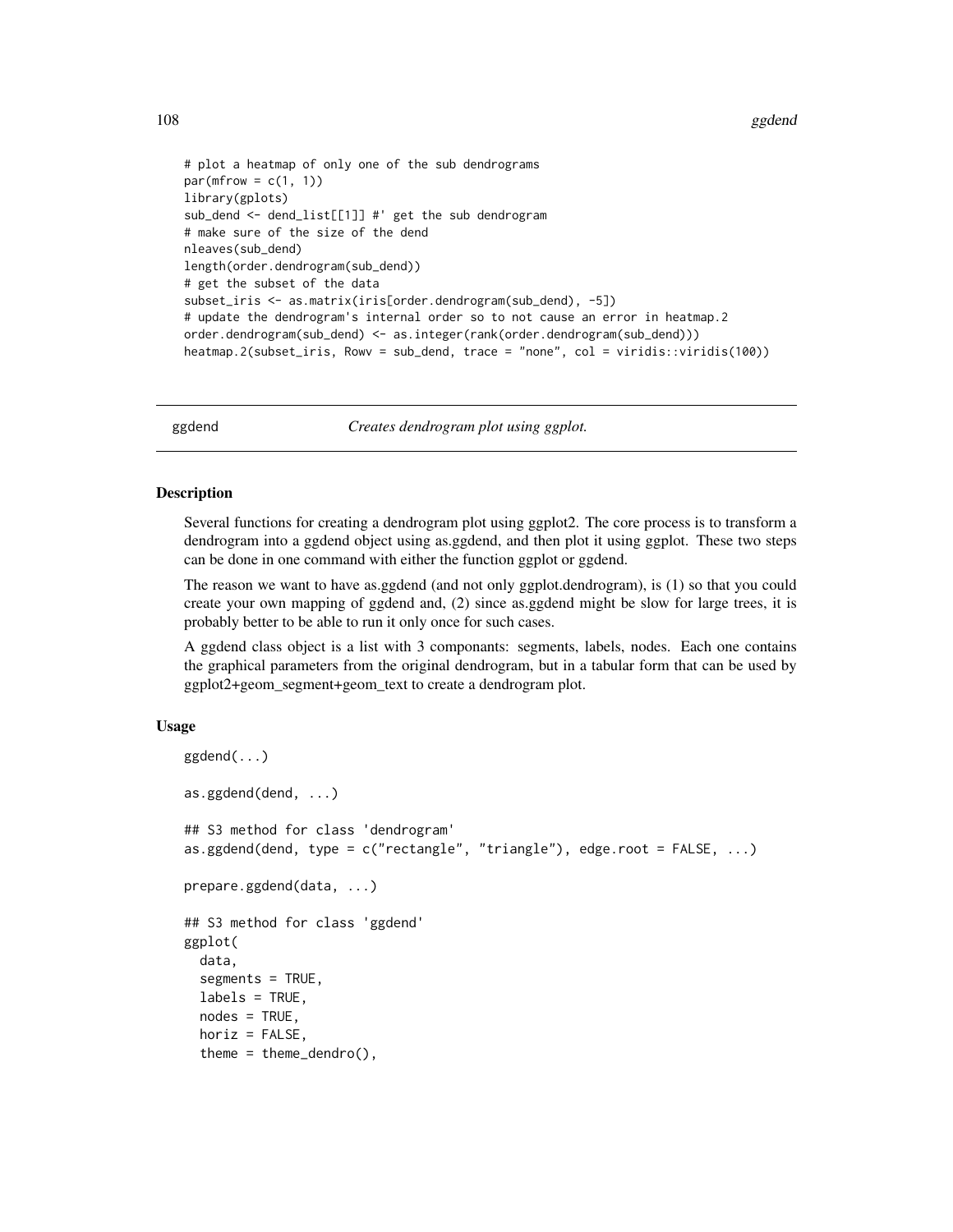```
# plot a heatmap of only one of the sub dendrograms
par(mfrow = c(1, 1))
library(gplots)
sub_dend <- dend_list[[1]] #' get the sub dendrogram
# make sure of the size of the dend
nleaves(sub_dend)
length(order.dendrogram(sub_dend))
# get the subset of the data
subset_iris <- as.matrix(iris[order.dendrogram(sub_dend), -5])
# update the dendrogram's internal order so to not cause an error in heatmap.2
order.dendrogram(sub_dend) <- as.integer(rank(order.dendrogram(sub_dend)))
heatmap.2(subset_iris, Rowv = sub_dend, trace = "none", col = viridis::viridis(100))
```

## ggdend — *Creates dendrogram plot using ggplot.*

### Description

Several functions for creating a dendrogram plot using ggplot2. The core process is to transform a dendrogram into a ggdend object using as.ggdend, and then plot it using ggplot. These two steps can be done in one command with either the function ggplot or ggdend.

The reason we want to have as.ggdend (and not only ggplot.dendrogram), is (1) so that you could create your own mapping of ggdend and, (2) since as.ggdend might be slow for large trees, it is probably better to be able to run it only once for such cases.

A ggdend class object is a list with 3 componants: segments, labels, nodes. Each one contains the graphical parameters from the original dendrogram, but in a tabular form that can be used by ggplot2+geom_segment+geom_text to create a dendrogram plot.

### Usage

```
ggdend(...)

as.ggdend(dend, ...)

## S3 method for class 'dendrogram'
as.ggdend(dend, type = c("rectangle", "triangle"), edge.root = FALSE, ...)

prepare.ggdend(data, ...)

## S3 method for class 'ggdend'
ggplot(
  data,
  segments = TRUE,
  labels = TRUE,
  nodes = TRUE,
  horiz = FALSE,
  theme = theme_dendro(),
```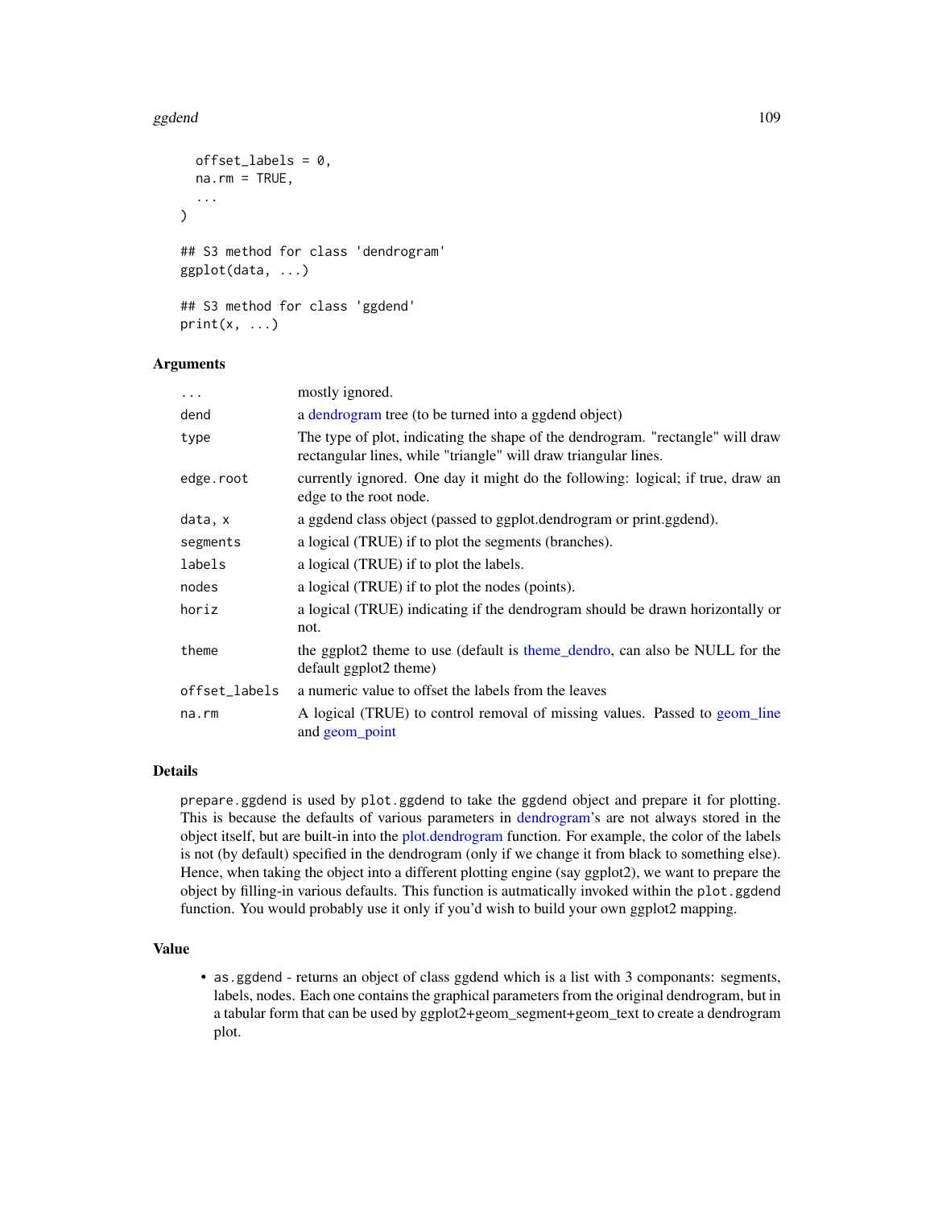```
  offset_labels = 0,
  na.rm = TRUE,
  ...
)

## S3 method for class 'dendrogram'
ggplot(data, ...)

## S3 method for class 'ggdend'
print(x, ...)
```

### Arguments

| | |
|---|---|
| ... | mostly ignored. |
| dend | a dendrogram tree (to be turned into a ggdend object) |
| type | The type of plot, indicating the shape of the dendrogram. "rectangle" will draw rectangular lines, while "triangle" will draw triangular lines. |
| edge.root | currently ignored. One day it might do the following: logical; if true, draw an edge to the root node. |
| data, x | a ggdend class object (passed to ggplot.dendrogram or print.ggdend). |
| segments | a logical (TRUE) if to plot the segments (branches). |
| labels | a logical (TRUE) if to plot the labels. |
| nodes | a logical (TRUE) if to plot the nodes (points). |
| horiz | a logical (TRUE) indicating if the dendrogram should be drawn horizontally or not. |
| theme | the ggplot2 theme to use (default is theme_dendro, can also be NULL for the default ggplot2 theme) |
| offset_labels | a numeric value to offset the labels from the leaves |
| na.rm | A logical (TRUE) to control removal of missing values. Passed to geom_line and geom_point |

### Details

`prepare.ggdend` is used by `plot.ggdend` to take the ggdend object and prepare it for plotting. This is because the defaults of various parameters in dendrogram's are not always stored in the object itself, but are built-in into the plot.dendrogram function. For example, the color of the labels is not (by default) specified in the dendrogram (only if we change it from black to something else). Hence, when taking the object into a different plotting engine (say ggplot2), we want to prepare the object by filling-in various defaults. This function is autmatically invoked within the `plot.ggdend` function. You would probably use it only if you'd wish to build your own ggplot2 mapping.

### Value

- `as.ggdend` - returns an object of class ggdend which is a list with 3 componants: segments, labels, nodes. Each one contains the graphical parameters from the original dendrogram, but in a tabular form that can be used by ggplot2+geom_segment+geom_text to create a dendrogram plot.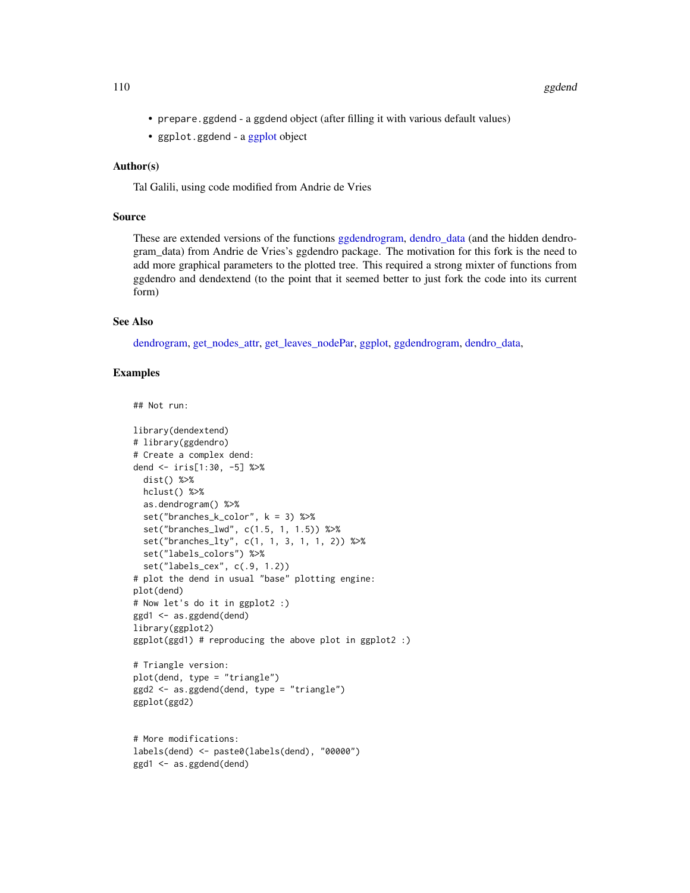- prepare.ggdend - a ggdend object (after filling it with various default values)
- ggplot.ggdend - a ggplot object

### Author(s)

Tal Galili, using code modified from Andrie de Vries

### Source

These are extended versions of the functions ggdendrogram, dendro_data (and the hidden dendrogram_data) from Andrie de Vries's ggdendro package. The motivation for this fork is the need to add more graphical parameters to the plotted tree. This required a strong mixter of functions from ggdendro and dendextend (to the point that it seemed better to just fork the code into its current form)

### See Also

dendrogram, get_nodes_attr, get_leaves_nodePar, ggplot, ggdendrogram, dendro_data,

### Examples

```
## Not run:

library(dendextend)
# library(ggdendro)
# Create a complex dend:
dend <- iris[1:30, -5] %>%
  dist() %>%
  hclust() %>%
  as.dendrogram() %>%
  set("branches_k_color", k = 3) %>%
  set("branches_lwd", c(1.5, 1, 1.5)) %>%
  set("branches_lty", c(1, 1, 3, 1, 1, 2)) %>%
  set("labels_colors") %>%
  set("labels_cex", c(.9, 1.2))
# plot the dend in usual "base" plotting engine:
plot(dend)
# Now let's do it in ggplot2 :)
ggd1 <- as.ggdend(dend)
library(ggplot2)
ggplot(ggd1) # reproducing the above plot in ggplot2 :)

# Triangle version:
plot(dend, type = "triangle")
ggd2 <- as.ggdend(dend, type = "triangle")
ggplot(ggd2)


# More modifications:
labels(dend) <- paste0(labels(dend), "00000")
ggd1 <- as.ggdend(dend)
```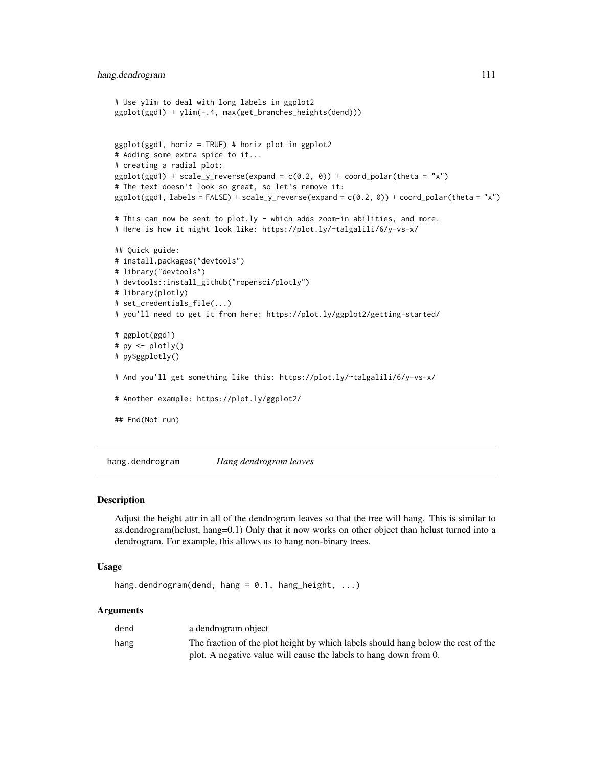```
# Use ylim to deal with long labels in ggplot2
ggplot(ggd1) + ylim(-.4, max(get_branches_heights(dend)))


ggplot(ggd1, horiz = TRUE) # horiz plot in ggplot2
# Adding some extra spice to it...
# creating a radial plot:
ggplot(ggd1) + scale_y_reverse(expand = c(0.2, 0)) + coord_polar(theta = "x")
# The text doesn't look so great, so let's remove it:
ggplot(ggd1, labels = FALSE) + scale_y_reverse(expand = c(0.2, 0)) + coord_polar(theta = "x")

# This can now be sent to plot.ly - which adds zoom-in abilities, and more.
# Here is how it might look like: https://plot.ly/~talgalili/6/y-vs-x/

## Quick guide:
# install.packages("devtools")
# library("devtools")
# devtools::install_github("ropensci/plotly")
# library(plotly)
# set_credentials_file(...)
# you'll need to get it from here: https://plot.ly/ggplot2/getting-started/

# ggplot(ggd1)
# py <- plotly()
# py$ggplotly()

# And you'll get something like this: https://plot.ly/~talgalili/6/y-vs-x/

# Another example: https://plot.ly/ggplot2/

## End(Not run)
```

---

## hang.dendrogram — *Hang dendrogram leaves*

### Description

Adjust the height attr in all of the dendrogram leaves so that the tree will hang. This is similar to as.dendrogram(hclust, hang=0.1) Only that it now works on other object than hclust turned into a dendrogram. For example, this allows us to hang non-binary trees.

### Usage

```
hang.dendrogram(dend, hang = 0.1, hang_height, ...)
```

### Arguments

| | |
|---|---|
| dend | a dendrogram object |
| hang | The fraction of the plot height by which labels should hang below the rest of the plot. A negative value will cause the labels to hang down from 0. |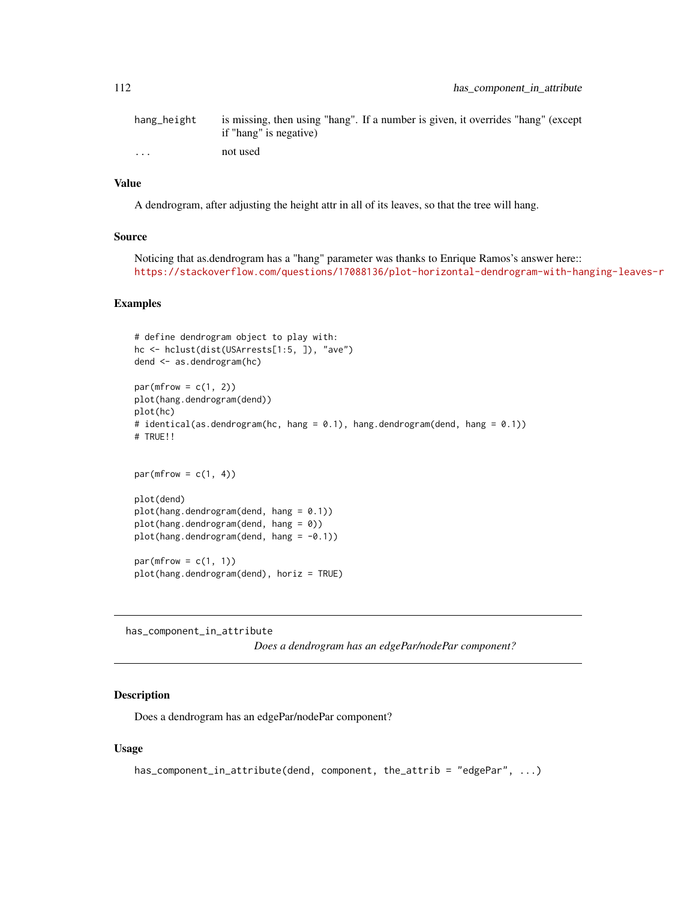| | |
|---|---|
| `hang_height` | is missing, then using "hang". If a number is given, it overrides "hang" (except if "hang" is negative) |
| `...` | not used |

### Value

A dendrogram, after adjusting the height attr in all of its leaves, so that the tree will hang.

### Source

Noticing that as.dendrogram has a "hang" parameter was thanks to Enrique Ramos's answer here:: https://stackoverflow.com/questions/17088136/plot-horizontal-dendrogram-with-hanging-leaves-r

### Examples

```
# define dendrogram object to play with:
hc <- hclust(dist(USArrests[1:5, ]), "ave")
dend <- as.dendrogram(hc)

par(mfrow = c(1, 2))
plot(hang.dendrogram(dend))
plot(hc)
# identical(as.dendrogram(hc, hang = 0.1), hang.dendrogram(dend, hang = 0.1))
# TRUE!!


par(mfrow = c(1, 4))

plot(dend)
plot(hang.dendrogram(dend, hang = 0.1))
plot(hang.dendrogram(dend, hang = 0))
plot(hang.dendrogram(dend, hang = -0.1))

par(mfrow = c(1, 1))
plot(hang.dendrogram(dend), horiz = TRUE)
```

---

## has_component_in_attribute

*Does a dendrogram has an edgePar/nodePar component?*

---

### Description

Does a dendrogram has an edgePar/nodePar component?

### Usage

```
has_component_in_attribute(dend, component, the_attrib = "edgePar", ...)
```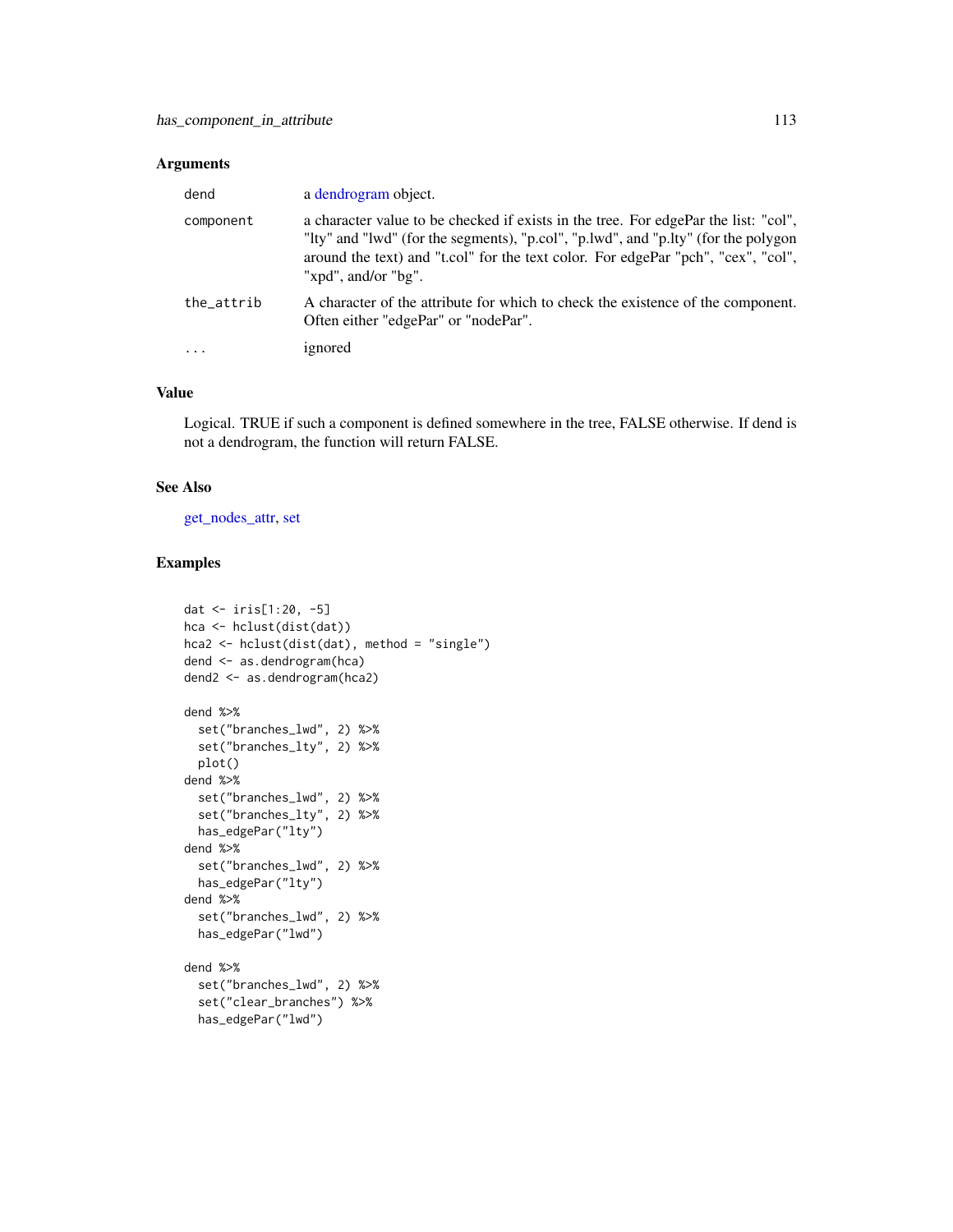### Arguments

| | |
|---|---|
| dend | a dendrogram object. |
| component | a character value to be checked if exists in the tree. For edgePar the list: "col", "lty" and "lwd" (for the segments), "p.col", "p.lwd", and "p.lty" (for the polygon around the text) and "t.col" for the text color. For edgePar "pch", "cex", "col", "xpd", and/or "bg". |
| the_attrib | A character of the attribute for which to check the existence of the component. Often either "edgePar" or "nodePar". |
| ... | ignored |

### Value

Logical. TRUE if such a component is defined somewhere in the tree, FALSE otherwise. If dend is not a dendrogram, the function will return FALSE.

### See Also

get_nodes_attr, set

### Examples

```
dat <- iris[1:20, -5]
hca <- hclust(dist(dat))
hca2 <- hclust(dist(dat), method = "single")
dend <- as.dendrogram(hca)
dend2 <- as.dendrogram(hca2)

dend %>%
  set("branches_lwd", 2) %>%
  set("branches_lty", 2) %>%
  plot()
dend %>%
  set("branches_lwd", 2) %>%
  set("branches_lty", 2) %>%
  has_edgePar("lty")
dend %>%
  set("branches_lwd", 2) %>%
  has_edgePar("lty")
dend %>%
  set("branches_lwd", 2) %>%
  has_edgePar("lwd")

dend %>%
  set("branches_lwd", 2) %>%
  set("clear_branches") %>%
  has_edgePar("lwd")
```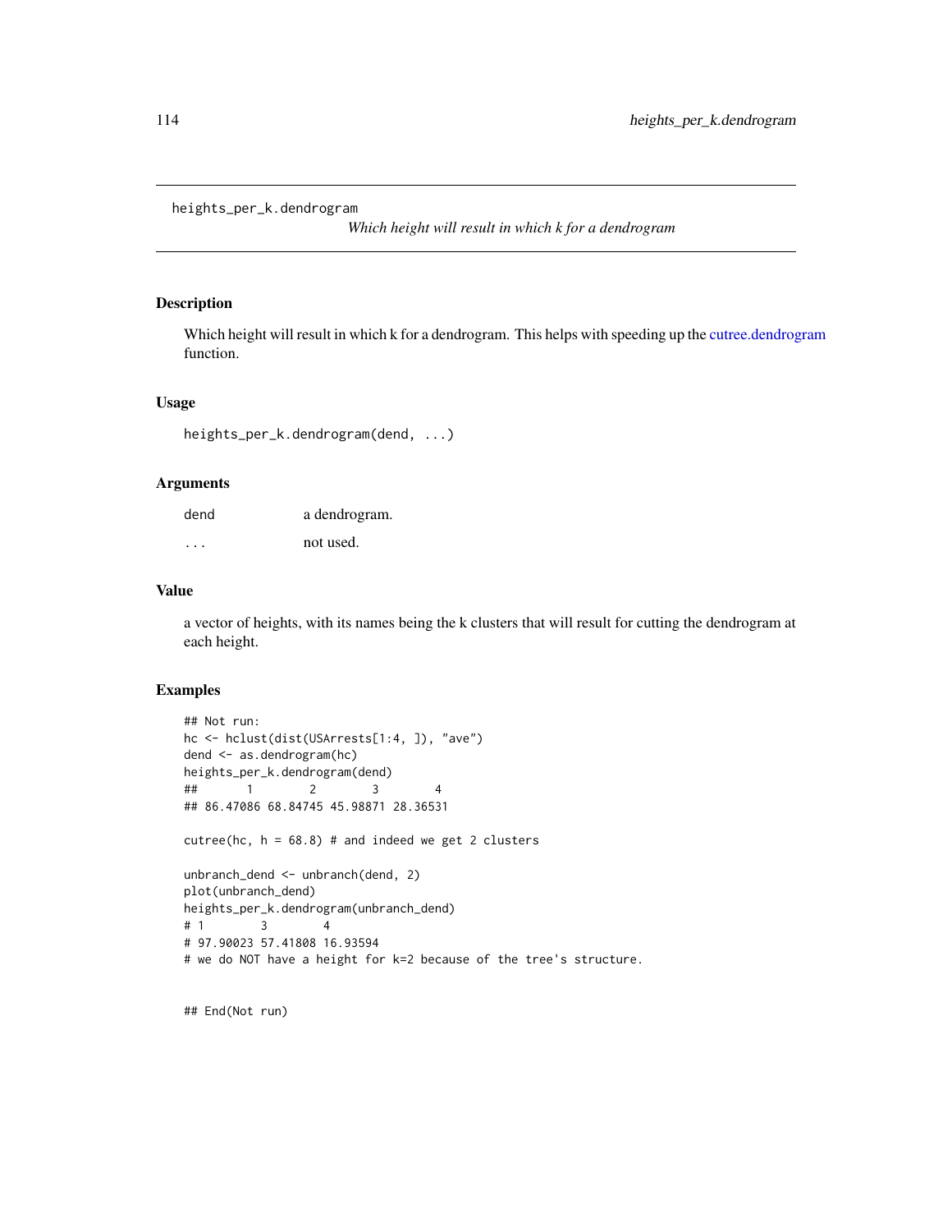heights_per_k.dendrogram

*Which height will result in which k for a dendrogram*

## Description

Which height will result in which k for a dendrogram. This helps with speeding up the cutree.dendrogram function.

## Usage

```
heights_per_k.dendrogram(dend, ...)
```

## Arguments

| | |
|---|---|
| dend | a dendrogram. |
| ... | not used. |

## Value

a vector of heights, with its names being the k clusters that will result for cutting the dendrogram at each height.

## Examples

```
## Not run:
hc <- hclust(dist(USArrests[1:4, ]), "ave")
dend <- as.dendrogram(hc)
heights_per_k.dendrogram(dend)
##        1        2        3        4
## 86.47086 68.84745 45.98871 28.36531

cutree(hc, h = 68.8) # and indeed we get 2 clusters

unbranch_dend <- unbranch(dend, 2)
plot(unbranch_dend)
heights_per_k.dendrogram(unbranch_dend)
# 1        3        4
# 97.90023 57.41808 16.93594
# we do NOT have a height for k=2 because of the tree's structure.


## End(Not run)
```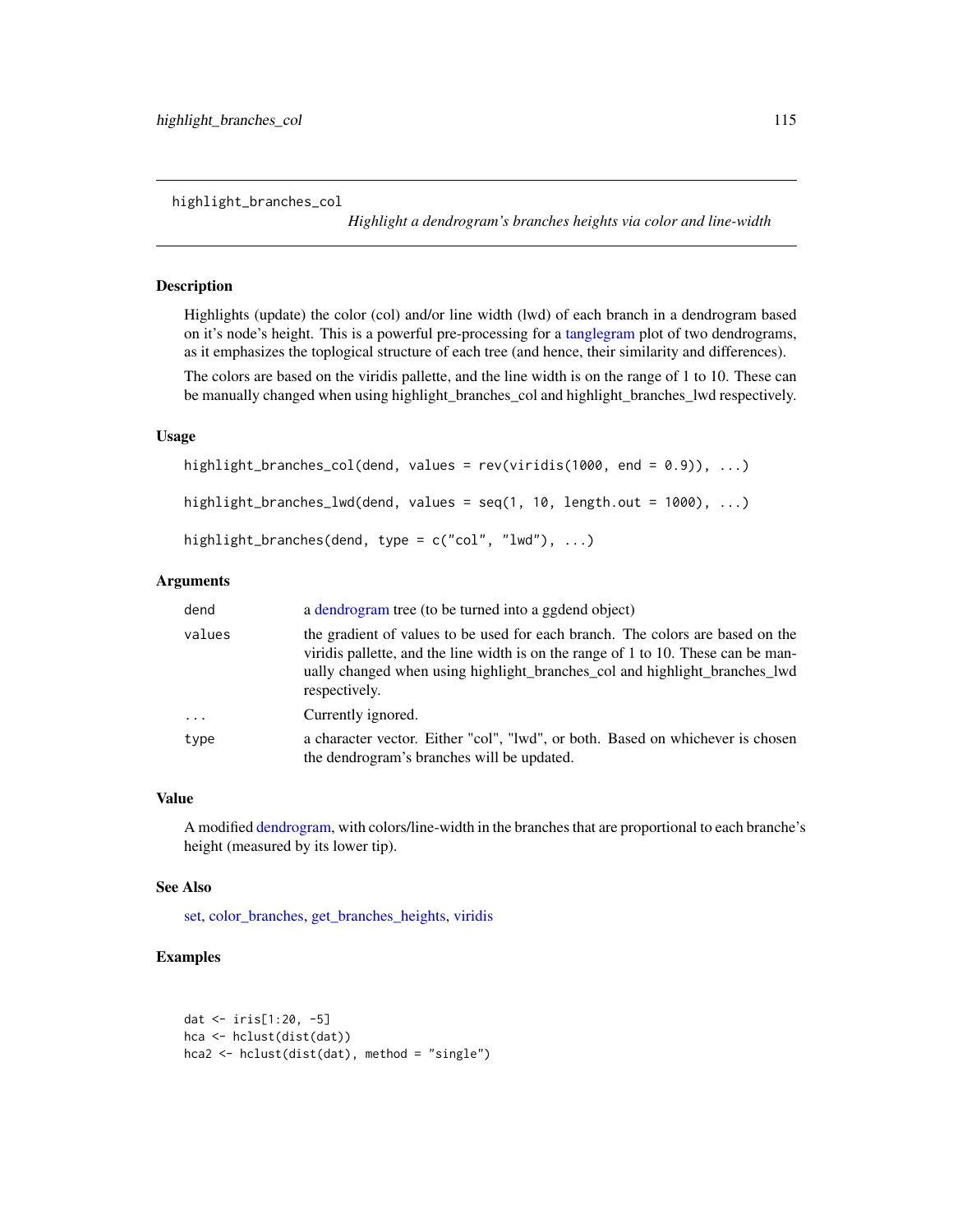## highlight_branches_col

*Highlight a dendrogram's branches heights via color and line-width*

### Description

Highlights (update) the color (col) and/or line width (lwd) of each branch in a dendrogram based on it's node's height. This is a powerful pre-processing for a tanglegram plot of two dendrograms, as it emphasizes the toplogical structure of each tree (and hence, their similarity and differences).

The colors are based on the viridis pallette, and the line width is on the range of 1 to 10. These can be manually changed when using highlight_branches_col and highlight_branches_lwd respectively.

### Usage

```
highlight_branches_col(dend, values = rev(viridis(1000, end = 0.9)), ...)

highlight_branches_lwd(dend, values = seq(1, 10, length.out = 1000), ...)

highlight_branches(dend, type = c("col", "lwd"), ...)
```

### Arguments

| | |
|---|---|
| dend | a dendrogram tree (to be turned into a ggdend object) |
| values | the gradient of values to be used for each branch. The colors are based on the viridis pallette, and the line width is on the range of 1 to 10. These can be manually changed when using highlight_branches_col and highlight_branches_lwd respectively. |
| ... | Currently ignored. |
| type | a character vector. Either "col", "lwd", or both. Based on whichever is chosen the dendrogram's branches will be updated. |

### Value

A modified dendrogram, with colors/line-width in the branches that are proportional to each branche's height (measured by its lower tip).

### See Also

set, color_branches, get_branches_heights, viridis

### Examples

```
dat <- iris[1:20, -5]
hca <- hclust(dist(dat))
hca2 <- hclust(dist(dat), method = "single")
```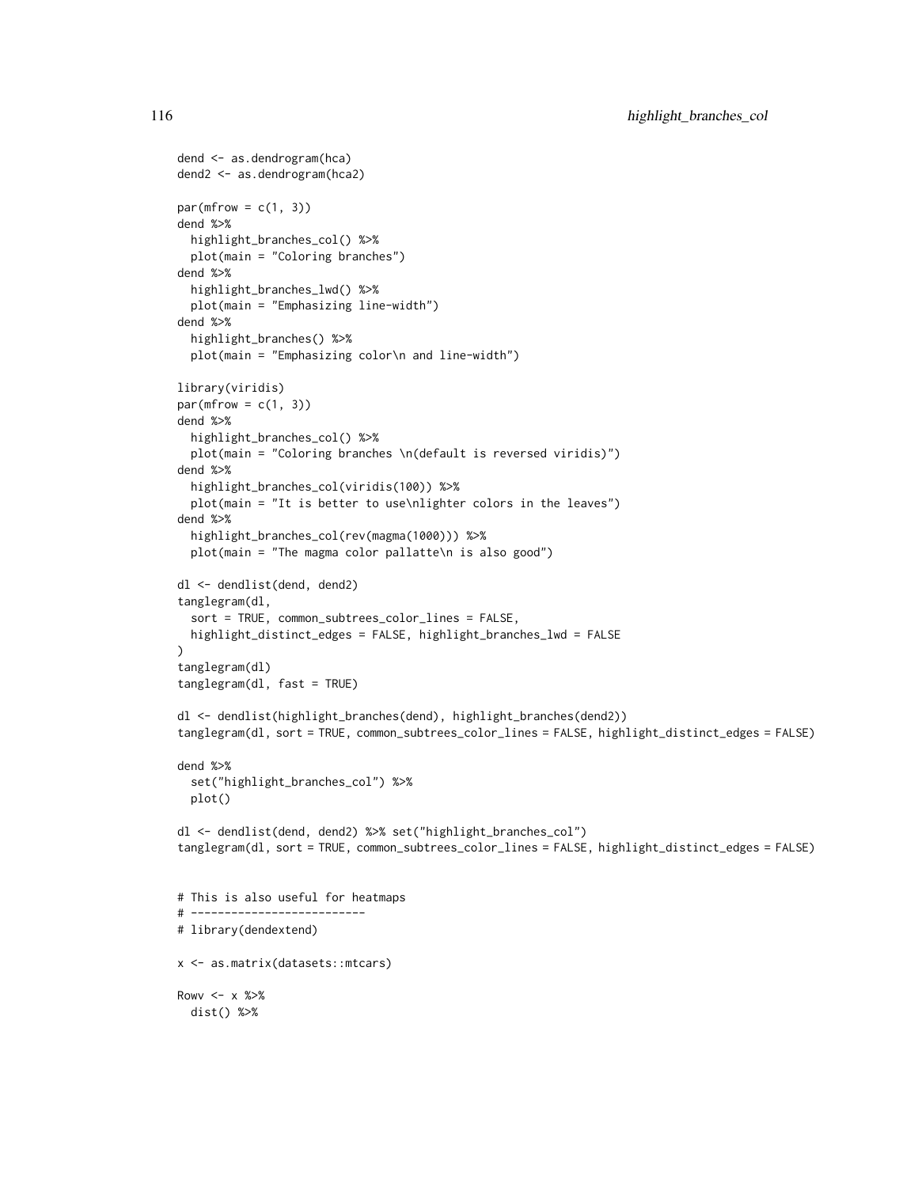```
dend <- as.dendrogram(hca)
dend2 <- as.dendrogram(hca2)

par(mfrow = c(1, 3))
dend %>%
  highlight_branches_col() %>%
  plot(main = "Coloring branches")
dend %>%
  highlight_branches_lwd() %>%
  plot(main = "Emphasizing line-width")
dend %>%
  highlight_branches() %>%
  plot(main = "Emphasizing color\n and line-width")

library(viridis)
par(mfrow = c(1, 3))
dend %>%
  highlight_branches_col() %>%
  plot(main = "Coloring branches \n(default is reversed viridis)")
dend %>%
  highlight_branches_col(viridis(100)) %>%
  plot(main = "It is better to use\nlighter colors in the leaves")
dend %>%
  highlight_branches_col(rev(magma(1000))) %>%
  plot(main = "The magma color pallatte\n is also good")

dl <- dendlist(dend, dend2)
tanglegram(dl,
  sort = TRUE, common_subtrees_color_lines = FALSE,
  highlight_distinct_edges = FALSE, highlight_branches_lwd = FALSE
)
tanglegram(dl)
tanglegram(dl, fast = TRUE)

dl <- dendlist(highlight_branches(dend), highlight_branches(dend2))
tanglegram(dl, sort = TRUE, common_subtrees_color_lines = FALSE, highlight_distinct_edges = FALSE)

dend %>%
  set("highlight_branches_col") %>%
  plot()

dl <- dendlist(dend, dend2) %>% set("highlight_branches_col")
tanglegram(dl, sort = TRUE, common_subtrees_color_lines = FALSE, highlight_distinct_edges = FALSE)


# This is also useful for heatmaps
# --------------------------
# library(dendextend)

x <- as.matrix(datasets::mtcars)

Rowv <- x %>%
  dist() %>%
```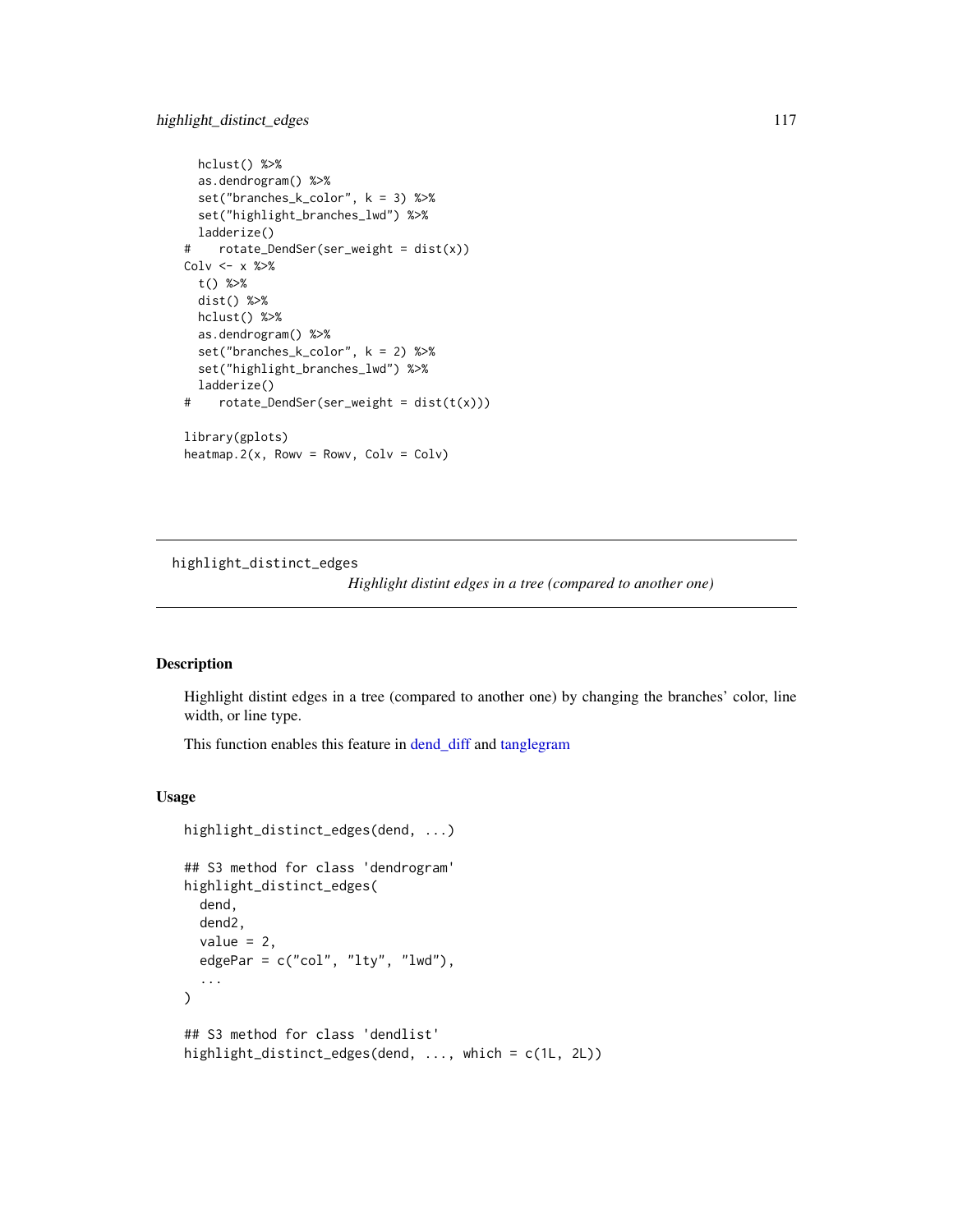```
  hclust() %>%
  as.dendrogram() %>%
  set("branches_k_color", k = 3) %>%
  set("highlight_branches_lwd") %>%
  ladderize()
#    rotate_DendSer(ser_weight = dist(x))
Colv <- x %>%
  t() %>%
  dist() %>%
  hclust() %>%
  as.dendrogram() %>%
  set("branches_k_color", k = 2) %>%
  set("highlight_branches_lwd") %>%
  ladderize()
#    rotate_DendSer(ser_weight = dist(t(x)))

library(gplots)
heatmap.2(x, Rowv = Rowv, Colv = Colv)
```

## highlight_distinct_edges

*Highlight distint edges in a tree (compared to another one)*

### Description

Highlight distint edges in a tree (compared to another one) by changing the branches' color, line width, or line type.

This function enables this feature in dend_diff and tanglegram

### Usage

```
highlight_distinct_edges(dend, ...)

## S3 method for class 'dendrogram'
highlight_distinct_edges(
  dend,
  dend2,
  value = 2,
  edgePar = c("col", "lty", "lwd"),
  ...
)

## S3 method for class 'dendlist'
highlight_distinct_edges(dend, ..., which = c(1L, 2L))
```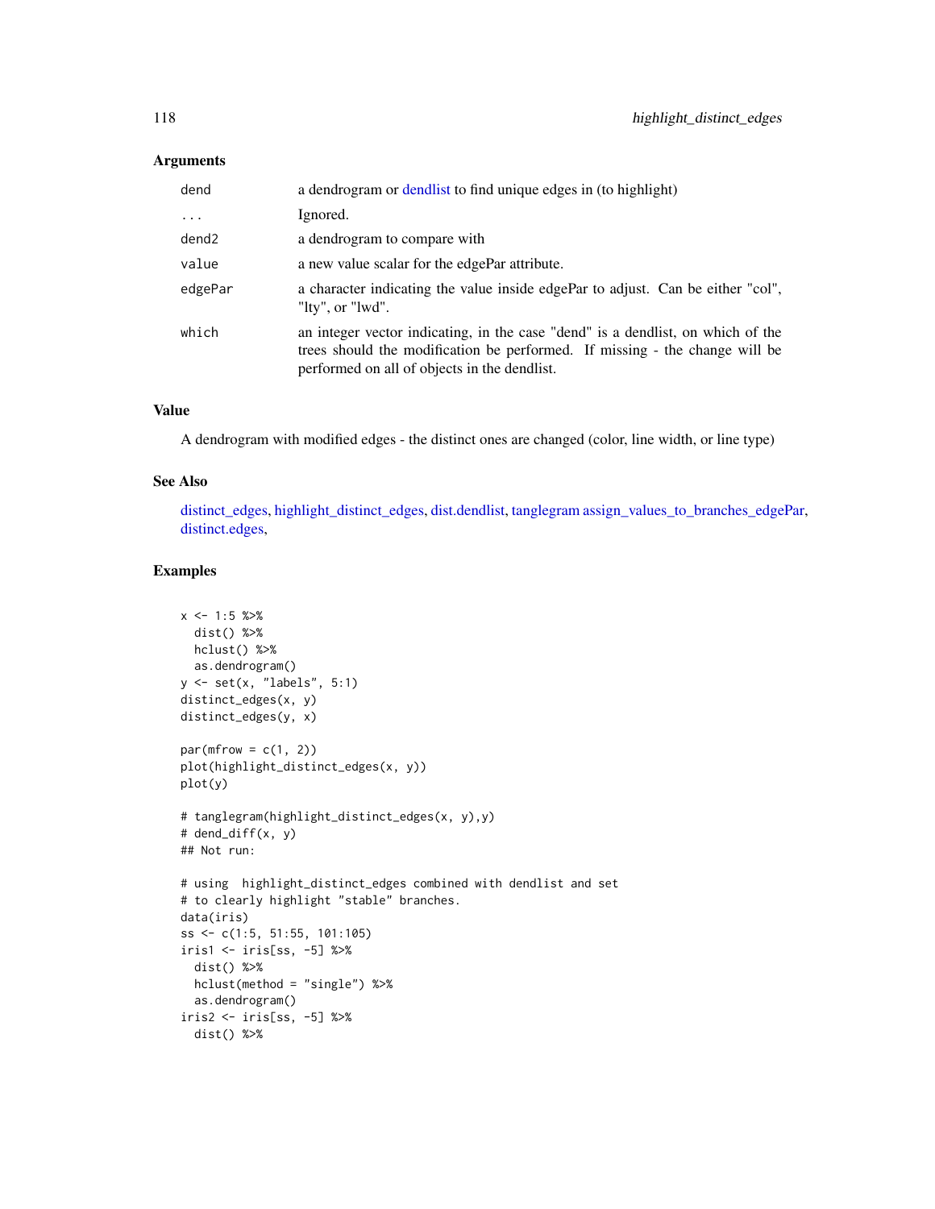### Arguments

| | |
|---|---|
| dend | a dendrogram or dendlist to find unique edges in (to highlight) |
| ... | Ignored. |
| dend2 | a dendrogram to compare with |
| value | a new value scalar for the edgePar attribute. |
| edgePar | a character indicating the value inside edgePar to adjust. Can be either "col", "lty", or "lwd". |
| which | an integer vector indicating, in the case "dend" is a dendlist, on which of the trees should the modification be performed. If missing - the change will be performed on all of objects in the dendlist. |

### Value

A dendrogram with modified edges - the distinct ones are changed (color, line width, or line type)

### See Also

distinct_edges, highlight_distinct_edges, dist.dendlist, tanglegram assign_values_to_branches_edgePar, distinct.edges,

### Examples

```
x <- 1:5 %>%
  dist() %>%
  hclust() %>%
  as.dendrogram()
y <- set(x, "labels", 5:1)
distinct_edges(x, y)
distinct_edges(y, x)

par(mfrow = c(1, 2))
plot(highlight_distinct_edges(x, y))
plot(y)

# tanglegram(highlight_distinct_edges(x, y),y)
# dend_diff(x, y)
## Not run:

# using  highlight_distinct_edges combined with dendlist and set
# to clearly highlight "stable" branches.
data(iris)
ss <- c(1:5, 51:55, 101:105)
iris1 <- iris[ss, -5] %>%
  dist() %>%
  hclust(method = "single") %>%
  as.dendrogram()
iris2 <- iris[ss, -5] %>%
  dist() %>%
```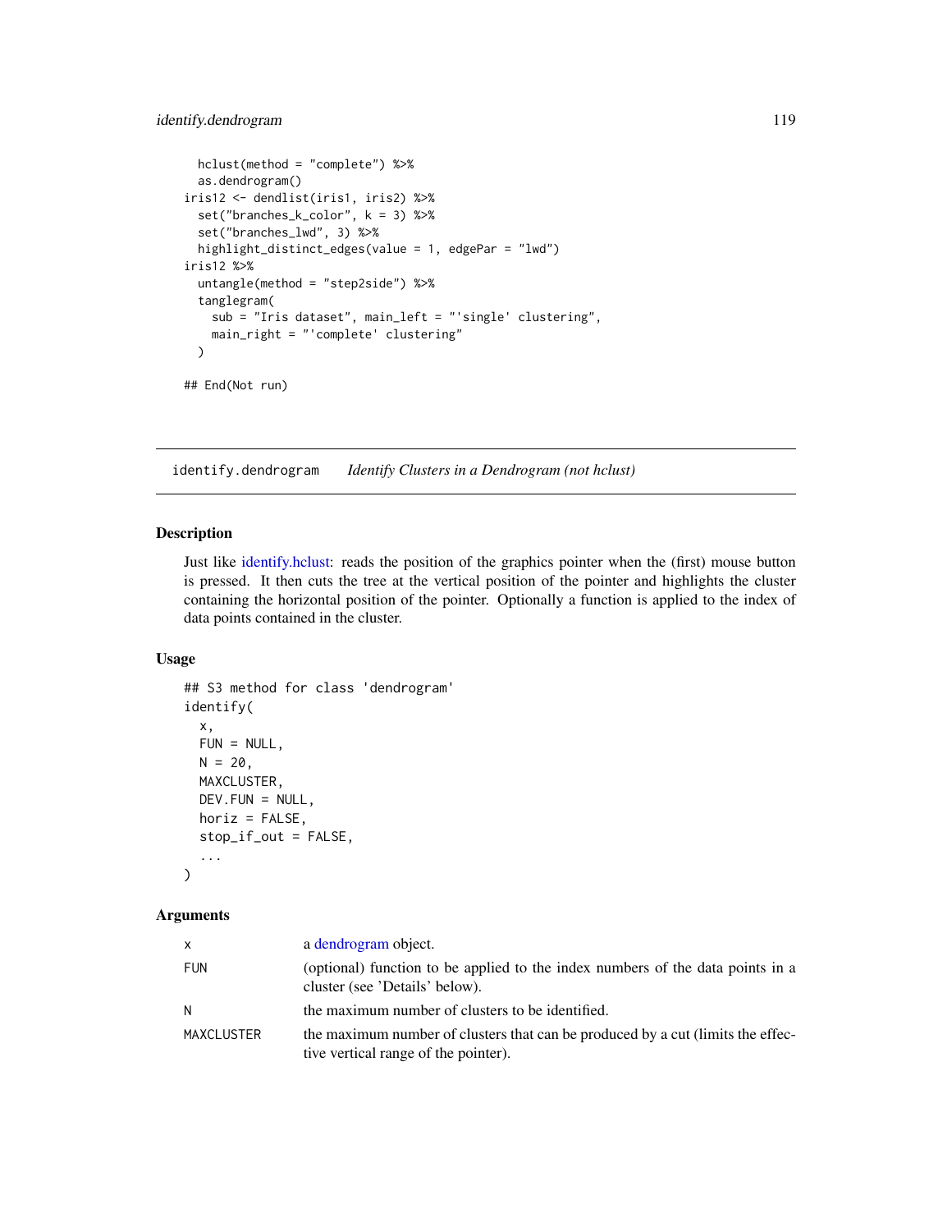```
  hclust(method = "complete") %>%
  as.dendrogram()
iris12 <- dendlist(iris1, iris2) %>%
  set("branches_k_color", k = 3) %>%
  set("branches_lwd", 3) %>%
  highlight_distinct_edges(value = 1, edgePar = "lwd")
iris12 %>%
  untangle(method = "step2side") %>%
  tanglegram(
    sub = "Iris dataset", main_left = "'single' clustering",
    main_right = "'complete' clustering"
  )

## End(Not run)
```

## identify.dendrogram    *Identify Clusters in a Dendrogram (not hclust)*

### Description

Just like identify.hclust: reads the position of the graphics pointer when the (first) mouse button is pressed. It then cuts the tree at the vertical position of the pointer and highlights the cluster containing the horizontal position of the pointer. Optionally a function is applied to the index of data points contained in the cluster.

### Usage

```
## S3 method for class 'dendrogram'
identify(
  x,
  FUN = NULL,
  N = 20,
  MAXCLUSTER,
  DEV.FUN = NULL,
  horiz = FALSE,
  stop_if_out = FALSE,
  ...
)
```

### Arguments

| | |
|---|---|
| x | a dendrogram object. |
| FUN | (optional) function to be applied to the index numbers of the data points in a cluster (see 'Details' below). |
| N | the maximum number of clusters to be identified. |
| MAXCLUSTER | the maximum number of clusters that can be produced by a cut (limits the effective vertical range of the pointer). |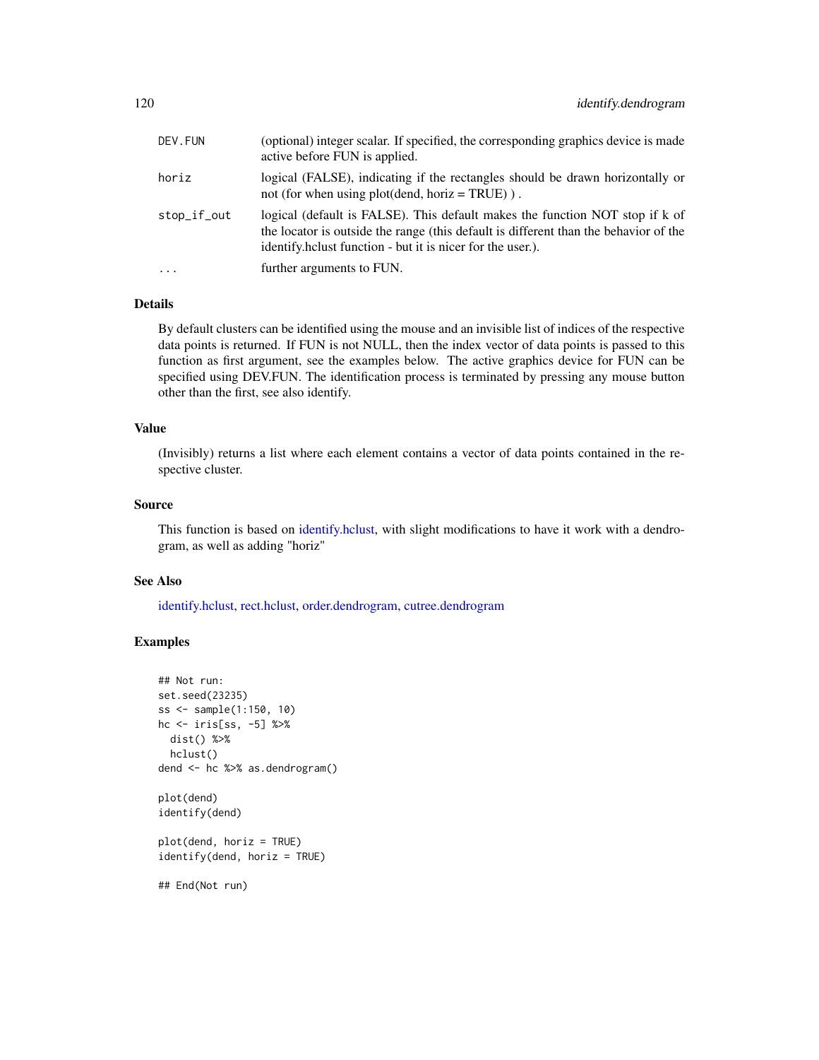| | |
|---|---|
| DEV.FUN | (optional) integer scalar. If specified, the corresponding graphics device is made active before FUN is applied. |
| horiz | logical (FALSE), indicating if the rectangles should be drawn horizontally or not (for when using plot(dend, horiz = TRUE) ) . |
| stop_if_out | logical (default is FALSE). This default makes the function NOT stop if k of the locator is outside the range (this default is different than the behavior of the identify.hclust function - but it is nicer for the user.). |
| ... | further arguments to FUN. |

## Details

By default clusters can be identified using the mouse and an invisible list of indices of the respective data points is returned. If FUN is not NULL, then the index vector of data points is passed to this function as first argument, see the examples below. The active graphics device for FUN can be specified using DEV.FUN. The identification process is terminated by pressing any mouse button other than the first, see also identify.

## Value

(Invisibly) returns a list where each element contains a vector of data points contained in the respective cluster.

## Source

This function is based on identify.hclust, with slight modifications to have it work with a dendrogram, as well as adding "horiz"

## See Also

identify.hclust, rect.hclust, order.dendrogram, cutree.dendrogram

## Examples

```
## Not run:
set.seed(23235)
ss <- sample(1:150, 10)
hc <- iris[ss, -5] %>%
  dist() %>%
  hclust()
dend <- hc %>% as.dendrogram()

plot(dend)
identify(dend)

plot(dend, horiz = TRUE)
identify(dend, horiz = TRUE)

## End(Not run)
```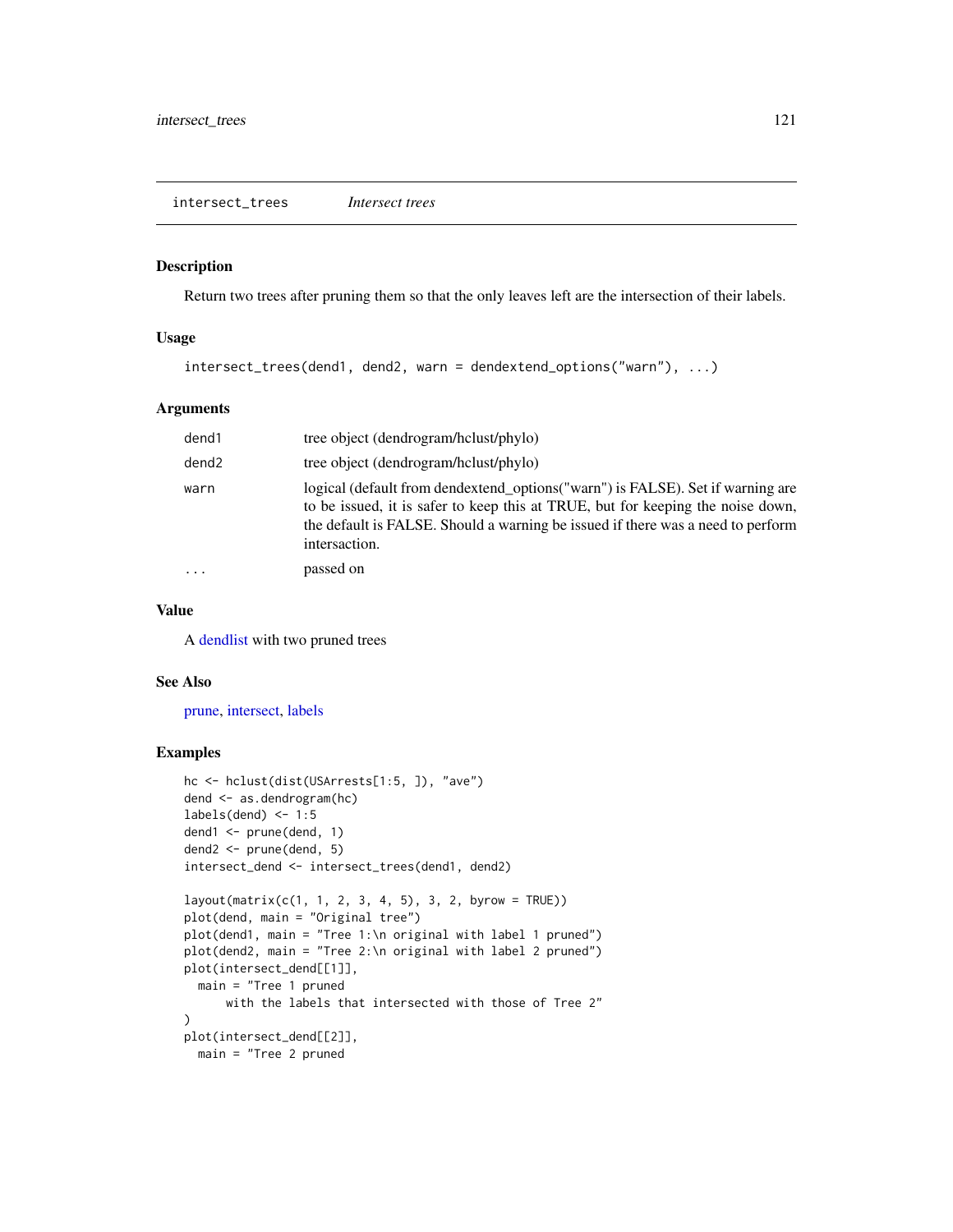## intersect_trees — *Intersect trees*

### Description

Return two trees after pruning them so that the only leaves left are the intersection of their labels.

### Usage

```
intersect_trees(dend1, dend2, warn = dendextend_options("warn"), ...)
```

### Arguments

| | |
|---|---|
| dend1 | tree object (dendrogram/hclust/phylo) |
| dend2 | tree object (dendrogram/hclust/phylo) |
| warn | logical (default from dendextend_options("warn") is FALSE). Set if warning are to be issued, it is safer to keep this at TRUE, but for keeping the noise down, the default is FALSE. Should a warning be issued if there was a need to perform intersaction. |
| ... | passed on |

### Value

A dendlist with two pruned trees

### See Also

prune, intersect, labels

### Examples

```
hc <- hclust(dist(USArrests[1:5, ]), "ave")
dend <- as.dendrogram(hc)
labels(dend) <- 1:5
dend1 <- prune(dend, 1)
dend2 <- prune(dend, 5)
intersect_dend <- intersect_trees(dend1, dend2)

layout(matrix(c(1, 1, 2, 3, 4, 5), 3, 2, byrow = TRUE))
plot(dend, main = "Original tree")
plot(dend1, main = "Tree 1:\n original with label 1 pruned")
plot(dend2, main = "Tree 2:\n original with label 2 pruned")
plot(intersect_dend[[1]],
  main = "Tree 1 pruned
      with the labels that intersected with those of Tree 2"
)
plot(intersect_dend[[2]],
  main = "Tree 2 pruned
```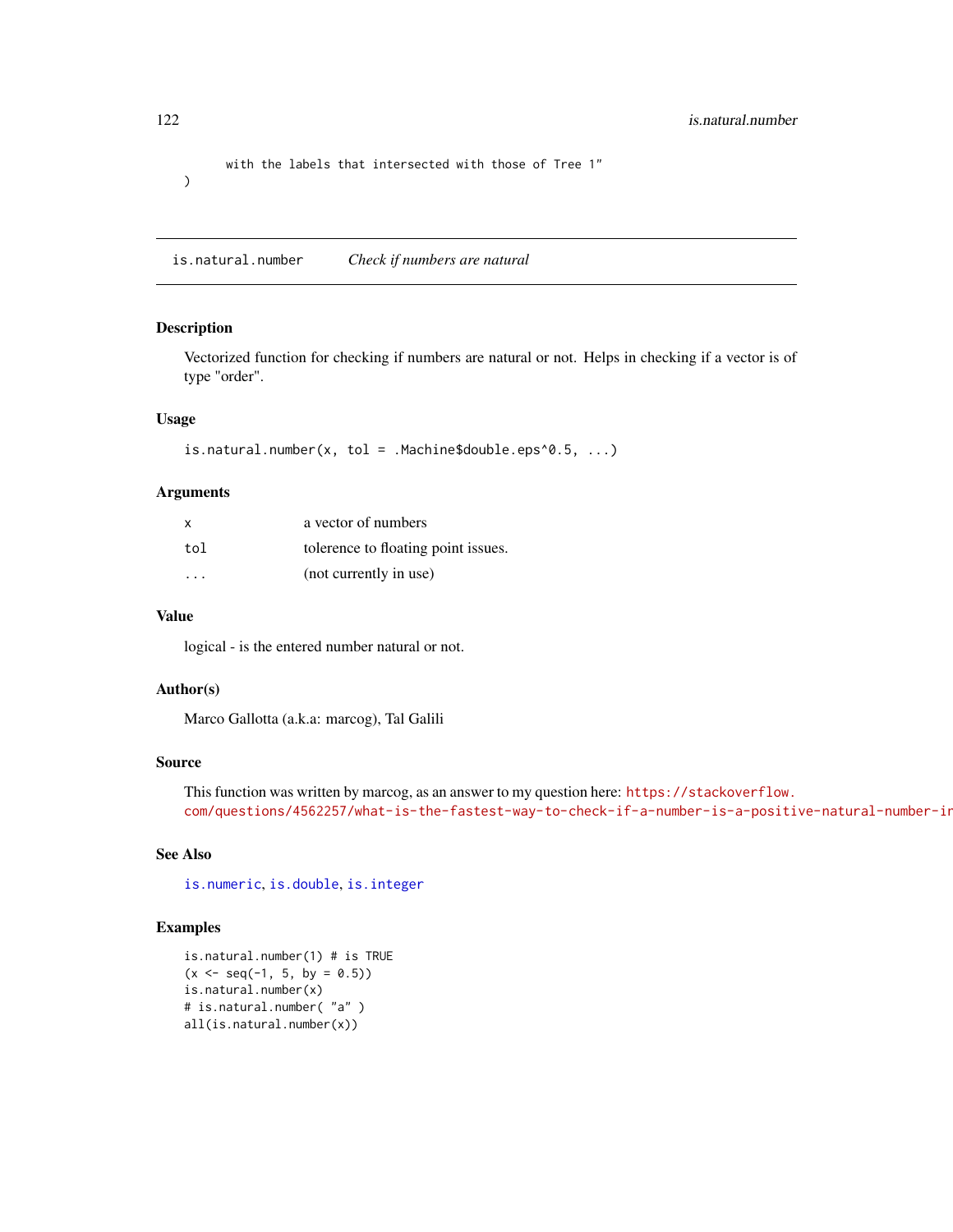```
    with the labels that intersected with those of Tree 1"
)
```

## is.natural.number *Check if numbers are natural*

### Description

Vectorized function for checking if numbers are natural or not. Helps in checking if a vector is of type "order".

### Usage

```
is.natural.number(x, tol = .Machine$double.eps^0.5, ...)
```

### Arguments

| | |
|---|---|
| x | a vector of numbers |
| tol | tolerence to floating point issues. |
| ... | (not currently in use) |

### Value

logical - is the entered number natural or not.

### Author(s)

Marco Gallotta (a.k.a: marcog), Tal Galili

### Source

This function was written by marcog, as an answer to my question here: https://stackoverflow.com/questions/4562257/what-is-the-fastest-way-to-check-if-a-number-is-a-positive-natural-number-ir

### See Also

is.numeric, is.double, is.integer

### Examples

```
is.natural.number(1) # is TRUE
(x <- seq(-1, 5, by = 0.5))
is.natural.number(x)
# is.natural.number( "a" )
all(is.natural.number(x))
```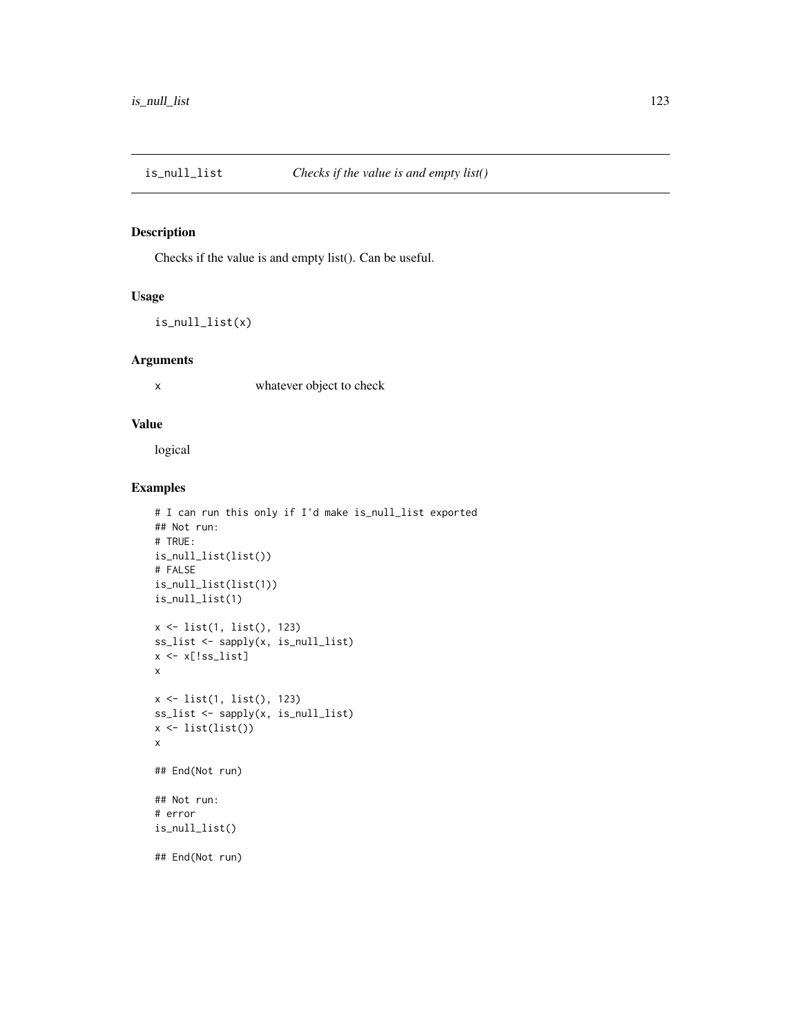## is_null_list — *Checks if the value is and empty list()*

### Description

Checks if the value is and empty list(). Can be useful.

### Usage

```
is_null_list(x)
```

### Arguments

| | |
|---|---|
| x | whatever object to check |

### Value

logical

### Examples

```
# I can run this only if I'd make is_null_list exported
## Not run:
# TRUE:
is_null_list(list())
# FALSE
is_null_list(list(1))
is_null_list(1)

x <- list(1, list(), 123)
ss_list <- sapply(x, is_null_list)
x <- x[!ss_list]
x

x <- list(1, list(), 123)
ss_list <- sapply(x, is_null_list)
x <- list(list())
x

## End(Not run)

## Not run:
# error
is_null_list()

## End(Not run)
```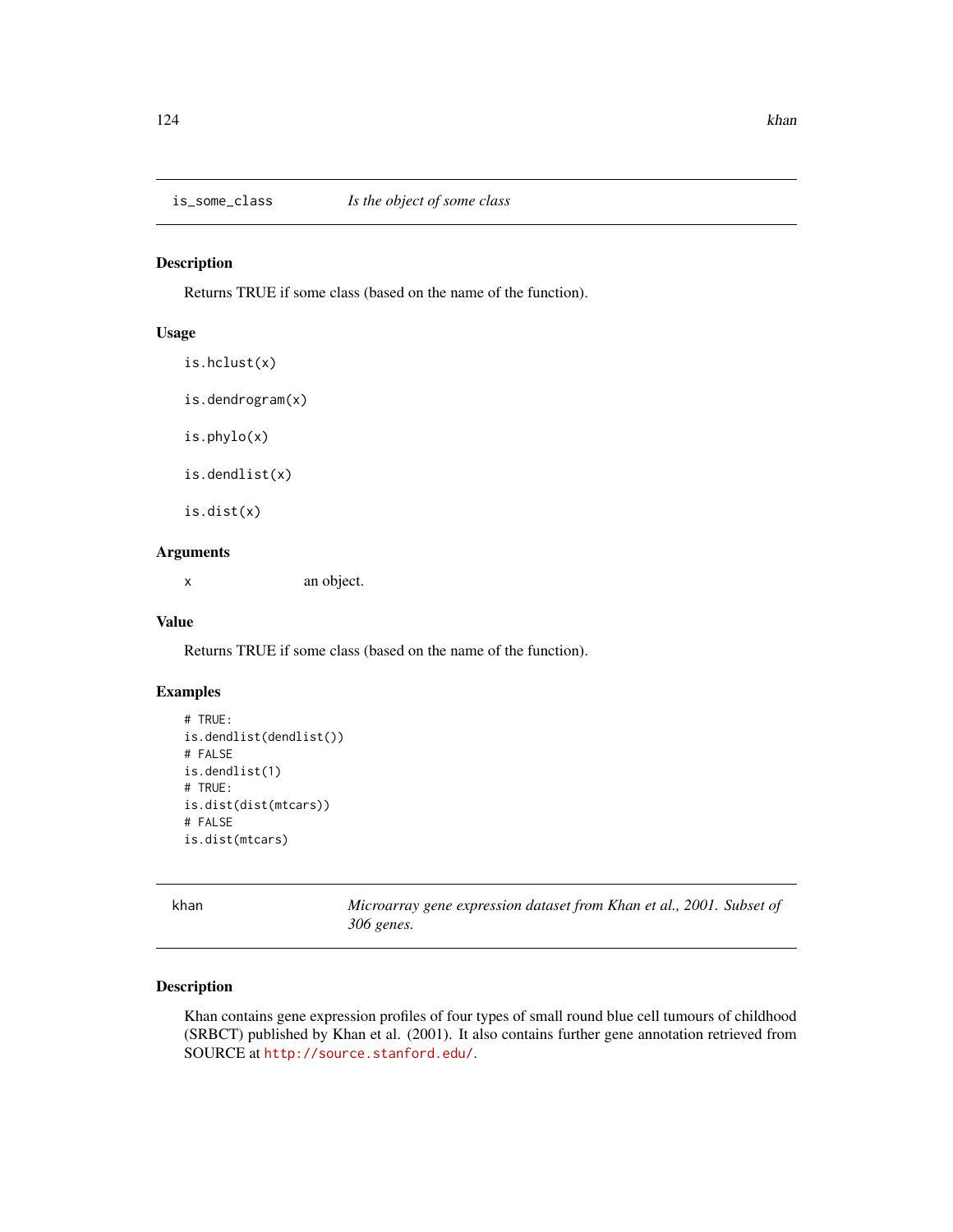## is_some_class — *Is the object of some class*

### Description

Returns TRUE if some class (based on the name of the function).

### Usage

```
is.hclust(x)

is.dendrogram(x)

is.phylo(x)

is.dendlist(x)

is.dist(x)
```

### Arguments

| | |
|---|---|
| x | an object. |

### Value

Returns TRUE if some class (based on the name of the function).

### Examples

```
# TRUE:
is.dendlist(dendlist())
# FALSE
is.dendlist(1)
# TRUE:
is.dist(dist(mtcars))
# FALSE
is.dist(mtcars)
```

## khan — *Microarray gene expression dataset from Khan et al., 2001. Subset of 306 genes.*

### Description

Khan contains gene expression profiles of four types of small round blue cell tumours of childhood (SRBCT) published by Khan et al. (2001). It also contains further gene annotation retrieved from SOURCE at http://source.stanford.edu/.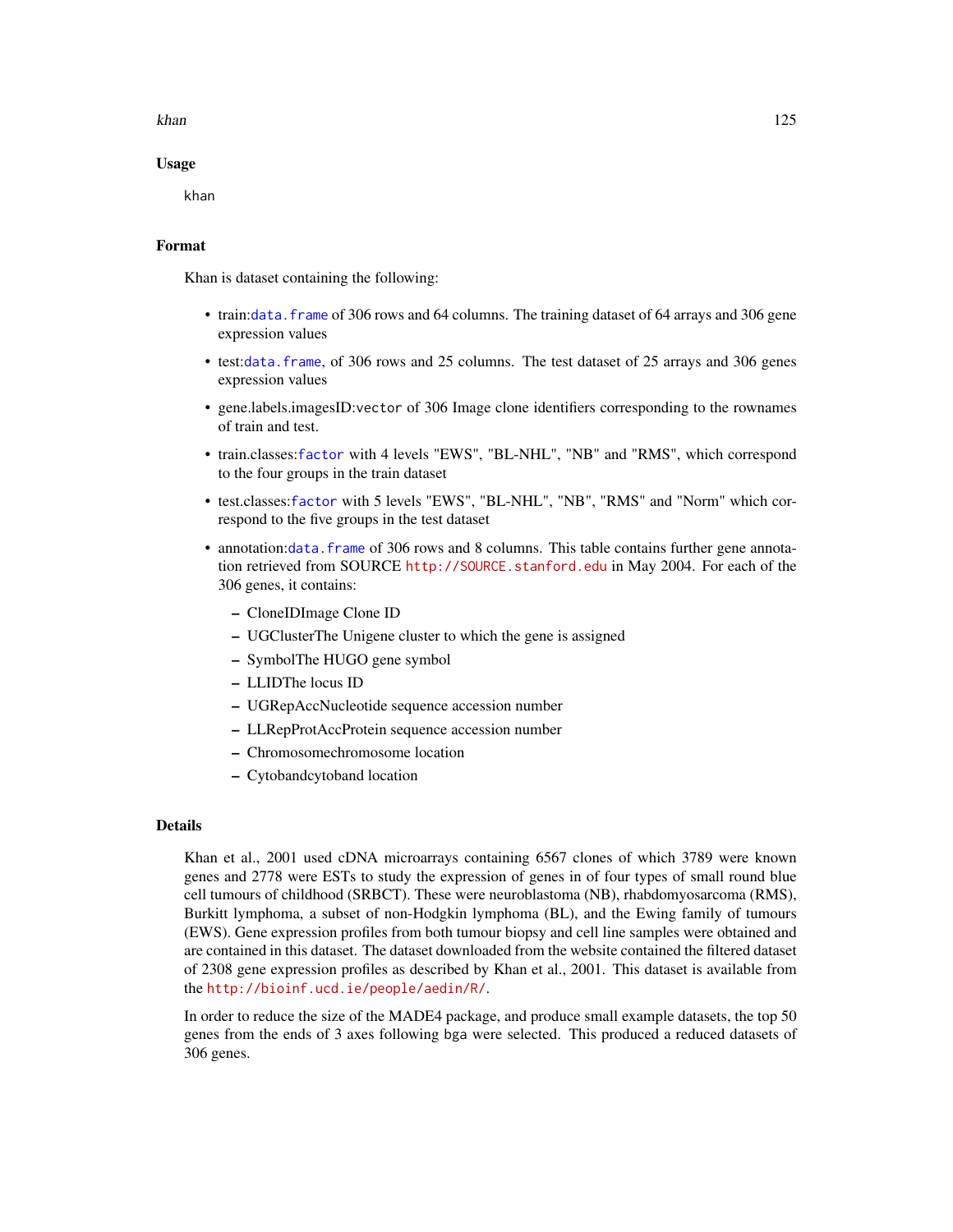## Usage

```
khan
```

## Format

Khan is dataset containing the following:

- train:data.frame of 306 rows and 64 columns. The training dataset of 64 arrays and 306 gene expression values
- test:data.frame, of 306 rows and 25 columns. The test dataset of 25 arrays and 306 genes expression values
- gene.labels.imagesID:vector of 306 Image clone identifiers corresponding to the rownames of train and test.
- train.classes:factor with 4 levels "EWS", "BL-NHL", "NB" and "RMS", which correspond to the four groups in the train dataset
- test.classes:factor with 5 levels "EWS", "BL-NHL", "NB", "RMS" and "Norm" which correspond to the five groups in the test dataset
- annotation:data.frame of 306 rows and 8 columns. This table contains further gene annotation retrieved from SOURCE http://SOURCE.stanford.edu in May 2004. For each of the 306 genes, it contains:
  - CloneIDImage Clone ID
  - UGClusterThe Unigene cluster to which the gene is assigned
  - SymbolThe HUGO gene symbol
  - LLIDThe locus ID
  - UGRepAccNucleotide sequence accession number
  - LLRepProtAccProtein sequence accession number
  - Chromosomechromosome location
  - Cytobandcytoband location

## Details

Khan et al., 2001 used cDNA microarrays containing 6567 clones of which 3789 were known genes and 2778 were ESTs to study the expression of genes in of four types of small round blue cell tumours of childhood (SRBCT). These were neuroblastoma (NB), rhabdomyosarcoma (RMS), Burkitt lymphoma, a subset of non-Hodgkin lymphoma (BL), and the Ewing family of tumours (EWS). Gene expression profiles from both tumour biopsy and cell line samples were obtained and are contained in this dataset. The dataset downloaded from the website contained the filtered dataset of 2308 gene expression profiles as described by Khan et al., 2001. This dataset is available from the http://bioinf.ucd.ie/people/aedin/R/.

In order to reduce the size of the MADE4 package, and produce small example datasets, the top 50 genes from the ends of 3 axes following bga were selected. This produced a reduced datasets of 306 genes.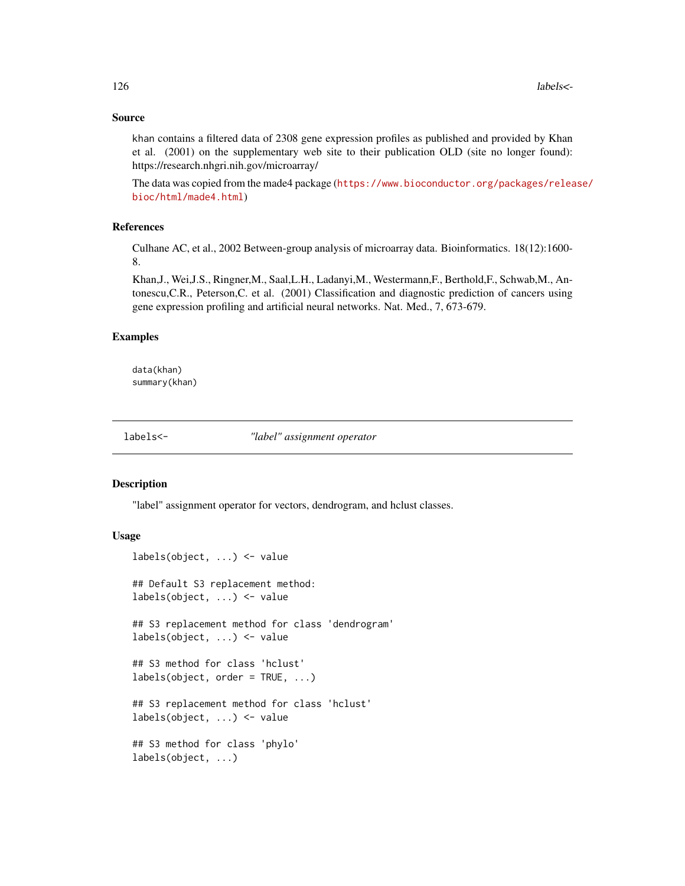## Source

khan contains a filtered data of 2308 gene expression profiles as published and provided by Khan et al. (2001) on the supplementary web site to their publication OLD (site no longer found): https://research.nhgri.nih.gov/microarray/

The data was copied from the made4 package (https://www.bioconductor.org/packages/release/bioc/html/made4.html)

## References

Culhane AC, et al., 2002 Between-group analysis of microarray data. Bioinformatics. 18(12):1600-8.

Khan,J., Wei,J.S., Ringner,M., Saal,L.H., Ladanyi,M., Westermann,F., Berthold,F., Schwab,M., Antonescu,C.R., Peterson,C. et al. (2001) Classification and diagnostic prediction of cancers using gene expression profiling and artificial neural networks. Nat. Med., 7, 673-679.

## Examples

```
data(khan)
summary(khan)
```

---

# labels<- &nbsp;&nbsp;&nbsp;&nbsp; *"label" assignment operator*

## Description

"label" assignment operator for vectors, dendrogram, and hclust classes.

## Usage

```
labels(object, ...) <- value

## Default S3 replacement method:
labels(object, ...) <- value

## S3 replacement method for class 'dendrogram'
labels(object, ...) <- value

## S3 method for class 'hclust'
labels(object, order = TRUE, ...)

## S3 replacement method for class 'hclust'
labels(object, ...) <- value

## S3 method for class 'phylo'
labels(object, ...)
```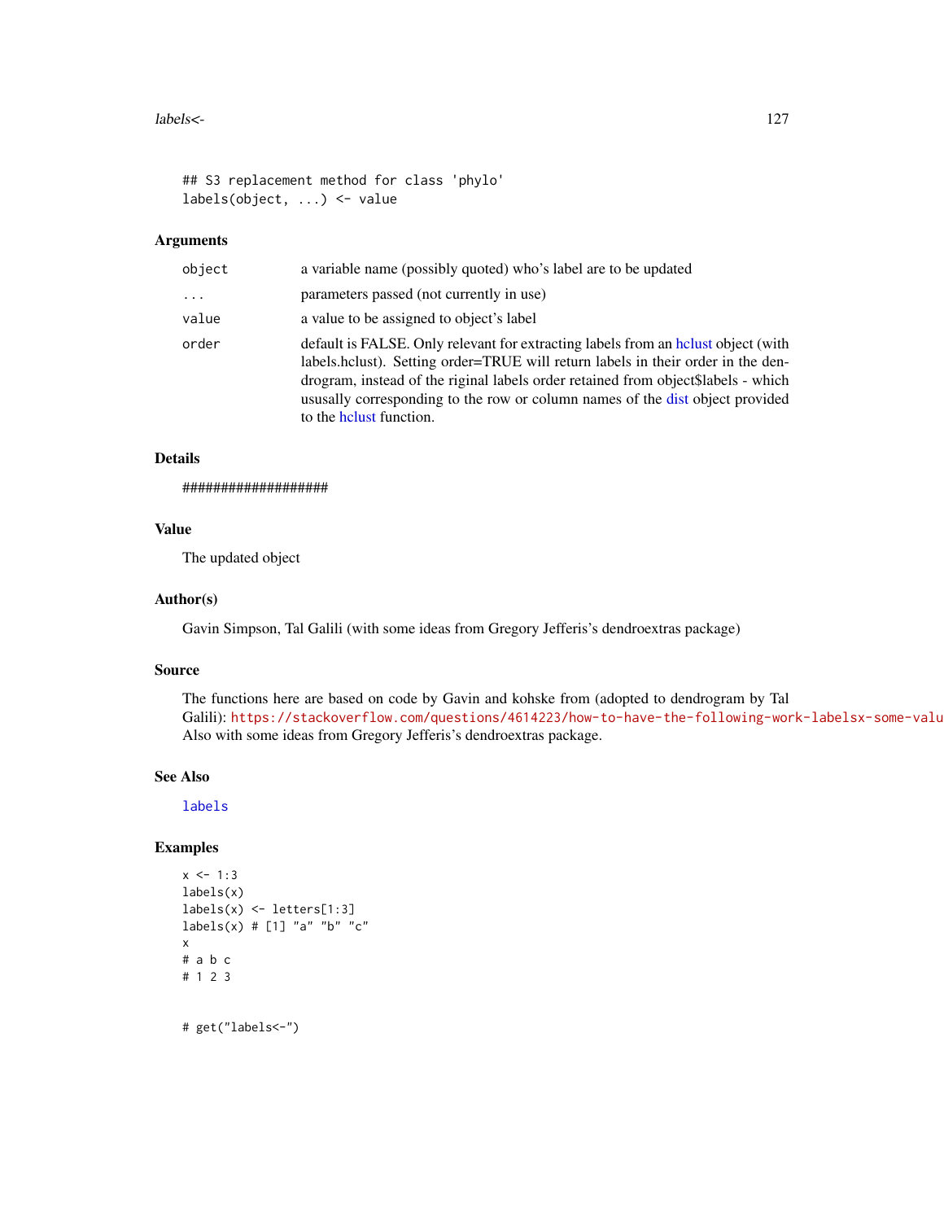```
## S3 replacement method for class 'phylo'
labels(object, ...) <- value
```

### Arguments

| | |
|---|---|
| `object` | a variable name (possibly quoted) who's label are to be updated |
| `...` | parameters passed (not currently in use) |
| `value` | a value to be assigned to object's label |
| `order` | default is FALSE. Only relevant for extracting labels from an hclust object (with labels.hclust). Setting order=TRUE will return labels in their order in the dendrogram, instead of the riginal labels order retained from object$labels - which ususally corresponding to the row or column names of the dist object provided to the hclust function. |

### Details

###################

### Value

The updated object

### Author(s)

Gavin Simpson, Tal Galili (with some ideas from Gregory Jefferis's dendroextras package)

### Source

The functions here are based on code by Gavin and kohske from (adopted to dendrogram by Tal Galili): `https://stackoverflow.com/questions/4614223/how-to-have-the-following-work-labelsx-some-valu`
Also with some ideas from Gregory Jefferis's dendroextras package.

### See Also

`labels`

### Examples

```
x <- 1:3
labels(x)
labels(x) <- letters[1:3]
labels(x) # [1] "a" "b" "c"
x
# a b c
# 1 2 3


# get("labels<-")
```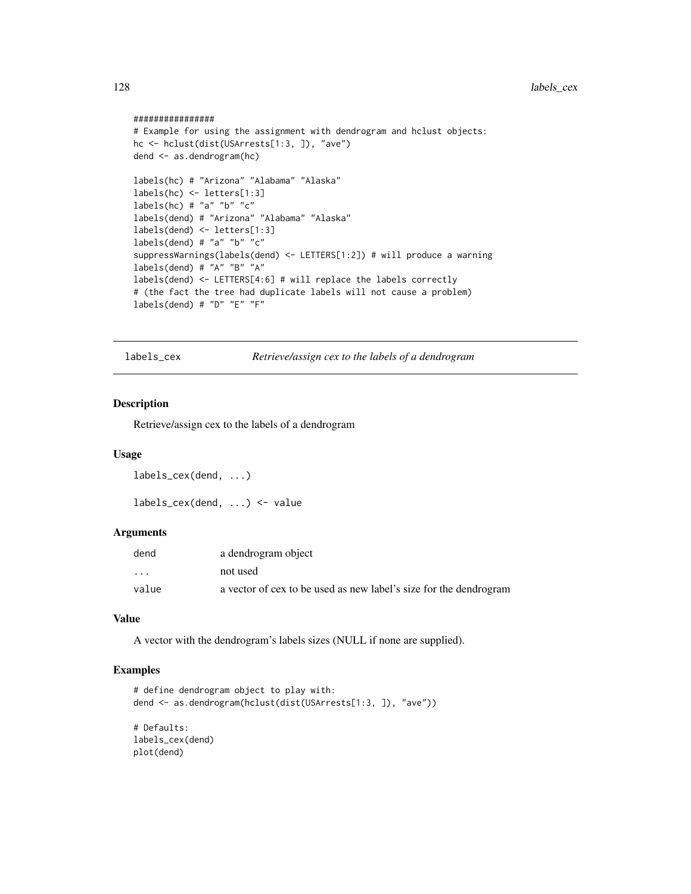```
################
# Example for using the assignment with dendrogram and hclust objects:
hc <- hclust(dist(USArrests[1:3, ]), "ave")
dend <- as.dendrogram(hc)

labels(hc) # "Arizona" "Alabama" "Alaska"
labels(hc) <- letters[1:3]
labels(hc) # "a" "b" "c"
labels(dend) # "Arizona" "Alabama" "Alaska"
labels(dend) <- letters[1:3]
labels(dend) # "a" "b" "c"
suppressWarnings(labels(dend) <- LETTERS[1:2]) # will produce a warning
labels(dend) # "A" "B" "A"
labels(dend) <- LETTERS[4:6] # will replace the labels correctly
# (the fact the tree had duplicate labels will not cause a problem)
labels(dend) # "D" "E" "F"
```

---

## labels_cex — *Retrieve/assign cex to the labels of a dendrogram*

### Description

Retrieve/assign cex to the labels of a dendrogram

### Usage

```
labels_cex(dend, ...)

labels_cex(dend, ...) <- value
```

### Arguments

| | |
|---|---|
| dend | a dendrogram object |
| ... | not used |
| value | a vector of cex to be used as new label's size for the dendrogram |

### Value

A vector with the dendrogram's labels sizes (NULL if none are supplied).

### Examples

```
# define dendrogram object to play with:
dend <- as.dendrogram(hclust(dist(USArrests[1:3, ]), "ave"))

# Defaults:
labels_cex(dend)
plot(dend)
```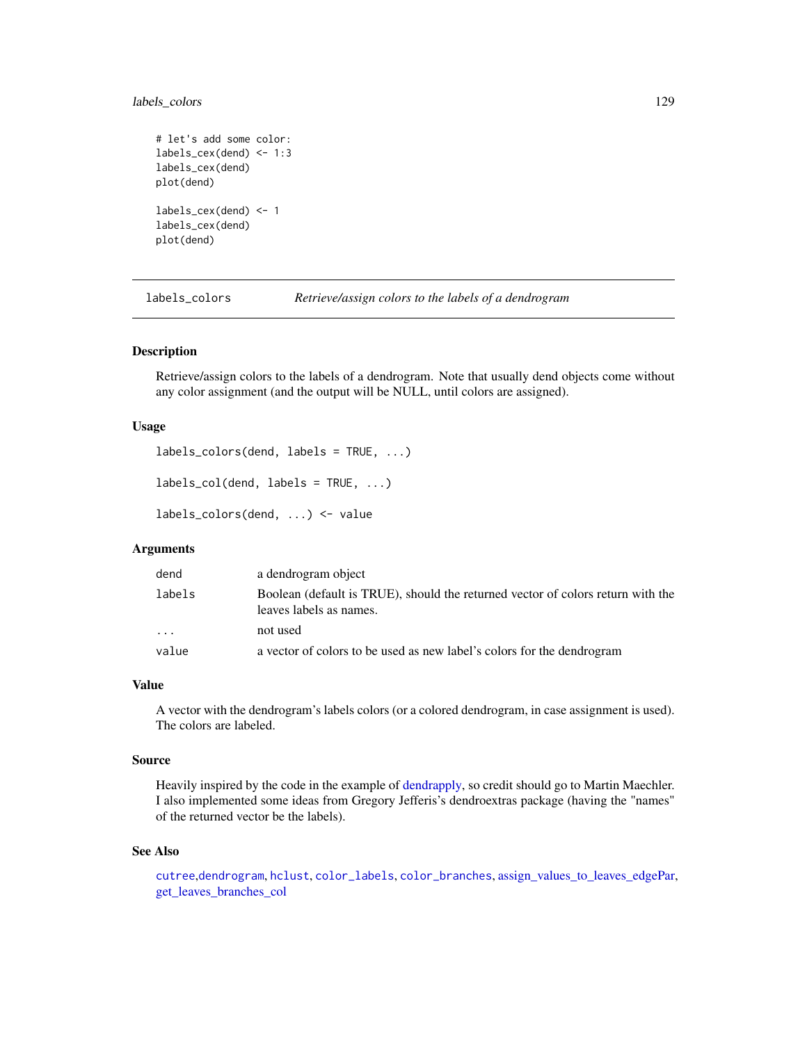```
# let's add some color:
labels_cex(dend) <- 1:3
labels_cex(dend)
plot(dend)

labels_cex(dend) <- 1
labels_cex(dend)
plot(dend)
```

---

## labels_colors — *Retrieve/assign colors to the labels of a dendrogram*

---

### Description

Retrieve/assign colors to the labels of a dendrogram. Note that usually dend objects come without any color assignment (and the output will be NULL, until colors are assigned).

### Usage

```
labels_colors(dend, labels = TRUE, ...)

labels_col(dend, labels = TRUE, ...)

labels_colors(dend, ...) <- value
```

### Arguments

| | |
|---|---|
| `dend` | a dendrogram object |
| `labels` | Boolean (default is TRUE), should the returned vector of colors return with the leaves labels as names. |
| `...` | not used |
| `value` | a vector of colors to be used as new label's colors for the dendrogram |

### Value

A vector with the dendrogram's labels colors (or a colored dendrogram, in case assignment is used). The colors are labeled.

### Source

Heavily inspired by the code in the example of dendrapply, so credit should go to Martin Maechler. I also implemented some ideas from Gregory Jefferis's dendroextras package (having the "names" of the returned vector be the labels).

### See Also

`cutree`,`dendrogram`, `hclust`, `color_labels`, `color_branches`, assign_values_to_leaves_edgePar, get_leaves_branches_col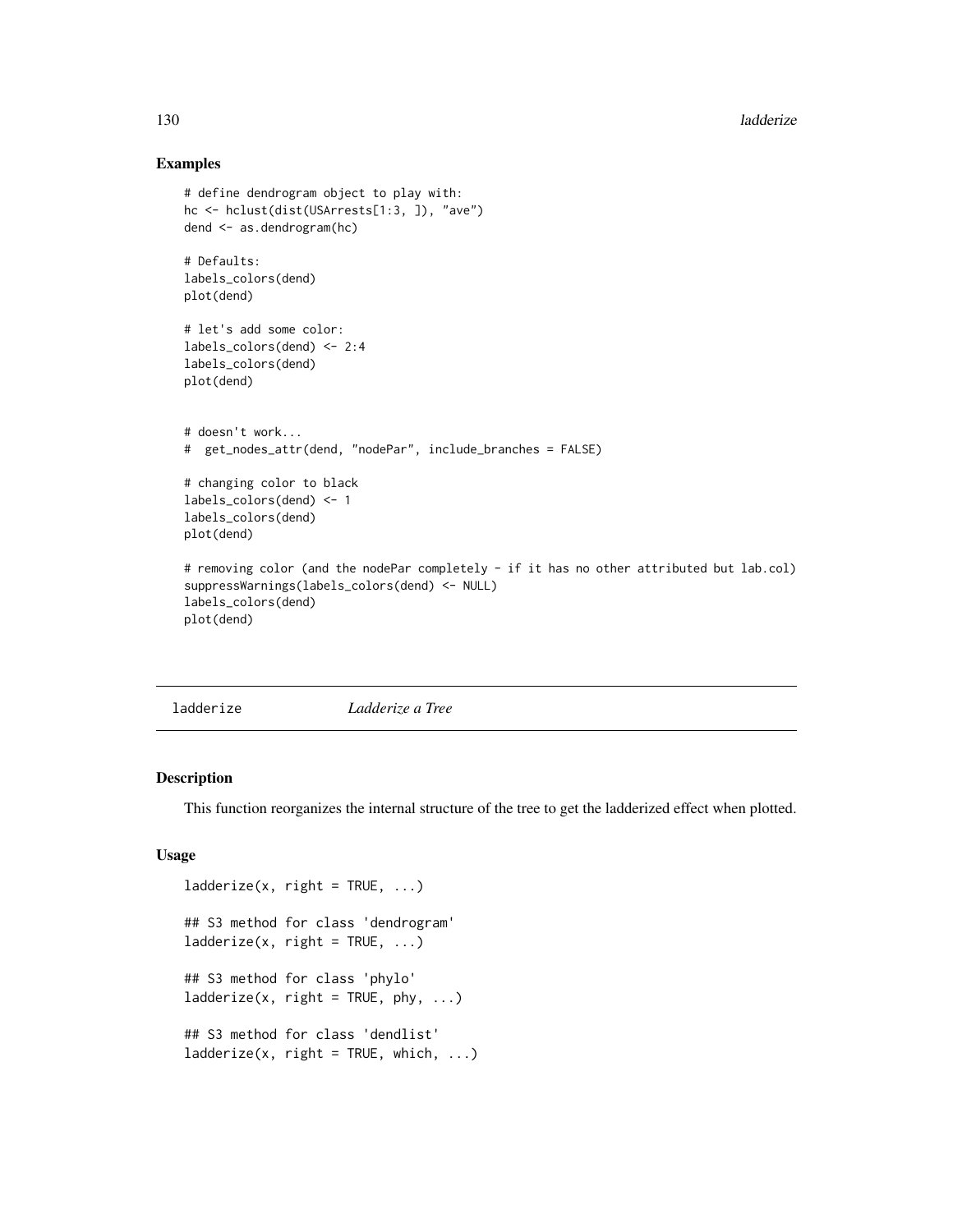## Examples

```
# define dendrogram object to play with:
hc <- hclust(dist(USArrests[1:3, ]), "ave")
dend <- as.dendrogram(hc)

# Defaults:
labels_colors(dend)
plot(dend)

# let's add some color:
labels_colors(dend) <- 2:4
labels_colors(dend)
plot(dend)


# doesn't work...
#  get_nodes_attr(dend, "nodePar", include_branches = FALSE)

# changing color to black
labels_colors(dend) <- 1
labels_colors(dend)
plot(dend)

# removing color (and the nodePar completely - if it has no other attributed but lab.col)
suppressWarnings(labels_colors(dend) <- NULL)
labels_colors(dend)
plot(dend)
```

---

# ladderize    *Ladderize a Tree*

## Description

This function reorganizes the internal structure of the tree to get the ladderized effect when plotted.

## Usage

```
ladderize(x, right = TRUE, ...)

## S3 method for class 'dendrogram'
ladderize(x, right = TRUE, ...)

## S3 method for class 'phylo'
ladderize(x, right = TRUE, phy, ...)

## S3 method for class 'dendlist'
ladderize(x, right = TRUE, which, ...)
```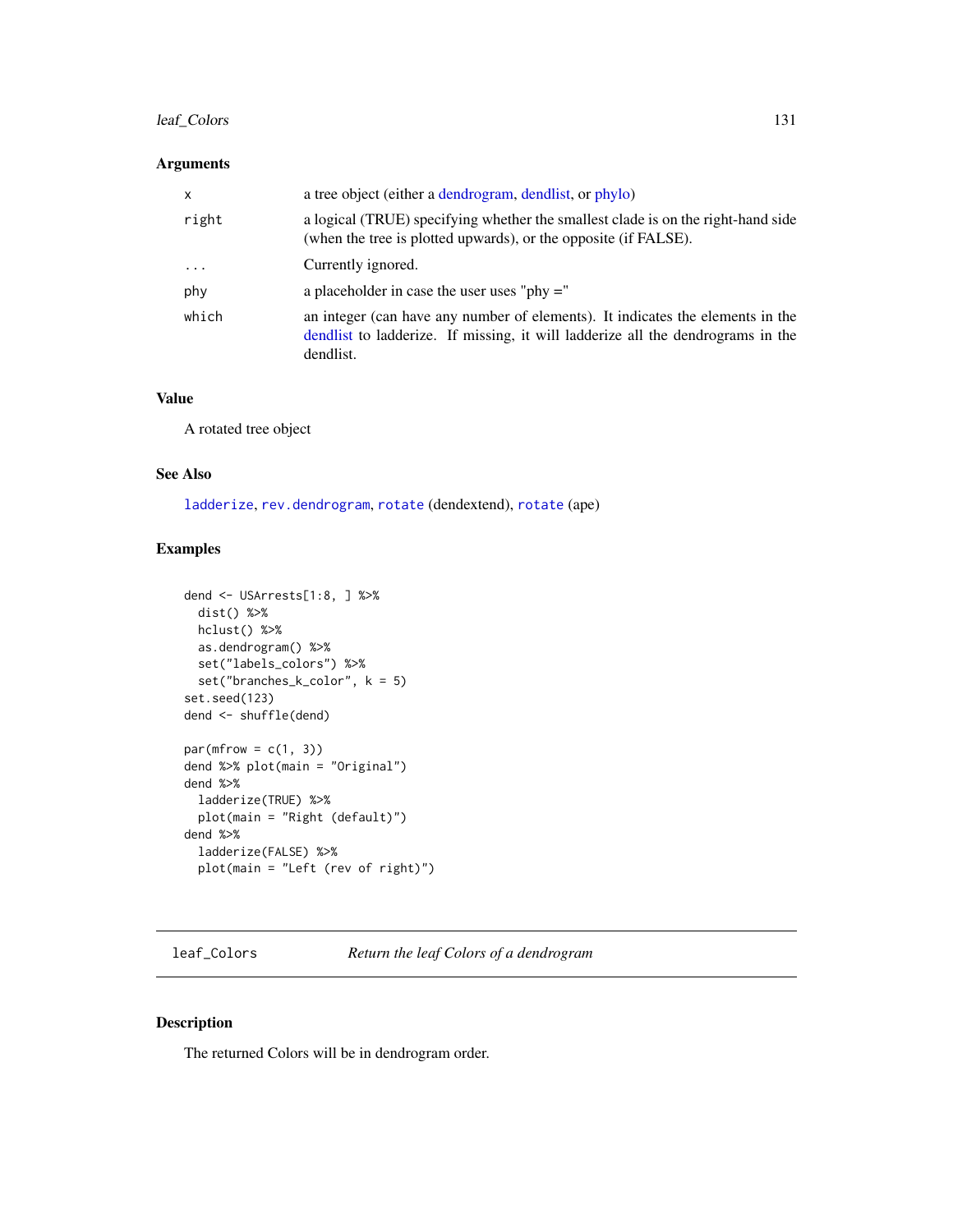### Arguments

| | |
|---|---|
| x | a tree object (either a dendrogram, dendlist, or phylo) |
| right | a logical (TRUE) specifying whether the smallest clade is on the right-hand side (when the tree is plotted upwards), or the opposite (if FALSE). |
| ... | Currently ignored. |
| phy | a placeholder in case the user uses "phy =" |
| which | an integer (can have any number of elements). It indicates the elements in the dendlist to ladderize. If missing, it will ladderize all the dendrograms in the dendlist. |

### Value

A rotated tree object

### See Also

`ladderize`, `rev.dendrogram`, `rotate` (dendextend), `rotate` (ape)

### Examples

```
dend <- USArrests[1:8, ] %>%
  dist() %>%
  hclust() %>%
  as.dendrogram() %>%
  set("labels_colors") %>%
  set("branches_k_color", k = 5)
set.seed(123)
dend <- shuffle(dend)

par(mfrow = c(1, 3))
dend %>% plot(main = "Original")
dend %>%
  ladderize(TRUE) %>%
  plot(main = "Right (default)")
dend %>%
  ladderize(FALSE) %>%
  plot(main = "Left (rev of right)")
```

---

## leaf_Colors *Return the leaf Colors of a dendrogram*

---

### Description

The returned Colors will be in dendrogram order.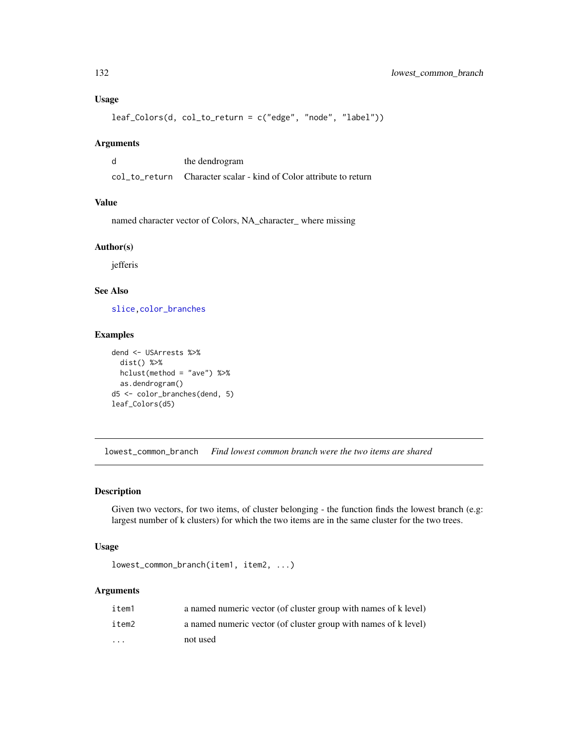### Usage

```
leaf_Colors(d, col_to_return = c("edge", "node", "label"))
```

### Arguments

| | |
|---|---|
| d | the dendrogram |
| col_to_return | Character scalar - kind of Color attribute to return |

### Value

named character vector of Colors, NA_character_ where missing

### Author(s)

jefferis

### See Also

slice, color_branches

### Examples

```
dend <- USArrests %>%
  dist() %>%
  hclust(method = "ave") %>%
  as.dendrogram()
d5 <- color_branches(dend, 5)
leaf_Colors(d5)
```

---

## lowest_common_branch *Find lowest common branch were the two items are shared*

### Description

Given two vectors, for two items, of cluster belonging - the function finds the lowest branch (e.g: largest number of k clusters) for which the two items are in the same cluster for the two trees.

### Usage

```
lowest_common_branch(item1, item2, ...)
```

### Arguments

| | |
|---|---|
| item1 | a named numeric vector (of cluster group with names of k level) |
| item2 | a named numeric vector (of cluster group with names of k level) |
| ... | not used |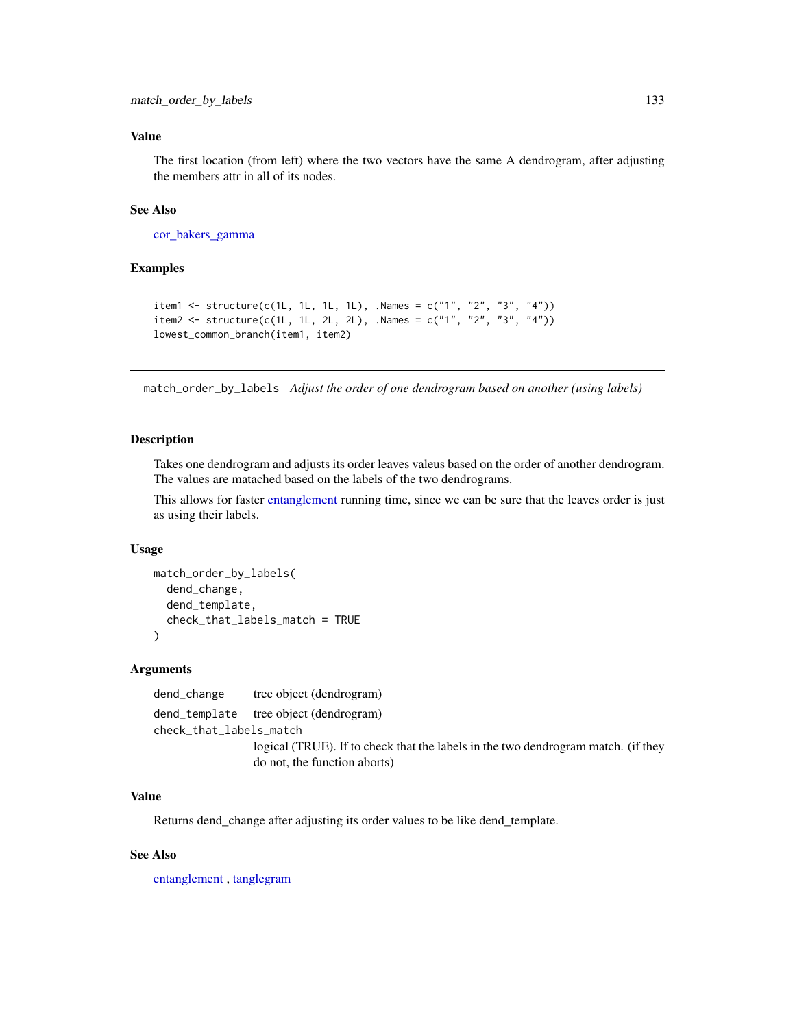### Value

The first location (from left) where the two vectors have the same A dendrogram, after adjusting the members attr in all of its nodes.

### See Also

cor_bakers_gamma

### Examples

```
item1 <- structure(c(1L, 1L, 1L, 1L), .Names = c("1", "2", "3", "4"))
item2 <- structure(c(1L, 1L, 2L, 2L), .Names = c("1", "2", "3", "4"))
lowest_common_branch(item1, item2)
```

---

## match_order_by_labels *Adjust the order of one dendrogram based on another (using labels)*

---

### Description

Takes one dendrogram and adjusts its order leaves valeus based on the order of another dendrogram. The values are matached based on the labels of the two dendrograms.

This allows for faster entanglement running time, since we can be sure that the leaves order is just as using their labels.

### Usage

```
match_order_by_labels(
  dend_change,
  dend_template,
  check_that_labels_match = TRUE
)
```

### Arguments

`dend_change` tree object (dendrogram)

`dend_template` tree object (dendrogram)

`check_that_labels_match` logical (TRUE). If to check that the labels in the two dendrogram match. (if they do not, the function aborts)

### Value

Returns dend_change after adjusting its order values to be like dend_template.

### See Also

entanglement , tanglegram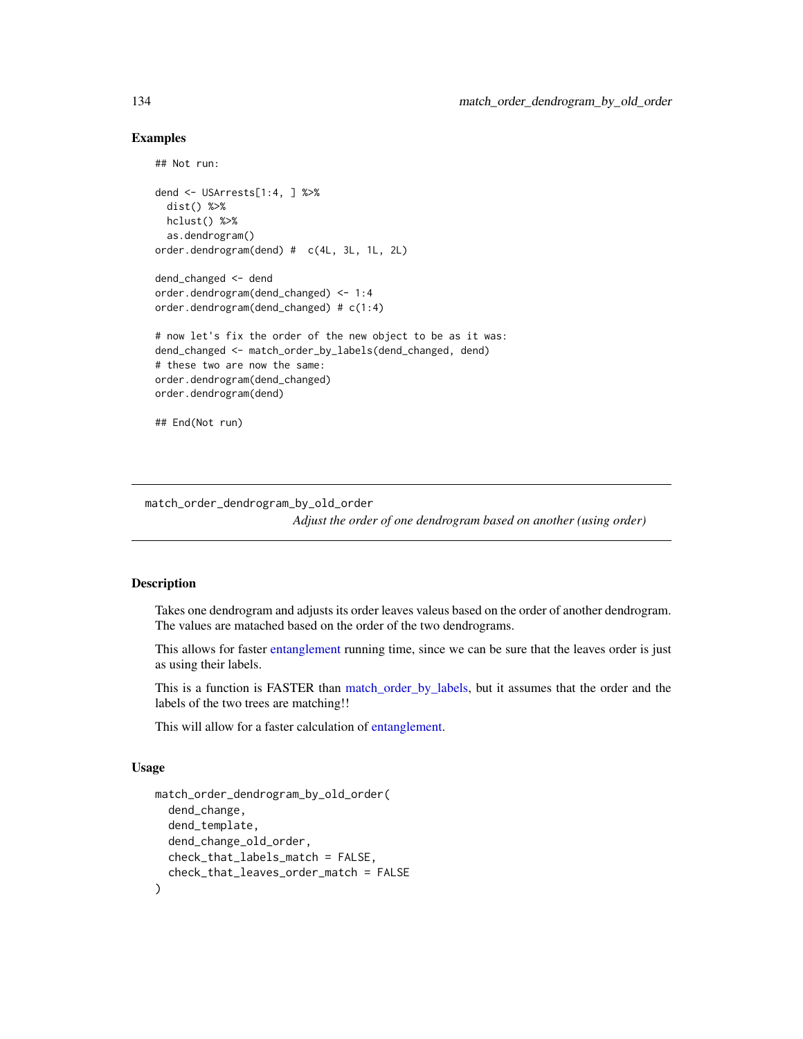## Examples

```
## Not run:

dend <- USArrests[1:4, ] %>%
  dist() %>%
  hclust() %>%
  as.dendrogram()
order.dendrogram(dend) #  c(4L, 3L, 1L, 2L)

dend_changed <- dend
order.dendrogram(dend_changed) <- 1:4
order.dendrogram(dend_changed) # c(1:4)

# now let's fix the order of the new object to be as it was:
dend_changed <- match_order_by_labels(dend_changed, dend)
# these two are now the same:
order.dendrogram(dend_changed)
order.dendrogram(dend)

## End(Not run)
```

---

# match_order_dendrogram_by_old_order

*Adjust the order of one dendrogram based on another (using order)*

---

## Description

Takes one dendrogram and adjusts its order leaves valeus based on the order of another dendrogram. The values are matached based on the order of the two dendrograms.

This allows for faster entanglement running time, since we can be sure that the leaves order is just as using their labels.

This is a function is FASTER than match_order_by_labels, but it assumes that the order and the labels of the two trees are matching!!

This will allow for a faster calculation of entanglement.

## Usage

```
match_order_dendrogram_by_old_order(
  dend_change,
  dend_template,
  dend_change_old_order,
  check_that_labels_match = FALSE,
  check_that_leaves_order_match = FALSE
)
```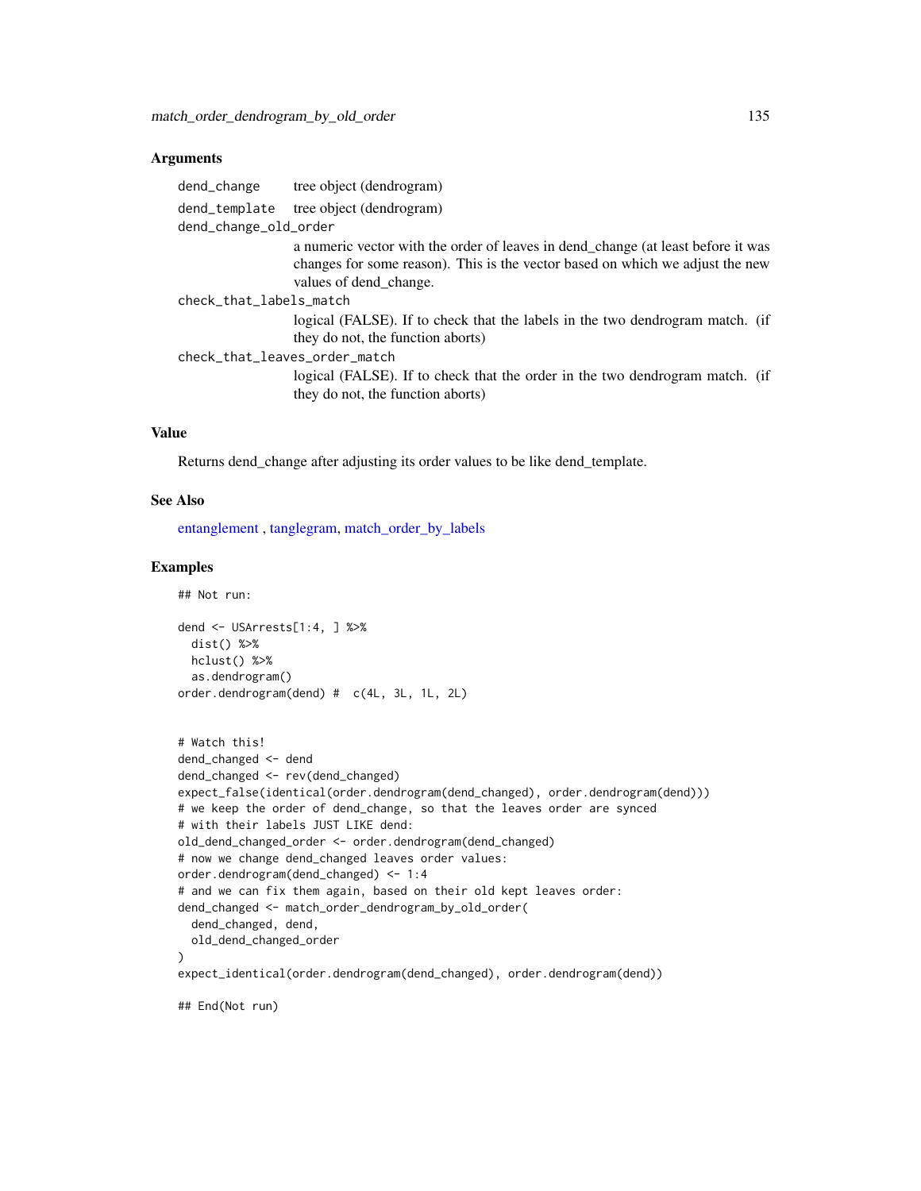### Arguments

- `dend_change` tree object (dendrogram)
- `dend_template` tree object (dendrogram)
- `dend_change_old_order` a numeric vector with the order of leaves in dend_change (at least before it was changes for some reason). This is the vector based on which we adjust the new values of dend_change.
- `check_that_labels_match` logical (FALSE). If to check that the labels in the two dendrogram match. (if they do not, the function aborts)
- `check_that_leaves_order_match` logical (FALSE). If to check that the order in the two dendrogram match. (if they do not, the function aborts)

### Value

Returns dend_change after adjusting its order values to be like dend_template.

### See Also

entanglement , tanglegram, match_order_by_labels

### Examples

```
## Not run:

dend <- USArrests[1:4, ] %>%
  dist() %>%
  hclust() %>%
  as.dendrogram()
order.dendrogram(dend) #  c(4L, 3L, 1L, 2L)


# Watch this!
dend_changed <- dend
dend_changed <- rev(dend_changed)
expect_false(identical(order.dendrogram(dend_changed), order.dendrogram(dend)))
# we keep the order of dend_change, so that the leaves order are synced
# with their labels JUST LIKE dend:
old_dend_changed_order <- order.dendrogram(dend_changed)
# now we change dend_changed leaves order values:
order.dendrogram(dend_changed) <- 1:4
# and we can fix them again, based on their old kept leaves order:
dend_changed <- match_order_dendrogram_by_old_order(
  dend_changed, dend,
  old_dend_changed_order
)
expect_identical(order.dendrogram(dend_changed), order.dendrogram(dend))

## End(Not run)
```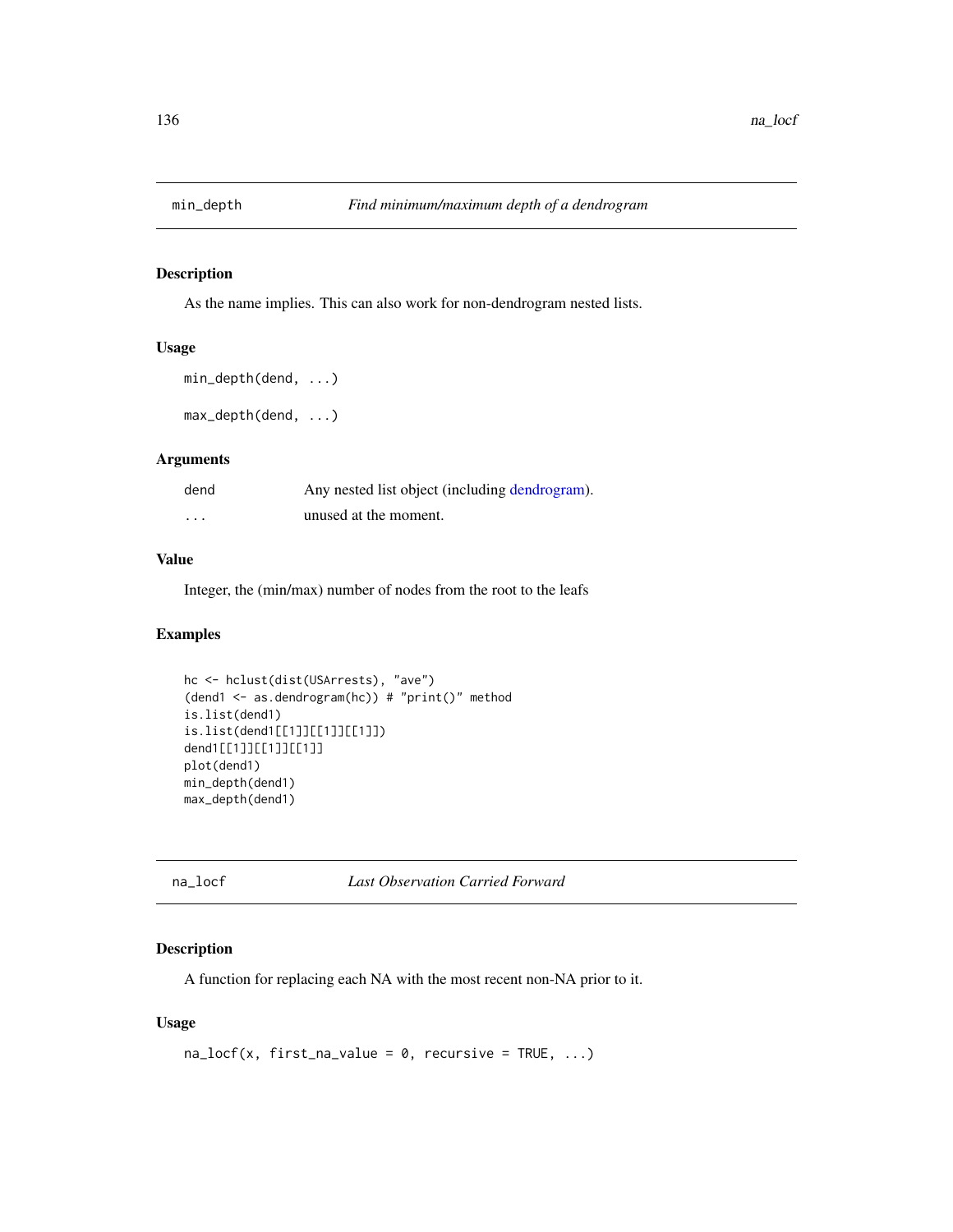## min_depth — *Find minimum/maximum depth of a dendrogram*

### Description

As the name implies. This can also work for non-dendrogram nested lists.

### Usage

```
min_depth(dend, ...)

max_depth(dend, ...)
```

### Arguments

| | |
|---|---|
| dend | Any nested list object (including dendrogram). |
| ... | unused at the moment. |

### Value

Integer, the (min/max) number of nodes from the root to the leafs

### Examples

```
hc <- hclust(dist(USArrests), "ave")
(dend1 <- as.dendrogram(hc)) # "print()" method
is.list(dend1)
is.list(dend1[[1]][[1]][[1]])
dend1[[1]][[1]][[1]]
plot(dend1)
min_depth(dend1)
max_depth(dend1)
```

## na_locf — *Last Observation Carried Forward*

### Description

A function for replacing each NA with the most recent non-NA prior to it.

### Usage

```
na_locf(x, first_na_value = 0, recursive = TRUE, ...)
```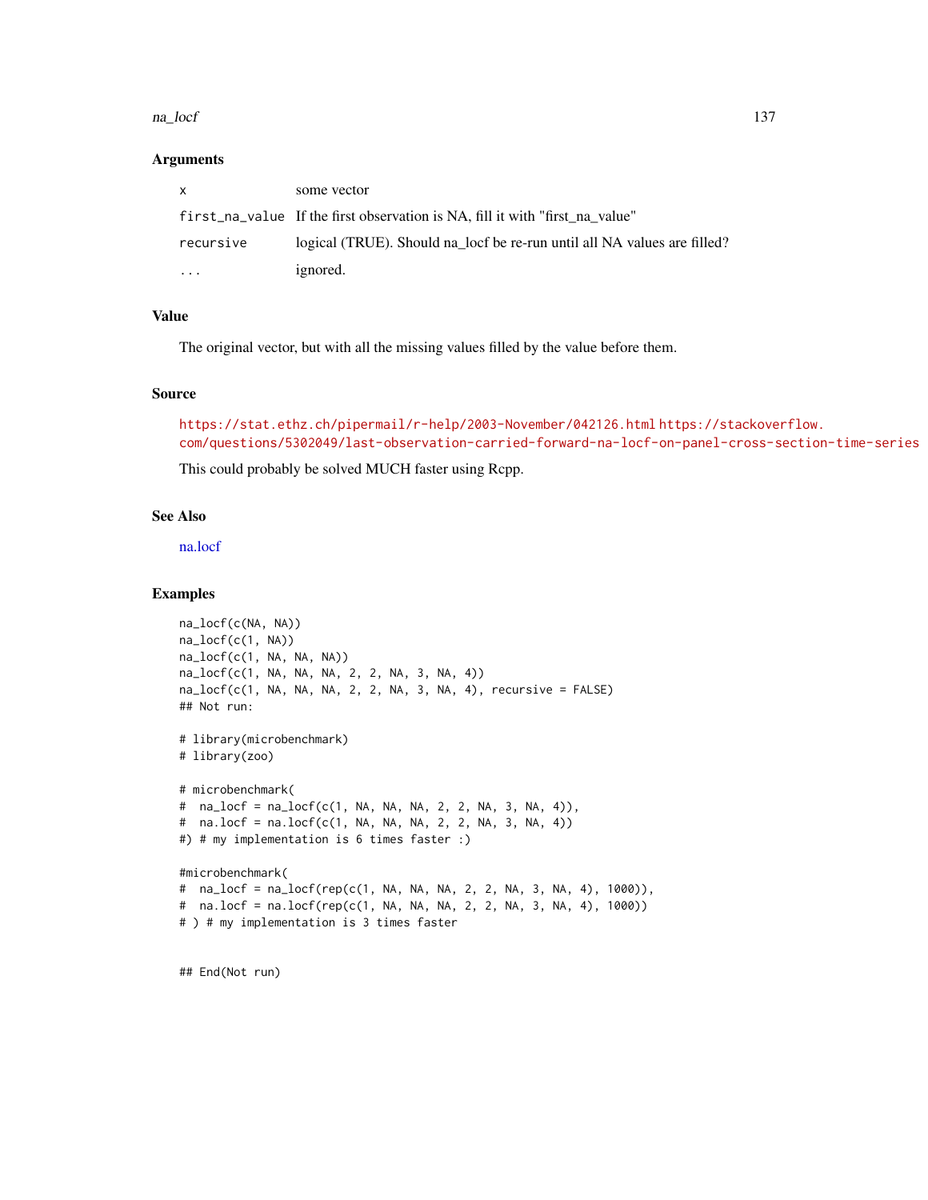### Arguments

| | |
|---|---|
| `x` | some vector |
| `first_na_value` | If the first observation is NA, fill it with "first_na_value" |
| `recursive` | logical (TRUE). Should na_locf be re-run until all NA values are filled? |
| `...` | ignored. |

### Value

The original vector, but with all the missing values filled by the value before them.

### Source

https://stat.ethz.ch/pipermail/r-help/2003-November/042126.html https://stackoverflow.com/questions/5302049/last-observation-carried-forward-na-locf-on-panel-cross-section-time-series

This could probably be solved MUCH faster using Rcpp.

### See Also

na.locf

### Examples

```
na_locf(c(NA, NA))
na_locf(c(1, NA))
na_locf(c(1, NA, NA, NA))
na_locf(c(1, NA, NA, NA, 2, 2, NA, 3, NA, 4))
na_locf(c(1, NA, NA, NA, 2, 2, NA, 3, NA, 4), recursive = FALSE)
## Not run:

# library(microbenchmark)
# library(zoo)

# microbenchmark(
#  na_locf = na_locf(c(1, NA, NA, NA, 2, 2, NA, 3, NA, 4)),
#  na.locf = na.locf(c(1, NA, NA, NA, 2, 2, NA, 3, NA, 4))
#) # my implementation is 6 times faster :)

#microbenchmark(
#  na_locf = na_locf(rep(c(1, NA, NA, NA, 2, 2, NA, 3, NA, 4), 1000)),
#  na.locf = na.locf(rep(c(1, NA, NA, NA, 2, 2, NA, 3, NA, 4), 1000))
# ) # my implementation is 3 times faster


## End(Not run)
```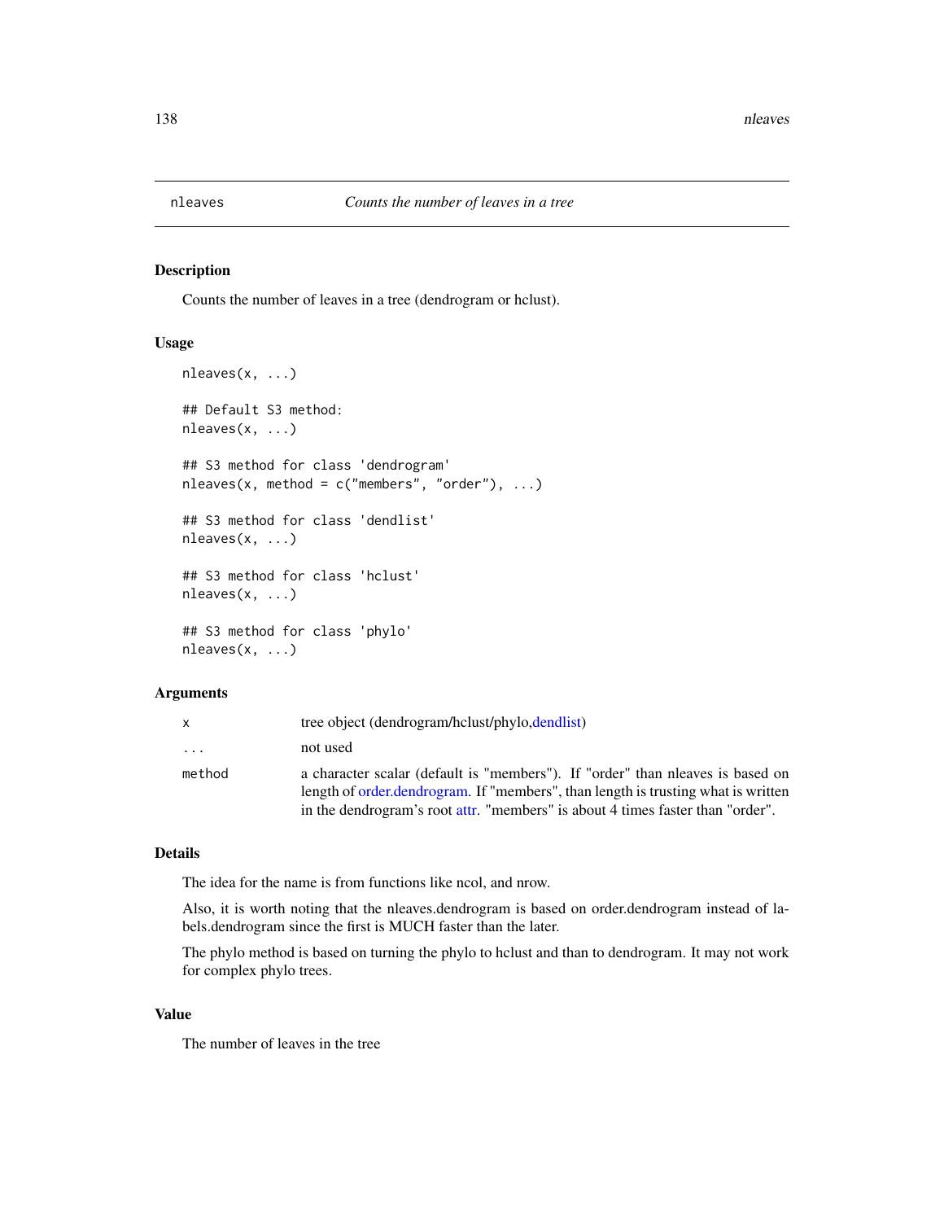# nleaves — *Counts the number of leaves in a tree*

## Description

Counts the number of leaves in a tree (dendrogram or hclust).

## Usage

```
nleaves(x, ...)

## Default S3 method:
nleaves(x, ...)

## S3 method for class 'dendrogram'
nleaves(x, method = c("members", "order"), ...)

## S3 method for class 'dendlist'
nleaves(x, ...)

## S3 method for class 'hclust'
nleaves(x, ...)

## S3 method for class 'phylo'
nleaves(x, ...)
```

## Arguments

| | |
|---|---|
| `x` | tree object (dendrogram/hclust/phylo,dendlist) |
| `...` | not used |
| `method` | a character scalar (default is "members"). If "order" than nleaves is based on length of order.dendrogram. If "members", than length is trusting what is written in the dendrogram's root attr. "members" is about 4 times faster than "order". |

## Details

The idea for the name is from functions like ncol, and nrow.

Also, it is worth noting that the nleaves.dendrogram is based on order.dendrogram instead of labels.dendrogram since the first is MUCH faster than the later.

The phylo method is based on turning the phylo to hclust and than to dendrogram. It may not work for complex phylo trees.

## Value

The number of leaves in the tree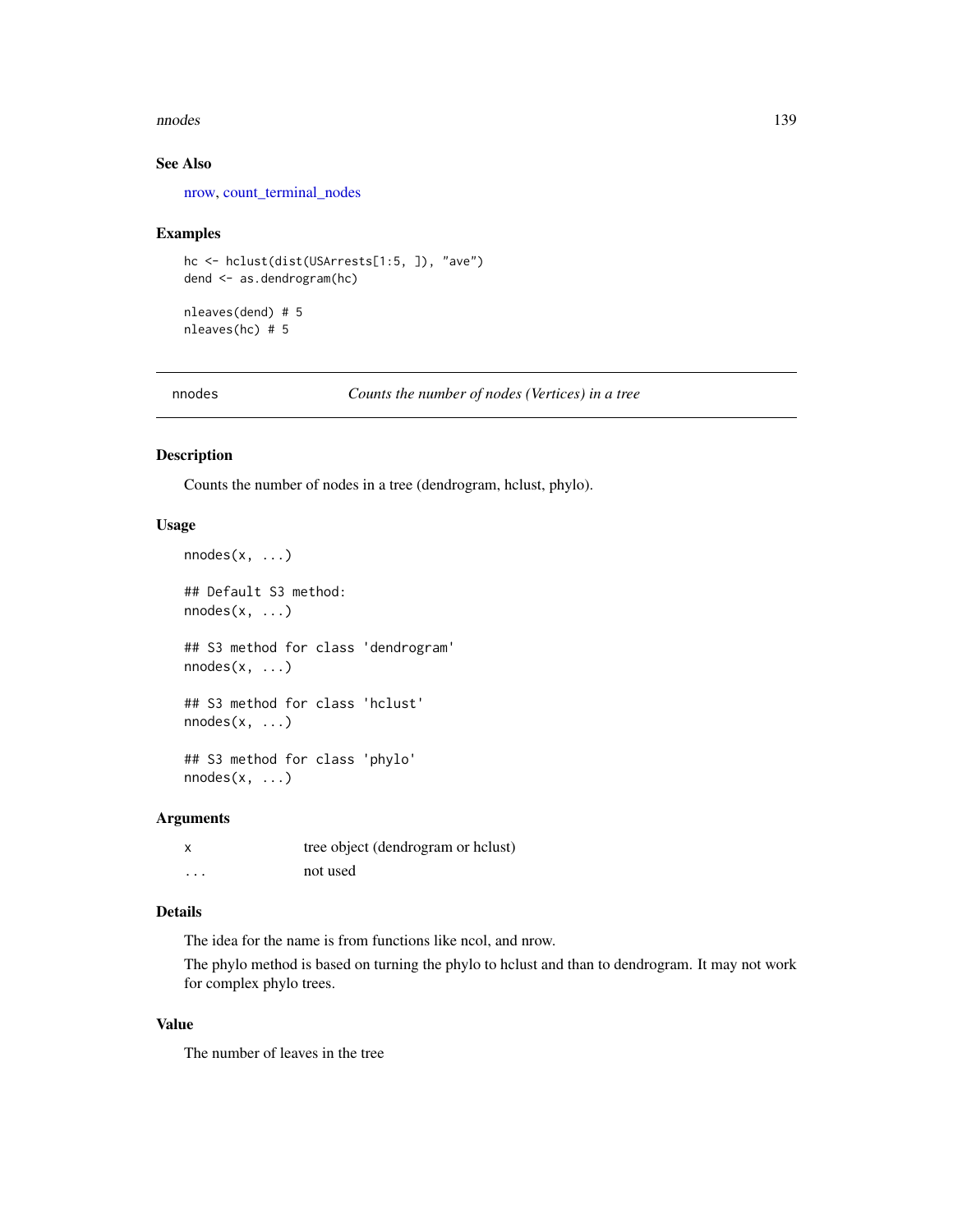## See Also

nrow, count_terminal_nodes

## Examples

```
hc <- hclust(dist(USArrests[1:5, ]), "ave")
dend <- as.dendrogram(hc)

nleaves(dend) # 5
nleaves(hc) # 5
```

---

# nnodes — *Counts the number of nodes (Vertices) in a tree*

## Description

Counts the number of nodes in a tree (dendrogram, hclust, phylo).

## Usage

```
nnodes(x, ...)

## Default S3 method:
nnodes(x, ...)

## S3 method for class 'dendrogram'
nnodes(x, ...)

## S3 method for class 'hclust'
nnodes(x, ...)

## S3 method for class 'phylo'
nnodes(x, ...)
```

## Arguments

| | |
|---|---|
| x | tree object (dendrogram or hclust) |
| ... | not used |

## Details

The idea for the name is from functions like ncol, and nrow.

The phylo method is based on turning the phylo to hclust and than to dendrogram. It may not work for complex phylo trees.

## Value

The number of leaves in the tree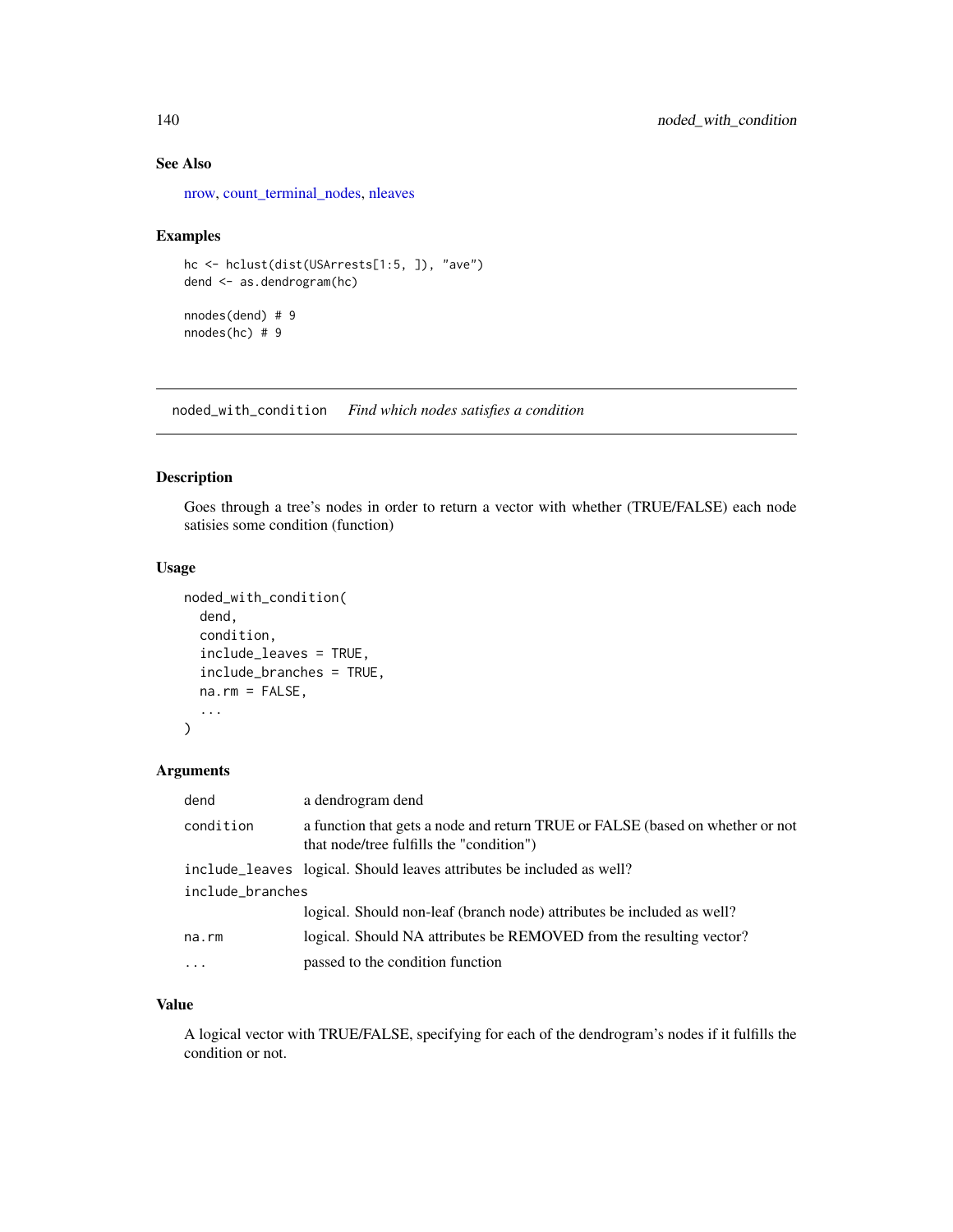### See Also

nrow, count_terminal_nodes, nleaves

### Examples

```
hc <- hclust(dist(USArrests[1:5, ]), "ave")
dend <- as.dendrogram(hc)

nnodes(dend) # 9
nnodes(hc) # 9
```

---

## noded_with_condition *Find which nodes satisfies a condition*

---

### Description

Goes through a tree's nodes in order to return a vector with whether (TRUE/FALSE) each node satisies some condition (function)

### Usage

```
noded_with_condition(
  dend,
  condition,
  include_leaves = TRUE,
  include_branches = TRUE,
  na.rm = FALSE,
  ...
)
```

### Arguments

| | |
|---|---|
| dend | a dendrogram dend |
| condition | a function that gets a node and return TRUE or FALSE (based on whether or not that node/tree fulfills the "condition") |
| include_leaves | logical. Should leaves attributes be included as well? |
| include_branches | logical. Should non-leaf (branch node) attributes be included as well? |
| na.rm | logical. Should NA attributes be REMOVED from the resulting vector? |
| ... | passed to the condition function |

### Value

A logical vector with TRUE/FALSE, specifying for each of the dendrogram's nodes if it fulfills the condition or not.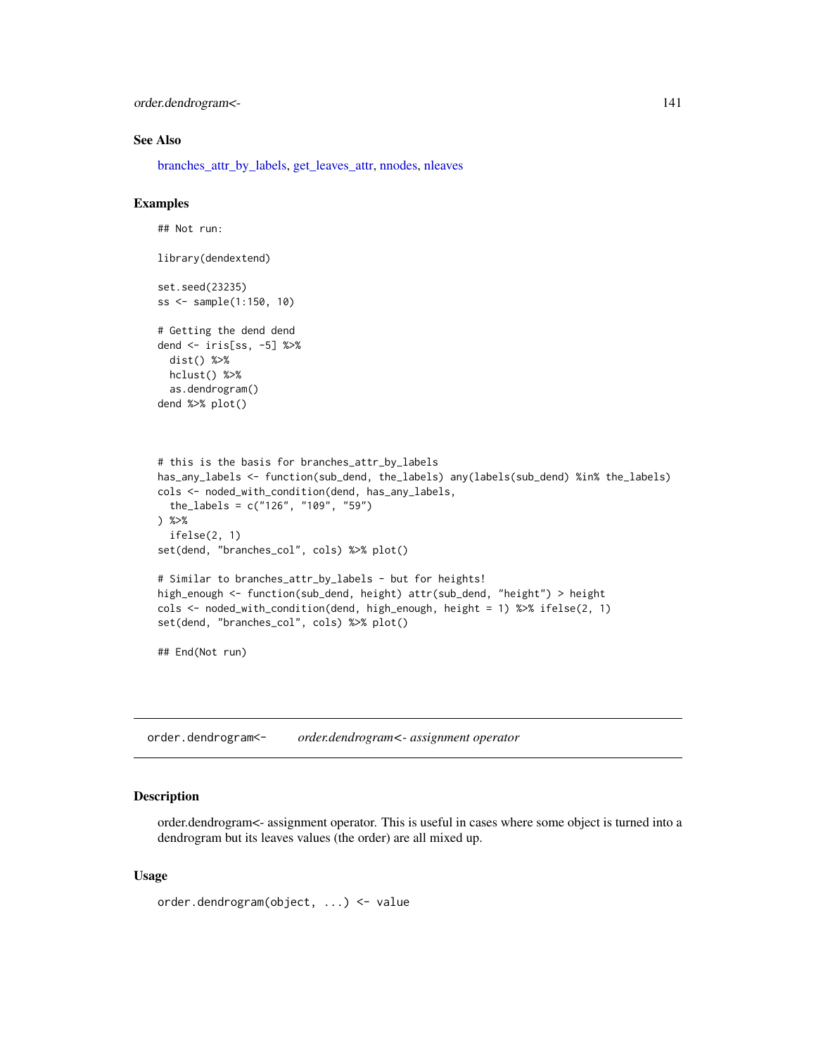### See Also

branches_attr_by_labels, get_leaves_attr, nnodes, nleaves

### Examples

```
## Not run:

library(dendextend)

set.seed(23235)
ss <- sample(1:150, 10)

# Getting the dend dend
dend <- iris[ss, -5] %>%
  dist() %>%
  hclust() %>%
  as.dendrogram()
dend %>% plot()



# this is the basis for branches_attr_by_labels
has_any_labels <- function(sub_dend, the_labels) any(labels(sub_dend) %in% the_labels)
cols <- noded_with_condition(dend, has_any_labels,
  the_labels = c("126", "109", "59")
) %>%
  ifelse(2, 1)
set(dend, "branches_col", cols) %>% plot()

# Similar to branches_attr_by_labels - but for heights!
high_enough <- function(sub_dend, height) attr(sub_dend, "height") > height
cols <- noded_with_condition(dend, high_enough, height = 1) %>% ifelse(2, 1)
set(dend, "branches_col", cols) %>% plot()

## End(Not run)
```

---

## order.dendrogram<-    *order.dendrogram<- assignment operator*

### Description

order.dendrogram<- assignment operator. This is useful in cases where some object is turned into a dendrogram but its leaves values (the order) are all mixed up.

### Usage

```
order.dendrogram(object, ...) <- value
```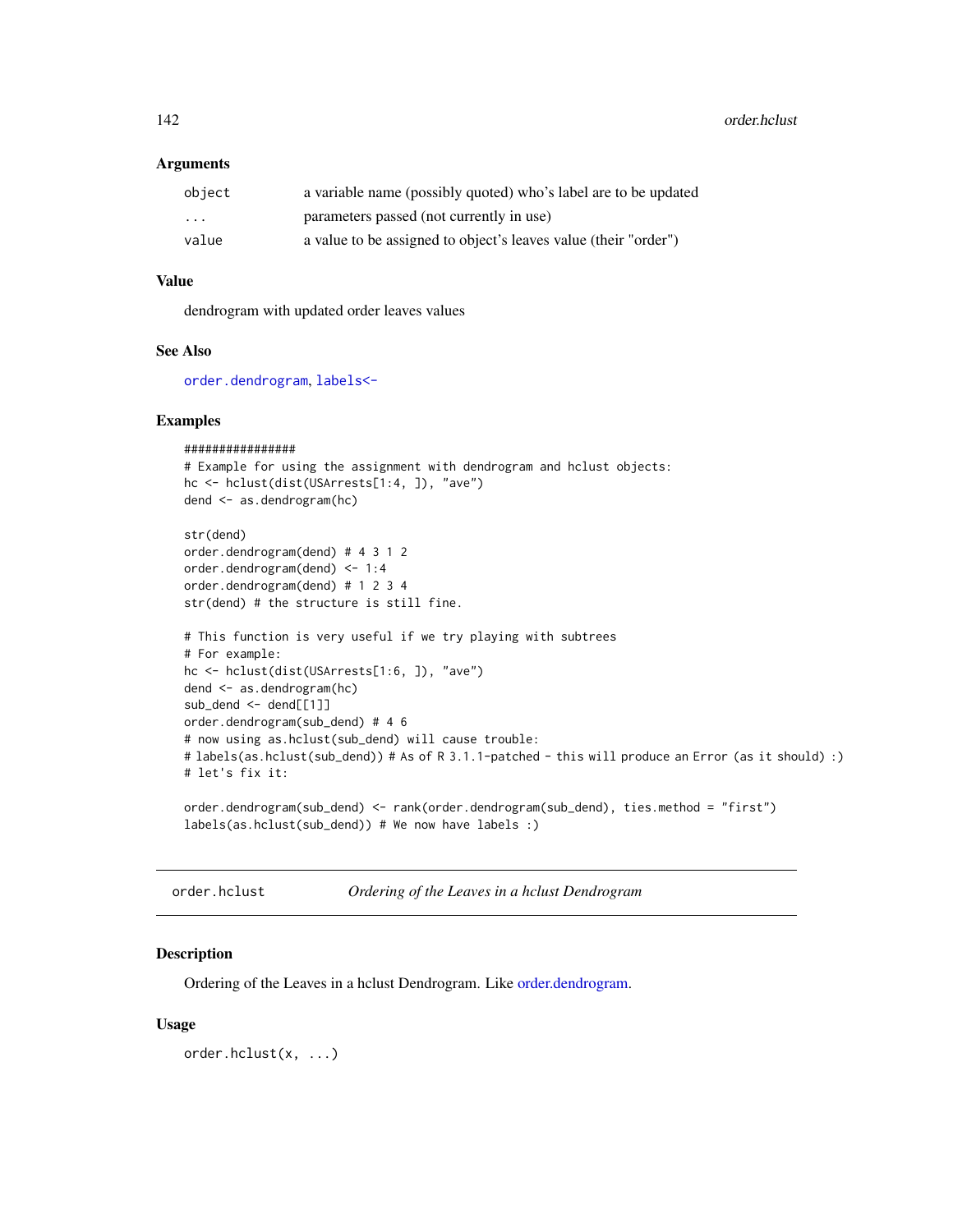### Arguments

| | |
|---|---|
| object | a variable name (possibly quoted) who's label are to be updated |
| ... | parameters passed (not currently in use) |
| value | a value to be assigned to object's leaves value (their "order") |

### Value

dendrogram with updated order leaves values

### See Also

order.dendrogram, labels<-

### Examples

```
################
# Example for using the assignment with dendrogram and hclust objects:
hc <- hclust(dist(USArrests[1:4, ]), "ave")
dend <- as.dendrogram(hc)

str(dend)
order.dendrogram(dend) # 4 3 1 2
order.dendrogram(dend) <- 1:4
order.dendrogram(dend) # 1 2 3 4
str(dend) # the structure is still fine.

# This function is very useful if we try playing with subtrees
# For example:
hc <- hclust(dist(USArrests[1:6, ]), "ave")
dend <- as.dendrogram(hc)
sub_dend <- dend[[1]]
order.dendrogram(sub_dend) # 4 6
# now using as.hclust(sub_dend) will cause trouble:
# labels(as.hclust(sub_dend)) # As of R 3.1.1-patched - this will produce an Error (as it should) :)
# let's fix it:

order.dendrogram(sub_dend) <- rank(order.dendrogram(sub_dend), ties.method = "first")
labels(as.hclust(sub_dend)) # We now have labels :)
```

---

## order.hclust — *Ordering of the Leaves in a hclust Dendrogram*

### Description

Ordering of the Leaves in a hclust Dendrogram. Like order.dendrogram.

### Usage

```
order.hclust(x, ...)
```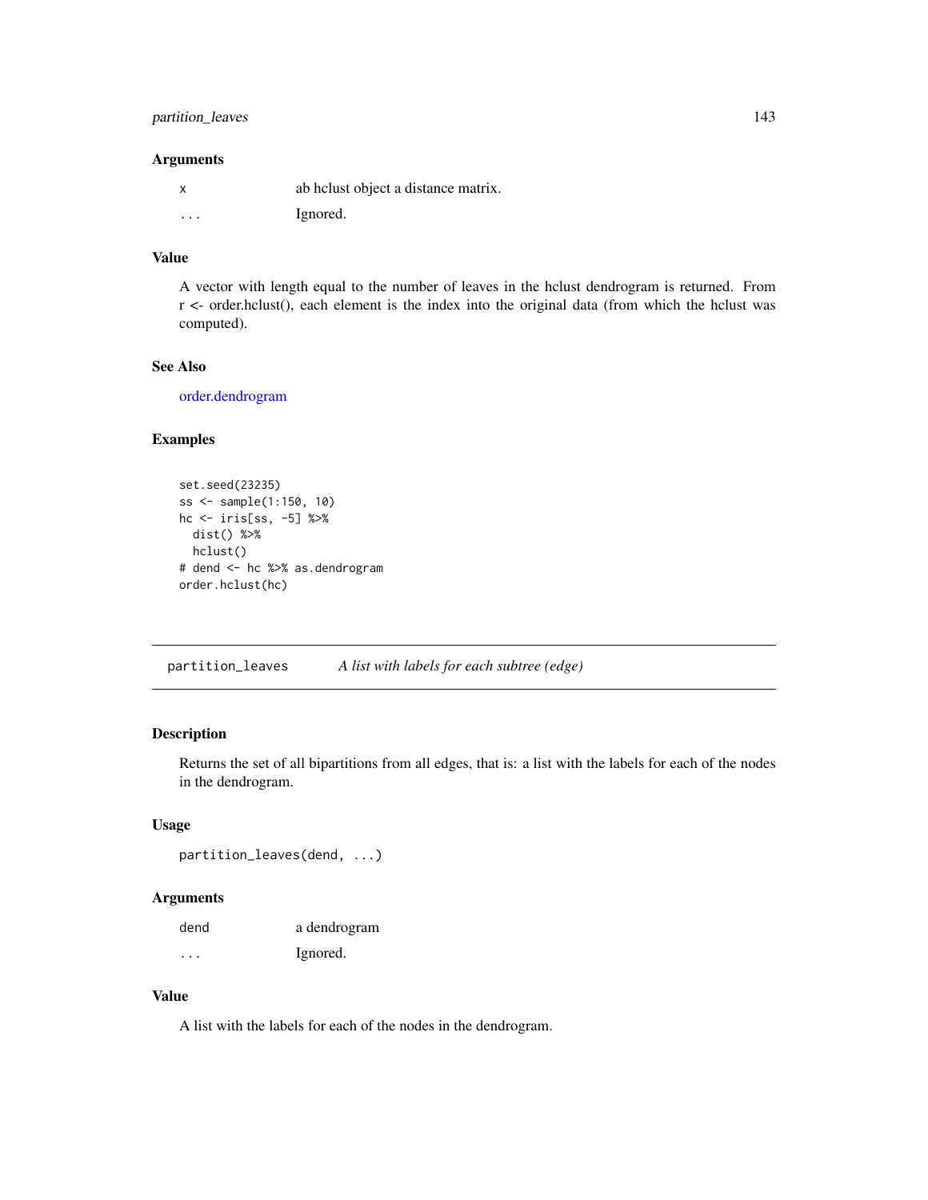### Arguments

| | |
|---|---|
| x | ab hclust object a distance matrix. |
| ... | Ignored. |

### Value

A vector with length equal to the number of leaves in the hclust dendrogram is returned. From r <- order.hclust(), each element is the index into the original data (from which the hclust was computed).

### See Also

order.dendrogram

### Examples

```
set.seed(23235)
ss <- sample(1:150, 10)
hc <- iris[ss, -5] %>%
  dist() %>%
  hclust()
# dend <- hc %>% as.dendrogram
order.hclust(hc)
```

---

## partition_leaves — *A list with labels for each subtree (edge)*

### Description

Returns the set of all bipartitions from all edges, that is: a list with the labels for each of the nodes in the dendrogram.

### Usage

```
partition_leaves(dend, ...)
```

### Arguments

| | |
|---|---|
| dend | a dendrogram |
| ... | Ignored. |

### Value

A list with the labels for each of the nodes in the dendrogram.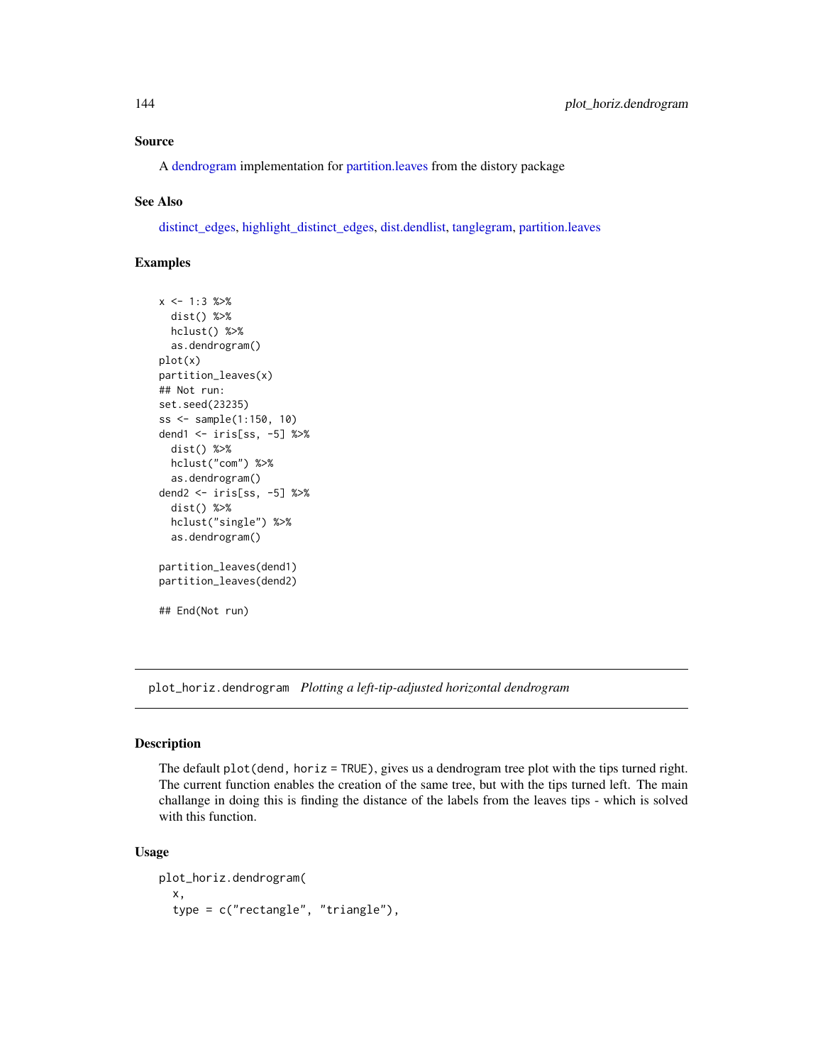### Source

A dendrogram implementation for partition.leaves from the distory package

### See Also

distinct_edges, highlight_distinct_edges, dist.dendlist, tanglegram, partition.leaves

### Examples

```
x <- 1:3 %>%
  dist() %>%
  hclust() %>%
  as.dendrogram()
plot(x)
partition_leaves(x)
## Not run:
set.seed(23235)
ss <- sample(1:150, 10)
dend1 <- iris[ss, -5] %>%
  dist() %>%
  hclust("com") %>%
  as.dendrogram()
dend2 <- iris[ss, -5] %>%
  dist() %>%
  hclust("single") %>%
  as.dendrogram()

partition_leaves(dend1)
partition_leaves(dend2)

## End(Not run)
```

---

## plot_horiz.dendrogram *Plotting a left-tip-adjusted horizontal dendrogram*

### Description

The default `plot(dend, horiz = TRUE)`, gives us a dendrogram tree plot with the tips turned right. The current function enables the creation of the same tree, but with the tips turned left. The main challange in doing this is finding the distance of the labels from the leaves tips - which is solved with this function.

### Usage

```
plot_horiz.dendrogram(
  x,
  type = c("rectangle", "triangle"),
```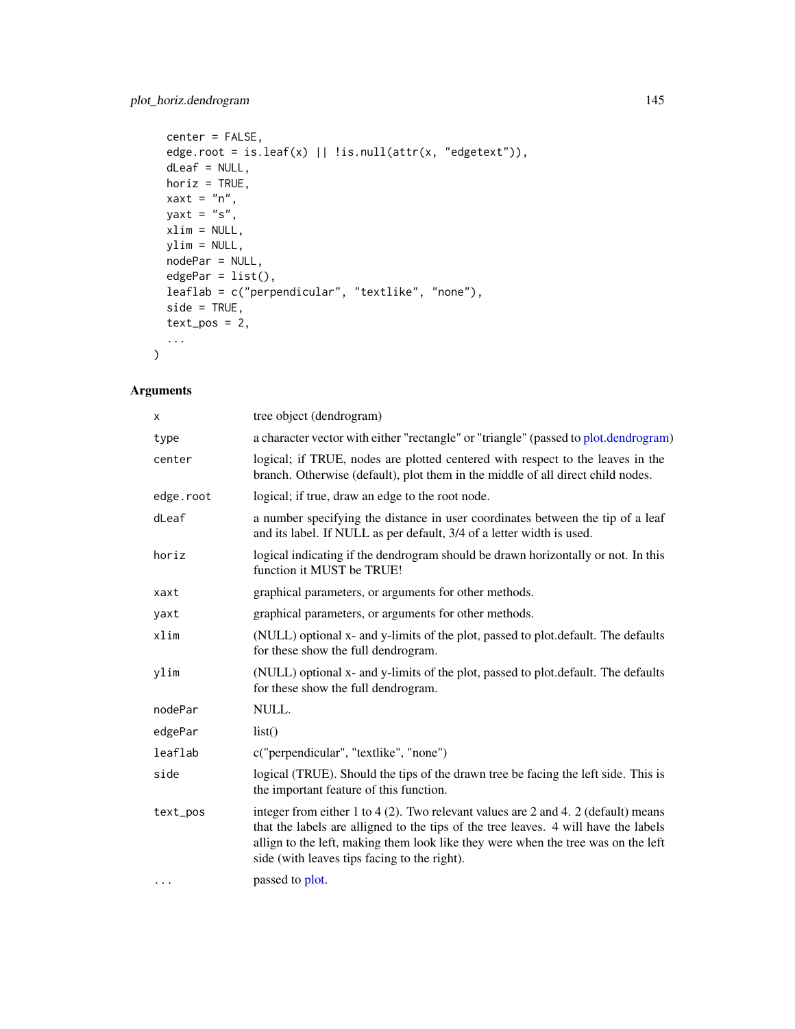```
  center = FALSE,
  edge.root = is.leaf(x) || !is.null(attr(x, "edgetext")),
  dLeaf = NULL,
  horiz = TRUE,
  xaxt = "n",
  yaxt = "s",
  xlim = NULL,
  ylim = NULL,
  nodePar = NULL,
  edgePar = list(),
  leaflab = c("perpendicular", "textlike", "none"),
  side = TRUE,
  text_pos = 2,
  ...
)
```

## Arguments

| | |
|---|---|
| x | tree object (dendrogram) |
| type | a character vector with either "rectangle" or "triangle" (passed to plot.dendrogram) |
| center | logical; if TRUE, nodes are plotted centered with respect to the leaves in the branch. Otherwise (default), plot them in the middle of all direct child nodes. |
| edge.root | logical; if true, draw an edge to the root node. |
| dLeaf | a number specifying the distance in user coordinates between the tip of a leaf and its label. If NULL as per default, 3/4 of a letter width is used. |
| horiz | logical indicating if the dendrogram should be drawn horizontally or not. In this function it MUST be TRUE! |
| xaxt | graphical parameters, or arguments for other methods. |
| yaxt | graphical parameters, or arguments for other methods. |
| xlim | (NULL) optional x- and y-limits of the plot, passed to plot.default. The defaults for these show the full dendrogram. |
| ylim | (NULL) optional x- and y-limits of the plot, passed to plot.default. The defaults for these show the full dendrogram. |
| nodePar | NULL. |
| edgePar | list() |
| leaflab | c("perpendicular", "textlike", "none") |
| side | logical (TRUE). Should the tips of the drawn tree be facing the left side. This is the important feature of this function. |
| text_pos | integer from either 1 to 4 (2). Two relevant values are 2 and 4. 2 (default) means that the labels are alligned to the tips of the tree leaves. 4 will have the labels allign to the left, making them look like they were when the tree was on the left side (with leaves tips facing to the right). |
| ... | passed to plot. |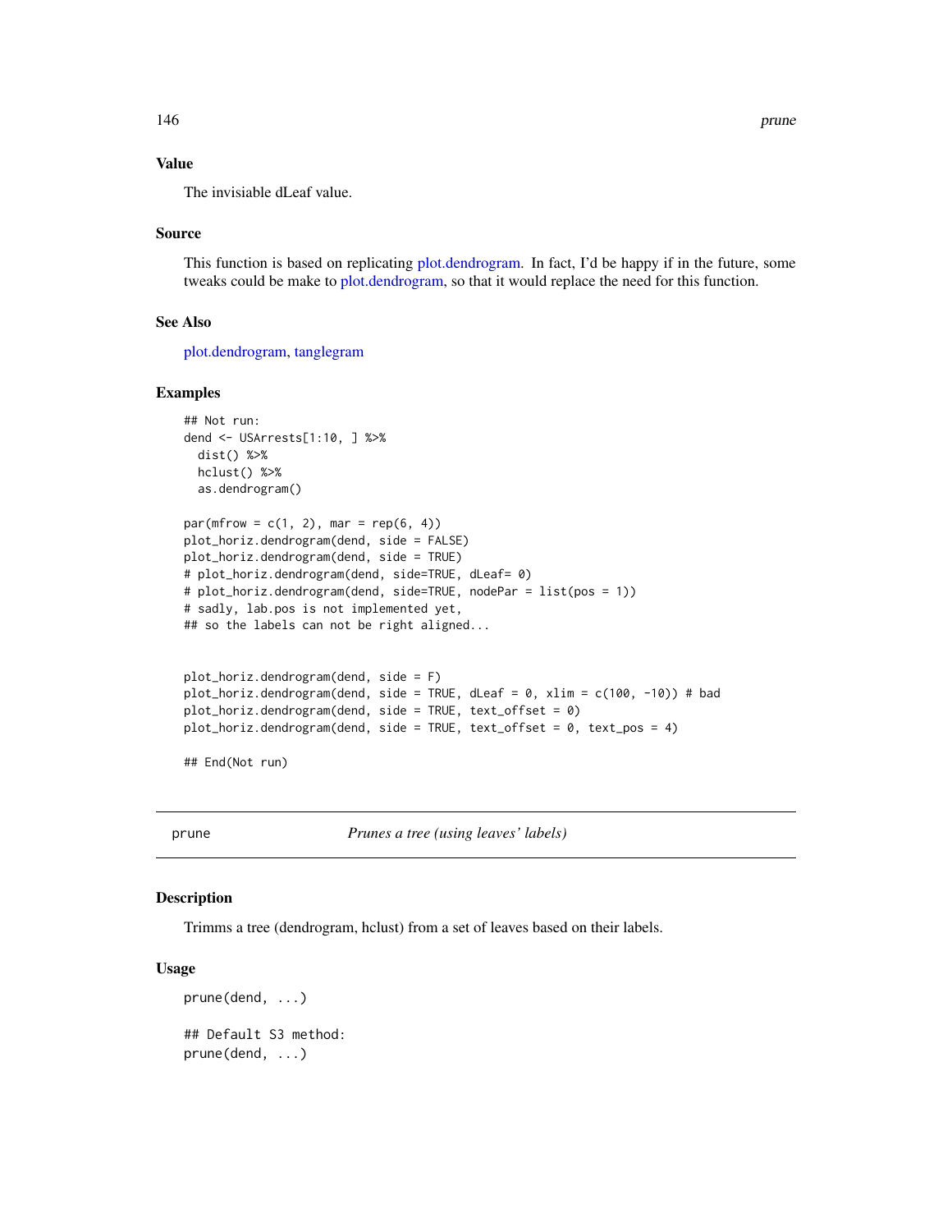### Value

The invisiable dLeaf value.

### Source

This function is based on replicating plot.dendrogram. In fact, I'd be happy if in the future, some tweaks could be make to plot.dendrogram, so that it would replace the need for this function.

### See Also

plot.dendrogram, tanglegram

### Examples

```
## Not run:
dend <- USArrests[1:10, ] %>%
  dist() %>%
  hclust() %>%
  as.dendrogram()

par(mfrow = c(1, 2), mar = rep(6, 4))
plot_horiz.dendrogram(dend, side = FALSE)
plot_horiz.dendrogram(dend, side = TRUE)
# plot_horiz.dendrogram(dend, side=TRUE, dLeaf= 0)
# plot_horiz.dendrogram(dend, side=TRUE, nodePar = list(pos = 1))
# sadly, lab.pos is not implemented yet,
## so the labels can not be right aligned...


plot_horiz.dendrogram(dend, side = F)
plot_horiz.dendrogram(dend, side = TRUE, dLeaf = 0, xlim = c(100, -10)) # bad
plot_horiz.dendrogram(dend, side = TRUE, text_offset = 0)
plot_horiz.dendrogram(dend, side = TRUE, text_offset = 0, text_pos = 4)

## End(Not run)
```

---

## prune *Prunes a tree (using leaves' labels)*

---

### Description

Trimms a tree (dendrogram, hclust) from a set of leaves based on their labels.

### Usage

```
prune(dend, ...)

## Default S3 method:
prune(dend, ...)
```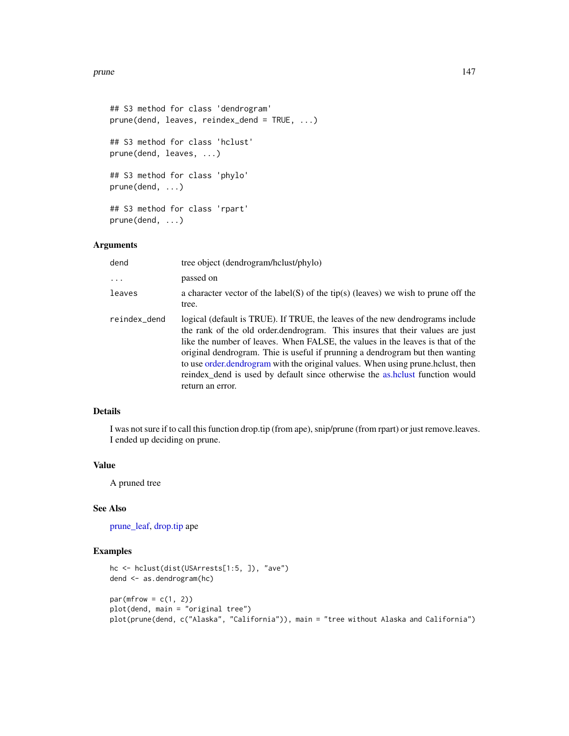```
## S3 method for class 'dendrogram'
prune(dend, leaves, reindex_dend = TRUE, ...)

## S3 method for class 'hclust'
prune(dend, leaves, ...)

## S3 method for class 'phylo'
prune(dend, ...)

## S3 method for class 'rpart'
prune(dend, ...)
```

### Arguments

| | |
|---|---|
| dend | tree object (dendrogram/hclust/phylo) |
| ... | passed on |
| leaves | a character vector of the label(S) of the tip(s) (leaves) we wish to prune off the tree. |
| reindex_dend | logical (default is TRUE). If TRUE, the leaves of the new dendrograms include the rank of the old order.dendrogram. This insures that their values are just like the number of leaves. When FALSE, the values in the leaves is that of the original dendrogram. Thie is useful if prunning a dendrogram but then wanting to use order.dendrogram with the original values. When using prune.hclust, then reindex_dend is used by default since otherwise the as.hclust function would return an error. |

### Details

I was not sure if to call this function drop.tip (from ape), snip/prune (from rpart) or just remove.leaves. I ended up deciding on prune.

### Value

A pruned tree

### See Also

prune_leaf, drop.tip ape

### Examples

```
hc <- hclust(dist(USArrests[1:5, ]), "ave")
dend <- as.dendrogram(hc)

par(mfrow = c(1, 2))
plot(dend, main = "original tree")
plot(prune(dend, c("Alaska", "California")), main = "tree without Alaska and California")
```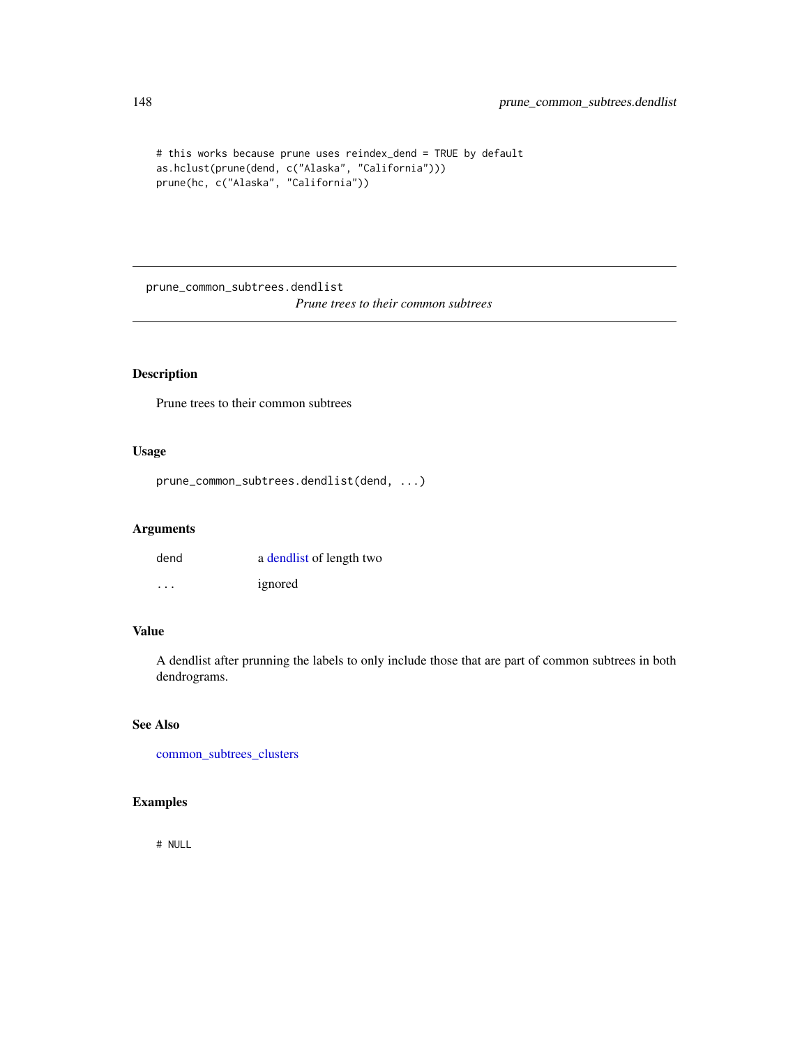```
# this works because prune uses reindex_dend = TRUE by default
as.hclust(prune(dend, c("Alaska", "California")))
prune(hc, c("Alaska", "California"))
```

## prune_common_subtrees.dendlist

*Prune trees to their common subtrees*

### Description

Prune trees to their common subtrees

### Usage

```
prune_common_subtrees.dendlist(dend, ...)
```

### Arguments

| | |
|---|---|
| dend | a dendlist of length two |
| ... | ignored |

### Value

A dendlist after prunning the labels to only include those that are part of common subtrees in both dendrograms.

### See Also

common_subtrees_clusters

### Examples

```
# NULL
```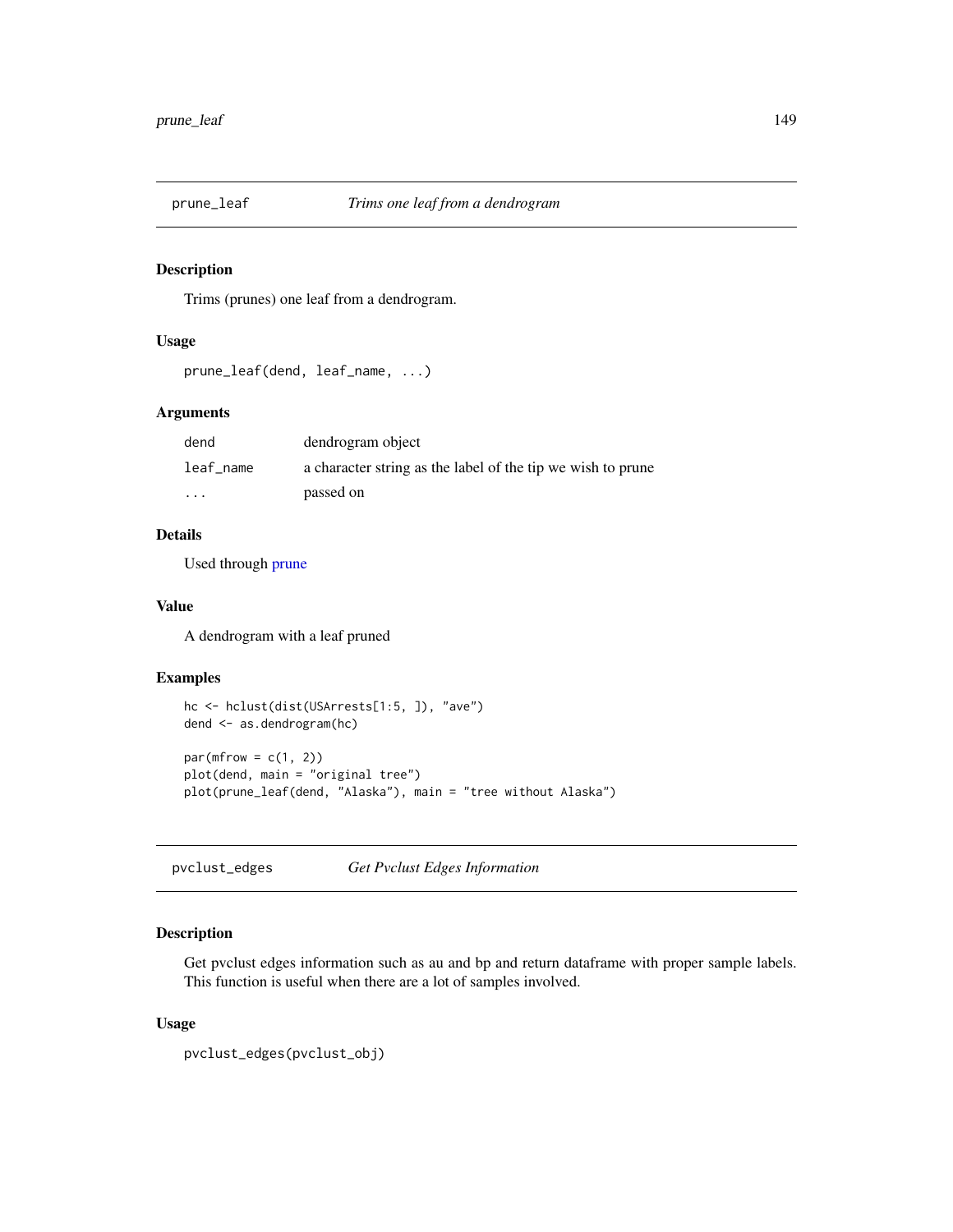## prune_leaf — *Trims one leaf from a dendrogram*

### Description

Trims (prunes) one leaf from a dendrogram.

### Usage

```
prune_leaf(dend, leaf_name, ...)
```

### Arguments

| | |
|---|---|
| dend | dendrogram object |
| leaf_name | a character string as the label of the tip we wish to prune |
| ... | passed on |

### Details

Used through prune

### Value

A dendrogram with a leaf pruned

### Examples

```
hc <- hclust(dist(USArrests[1:5, ]), "ave")
dend <- as.dendrogram(hc)

par(mfrow = c(1, 2))
plot(dend, main = "original tree")
plot(prune_leaf(dend, "Alaska"), main = "tree without Alaska")
```

## pvclust_edges — *Get Pvclust Edges Information*

### Description

Get pvclust edges information such as au and bp and return dataframe with proper sample labels. This function is useful when there are a lot of samples involved.

### Usage

```
pvclust_edges(pvclust_obj)
```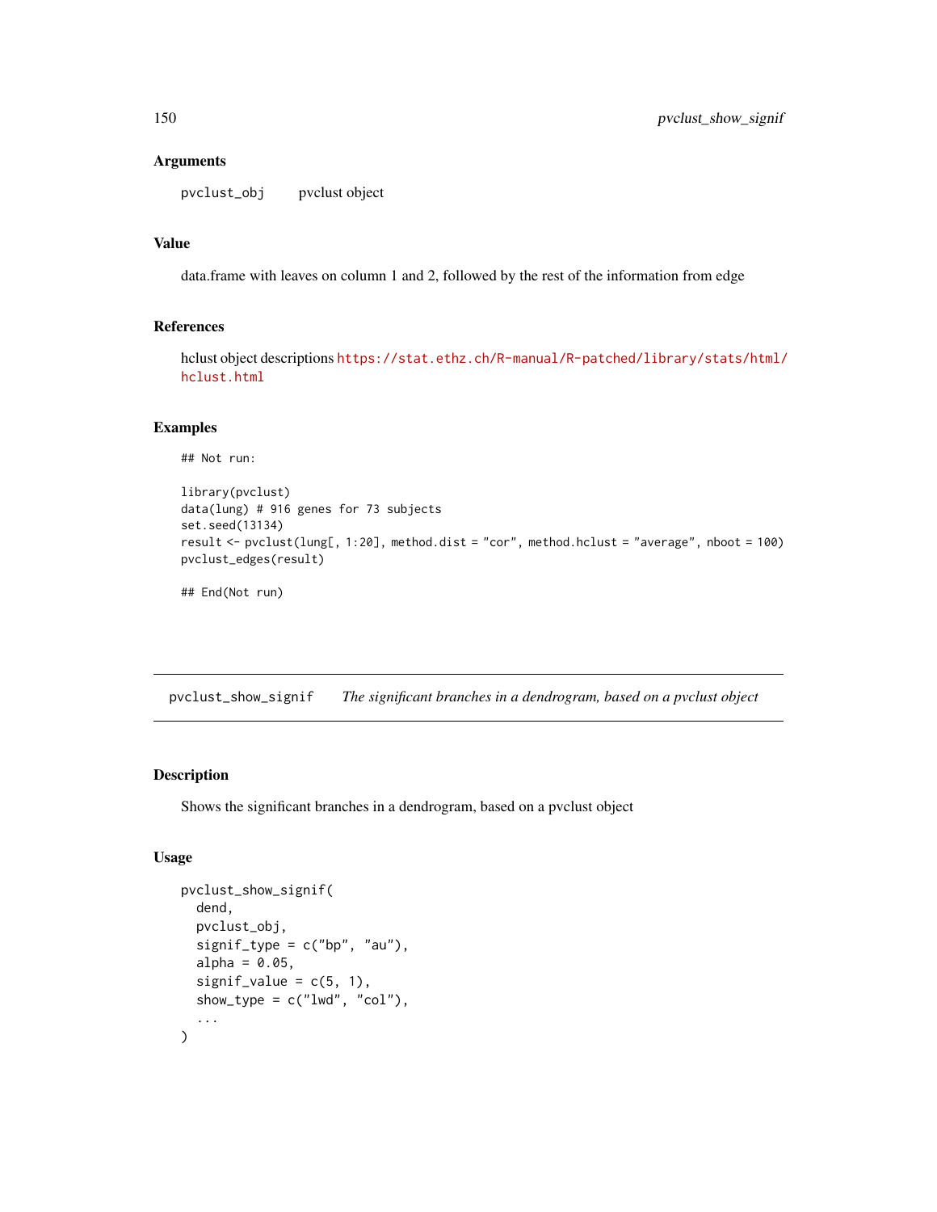### Arguments

pvclust_obj  pvclust object

### Value

data.frame with leaves on column 1 and 2, followed by the rest of the information from edge

### References

hclust object descriptions https://stat.ethz.ch/R-manual/R-patched/library/stats/html/hclust.html

### Examples

```
## Not run:

library(pvclust)
data(lung) # 916 genes for 73 subjects
set.seed(13134)
result <- pvclust(lung[, 1:20], method.dist = "cor", method.hclust = "average", nboot = 100)
pvclust_edges(result)

## End(Not run)
```

---

## pvclust_show_signif  *The significant branches in a dendrogram, based on a pvclust object*

---

### Description

Shows the significant branches in a dendrogram, based on a pvclust object

### Usage

```
pvclust_show_signif(
  dend,
  pvclust_obj,
  signif_type = c("bp", "au"),
  alpha = 0.05,
  signif_value = c(5, 1),
  show_type = c("lwd", "col"),
  ...
)
```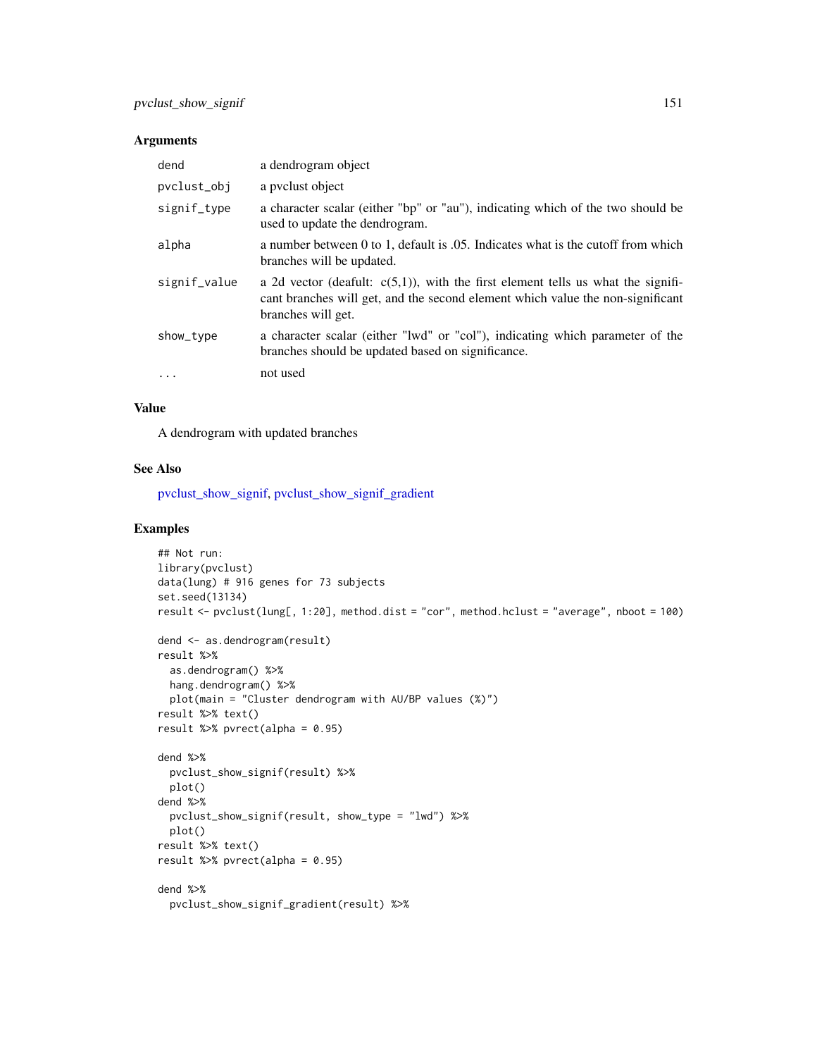## Arguments

| | |
|---|---|
| dend | a dendrogram object |
| pvclust_obj | a pvclust object |
| signif_type | a character scalar (either "bp" or "au"), indicating which of the two should be used to update the dendrogram. |
| alpha | a number between 0 to 1, default is .05. Indicates what is the cutoff from which branches will be updated. |
| signif_value | a 2d vector (deafult: c(5,1)), with the first element tells us what the significant branches will get, and the second element which value the non-significant branches will get. |
| show_type | a character scalar (either "lwd" or "col"), indicating which parameter of the branches should be updated based on significance. |
| ... | not used |

## Value

A dendrogram with updated branches

## See Also

pvclust_show_signif, pvclust_show_signif_gradient

## Examples

```
## Not run:
library(pvclust)
data(lung) # 916 genes for 73 subjects
set.seed(13134)
result <- pvclust(lung[, 1:20], method.dist = "cor", method.hclust = "average", nboot = 100)

dend <- as.dendrogram(result)
result %>%
  as.dendrogram() %>%
  hang.dendrogram() %>%
  plot(main = "Cluster dendrogram with AU/BP values (%)")
result %>% text()
result %>% pvrect(alpha = 0.95)

dend %>%
  pvclust_show_signif(result) %>%
  plot()
dend %>%
  pvclust_show_signif(result, show_type = "lwd") %>%
  plot()
result %>% text()
result %>% pvrect(alpha = 0.95)

dend %>%
  pvclust_show_signif_gradient(result) %>%
```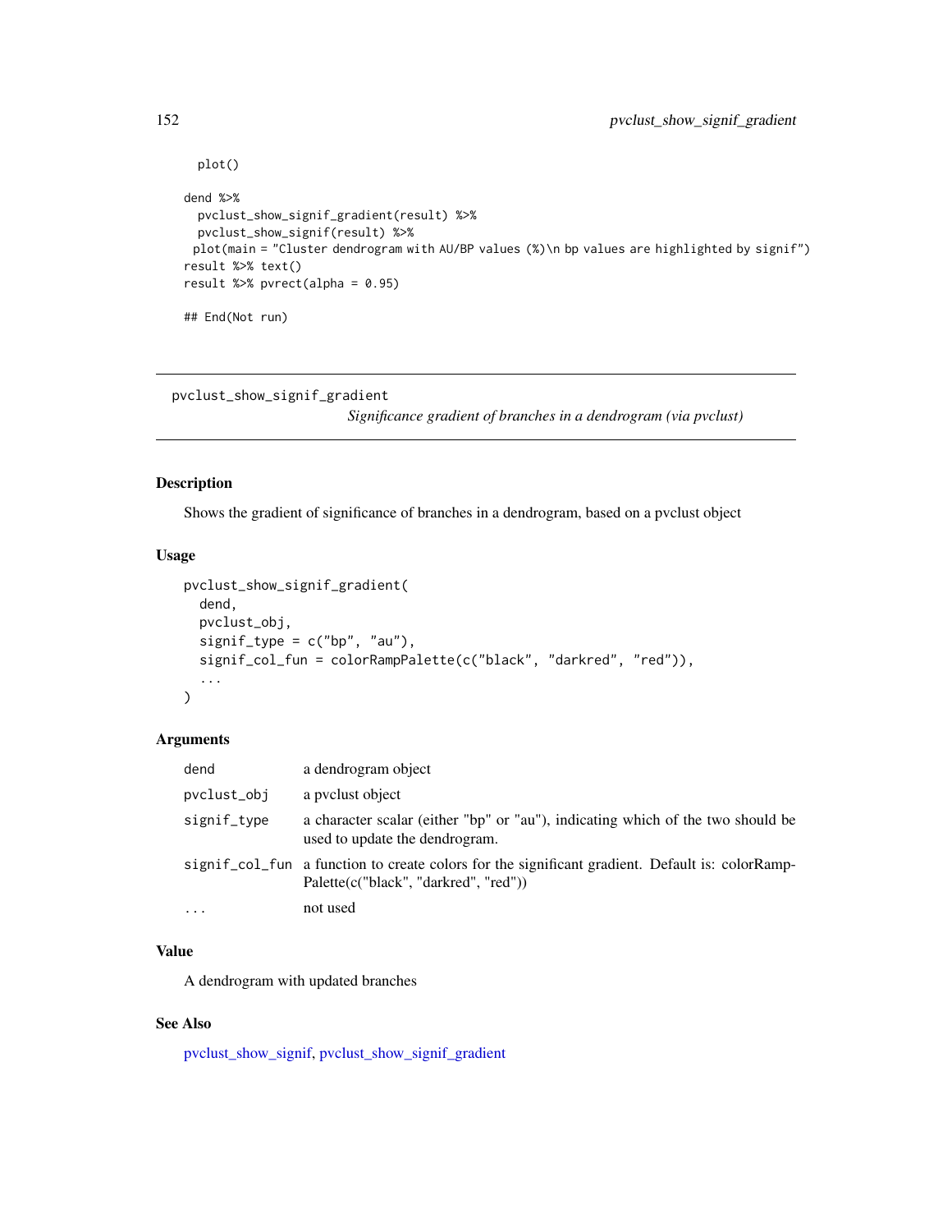```
  plot()

dend %>%
  pvclust_show_signif_gradient(result) %>%
  pvclust_show_signif(result) %>%
 plot(main = "Cluster dendrogram with AU/BP values (%)\n bp values are highlighted by signif")
result %>% text()
result %>% pvrect(alpha = 0.95)

## End(Not run)
```

---

## pvclust_show_signif_gradient

*Significance gradient of branches in a dendrogram (via pvclust)*

---

### Description

Shows the gradient of significance of branches in a dendrogram, based on a pvclust object

### Usage

```
pvclust_show_signif_gradient(
  dend,
  pvclust_obj,
  signif_type = c("bp", "au"),
  signif_col_fun = colorRampPalette(c("black", "darkred", "red")),
  ...
)
```

### Arguments

| | |
|---|---|
| dend | a dendrogram object |
| pvclust_obj | a pvclust object |
| signif_type | a character scalar (either "bp" or "au"), indicating which of the two should be used to update the dendrogram. |
| signif_col_fun | a function to create colors for the significant gradient. Default is: colorRampPalette(c("black", "darkred", "red")) |
| ... | not used |

### Value

A dendrogram with updated branches

### See Also

pvclust_show_signif, pvclust_show_signif_gradient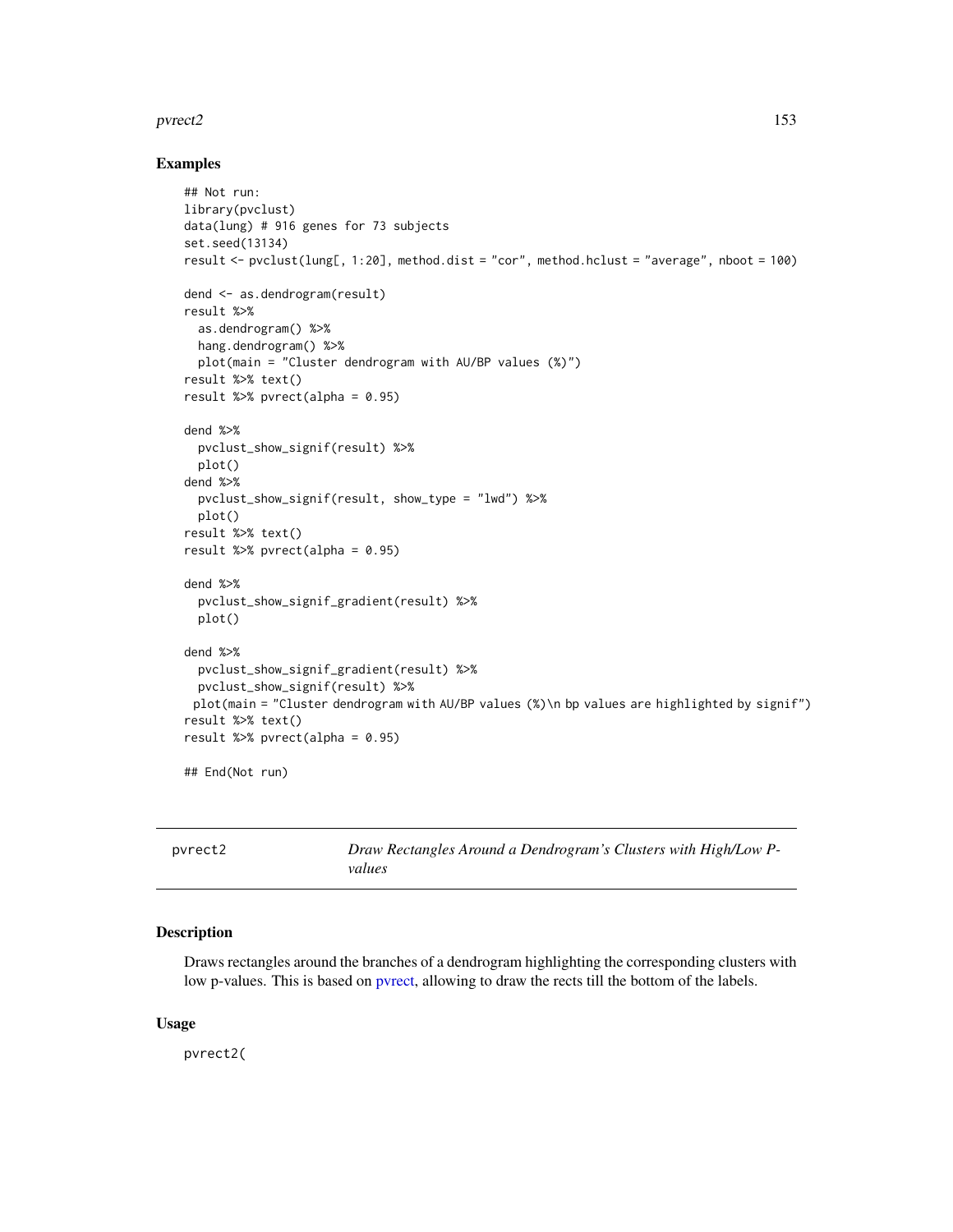## Examples

```
## Not run:
library(pvclust)
data(lung) # 916 genes for 73 subjects
set.seed(13134)
result <- pvclust(lung[, 1:20], method.dist = "cor", method.hclust = "average", nboot = 100)

dend <- as.dendrogram(result)
result %>%
  as.dendrogram() %>%
  hang.dendrogram() %>%
  plot(main = "Cluster dendrogram with AU/BP values (%)")
result %>% text()
result %>% pvrect(alpha = 0.95)

dend %>%
  pvclust_show_signif(result) %>%
  plot()
dend %>%
  pvclust_show_signif(result, show_type = "lwd") %>%
  plot()
result %>% text()
result %>% pvrect(alpha = 0.95)

dend %>%
  pvclust_show_signif_gradient(result) %>%
  plot()

dend %>%
  pvclust_show_signif_gradient(result) %>%
  pvclust_show_signif(result) %>%
 plot(main = "Cluster dendrogram with AU/BP values (%)\n bp values are highlighted by signif")
result %>% text()
result %>% pvrect(alpha = 0.95)

## End(Not run)
```

---

**pvrect2** — *Draw Rectangles Around a Dendrogram's Clusters with High/Low P-values*

---

## Description

Draws rectangles around the branches of a dendrogram highlighting the corresponding clusters with low p-values. This is based on pvrect, allowing to draw the rects till the bottom of the labels.

## Usage

```
pvrect2(
```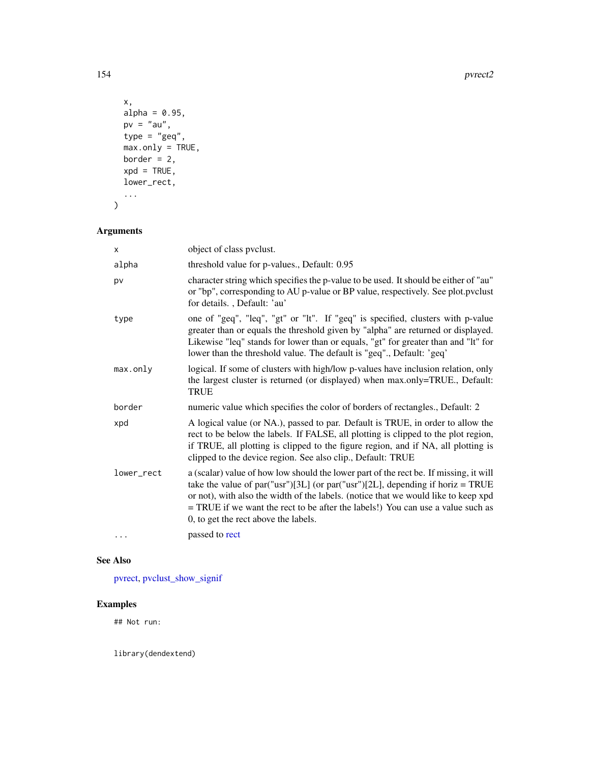```
  x,
  alpha = 0.95,
  pv = "au",
  type = "geq",
  max.only = TRUE,
  border = 2,
  xpd = TRUE,
  lower_rect,
  ...
)
```

## Arguments

| | |
|---|---|
| x | object of class pvclust. |
| alpha | threshold value for p-values., Default: 0.95 |
| pv | character string which specifies the p-value to be used. It should be either of "au" or "bp", corresponding to AU p-value or BP value, respectively. See plot.pvclust for details. , Default: 'au' |
| type | one of "geq", "leq", "gt" or "lt". If "geq" is specified, clusters with p-value greater than or equals the threshold given by "alpha" are returned or displayed. Likewise "leq" stands for lower than or equals, "gt" for greater than and "lt" for lower than the threshold value. The default is "geq"., Default: 'geq' |
| max.only | logical. If some of clusters with high/low p-values have inclusion relation, only the largest cluster is returned (or displayed) when max.only=TRUE., Default: TRUE |
| border | numeric value which specifies the color of borders of rectangles., Default: 2 |
| xpd | A logical value (or NA.), passed to par. Default is TRUE, in order to allow the rect to be below the labels. If FALSE, all plotting is clipped to the plot region, if TRUE, all plotting is clipped to the figure region, and if NA, all plotting is clipped to the device region. See also clip., Default: TRUE |
| lower_rect | a (scalar) value of how low should the lower part of the rect be. If missing, it will take the value of par("usr")[3L] (or par("usr")[2L], depending if horiz = TRUE or not), with also the width of the labels. (notice that we would like to keep xpd = TRUE if we want the rect to be after the labels!) You can use a value such as 0, to get the rect above the labels. |
| ... | passed to rect |

## See Also

pvrect, pvclust_show_signif

## Examples

```
## Not run:


library(dendextend)
```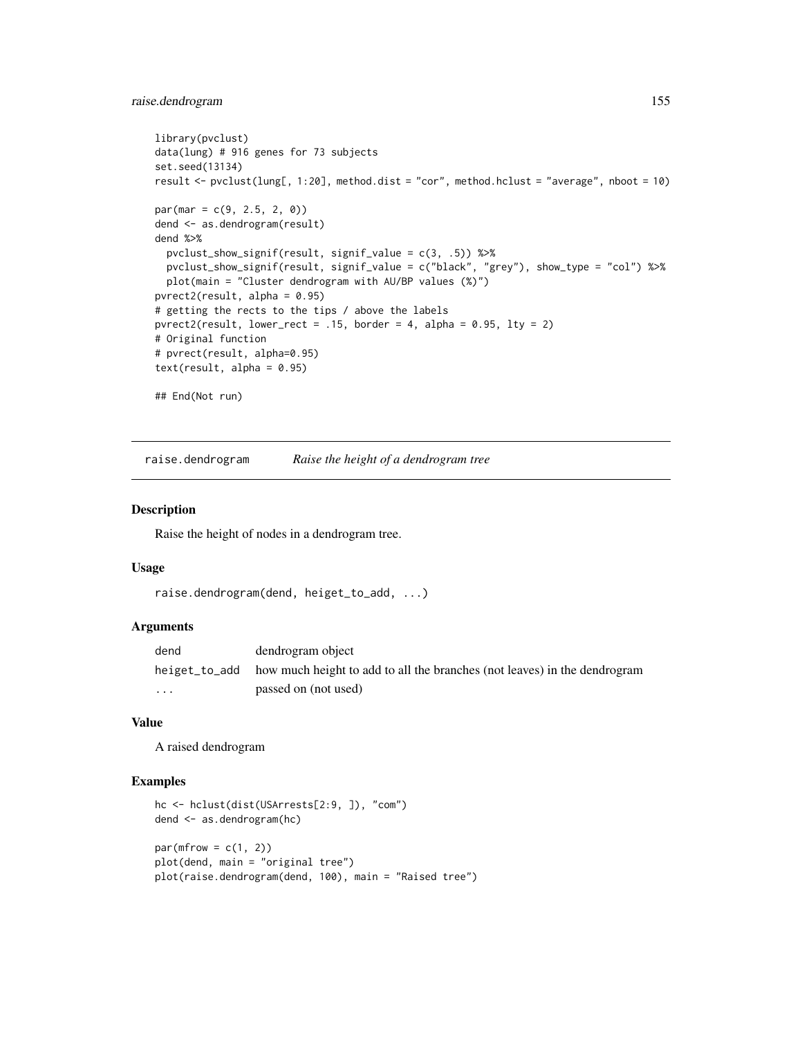```
library(pvclust)
data(lung) # 916 genes for 73 subjects
set.seed(13134)
result <- pvclust(lung[, 1:20], method.dist = "cor", method.hclust = "average", nboot = 10)

par(mar = c(9, 2.5, 2, 0))
dend <- as.dendrogram(result)
dend %>%
  pvclust_show_signif(result, signif_value = c(3, .5)) %>%
  pvclust_show_signif(result, signif_value = c("black", "grey"), show_type = "col") %>%
  plot(main = "Cluster dendrogram with AU/BP values (%)")
pvrect2(result, alpha = 0.95)
# getting the rects to the tips / above the labels
pvrect2(result, lower_rect = .15, border = 4, alpha = 0.95, lty = 2)
# Original function
# pvrect(result, alpha=0.95)
text(result, alpha = 0.95)

## End(Not run)
```

---

## raise.dendrogram *Raise the height of a dendrogram tree*

### Description

Raise the height of nodes in a dendrogram tree.

### Usage

```
raise.dendrogram(dend, heiget_to_add, ...)
```

### Arguments

| | |
|---|---|
| dend | dendrogram object |
| heiget_to_add | how much height to add to all the branches (not leaves) in the dendrogram |
| ... | passed on (not used) |

### Value

A raised dendrogram

### Examples

```
hc <- hclust(dist(USArrests[2:9, ]), "com")
dend <- as.dendrogram(hc)

par(mfrow = c(1, 2))
plot(dend, main = "original tree")
plot(raise.dendrogram(dend, 100), main = "Raised tree")
```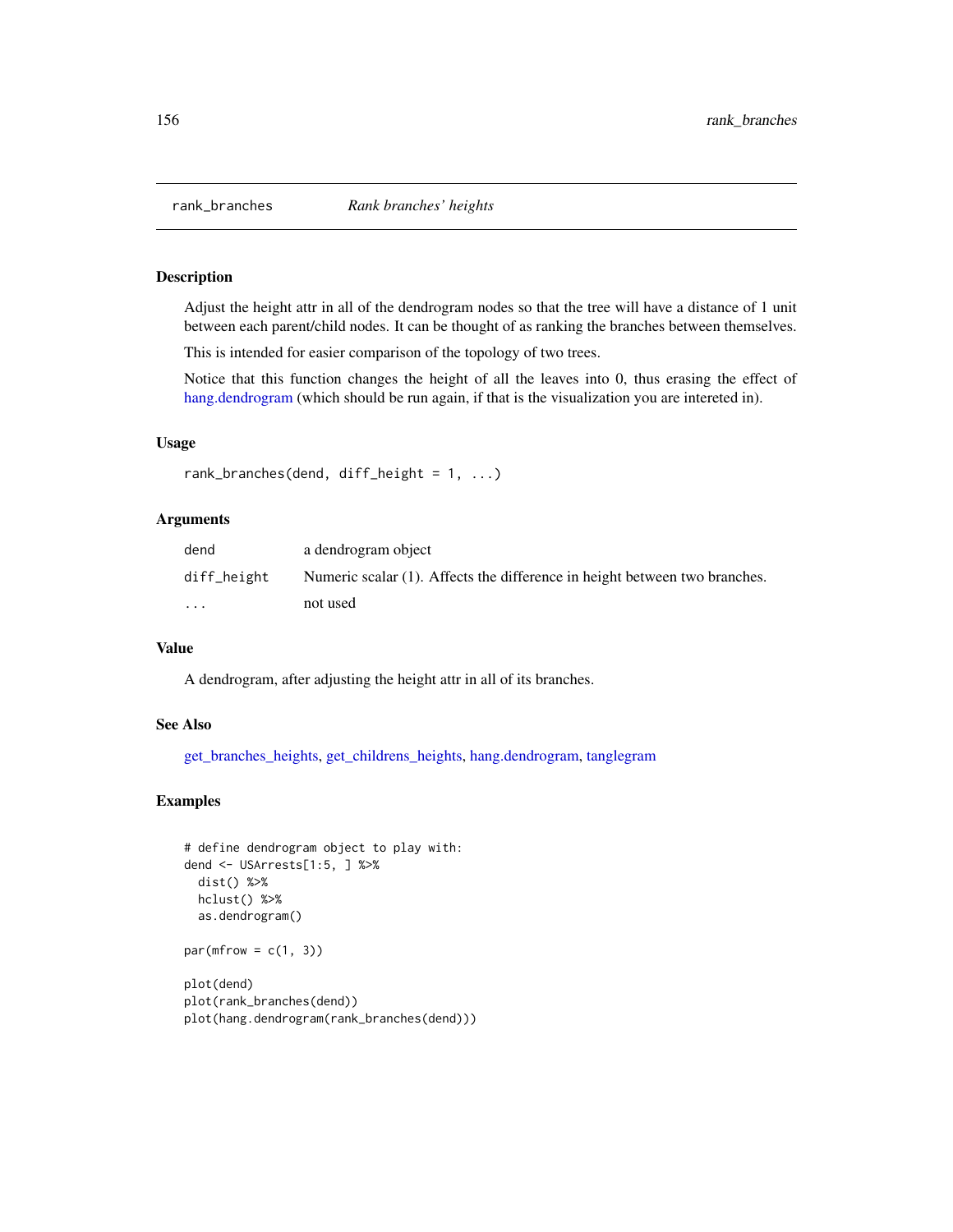## rank_branches — *Rank branches' heights*

### Description

Adjust the height attr in all of the dendrogram nodes so that the tree will have a distance of 1 unit between each parent/child nodes. It can be thought of as ranking the branches between themselves.

This is intended for easier comparison of the topology of two trees.

Notice that this function changes the height of all the leaves into 0, thus erasing the effect of hang.dendrogram (which should be run again, if that is the visualization you are intereted in).

### Usage

```
rank_branches(dend, diff_height = 1, ...)
```

### Arguments

| | |
|---|---|
| dend | a dendrogram object |
| diff_height | Numeric scalar (1). Affects the difference in height between two branches. |
| ... | not used |

### Value

A dendrogram, after adjusting the height attr in all of its branches.

### See Also

get_branches_heights, get_childrens_heights, hang.dendrogram, tanglegram

### Examples

```
# define dendrogram object to play with:
dend <- USArrests[1:5, ] %>%
  dist() %>%
  hclust() %>%
  as.dendrogram()

par(mfrow = c(1, 3))

plot(dend)
plot(rank_branches(dend))
plot(hang.dendrogram(rank_branches(dend)))
```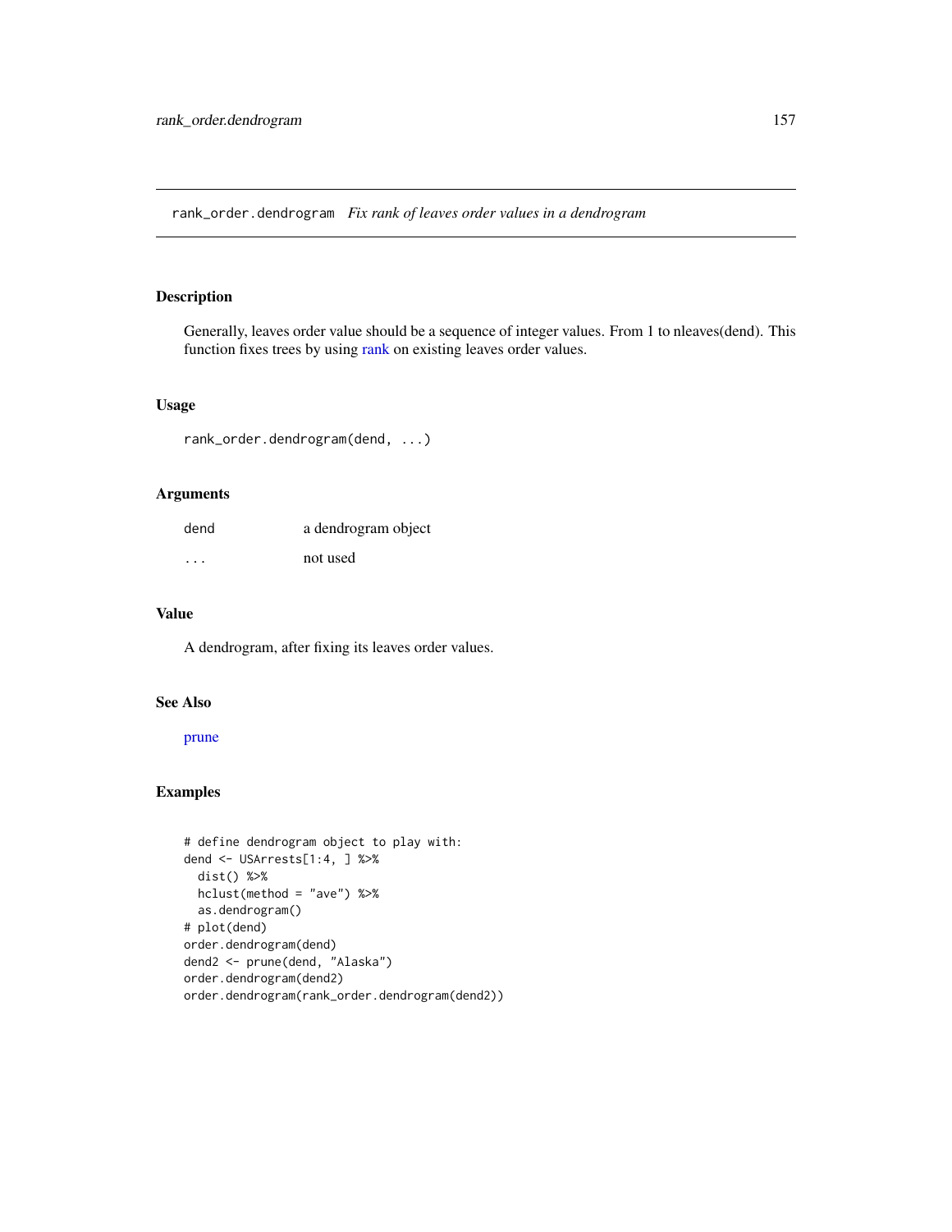rank_order.dendrogram *Fix rank of leaves order values in a dendrogram*

## Description

Generally, leaves order value should be a sequence of integer values. From 1 to nleaves(dend). This function fixes trees by using rank on existing leaves order values.

## Usage

```
rank_order.dendrogram(dend, ...)
```

## Arguments

| | |
|---|---|
| dend | a dendrogram object |
| ... | not used |

## Value

A dendrogram, after fixing its leaves order values.

## See Also

prune

## Examples

```
# define dendrogram object to play with:
dend <- USArrests[1:4, ] %>%
  dist() %>%
  hclust(method = "ave") %>%
  as.dendrogram()
# plot(dend)
order.dendrogram(dend)
dend2 <- prune(dend, "Alaska")
order.dendrogram(dend2)
order.dendrogram(rank_order.dendrogram(dend2))
```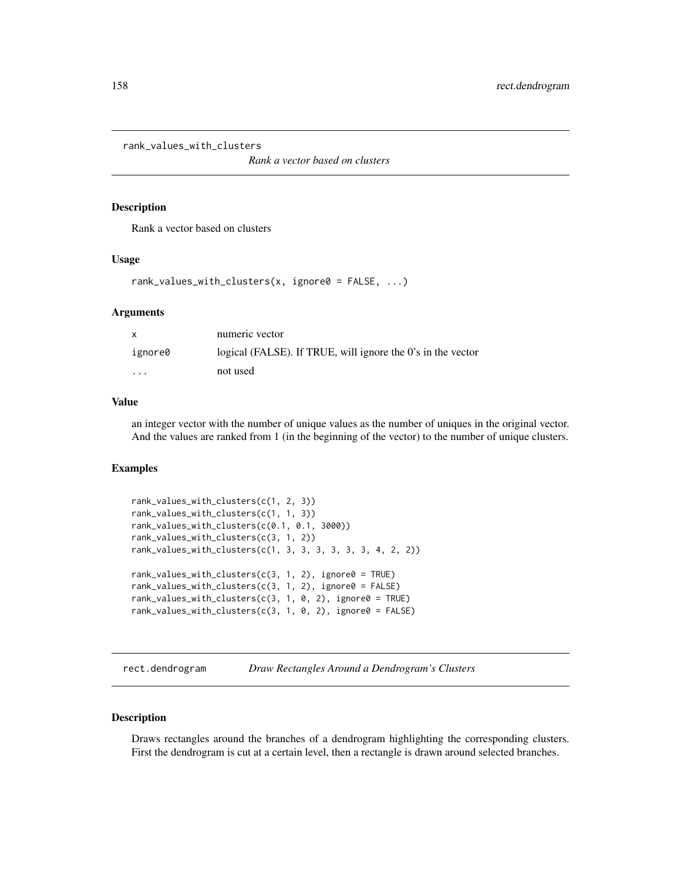## rank_values_with_clusters

*Rank a vector based on clusters*

### Description

Rank a vector based on clusters

### Usage

```
rank_values_with_clusters(x, ignore0 = FALSE, ...)
```

### Arguments

| | |
|---|---|
| `x` | numeric vector |
| `ignore0` | logical (FALSE). If TRUE, will ignore the 0's in the vector |
| `...` | not used |

### Value

an integer vector with the number of unique values as the number of uniques in the original vector. And the values are ranked from 1 (in the beginning of the vector) to the number of unique clusters.

### Examples

```
rank_values_with_clusters(c(1, 2, 3))
rank_values_with_clusters(c(1, 1, 3))
rank_values_with_clusters(c(0.1, 0.1, 3000))
rank_values_with_clusters(c(3, 1, 2))
rank_values_with_clusters(c(1, 3, 3, 3, 3, 3, 3, 4, 2, 2))

rank_values_with_clusters(c(3, 1, 2), ignore0 = TRUE)
rank_values_with_clusters(c(3, 1, 2), ignore0 = FALSE)
rank_values_with_clusters(c(3, 1, 0, 2), ignore0 = TRUE)
rank_values_with_clusters(c(3, 1, 0, 2), ignore0 = FALSE)
```

## rect.dendrogram

*Draw Rectangles Around a Dendrogram's Clusters*

### Description

Draws rectangles around the branches of a dendrogram highlighting the corresponding clusters. First the dendrogram is cut at a certain level, then a rectangle is drawn around selected branches.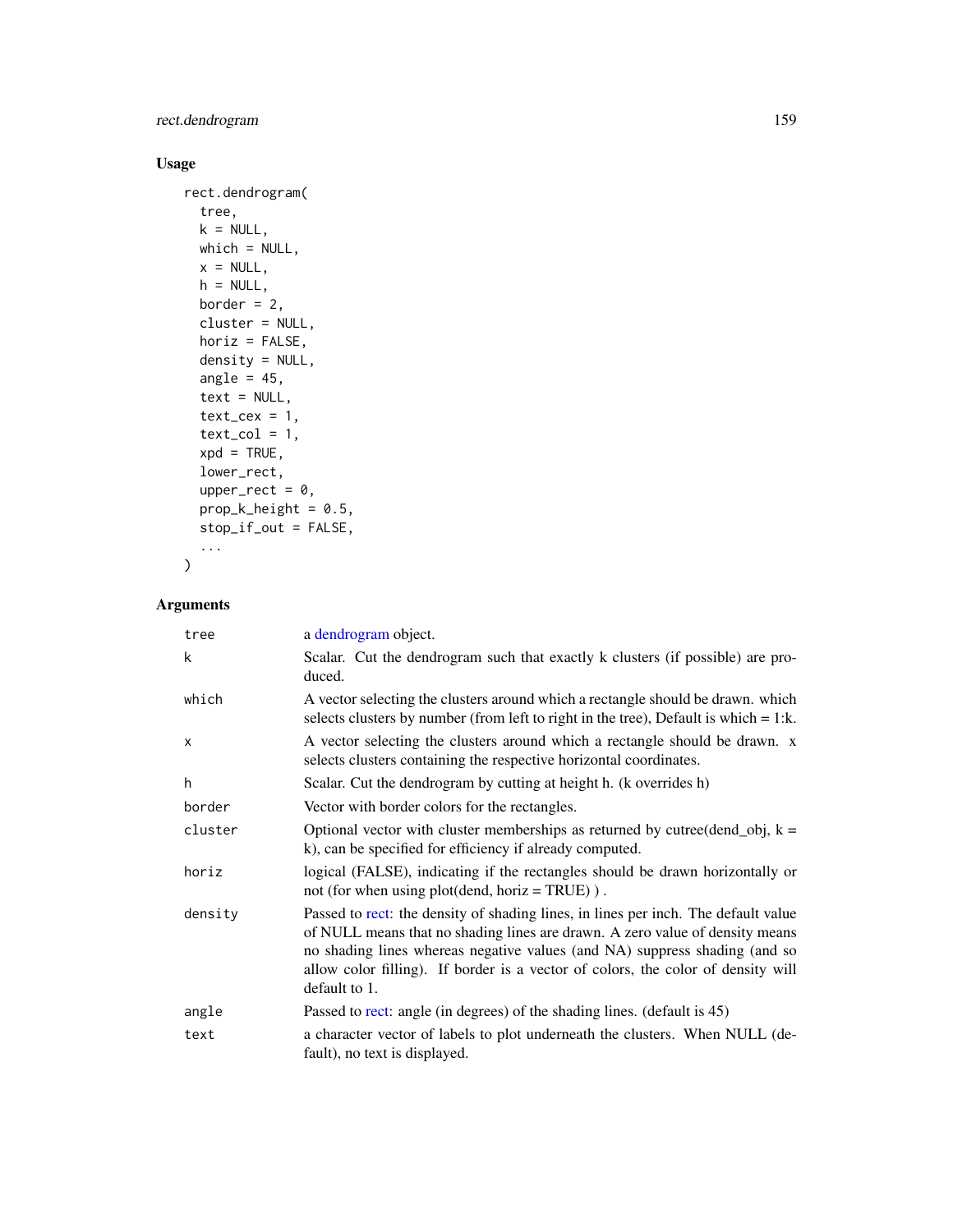## Usage

```
rect.dendrogram(
  tree,
  k = NULL,
  which = NULL,
  x = NULL,
  h = NULL,
  border = 2,
  cluster = NULL,
  horiz = FALSE,
  density = NULL,
  angle = 45,
  text = NULL,
  text_cex = 1,
  text_col = 1,
  xpd = TRUE,
  lower_rect,
  upper_rect = 0,
  prop_k_height = 0.5,
  stop_if_out = FALSE,
  ...
)
```

## Arguments

| | |
|---|---|
| tree | a dendrogram object. |
| k | Scalar. Cut the dendrogram such that exactly k clusters (if possible) are produced. |
| which | A vector selecting the clusters around which a rectangle should be drawn. which selects clusters by number (from left to right in the tree), Default is which = 1:k. |
| x | A vector selecting the clusters around which a rectangle should be drawn. x selects clusters containing the respective horizontal coordinates. |
| h | Scalar. Cut the dendrogram by cutting at height h. (k overrides h) |
| border | Vector with border colors for the rectangles. |
| cluster | Optional vector with cluster memberships as returned by cutree(dend_obj, k = k), can be specified for efficiency if already computed. |
| horiz | logical (FALSE), indicating if the rectangles should be drawn horizontally or not (for when using plot(dend, horiz = TRUE) ) . |
| density | Passed to rect: the density of shading lines, in lines per inch. The default value of NULL means that no shading lines are drawn. A zero value of density means no shading lines whereas negative values (and NA) suppress shading (and so allow color filling). If border is a vector of colors, the color of density will default to 1. |
| angle | Passed to rect: angle (in degrees) of the shading lines. (default is 45) |
| text | a character vector of labels to plot underneath the clusters. When NULL (default), no text is displayed. |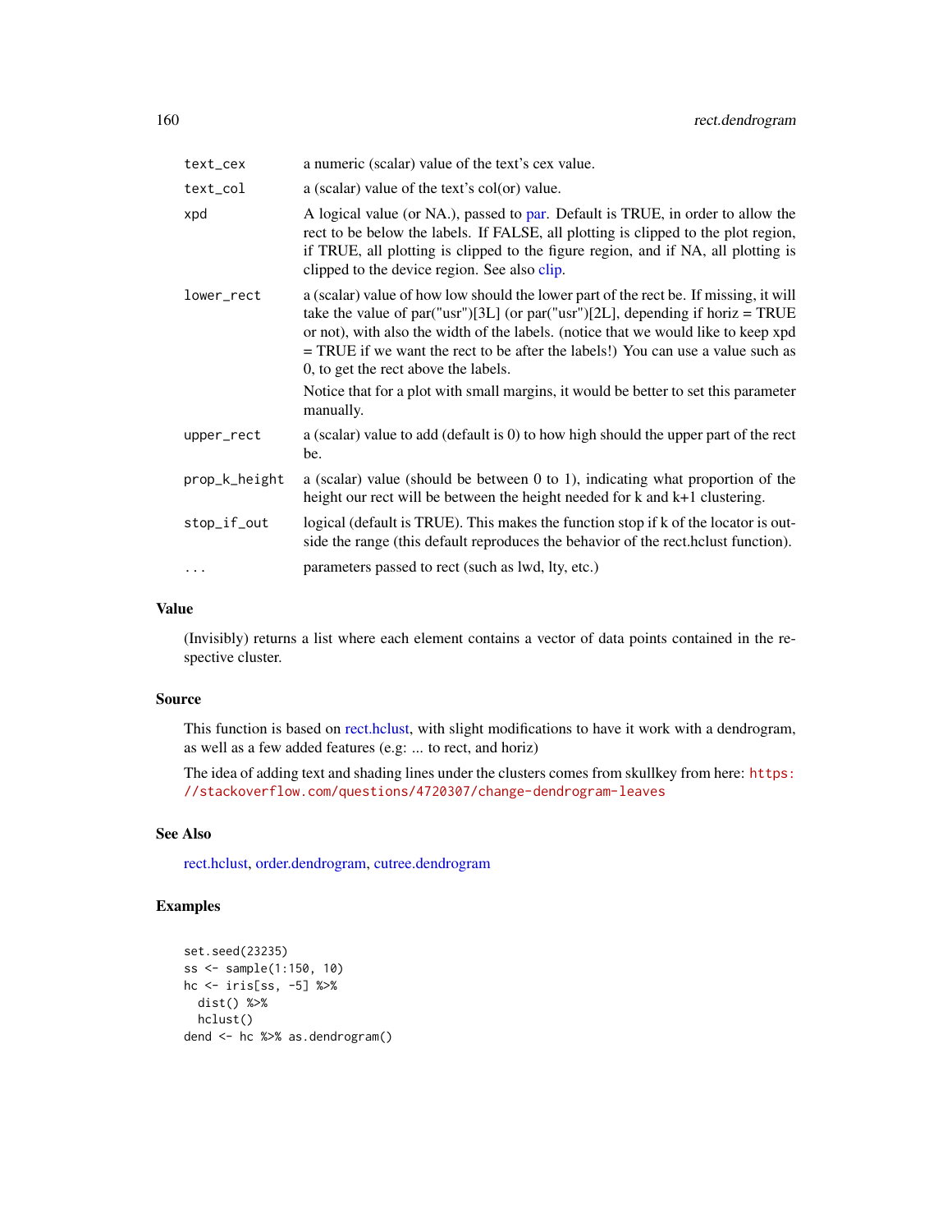| | |
|---|---|
| text_cex | a numeric (scalar) value of the text's cex value. |
| text_col | a (scalar) value of the text's col(or) value. |
| xpd | A logical value (or NA.), passed to par. Default is TRUE, in order to allow the rect to be below the labels. If FALSE, all plotting is clipped to the plot region, if TRUE, all plotting is clipped to the figure region, and if NA, all plotting is clipped to the device region. See also clip. |
| lower_rect | a (scalar) value of how low should the lower part of the rect be. If missing, it will take the value of par("usr")[3L] (or par("usr")[2L], depending if horiz = TRUE or not), with also the width of the labels. (notice that we would like to keep xpd = TRUE if we want the rect to be after the labels!) You can use a value such as 0, to get the rect above the labels. Notice that for a plot with small margins, it would be better to set this parameter manually. |
| upper_rect | a (scalar) value to add (default is 0) to how high should the upper part of the rect be. |
| prop_k_height | a (scalar) value (should be between 0 to 1), indicating what proportion of the height our rect will be between the height needed for k and k+1 clustering. |
| stop_if_out | logical (default is TRUE). This makes the function stop if k of the locator is outside the range (this default reproduces the behavior of the rect.hclust function). |
| ... | parameters passed to rect (such as lwd, lty, etc.) |

## Value

(Invisibly) returns a list where each element contains a vector of data points contained in the respective cluster.

## Source

This function is based on rect.hclust, with slight modifications to have it work with a dendrogram, as well as a few added features (e.g: ... to rect, and horiz)

The idea of adding text and shading lines under the clusters comes from skullkey from here: https://stackoverflow.com/questions/4720307/change-dendrogram-leaves

## See Also

rect.hclust, order.dendrogram, cutree.dendrogram

## Examples

```
set.seed(23235)
ss <- sample(1:150, 10)
hc <- iris[ss, -5] %>%
  dist() %>%
  hclust()
dend <- hc %>% as.dendrogram()
```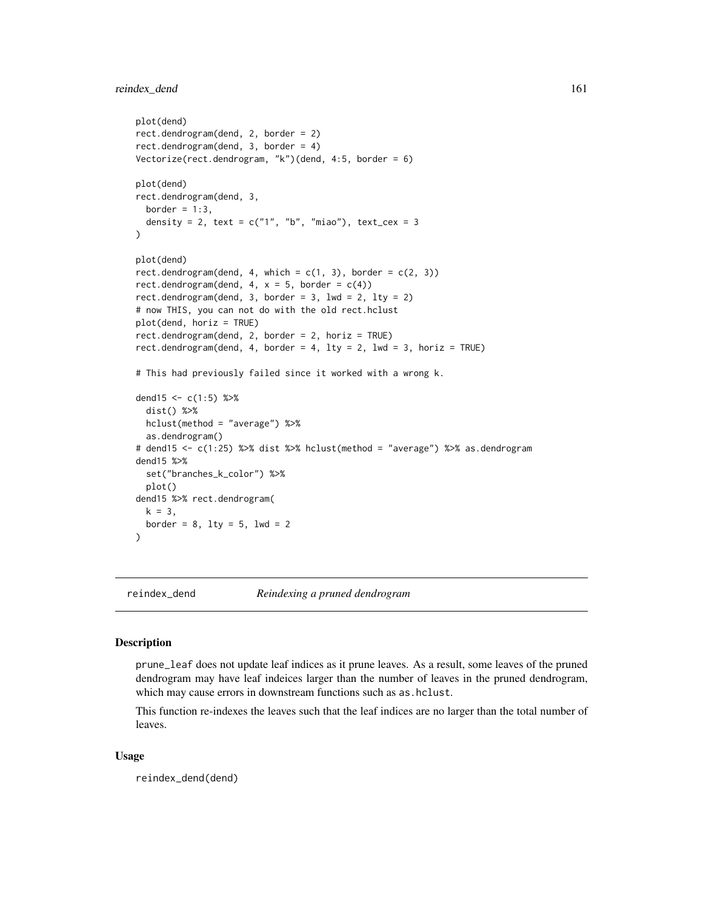```
plot(dend)
rect.dendrogram(dend, 2, border = 2)
rect.dendrogram(dend, 3, border = 4)
Vectorize(rect.dendrogram, "k")(dend, 4:5, border = 6)

plot(dend)
rect.dendrogram(dend, 3,
  border = 1:3,
  density = 2, text = c("1", "b", "miao"), text_cex = 3
)

plot(dend)
rect.dendrogram(dend, 4, which = c(1, 3), border = c(2, 3))
rect.dendrogram(dend, 4, x = 5, border = c(4))
rect.dendrogram(dend, 3, border = 3, lwd = 2, lty = 2)
# now THIS, you can not do with the old rect.hclust
plot(dend, horiz = TRUE)
rect.dendrogram(dend, 2, border = 2, horiz = TRUE)
rect.dendrogram(dend, 4, border = 4, lty = 2, lwd = 3, horiz = TRUE)

# This had previously failed since it worked with a wrong k.

dend15 <- c(1:5) %>%
  dist() %>%
  hclust(method = "average") %>%
  as.dendrogram()
# dend15 <- c(1:25) %>% dist %>% hclust(method = "average") %>% as.dendrogram
dend15 %>%
  set("branches_k_color") %>%
  plot()
dend15 %>% rect.dendrogram(
  k = 3,
  border = 8, lty = 5, lwd = 2
)
```

## reindex_dend — *Reindexing a pruned dendrogram*

### Description

prune_leaf does not update leaf indices as it prune leaves. As a result, some leaves of the pruned dendrogram may have leaf indeices larger than the number of leaves in the pruned dendrogram, which may cause errors in downstream functions such as as.hclust.

This function re-indexes the leaves such that the leaf indices are no larger than the total number of leaves.

### Usage

```
reindex_dend(dend)
```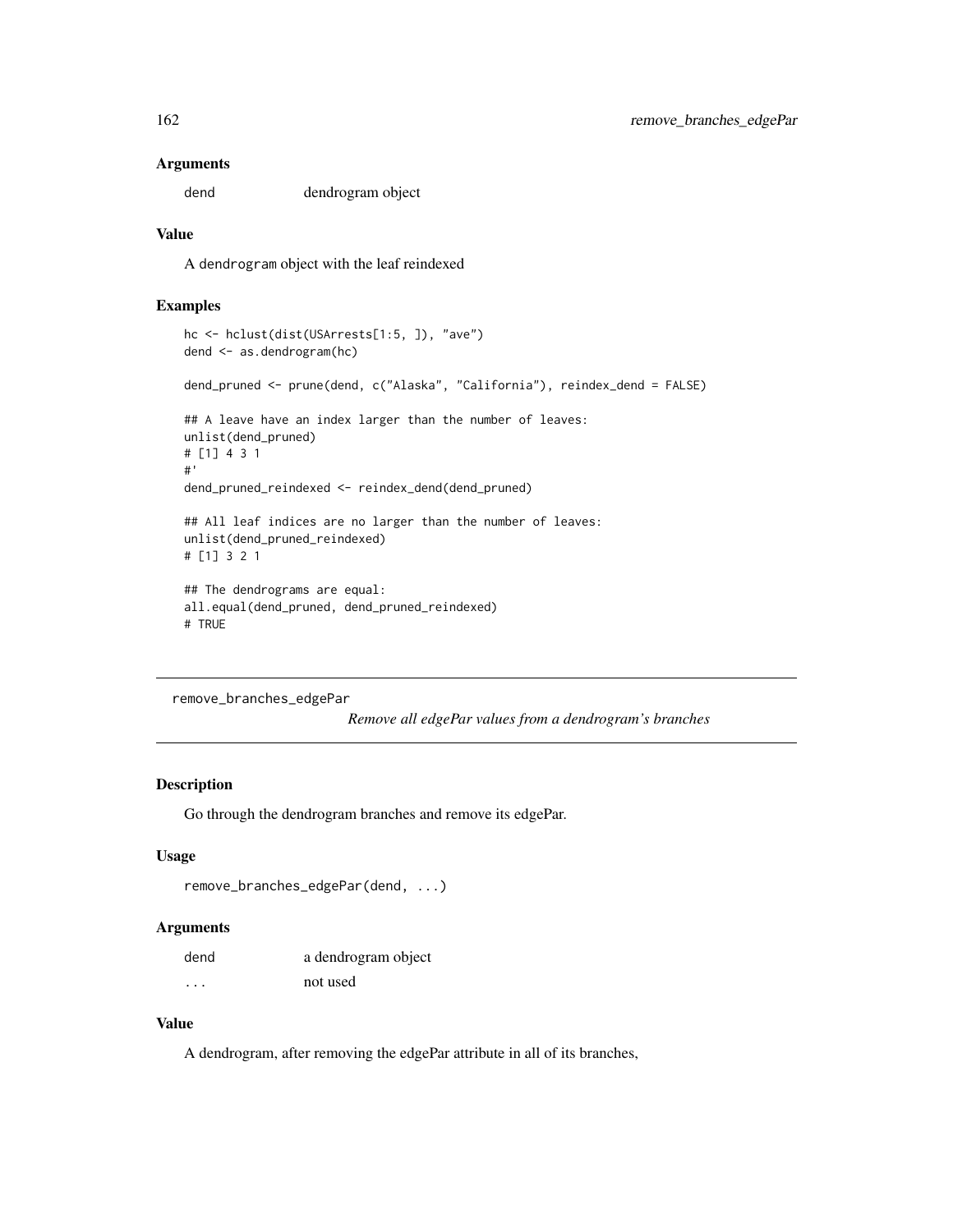### Arguments

| | |
|---|---|
| dend | dendrogram object |

### Value

A dendrogram object with the leaf reindexed

### Examples

```
hc <- hclust(dist(USArrests[1:5, ]), "ave")
dend <- as.dendrogram(hc)

dend_pruned <- prune(dend, c("Alaska", "California"), reindex_dend = FALSE)

## A leave have an index larger than the number of leaves:
unlist(dend_pruned)
# [1] 4 3 1
#'
dend_pruned_reindexed <- reindex_dend(dend_pruned)

## All leaf indices are no larger than the number of leaves:
unlist(dend_pruned_reindexed)
# [1] 3 2 1

## The dendrograms are equal:
all.equal(dend_pruned, dend_pruned_reindexed)
# TRUE
```

---

## remove_branches_edgePar

*Remove all edgePar values from a dendrogram's branches*

---

### Description

Go through the dendrogram branches and remove its edgePar.

### Usage

```
remove_branches_edgePar(dend, ...)
```

### Arguments

| | |
|---|---|
| dend | a dendrogram object |
| ... | not used |

### Value

A dendrogram, after removing the edgePar attribute in all of its branches,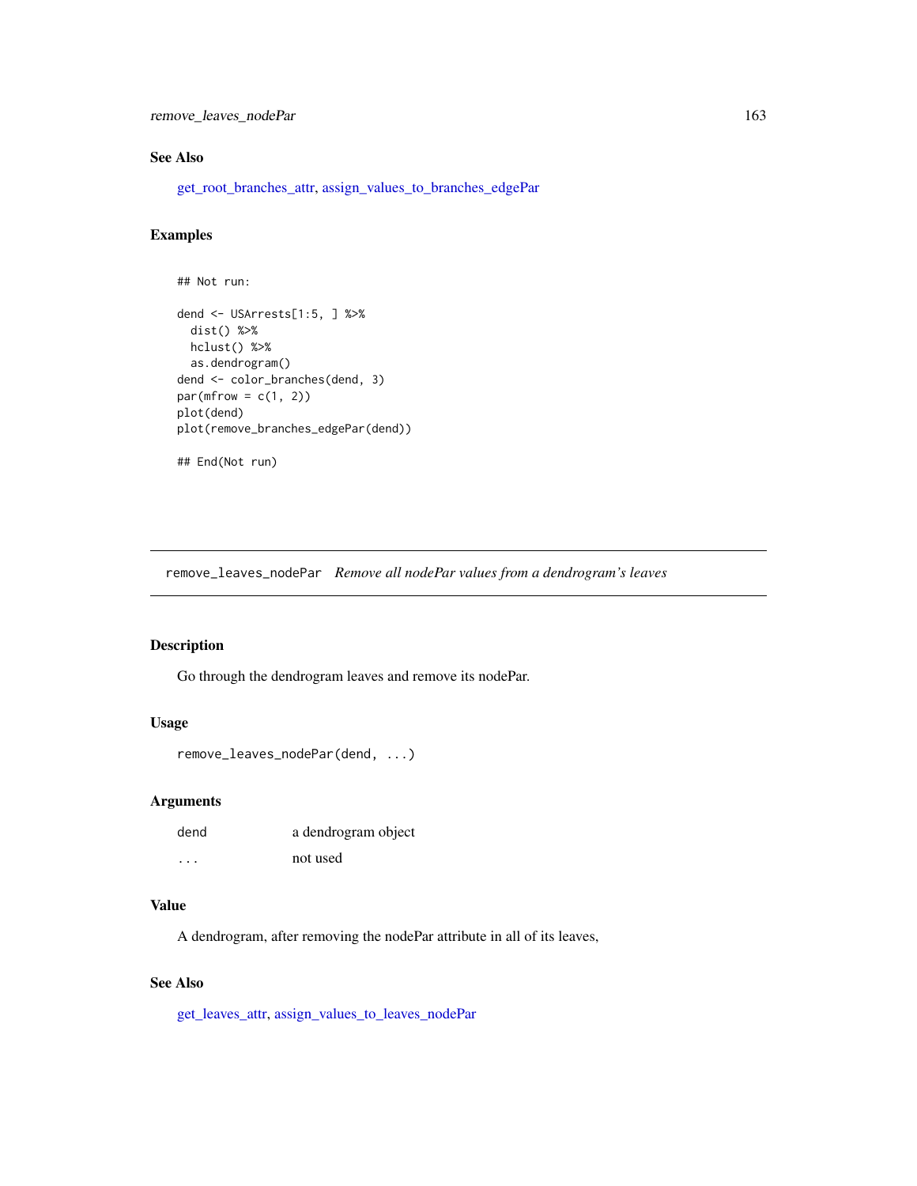### See Also

get_root_branches_attr, assign_values_to_branches_edgePar

### Examples

```
## Not run:

dend <- USArrests[1:5, ] %>%
  dist() %>%
  hclust() %>%
  as.dendrogram()
dend <- color_branches(dend, 3)
par(mfrow = c(1, 2))
plot(dend)
plot(remove_branches_edgePar(dend))

## End(Not run)
```

---

## remove_leaves_nodePar *Remove all nodePar values from a dendrogram's leaves*

---

### Description

Go through the dendrogram leaves and remove its nodePar.

### Usage

```
remove_leaves_nodePar(dend, ...)
```

### Arguments

| | |
|---|---|
| dend | a dendrogram object |
| ... | not used |

### Value

A dendrogram, after removing the nodePar attribute in all of its leaves,

### See Also

get_leaves_attr, assign_values_to_leaves_nodePar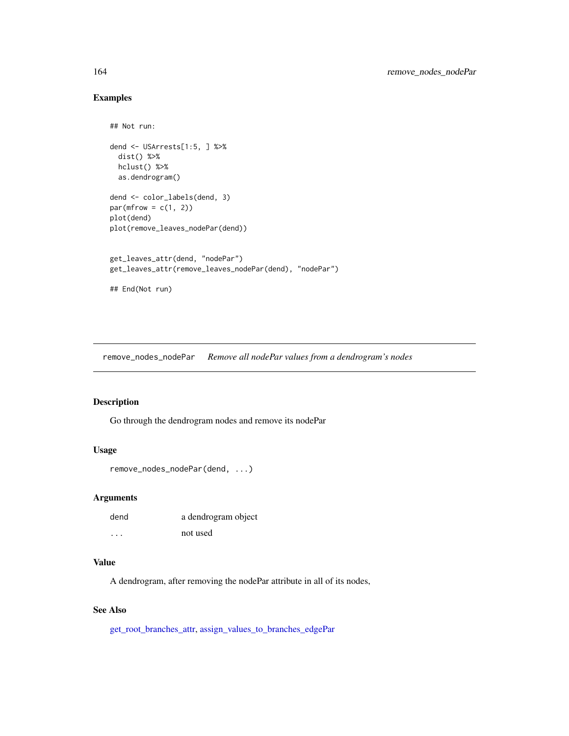## Examples

```
## Not run:

dend <- USArrests[1:5, ] %>%
  dist() %>%
  hclust() %>%
  as.dendrogram()

dend <- color_labels(dend, 3)
par(mfrow = c(1, 2))
plot(dend)
plot(remove_leaves_nodePar(dend))


get_leaves_attr(dend, "nodePar")
get_leaves_attr(remove_leaves_nodePar(dend), "nodePar")

## End(Not run)
```

---

# remove_nodes_nodePar    *Remove all nodePar values from a dendrogram's nodes*

---

## Description

Go through the dendrogram nodes and remove its nodePar

## Usage

```
remove_nodes_nodePar(dend, ...)
```

## Arguments

| | |
|---|---|
| dend | a dendrogram object |
| ... | not used |

## Value

A dendrogram, after removing the nodePar attribute in all of its nodes,

## See Also

get_root_branches_attr, assign_values_to_branches_edgePar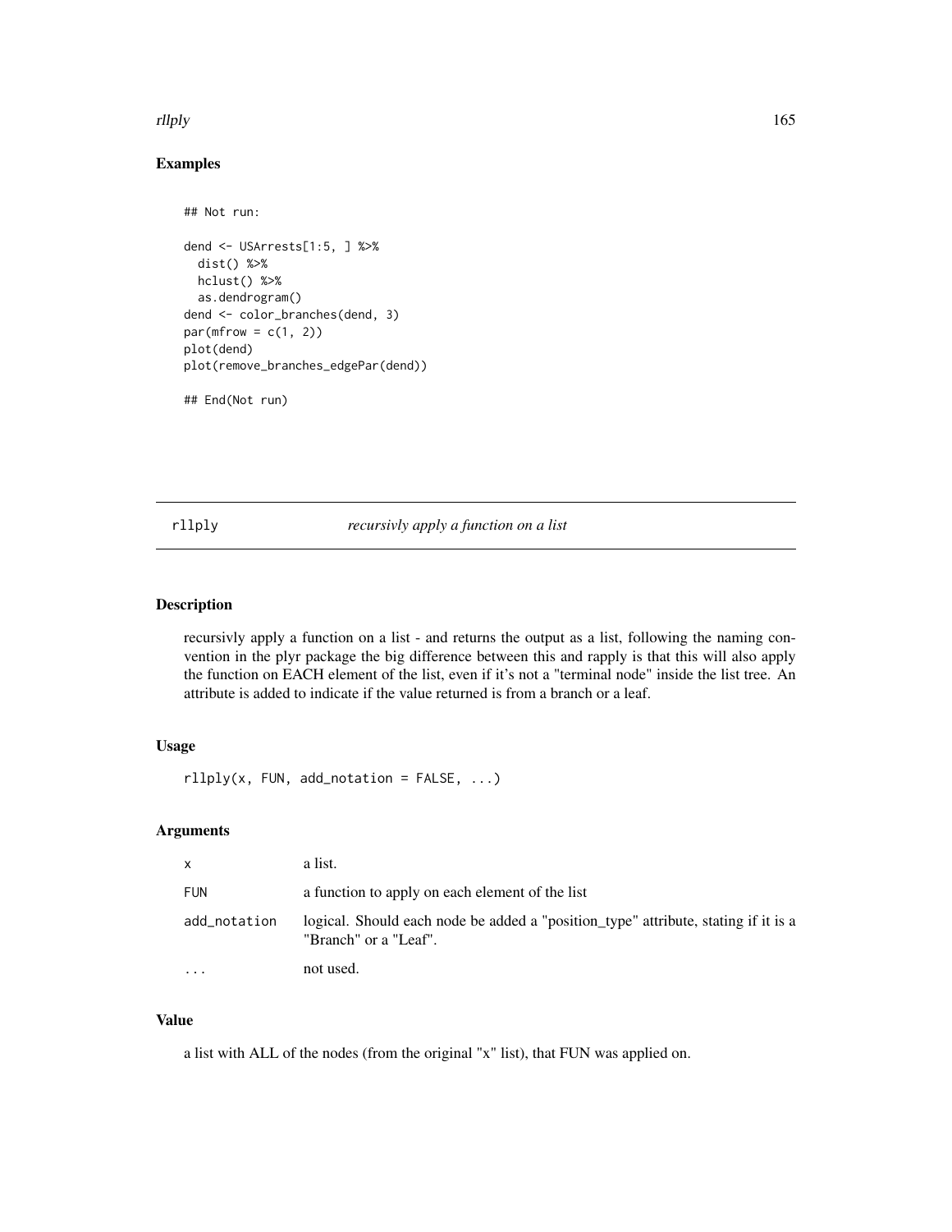## Examples

```
## Not run:

dend <- USArrests[1:5, ] %>%
  dist() %>%
  hclust() %>%
  as.dendrogram()
dend <- color_branches(dend, 3)
par(mfrow = c(1, 2))
plot(dend)
plot(remove_branches_edgePar(dend))

## End(Not run)
```

---

# rllply — *recursivly apply a function on a list*

---

## Description

recursivly apply a function on a list - and returns the output as a list, following the naming convention in the plyr package the big difference between this and rapply is that this will also apply the function on EACH element of the list, even if it's not a "terminal node" inside the list tree. An attribute is added to indicate if the value returned is from a branch or a leaf.

## Usage

```
rllply(x, FUN, add_notation = FALSE, ...)
```

## Arguments

| | |
|---|---|
| `x` | a list. |
| `FUN` | a function to apply on each element of the list |
| `add_notation` | logical. Should each node be added a "position_type" attribute, stating if it is a "Branch" or a "Leaf". |
| `...` | not used. |

## Value

a list with ALL of the nodes (from the original "x" list), that FUN was applied on.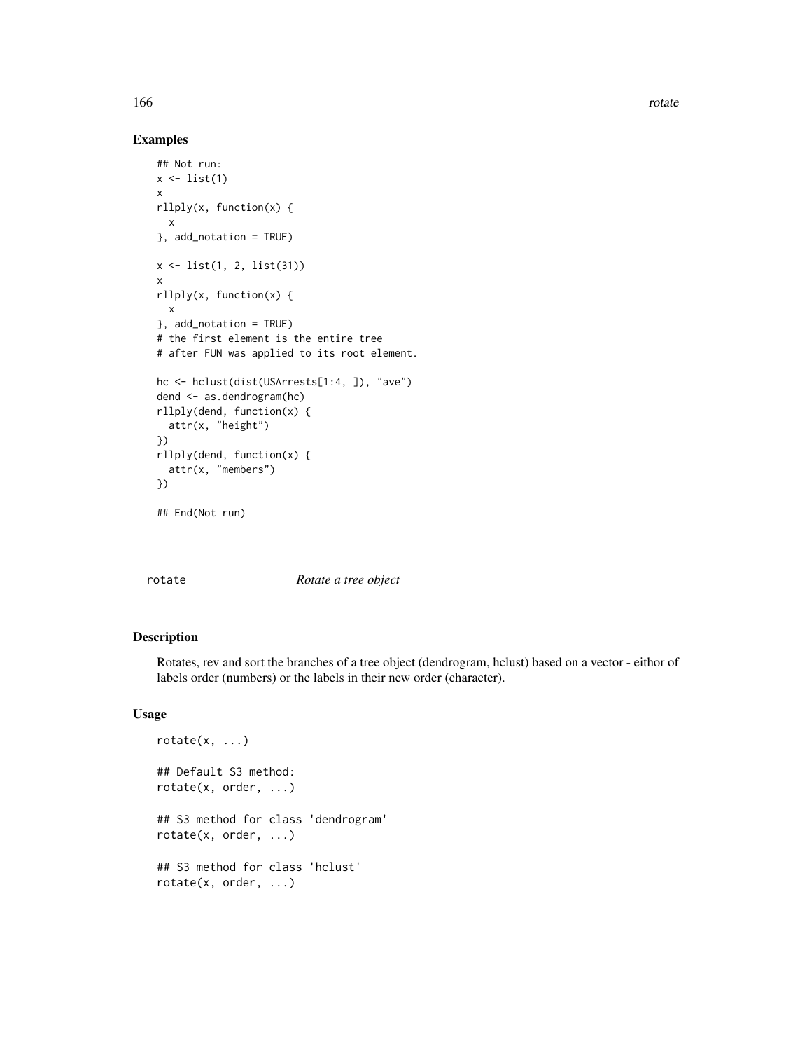### Examples

```
## Not run:
x <- list(1)
x
rllply(x, function(x) {
  x
}, add_notation = TRUE)

x <- list(1, 2, list(31))
x
rllply(x, function(x) {
  x
}, add_notation = TRUE)
# the first element is the entire tree
# after FUN was applied to its root element.

hc <- hclust(dist(USArrests[1:4, ]), "ave")
dend <- as.dendrogram(hc)
rllply(dend, function(x) {
  attr(x, "height")
})
rllply(dend, function(x) {
  attr(x, "members")
})

## End(Not run)
```

---

## rotate &nbsp;&nbsp;&nbsp;&nbsp;&nbsp;&nbsp;&nbsp;&nbsp; *Rotate a tree object*

---

### Description

Rotates, rev and sort the branches of a tree object (dendrogram, hclust) based on a vector - eithor of labels order (numbers) or the labels in their new order (character).

### Usage

```
rotate(x, ...)

## Default S3 method:
rotate(x, order, ...)

## S3 method for class 'dendrogram'
rotate(x, order, ...)

## S3 method for class 'hclust'
rotate(x, order, ...)
```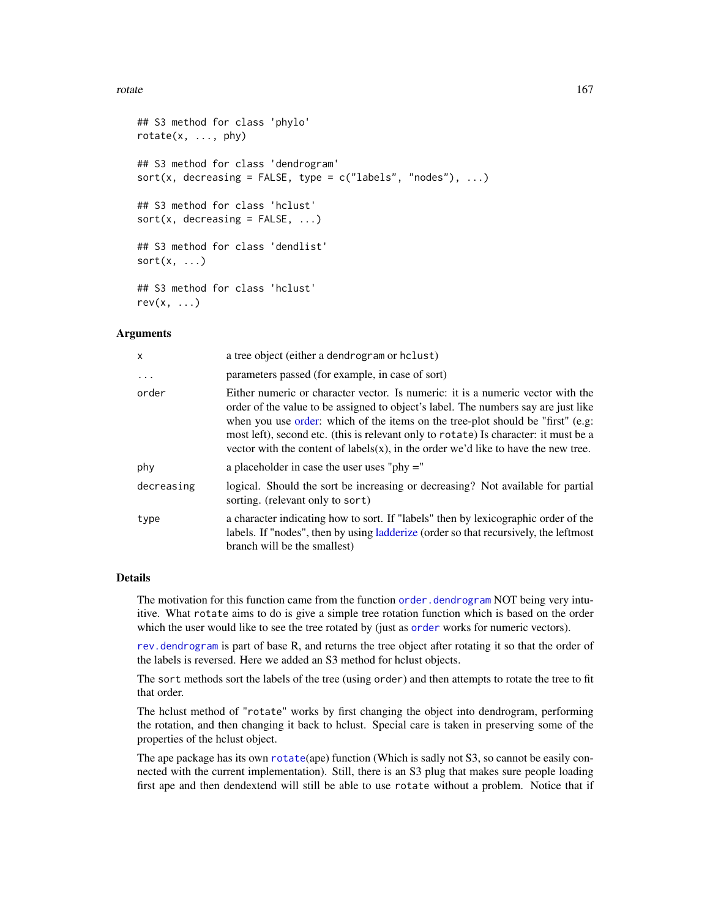```
## S3 method for class 'phylo'
rotate(x, ..., phy)

## S3 method for class 'dendrogram'
sort(x, decreasing = FALSE, type = c("labels", "nodes"), ...)

## S3 method for class 'hclust'
sort(x, decreasing = FALSE, ...)

## S3 method for class 'dendlist'
sort(x, ...)

## S3 method for class 'hclust'
rev(x, ...)
```

### Arguments

| | |
|---|---|
| x | a tree object (either a dendrogram or hclust) |
| ... | parameters passed (for example, in case of sort) |
| order | Either numeric or character vector. Is numeric: it is a numeric vector with the order of the value to be assigned to object's label. The numbers say are just like when you use order: which of the items on the tree-plot should be "first" (e.g: most left), second etc. (this is relevant only to rotate) Is character: it must be a vector with the content of labels(x), in the order we'd like to have the new tree. |
| phy | a placeholder in case the user uses "phy =" |
| decreasing | logical. Should the sort be increasing or decreasing? Not available for partial sorting. (relevant only to sort) |
| type | a character indicating how to sort. If "labels" then by lexicographic order of the labels. If "nodes", then by using ladderize (order so that recursively, the leftmost branch will be the smallest) |

### Details

The motivation for this function came from the function order.dendrogram NOT being very intuitive. What rotate aims to do is give a simple tree rotation function which is based on the order which the user would like to see the tree rotated by (just as order works for numeric vectors).

rev.dendrogram is part of base R, and returns the tree object after rotating it so that the order of the labels is reversed. Here we added an S3 method for hclust objects.

The sort methods sort the labels of the tree (using order) and then attempts to rotate the tree to fit that order.

The hclust method of "rotate" works by first changing the object into dendrogram, performing the rotation, and then changing it back to hclust. Special care is taken in preserving some of the properties of the hclust object.

The ape package has its own rotate(ape) function (Which is sadly not S3, so cannot be easily connected with the current implementation). Still, there is an S3 plug that makes sure people loading first ape and then dendextend will still be able to use rotate without a problem. Notice that if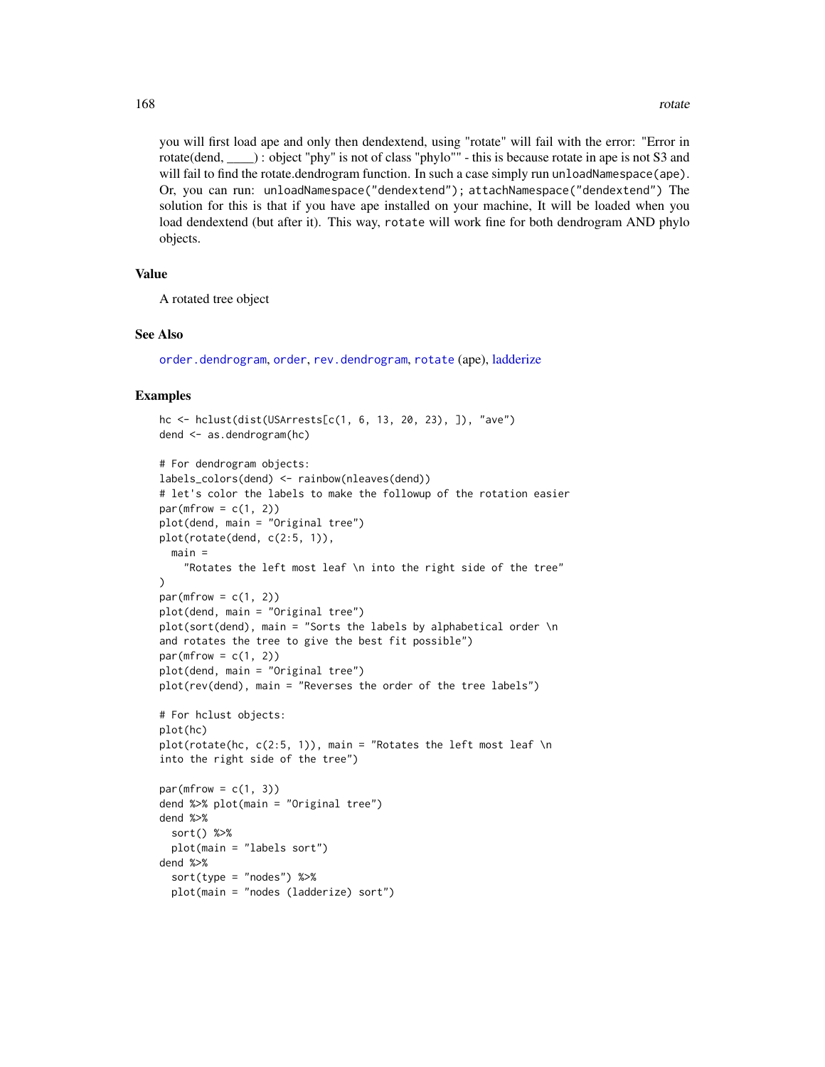you will first load ape and only then dendextend, using "rotate" will fail with the error: "Error in rotate(dend, ____) : object "phy" is not of class "phylo"" - this is because rotate in ape is not S3 and will fail to find the rotate.dendrogram function. In such a case simply run `unloadNamespace(ape)`. Or, you can run: `unloadNamespace("dendextend"); attachNamespace("dendextend")` The solution for this is that if you have ape installed on your machine, It will be loaded when you load dendextend (but after it). This way, `rotate` will work fine for both dendrogram AND phylo objects.

## Value

A rotated tree object

## See Also

`order.dendrogram`, `order`, `rev.dendrogram`, `rotate` (ape), ladderize

## Examples

```
hc <- hclust(dist(USArrests[c(1, 6, 13, 20, 23), ]), "ave")
dend <- as.dendrogram(hc)

# For dendrogram objects:
labels_colors(dend) <- rainbow(nleaves(dend))
# let's color the labels to make the followup of the rotation easier
par(mfrow = c(1, 2))
plot(dend, main = "Original tree")
plot(rotate(dend, c(2:5, 1)),
  main =
    "Rotates the left most leaf \n into the right side of the tree"
)
par(mfrow = c(1, 2))
plot(dend, main = "Original tree")
plot(sort(dend), main = "Sorts the labels by alphabetical order \n
and rotates the tree to give the best fit possible")
par(mfrow = c(1, 2))
plot(dend, main = "Original tree")
plot(rev(dend), main = "Reverses the order of the tree labels")

# For hclust objects:
plot(hc)
plot(rotate(hc, c(2:5, 1)), main = "Rotates the left most leaf \n
into the right side of the tree")

par(mfrow = c(1, 3))
dend %>% plot(main = "Original tree")
dend %>%
  sort() %>%
  plot(main = "labels sort")
dend %>%
  sort(type = "nodes") %>%
  plot(main = "nodes (ladderize) sort")
```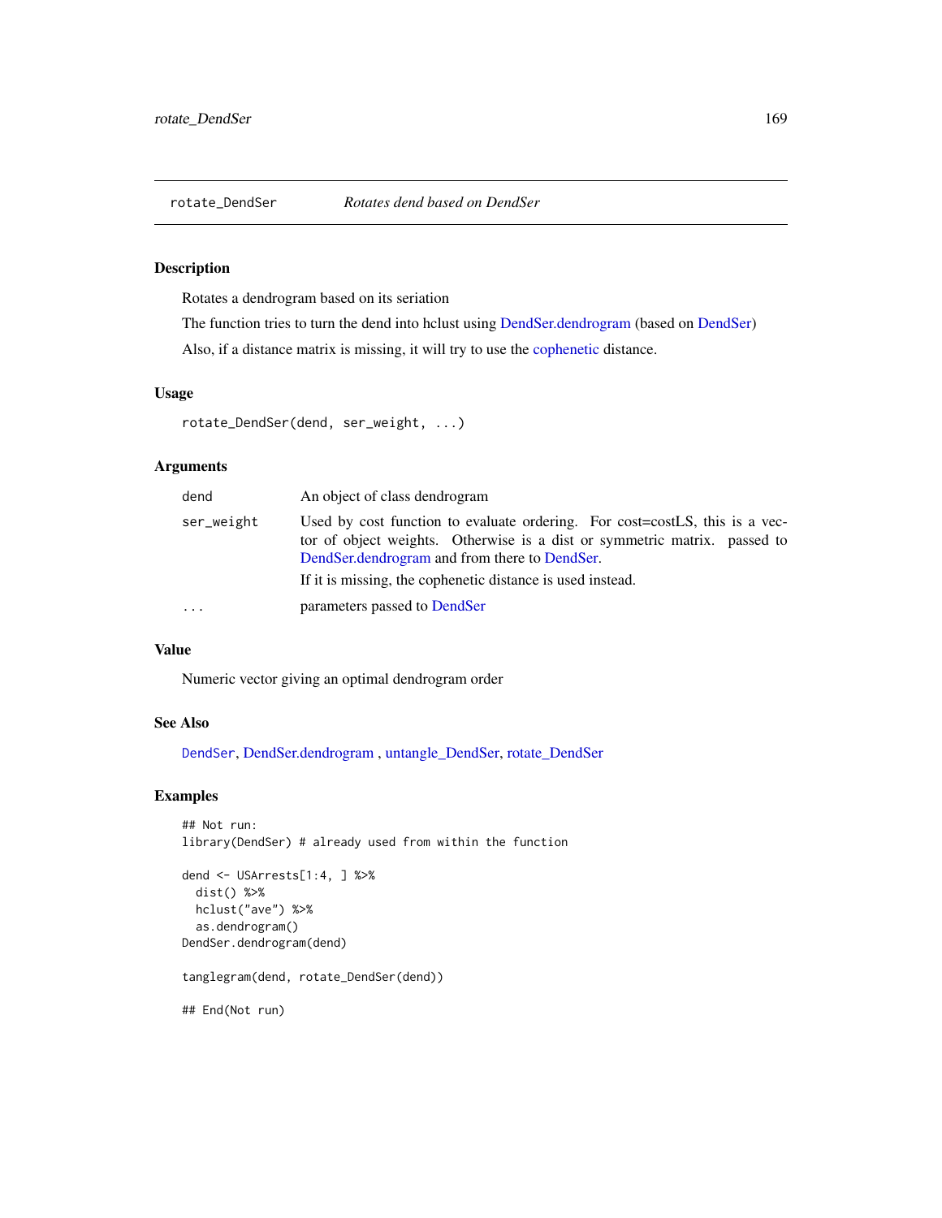## rotate_DendSer — *Rotates dend based on DendSer*

### Description

Rotates a dendrogram based on its seriation

The function tries to turn the dend into hclust using DendSer.dendrogram (based on DendSer)

Also, if a distance matrix is missing, it will try to use the cophenetic distance.

### Usage

```
rotate_DendSer(dend, ser_weight, ...)
```

### Arguments

| | |
|---|---|
| dend | An object of class dendrogram |
| ser_weight | Used by cost function to evaluate ordering. For cost=costLS, this is a vector of object weights. Otherwise is a dist or symmetric matrix. passed to DendSer.dendrogram and from there to DendSer.<br>If it is missing, the cophenetic distance is used instead. |
| ... | parameters passed to DendSer |

### Value

Numeric vector giving an optimal dendrogram order

### See Also

DendSer, DendSer.dendrogram , untangle_DendSer, rotate_DendSer

### Examples

```
## Not run:
library(DendSer) # already used from within the function

dend <- USArrests[1:4, ] %>%
  dist() %>%
  hclust("ave") %>%
  as.dendrogram()
DendSer.dendrogram(dend)

tanglegram(dend, rotate_DendSer(dend))

## End(Not run)
```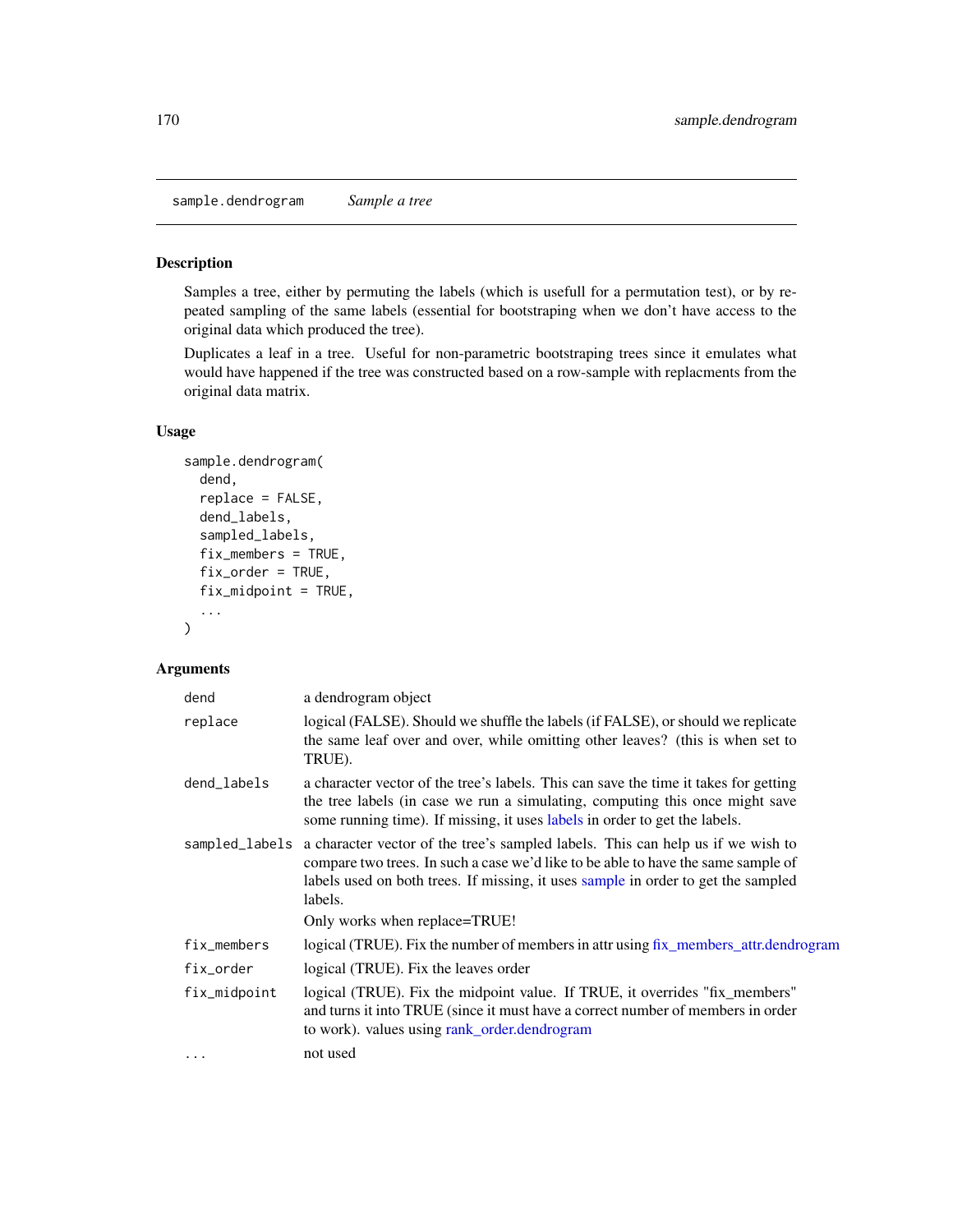# sample.dendrogram *Sample a tree*

## Description

Samples a tree, either by permuting the labels (which is usefull for a permutation test), or by repeated sampling of the same labels (essential for bootstraping when we don't have access to the original data which produced the tree).

Duplicates a leaf in a tree. Useful for non-parametric bootstraping trees since it emulates what would have happened if the tree was constructed based on a row-sample with replacments from the original data matrix.

## Usage

```
sample.dendrogram(
  dend,
  replace = FALSE,
  dend_labels,
  sampled_labels,
  fix_members = TRUE,
  fix_order = TRUE,
  fix_midpoint = TRUE,
  ...
)
```

## Arguments

| | |
|---|---|
| dend | a dendrogram object |
| replace | logical (FALSE). Should we shuffle the labels (if FALSE), or should we replicate the same leaf over and over, while omitting other leaves? (this is when set to TRUE). |
| dend_labels | a character vector of the tree's labels. This can save the time it takes for getting the tree labels (in case we run a simulating, computing this once might save some running time). If missing, it uses labels in order to get the labels. |
| sampled_labels | a character vector of the tree's sampled labels. This can help us if we wish to compare two trees. In such a case we'd like to be able to have the same sample of labels used on both trees. If missing, it uses sample in order to get the sampled labels.<br>Only works when replace=TRUE! |
| fix_members | logical (TRUE). Fix the number of members in attr using fix_members_attr.dendrogram |
| fix_order | logical (TRUE). Fix the leaves order |
| fix_midpoint | logical (TRUE). Fix the midpoint value. If TRUE, it overrides "fix_members" and turns it into TRUE (since it must have a correct number of members in order to work). values using rank_order.dendrogram |
| ... | not used |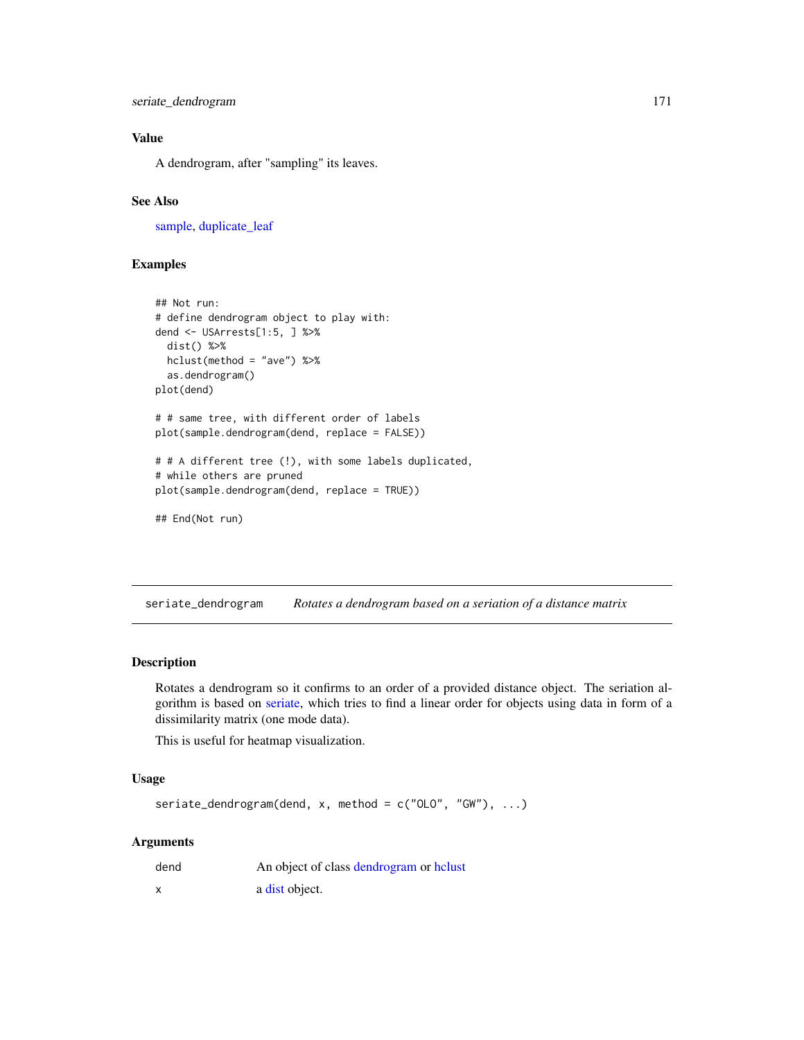### Value

A dendrogram, after "sampling" its leaves.

### See Also

sample, duplicate_leaf

### Examples

```
## Not run:
# define dendrogram object to play with:
dend <- USArrests[1:5, ] %>%
  dist() %>%
  hclust(method = "ave") %>%
  as.dendrogram()
plot(dend)

# # same tree, with different order of labels
plot(sample.dendrogram(dend, replace = FALSE))

# # A different tree (!), with some labels duplicated,
# while others are pruned
plot(sample.dendrogram(dend, replace = TRUE))

## End(Not run)
```

---

## seriate_dendrogram *Rotates a dendrogram based on a seriation of a distance matrix*

### Description

Rotates a dendrogram so it confirms to an order of a provided distance object. The seriation algorithm is based on seriate, which tries to find a linear order for objects using data in form of a dissimilarity matrix (one mode data).

This is useful for heatmap visualization.

### Usage

```
seriate_dendrogram(dend, x, method = c("OLO", "GW"), ...)
```

### Arguments

| | |
|---|---|
| dend | An object of class dendrogram or hclust |
| x | a dist object. |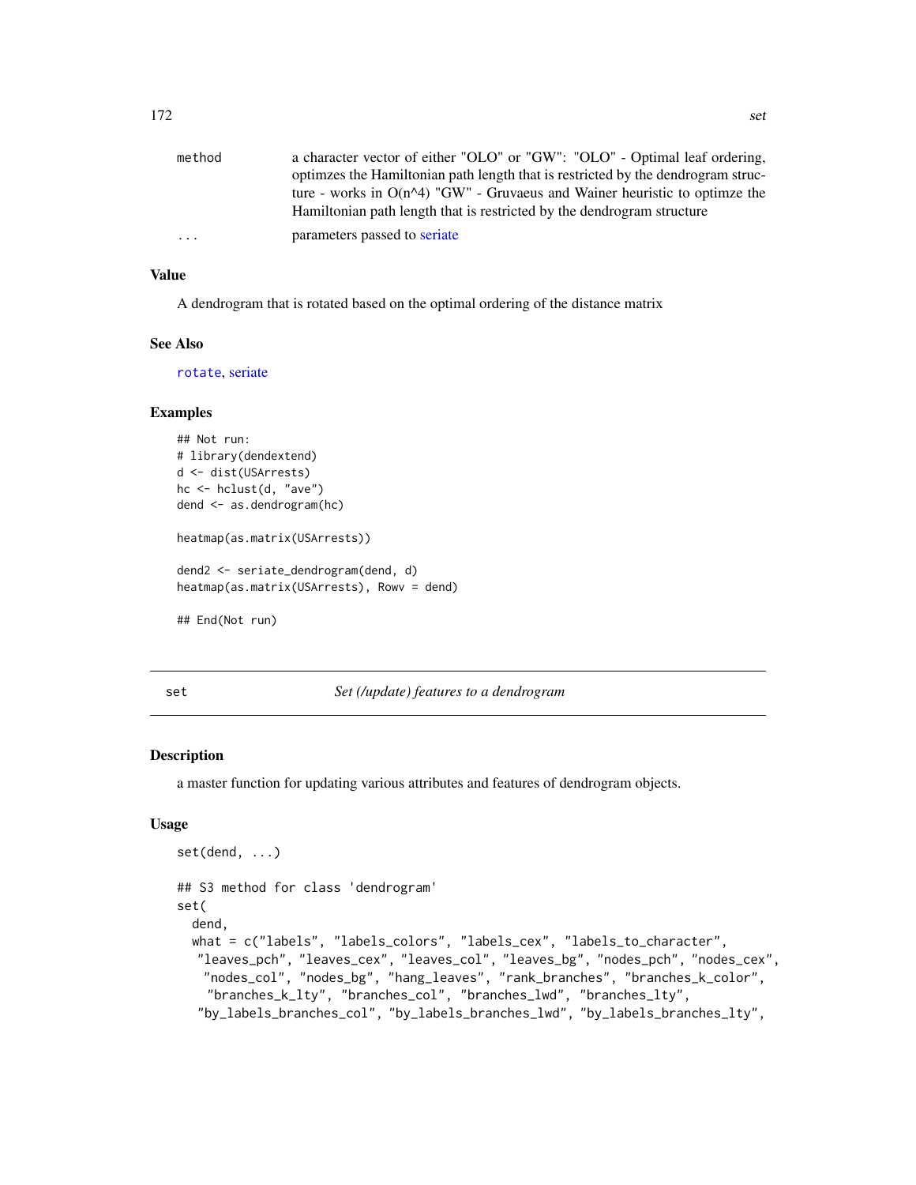| | |
|---|---|
| method | a character vector of either "OLO" or "GW": "OLO" - Optimal leaf ordering, optimzes the Hamiltonian path length that is restricted by the dendrogram structure - works in O(n^4) "GW" - Gruvaeus and Wainer heuristic to optimze the Hamiltonian path length that is restricted by the dendrogram structure |
| ... | parameters passed to seriate |

### Value

A dendrogram that is rotated based on the optimal ordering of the distance matrix

### See Also

rotate, seriate

### Examples

```
## Not run:
# library(dendextend)
d <- dist(USArrests)
hc <- hclust(d, "ave")
dend <- as.dendrogram(hc)

heatmap(as.matrix(USArrests))

dend2 <- seriate_dendrogram(dend, d)
heatmap(as.matrix(USArrests), Rowv = dend)

## End(Not run)
```

---

## set — *Set (/update) features to a dendrogram*

### Description

a master function for updating various attributes and features of dendrogram objects.

### Usage

```
set(dend, ...)

## S3 method for class 'dendrogram'
set(
  dend,
  what = c("labels", "labels_colors", "labels_cex", "labels_to_character",
   "leaves_pch", "leaves_cex", "leaves_col", "leaves_bg", "nodes_pch", "nodes_cex",
    "nodes_col", "nodes_bg", "hang_leaves", "rank_branches", "branches_k_color",
     "branches_k_lty", "branches_col", "branches_lwd", "branches_lty",
   "by_labels_branches_col", "by_labels_branches_lwd", "by_labels_branches_lty",
```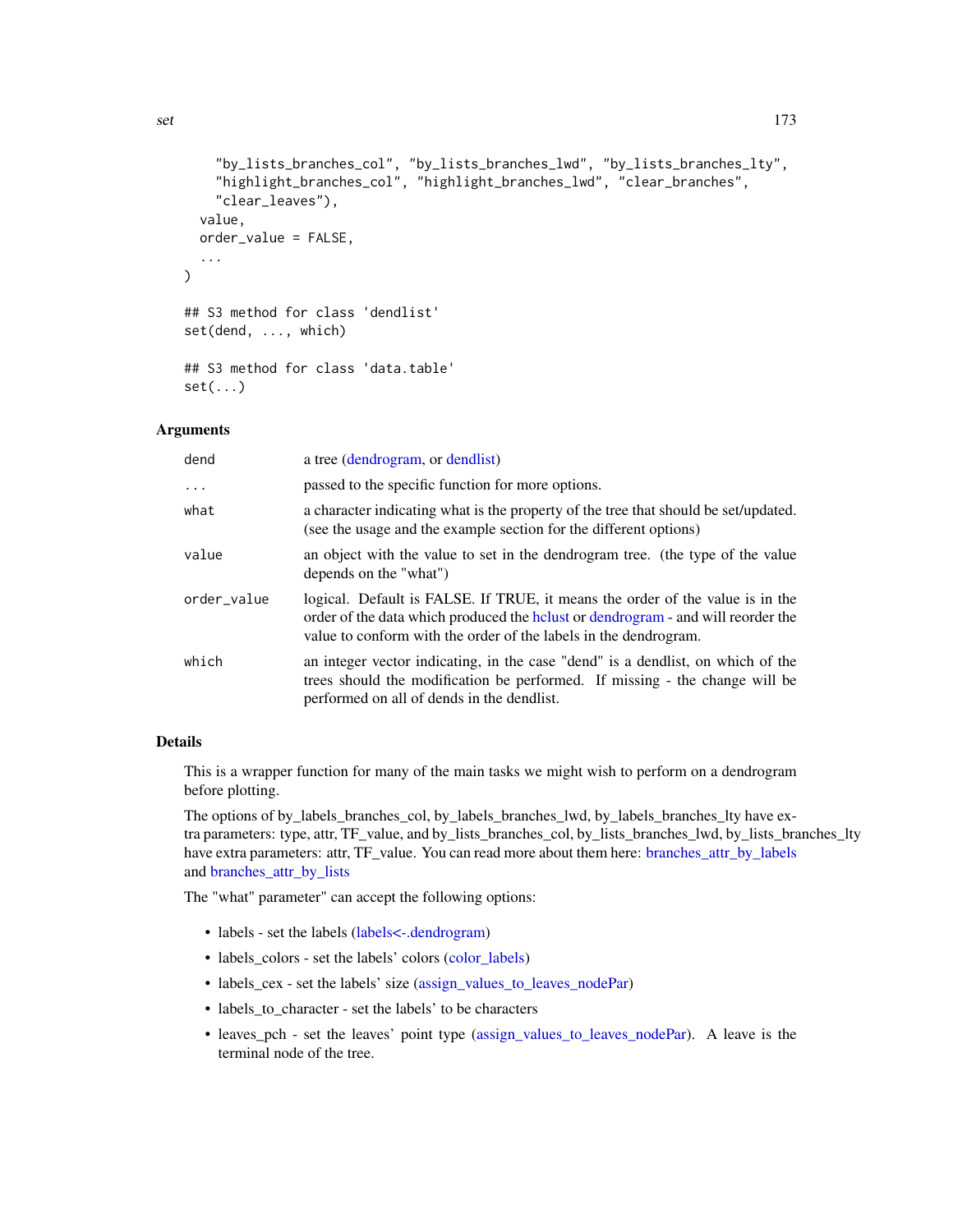```
    "by_lists_branches_col", "by_lists_branches_lwd", "by_lists_branches_lty",
    "highlight_branches_col", "highlight_branches_lwd", "clear_branches",
    "clear_leaves"),
  value,
  order_value = FALSE,
  ...
)

## S3 method for class 'dendlist'
set(dend, ..., which)

## S3 method for class 'data.table'
set(...)
```

### Arguments

| | |
|---|---|
| dend | a tree (dendrogram, or dendlist) |
| ... | passed to the specific function for more options. |
| what | a character indicating what is the property of the tree that should be set/updated. (see the usage and the example section for the different options) |
| value | an object with the value to set in the dendrogram tree. (the type of the value depends on the "what") |
| order_value | logical. Default is FALSE. If TRUE, it means the order of the value is in the order of the data which produced the hclust or dendrogram - and will reorder the value to conform with the order of the labels in the dendrogram. |
| which | an integer vector indicating, in the case "dend" is a dendlist, on which of the trees should the modification be performed. If missing - the change will be performed on all of dends in the dendlist. |

### Details

This is a wrapper function for many of the main tasks we might wish to perform on a dendrogram before plotting.

The options of by_labels_branches_col, by_labels_branches_lwd, by_labels_branches_lty have extra parameters: type, attr, TF_value, and by_lists_branches_col, by_lists_branches_lwd, by_lists_branches_lty have extra parameters: attr, TF_value. You can read more about them here: branches_attr_by_labels and branches_attr_by_lists

The "what" parameter" can accept the following options:

- labels - set the labels (labels<-.dendrogram)
- labels_colors - set the labels' colors (color_labels)
- labels_cex - set the labels' size (assign_values_to_leaves_nodePar)
- labels_to_character - set the labels' to be characters
- leaves_pch - set the leaves' point type (assign_values_to_leaves_nodePar). A leave is the terminal node of the tree.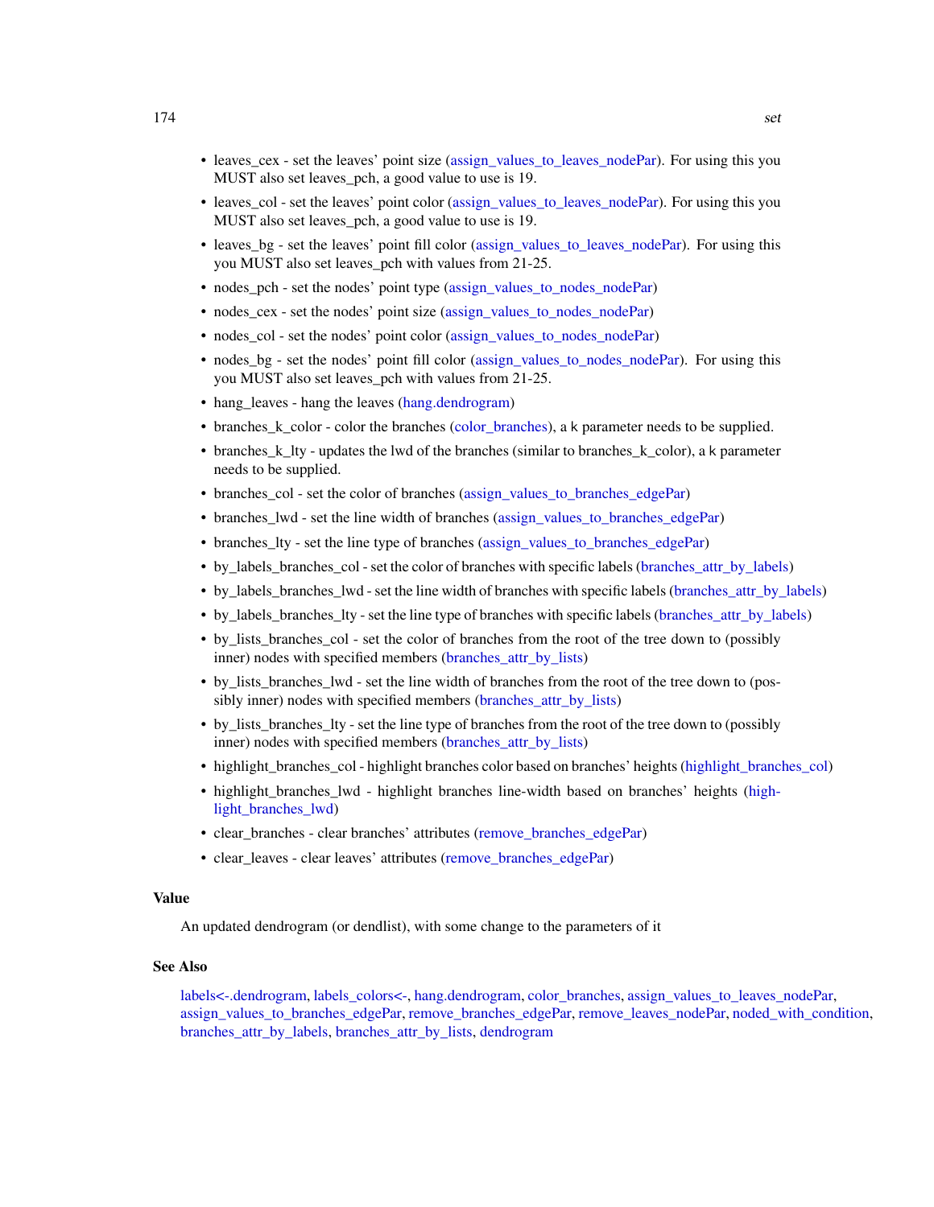- leaves_cex - set the leaves' point size (assign_values_to_leaves_nodePar). For using this you MUST also set leaves_pch, a good value to use is 19.
- leaves_col - set the leaves' point color (assign_values_to_leaves_nodePar). For using this you MUST also set leaves_pch, a good value to use is 19.
- leaves_bg - set the leaves' point fill color (assign_values_to_leaves_nodePar). For using this you MUST also set leaves_pch with values from 21-25.
- nodes_pch - set the nodes' point type (assign_values_to_nodes_nodePar)
- nodes_cex - set the nodes' point size (assign_values_to_nodes_nodePar)
- nodes_col - set the nodes' point color (assign_values_to_nodes_nodePar)
- nodes_bg - set the nodes' point fill color (assign_values_to_nodes_nodePar). For using this you MUST also set leaves_pch with values from 21-25.
- hang_leaves - hang the leaves (hang.dendrogram)
- branches_k_color - color the branches (color_branches), a k parameter needs to be supplied.
- branches_k_lty - updates the lwd of the branches (similar to branches_k_color), a k parameter needs to be supplied.
- branches_col - set the color of branches (assign_values_to_branches_edgePar)
- branches_lwd - set the line width of branches (assign_values_to_branches_edgePar)
- branches_lty - set the line type of branches (assign_values_to_branches_edgePar)
- by_labels_branches_col - set the color of branches with specific labels (branches_attr_by_labels)
- by_labels_branches_lwd - set the line width of branches with specific labels (branches_attr_by_labels)
- by_labels_branches_lty - set the line type of branches with specific labels (branches_attr_by_labels)
- by_lists_branches_col - set the color of branches from the root of the tree down to (possibly inner) nodes with specified members (branches_attr_by_lists)
- by_lists_branches_lwd - set the line width of branches from the root of the tree down to (possibly inner) nodes with specified members (branches_attr_by_lists)
- by_lists_branches_lty - set the line type of branches from the root of the tree down to (possibly inner) nodes with specified members (branches_attr_by_lists)
- highlight_branches_col - highlight branches color based on branches' heights (highlight_branches_col)
- highlight_branches_lwd - highlight branches line-width based on branches' heights (highlight_branches_lwd)
- clear_branches - clear branches' attributes (remove_branches_edgePar)
- clear_leaves - clear leaves' attributes (remove_branches_edgePar)

## Value

An updated dendrogram (or dendlist), with some change to the parameters of it

## See Also

labels<-.dendrogram, labels_colors<-, hang.dendrogram, color_branches, assign_values_to_leaves_nodePar, assign_values_to_branches_edgePar, remove_branches_edgePar, remove_leaves_nodePar, noded_with_condition, branches_attr_by_labels, branches_attr_by_lists, dendrogram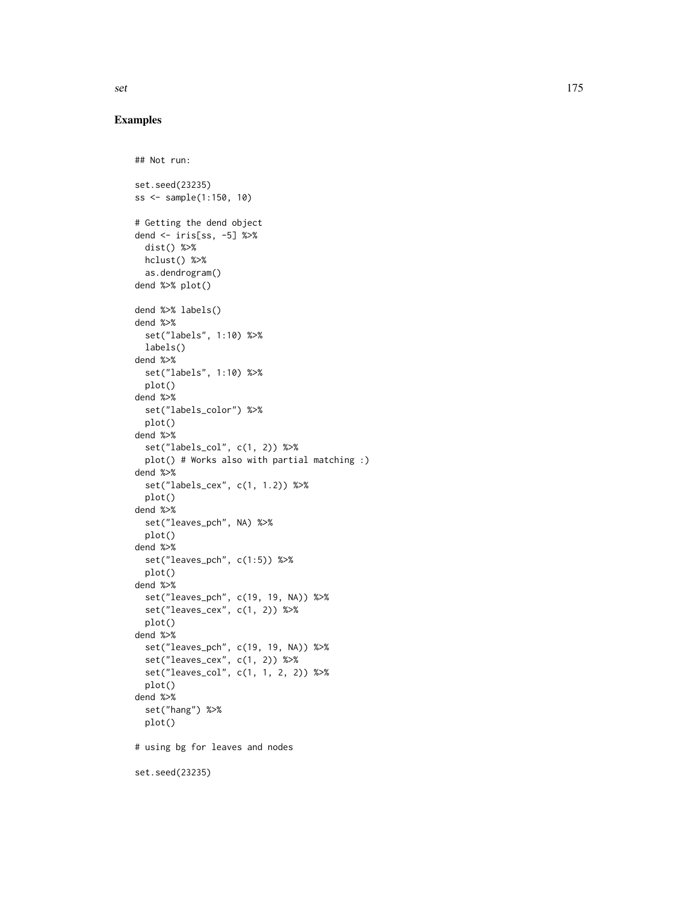## Examples

```
## Not run:

set.seed(23235)
ss <- sample(1:150, 10)

# Getting the dend object
dend <- iris[ss, -5] %>%
  dist() %>%
  hclust() %>%
  as.dendrogram()
dend %>% plot()

dend %>% labels()
dend %>%
  set("labels", 1:10) %>%
  labels()
dend %>%
  set("labels", 1:10) %>%
  plot()
dend %>%
  set("labels_color") %>%
  plot()
dend %>%
  set("labels_col", c(1, 2)) %>%
  plot() # Works also with partial matching :)
dend %>%
  set("labels_cex", c(1, 1.2)) %>%
  plot()
dend %>%
  set("leaves_pch", NA) %>%
  plot()
dend %>%
  set("leaves_pch", c(1:5)) %>%
  plot()
dend %>%
  set("leaves_pch", c(19, 19, NA)) %>%
  set("leaves_cex", c(1, 2)) %>%
  plot()
dend %>%
  set("leaves_pch", c(19, 19, NA)) %>%
  set("leaves_cex", c(1, 2)) %>%
  set("leaves_col", c(1, 1, 2, 2)) %>%
  plot()
dend %>%
  set("hang") %>%
  plot()

# using bg for leaves and nodes

set.seed(23235)
```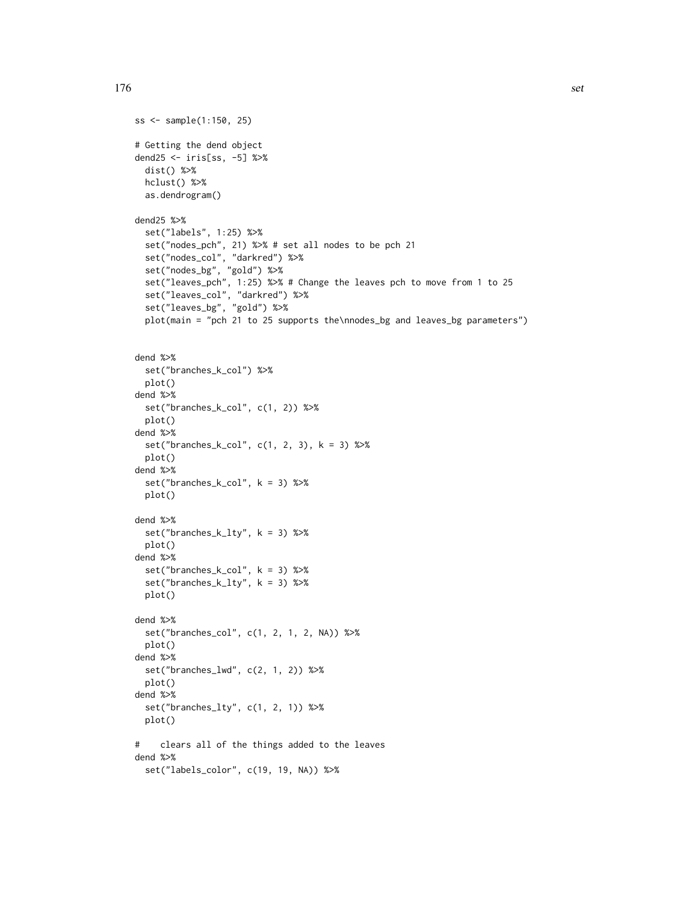```
ss <- sample(1:150, 25)

# Getting the dend object
dend25 <- iris[ss, -5] %>%
  dist() %>%
  hclust() %>%
  as.dendrogram()

dend25 %>%
  set("labels", 1:25) %>%
  set("nodes_pch", 21) %>% # set all nodes to be pch 21
  set("nodes_col", "darkred") %>%
  set("nodes_bg", "gold") %>%
  set("leaves_pch", 1:25) %>% # Change the leaves pch to move from 1 to 25
  set("leaves_col", "darkred") %>%
  set("leaves_bg", "gold") %>%
  plot(main = "pch 21 to 25 supports the\nnodes_bg and leaves_bg parameters")


dend %>%
  set("branches_k_col") %>%
  plot()
dend %>%
  set("branches_k_col", c(1, 2)) %>%
  plot()
dend %>%
  set("branches_k_col", c(1, 2, 3), k = 3) %>%
  plot()
dend %>%
  set("branches_k_col", k = 3) %>%
  plot()

dend %>%
  set("branches_k_lty", k = 3) %>%
  plot()
dend %>%
  set("branches_k_col", k = 3) %>%
  set("branches_k_lty", k = 3) %>%
  plot()

dend %>%
  set("branches_col", c(1, 2, 1, 2, NA)) %>%
  plot()
dend %>%
  set("branches_lwd", c(2, 1, 2)) %>%
  plot()
dend %>%
  set("branches_lty", c(1, 2, 1)) %>%
  plot()

#    clears all of the things added to the leaves
dend %>%
  set("labels_color", c(19, 19, NA)) %>%
```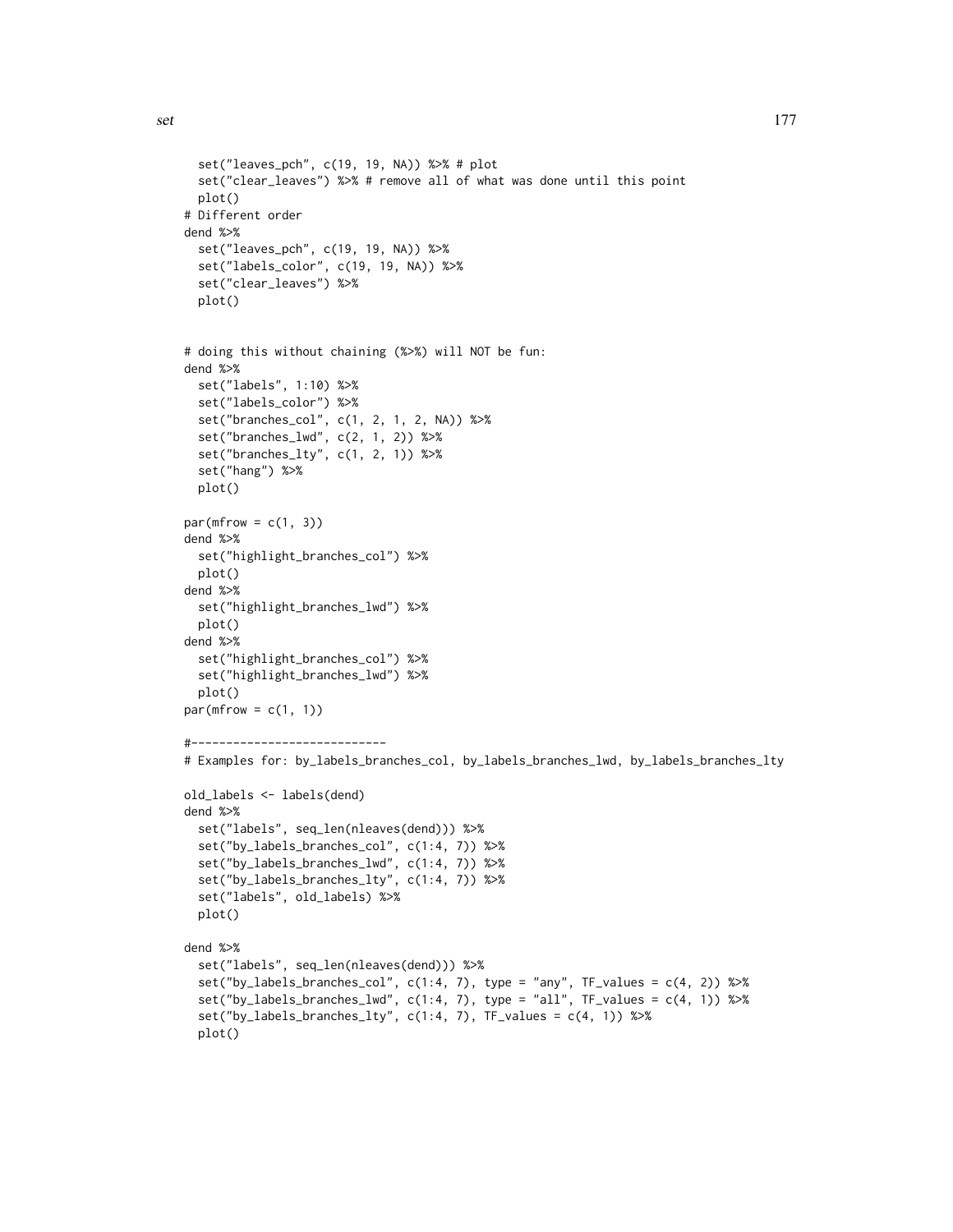```
  set("leaves_pch", c(19, 19, NA)) %>% # plot
  set("clear_leaves") %>% # remove all of what was done until this point
  plot()
# Different order
dend %>%
  set("leaves_pch", c(19, 19, NA)) %>%
  set("labels_color", c(19, 19, NA)) %>%
  set("clear_leaves") %>%
  plot()


# doing this without chaining (%>%) will NOT be fun:
dend %>%
  set("labels", 1:10) %>%
  set("labels_color") %>%
  set("branches_col", c(1, 2, 1, 2, NA)) %>%
  set("branches_lwd", c(2, 1, 2)) %>%
  set("branches_lty", c(1, 2, 1)) %>%
  set("hang") %>%
  plot()

par(mfrow = c(1, 3))
dend %>%
  set("highlight_branches_col") %>%
  plot()
dend %>%
  set("highlight_branches_lwd") %>%
  plot()
dend %>%
  set("highlight_branches_col") %>%
  set("highlight_branches_lwd") %>%
  plot()
par(mfrow = c(1, 1))

#----------------------------
# Examples for: by_labels_branches_col, by_labels_branches_lwd, by_labels_branches_lty

old_labels <- labels(dend)
dend %>%
  set("labels", seq_len(nleaves(dend))) %>%
  set("by_labels_branches_col", c(1:4, 7)) %>%
  set("by_labels_branches_lwd", c(1:4, 7)) %>%
  set("by_labels_branches_lty", c(1:4, 7)) %>%
  set("labels", old_labels) %>%
  plot()

dend %>%
  set("labels", seq_len(nleaves(dend))) %>%
  set("by_labels_branches_col", c(1:4, 7), type = "any", TF_values = c(4, 2)) %>%
  set("by_labels_branches_lwd", c(1:4, 7), type = "all", TF_values = c(4, 1)) %>%
  set("by_labels_branches_lty", c(1:4, 7), TF_values = c(4, 1)) %>%
  plot()
```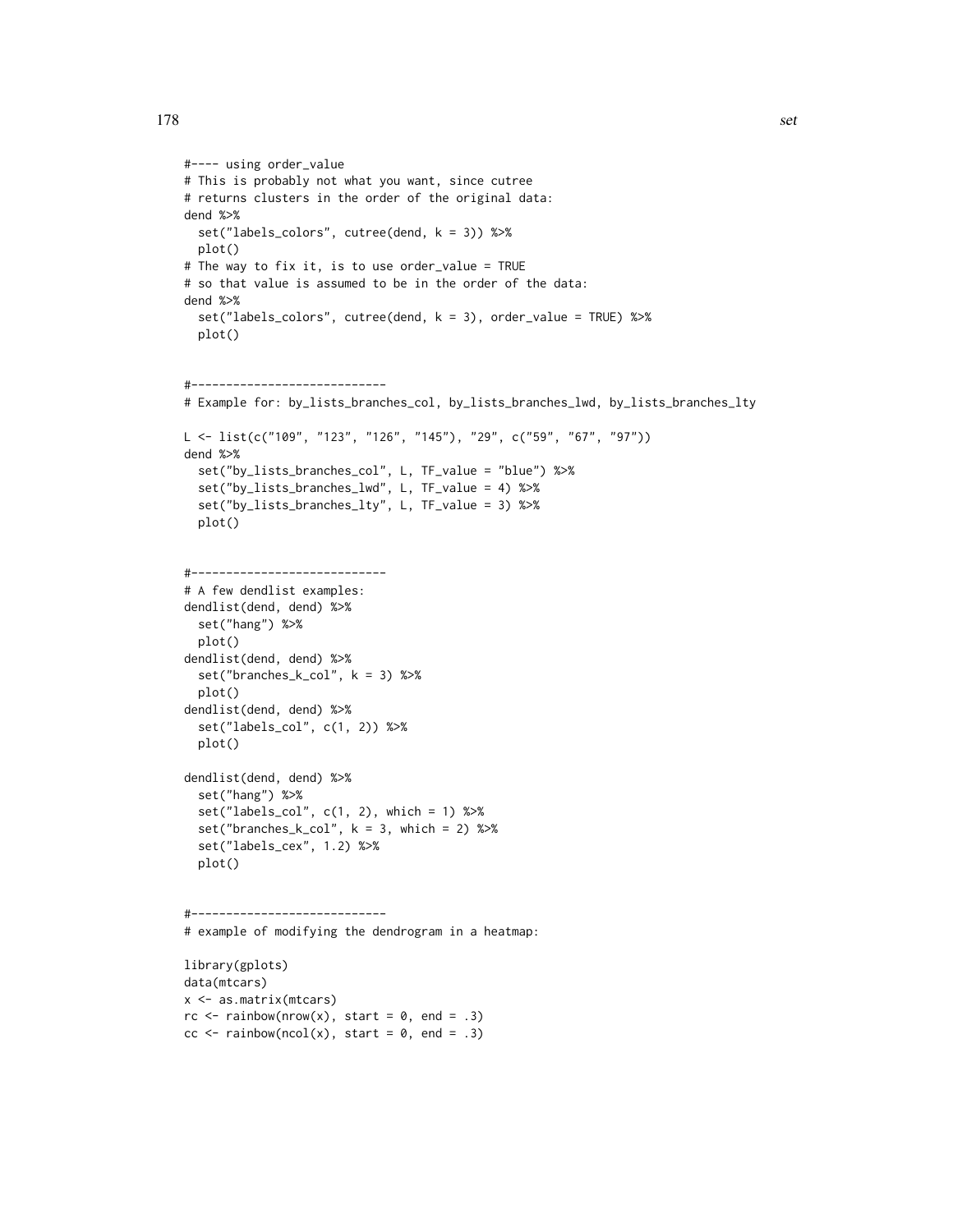```
#---- using order_value
# This is probably not what you want, since cutree
# returns clusters in the order of the original data:
dend %>%
  set("labels_colors", cutree(dend, k = 3)) %>%
  plot()
# The way to fix it, is to use order_value = TRUE
# so that value is assumed to be in the order of the data:
dend %>%
  set("labels_colors", cutree(dend, k = 3), order_value = TRUE) %>%
  plot()


#----------------------------
# Example for: by_lists_branches_col, by_lists_branches_lwd, by_lists_branches_lty

L <- list(c("109", "123", "126", "145"), "29", c("59", "67", "97"))
dend %>%
  set("by_lists_branches_col", L, TF_value = "blue") %>%
  set("by_lists_branches_lwd", L, TF_value = 4) %>%
  set("by_lists_branches_lty", L, TF_value = 3) %>%
  plot()


#----------------------------
# A few dendlist examples:
dendlist(dend, dend) %>%
  set("hang") %>%
  plot()
dendlist(dend, dend) %>%
  set("branches_k_col", k = 3) %>%
  plot()
dendlist(dend, dend) %>%
  set("labels_col", c(1, 2)) %>%
  plot()

dendlist(dend, dend) %>%
  set("hang") %>%
  set("labels_col", c(1, 2), which = 1) %>%
  set("branches_k_col", k = 3, which = 2) %>%
  set("labels_cex", 1.2) %>%
  plot()


#----------------------------
# example of modifying the dendrogram in a heatmap:

library(gplots)
data(mtcars)
x <- as.matrix(mtcars)
rc <- rainbow(nrow(x), start = 0, end = .3)
cc <- rainbow(ncol(x), start = 0, end = .3)
```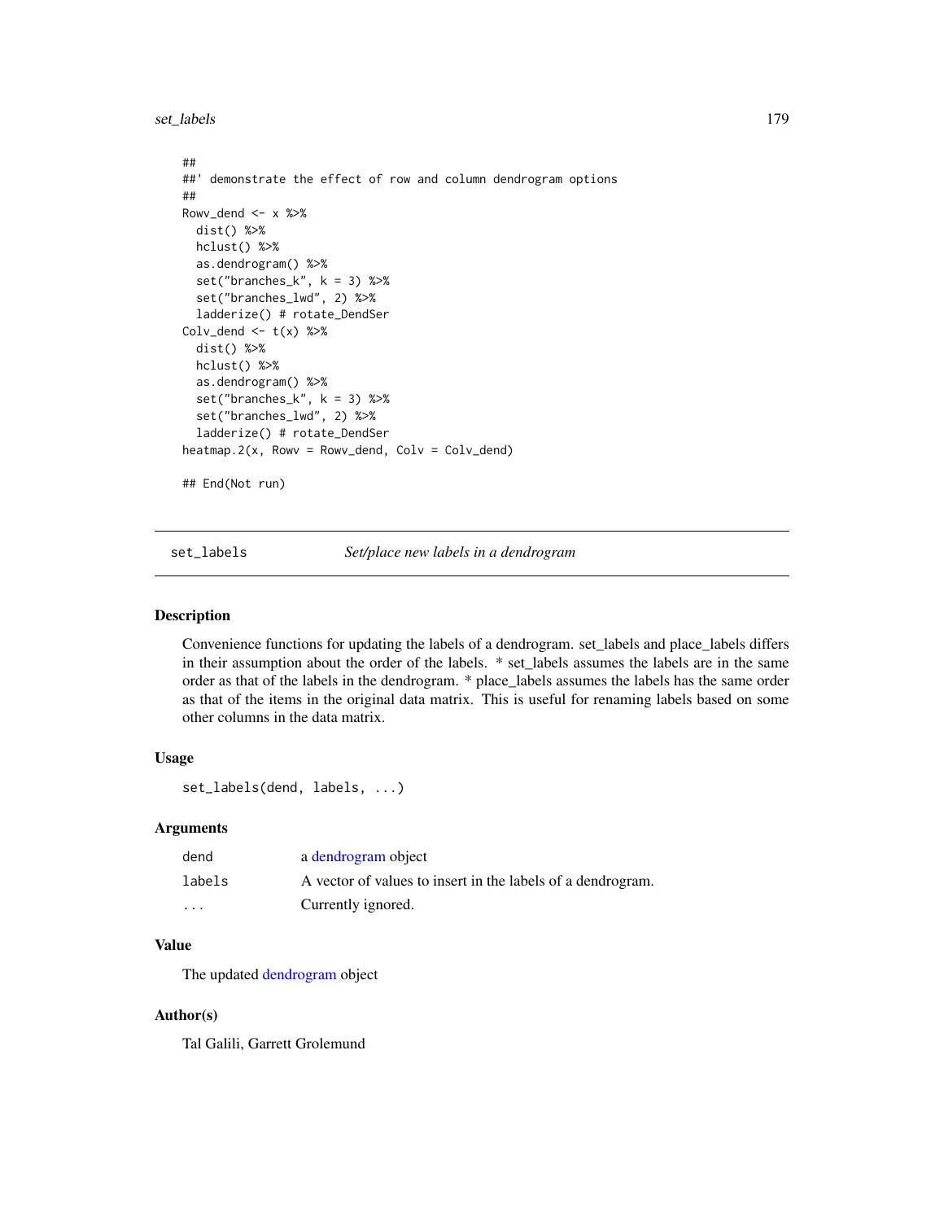```
##
##' demonstrate the effect of row and column dendrogram options
##
Rowv_dend <- x %>%
  dist() %>%
  hclust() %>%
  as.dendrogram() %>%
  set("branches_k", k = 3) %>%
  set("branches_lwd", 2) %>%
  ladderize() # rotate_DendSer
Colv_dend <- t(x) %>%
  dist() %>%
  hclust() %>%
  as.dendrogram() %>%
  set("branches_k", k = 3) %>%
  set("branches_lwd", 2) %>%
  ladderize() # rotate_DendSer
heatmap.2(x, Rowv = Rowv_dend, Colv = Colv_dend)

## End(Not run)
```

---

`set_labels` *Set/place new labels in a dendrogram*

---

### Description

Convenience functions for updating the labels of a dendrogram. set_labels and place_labels differs in their assumption about the order of the labels. * set_labels assumes the labels are in the same order as that of the labels in the dendrogram. * place_labels assumes the labels has the same order as that of the items in the original data matrix. This is useful for renaming labels based on some other columns in the data matrix.

### Usage

```
set_labels(dend, labels, ...)
```

### Arguments

| | |
|---|---|
| `dend` | a dendrogram object |
| `labels` | A vector of values to insert in the labels of a dendrogram. |
| `...` | Currently ignored. |

### Value

The updated dendrogram object

### Author(s)

Tal Galili, Garrett Grolemund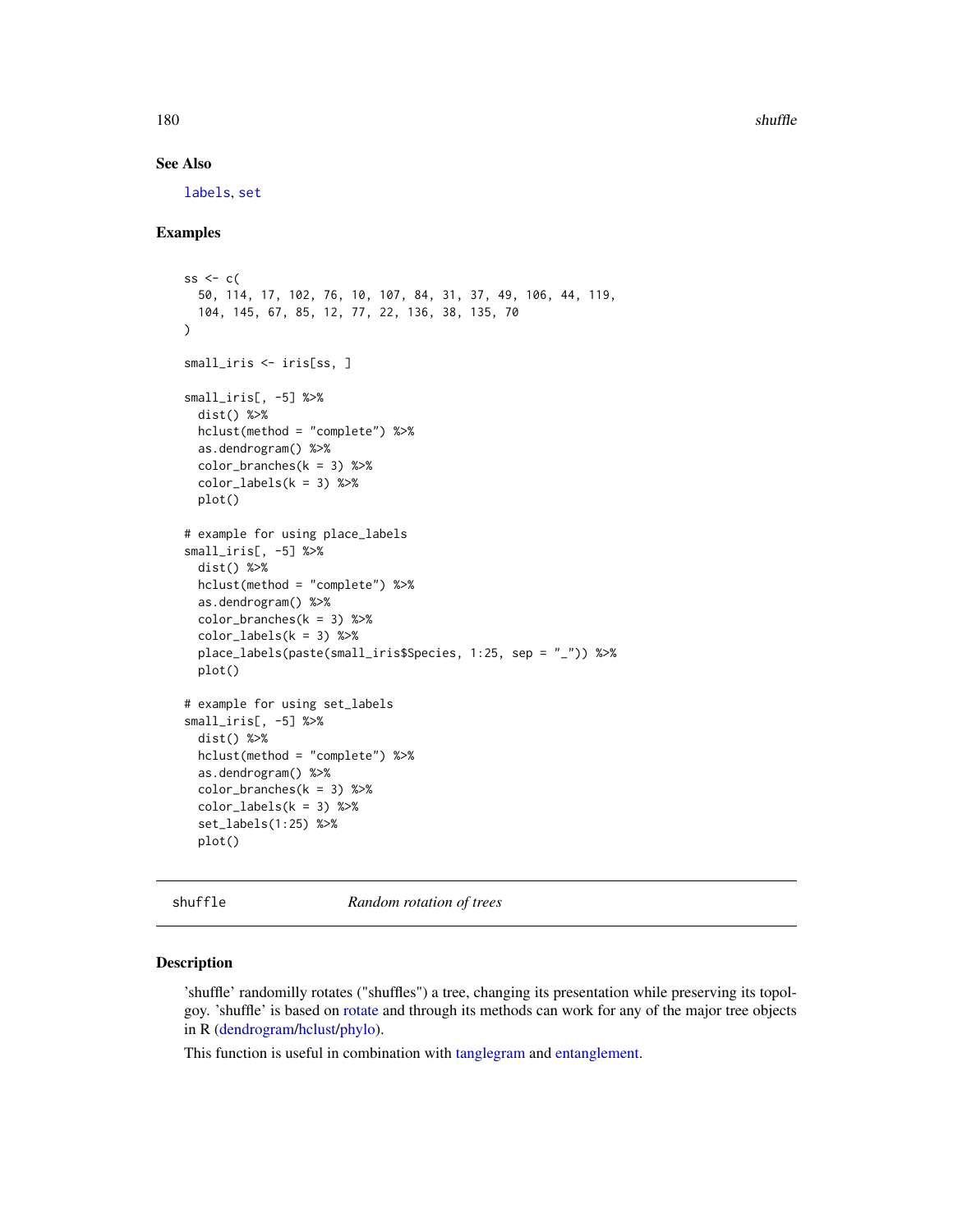## See Also

labels, set

## Examples

```
ss <- c(
  50, 114, 17, 102, 76, 10, 107, 84, 31, 37, 49, 106, 44, 119,
  104, 145, 67, 85, 12, 77, 22, 136, 38, 135, 70
)

small_iris <- iris[ss, ]

small_iris[, -5] %>%
  dist() %>%
  hclust(method = "complete") %>%
  as.dendrogram() %>%
  color_branches(k = 3) %>%
  color_labels(k = 3) %>%
  plot()

# example for using place_labels
small_iris[, -5] %>%
  dist() %>%
  hclust(method = "complete") %>%
  as.dendrogram() %>%
  color_branches(k = 3) %>%
  color_labels(k = 3) %>%
  place_labels(paste(small_iris$Species, 1:25, sep = "_")) %>%
  plot()

# example for using set_labels
small_iris[, -5] %>%
  dist() %>%
  hclust(method = "complete") %>%
  as.dendrogram() %>%
  color_branches(k = 3) %>%
  color_labels(k = 3) %>%
  set_labels(1:25) %>%
  plot()
```

---

# shuffle — *Random rotation of trees*

---

## Description

'shuffle' randomilly rotates ("shuffles") a tree, changing its presentation while preserving its topolgoy. 'shuffle' is based on rotate and through its methods can work for any of the major tree objects in R (dendrogram/hclust/phylo).

This function is useful in combination with tanglegram and entanglement.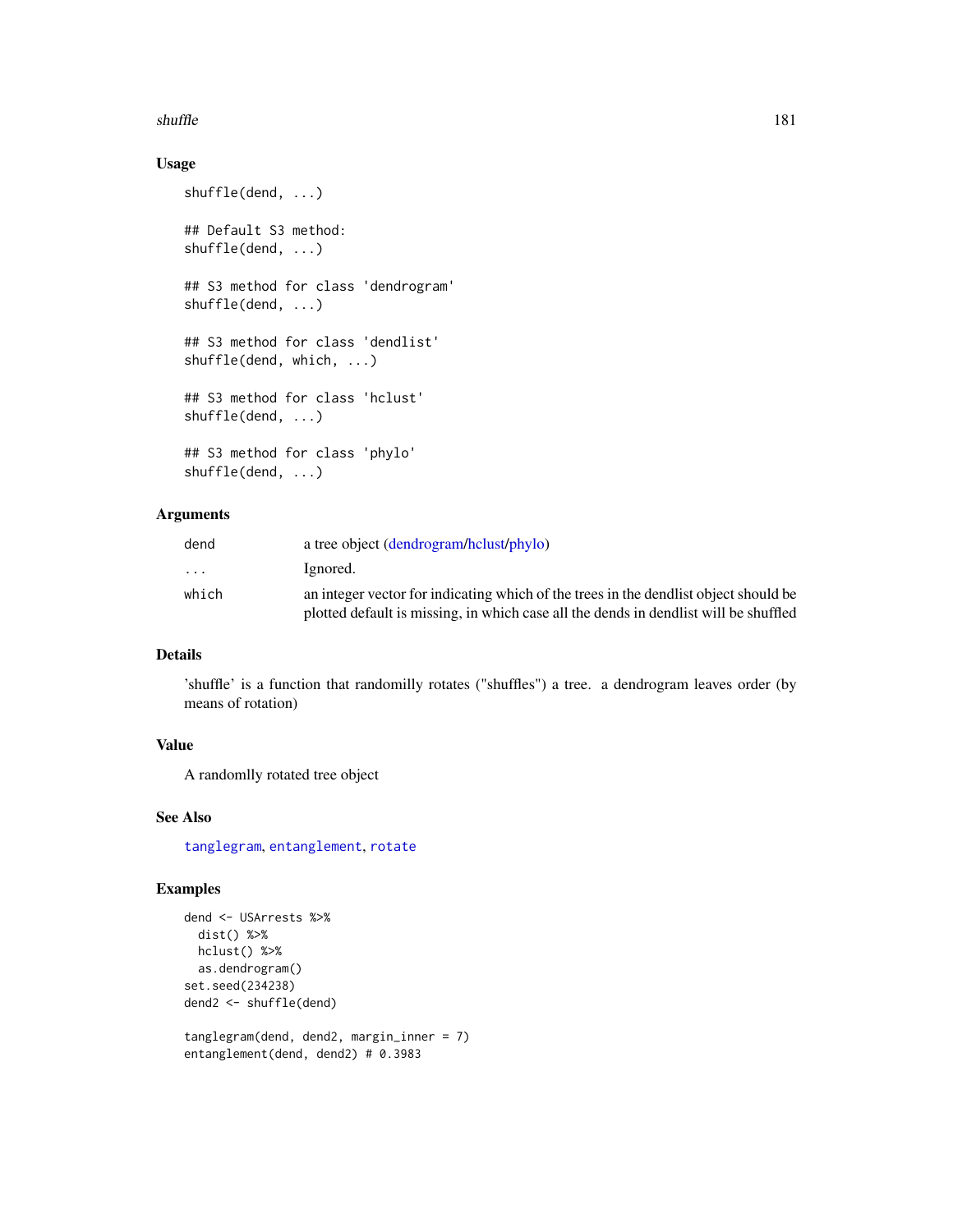## Usage

```
shuffle(dend, ...)

## Default S3 method:
shuffle(dend, ...)

## S3 method for class 'dendrogram'
shuffle(dend, ...)

## S3 method for class 'dendlist'
shuffle(dend, which, ...)

## S3 method for class 'hclust'
shuffle(dend, ...)

## S3 method for class 'phylo'
shuffle(dend, ...)
```

## Arguments

| | |
|---|---|
| dend | a tree object (dendrogram/hclust/phylo) |
| ... | Ignored. |
| which | an integer vector for indicating which of the trees in the dendlist object should be plotted default is missing, in which case all the dends in dendlist will be shuffled |

## Details

'shuffle' is a function that randomilly rotates ("shuffles") a tree. a dendrogram leaves order (by means of rotation)

## Value

A randomlly rotated tree object

## See Also

tanglegram, entanglement, rotate

## Examples

```
dend <- USArrests %>%
  dist() %>%
  hclust() %>%
  as.dendrogram()
set.seed(234238)
dend2 <- shuffle(dend)

tanglegram(dend, dend2, margin_inner = 7)
entanglement(dend, dend2) # 0.3983
```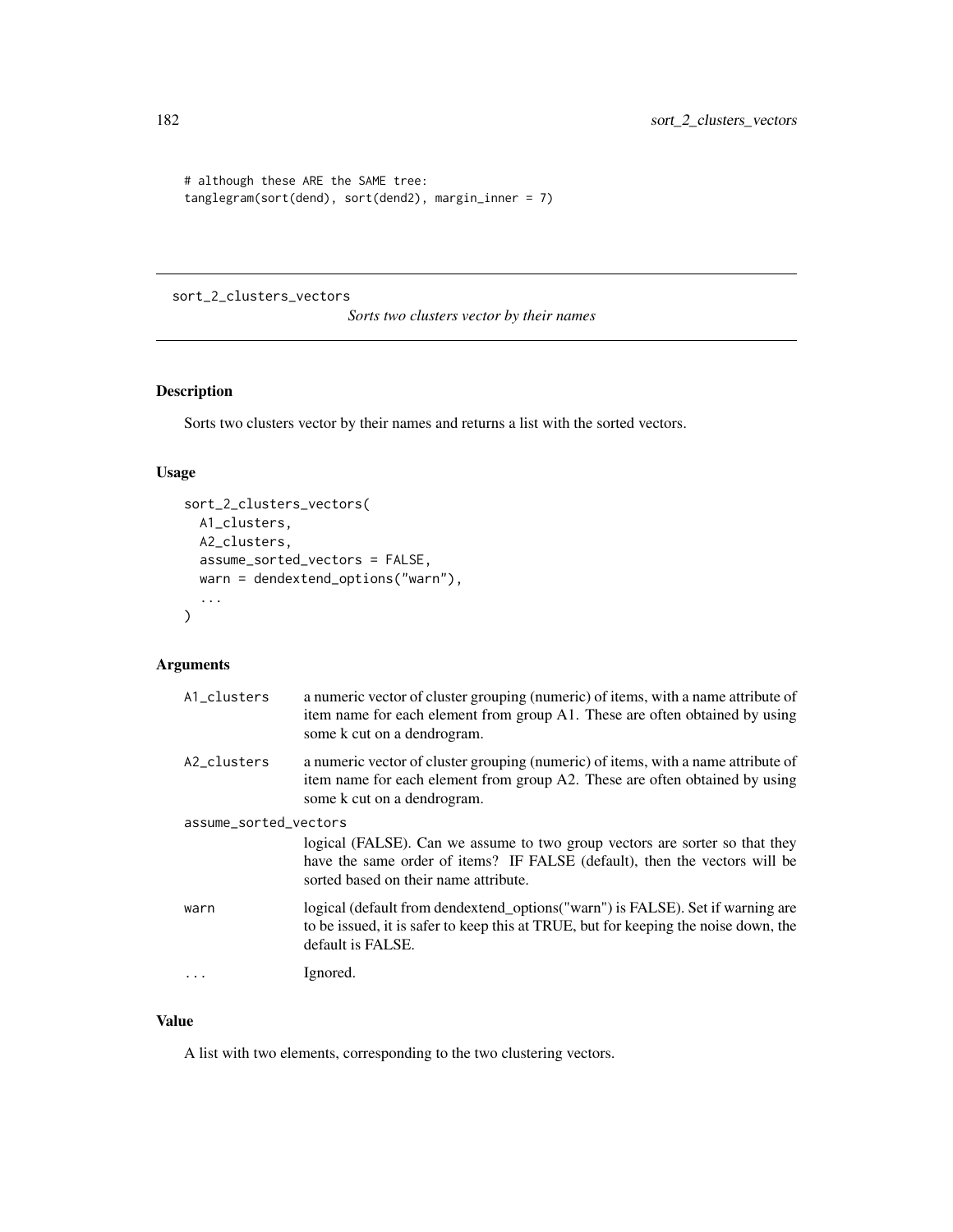```
# although these ARE the SAME tree:
tanglegram(sort(dend), sort(dend2), margin_inner = 7)
```

---

## sort_2_clusters_vectors

*Sorts two clusters vector by their names*

---

### Description

Sorts two clusters vector by their names and returns a list with the sorted vectors.

### Usage

```
sort_2_clusters_vectors(
  A1_clusters,
  A2_clusters,
  assume_sorted_vectors = FALSE,
  warn = dendextend_options("warn"),
  ...
)
```

### Arguments

| | |
|---|---|
| A1_clusters | a numeric vector of cluster grouping (numeric) of items, with a name attribute of item name for each element from group A1. These are often obtained by using some k cut on a dendrogram. |
| A2_clusters | a numeric vector of cluster grouping (numeric) of items, with a name attribute of item name for each element from group A2. These are often obtained by using some k cut on a dendrogram. |
| assume_sorted_vectors | logical (FALSE). Can we assume to two group vectors are sorter so that they have the same order of items? IF FALSE (default), then the vectors will be sorted based on their name attribute. |
| warn | logical (default from dendextend_options("warn") is FALSE). Set if warning are to be issued, it is safer to keep this at TRUE, but for keeping the noise down, the default is FALSE. |
| ... | Ignored. |

### Value

A list with two elements, corresponding to the two clustering vectors.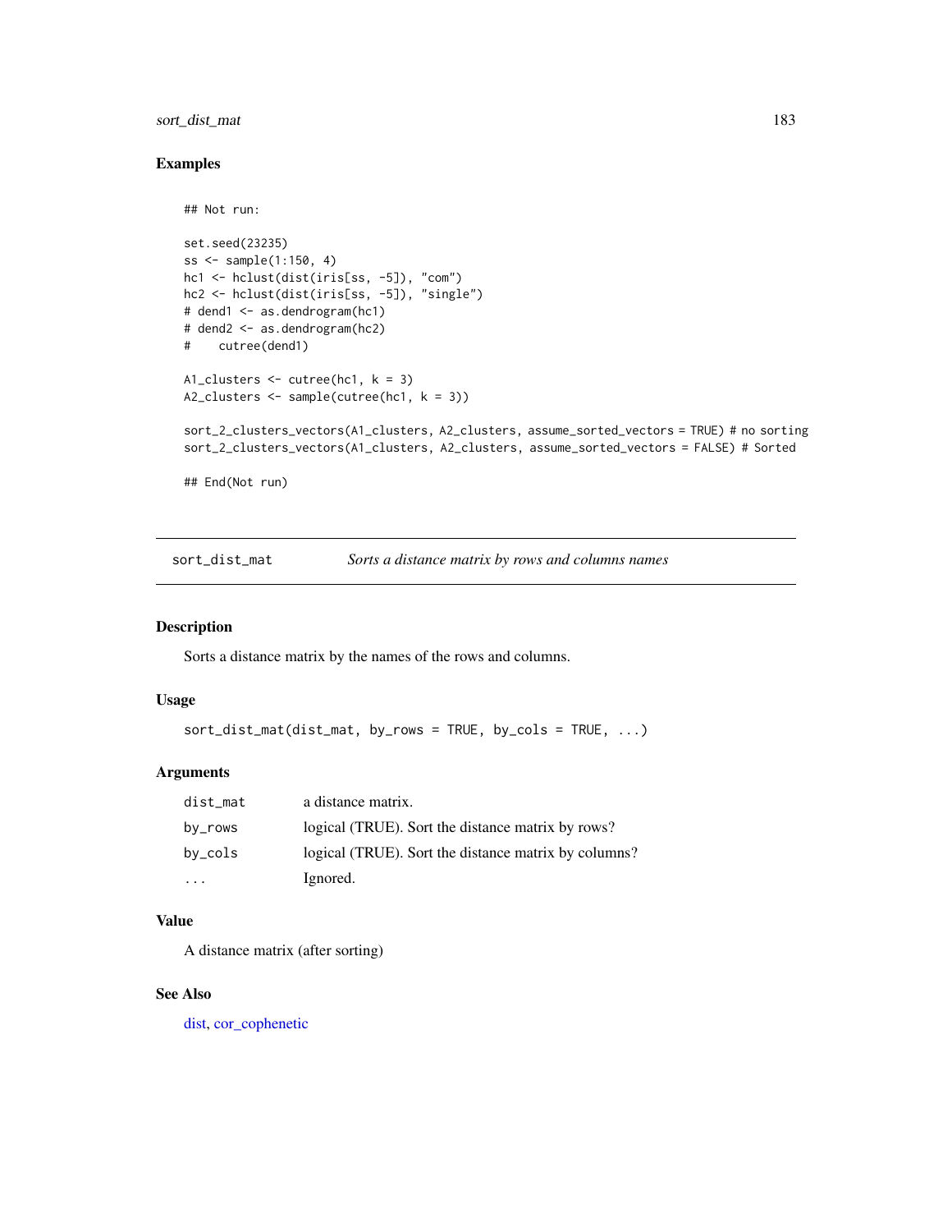## Examples

```
## Not run:

set.seed(23235)
ss <- sample(1:150, 4)
hc1 <- hclust(dist(iris[ss, -5]), "com")
hc2 <- hclust(dist(iris[ss, -5]), "single")
# dend1 <- as.dendrogram(hc1)
# dend2 <- as.dendrogram(hc2)
#    cutree(dend1)

A1_clusters <- cutree(hc1, k = 3)
A2_clusters <- sample(cutree(hc1, k = 3))

sort_2_clusters_vectors(A1_clusters, A2_clusters, assume_sorted_vectors = TRUE) # no sorting
sort_2_clusters_vectors(A1_clusters, A2_clusters, assume_sorted_vectors = FALSE) # Sorted

## End(Not run)
```

---

# sort_dist_mat — *Sorts a distance matrix by rows and columns names*

## Description

Sorts a distance matrix by the names of the rows and columns.

## Usage

```
sort_dist_mat(dist_mat, by_rows = TRUE, by_cols = TRUE, ...)
```

## Arguments

| | |
|---|---|
| dist_mat | a distance matrix. |
| by_rows | logical (TRUE). Sort the distance matrix by rows? |
| by_cols | logical (TRUE). Sort the distance matrix by columns? |
| ... | Ignored. |

## Value

A distance matrix (after sorting)

## See Also

dist, cor_cophenetic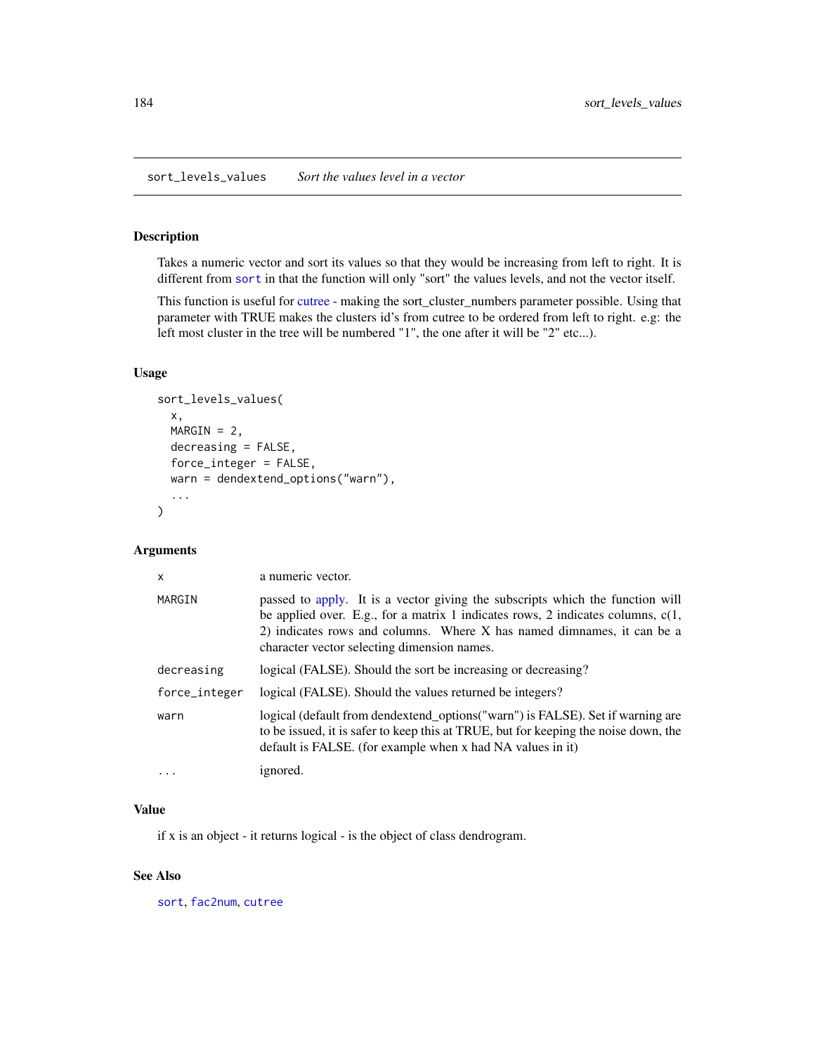## sort_levels_values *Sort the values level in a vector*

### Description

Takes a numeric vector and sort its values so that they would be increasing from left to right. It is different from sort in that the function will only "sort" the values levels, and not the vector itself.

This function is useful for cutree - making the sort_cluster_numbers parameter possible. Using that parameter with TRUE makes the clusters id's from cutree to be ordered from left to right. e.g: the left most cluster in the tree will be numbered "1", the one after it will be "2" etc...).

### Usage

```
sort_levels_values(
  x,
  MARGIN = 2,
  decreasing = FALSE,
  force_integer = FALSE,
  warn = dendextend_options("warn"),
  ...
)
```

### Arguments

| | |
|---|---|
| x | a numeric vector. |
| MARGIN | passed to apply. It is a vector giving the subscripts which the function will be applied over. E.g., for a matrix 1 indicates rows, 2 indicates columns, c(1, 2) indicates rows and columns. Where X has named dimnames, it can be a character vector selecting dimension names. |
| decreasing | logical (FALSE). Should the sort be increasing or decreasing? |
| force_integer | logical (FALSE). Should the values returned be integers? |
| warn | logical (default from dendextend_options("warn") is FALSE). Set if warning are to be issued, it is safer to keep this at TRUE, but for keeping the noise down, the default is FALSE. (for example when x had NA values in it) |
| ... | ignored. |

### Value

if x is an object - it returns logical - is the object of class dendrogram.

### See Also

sort, fac2num, cutree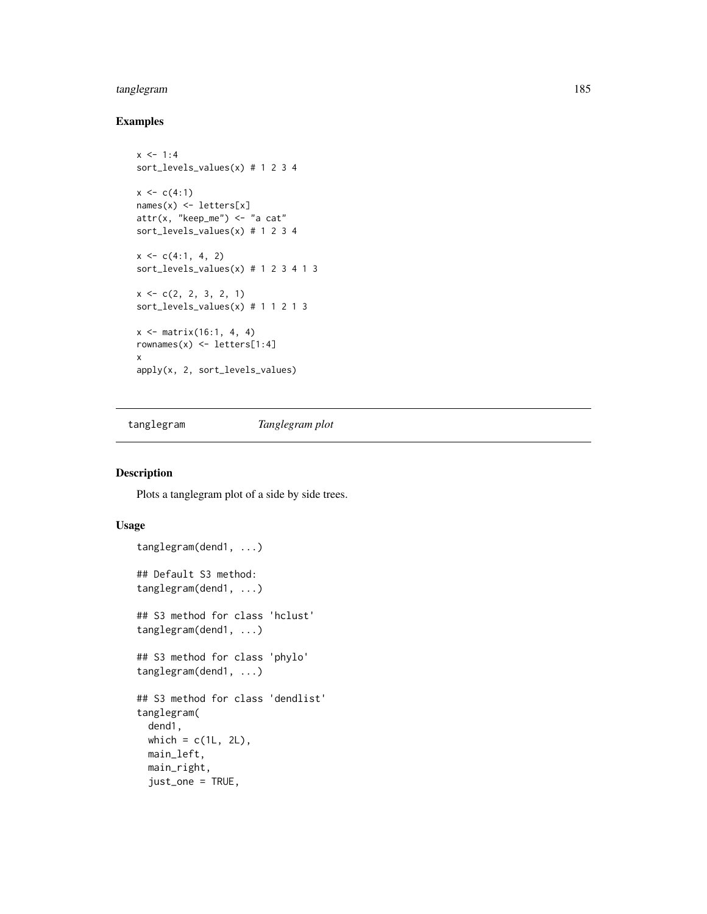## Examples

```
x <- 1:4
sort_levels_values(x) # 1 2 3 4

x <- c(4:1)
names(x) <- letters[x]
attr(x, "keep_me") <- "a cat"
sort_levels_values(x) # 1 2 3 4

x <- c(4:1, 4, 2)
sort_levels_values(x) # 1 2 3 4 1 3

x <- c(2, 2, 3, 2, 1)
sort_levels_values(x) # 1 1 2 1 3

x <- matrix(16:1, 4, 4)
rownames(x) <- letters[1:4]
x
apply(x, 2, sort_levels_values)
```

---

# tanglegram *Tanglegram plot*

---

## Description

Plots a tanglegram plot of a side by side trees.

## Usage

```
tanglegram(dend1, ...)

## Default S3 method:
tanglegram(dend1, ...)

## S3 method for class 'hclust'
tanglegram(dend1, ...)

## S3 method for class 'phylo'
tanglegram(dend1, ...)

## S3 method for class 'dendlist'
tanglegram(
  dend1,
  which = c(1L, 2L),
  main_left,
  main_right,
  just_one = TRUE,
```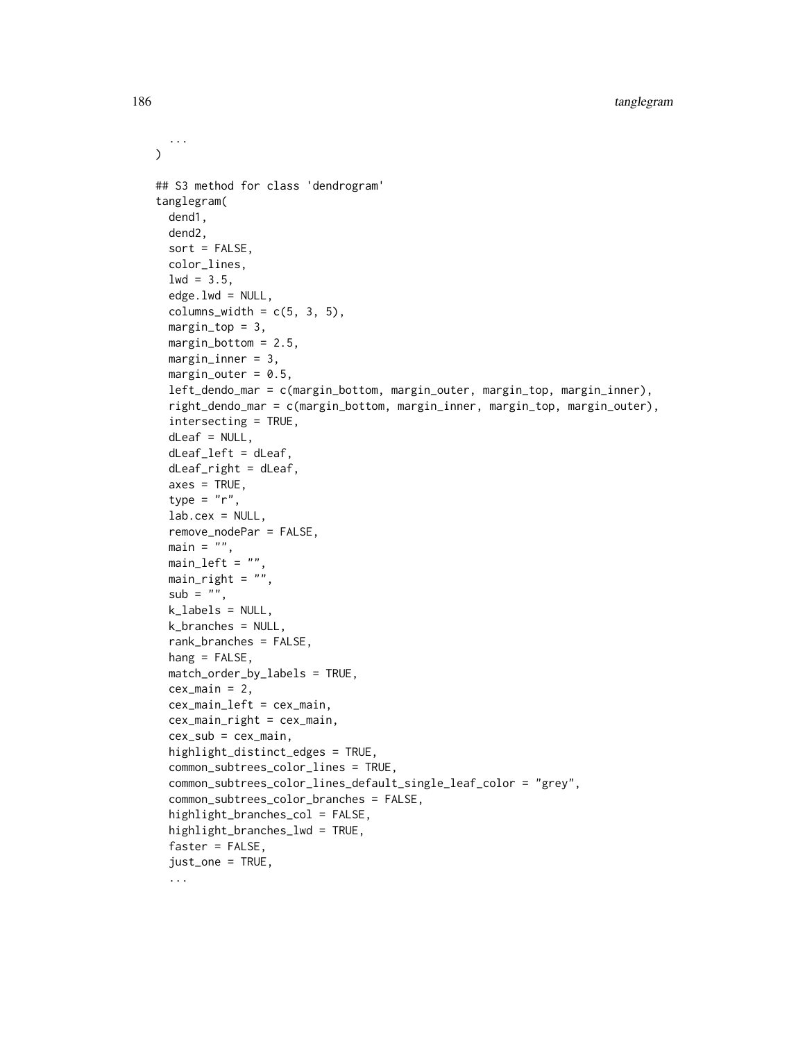```
  ...
)

## S3 method for class 'dendrogram'
tanglegram(
  dend1,
  dend2,
  sort = FALSE,
  color_lines,
  lwd = 3.5,
  edge.lwd = NULL,
  columns_width = c(5, 3, 5),
  margin_top = 3,
  margin_bottom = 2.5,
  margin_inner = 3,
  margin_outer = 0.5,
  left_dendo_mar = c(margin_bottom, margin_outer, margin_top, margin_inner),
  right_dendo_mar = c(margin_bottom, margin_inner, margin_top, margin_outer),
  intersecting = TRUE,
  dLeaf = NULL,
  dLeaf_left = dLeaf,
  dLeaf_right = dLeaf,
  axes = TRUE,
  type = "r",
  lab.cex = NULL,
  remove_nodePar = FALSE,
  main = "",
  main_left = "",
  main_right = "",
  sub = "",
  k_labels = NULL,
  k_branches = NULL,
  rank_branches = FALSE,
  hang = FALSE,
  match_order_by_labels = TRUE,
  cex_main = 2,
  cex_main_left = cex_main,
  cex_main_right = cex_main,
  cex_sub = cex_main,
  highlight_distinct_edges = TRUE,
  common_subtrees_color_lines = TRUE,
  common_subtrees_color_lines_default_single_leaf_color = "grey",
  common_subtrees_color_branches = FALSE,
  highlight_branches_col = FALSE,
  highlight_branches_lwd = TRUE,
  faster = FALSE,
  just_one = TRUE,
  ...
```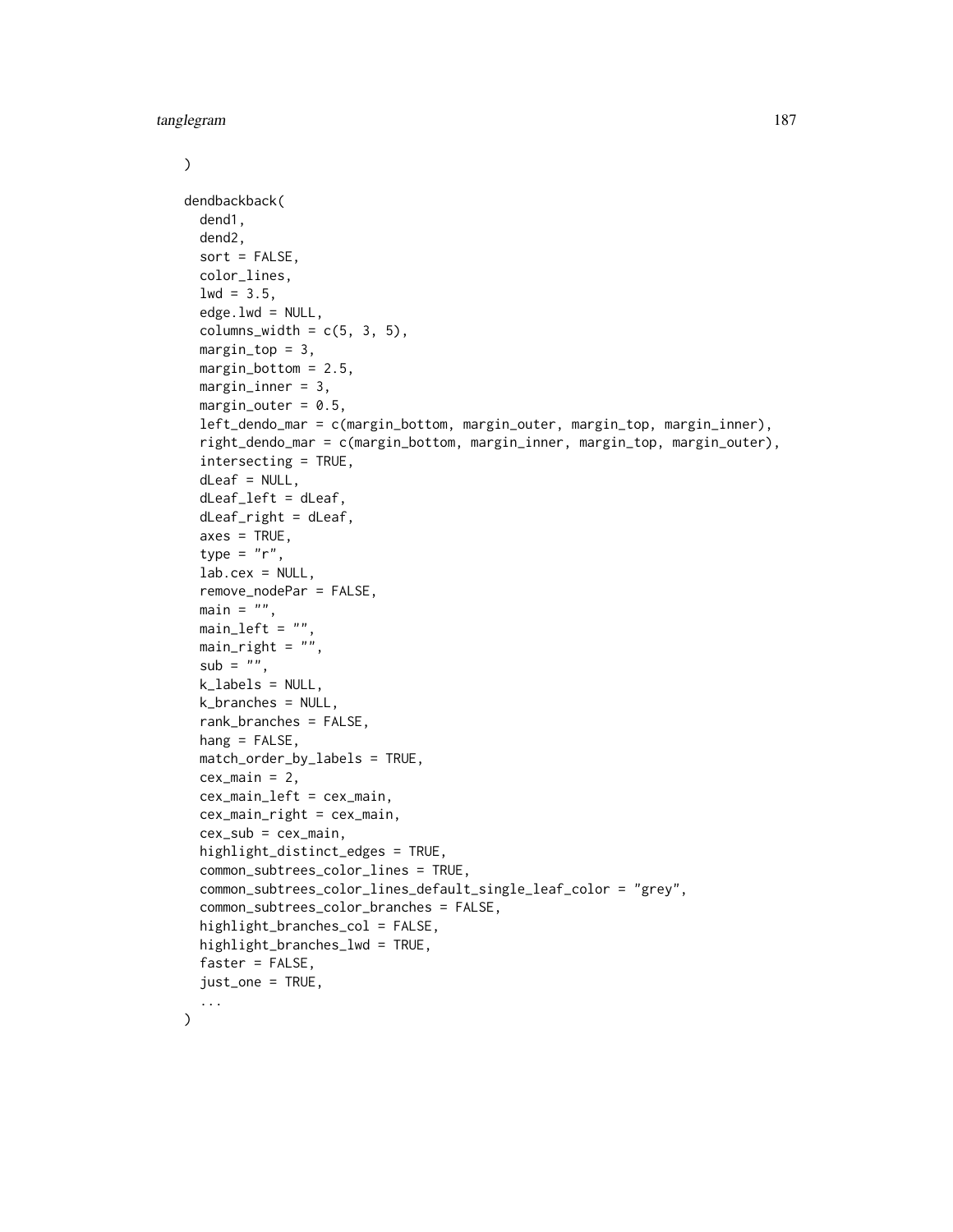```
)

dendbackback(
  dend1,
  dend2,
  sort = FALSE,
  color_lines,
  lwd = 3.5,
  edge.lwd = NULL,
  columns_width = c(5, 3, 5),
  margin_top = 3,
  margin_bottom = 2.5,
  margin_inner = 3,
  margin_outer = 0.5,
  left_dendo_mar = c(margin_bottom, margin_outer, margin_top, margin_inner),
  right_dendo_mar = c(margin_bottom, margin_inner, margin_top, margin_outer),
  intersecting = TRUE,
  dLeaf = NULL,
  dLeaf_left = dLeaf,
  dLeaf_right = dLeaf,
  axes = TRUE,
  type = "r",
  lab.cex = NULL,
  remove_nodePar = FALSE,
  main = "",
  main_left = "",
  main_right = "",
  sub = "",
  k_labels = NULL,
  k_branches = NULL,
  rank_branches = FALSE,
  hang = FALSE,
  match_order_by_labels = TRUE,
  cex_main = 2,
  cex_main_left = cex_main,
  cex_main_right = cex_main,
  cex_sub = cex_main,
  highlight_distinct_edges = TRUE,
  common_subtrees_color_lines = TRUE,
  common_subtrees_color_lines_default_single_leaf_color = "grey",
  common_subtrees_color_branches = FALSE,
  highlight_branches_col = FALSE,
  highlight_branches_lwd = TRUE,
  faster = FALSE,
  just_one = TRUE,
  ...
)
```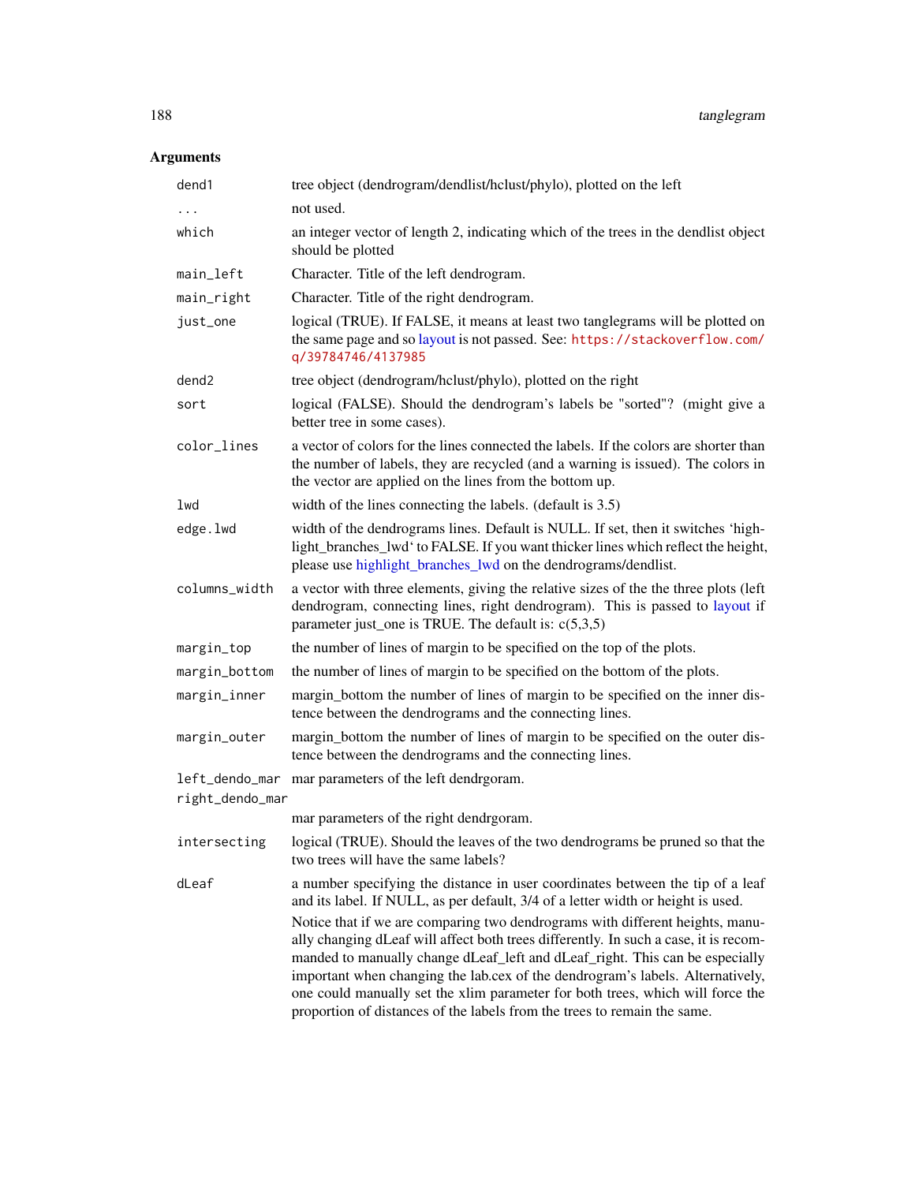## Arguments

| | |
|---|---|
| dend1 | tree object (dendrogram/dendlist/hclust/phylo), plotted on the left |
| ... | not used. |
| which | an integer vector of length 2, indicating which of the trees in the dendlist object should be plotted |
| main_left | Character. Title of the left dendrogram. |
| main_right | Character. Title of the right dendrogram. |
| just_one | logical (TRUE). If FALSE, it means at least two tanglegrams will be plotted on the same page and so layout is not passed. See: https://stackoverflow.com/q/39784746/4137985 |
| dend2 | tree object (dendrogram/hclust/phylo), plotted on the right |
| sort | logical (FALSE). Should the dendrogram's labels be "sorted"? (might give a better tree in some cases). |
| color_lines | a vector of colors for the lines connected the labels. If the colors are shorter than the number of labels, they are recycled (and a warning is issued). The colors in the vector are applied on the lines from the bottom up. |
| lwd | width of the lines connecting the labels. (default is 3.5) |
| edge.lwd | width of the dendrograms lines. Default is NULL. If set, then it switches 'highlight_branches_lwd' to FALSE. If you want thicker lines which reflect the height, please use highlight_branches_lwd on the dendrograms/dendlist. |
| columns_width | a vector with three elements, giving the relative sizes of the the three plots (left dendrogram, connecting lines, right dendrogram). This is passed to layout if parameter just_one is TRUE. The default is: c(5,3,5) |
| margin_top | the number of lines of margin to be specified on the top of the plots. |
| margin_bottom | the number of lines of margin to be specified on the bottom of the plots. |
| margin_inner | margin_bottom the number of lines of margin to be specified on the inner distence between the dendrograms and the connecting lines. |
| margin_outer | margin_bottom the number of lines of margin to be specified on the outer distence between the dendrograms and the connecting lines. |
| left_dendo_mar | mar parameters of the left dendrgoram. |
| right_dendo_mar | mar parameters of the right dendrgoram. |
| intersecting | logical (TRUE). Should the leaves of the two dendrograms be pruned so that the two trees will have the same labels? |
| dLeaf | a number specifying the distance in user coordinates between the tip of a leaf and its label. If NULL, as per default, 3/4 of a letter width or height is used. Notice that if we are comparing two dendrograms with different heights, manually changing dLeaf will affect both trees differently. In such a case, it is recommanded to manually change dLeaf_left and dLeaf_right. This can be especially important when changing the lab.cex of the dendrogram's labels. Alternatively, one could manually set the xlim parameter for both trees, which will force the proportion of distances of the labels from the trees to remain the same. |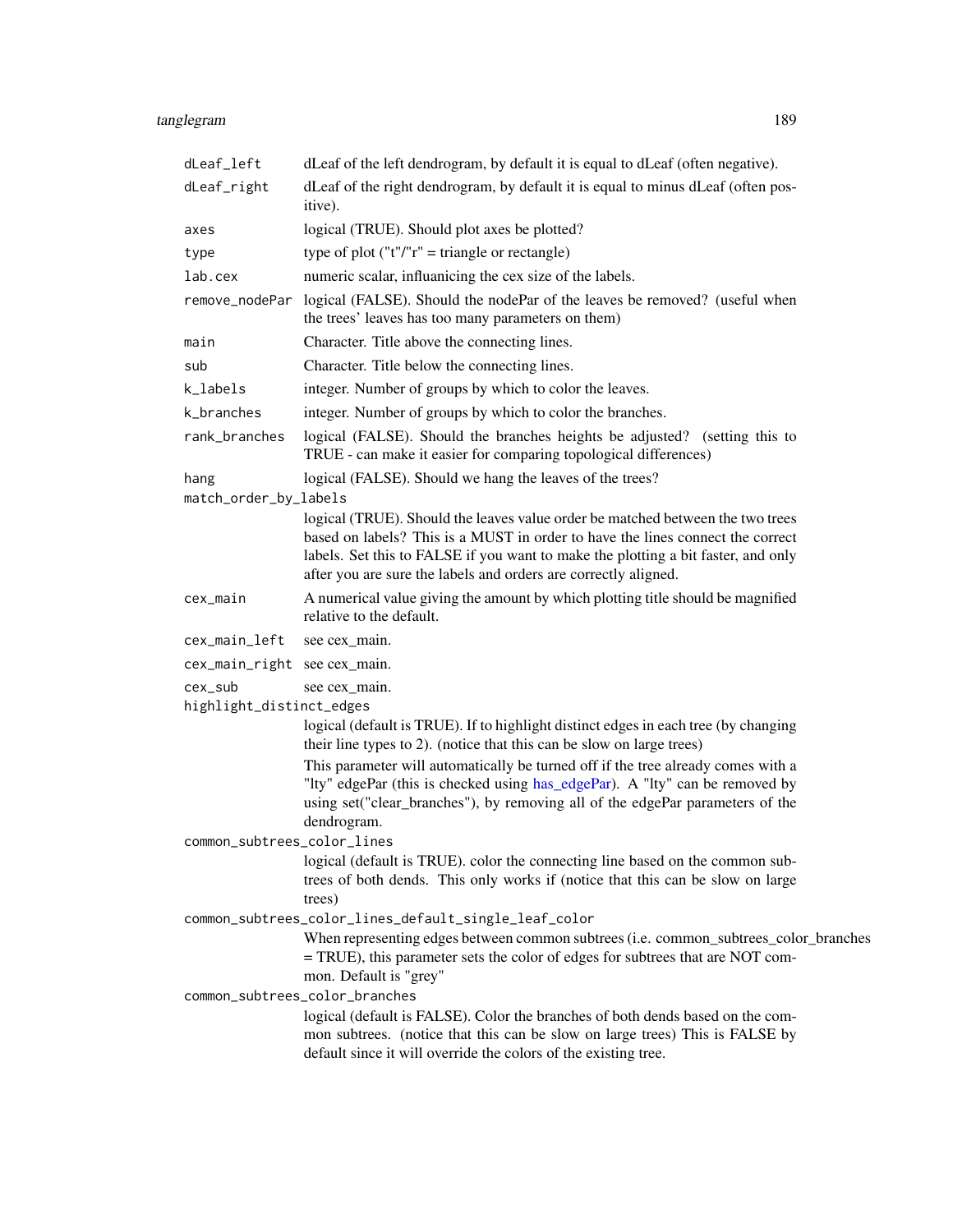| | |
|---|---|
| `dLeaf_left` | dLeaf of the left dendrogram, by default it is equal to dLeaf (often negative). |
| `dLeaf_right` | dLeaf of the right dendrogram, by default it is equal to minus dLeaf (often positive). |
| `axes` | logical (TRUE). Should plot axes be plotted? |
| `type` | type of plot ("t"/"r" = triangle or rectangle) |
| `lab.cex` | numeric scalar, influanicing the cex size of the labels. |
| `remove_nodePar` | logical (FALSE). Should the nodePar of the leaves be removed? (useful when the trees' leaves has too many parameters on them) |
| `main` | Character. Title above the connecting lines. |
| `sub` | Character. Title below the connecting lines. |
| `k_labels` | integer. Number of groups by which to color the leaves. |
| `k_branches` | integer. Number of groups by which to color the branches. |
| `rank_branches` | logical (FALSE). Should the branches heights be adjusted? (setting this to TRUE - can make it easier for comparing topological differences) |
| `hang` | logical (FALSE). Should we hang the leaves of the trees? |
| `match_order_by_labels` | logical (TRUE). Should the leaves value order be matched between the two trees based on labels? This is a MUST in order to have the lines connect the correct labels. Set this to FALSE if you want to make the plotting a bit faster, and only after you are sure the labels and orders are correctly aligned. |
| `cex_main` | A numerical value giving the amount by which plotting title should be magnified relative to the default. |
| `cex_main_left` | see cex_main. |
| `cex_main_right` | see cex_main. |
| `cex_sub` | see cex_main. |
| `highlight_distinct_edges` | logical (default is TRUE). If to highlight distinct edges in each tree (by changing their line types to 2). (notice that this can be slow on large trees)<br>This parameter will automatically be turned off if the tree already comes with a "lty" edgePar (this is checked using has_edgePar). A "lty" can be removed by using set("clear_branches"), by removing all of the edgePar parameters of the dendrogram. |
| `common_subtrees_color_lines` | logical (default is TRUE). color the connecting line based on the common subtrees of both dends. This only works if (notice that this can be slow on large trees) |
| `common_subtrees_color_lines_default_single_leaf_color` | When representing edges between common subtrees (i.e. common_subtrees_color_branches = TRUE), this parameter sets the color of edges for subtrees that are NOT common. Default is "grey" |
| `common_subtrees_color_branches` | logical (default is FALSE). Color the branches of both dends based on the common subtrees. (notice that this can be slow on large trees) This is FALSE by default since it will override the colors of the existing tree. |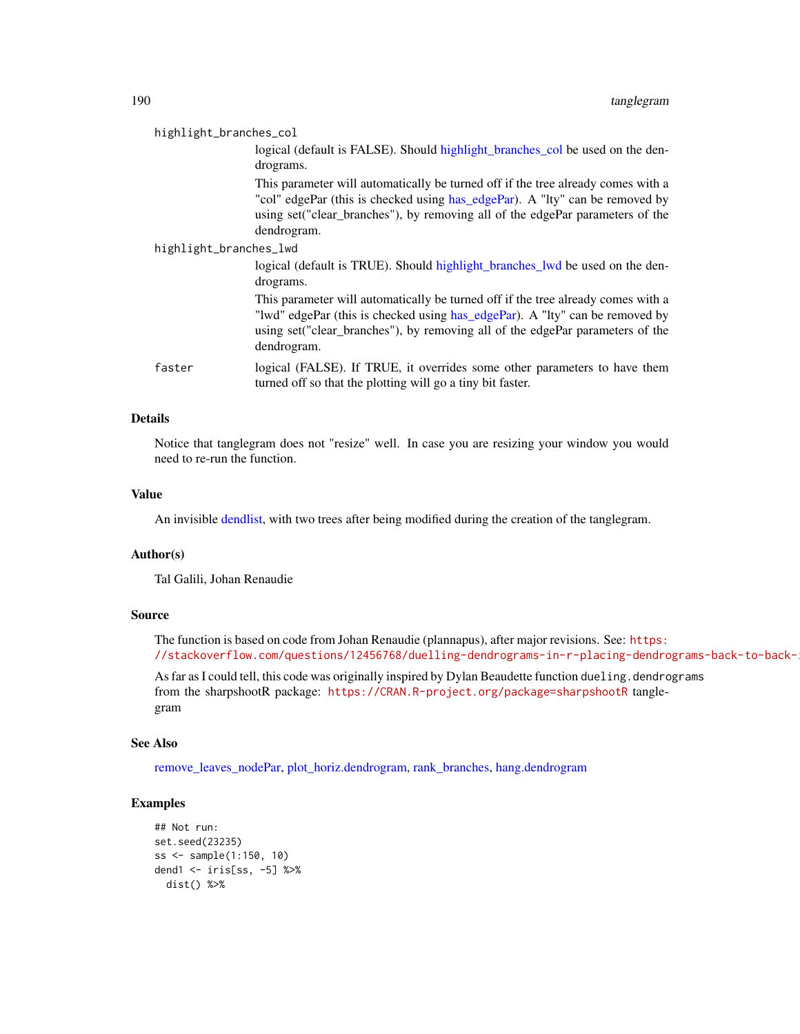highlight_branches_col
: logical (default is FALSE). Should highlight_branches_col be used on the dendrograms.

  This parameter will automatically be turned off if the tree already comes with a "col" edgePar (this is checked using has_edgePar). A "lty" can be removed by using set("clear_branches"), by removing all of the edgePar parameters of the dendrogram.

highlight_branches_lwd
: logical (default is TRUE). Should highlight_branches_lwd be used on the dendrograms.

  This parameter will automatically be turned off if the tree already comes with a "lwd" edgePar (this is checked using has_edgePar). A "lty" can be removed by using set("clear_branches"), by removing all of the edgePar parameters of the dendrogram.

faster
: logical (FALSE). If TRUE, it overrides some other parameters to have them turned off so that the plotting will go a tiny bit faster.

## Details

Notice that tanglegram does not "resize" well. In case you are resizing your window you would need to re-run the function.

## Value

An invisible dendlist, with two trees after being modified during the creation of the tanglegram.

## Author(s)

Tal Galili, Johan Renaudie

## Source

The function is based on code from Johan Renaudie (plannapus), after major revisions. See: https://stackoverflow.com/questions/12456768/duelling-dendrograms-in-r-placing-dendrograms-back-to-back-i

As far as I could tell, this code was originally inspired by Dylan Beaudette function `dueling.dendrograms` from the sharpshootR package: https://CRAN.R-project.org/package=sharpshootR tanglegram

## See Also

remove_leaves_nodePar, plot_horiz.dendrogram, rank_branches, hang.dendrogram

## Examples

```
## Not run:
set.seed(23235)
ss <- sample(1:150, 10)
dend1 <- iris[ss, -5] %>%
  dist() %>%
```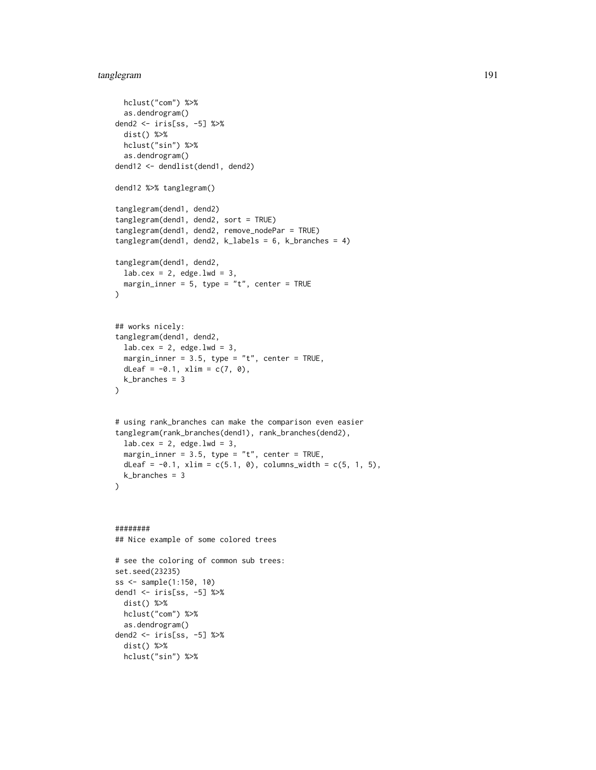```
  hclust("com") %>%
  as.dendrogram()
dend2 <- iris[ss, -5] %>%
  dist() %>%
  hclust("sin") %>%
  as.dendrogram()
dend12 <- dendlist(dend1, dend2)

dend12 %>% tanglegram()

tanglegram(dend1, dend2)
tanglegram(dend1, dend2, sort = TRUE)
tanglegram(dend1, dend2, remove_nodePar = TRUE)
tanglegram(dend1, dend2, k_labels = 6, k_branches = 4)

tanglegram(dend1, dend2,
  lab.cex = 2, edge.lwd = 3,
  margin_inner = 5, type = "t", center = TRUE
)


## works nicely:
tanglegram(dend1, dend2,
  lab.cex = 2, edge.lwd = 3,
  margin_inner = 3.5, type = "t", center = TRUE,
  dLeaf = -0.1, xlim = c(7, 0),
  k_branches = 3
)


# using rank_branches can make the comparison even easier
tanglegram(rank_branches(dend1), rank_branches(dend2),
  lab.cex = 2, edge.lwd = 3,
  margin_inner = 3.5, type = "t", center = TRUE,
  dLeaf = -0.1, xlim = c(5.1, 0), columns_width = c(5, 1, 5),
  k_branches = 3
)



########
## Nice example of some colored trees

# see the coloring of common sub trees:
set.seed(23235)
ss <- sample(1:150, 10)
dend1 <- iris[ss, -5] %>%
  dist() %>%
  hclust("com") %>%
  as.dendrogram()
dend2 <- iris[ss, -5] %>%
  dist() %>%
  hclust("sin") %>%
```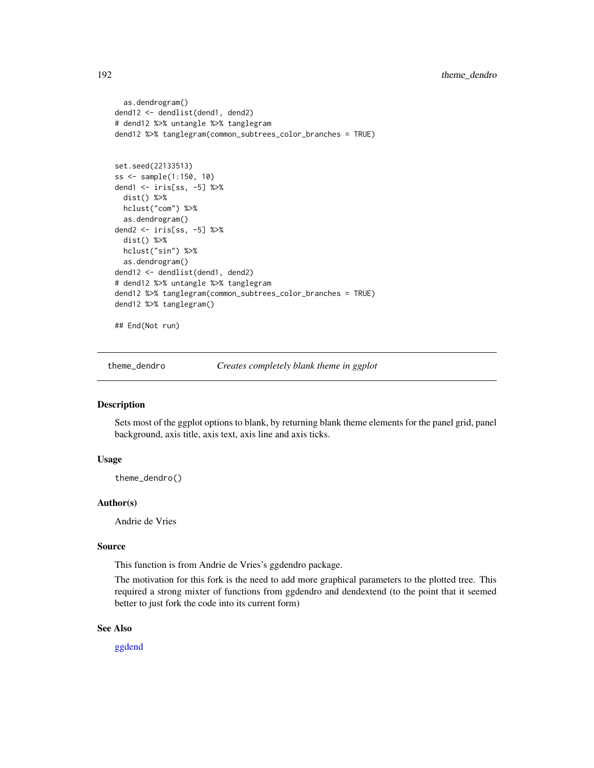```
  as.dendrogram()
dend12 <- dendlist(dend1, dend2)
# dend12 %>% untangle %>% tanglegram
dend12 %>% tanglegram(common_subtrees_color_branches = TRUE)


set.seed(22133513)
ss <- sample(1:150, 10)
dend1 <- iris[ss, -5] %>%
  dist() %>%
  hclust("com") %>%
  as.dendrogram()
dend2 <- iris[ss, -5] %>%
  dist() %>%
  hclust("sin") %>%
  as.dendrogram()
dend12 <- dendlist(dend1, dend2)
# dend12 %>% untangle %>% tanglegram
dend12 %>% tanglegram(common_subtrees_color_branches = TRUE)
dend12 %>% tanglegram()

## End(Not run)
```

## theme_dendro — *Creates completely blank theme in ggplot*

### Description

Sets most of the ggplot options to blank, by returning blank theme elements for the panel grid, panel background, axis title, axis text, axis line and axis ticks.

### Usage

```
theme_dendro()
```

### Author(s)

Andrie de Vries

### Source

This function is from Andrie de Vries's ggdendro package.

The motivation for this fork is the need to add more graphical parameters to the plotted tree. This required a strong mixter of functions from ggdendro and dendextend (to the point that it seemed better to just fork the code into its current form)

### See Also

ggdend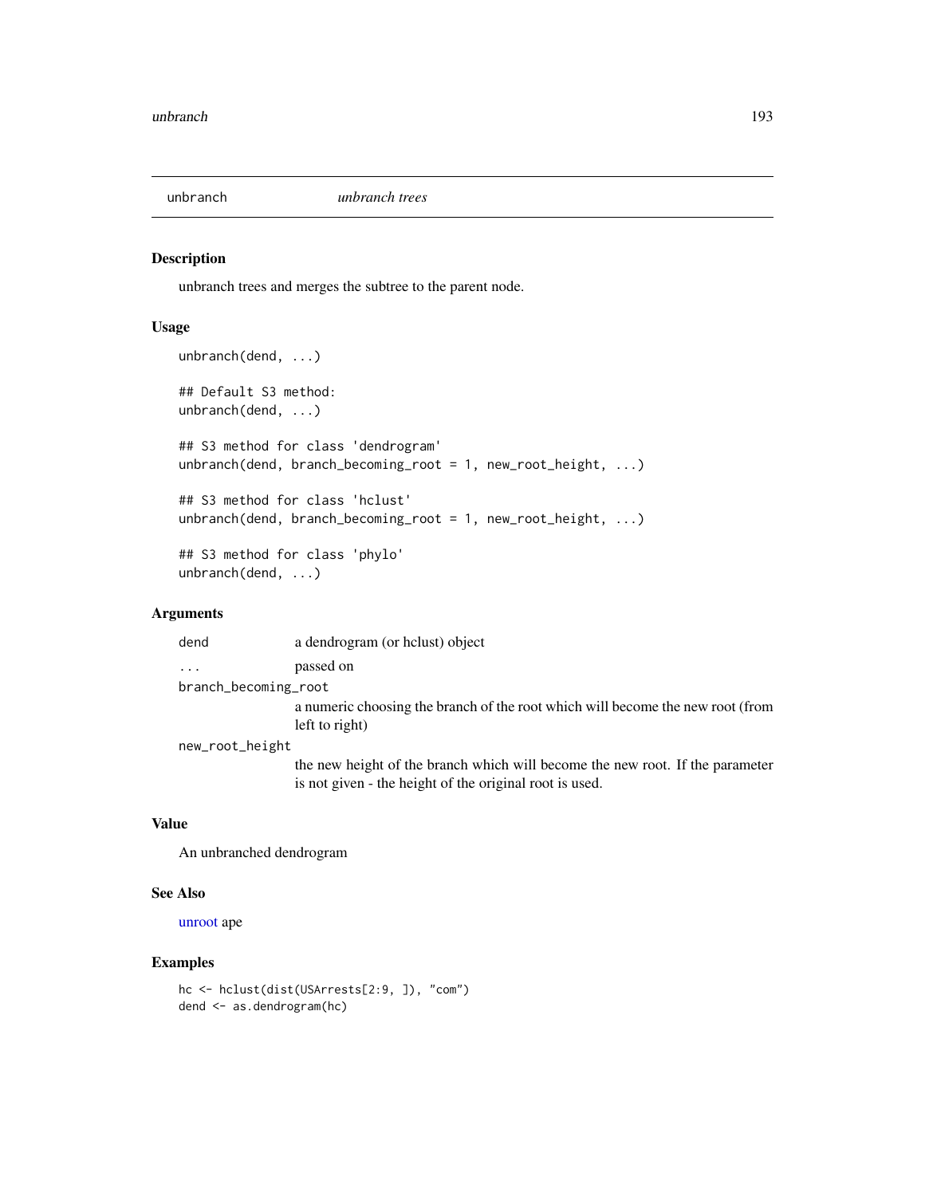# unbranch *unbranch trees*

## Description

unbranch trees and merges the subtree to the parent node.

## Usage

```
unbranch(dend, ...)

## Default S3 method:
unbranch(dend, ...)

## S3 method for class 'dendrogram'
unbranch(dend, branch_becoming_root = 1, new_root_height, ...)

## S3 method for class 'hclust'
unbranch(dend, branch_becoming_root = 1, new_root_height, ...)

## S3 method for class 'phylo'
unbranch(dend, ...)
```

## Arguments

| | |
|---|---|
| dend | a dendrogram (or hclust) object |
| ... | passed on |
| branch_becoming_root | a numeric choosing the branch of the root which will become the new root (from left to right) |
| new_root_height | the new height of the branch which will become the new root. If the parameter is not given - the height of the original root is used. |

## Value

An unbranched dendrogram

## See Also

unroot ape

## Examples

```
hc <- hclust(dist(USArrests[2:9, ]), "com")
dend <- as.dendrogram(hc)
```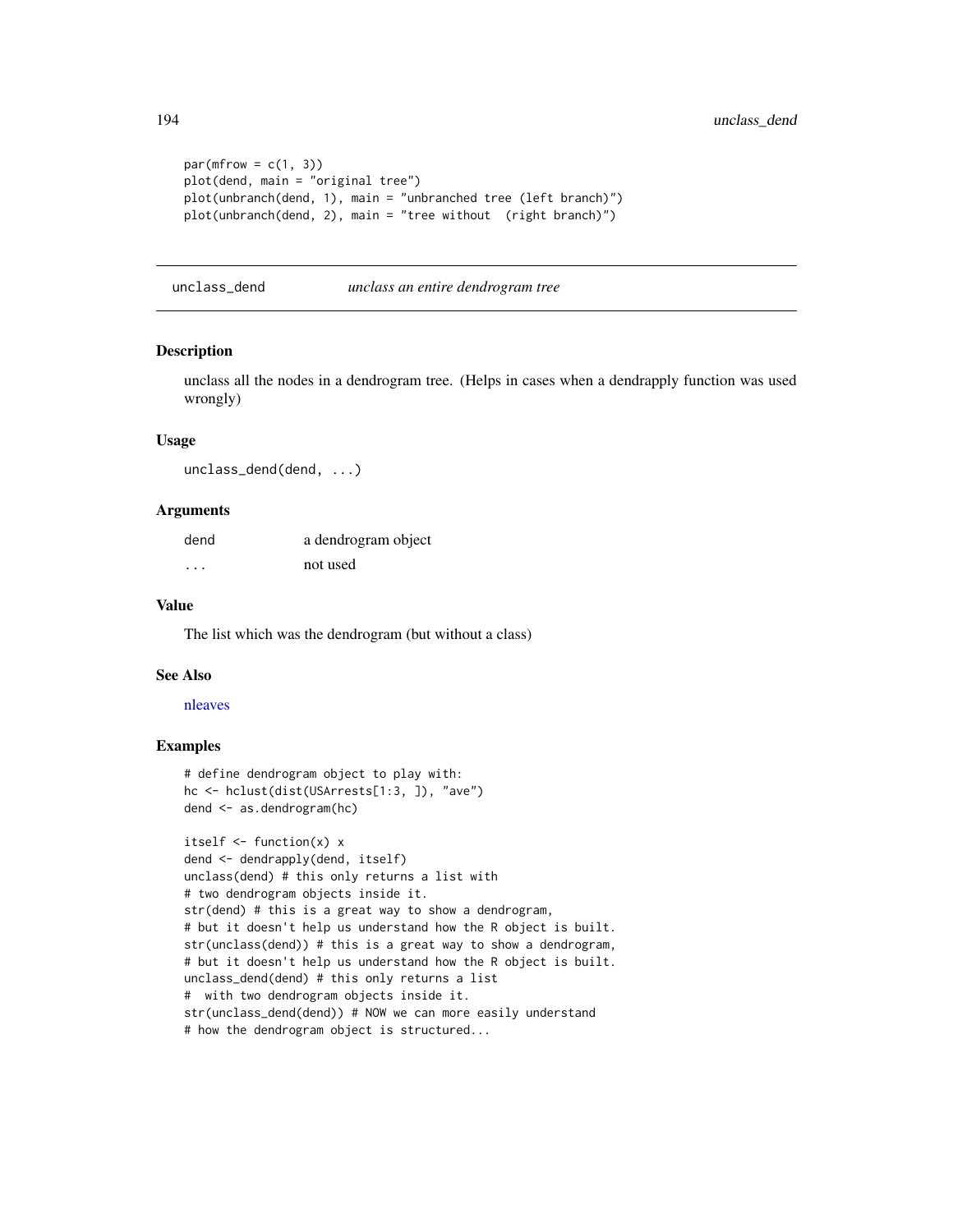```
par(mfrow = c(1, 3))
plot(dend, main = "original tree")
plot(unbranch(dend, 1), main = "unbranched tree (left branch)")
plot(unbranch(dend, 2), main = "tree without  (right branch)")
```

## unclass_dend *unclass an entire dendrogram tree*

### Description

unclass all the nodes in a dendrogram tree. (Helps in cases when a dendrapply function was used wrongly)

### Usage

```
unclass_dend(dend, ...)
```

### Arguments

| | |
|---|---|
| dend | a dendrogram object |
| ... | not used |

### Value

The list which was the dendrogram (but without a class)

### See Also

nleaves

### Examples

```
# define dendrogram object to play with:
hc <- hclust(dist(USArrests[1:3, ]), "ave")
dend <- as.dendrogram(hc)

itself <- function(x) x
dend <- dendrapply(dend, itself)
unclass(dend) # this only returns a list with
# two dendrogram objects inside it.
str(dend) # this is a great way to show a dendrogram,
# but it doesn't help us understand how the R object is built.
str(unclass(dend)) # this is a great way to show a dendrogram,
# but it doesn't help us understand how the R object is built.
unclass_dend(dend) # this only returns a list
#  with two dendrogram objects inside it.
str(unclass_dend(dend)) # NOW we can more easily understand
# how the dendrogram object is structured...
```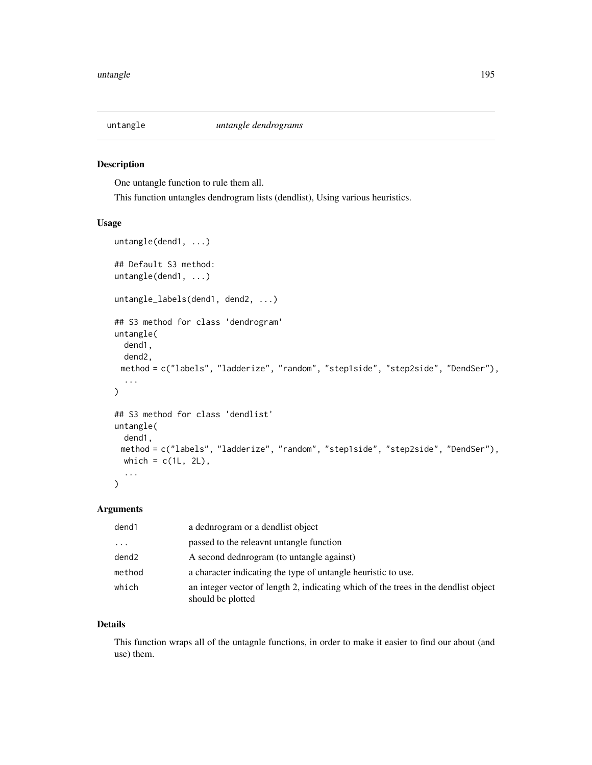untangle *untangle dendrograms*

## Description

One untangle function to rule them all.

This function untangles dendrogram lists (dendlist), Using various heuristics.

## Usage

```
untangle(dend1, ...)

## Default S3 method:
untangle(dend1, ...)

untangle_labels(dend1, dend2, ...)

## S3 method for class 'dendrogram'
untangle(
  dend1,
  dend2,
  method = c("labels", "ladderize", "random", "step1side", "step2side", "DendSer"),
  ...
)

## S3 method for class 'dendlist'
untangle(
  dend1,
  method = c("labels", "ladderize", "random", "step1side", "step2side", "DendSer"),
  which = c(1L, 2L),
  ...
)
```

## Arguments

| | |
|---|---|
| dend1 | a dednrogram or a dendlist object |
| ... | passed to the releavnt untangle function |
| dend2 | A second dednrogram (to untangle against) |
| method | a character indicating the type of untangle heuristic to use. |
| which | an integer vector of length 2, indicating which of the trees in the dendlist object should be plotted |

## Details

This function wraps all of the untagnle functions, in order to make it easier to find our about (and use) them.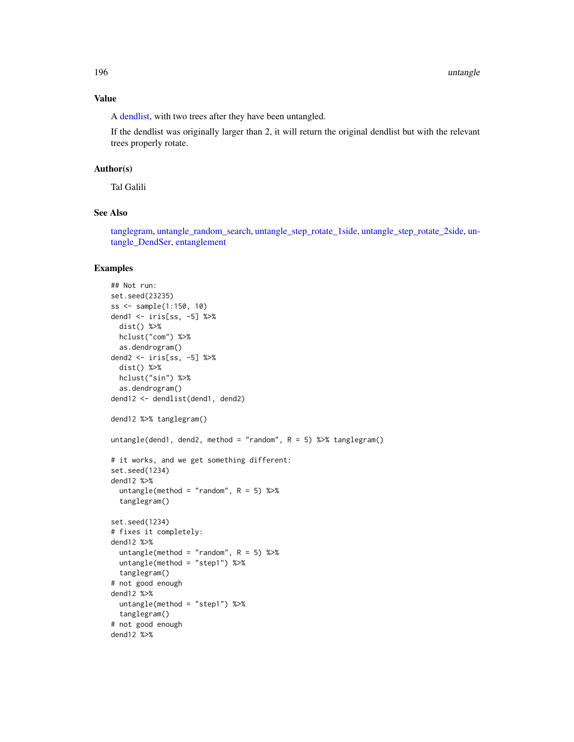### Value

A dendlist, with two trees after they have been untangled.

If the dendlist was originally larger than 2, it will return the original dendlist but with the relevant trees properly rotate.

### Author(s)

Tal Galili

### See Also

tanglegram, untangle_random_search, untangle_step_rotate_1side, untangle_step_rotate_2side, untangle_DendSer, entanglement

### Examples

```
## Not run:
set.seed(23235)
ss <- sample(1:150, 10)
dend1 <- iris[ss, -5] %>%
  dist() %>%
  hclust("com") %>%
  as.dendrogram()
dend2 <- iris[ss, -5] %>%
  dist() %>%
  hclust("sin") %>%
  as.dendrogram()
dend12 <- dendlist(dend1, dend2)

dend12 %>% tanglegram()

untangle(dend1, dend2, method = "random", R = 5) %>% tanglegram()

# it works, and we get something different:
set.seed(1234)
dend12 %>%
  untangle(method = "random", R = 5) %>%
  tanglegram()

set.seed(1234)
# fixes it completely:
dend12 %>%
  untangle(method = "random", R = 5) %>%
  untangle(method = "step1") %>%
  tanglegram()
# not good enough
dend12 %>%
  untangle(method = "step1") %>%
  tanglegram()
# not good enough
dend12 %>%
```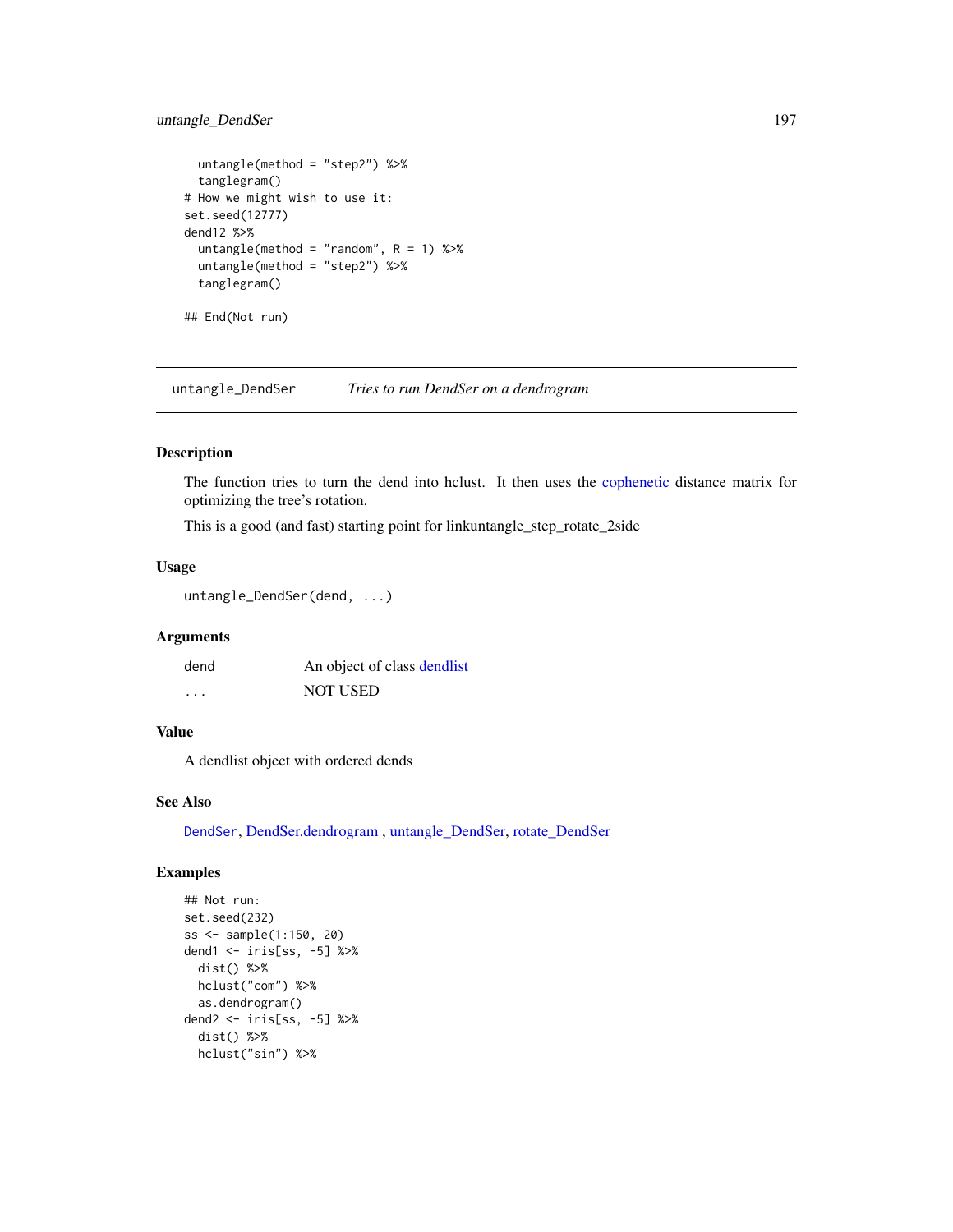```
  untangle(method = "step2") %>%
  tanglegram()
# How we might wish to use it:
set.seed(12777)
dend12 %>%
  untangle(method = "random", R = 1) %>%
  untangle(method = "step2") %>%
  tanglegram()

## End(Not run)
```

---

## untangle_DendSer    *Tries to run DendSer on a dendrogram*

---

### Description

The function tries to turn the dend into hclust. It then uses the cophenetic distance matrix for optimizing the tree's rotation.

This is a good (and fast) starting point for linkuntangle_step_rotate_2side

### Usage

```
untangle_DendSer(dend, ...)
```

### Arguments

| | |
|---|---|
| dend | An object of class dendlist |
| ... | NOT USED |

### Value

A dendlist object with ordered dends

### See Also

DendSer, DendSer.dendrogram , untangle_DendSer, rotate_DendSer

### Examples

```
## Not run:
set.seed(232)
ss <- sample(1:150, 20)
dend1 <- iris[ss, -5] %>%
  dist() %>%
  hclust("com") %>%
  as.dendrogram()
dend2 <- iris[ss, -5] %>%
  dist() %>%
  hclust("sin") %>%
```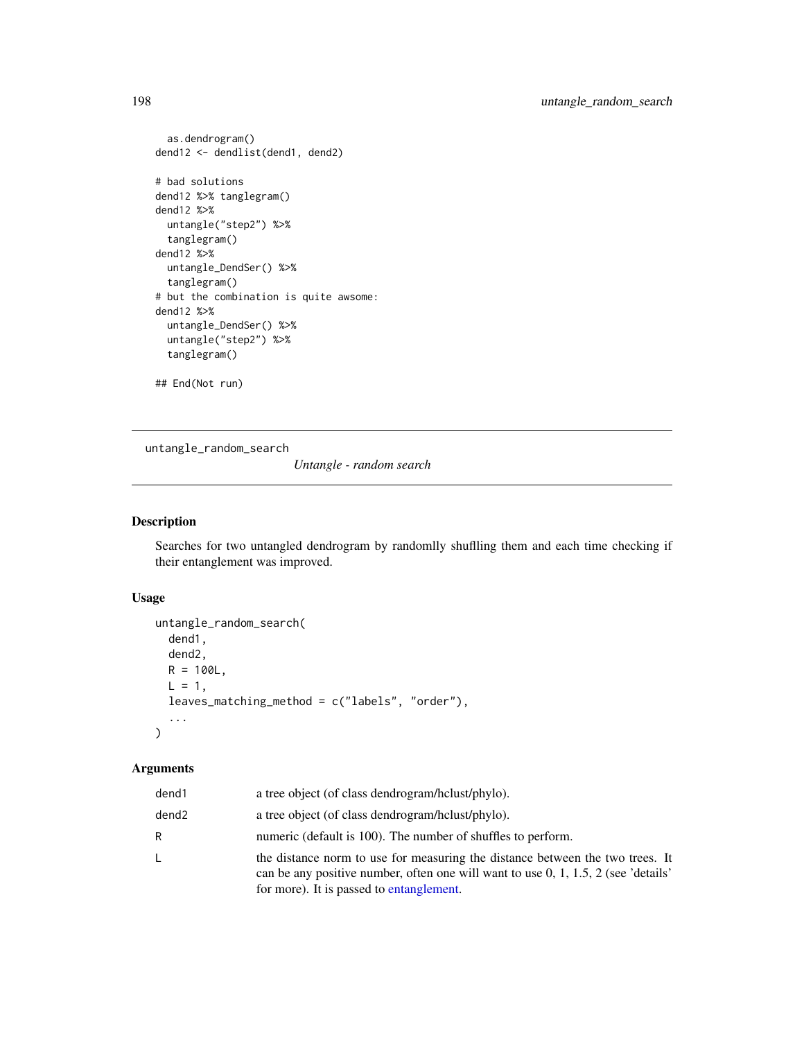```
  as.dendrogram()
dend12 <- dendlist(dend1, dend2)

# bad solutions
dend12 %>% tanglegram()
dend12 %>%
  untangle("step2") %>%
  tanglegram()
dend12 %>%
  untangle_DendSer() %>%
  tanglegram()
# but the combination is quite awsome:
dend12 %>%
  untangle_DendSer() %>%
  untangle("step2") %>%
  tanglegram()

## End(Not run)
```

---

untangle_random_search *Untangle - random search*

---

## Description

Searches for two untangled dendrogram by randomlly shuflling them and each time checking if their entanglement was improved.

## Usage

```
untangle_random_search(
  dend1,
  dend2,
  R = 100L,
  L = 1,
  leaves_matching_method = c("labels", "order"),
  ...
)
```

## Arguments

| | |
|---|---|
| dend1 | a tree object (of class dendrogram/hclust/phylo). |
| dend2 | a tree object (of class dendrogram/hclust/phylo). |
| R | numeric (default is 100). The number of shuffles to perform. |
| L | the distance norm to use for measuring the distance between the two trees. It can be any positive number, often one will want to use 0, 1, 1.5, 2 (see 'details' for more). It is passed to entanglement. |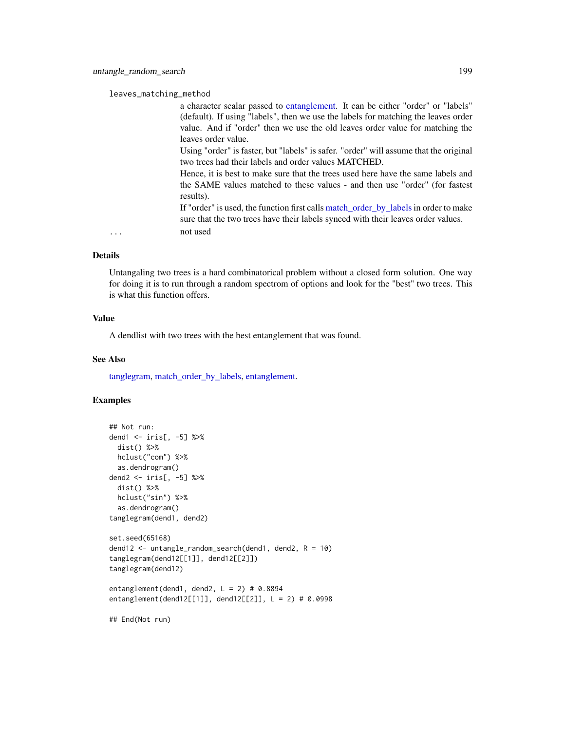`leaves_matching_method`

a character scalar passed to entanglement. It can be either "order" or "labels" (default). If using "labels", then we use the labels for matching the leaves order value. And if "order" then we use the old leaves order value for matching the leaves order value.

Using "order" is faster, but "labels" is safer. "order" will assume that the original two trees had their labels and order values MATCHED.

Hence, it is best to make sure that the trees used here have the same labels and the SAME values matched to these values - and then use "order" (for fastest results).

If "order" is used, the function first calls match_order_by_labels in order to make sure that the two trees have their labels synced with their leaves order values.

`...` not used

## Details

Untangaling two trees is a hard combinatorical problem without a closed form solution. One way for doing it is to run through a random spectrom of options and look for the "best" two trees. This is what this function offers.

## Value

A dendlist with two trees with the best entanglement that was found.

## See Also

tanglegram, match_order_by_labels, entanglement.

## Examples

```
## Not run:
dend1 <- iris[, -5] %>%
  dist() %>%
  hclust("com") %>%
  as.dendrogram()
dend2 <- iris[, -5] %>%
  dist() %>%
  hclust("sin") %>%
  as.dendrogram()
tanglegram(dend1, dend2)

set.seed(65168)
dend12 <- untangle_random_search(dend1, dend2, R = 10)
tanglegram(dend12[[1]], dend12[[2]])
tanglegram(dend12)

entanglement(dend1, dend2, L = 2) # 0.8894
entanglement(dend12[[1]], dend12[[2]], L = 2) # 0.0998

## End(Not run)
```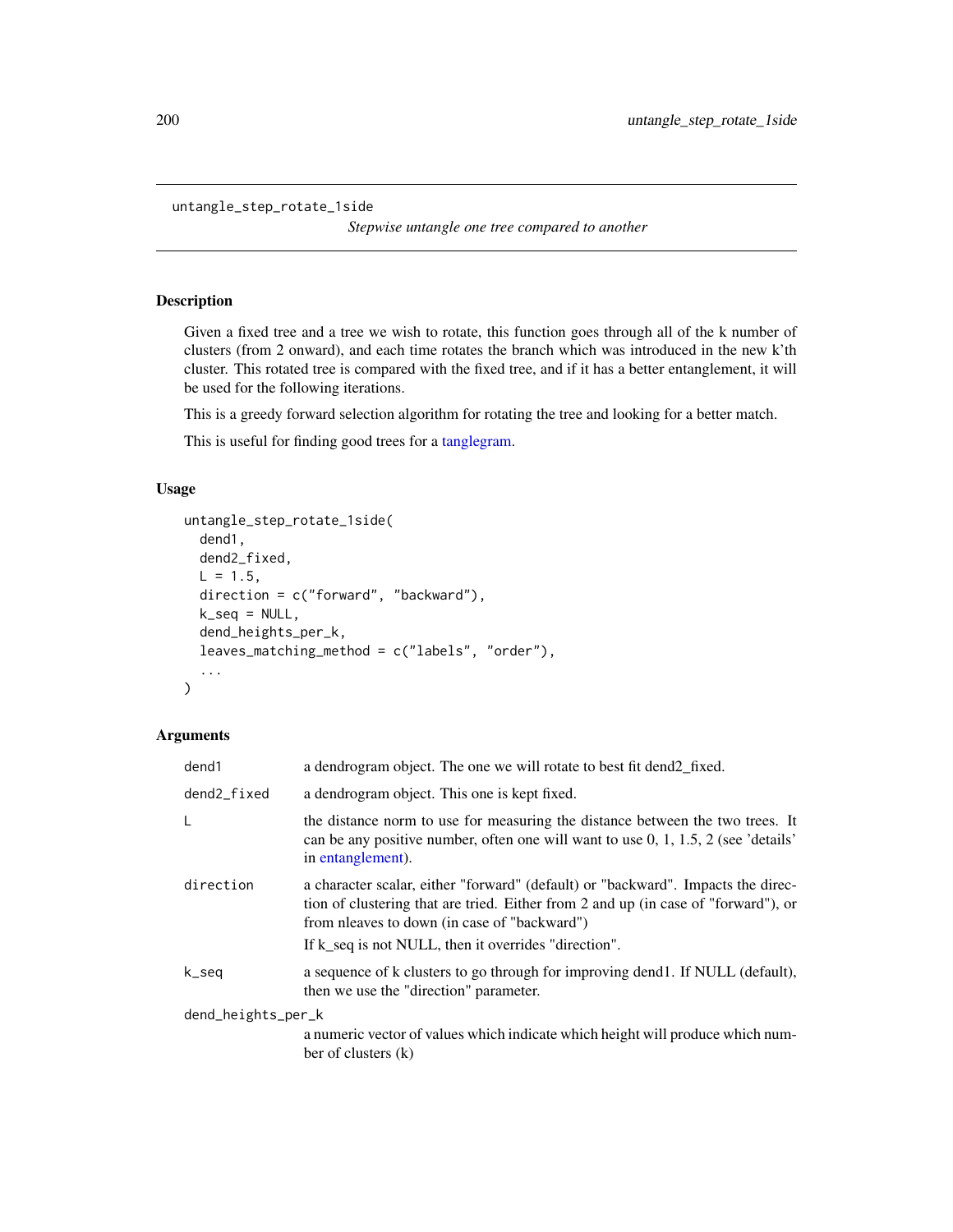untangle_step_rotate_1side

*Stepwise untangle one tree compared to another*

## Description

Given a fixed tree and a tree we wish to rotate, this function goes through all of the k number of clusters (from 2 onward), and each time rotates the branch which was introduced in the new k'th cluster. This rotated tree is compared with the fixed tree, and if it has a better entanglement, it will be used for the following iterations.

This is a greedy forward selection algorithm for rotating the tree and looking for a better match.

This is useful for finding good trees for a tanglegram.

## Usage

```
untangle_step_rotate_1side(
  dend1,
  dend2_fixed,
  L = 1.5,
  direction = c("forward", "backward"),
  k_seq = NULL,
  dend_heights_per_k,
  leaves_matching_method = c("labels", "order"),
  ...
)
```

## Arguments

| | |
|---|---|
| dend1 | a dendrogram object. The one we will rotate to best fit dend2_fixed. |
| dend2_fixed | a dendrogram object. This one is kept fixed. |
| L | the distance norm to use for measuring the distance between the two trees. It can be any positive number, often one will want to use 0, 1, 1.5, 2 (see 'details' in entanglement). |
| direction | a character scalar, either "forward" (default) or "backward". Impacts the direction of clustering that are tried. Either from 2 and up (in case of "forward"), or from nleaves to down (in case of "backward")<br>If k_seq is not NULL, then it overrides "direction". |
| k_seq | a sequence of k clusters to go through for improving dend1. If NULL (default), then we use the "direction" parameter. |
| dend_heights_per_k | a numeric vector of values which indicate which height will produce which number of clusters (k) |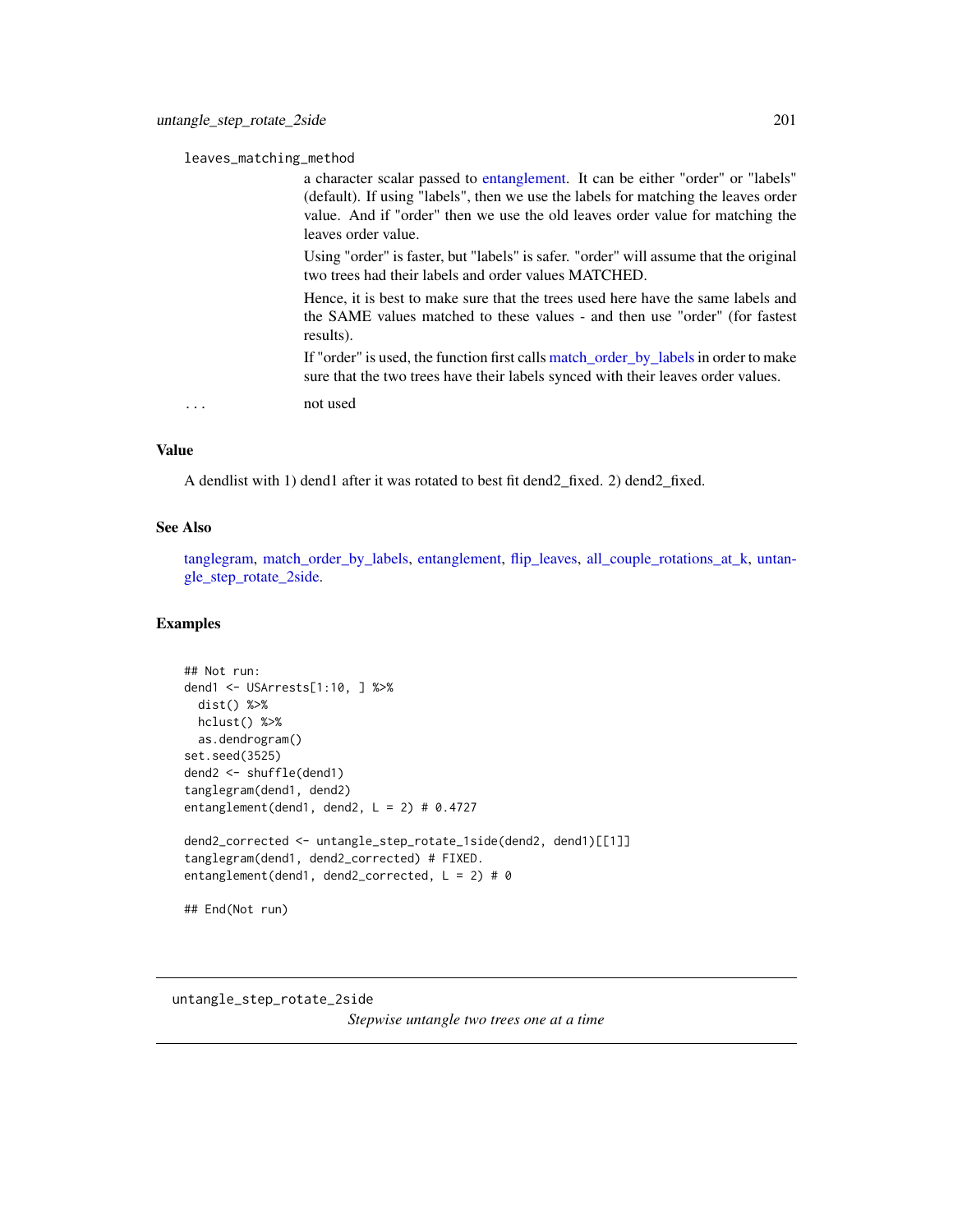`leaves_matching_method`

a character scalar passed to entanglement. It can be either "order" or "labels" (default). If using "labels", then we use the labels for matching the leaves order value. And if "order" then we use the old leaves order value for matching the leaves order value.

Using "order" is faster, but "labels" is safer. "order" will assume that the original two trees had their labels and order values MATCHED.

Hence, it is best to make sure that the trees used here have the same labels and the SAME values matched to these values - and then use "order" (for fastest results).

If "order" is used, the function first calls match_order_by_labels in order to make sure that the two trees have their labels synced with their leaves order values.

`...` not used

## Value

A dendlist with 1) dend1 after it was rotated to best fit dend2_fixed. 2) dend2_fixed.

## See Also

tanglegram, match_order_by_labels, entanglement, flip_leaves, all_couple_rotations_at_k, untangle_step_rotate_2side.

## Examples

```
## Not run:
dend1 <- USArrests[1:10, ] %>%
  dist() %>%
  hclust() %>%
  as.dendrogram()
set.seed(3525)
dend2 <- shuffle(dend1)
tanglegram(dend1, dend2)
entanglement(dend1, dend2, L = 2) # 0.4727

dend2_corrected <- untangle_step_rotate_1side(dend2, dend1)[[1]]
tanglegram(dend1, dend2_corrected) # FIXED.
entanglement(dend1, dend2_corrected, L = 2) # 0

## End(Not run)
```

---

`untangle_step_rotate_2side`

*Stepwise untangle two trees one at a time*

---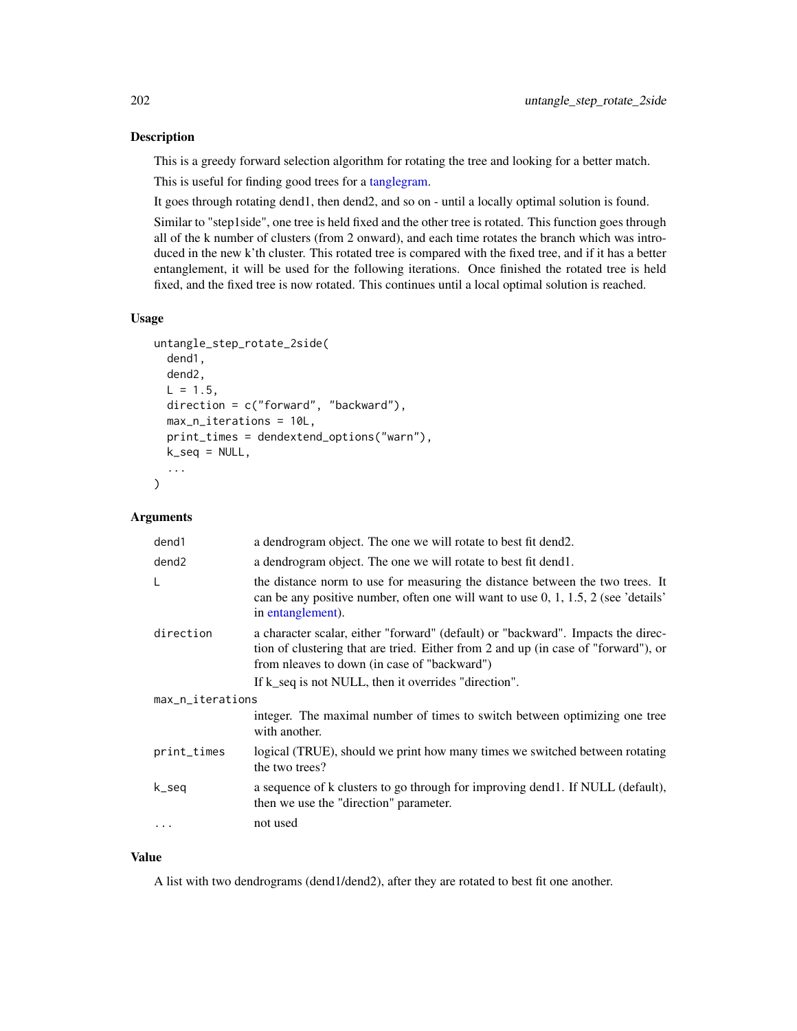## Description

This is a greedy forward selection algorithm for rotating the tree and looking for a better match.

This is useful for finding good trees for a tanglegram.

It goes through rotating dend1, then dend2, and so on - until a locally optimal solution is found.

Similar to "step1side", one tree is held fixed and the other tree is rotated. This function goes through all of the k number of clusters (from 2 onward), and each time rotates the branch which was introduced in the new k'th cluster. This rotated tree is compared with the fixed tree, and if it has a better entanglement, it will be used for the following iterations. Once finished the rotated tree is held fixed, and the fixed tree is now rotated. This continues until a local optimal solution is reached.

## Usage

```
untangle_step_rotate_2side(
  dend1,
  dend2,
  L = 1.5,
  direction = c("forward", "backward"),
  max_n_iterations = 10L,
  print_times = dendextend_options("warn"),
  k_seq = NULL,
  ...
)
```

## Arguments

| | |
|---|---|
| `dend1` | a dendrogram object. The one we will rotate to best fit dend2. |
| `dend2` | a dendrogram object. The one we will rotate to best fit dend1. |
| `L` | the distance norm to use for measuring the distance between the two trees. It can be any positive number, often one will want to use 0, 1, 1.5, 2 (see 'details' in entanglement). |
| `direction` | a character scalar, either "forward" (default) or "backward". Impacts the direction of clustering that are tried. Either from 2 and up (in case of "forward"), or from nleaves to down (in case of "backward") If k_seq is not NULL, then it overrides "direction". |
| `max_n_iterations` | integer. The maximal number of times to switch between optimizing one tree with another. |
| `print_times` | logical (TRUE), should we print how many times we switched between rotating the two trees? |
| `k_seq` | a sequence of k clusters to go through for improving dend1. If NULL (default), then we use the "direction" parameter. |
| `...` | not used |

## Value

A list with two dendrograms (dend1/dend2), after they are rotated to best fit one another.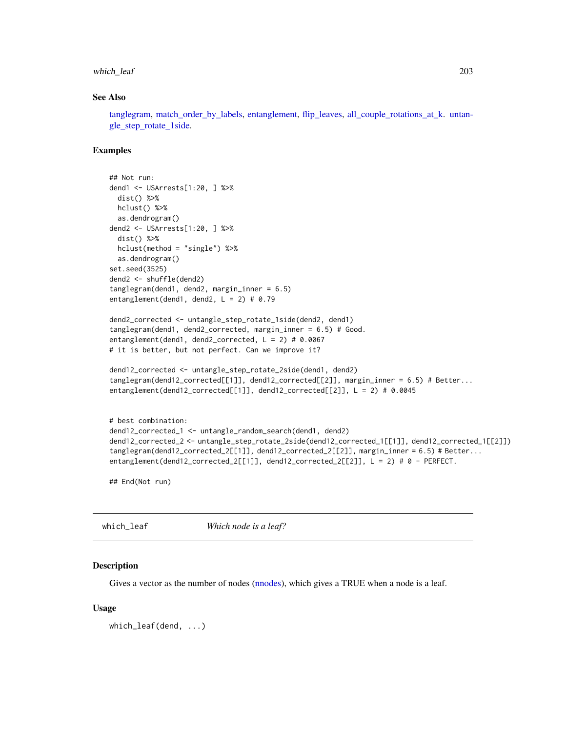## See Also

tanglegram, match_order_by_labels, entanglement, flip_leaves, all_couple_rotations_at_k. untangle_step_rotate_1side.

## Examples

```
## Not run:
dend1 <- USArrests[1:20, ] %>%
  dist() %>%
  hclust() %>%
  as.dendrogram()
dend2 <- USArrests[1:20, ] %>%
  dist() %>%
  hclust(method = "single") %>%
  as.dendrogram()
set.seed(3525)
dend2 <- shuffle(dend2)
tanglegram(dend1, dend2, margin_inner = 6.5)
entanglement(dend1, dend2, L = 2) # 0.79

dend2_corrected <- untangle_step_rotate_1side(dend2, dend1)
tanglegram(dend1, dend2_corrected, margin_inner = 6.5) # Good.
entanglement(dend1, dend2_corrected, L = 2) # 0.0067
# it is better, but not perfect. Can we improve it?

dend12_corrected <- untangle_step_rotate_2side(dend1, dend2)
tanglegram(dend12_corrected[[1]], dend12_corrected[[2]], margin_inner = 6.5) # Better...
entanglement(dend12_corrected[[1]], dend12_corrected[[2]], L = 2) # 0.0045


# best combination:
dend12_corrected_1 <- untangle_random_search(dend1, dend2)
dend12_corrected_2 <- untangle_step_rotate_2side(dend12_corrected_1[[1]], dend12_corrected_1[[2]])
tanglegram(dend12_corrected_2[[1]], dend12_corrected_2[[2]], margin_inner = 6.5) # Better...
entanglement(dend12_corrected_2[[1]], dend12_corrected_2[[2]], L = 2) # 0 - PERFECT.

## End(Not run)
```

---

`which_leaf` *Which node is a leaf?*

---

## Description

Gives a vector as the number of nodes (nnodes), which gives a TRUE when a node is a leaf.

## Usage

```
which_leaf(dend, ...)
```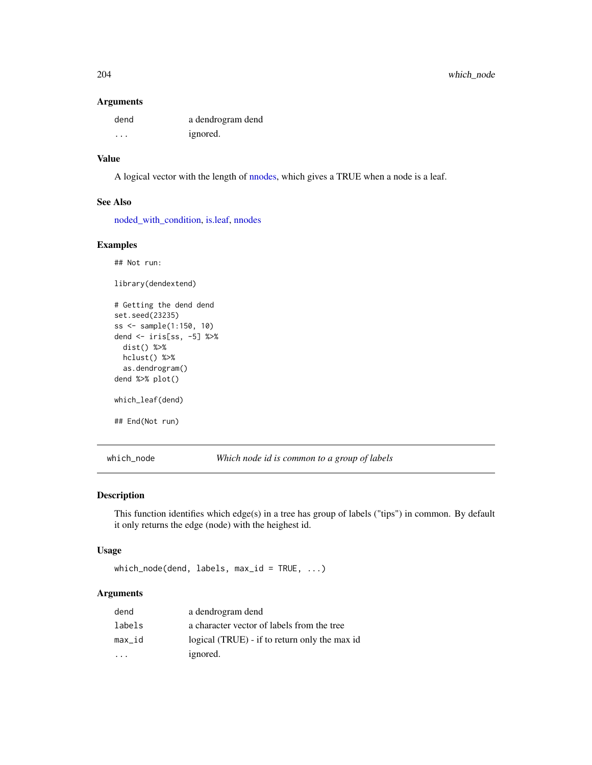### Arguments

| | |
|---|---|
| dend | a dendrogram dend |
| ... | ignored. |

### Value

A logical vector with the length of nnodes, which gives a TRUE when a node is a leaf.

### See Also

noded_with_condition, is.leaf, nnodes

### Examples

```
## Not run:

library(dendextend)

# Getting the dend dend
set.seed(23235)
ss <- sample(1:150, 10)
dend <- iris[ss, -5] %>%
  dist() %>%
  hclust() %>%
  as.dendrogram()
dend %>% plot()

which_leaf(dend)

## End(Not run)
```

---

## which_node — *Which node id is common to a group of labels*

### Description

This function identifies which edge(s) in a tree has group of labels ("tips") in common. By default it only returns the edge (node) with the heighest id.

### Usage

```
which_node(dend, labels, max_id = TRUE, ...)
```

### Arguments

| | |
|---|---|
| dend | a dendrogram dend |
| labels | a character vector of labels from the tree |
| max_id | logical (TRUE) - if to return only the max id |
| ... | ignored. |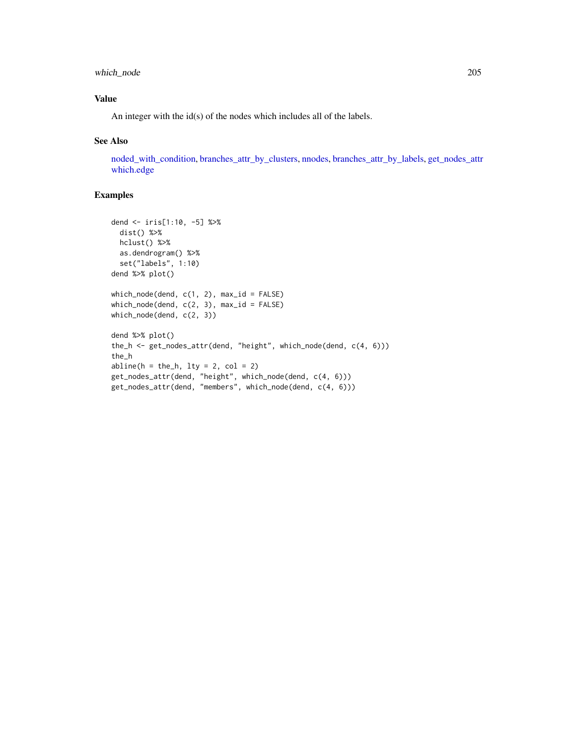## Value

An integer with the id(s) of the nodes which includes all of the labels.

## See Also

noded_with_condition, branches_attr_by_clusters, nnodes, branches_attr_by_labels, get_nodes_attr which.edge

## Examples

```
dend <- iris[1:10, -5] %>%
  dist() %>%
  hclust() %>%
  as.dendrogram() %>%
  set("labels", 1:10)
dend %>% plot()

which_node(dend, c(1, 2), max_id = FALSE)
which_node(dend, c(2, 3), max_id = FALSE)
which_node(dend, c(2, 3))

dend %>% plot()
the_h <- get_nodes_attr(dend, "height", which_node(dend, c(4, 6)))
the_h
abline(h = the_h, lty = 2, col = 2)
get_nodes_attr(dend, "height", which_node(dend, c(4, 6)))
get_nodes_attr(dend, "members", which_node(dend, c(4, 6)))
```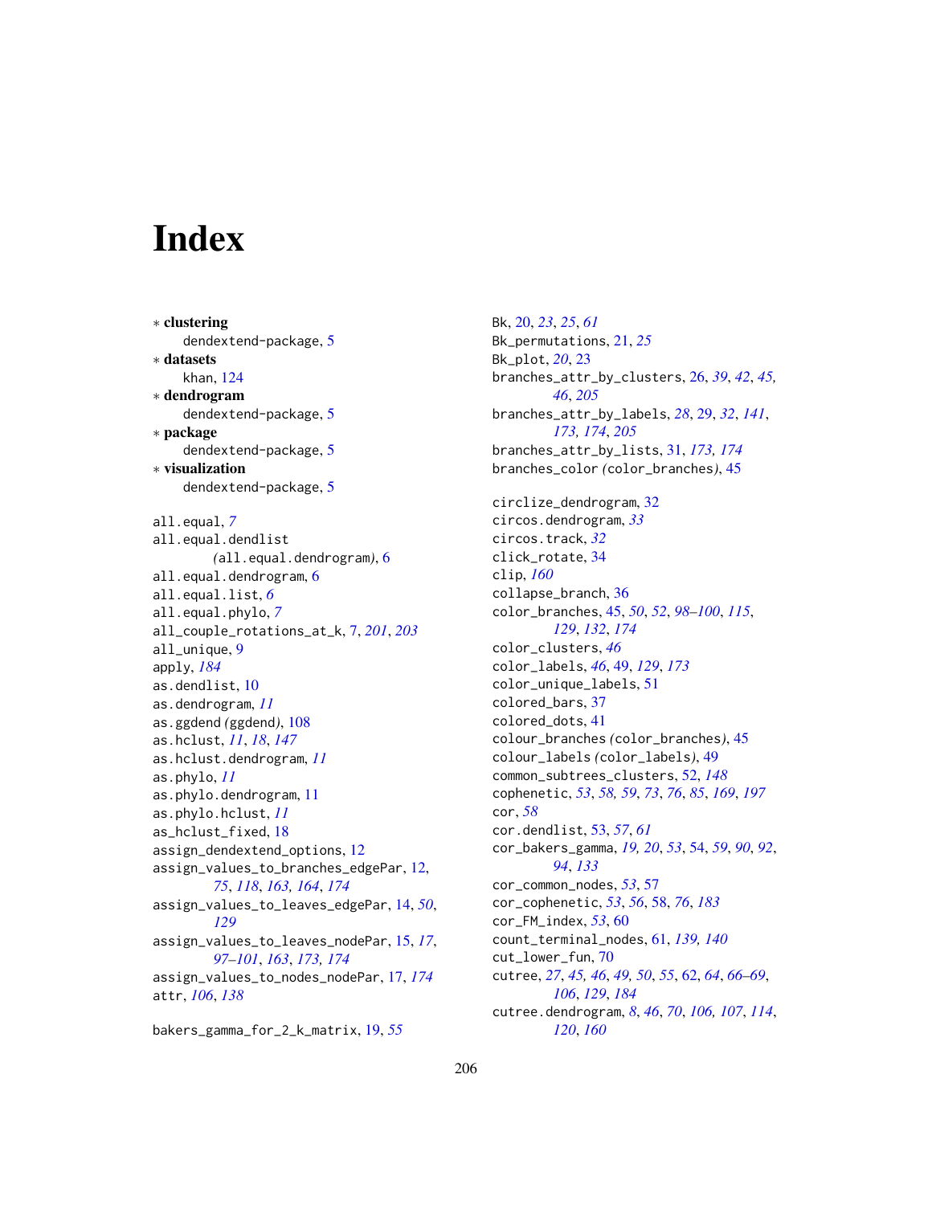# Index

∗ **clustering**
  dendextend-package, 5
∗ **datasets**
  khan, 124
∗ **dendrogram**
  dendextend-package, 5
∗ **package**
  dendextend-package, 5
∗ **visualization**
  dendextend-package, 5

all.equal, *7*
all.equal.dendlist (all.equal.dendrogram), 6
all.equal.dendrogram, 6
all.equal.list, *6*
all.equal.phylo, *7*
all_couple_rotations_at_k, 7, *201*, *203*
all_unique, 9
apply, *184*
as.dendlist, 10
as.dendrogram, *11*
as.ggdend (ggdend), 108
as.hclust, *11*, *18*, *147*
as.hclust.dendrogram, *11*
as.phylo, *11*
as.phylo.dendrogram, 11
as.phylo.hclust, *11*
as_hclust_fixed, 18
assign_dendextend_options, 12
assign_values_to_branches_edgePar, 12, *75*, *118*, *163, 164*, *174*
assign_values_to_leaves_edgePar, 14, *50*, *129*
assign_values_to_leaves_nodePar, 15, *17*, *97–101*, *163*, *173, 174*
assign_values_to_nodes_nodePar, 17, *174*
attr, *106*, *138*

bakers_gamma_for_2_k_matrix, 19, *55*
Bk, 20, *23*, *25*, *61*
Bk_permutations, 21, *25*
Bk_plot, *20*, 23
branches_attr_by_clusters, 26, *39*, *42*, *45, 46*, *205*
branches_attr_by_labels, *28*, 29, *32*, *141*, *173, 174*, *205*
branches_attr_by_lists, 31, *173, 174*
branches_color (color_branches), 45

circlize_dendrogram, 32
circos.dendrogram, *33*
circos.track, *32*
click_rotate, 34
clip, *160*
collapse_branch, 36
color_branches, 45, *50*, *52*, *98–100*, *115*, *129*, *132*, *174*
color_clusters, *46*
color_labels, *46*, 49, *129*, *173*
color_unique_labels, 51
colored_bars, 37
colored_dots, 41
colour_branches (color_branches), 45
colour_labels (color_labels), 49
common_subtrees_clusters, 52, *148*
cophenetic, *53*, *58, 59*, *73*, *76*, *85*, *169*, *197*
cor, *58*
cor.dendlist, 53, *57*, *61*
cor_bakers_gamma, *19, 20*, *53*, 54, *59*, *90*, *92*, *94*, *133*
cor_common_nodes, *53*, 57
cor_cophenetic, *53*, *56*, 58, *76*, *183*
cor_FM_index, *53*, 60
count_terminal_nodes, 61, *139, 140*
cut_lower_fun, 70
cutree, *27*, *45, 46*, *49, 50*, *55*, 62, *64*, *66–69*, *106*, *129*, *184*
cutree.dendrogram, *8*, *46*, *70*, *106, 107*, *114*, *120*, *160*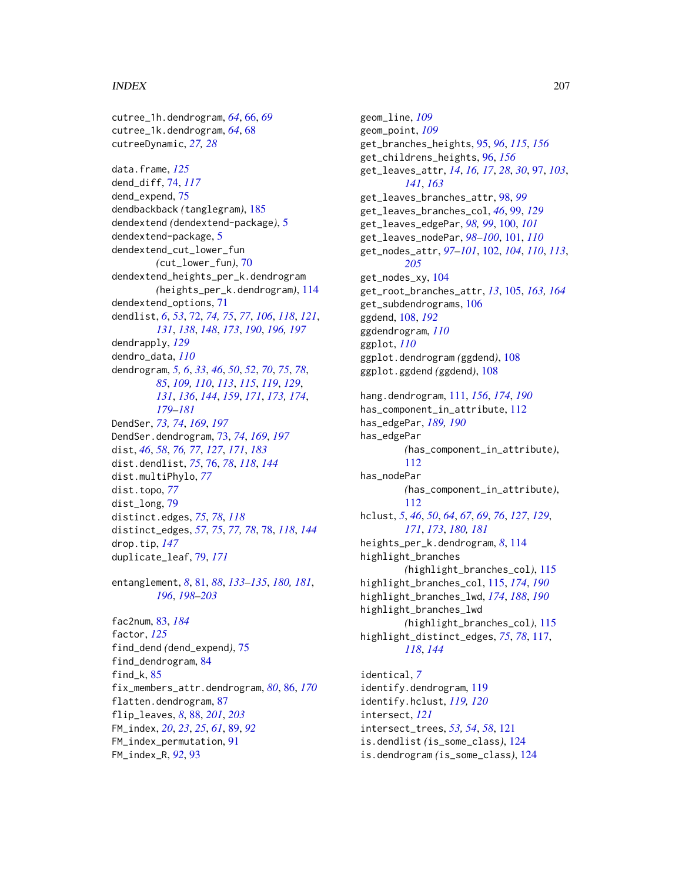cutree_1h.dendrogram, *64*, 66, *69*
cutree_1k.dendrogram, *64*, 68
cutreeDynamic, *27, 28*

data.frame, *125*
dend_diff, 74, *117*
dend_expend, 75
dendbackback *(*tanglegram*)*, 185
dendextend *(*dendextend-package*)*, 5
dendextend-package, 5
dendextend_cut_lower_fun *(*cut_lower_fun*)*, 70
dendextend_heights_per_k.dendrogram *(*heights_per_k.dendrogram*)*, 114
dendextend_options, 71
dendlist, *6*, *53*, 72, *74, 75*, *77*, *106*, *118*, *121*, *131*, *138*, *148*, *173*, *190*, *196, 197*
dendrapply, *129*
dendro_data, *110*
dendrogram, *5, 6*, *33*, *46*, *50*, *52*, *70*, *75*, *78*, *85*, *109, 110*, *113*, *115*, *119*, *129*, *131*, *136*, *144*, *159*, *171*, *173, 174*, *179–181*
DendSer, *73, 74*, *169*, *197*
DendSer.dendrogram, 73, *74*, *169*, *197*
dist, *46*, *58*, *76, 77*, *127*, *171*, *183*
dist.dendlist, *75*, 76, *78*, *118*, *144*
dist.multiPhylo, *77*
dist.topo, *77*
dist_long, 79
distinct.edges, *75*, *78*, *118*
distinct_edges, *57*, *75*, *77, 78*, 78, *118*, *144*
drop.tip, *147*
duplicate_leaf, 79, *171*

entanglement, *8*, 81, *88*, *133–135*, *180, 181*, *196*, *198–203*

fac2num, 83, *184*
factor, *125*
find_dend *(*dend_expend*)*, 75
find_dendrogram, 84
find_k, 85
fix_members_attr.dendrogram, *80*, 86, *170*
flatten.dendrogram, 87
flip_leaves, *8*, 88, *201*, *203*
FM_index, *20*, *23*, *25*, *61*, 89, *92*
FM_index_permutation, 91
FM_index_R, *92*, 93

geom_line, *109*
geom_point, *109*
get_branches_heights, 95, *96*, *115*, *156*
get_childrens_heights, 96, *156*
get_leaves_attr, *14*, *16, 17*, *28*, *30*, 97, *103*, *141*, *163*
get_leaves_branches_attr, 98, *99*
get_leaves_branches_col, *46*, 99, *129*
get_leaves_edgePar, *98, 99*, 100, *101*
get_leaves_nodePar, *98–100*, 101, *110*
get_nodes_attr, *97–101*, 102, *104*, *110*, *113*, *205*
get_nodes_xy, 104
get_root_branches_attr, *13*, 105, *163, 164*
get_subdendrograms, 106
ggdend, 108, *192*
ggdendrogram, *110*
ggplot, *110*
ggplot.dendrogram *(*ggdend*)*, 108
ggplot.ggdend *(*ggdend*)*, 108

hang.dendrogram, 111, *156*, *174*, *190*
has_component_in_attribute, 112
has_edgePar, *189, 190*
has_edgePar *(*has_component_in_attribute*)*, 112
has_nodePar *(*has_component_in_attribute*)*, 112
hclust, *5*, *46*, *50*, *64*, *67*, *69*, *76*, *127*, *129*, *171*, *173*, *180, 181*
heights_per_k.dendrogram, *8*, 114
highlight_branches *(*highlight_branches_col*)*, 115
highlight_branches_col, 115, *174*, *190*
highlight_branches_lwd, *174*, *188*, *190*
highlight_branches_lwd *(*highlight_branches_col*)*, 115
highlight_distinct_edges, *75*, *78*, 117, *118*, *144*

identical, *7*
identify.dendrogram, 119
identify.hclust, *119, 120*
intersect, *121*
intersect_trees, *53, 54*, *58*, 121
is.dendlist *(*is_some_class*)*, 124
is.dendrogram *(*is_some_class*)*, 124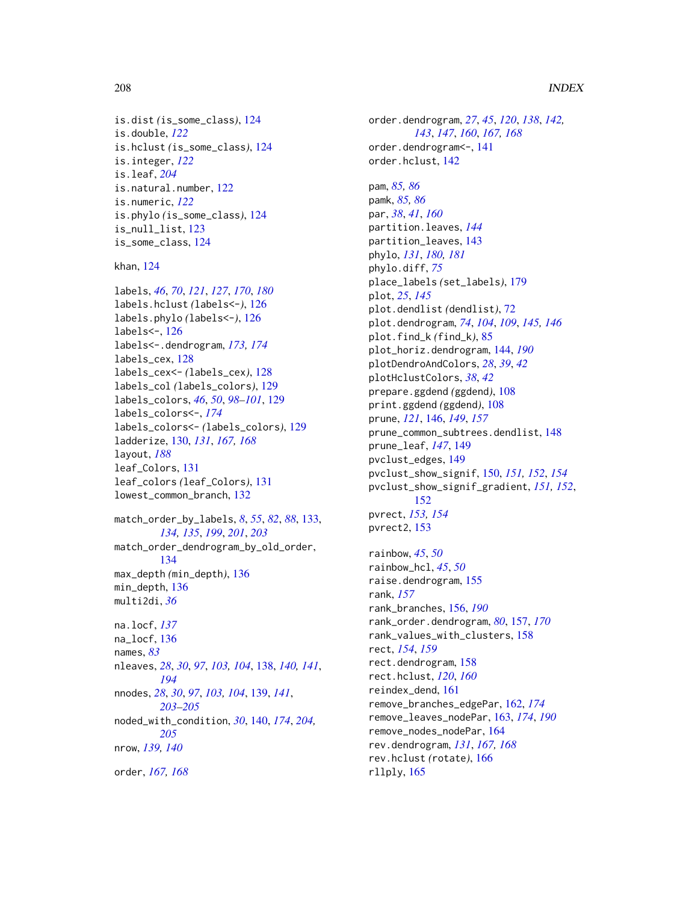is.dist *(*is_some_class*)*, 124
is.double, *122*
is.hclust *(*is_some_class*)*, 124
is.integer, *122*
is.leaf, *204*
is.natural.number, 122
is.numeric, *122*
is.phylo *(*is_some_class*)*, 124
is_null_list, 123
is_some_class, 124

khan, 124

labels, *46*, *70*, *121*, *127*, *170*, *180*
labels.hclust *(*labels<-*)*, 126
labels.phylo *(*labels<-*)*, 126
labels<-, 126
labels<-.dendrogram, *173, 174*
labels_cex, 128
labels_cex<- *(*labels_cex*)*, 128
labels_col *(*labels_colors*)*, 129
labels_colors, *46*, *50*, *98–101*, 129
labels_colors<-, *174*
labels_colors<- *(*labels_colors*)*, 129
ladderize, 130, *131*, *167, 168*
layout, *188*
leaf_Colors, 131
leaf_colors *(*leaf_Colors*)*, 131
lowest_common_branch, 132

match_order_by_labels, *8*, *55*, *82*, *88*, 133, *134, 135*, *199*, *201*, *203*
match_order_dendrogram_by_old_order, 134
max_depth *(*min_depth*)*, 136
min_depth, 136
multi2di, *36*

na.locf, *137*
na_locf, 136
names, *83*
nleaves, *28*, *30*, *97*, *103, 104*, 138, *140, 141*, *194*
nnodes, *28*, *30*, *97*, *103, 104*, 139, *141*, *203–205*
noded_with_condition, *30*, 140, *174*, *204, 205*
nrow, *139, 140*

order, *167, 168*
order.dendrogram, *27*, *45*, *120*, *138*, *142, 143*, *147*, *160*, *167, 168*
order.dendrogram<-, 141
order.hclust, 142

pam, *85, 86*
pamk, *85, 86*
par, *38*, *41*, *160*
partition.leaves, *144*
partition_leaves, 143
phylo, *131*, *180, 181*
phylo.diff, *75*
place_labels *(*set_labels*)*, 179
plot, *25*, *145*
plot.dendlist *(*dendlist*)*, 72
plot.dendrogram, *74*, *104*, *109*, *145, 146*
plot.find_k *(*find_k*)*, 85
plot_horiz.dendrogram, 144, *190*
plotDendroAndColors, *28*, *39*, *42*
plotHclustColors, *38*, *42*
prepare.ggdend *(*ggdend*)*, 108
print.ggdend *(*ggdend*)*, 108
prune, *121*, 146, *149*, *157*
prune_common_subtrees.dendlist, 148
prune_leaf, *147*, 149
pvclust_edges, 149
pvclust_show_signif, 150, *151, 152*, *154*
pvclust_show_signif_gradient, *151, 152*, 152
pvrect, *153, 154*
pvrect2, 153

rainbow, *45*, *50*
rainbow_hcl, *45*, *50*
raise.dendrogram, 155
rank, *157*
rank_branches, 156, *190*
rank_order.dendrogram, *80*, 157, *170*
rank_values_with_clusters, 158
rect, *154*, *159*
rect.dendrogram, 158
rect.hclust, *120*, *160*
reindex_dend, 161
remove_branches_edgePar, 162, *174*
remove_leaves_nodePar, 163, *174*, *190*
remove_nodes_nodePar, 164
rev.dendrogram, *131*, *167, 168*
rev.hclust *(*rotate*)*, 166
rllply, 165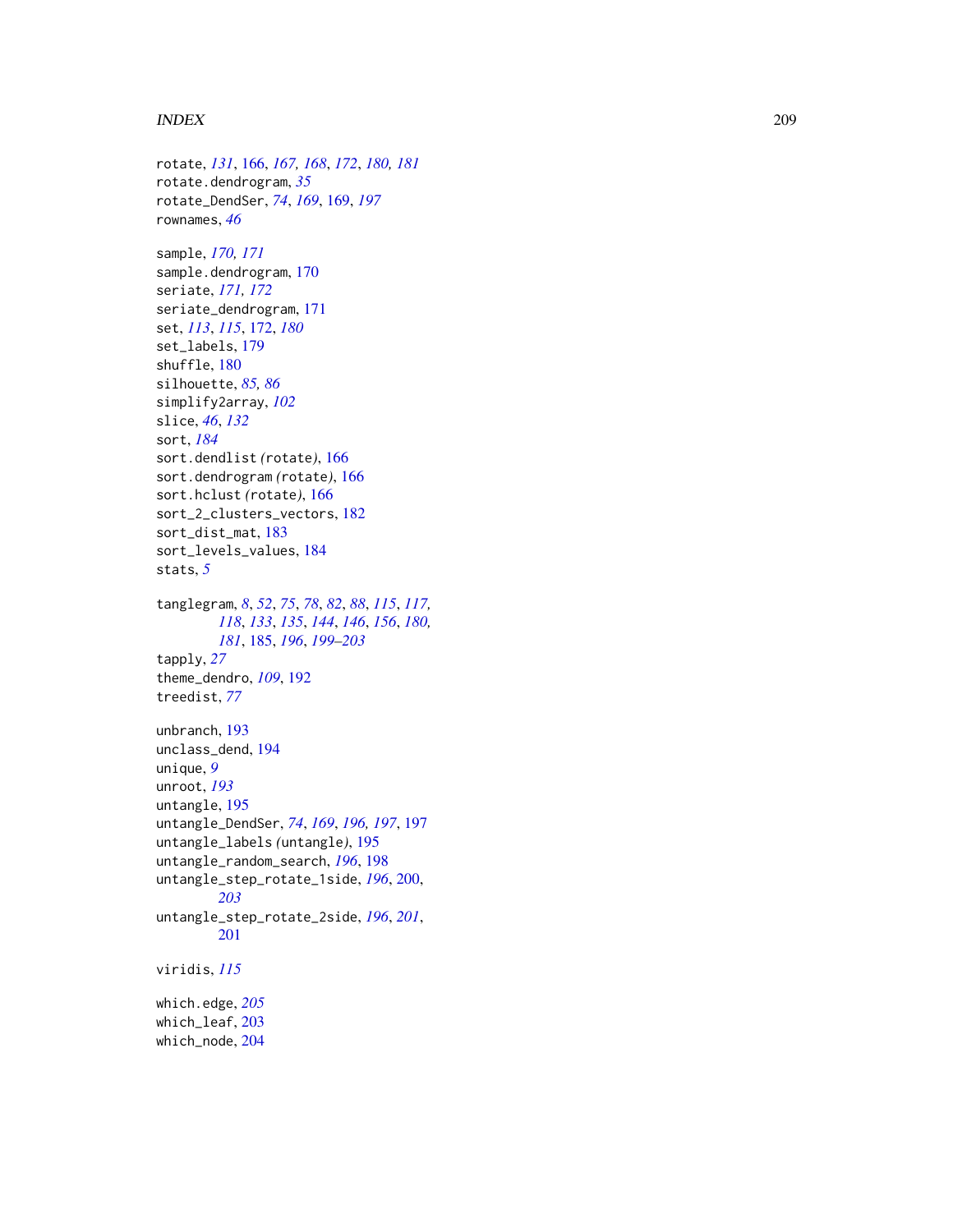rotate, *131*, 166, *167, 168*, *172*, *180, 181*
rotate.dendrogram, *35*
rotate_DendSer, *74*, *169*, 169, *197*
rownames, *46*

sample, *170, 171*
sample.dendrogram, 170
seriate, *171, 172*
seriate_dendrogram, 171
set, *113*, *115*, 172, *180*
set_labels, 179
shuffle, 180
silhouette, *85, 86*
simplify2array, *102*
slice, *46*, *132*
sort, *184*
sort.dendlist *(rotate)*, 166
sort.dendrogram *(rotate)*, 166
sort.hclust *(rotate)*, 166
sort_2_clusters_vectors, 182
sort_dist_mat, 183
sort_levels_values, 184
stats, *5*

tanglegram, *8*, *52*, *75*, *78*, *82*, *88*, *115*, *117, 118*, *133*, *135*, *144*, *146*, *156*, *180, 181*, 185, *196*, *199–203*
tapply, *27*
theme_dendro, *109*, 192
treedist, *77*

unbranch, 193
unclass_dend, 194
unique, *9*
unroot, *193*
untangle, 195
untangle_DendSer, *74*, *169*, *196, 197*, 197
untangle_labels *(untangle)*, 195
untangle_random_search, *196*, 198
untangle_step_rotate_1side, *196*, 200, *203*
untangle_step_rotate_2side, *196*, *201*, 201

viridis, *115*

which.edge, *205*
which_leaf, 203
which_node, 204